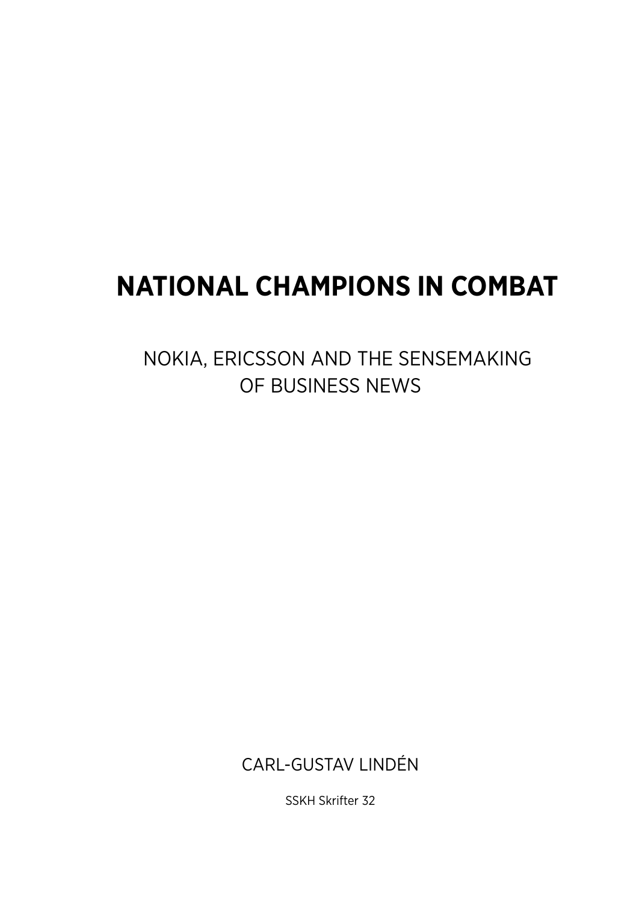# NATIONAL CHAMPIONS IN COMBAT

NOKIA, ERICSSON AND THE SENSEMAKING OF BUSINESS NEWS

CARL-GUSTAV LINDÉN

SSKH Skrifter 32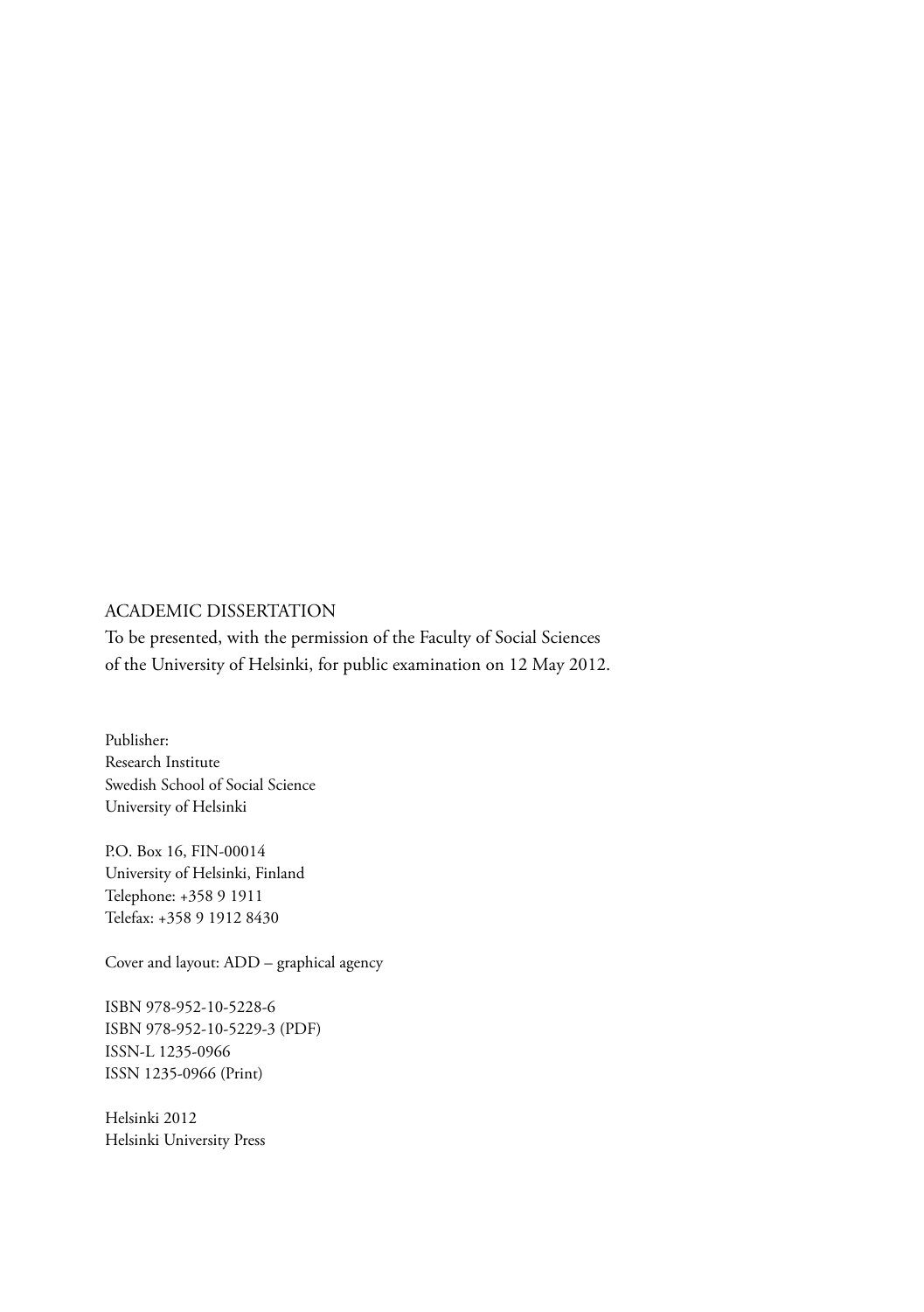ACADEMIC DISSERTATION

To be presented, with the permission of the Faculty of Social Sciences of the University of Helsinki, for public examination on 12 May 2012.

Publisher:
Research Institute
Swedish School of Social Science
University of Helsinki

P.O. Box 16, FIN-00014
University of Helsinki, Finland
Telephone: +358 9 1911
Telefax: +358 9 1912 8430

Cover and layout: ADD – graphical agency

ISBN 978-952-10-5228-6
ISBN 978-952-10-5229-3 (PDF)
ISSN-L 1235-0966
ISSN 1235-0966 (Print)

Helsinki 2012
Helsinki University Press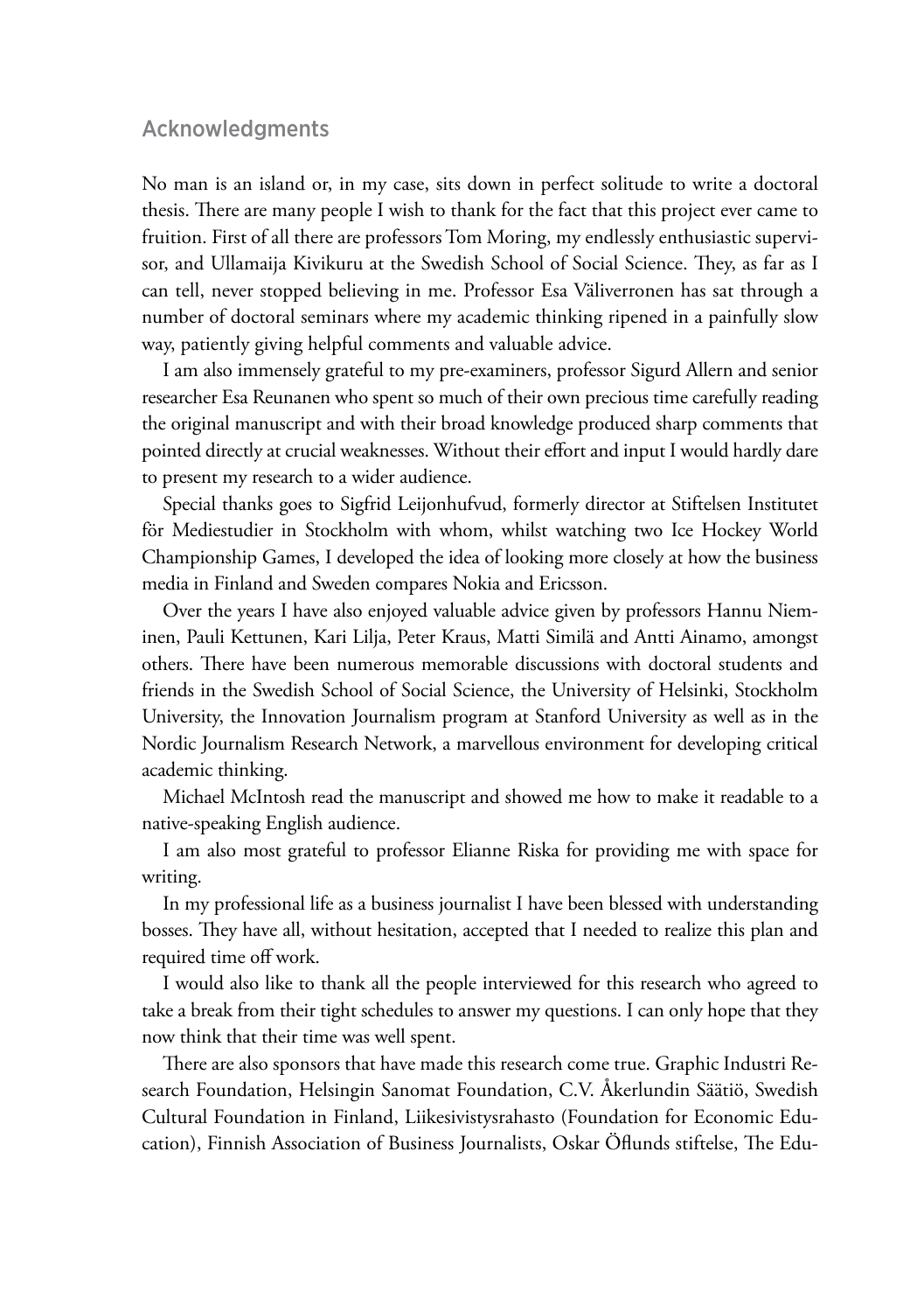## Acknowledgments

No man is an island or, in my case, sits down in perfect solitude to write a doctoral thesis. There are many people I wish to thank for the fact that this project ever came to fruition. First of all there are professors Tom Moring, my endlessly enthusiastic supervisor, and Ullamaija Kivikuru at the Swedish School of Social Science. They, as far as I can tell, never stopped believing in me. Professor Esa Väliverronen has sat through a number of doctoral seminars where my academic thinking ripened in a painfully slow way, patiently giving helpful comments and valuable advice.

I am also immensely grateful to my pre-examiners, professor Sigurd Allern and senior researcher Esa Reunanen who spent so much of their own precious time carefully reading the original manuscript and with their broad knowledge produced sharp comments that pointed directly at crucial weaknesses. Without their effort and input I would hardly dare to present my research to a wider audience.

Special thanks goes to Sigfrid Leijonhufvud, formerly director at Stiftelsen Institutet för Mediestudier in Stockholm with whom, whilst watching two Ice Hockey World Championship Games, I developed the idea of looking more closely at how the business media in Finland and Sweden compares Nokia and Ericsson.

Over the years I have also enjoyed valuable advice given by professors Hannu Nieminen, Pauli Kettunen, Kari Lilja, Peter Kraus, Matti Similä and Antti Ainamo, amongst others. There have been numerous memorable discussions with doctoral students and friends in the Swedish School of Social Science, the University of Helsinki, Stockholm University, the Innovation Journalism program at Stanford University as well as in the Nordic Journalism Research Network, a marvellous environment for developing critical academic thinking.

Michael McIntosh read the manuscript and showed me how to make it readable to a native-speaking English audience.

I am also most grateful to professor Elianne Riska for providing me with space for writing.

In my professional life as a business journalist I have been blessed with understanding bosses. They have all, without hesitation, accepted that I needed to realize this plan and required time off work.

I would also like to thank all the people interviewed for this research who agreed to take a break from their tight schedules to answer my questions. I can only hope that they now think that their time was well spent.

There are also sponsors that have made this research come true. Graphic Industri Research Foundation, Helsingin Sanomat Foundation, C.V. Åkerlundin Säätiö, Swedish Cultural Foundation in Finland, Liikesivistysrahasto (Foundation for Economic Education), Finnish Association of Business Journalists, Oskar Öflunds stiftelse, The Edu-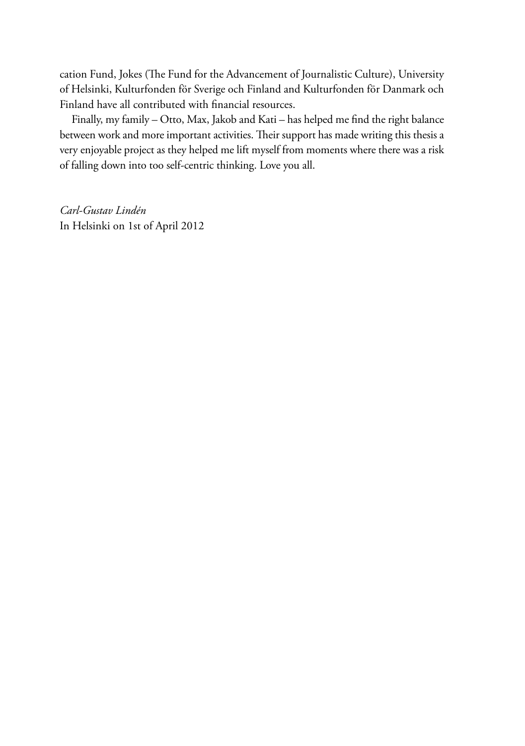cation Fund, Jokes (The Fund for the Advancement of Journalistic Culture), University of Helsinki, Kulturfonden för Sverige och Finland and Kulturfonden för Danmark och Finland have all contributed with financial resources.

Finally, my family – Otto, Max, Jakob and Kati – has helped me find the right balance between work and more important activities. Their support has made writing this thesis a very enjoyable project as they helped me lift myself from moments where there was a risk of falling down into too self-centric thinking. Love you all.

*Carl-Gustav Lindén*
In Helsinki on 1st of April 2012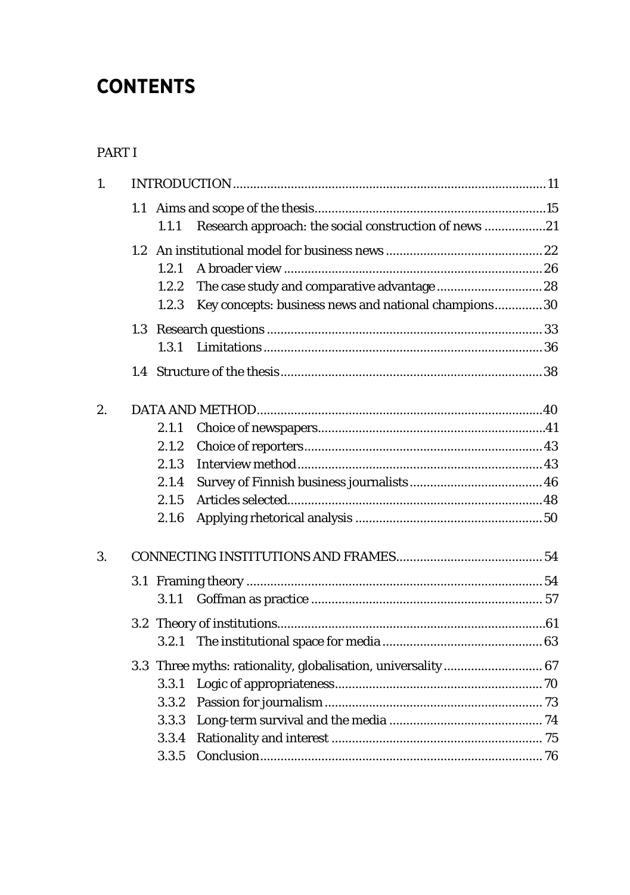# CONTENTS

PART I

1. INTRODUCTION ... 11
   - 1.1 Aims and scope of the thesis ... 15
     - 1.1.1 Research approach: the social construction of news ... 21
   - 1.2 An institutional model for business news ... 22
     - 1.2.1 A broader view ... 26
     - 1.2.2 The case study and comparative advantage ... 28
     - 1.2.3 Key concepts: business news and national champions ... 30
   - 1.3 Research questions ... 33
     - 1.3.1 Limitations ... 36
   - 1.4 Structure of the thesis ... 38

2. DATA AND METHOD ... 40
   - 2.1.1 Choice of newspapers ... 41
   - 2.1.2 Choice of reporters ... 43
   - 2.1.3 Interview method ... 43
   - 2.1.4 Survey of Finnish business journalists ... 46
   - 2.1.5 Articles selected ... 48
   - 2.1.6 Applying rhetorical analysis ... 50

3. CONNECTING INSTITUTIONS AND FRAMES ... 54
   - 3.1 Framing theory ... 54
     - 3.1.1 Goffman as practice ... 57
   - 3.2 Theory of institutions ... 61
     - 3.2.1 The institutional space for media ... 63
   - 3.3 Three myths: rationality, globalisation, universality ... 67
     - 3.3.1 Logic of appropriateness ... 70
     - 3.3.2 Passion for journalism ... 73
     - 3.3.3 Long-term survival and the media ... 74
     - 3.3.4 Rationality and interest ... 75
     - 3.3.5 Conclusion ... 76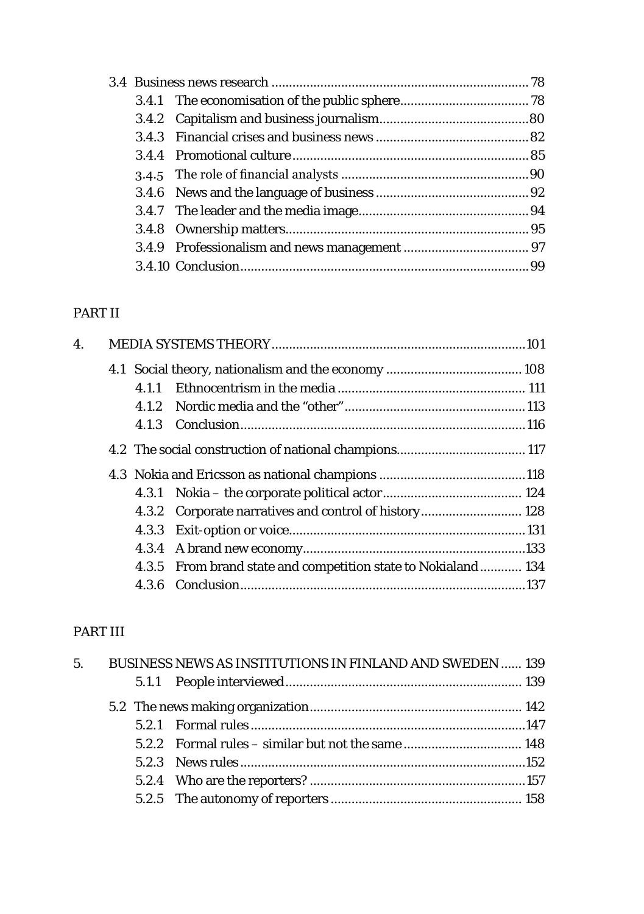3.4 Business news research ........................................................................... 78
  3.4.1 The economisation of the public sphere..................................... 78
  3.4.2 Capitalism and business journalism............................................80
  3.4.3 Financial crises and business news ............................................82
  3.4.4 Promotional culture.....................................................................85
  3.4.5 The role of financial analysts .......................................................90
  3.4.6 News and the language of business .............................................92
  3.4.7 The leader and the media image..................................................94
  3.4.8 Ownership matters...................................................................... 95
  3.4.9 Professionalism and news management .................................... 97
  3.4.10 Conclusion...................................................................................99

PART II

4. MEDIA SYSTEMS THEORY..........................................................................101
  4.1 Social theory, nationalism and the economy ....................................... 108
    4.1.1 Ethnocentrism in the media ...................................................... 111
    4.1.2 Nordic media and the "other"..................................................... 113
    4.1.3 Conclusion.................................................................................. 116
  4.2 The social construction of national champions..................................... 117
  4.3 Nokia and Ericsson as national champions ..........................................118
    4.3.1 Nokia – the corporate political actor........................................ 124
    4.3.2 Corporate narratives and control of history............................. 128
    4.3.3 Exit-option or voice.................................................................... 131
    4.3.4 A brand new economy.................................................................133
    4.3.5 From brand state and competition state to Nokialand............ 134
    4.3.6 Conclusion..................................................................................137

PART III

5. BUSINESS NEWS AS INSTITUTIONS IN FINLAND AND SWEDEN ...... 139
    5.1.1 People interviewed.................................................................... 139
  5.2 The news making organization............................................................. 142
    5.2.1 Formal rules...............................................................................147
    5.2.2 Formal rules – similar but not the same .................................. 148
    5.2.3 News rules..................................................................................152
    5.2.4 Who are the reporters? ..............................................................157
    5.2.5 The autonomy of reporters ....................................................... 158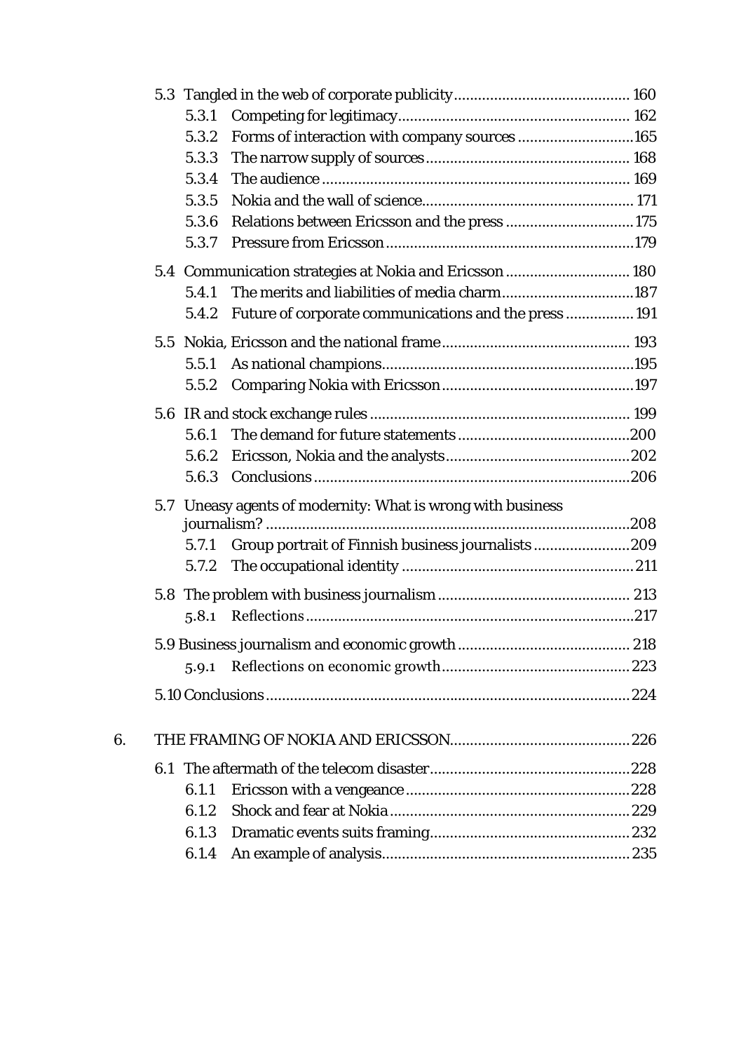- 5.3 Tangled in the web of corporate publicity ........................................... 160
  - 5.3.1 Competing for legitimacy ......................................................... 162
  - 5.3.2 Forms of interaction with company sources ............................ 165
  - 5.3.3 The narrow supply of sources .................................................. 168
  - 5.3.4 The audience ............................................................................ 169
  - 5.3.5 Nokia and the wall of science.................................................... 171
  - 5.3.6 Relations between Ericsson and the press ................................ 175
  - 5.3.7 Pressure from Ericsson ............................................................. 179
- 5.4 Communication strategies at Nokia and Ericsson ............................... 180
  - 5.4.1 The merits and liabilities of media charm ................................ 187
  - 5.4.2 Future of corporate communications and the press ................. 191
- 5.5 Nokia, Ericsson and the national frame .............................................. 193
  - 5.5.1 As national champions .............................................................. 195
  - 5.5.2 Comparing Nokia with Ericsson ................................................ 197
- 5.6 IR and stock exchange rules ................................................................ 199
  - 5.6.1 The demand for future statements ........................................... 200
  - 5.6.2 Ericsson, Nokia and the analysts .............................................. 202
  - 5.6.3 Conclusions .............................................................................. 206
- 5.7 Uneasy agents of modernity: What is wrong with business journalism? ........................................................................................ 208
  - 5.7.1 Group portrait of Finnish business journalists ........................ 209
  - 5.7.2 The occupational identity .......................................................... 211
- 5.8 The problem with business journalism ................................................ 213
  - 5.8.1 Reflections ................................................................................. 217
- 5.9 Business journalism and economic growth ........................................... 218
  - 5.9.1 Reflections on economic growth ............................................... 223
- 5.10 Conclusions ......................................................................................... 224

6. THE FRAMING OF NOKIA AND ERICSSON ............................................ 226
   - 6.1 The aftermath of the telecom disaster ................................................. 228
     - 6.1.1 Ericsson with a vengeance ........................................................ 228
     - 6.1.2 Shock and fear at Nokia ............................................................ 229
     - 6.1.3 Dramatic events suits framing .................................................. 232
     - 6.1.4 An example of analysis .............................................................. 235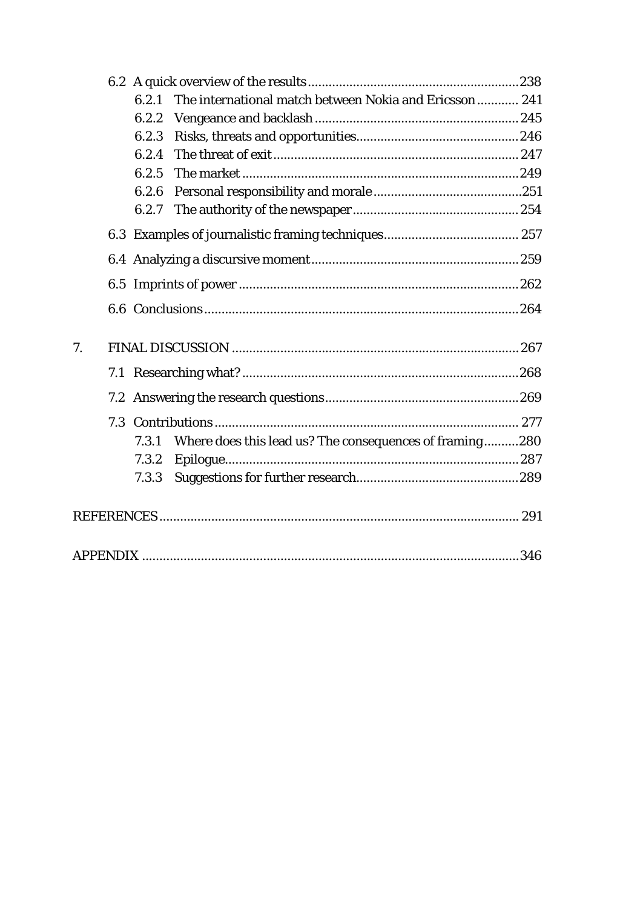- 6.2 A quick overview of the results ........................................................238
  - 6.2.1 The international match between Nokia and Ericsson ............ 241
  - 6.2.2 Vengeance and backlash ..........................................................245
  - 6.2.3 Risks, threats and opportunities..............................................246
  - 6.2.4 The threat of exit ...................................................................... 247
  - 6.2.5 The market ...............................................................................249
  - 6.2.6 Personal responsibility and morale ...........................................251
  - 6.2.7 The authority of the newspaper ...............................................254
- 6.3 Examples of journalistic framing techniques...................................... 257
- 6.4 Analyzing a discursive moment ............................................................259
- 6.5 Imprints of power ................................................................................262
- 6.6 Conclusions ..........................................................................................264

7. FINAL DISCUSSION ................................................................................. 267
   - 7.1 Researching what? ...............................................................................268
   - 7.2 Answering the research questions........................................................269
   - 7.3 Contributions ....................................................................................... 277
     - 7.3.1 Where does this lead us? The consequences of framing..........280
     - 7.3.2 Epilogue....................................................................................287
     - 7.3.3 Suggestions for further research...............................................289

REFERENCES ....................................................................................................... 291

APPENDIX ............................................................................................................346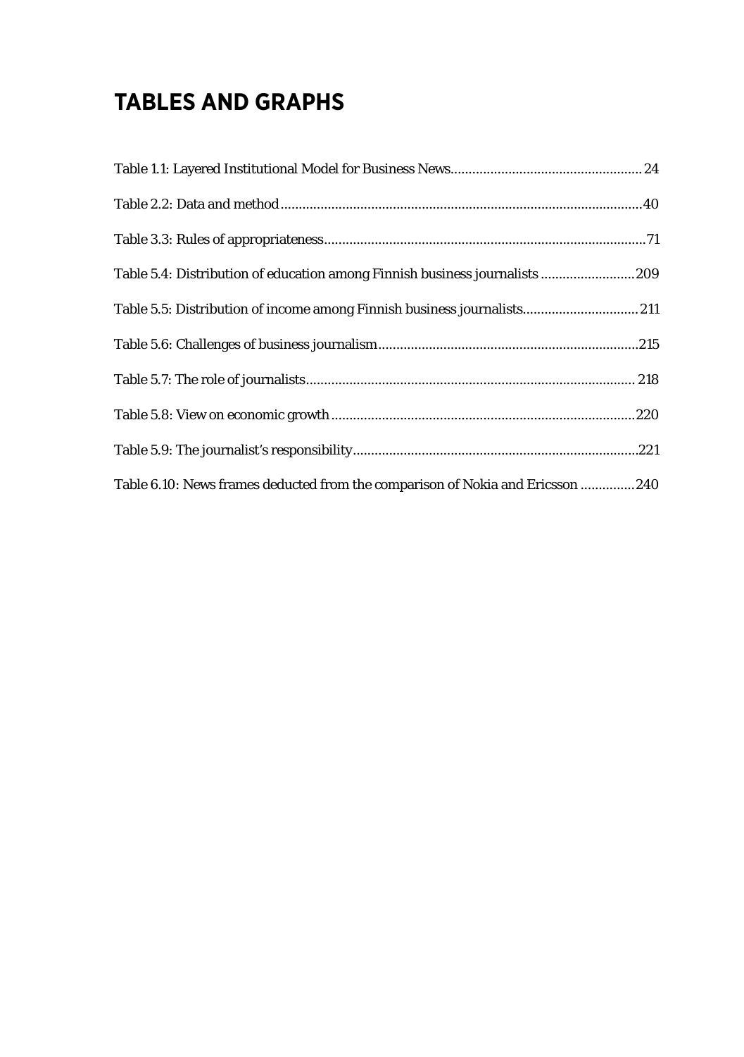# TABLES AND GRAPHS

Table 1.1: Layered Institutional Model for Business News.................................................... 24

Table 2.2: Data and method....................................................................................................40

Table 3.3: Rules of appropriateness........................................................................................71

Table 5.4: Distribution of education among Finnish business journalists ..........................209

Table 5.5: Distribution of income among Finnish business journalists................................ 211

Table 5.6: Challenges of business journalism........................................................................215

Table 5.7: The role of journalists.......................................................................................... 218

Table 5.8: View on economic growth....................................................................................220

Table 5.9: The journalist's responsibility...............................................................................221

Table 6.10: News frames deducted from the comparison of Nokia and Ericsson ...............240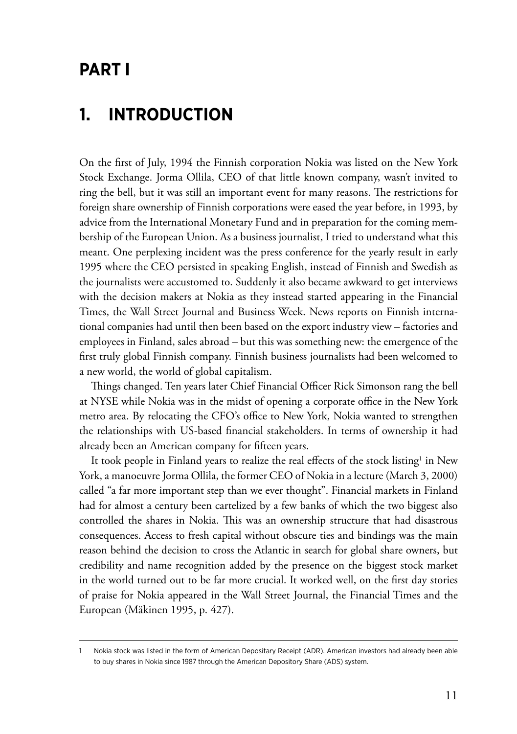# PART I

## 1. INTRODUCTION

On the first of July, 1994 the Finnish corporation Nokia was listed on the New York Stock Exchange. Jorma Ollila, CEO of that little known company, wasn't invited to ring the bell, but it was still an important event for many reasons. The restrictions for foreign share ownership of Finnish corporations were eased the year before, in 1993, by advice from the International Monetary Fund and in preparation for the coming membership of the European Union. As a business journalist, I tried to understand what this meant. One perplexing incident was the press conference for the yearly result in early 1995 where the CEO persisted in speaking English, instead of Finnish and Swedish as the journalists were accustomed to. Suddenly it also became awkward to get interviews with the decision makers at Nokia as they instead started appearing in the Financial Times, the Wall Street Journal and Business Week. News reports on Finnish international companies had until then been based on the export industry view – factories and employees in Finland, sales abroad – but this was something new: the emergence of the first truly global Finnish company. Finnish business journalists had been welcomed to a new world, the world of global capitalism.

Things changed. Ten years later Chief Financial Officer Rick Simonson rang the bell at NYSE while Nokia was in the midst of opening a corporate office in the New York metro area. By relocating the CFO's office to New York, Nokia wanted to strengthen the relationships with US-based financial stakeholders. In terms of ownership it had already been an American company for fifteen years.

It took people in Finland years to realize the real effects of the stock listing[1] in New York, a manoeuvre Jorma Ollila, the former CEO of Nokia in a lecture (March 3, 2000) called "a far more important step than we ever thought". Financial markets in Finland had for almost a century been cartelized by a few banks of which the two biggest also controlled the shares in Nokia. This was an ownership structure that had disastrous consequences. Access to fresh capital without obscure ties and bindings was the main reason behind the decision to cross the Atlantic in search for global share owners, but credibility and name recognition added by the presence on the biggest stock market in the world turned out to be far more crucial. It worked well, on the first day stories of praise for Nokia appeared in the Wall Street Journal, the Financial Times and the European (Mäkinen 1995, p. 427).

---

1 Nokia stock was listed in the form of American Depositary Receipt (ADR). American investors had already been able to buy shares in Nokia since 1987 through the American Depository Share (ADS) system.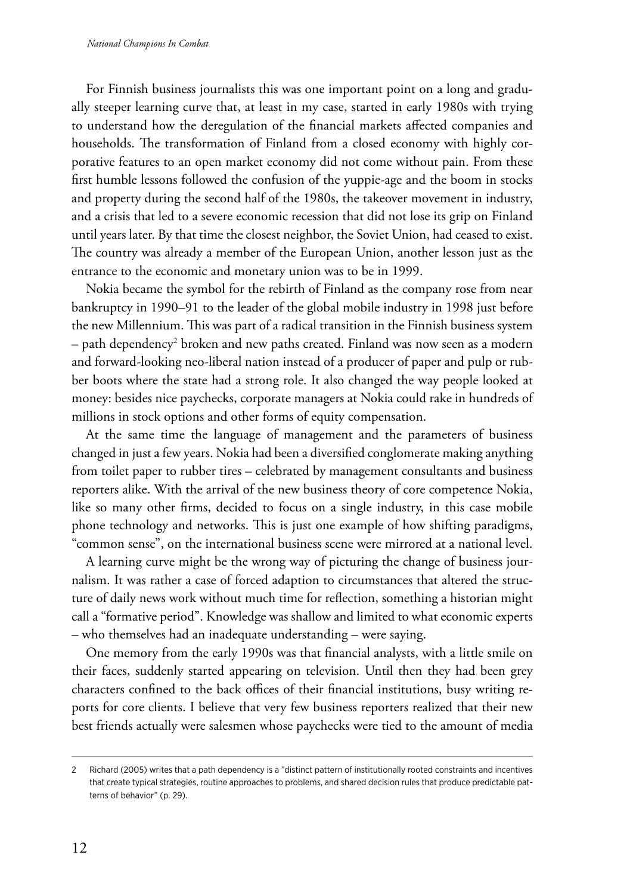For Finnish business journalists this was one important point on a long and gradually steeper learning curve that, at least in my case, started in early 1980s with trying to understand how the deregulation of the financial markets affected companies and households. The transformation of Finland from a closed economy with highly corporative features to an open market economy did not come without pain. From these first humble lessons followed the confusion of the yuppie-age and the boom in stocks and property during the second half of the 1980s, the takeover movement in industry, and a crisis that led to a severe economic recession that did not lose its grip on Finland until years later. By that time the closest neighbor, the Soviet Union, had ceased to exist. The country was already a member of the European Union, another lesson just as the entrance to the economic and monetary union was to be in 1999.

Nokia became the symbol for the rebirth of Finland as the company rose from near bankruptcy in 1990–91 to the leader of the global mobile industry in 1998 just before the new Millennium. This was part of a radical transition in the Finnish business system – path dependency[2] broken and new paths created. Finland was now seen as a modern and forward-looking neo-liberal nation instead of a producer of paper and pulp or rubber boots where the state had a strong role. It also changed the way people looked at money: besides nice paychecks, corporate managers at Nokia could rake in hundreds of millions in stock options and other forms of equity compensation.

At the same time the language of management and the parameters of business changed in just a few years. Nokia had been a diversified conglomerate making anything from toilet paper to rubber tires – celebrated by management consultants and business reporters alike. With the arrival of the new business theory of core competence Nokia, like so many other firms, decided to focus on a single industry, in this case mobile phone technology and networks. This is just one example of how shifting paradigms, "common sense", on the international business scene were mirrored at a national level.

A learning curve might be the wrong way of picturing the change of business journalism. It was rather a case of forced adaption to circumstances that altered the structure of daily news work without much time for reflection, something a historian might call a "formative period". Knowledge was shallow and limited to what economic experts – who themselves had an inadequate understanding – were saying.

One memory from the early 1990s was that financial analysts, with a little smile on their faces, suddenly started appearing on television. Until then they had been grey characters confined to the back offices of their financial institutions, busy writing reports for core clients. I believe that very few business reporters realized that their new best friends actually were salesmen whose paychecks were tied to the amount of media

---

2 Richard (2005) writes that a path dependency is a "distinct pattern of institutionally rooted constraints and incentives that create typical strategies, routine approaches to problems, and shared decision rules that produce predictable patterns of behavior" (p. 29).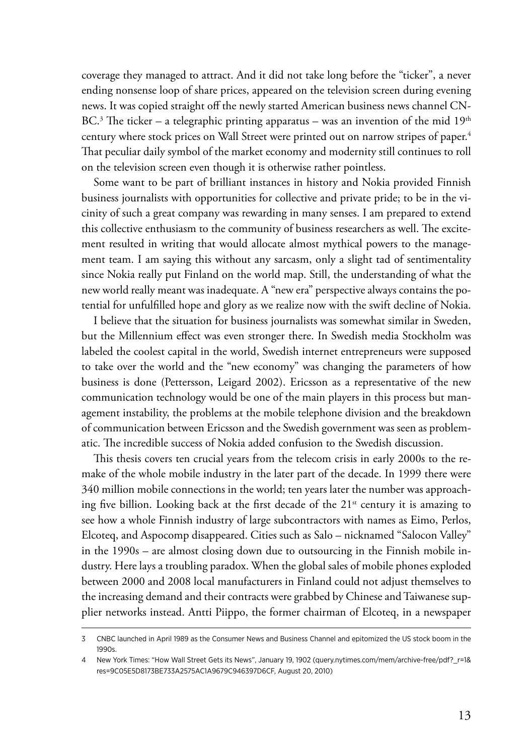coverage they managed to attract. And it did not take long before the "ticker", a never ending nonsense loop of share prices, appeared on the television screen during evening news. It was copied straight off the newly started American business news channel CNBC.[3] The ticker – a telegraphic printing apparatus – was an invention of the mid 19th century where stock prices on Wall Street were printed out on narrow stripes of paper.[4] That peculiar daily symbol of the market economy and modernity still continues to roll on the television screen even though it is otherwise rather pointless.

Some want to be part of brilliant instances in history and Nokia provided Finnish business journalists with opportunities for collective and private pride; to be in the vicinity of such a great company was rewarding in many senses. I am prepared to extend this collective enthusiasm to the community of business researchers as well. The excitement resulted in writing that would allocate almost mythical powers to the management team. I am saying this without any sarcasm, only a slight tad of sentimentality since Nokia really put Finland on the world map. Still, the understanding of what the new world really meant was inadequate. A "new era" perspective always contains the potential for unfulfilled hope and glory as we realize now with the swift decline of Nokia.

I believe that the situation for business journalists was somewhat similar in Sweden, but the Millennium effect was even stronger there. In Swedish media Stockholm was labeled the coolest capital in the world, Swedish internet entrepreneurs were supposed to take over the world and the "new economy" was changing the parameters of how business is done (Pettersson, Leigard 2002). Ericsson as a representative of the new communication technology would be one of the main players in this process but management instability, the problems at the mobile telephone division and the breakdown of communication between Ericsson and the Swedish government was seen as problematic. The incredible success of Nokia added confusion to the Swedish discussion.

This thesis covers ten crucial years from the telecom crisis in early 2000s to the remake of the whole mobile industry in the later part of the decade. In 1999 there were 340 million mobile connections in the world; ten years later the number was approaching five billion. Looking back at the first decade of the 21st century it is amazing to see how a whole Finnish industry of large subcontractors with names as Eimo, Perlos, Elcoteq, and Aspocomp disappeared. Cities such as Salo – nicknamed "Salocon Valley" in the 1990s – are almost closing down due to outsourcing in the Finnish mobile industry. Here lays a troubling paradox. When the global sales of mobile phones exploded between 2000 and 2008 local manufacturers in Finland could not adjust themselves to the increasing demand and their contracts were grabbed by Chinese and Taiwanese supplier networks instead. Antti Piippo, the former chairman of Elcoteq, in a newspaper

---

3 CNBC launched in April 1989 as the Consumer News and Business Channel and epitomized the US stock boom in the 1990s.

4 New York Times: "How Wall Street Gets its News", January 19, 1902 (query.nytimes.com/mem/archive-free/pdf?_r=1&res=9C05E5D8173BE733A2575AC1A9679C946397D6CF, August 20, 2010)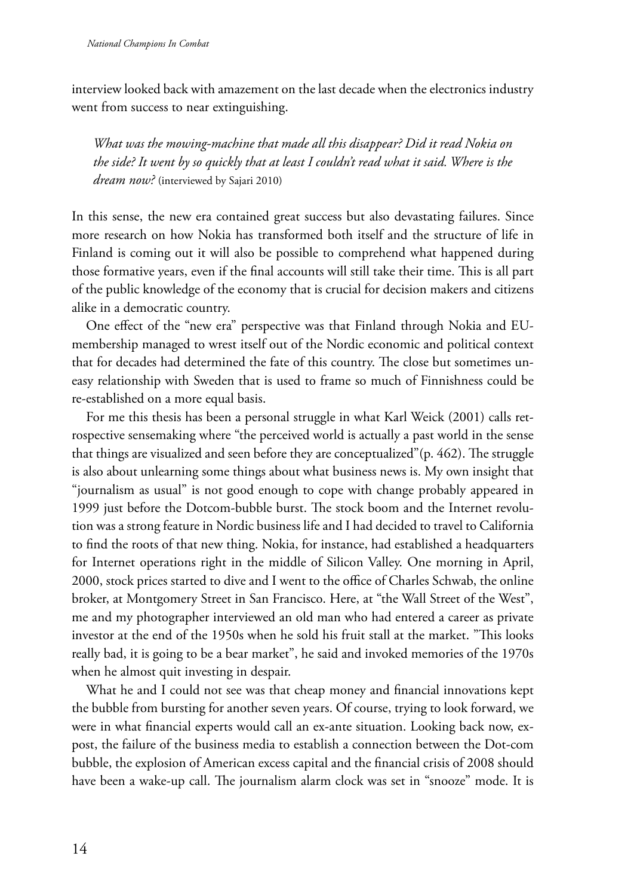interview looked back with amazement on the last decade when the electronics industry went from success to near extinguishing.

> *What was the mowing-machine that made all this disappear? Did it read Nokia on the side? It went by so quickly that at least I couldn't read what it said. Where is the dream now?* (interviewed by Sajari 2010)

In this sense, the new era contained great success but also devastating failures. Since more research on how Nokia has transformed both itself and the structure of life in Finland is coming out it will also be possible to comprehend what happened during those formative years, even if the final accounts will still take their time. This is all part of the public knowledge of the economy that is crucial for decision makers and citizens alike in a democratic country.

One effect of the "new era" perspective was that Finland through Nokia and EU-membership managed to wrest itself out of the Nordic economic and political context that for decades had determined the fate of this country. The close but sometimes uneasy relationship with Sweden that is used to frame so much of Finnishness could be re-established on a more equal basis.

For me this thesis has been a personal struggle in what Karl Weick (2001) calls retrospective sensemaking where "the perceived world is actually a past world in the sense that things are visualized and seen before they are conceptualized"(p. 462). The struggle is also about unlearning some things about what business news is. My own insight that "journalism as usual" is not good enough to cope with change probably appeared in 1999 just before the Dotcom-bubble burst. The stock boom and the Internet revolution was a strong feature in Nordic business life and I had decided to travel to California to find the roots of that new thing. Nokia, for instance, had established a headquarters for Internet operations right in the middle of Silicon Valley. One morning in April, 2000, stock prices started to dive and I went to the office of Charles Schwab, the online broker, at Montgomery Street in San Francisco. Here, at "the Wall Street of the West", me and my photographer interviewed an old man who had entered a career as private investor at the end of the 1950s when he sold his fruit stall at the market. "This looks really bad, it is going to be a bear market", he said and invoked memories of the 1970s when he almost quit investing in despair.

What he and I could not see was that cheap money and financial innovations kept the bubble from bursting for another seven years. Of course, trying to look forward, we were in what financial experts would call an ex-ante situation. Looking back now, ex-post, the failure of the business media to establish a connection between the Dot-com bubble, the explosion of American excess capital and the financial crisis of 2008 should have been a wake-up call. The journalism alarm clock was set in "snooze" mode. It is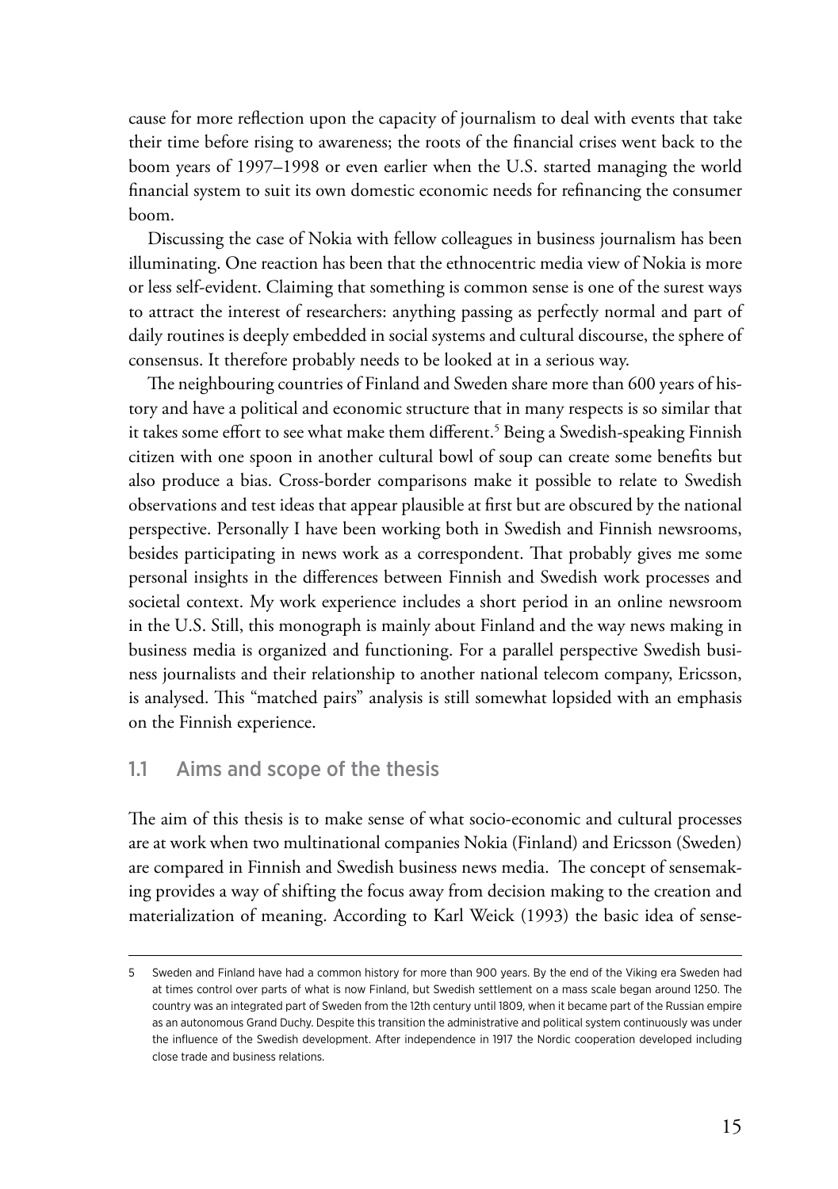cause for more reflection upon the capacity of journalism to deal with events that take their time before rising to awareness; the roots of the financial crises went back to the boom years of 1997–1998 or even earlier when the U.S. started managing the world financial system to suit its own domestic economic needs for refinancing the consumer boom.

Discussing the case of Nokia with fellow colleagues in business journalism has been illuminating. One reaction has been that the ethnocentric media view of Nokia is more or less self-evident. Claiming that something is common sense is one of the surest ways to attract the interest of researchers: anything passing as perfectly normal and part of daily routines is deeply embedded in social systems and cultural discourse, the sphere of consensus. It therefore probably needs to be looked at in a serious way.

The neighbouring countries of Finland and Sweden share more than 600 years of history and have a political and economic structure that in many respects is so similar that it takes some effort to see what make them different.[5] Being a Swedish-speaking Finnish citizen with one spoon in another cultural bowl of soup can create some benefits but also produce a bias. Cross-border comparisons make it possible to relate to Swedish observations and test ideas that appear plausible at first but are obscured by the national perspective. Personally I have been working both in Swedish and Finnish newsrooms, besides participating in news work as a correspondent. That probably gives me some personal insights in the differences between Finnish and Swedish work processes and societal context. My work experience includes a short period in an online newsroom in the U.S. Still, this monograph is mainly about Finland and the way news making in business media is organized and functioning. For a parallel perspective Swedish business journalists and their relationship to another national telecom company, Ericsson, is analysed. This "matched pairs" analysis is still somewhat lopsided with an emphasis on the Finnish experience.

## 1.1 Aims and scope of the thesis

The aim of this thesis is to make sense of what socio-economic and cultural processes are at work when two multinational companies Nokia (Finland) and Ericsson (Sweden) are compared in Finnish and Swedish business news media. The concept of sensemaking provides a way of shifting the focus away from decision making to the creation and materialization of meaning. According to Karl Weick (1993) the basic idea of sense-

---

5 Sweden and Finland have had a common history for more than 900 years. By the end of the Viking era Sweden had at times control over parts of what is now Finland, but Swedish settlement on a mass scale began around 1250. The country was an integrated part of Sweden from the 12th century until 1809, when it became part of the Russian empire as an autonomous Grand Duchy. Despite this transition the administrative and political system continuously was under the influence of the Swedish development. After independence in 1917 the Nordic cooperation developed including close trade and business relations.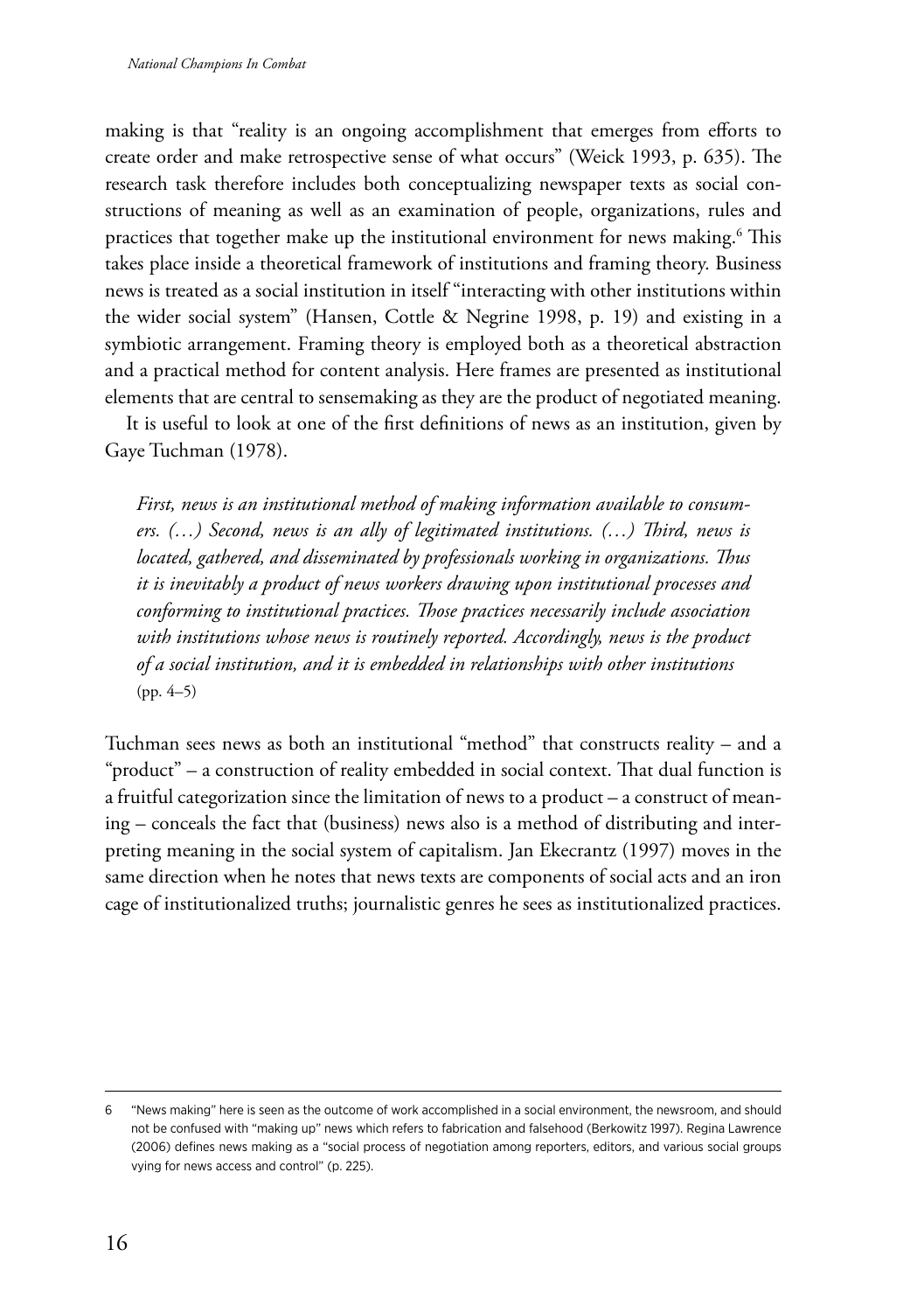making is that "reality is an ongoing accomplishment that emerges from efforts to create order and make retrospective sense of what occurs" (Weick 1993, p. 635). The research task therefore includes both conceptualizing newspaper texts as social constructions of meaning as well as an examination of people, organizations, rules and practices that together make up the institutional environment for news making.[6] This takes place inside a theoretical framework of institutions and framing theory. Business news is treated as a social institution in itself "interacting with other institutions within the wider social system" (Hansen, Cottle & Negrine 1998, p. 19) and existing in a symbiotic arrangement. Framing theory is employed both as a theoretical abstraction and a practical method for content analysis. Here frames are presented as institutional elements that are central to sensemaking as they are the product of negotiated meaning.

It is useful to look at one of the first definitions of news as an institution, given by Gaye Tuchman (1978).

> *First, news is an institutional method of making information available to consumers. (…) Second, news is an ally of legitimated institutions. (…) Third, news is located, gathered, and disseminated by professionals working in organizations. Thus it is inevitably a product of news workers drawing upon institutional processes and conforming to institutional practices. Those practices necessarily include association with institutions whose news is routinely reported. Accordingly, news is the product of a social institution, and it is embedded in relationships with other institutions* (pp. 4–5)

Tuchman sees news as both an institutional "method" that constructs reality – and a "product" – a construction of reality embedded in social context. That dual function is a fruitful categorization since the limitation of news to a product – a construct of meaning – conceals the fact that (business) news also is a method of distributing and interpreting meaning in the social system of capitalism. Jan Ekecrantz (1997) moves in the same direction when he notes that news texts are components of social acts and an iron cage of institutionalized truths; journalistic genres he sees as institutionalized practices.

---

6 "News making" here is seen as the outcome of work accomplished in a social environment, the newsroom, and should not be confused with "making up" news which refers to fabrication and falsehood (Berkowitz 1997). Regina Lawrence (2006) defines news making as a "social process of negotiation among reporters, editors, and various social groups vying for news access and control" (p. 225).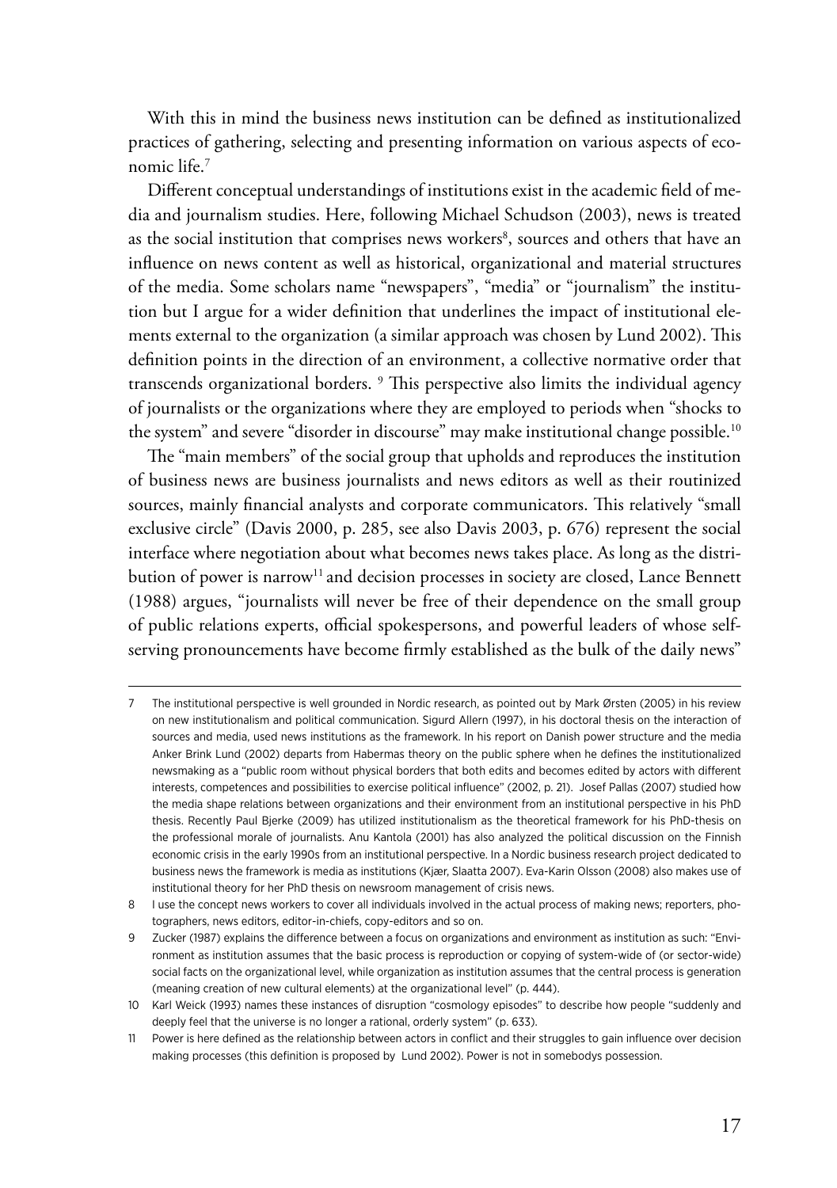With this in mind the business news institution can be defined as institutionalized practices of gathering, selecting and presenting information on various aspects of economic life.[7]

Different conceptual understandings of institutions exist in the academic field of media and journalism studies. Here, following Michael Schudson (2003), news is treated as the social institution that comprises news workers[8], sources and others that have an influence on news content as well as historical, organizational and material structures of the media. Some scholars name "newspapers", "media" or "journalism" the institution but I argue for a wider definition that underlines the impact of institutional elements external to the organization (a similar approach was chosen by Lund 2002). This definition points in the direction of an environment, a collective normative order that transcends organizational borders. [9] This perspective also limits the individual agency of journalists or the organizations where they are employed to periods when "shocks to the system" and severe "disorder in discourse" may make institutional change possible.[10]

The "main members" of the social group that upholds and reproduces the institution of business news are business journalists and news editors as well as their routinized sources, mainly financial analysts and corporate communicators. This relatively "small exclusive circle" (Davis 2000, p. 285, see also Davis 2003, p. 676) represent the social interface where negotiation about what becomes news takes place. As long as the distribution of power is narrow[11] and decision processes in society are closed, Lance Bennett (1988) argues, "journalists will never be free of their dependence on the small group of public relations experts, official spokespersons, and powerful leaders of whose self-serving pronouncements have become firmly established as the bulk of the daily news"

---

7 The institutional perspective is well grounded in Nordic research, as pointed out by Mark Ørsten (2005) in his review on new institutionalism and political communication. Sigurd Allern (1997), in his doctoral thesis on the interaction of sources and media, used news institutions as the framework. In his report on Danish power structure and the media Anker Brink Lund (2002) departs from Habermas theory on the public sphere when he defines the institutionalized newsmaking as a "public room without physical borders that both edits and becomes edited by actors with different interests, competences and possibilities to exercise political influence" (2002, p. 21). Josef Pallas (2007) studied how the media shape relations between organizations and their environment from an institutional perspective in his PhD thesis. Recently Paul Bjerke (2009) has utilized institutionalism as the theoretical framework for his PhD-thesis on the professional morale of journalists. Anu Kantola (2001) has also analyzed the political discussion on the Finnish economic crisis in the early 1990s from an institutional perspective. In a Nordic business research project dedicated to business news the framework is media as institutions (Kjær, Slaatta 2007). Eva-Karin Olsson (2008) also makes use of institutional theory for her PhD thesis on newsroom management of crisis news.

8 I use the concept news workers to cover all individuals involved in the actual process of making news; reporters, photographers, news editors, editor-in-chiefs, copy-editors and so on.

9 Zucker (1987) explains the difference between a focus on organizations and environment as institution as such: "Environment as institution assumes that the basic process is reproduction or copying of system-wide of (or sector-wide) social facts on the organizational level, while organization as institution assumes that the central process is generation (meaning creation of new cultural elements) at the organizational level" (p. 444).

10 Karl Weick (1993) names these instances of disruption "cosmology episodes" to describe how people "suddenly and deeply feel that the universe is no longer a rational, orderly system" (p. 633).

11 Power is here defined as the relationship between actors in conflict and their struggles to gain influence over decision making processes (this definition is proposed by Lund 2002). Power is not in somebodys possession.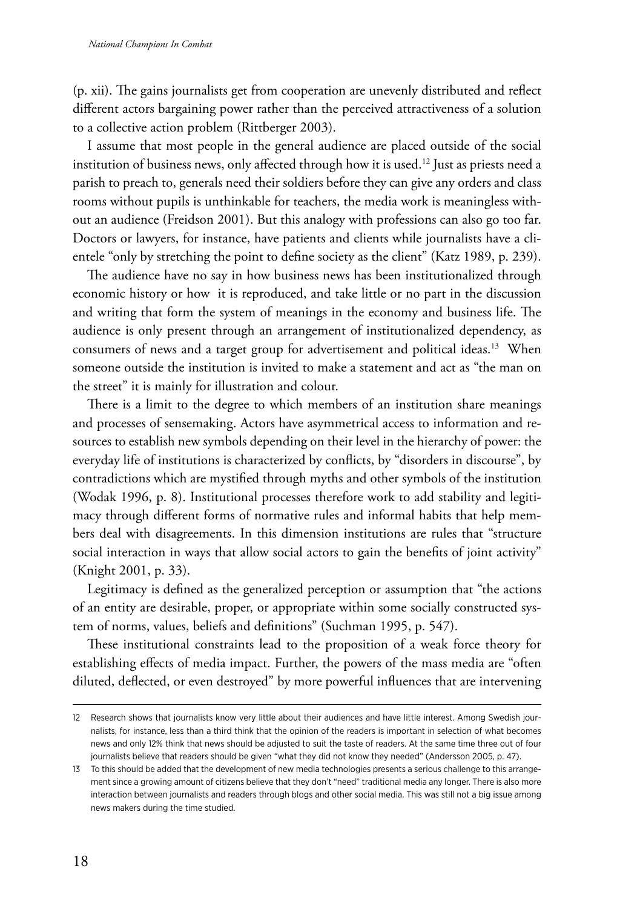(p. xii). The gains journalists get from cooperation are unevenly distributed and reflect different actors bargaining power rather than the perceived attractiveness of a solution to a collective action problem (Rittberger 2003).

I assume that most people in the general audience are placed outside of the social institution of business news, only affected through how it is used.[12] Just as priests need a parish to preach to, generals need their soldiers before they can give any orders and class rooms without pupils is unthinkable for teachers, the media work is meaningless without an audience (Freidson 2001). But this analogy with professions can also go too far. Doctors or lawyers, for instance, have patients and clients while journalists have a clientele "only by stretching the point to define society as the client" (Katz 1989, p. 239).

The audience have no say in how business news has been institutionalized through economic history or how it is reproduced, and take little or no part in the discussion and writing that form the system of meanings in the economy and business life. The audience is only present through an arrangement of institutionalized dependency, as consumers of news and a target group for advertisement and political ideas.[13] When someone outside the institution is invited to make a statement and act as "the man on the street" it is mainly for illustration and colour.

There is a limit to the degree to which members of an institution share meanings and processes of sensemaking. Actors have asymmetrical access to information and resources to establish new symbols depending on their level in the hierarchy of power: the everyday life of institutions is characterized by conflicts, by "disorders in discourse", by contradictions which are mystified through myths and other symbols of the institution (Wodak 1996, p. 8). Institutional processes therefore work to add stability and legitimacy through different forms of normative rules and informal habits that help members deal with disagreements. In this dimension institutions are rules that "structure social interaction in ways that allow social actors to gain the benefits of joint activity" (Knight 2001, p. 33).

Legitimacy is defined as the generalized perception or assumption that "the actions of an entity are desirable, proper, or appropriate within some socially constructed system of norms, values, beliefs and definitions" (Suchman 1995, p. 547).

These institutional constraints lead to the proposition of a weak force theory for establishing effects of media impact. Further, the powers of the mass media are "often diluted, deflected, or even destroyed" by more powerful influences that are intervening

---

12 Research shows that journalists know very little about their audiences and have little interest. Among Swedish journalists, for instance, less than a third think that the opinion of the readers is important in selection of what becomes news and only 12% think that news should be adjusted to suit the taste of readers. At the same time three out of four journalists believe that readers should be given "what they did not know they needed" (Andersson 2005, p. 47).

13 To this should be added that the development of new media technologies presents a serious challenge to this arrangement since a growing amount of citizens believe that they don't "need" traditional media any longer. There is also more interaction between journalists and readers through blogs and other social media. This was still not a big issue among news makers during the time studied.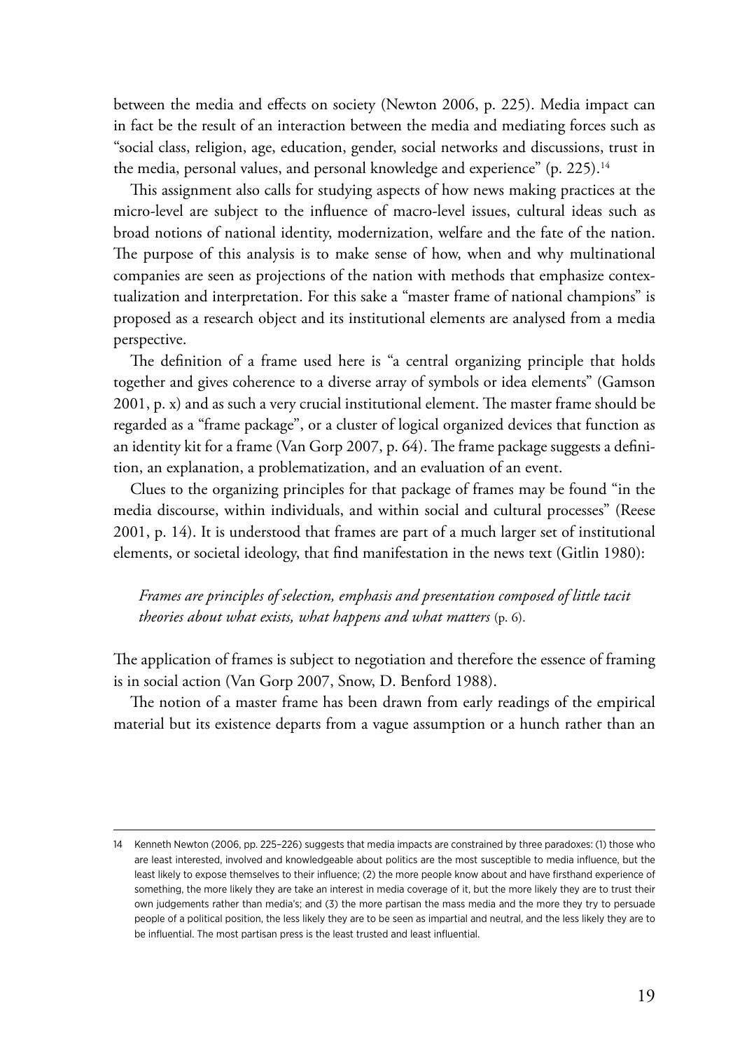between the media and effects on society (Newton 2006, p. 225). Media impact can in fact be the result of an interaction between the media and mediating forces such as "social class, religion, age, education, gender, social networks and discussions, trust in the media, personal values, and personal knowledge and experience" (p. 225).[14]

This assignment also calls for studying aspects of how news making practices at the micro-level are subject to the influence of macro-level issues, cultural ideas such as broad notions of national identity, modernization, welfare and the fate of the nation. The purpose of this analysis is to make sense of how, when and why multinational companies are seen as projections of the nation with methods that emphasize contextualization and interpretation. For this sake a "master frame of national champions" is proposed as a research object and its institutional elements are analysed from a media perspective.

The definition of a frame used here is "a central organizing principle that holds together and gives coherence to a diverse array of symbols or idea elements" (Gamson 2001, p. x) and as such a very crucial institutional element. The master frame should be regarded as a "frame package", or a cluster of logical organized devices that function as an identity kit for a frame (Van Gorp 2007, p. 64). The frame package suggests a definition, an explanation, a problematization, and an evaluation of an event.

Clues to the organizing principles for that package of frames may be found "in the media discourse, within individuals, and within social and cultural processes" (Reese 2001, p. 14). It is understood that frames are part of a much larger set of institutional elements, or societal ideology, that find manifestation in the news text (Gitlin 1980):

> *Frames are principles of selection, emphasis and presentation composed of little tacit theories about what exists, what happens and what matters* (p. 6).

The application of frames is subject to negotiation and therefore the essence of framing is in social action (Van Gorp 2007, Snow, D. Benford 1988).

The notion of a master frame has been drawn from early readings of the empirical material but its existence departs from a vague assumption or a hunch rather than an

---

14 Kenneth Newton (2006, pp. 225–226) suggests that media impacts are constrained by three paradoxes: (1) those who are least interested, involved and knowledgeable about politics are the most susceptible to media influence, but the least likely to expose themselves to their influence; (2) the more people know about and have firsthand experience of something, the more likely they are take an interest in media coverage of it, but the more likely they are to trust their own judgements rather than media's; and (3) the more partisan the mass media and the more they try to persuade people of a political position, the less likely they are to be seen as impartial and neutral, and the less likely they are to be influential. The most partisan press is the least trusted and least influential.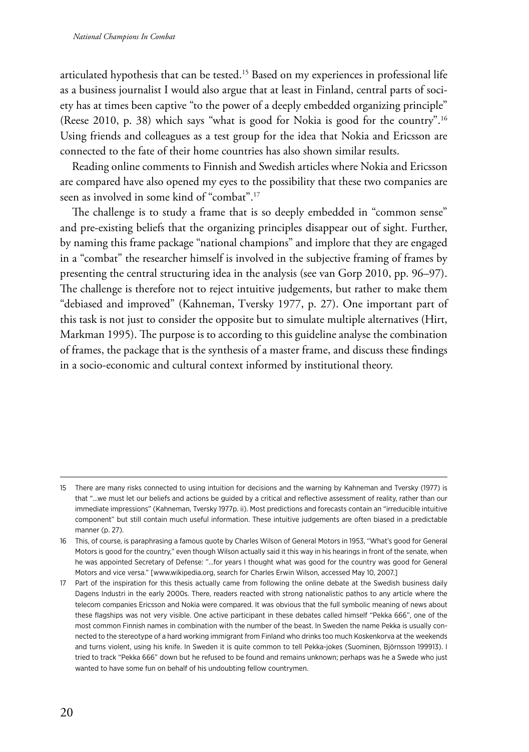articulated hypothesis that can be tested.[15] Based on my experiences in professional life as a business journalist I would also argue that at least in Finland, central parts of society has at times been captive "to the power of a deeply embedded organizing principle" (Reese 2010, p. 38) which says "what is good for Nokia is good for the country".[16] Using friends and colleagues as a test group for the idea that Nokia and Ericsson are connected to the fate of their home countries has also shown similar results.

Reading online comments to Finnish and Swedish articles where Nokia and Ericsson are compared have also opened my eyes to the possibility that these two companies are seen as involved in some kind of "combat".[17]

The challenge is to study a frame that is so deeply embedded in "common sense" and pre-existing beliefs that the organizing principles disappear out of sight. Further, by naming this frame package "national champions" and implore that they are engaged in a "combat" the researcher himself is involved in the subjective framing of frames by presenting the central structuring idea in the analysis (see van Gorp 2010, pp. 96–97). The challenge is therefore not to reject intuitive judgements, but rather to make them "debiased and improved" (Kahneman, Tversky 1977, p. 27). One important part of this task is not just to consider the opposite but to simulate multiple alternatives (Hirt, Markman 1995). The purpose is to according to this guideline analyse the combination of frames, the package that is the synthesis of a master frame, and discuss these findings in a socio-economic and cultural context informed by institutional theory.

---

15 There are many risks connected to using intuition for decisions and the warning by Kahneman and Tversky (1977) is that "…we must let our beliefs and actions be guided by a critical and reflective assessment of reality, rather than our immediate impressions" (Kahneman, Tversky 1977p. ii). Most predictions and forecasts contain an "irreducible intuitive component" but still contain much useful information. These intuitive judgements are often biased in a predictable manner (p. 27).

16 This, of course, is paraphrasing a famous quote by Charles Wilson of General Motors in 1953, "What's good for General Motors is good for the country," even though Wilson actually said it this way in his hearings in front of the senate, when he was appointed Secretary of Defense: "…for years I thought what was good for the country was good for General Motors and vice versa." [www.wikipedia.org, search for Charles Erwin Wilson, accessed May 10, 2007.]

17 Part of the inspiration for this thesis actually came from following the online debate at the Swedish business daily Dagens Industri in the early 2000s. There, readers reacted with strong nationalistic pathos to any article where the telecom companies Ericsson and Nokia were compared. It was obvious that the full symbolic meaning of news about these flagships was not very visible. One active participant in these debates called himself "Pekka 666", one of the most common Finnish names in combination with the number of the beast. In Sweden the name Pekka is usually connected to the stereotype of a hard working immigrant from Finland who drinks too much Koskenkorva at the weekends and turns violent, using his knife. In Sweden it is quite common to tell Pekka-jokes (Suominen, Björnsson 199913). I tried to track "Pekka 666" down but he refused to be found and remains unknown; perhaps was he a Swede who just wanted to have some fun on behalf of his undoubting fellow countrymen.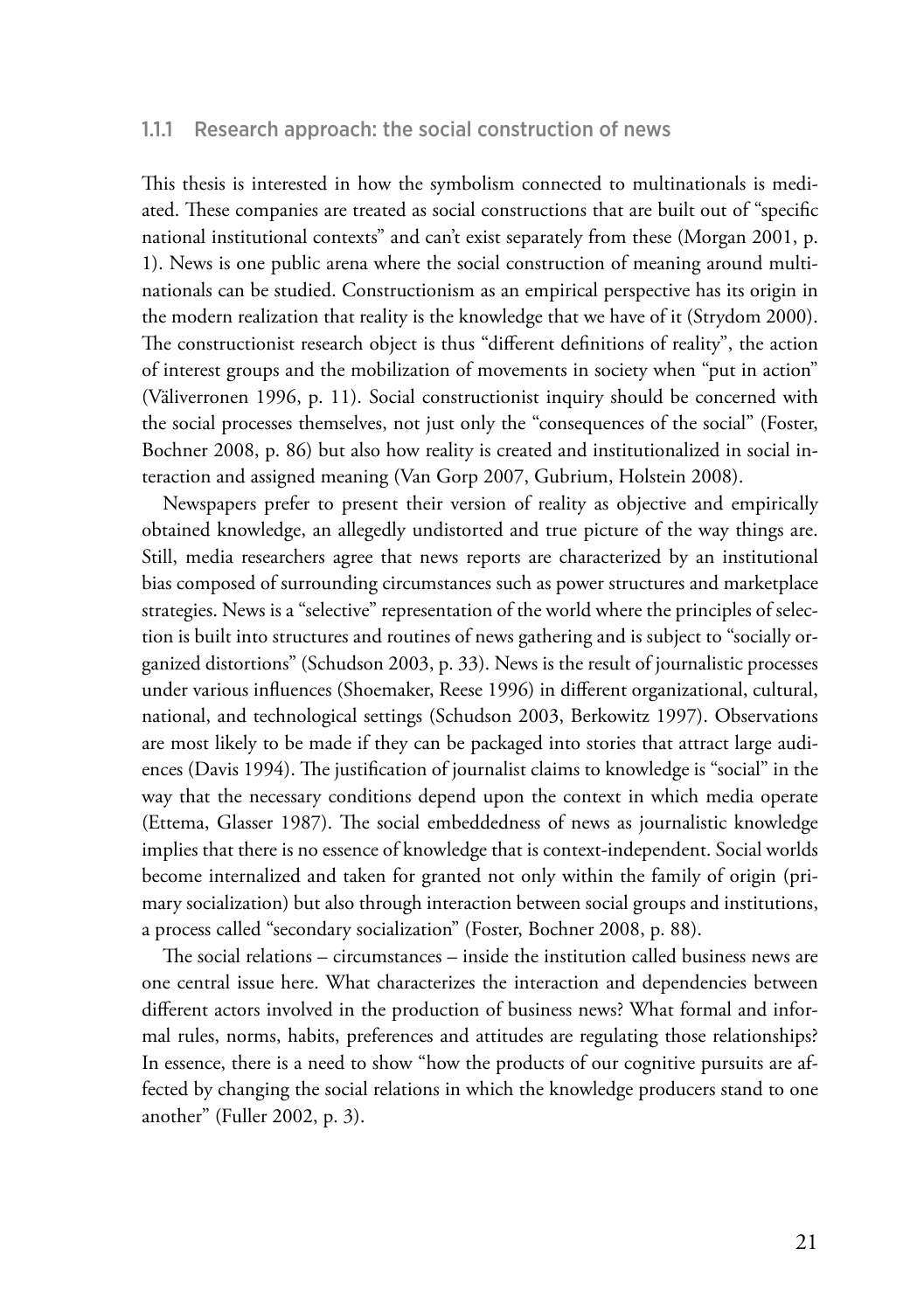### 1.1.1 Research approach: the social construction of news

This thesis is interested in how the symbolism connected to multinationals is mediated. These companies are treated as social constructions that are built out of "specific national institutional contexts" and can't exist separately from these (Morgan 2001, p. 1). News is one public arena where the social construction of meaning around multinationals can be studied. Constructionism as an empirical perspective has its origin in the modern realization that reality is the knowledge that we have of it (Strydom 2000). The constructionist research object is thus "different definitions of reality", the action of interest groups and the mobilization of movements in society when "put in action" (Väliverronen 1996, p. 11). Social constructionist inquiry should be concerned with the social processes themselves, not just only the "consequences of the social" (Foster, Bochner 2008, p. 86) but also how reality is created and institutionalized in social interaction and assigned meaning (Van Gorp 2007, Gubrium, Holstein 2008).

Newspapers prefer to present their version of reality as objective and empirically obtained knowledge, an allegedly undistorted and true picture of the way things are. Still, media researchers agree that news reports are characterized by an institutional bias composed of surrounding circumstances such as power structures and marketplace strategies. News is a "selective" representation of the world where the principles of selection is built into structures and routines of news gathering and is subject to "socially organized distortions" (Schudson 2003, p. 33). News is the result of journalistic processes under various influences (Shoemaker, Reese 1996) in different organizational, cultural, national, and technological settings (Schudson 2003, Berkowitz 1997). Observations are most likely to be made if they can be packaged into stories that attract large audiences (Davis 1994). The justification of journalist claims to knowledge is "social" in the way that the necessary conditions depend upon the context in which media operate (Ettema, Glasser 1987). The social embeddedness of news as journalistic knowledge implies that there is no essence of knowledge that is context-independent. Social worlds become internalized and taken for granted not only within the family of origin (primary socialization) but also through interaction between social groups and institutions, a process called "secondary socialization" (Foster, Bochner 2008, p. 88).

The social relations – circumstances – inside the institution called business news are one central issue here. What characterizes the interaction and dependencies between different actors involved in the production of business news? What formal and informal rules, norms, habits, preferences and attitudes are regulating those relationships? In essence, there is a need to show "how the products of our cognitive pursuits are affected by changing the social relations in which the knowledge producers stand to one another" (Fuller 2002, p. 3).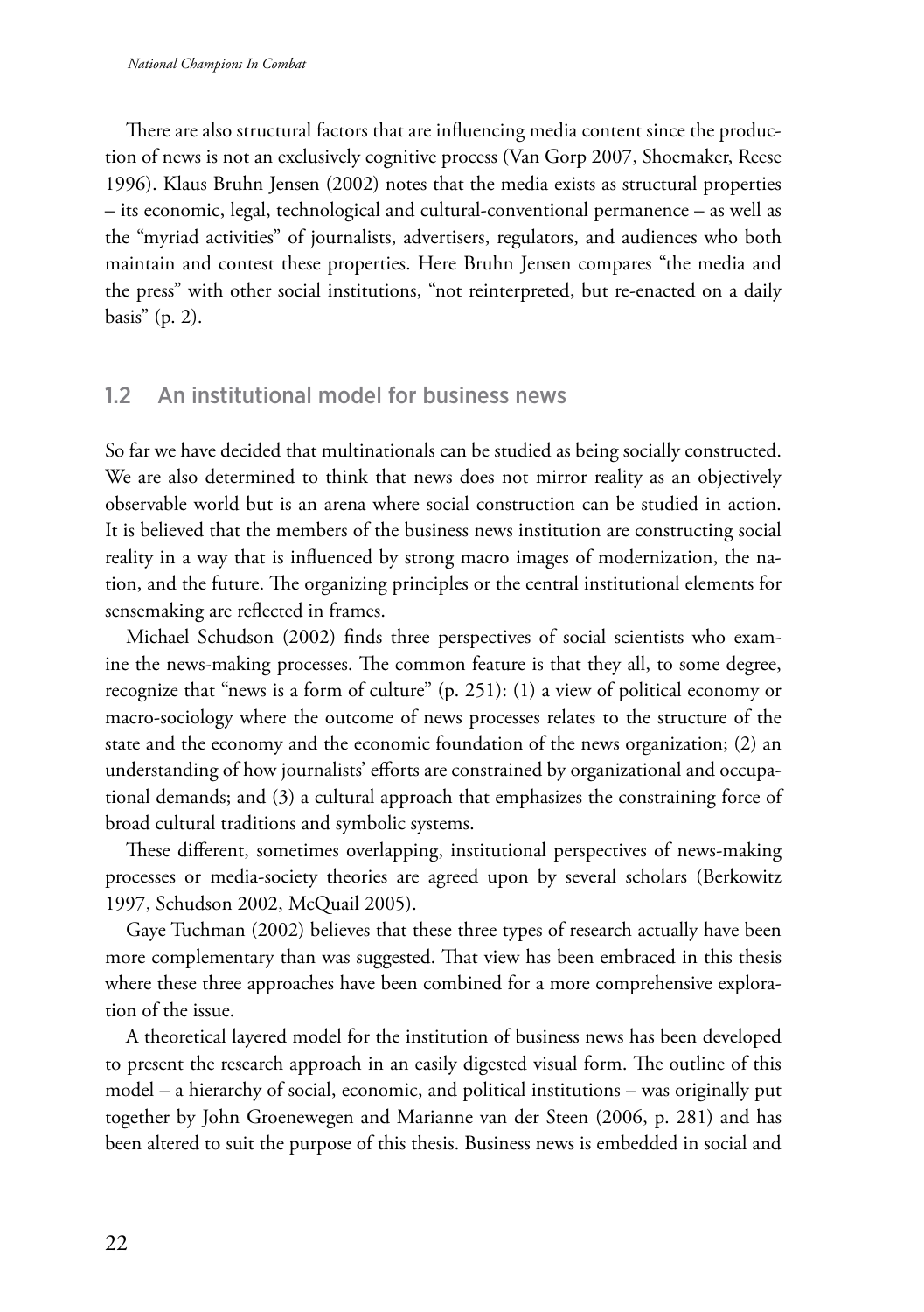There are also structural factors that are influencing media content since the production of news is not an exclusively cognitive process (Van Gorp 2007, Shoemaker, Reese 1996). Klaus Bruhn Jensen (2002) notes that the media exists as structural properties – its economic, legal, technological and cultural-conventional permanence – as well as the "myriad activities" of journalists, advertisers, regulators, and audiences who both maintain and contest these properties. Here Bruhn Jensen compares "the media and the press" with other social institutions, "not reinterpreted, but re-enacted on a daily basis" (p. 2).

## 1.2 An institutional model for business news

So far we have decided that multinationals can be studied as being socially constructed. We are also determined to think that news does not mirror reality as an objectively observable world but is an arena where social construction can be studied in action. It is believed that the members of the business news institution are constructing social reality in a way that is influenced by strong macro images of modernization, the nation, and the future. The organizing principles or the central institutional elements for sensemaking are reflected in frames.

Michael Schudson (2002) finds three perspectives of social scientists who examine the news-making processes. The common feature is that they all, to some degree, recognize that "news is a form of culture" (p. 251): (1) a view of political economy or macro-sociology where the outcome of news processes relates to the structure of the state and the economy and the economic foundation of the news organization; (2) an understanding of how journalists' efforts are constrained by organizational and occupational demands; and (3) a cultural approach that emphasizes the constraining force of broad cultural traditions and symbolic systems.

These different, sometimes overlapping, institutional perspectives of news-making processes or media-society theories are agreed upon by several scholars (Berkowitz 1997, Schudson 2002, McQuail 2005).

Gaye Tuchman (2002) believes that these three types of research actually have been more complementary than was suggested. That view has been embraced in this thesis where these three approaches have been combined for a more comprehensive exploration of the issue.

A theoretical layered model for the institution of business news has been developed to present the research approach in an easily digested visual form. The outline of this model – a hierarchy of social, economic, and political institutions – was originally put together by John Groenewegen and Marianne van der Steen (2006, p. 281) and has been altered to suit the purpose of this thesis. Business news is embedded in social and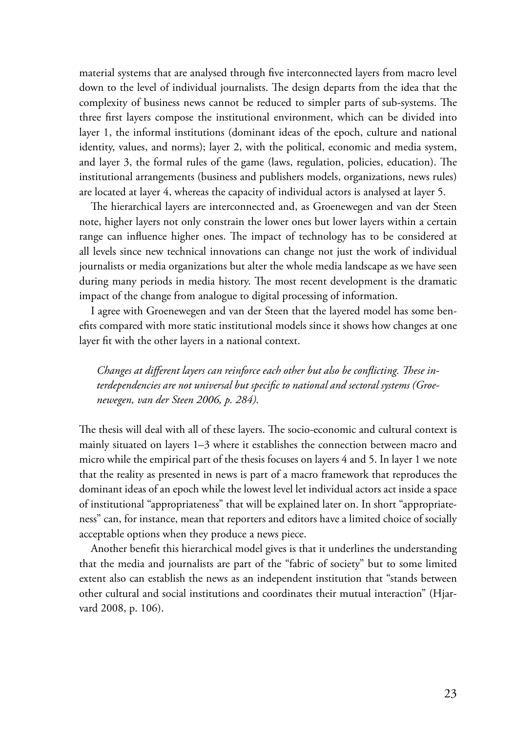material systems that are analysed through five interconnected layers from macro level down to the level of individual journalists. The design departs from the idea that the complexity of business news cannot be reduced to simpler parts of sub-systems. The three first layers compose the institutional environment, which can be divided into layer 1, the informal institutions (dominant ideas of the epoch, culture and national identity, values, and norms); layer 2, with the political, economic and media system, and layer 3, the formal rules of the game (laws, regulation, policies, education). The institutional arrangements (business and publishers models, organizations, news rules) are located at layer 4, whereas the capacity of individual actors is analysed at layer 5.

The hierarchical layers are interconnected and, as Groenewegen and van der Steen note, higher layers not only constrain the lower ones but lower layers within a certain range can influence higher ones. The impact of technology has to be considered at all levels since new technical innovations can change not just the work of individual journalists or media organizations but alter the whole media landscape as we have seen during many periods in media history. The most recent development is the dramatic impact of the change from analogue to digital processing of information.

I agree with Groenewegen and van der Steen that the layered model has some benefits compared with more static institutional models since it shows how changes at one layer fit with the other layers in a national context.

> *Changes at different layers can reinforce each other but also be conflicting. These interdependencies are not universal but specific to national and sectoral systems (Groenewegen, van der Steen 2006, p. 284).*

The thesis will deal with all of these layers. The socio-economic and cultural context is mainly situated on layers 1–3 where it establishes the connection between macro and micro while the empirical part of the thesis focuses on layers 4 and 5. In layer 1 we note that the reality as presented in news is part of a macro framework that reproduces the dominant ideas of an epoch while the lowest level let individual actors act inside a space of institutional "appropriateness" that will be explained later on. In short "appropriateness" can, for instance, mean that reporters and editors have a limited choice of socially acceptable options when they produce a news piece.

Another benefit this hierarchical model gives is that it underlines the understanding that the media and journalists are part of the "fabric of society" but to some limited extent also can establish the news as an independent institution that "stands between other cultural and social institutions and coordinates their mutual interaction" (Hjarvard 2008, p. 106).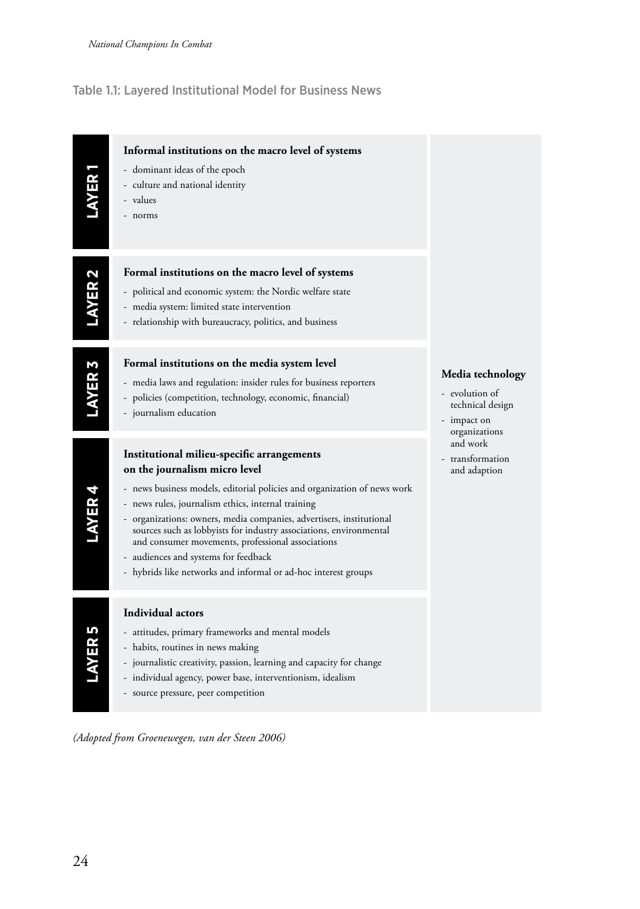Table 1.1: Layered Institutional Model for Business News

| Layer | Institutions | |
|---|---|---|
| **LAYER 1** | **Informal institutions on the macro level of systems**<br>- dominant ideas of the epoch<br>- culture and national identity<br>- values<br>- norms | **Media technology**<br>- evolution of technical design<br>- impact on organizations and work<br>- transformation and adaption |
| **LAYER 2** | **Formal institutions on the macro level of systems**<br>- political and economic system: the Nordic welfare state<br>- media system: limited state intervention<br>- relationship with bureaucracy, politics, and business | |
| **LAYER 3** | **Formal institutions on the media system level**<br>- media laws and regulation: insider rules for business reporters<br>- policies (competition, technology, economic, financial)<br>- journalism education | |
| **LAYER 4** | **Institutional milieu-specific arrangements on the journalism micro level**<br>- news business models, editorial policies and organization of news work<br>- news rules, journalism ethics, internal training<br>- organizations: owners, media companies, advertisers, institutional sources such as lobbyists for industry associations, environmental and consumer movements, professional associations<br>- audiences and systems for feedback<br>- hybrids like networks and informal or ad-hoc interest groups | |
| **LAYER 5** | **Individual actors**<br>- attitudes, primary frameworks and mental models<br>- habits, routines in news making<br>- journalistic creativity, passion, learning and capacity for change<br>- individual agency, power base, interventionism, idealism<br>- source pressure, peer competition | |

*(Adopted from Groenewegen, van der Steen 2006)*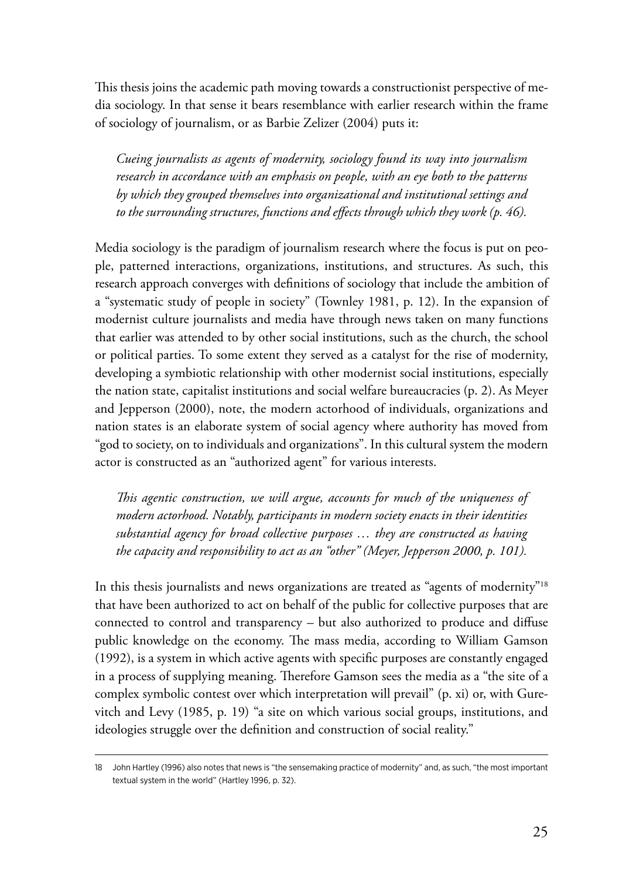This thesis joins the academic path moving towards a constructionist perspective of media sociology. In that sense it bears resemblance with earlier research within the frame of sociology of journalism, or as Barbie Zelizer (2004) puts it:

> *Cueing journalists as agents of modernity, sociology found its way into journalism research in accordance with an emphasis on people, with an eye both to the patterns by which they grouped themselves into organizational and institutional settings and to the surrounding structures, functions and effects through which they work (p. 46).*

Media sociology is the paradigm of journalism research where the focus is put on people, patterned interactions, organizations, institutions, and structures. As such, this research approach converges with definitions of sociology that include the ambition of a "systematic study of people in society" (Townley 1981, p. 12). In the expansion of modernist culture journalists and media have through news taken on many functions that earlier was attended to by other social institutions, such as the church, the school or political parties. To some extent they served as a catalyst for the rise of modernity, developing a symbiotic relationship with other modernist social institutions, especially the nation state, capitalist institutions and social welfare bureaucracies (p. 2). As Meyer and Jepperson (2000), note, the modern actorhood of individuals, organizations and nation states is an elaborate system of social agency where authority has moved from "god to society, on to individuals and organizations". In this cultural system the modern actor is constructed as an "authorized agent" for various interests.

> *This agentic construction, we will argue, accounts for much of the uniqueness of modern actorhood. Notably, participants in modern society enacts in their identities substantial agency for broad collective purposes … they are constructed as having the capacity and responsibility to act as an "other" (Meyer, Jepperson 2000, p. 101).*

In this thesis journalists and news organizations are treated as "agents of modernity"[18] that have been authorized to act on behalf of the public for collective purposes that are connected to control and transparency – but also authorized to produce and diffuse public knowledge on the economy. The mass media, according to William Gamson (1992), is a system in which active agents with specific purposes are constantly engaged in a process of supplying meaning. Therefore Gamson sees the media as a "the site of a complex symbolic contest over which interpretation will prevail" (p. xi) or, with Gurevitch and Levy (1985, p. 19) "a site on which various social groups, institutions, and ideologies struggle over the definition and construction of social reality."

---

[18] John Hartley (1996) also notes that news is "the sensemaking practice of modernity" and, as such, "the most important textual system in the world" (Hartley 1996, p. 32).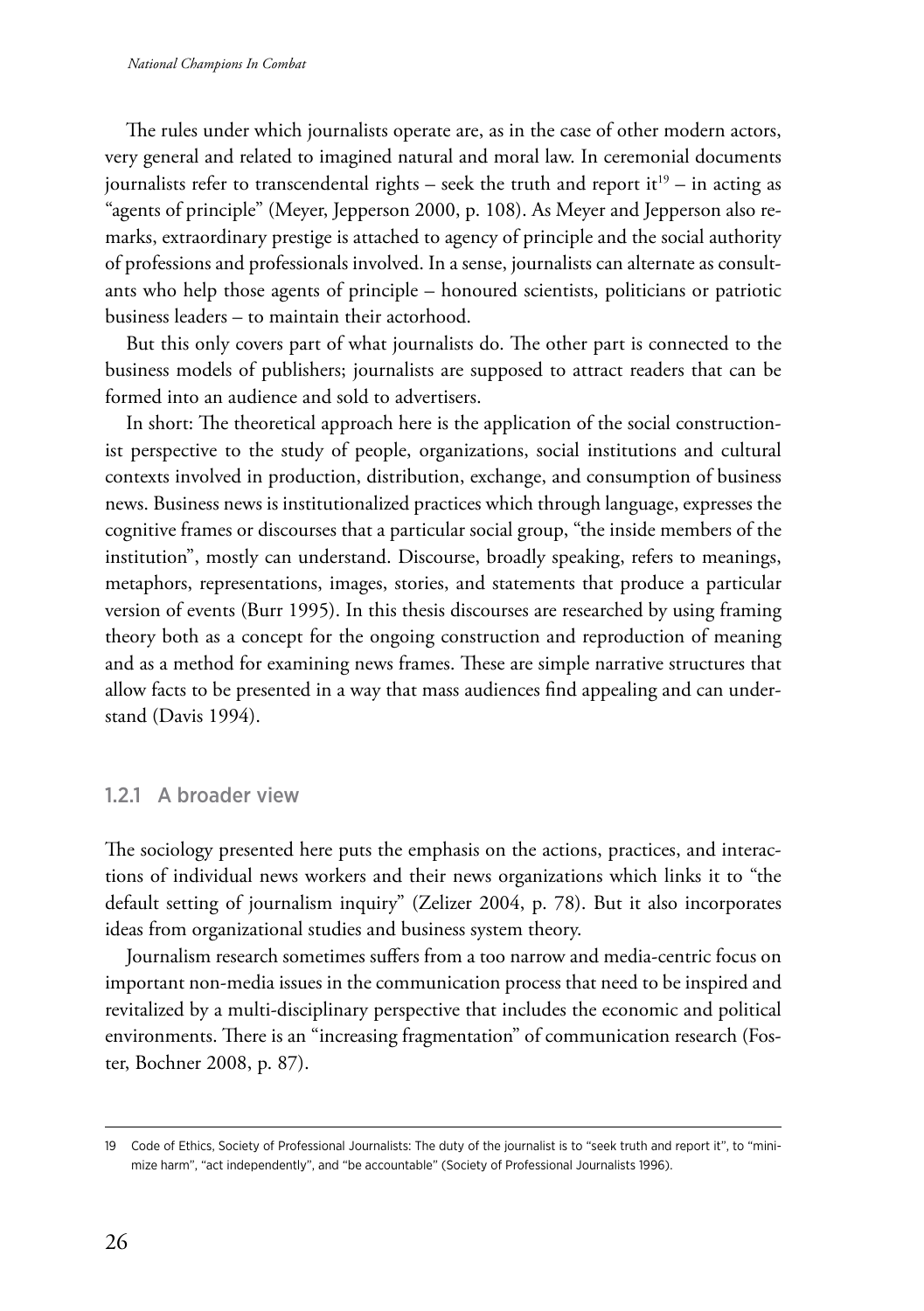The rules under which journalists operate are, as in the case of other modern actors, very general and related to imagined natural and moral law. In ceremonial documents journalists refer to transcendental rights – seek the truth and report it[19] – in acting as "agents of principle" (Meyer, Jepperson 2000, p. 108). As Meyer and Jepperson also remarks, extraordinary prestige is attached to agency of principle and the social authority of professions and professionals involved. In a sense, journalists can alternate as consultants who help those agents of principle – honoured scientists, politicians or patriotic business leaders – to maintain their actorhood.

But this only covers part of what journalists do. The other part is connected to the business models of publishers; journalists are supposed to attract readers that can be formed into an audience and sold to advertisers.

In short: The theoretical approach here is the application of the social constructionist perspective to the study of people, organizations, social institutions and cultural contexts involved in production, distribution, exchange, and consumption of business news. Business news is institutionalized practices which through language, expresses the cognitive frames or discourses that a particular social group, "the inside members of the institution", mostly can understand. Discourse, broadly speaking, refers to meanings, metaphors, representations, images, stories, and statements that produce a particular version of events (Burr 1995). In this thesis discourses are researched by using framing theory both as a concept for the ongoing construction and reproduction of meaning and as a method for examining news frames. These are simple narrative structures that allow facts to be presented in a way that mass audiences find appealing and can understand (Davis 1994).

### 1.2.1 A broader view

The sociology presented here puts the emphasis on the actions, practices, and interactions of individual news workers and their news organizations which links it to "the default setting of journalism inquiry" (Zelizer 2004, p. 78). But it also incorporates ideas from organizational studies and business system theory.

Journalism research sometimes suffers from a too narrow and media-centric focus on important non-media issues in the communication process that need to be inspired and revitalized by a multi-disciplinary perspective that includes the economic and political environments. There is an "increasing fragmentation" of communication research (Foster, Bochner 2008, p. 87).

---

19 Code of Ethics, Society of Professional Journalists: The duty of the journalist is to "seek truth and report it", to "minimize harm", "act independently", and "be accountable" (Society of Professional Journalists 1996).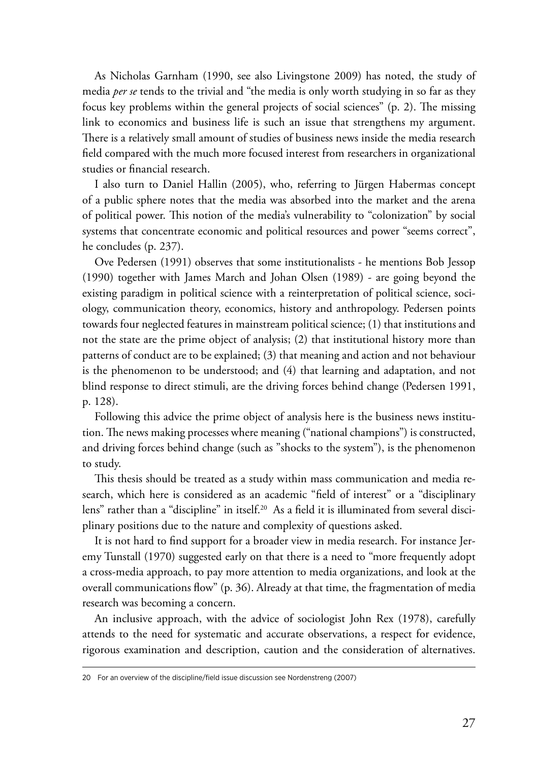As Nicholas Garnham (1990, see also Livingstone 2009) has noted, the study of media *per se* tends to the trivial and "the media is only worth studying in so far as they focus key problems within the general projects of social sciences" (p. 2). The missing link to economics and business life is such an issue that strengthens my argument. There is a relatively small amount of studies of business news inside the media research field compared with the much more focused interest from researchers in organizational studies or financial research.

I also turn to Daniel Hallin (2005), who, referring to Jürgen Habermas concept of a public sphere notes that the media was absorbed into the market and the arena of political power. This notion of the media's vulnerability to "colonization" by social systems that concentrate economic and political resources and power "seems correct", he concludes (p. 237).

Ove Pedersen (1991) observes that some institutionalists - he mentions Bob Jessop (1990) together with James March and Johan Olsen (1989) - are going beyond the existing paradigm in political science with a reinterpretation of political science, sociology, communication theory, economics, history and anthropology. Pedersen points towards four neglected features in mainstream political science; (1) that institutions and not the state are the prime object of analysis; (2) that institutional history more than patterns of conduct are to be explained; (3) that meaning and action and not behaviour is the phenomenon to be understood; and (4) that learning and adaptation, and not blind response to direct stimuli, are the driving forces behind change (Pedersen 1991, p. 128).

Following this advice the prime object of analysis here is the business news institution. The news making processes where meaning ("national champions") is constructed, and driving forces behind change (such as "shocks to the system"), is the phenomenon to study.

This thesis should be treated as a study within mass communication and media research, which here is considered as an academic "field of interest" or a "disciplinary lens" rather than a "discipline" in itself.[20] As a field it is illuminated from several disciplinary positions due to the nature and complexity of questions asked.

It is not hard to find support for a broader view in media research. For instance Jeremy Tunstall (1970) suggested early on that there is a need to "more frequently adopt a cross-media approach, to pay more attention to media organizations, and look at the overall communications flow" (p. 36). Already at that time, the fragmentation of media research was becoming a concern.

An inclusive approach, with the advice of sociologist John Rex (1978), carefully attends to the need for systematic and accurate observations, a respect for evidence, rigorous examination and description, caution and the consideration of alternatives.

---

20 For an overview of the discipline/field issue discussion see Nordenstreng (2007)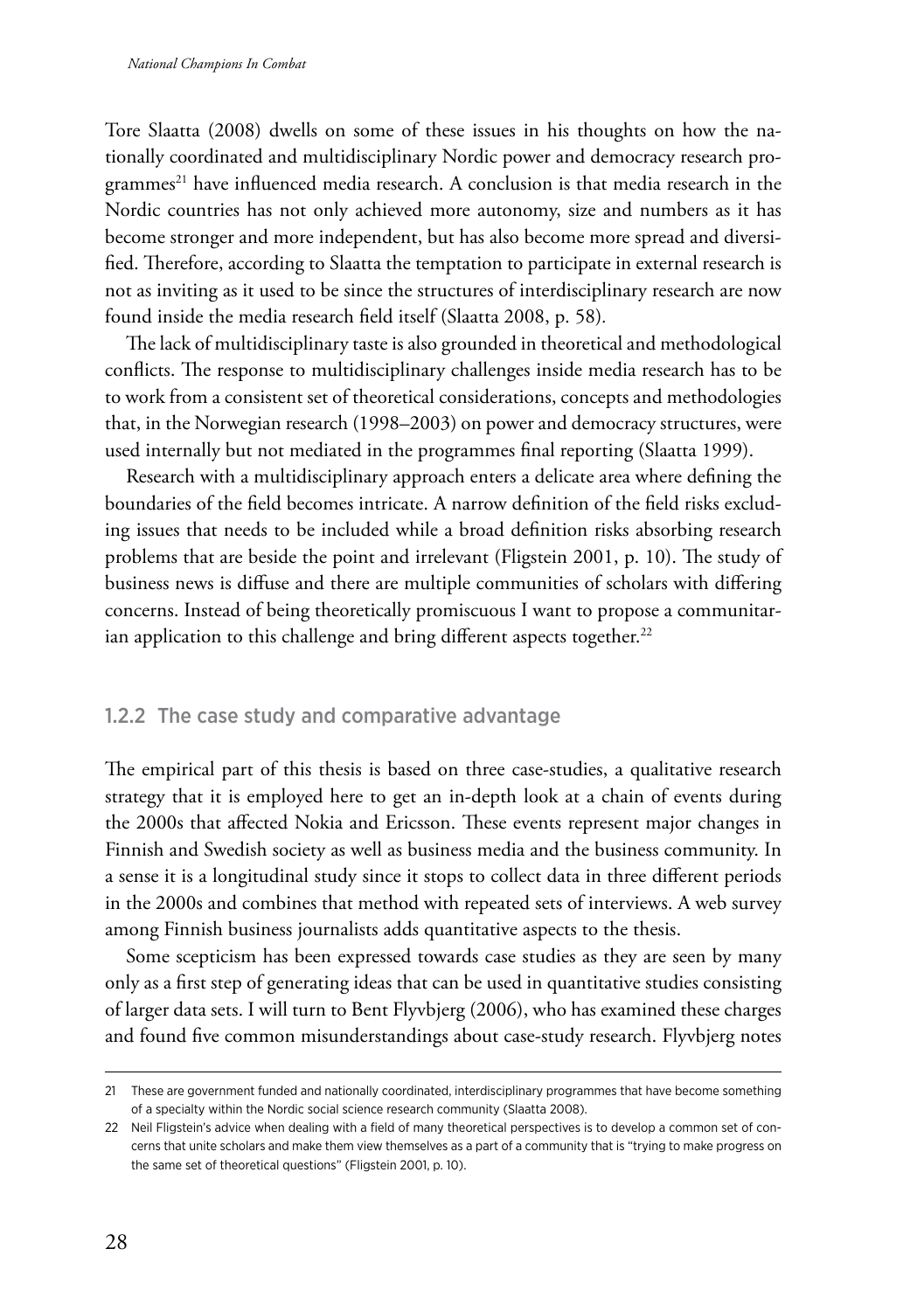Tore Slaatta (2008) dwells on some of these issues in his thoughts on how the nationally coordinated and multidisciplinary Nordic power and democracy research programmes[21] have influenced media research. A conclusion is that media research in the Nordic countries has not only achieved more autonomy, size and numbers as it has become stronger and more independent, but has also become more spread and diversified. Therefore, according to Slaatta the temptation to participate in external research is not as inviting as it used to be since the structures of interdisciplinary research are now found inside the media research field itself (Slaatta 2008, p. 58).

The lack of multidisciplinary taste is also grounded in theoretical and methodological conflicts. The response to multidisciplinary challenges inside media research has to be to work from a consistent set of theoretical considerations, concepts and methodologies that, in the Norwegian research (1998–2003) on power and democracy structures, were used internally but not mediated in the programmes final reporting (Slaatta 1999).

Research with a multidisciplinary approach enters a delicate area where defining the boundaries of the field becomes intricate. A narrow definition of the field risks excluding issues that needs to be included while a broad definition risks absorbing research problems that are beside the point and irrelevant (Fligstein 2001, p. 10). The study of business news is diffuse and there are multiple communities of scholars with differing concerns. Instead of being theoretically promiscuous I want to propose a communitarian application to this challenge and bring different aspects together.[22]

### 1.2.2 The case study and comparative advantage

The empirical part of this thesis is based on three case-studies, a qualitative research strategy that it is employed here to get an in-depth look at a chain of events during the 2000s that affected Nokia and Ericsson. These events represent major changes in Finnish and Swedish society as well as business media and the business community. In a sense it is a longitudinal study since it stops to collect data in three different periods in the 2000s and combines that method with repeated sets of interviews. A web survey among Finnish business journalists adds quantitative aspects to the thesis.

Some scepticism has been expressed towards case studies as they are seen by many only as a first step of generating ideas that can be used in quantitative studies consisting of larger data sets. I will turn to Bent Flyvbjerg (2006), who has examined these charges and found five common misunderstandings about case-study research. Flyvbjerg notes

---

21 These are government funded and nationally coordinated, interdisciplinary programmes that have become something of a specialty within the Nordic social science research community (Slaatta 2008).

22 Neil Fligstein's advice when dealing with a field of many theoretical perspectives is to develop a common set of concerns that unite scholars and make them view themselves as a part of a community that is "trying to make progress on the same set of theoretical questions" (Fligstein 2001, p. 10).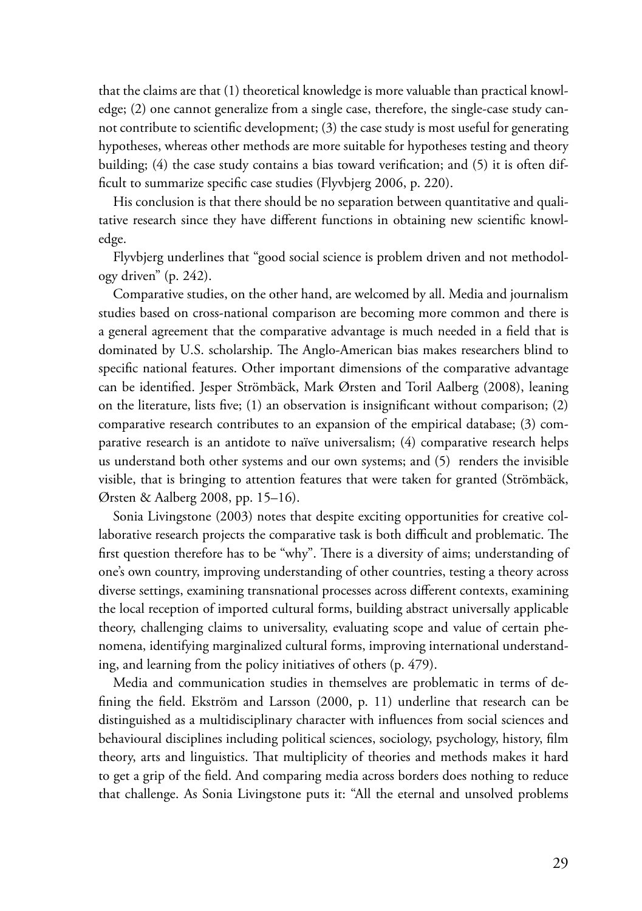that the claims are that (1) theoretical knowledge is more valuable than practical knowledge; (2) one cannot generalize from a single case, therefore, the single-case study cannot contribute to scientific development; (3) the case study is most useful for generating hypotheses, whereas other methods are more suitable for hypotheses testing and theory building; (4) the case study contains a bias toward verification; and (5) it is often difficult to summarize specific case studies (Flyvbjerg 2006, p. 220).

His conclusion is that there should be no separation between quantitative and qualitative research since they have different functions in obtaining new scientific knowledge.

Flyvbjerg underlines that "good social science is problem driven and not methodology driven" (p. 242).

Comparative studies, on the other hand, are welcomed by all. Media and journalism studies based on cross-national comparison are becoming more common and there is a general agreement that the comparative advantage is much needed in a field that is dominated by U.S. scholarship. The Anglo-American bias makes researchers blind to specific national features. Other important dimensions of the comparative advantage can be identified. Jesper Strömbäck, Mark Ørsten and Toril Aalberg (2008), leaning on the literature, lists five; (1) an observation is insignificant without comparison; (2) comparative research contributes to an expansion of the empirical database; (3) comparative research is an antidote to naïve universalism; (4) comparative research helps us understand both other systems and our own systems; and (5) renders the invisible visible, that is bringing to attention features that were taken for granted (Strömbäck, Ørsten & Aalberg 2008, pp. 15–16).

Sonia Livingstone (2003) notes that despite exciting opportunities for creative collaborative research projects the comparative task is both difficult and problematic. The first question therefore has to be "why". There is a diversity of aims; understanding of one's own country, improving understanding of other countries, testing a theory across diverse settings, examining transnational processes across different contexts, examining the local reception of imported cultural forms, building abstract universally applicable theory, challenging claims to universality, evaluating scope and value of certain phenomena, identifying marginalized cultural forms, improving international understanding, and learning from the policy initiatives of others (p. 479).

Media and communication studies in themselves are problematic in terms of defining the field. Ekström and Larsson (2000, p. 11) underline that research can be distinguished as a multidisciplinary character with influences from social sciences and behavioural disciplines including political sciences, sociology, psychology, history, film theory, arts and linguistics. That multiplicity of theories and methods makes it hard to get a grip of the field. And comparing media across borders does nothing to reduce that challenge. As Sonia Livingstone puts it: "All the eternal and unsolved problems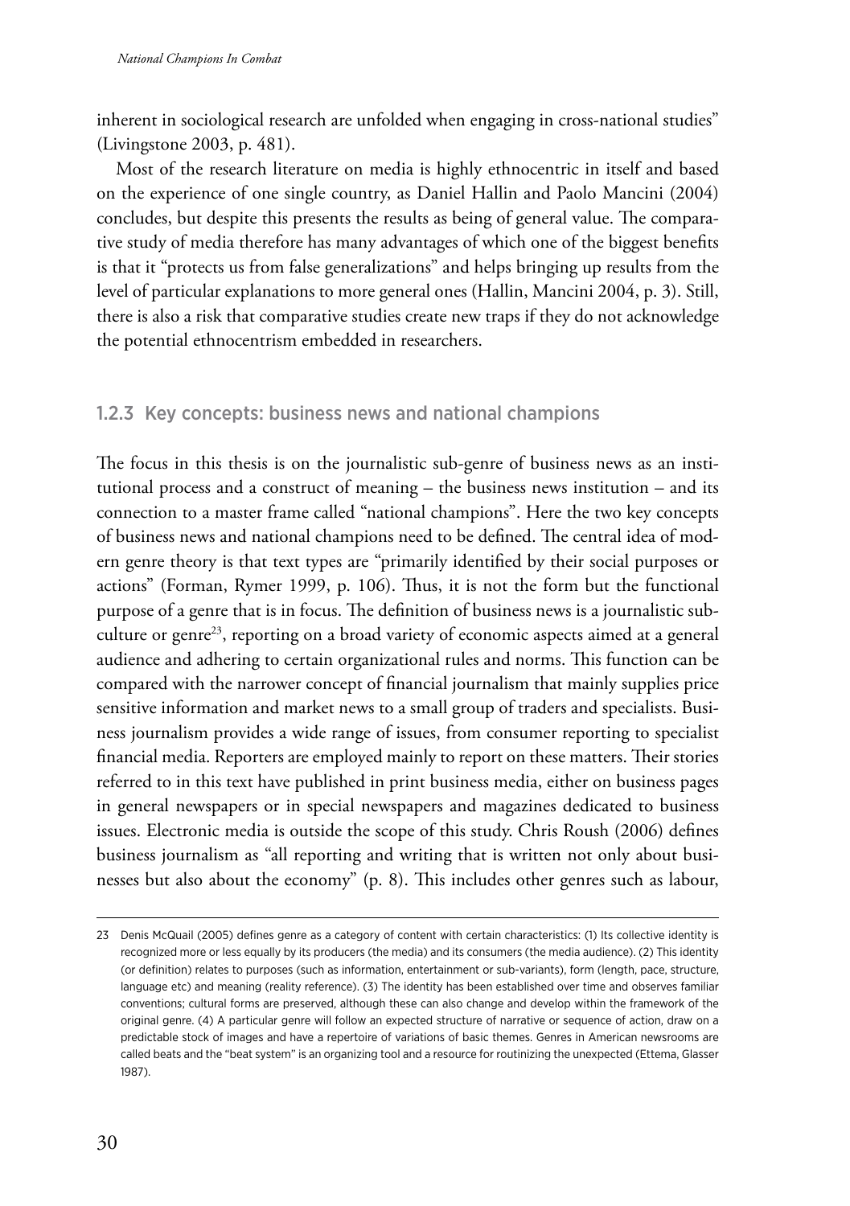inherent in sociological research are unfolded when engaging in cross-national studies" (Livingstone 2003, p. 481).

Most of the research literature on media is highly ethnocentric in itself and based on the experience of one single country, as Daniel Hallin and Paolo Mancini (2004) concludes, but despite this presents the results as being of general value. The comparative study of media therefore has many advantages of which one of the biggest benefits is that it "protects us from false generalizations" and helps bringing up results from the level of particular explanations to more general ones (Hallin, Mancini 2004, p. 3). Still, there is also a risk that comparative studies create new traps if they do not acknowledge the potential ethnocentrism embedded in researchers.

### 1.2.3 Key concepts: business news and national champions

The focus in this thesis is on the journalistic sub-genre of business news as an institutional process and a construct of meaning – the business news institution – and its connection to a master frame called "national champions". Here the two key concepts of business news and national champions need to be defined. The central idea of modern genre theory is that text types are "primarily identified by their social purposes or actions" (Forman, Rymer 1999, p. 106). Thus, it is not the form but the functional purpose of a genre that is in focus. The definition of business news is a journalistic subculture or genre[23], reporting on a broad variety of economic aspects aimed at a general audience and adhering to certain organizational rules and norms. This function can be compared with the narrower concept of financial journalism that mainly supplies price sensitive information and market news to a small group of traders and specialists. Business journalism provides a wide range of issues, from consumer reporting to specialist financial media. Reporters are employed mainly to report on these matters. Their stories referred to in this text have published in print business media, either on business pages in general newspapers or in special newspapers and magazines dedicated to business issues. Electronic media is outside the scope of this study. Chris Roush (2006) defines business journalism as "all reporting and writing that is written not only about businesses but also about the economy" (p. 8). This includes other genres such as labour,

---

23 Denis McQuail (2005) defines genre as a category of content with certain characteristics: (1) Its collective identity is recognized more or less equally by its producers (the media) and its consumers (the media audience). (2) This identity (or definition) relates to purposes (such as information, entertainment or sub-variants), form (length, pace, structure, language etc) and meaning (reality reference). (3) The identity has been established over time and observes familiar conventions; cultural forms are preserved, although these can also change and develop within the framework of the original genre. (4) A particular genre will follow an expected structure of narrative or sequence of action, draw on a predictable stock of images and have a repertoire of variations of basic themes. Genres in American newsrooms are called beats and the "beat system" is an organizing tool and a resource for routinizing the unexpected (Ettema, Glasser 1987).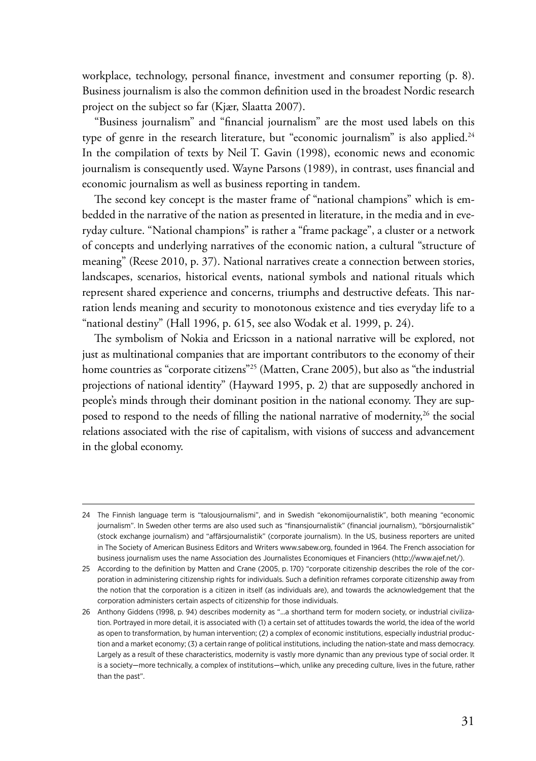workplace, technology, personal finance, investment and consumer reporting (p. 8). Business journalism is also the common definition used in the broadest Nordic research project on the subject so far (Kjær, Slaatta 2007).

"Business journalism" and "financial journalism" are the most used labels on this type of genre in the research literature, but "economic journalism" is also applied.[24] In the compilation of texts by Neil T. Gavin (1998), economic news and economic journalism is consequently used. Wayne Parsons (1989), in contrast, uses financial and economic journalism as well as business reporting in tandem.

The second key concept is the master frame of "national champions" which is embedded in the narrative of the nation as presented in literature, in the media and in everyday culture. "National champions" is rather a "frame package", a cluster or a network of concepts and underlying narratives of the economic nation, a cultural "structure of meaning" (Reese 2010, p. 37). National narratives create a connection between stories, landscapes, scenarios, historical events, national symbols and national rituals which represent shared experience and concerns, triumphs and destructive defeats. This narration lends meaning and security to monotonous existence and ties everyday life to a "national destiny" (Hall 1996, p. 615, see also Wodak et al. 1999, p. 24).

The symbolism of Nokia and Ericsson in a national narrative will be explored, not just as multinational companies that are important contributors to the economy of their home countries as "corporate citizens"[25] (Matten, Crane 2005), but also as "the industrial projections of national identity" (Hayward 1995, p. 2) that are supposedly anchored in people's minds through their dominant position in the national economy. They are supposed to respond to the needs of filling the national narrative of modernity,[26] the social relations associated with the rise of capitalism, with visions of success and advancement in the global economy.

---

24 The Finnish language term is "talousjournalismi", and in Swedish "ekonomijournalistik", both meaning "economic journalism". In Sweden other terms are also used such as "finansjournalistik" (financial journalism), "börsjournalistik" (stock exchange journalism) and "affärsjournalistik" (corporate journalism). In the US, business reporters are united in The Society of American Business Editors and Writers www.sabew.org, founded in 1964. The French association for business journalism uses the name Association des Journalistes Economiques et Financiers (http://www.ajef.net/).

25 According to the definition by Matten and Crane (2005, p. 170) "corporate citizenship describes the role of the corporation in administering citizenship rights for individuals. Such a definition reframes corporate citizenship away from the notion that the corporation is a citizen in itself (as individuals are), and towards the acknowledgement that the corporation administers certain aspects of citizenship for those individuals.

26 Anthony Giddens (1998, p. 94) describes modernity as "…a shorthand term for modern society, or industrial civilization. Portrayed in more detail, it is associated with (1) a certain set of attitudes towards the world, the idea of the world as open to transformation, by human intervention; (2) a complex of economic institutions, especially industrial production and a market economy; (3) a certain range of political institutions, including the nation-state and mass democracy. Largely as a result of these characteristics, modernity is vastly more dynamic than any previous type of social order. It is a society—more technically, a complex of institutions—which, unlike any preceding culture, lives in the future, rather than the past".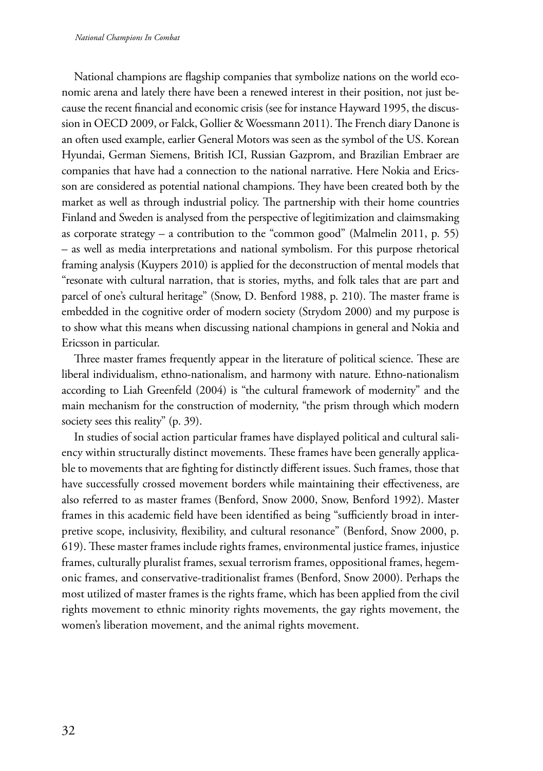National champions are flagship companies that symbolize nations on the world economic arena and lately there have been a renewed interest in their position, not just because the recent financial and economic crisis (see for instance Hayward 1995, the discussion in OECD 2009, or Falck, Gollier & Woessmann 2011). The French diary Danone is an often used example, earlier General Motors was seen as the symbol of the US. Korean Hyundai, German Siemens, British ICI, Russian Gazprom, and Brazilian Embraer are companies that have had a connection to the national narrative. Here Nokia and Ericsson are considered as potential national champions. They have been created both by the market as well as through industrial policy. The partnership with their home countries Finland and Sweden is analysed from the perspective of legitimization and claimsmaking as corporate strategy – a contribution to the "common good" (Malmelin 2011, p. 55) – as well as media interpretations and national symbolism. For this purpose rhetorical framing analysis (Kuypers 2010) is applied for the deconstruction of mental models that "resonate with cultural narration, that is stories, myths, and folk tales that are part and parcel of one's cultural heritage" (Snow, D. Benford 1988, p. 210). The master frame is embedded in the cognitive order of modern society (Strydom 2000) and my purpose is to show what this means when discussing national champions in general and Nokia and Ericsson in particular.

Three master frames frequently appear in the literature of political science. These are liberal individualism, ethno-nationalism, and harmony with nature. Ethno-nationalism according to Liah Greenfeld (2004) is "the cultural framework of modernity" and the main mechanism for the construction of modernity, "the prism through which modern society sees this reality" (p. 39).

In studies of social action particular frames have displayed political and cultural saliency within structurally distinct movements. These frames have been generally applicable to movements that are fighting for distinctly different issues. Such frames, those that have successfully crossed movement borders while maintaining their effectiveness, are also referred to as master frames (Benford, Snow 2000, Snow, Benford 1992). Master frames in this academic field have been identified as being "sufficiently broad in interpretive scope, inclusivity, flexibility, and cultural resonance" (Benford, Snow 2000, p. 619). These master frames include rights frames, environmental justice frames, injustice frames, culturally pluralist frames, sexual terrorism frames, oppositional frames, hegemonic frames, and conservative-traditionalist frames (Benford, Snow 2000). Perhaps the most utilized of master frames is the rights frame, which has been applied from the civil rights movement to ethnic minority rights movements, the gay rights movement, the women's liberation movement, and the animal rights movement.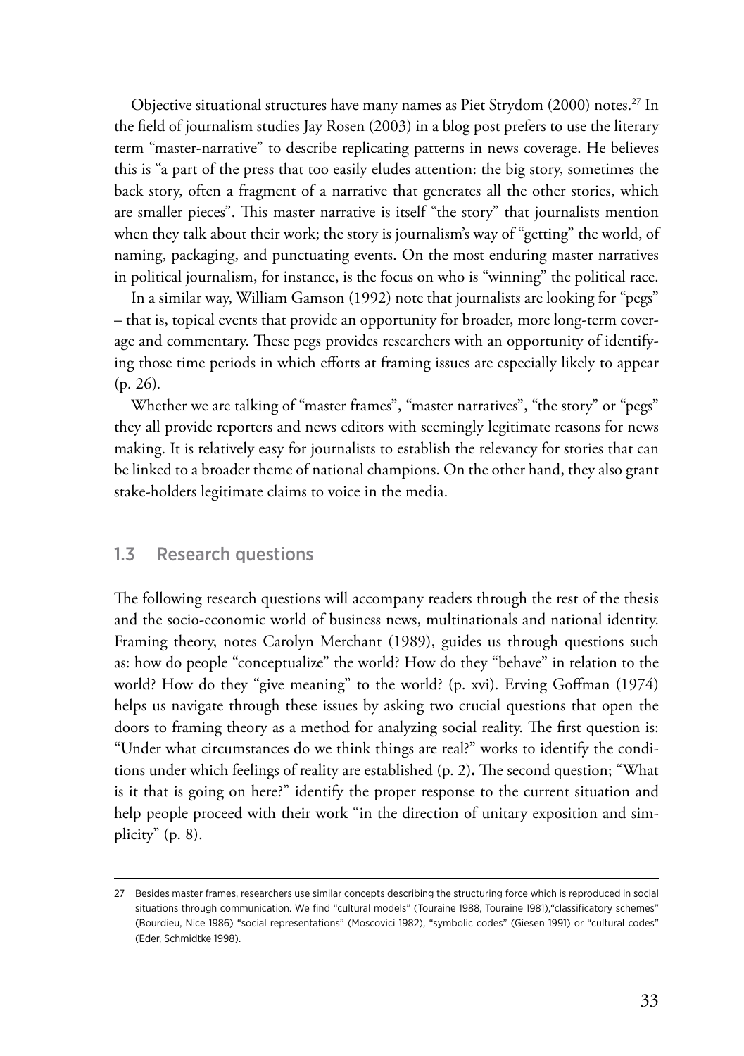Objective situational structures have many names as Piet Strydom (2000) notes.[27] In the field of journalism studies Jay Rosen (2003) in a blog post prefers to use the literary term "master-narrative" to describe replicating patterns in news coverage. He believes this is "a part of the press that too easily eludes attention: the big story, sometimes the back story, often a fragment of a narrative that generates all the other stories, which are smaller pieces". This master narrative is itself "the story" that journalists mention when they talk about their work; the story is journalism's way of "getting" the world, of naming, packaging, and punctuating events. On the most enduring master narratives in political journalism, for instance, is the focus on who is "winning" the political race.

In a similar way, William Gamson (1992) note that journalists are looking for "pegs" – that is, topical events that provide an opportunity for broader, more long-term coverage and commentary. These pegs provides researchers with an opportunity of identifying those time periods in which efforts at framing issues are especially likely to appear (p. 26).

Whether we are talking of "master frames", "master narratives", "the story" or "pegs" they all provide reporters and news editors with seemingly legitimate reasons for news making. It is relatively easy for journalists to establish the relevancy for stories that can be linked to a broader theme of national champions. On the other hand, they also grant stake-holders legitimate claims to voice in the media.

## 1.3 Research questions

The following research questions will accompany readers through the rest of the thesis and the socio-economic world of business news, multinationals and national identity. Framing theory, notes Carolyn Merchant (1989), guides us through questions such as: how do people "conceptualize" the world? How do they "behave" in relation to the world? How do they "give meaning" to the world? (p. xvi). Erving Goffman (1974) helps us navigate through these issues by asking two crucial questions that open the doors to framing theory as a method for analyzing social reality. The first question is: "Under what circumstances do we think things are real?" works to identify the conditions under which feelings of reality are established (p. 2)**.** The second question; "What is it that is going on here?" identify the proper response to the current situation and help people proceed with their work "in the direction of unitary exposition and simplicity" (p. 8).

---

27 Besides master frames, researchers use similar concepts describing the structuring force which is reproduced in social situations through communication. We find "cultural models" (Touraine 1988, Touraine 1981),"classificatory schemes" (Bourdieu, Nice 1986) "social representations" (Moscovici 1982), "symbolic codes" (Giesen 1991) or "cultural codes" (Eder, Schmidtke 1998).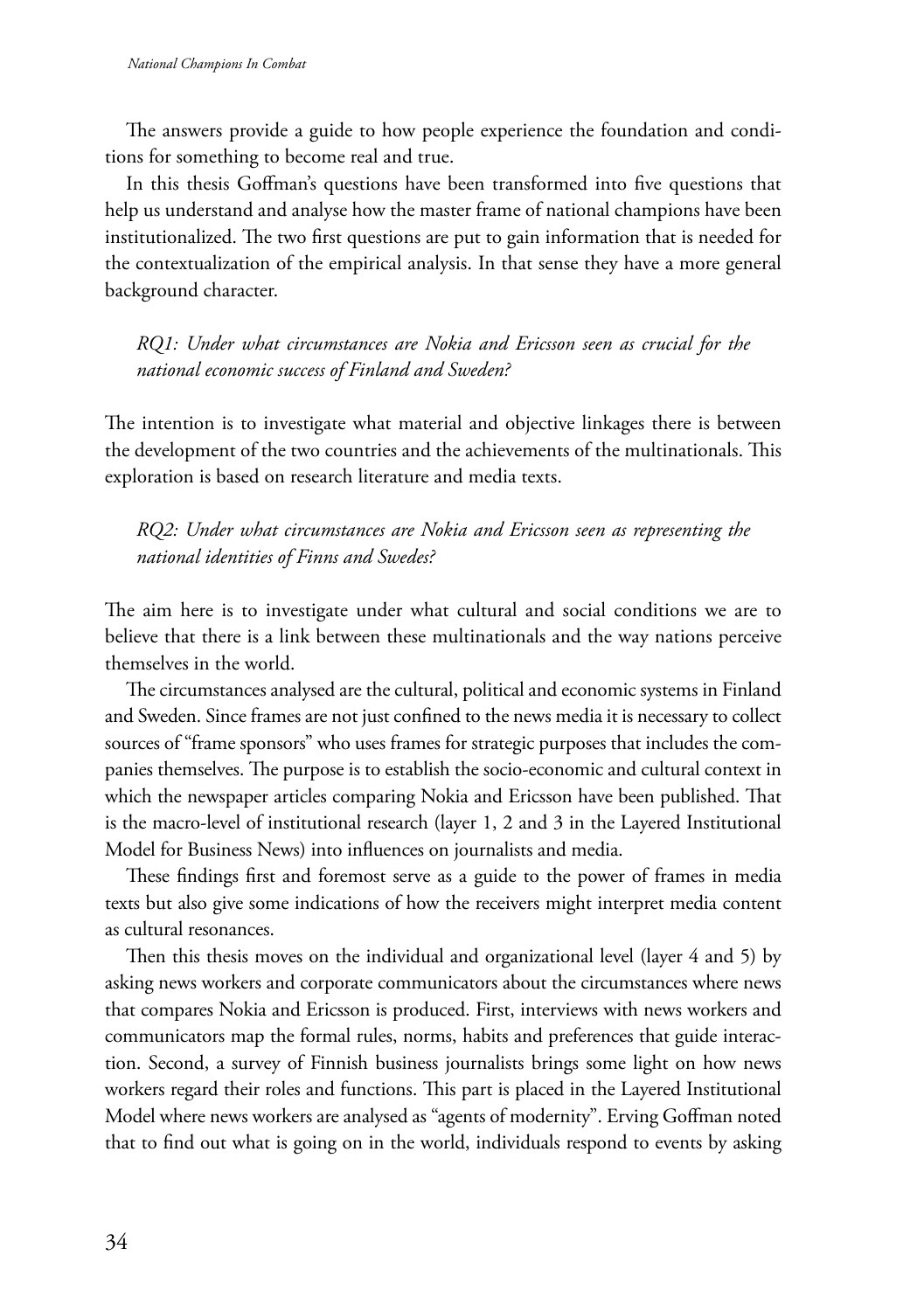The answers provide a guide to how people experience the foundation and conditions for something to become real and true.

In this thesis Goffman's questions have been transformed into five questions that help us understand and analyse how the master frame of national champions have been institutionalized. The two first questions are put to gain information that is needed for the contextualization of the empirical analysis. In that sense they have a more general background character.

> *RQ1: Under what circumstances are Nokia and Ericsson seen as crucial for the national economic success of Finland and Sweden?*

The intention is to investigate what material and objective linkages there is between the development of the two countries and the achievements of the multinationals. This exploration is based on research literature and media texts.

> *RQ2: Under what circumstances are Nokia and Ericsson seen as representing the national identities of Finns and Swedes?*

The aim here is to investigate under what cultural and social conditions we are to believe that there is a link between these multinationals and the way nations perceive themselves in the world.

The circumstances analysed are the cultural, political and economic systems in Finland and Sweden. Since frames are not just confined to the news media it is necessary to collect sources of "frame sponsors" who uses frames for strategic purposes that includes the companies themselves. The purpose is to establish the socio-economic and cultural context in which the newspaper articles comparing Nokia and Ericsson have been published. That is the macro-level of institutional research (layer 1, 2 and 3 in the Layered Institutional Model for Business News) into influences on journalists and media.

These findings first and foremost serve as a guide to the power of frames in media texts but also give some indications of how the receivers might interpret media content as cultural resonances.

Then this thesis moves on the individual and organizational level (layer 4 and 5) by asking news workers and corporate communicators about the circumstances where news that compares Nokia and Ericsson is produced. First, interviews with news workers and communicators map the formal rules, norms, habits and preferences that guide interaction. Second, a survey of Finnish business journalists brings some light on how news workers regard their roles and functions. This part is placed in the Layered Institutional Model where news workers are analysed as "agents of modernity". Erving Goffman noted that to find out what is going on in the world, individuals respond to events by asking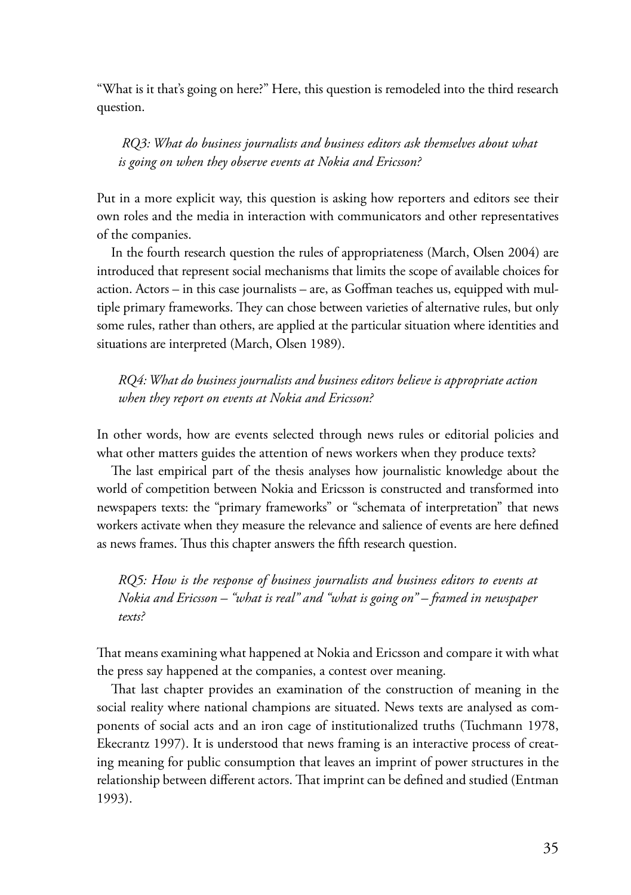"What is it that's going on here?" Here, this question is remodeled into the third research question.

> *RQ3: What do business journalists and business editors ask themselves about what is going on when they observe events at Nokia and Ericsson?*

Put in a more explicit way, this question is asking how reporters and editors see their own roles and the media in interaction with communicators and other representatives of the companies.

In the fourth research question the rules of appropriateness (March, Olsen 2004) are introduced that represent social mechanisms that limits the scope of available choices for action. Actors – in this case journalists – are, as Goffman teaches us, equipped with multiple primary frameworks. They can chose between varieties of alternative rules, but only some rules, rather than others, are applied at the particular situation where identities and situations are interpreted (March, Olsen 1989).

> *RQ4: What do business journalists and business editors believe is appropriate action when they report on events at Nokia and Ericsson?*

In other words, how are events selected through news rules or editorial policies and what other matters guides the attention of news workers when they produce texts?

The last empirical part of the thesis analyses how journalistic knowledge about the world of competition between Nokia and Ericsson is constructed and transformed into newspapers texts: the "primary frameworks" or "schemata of interpretation" that news workers activate when they measure the relevance and salience of events are here defined as news frames. Thus this chapter answers the fifth research question.

> *RQ5: How is the response of business journalists and business editors to events at Nokia and Ericsson – "what is real" and "what is going on" – framed in newspaper texts?*

That means examining what happened at Nokia and Ericsson and compare it with what the press say happened at the companies, a contest over meaning.

That last chapter provides an examination of the construction of meaning in the social reality where national champions are situated. News texts are analysed as components of social acts and an iron cage of institutionalized truths (Tuchmann 1978, Ekecrantz 1997). It is understood that news framing is an interactive process of creating meaning for public consumption that leaves an imprint of power structures in the relationship between different actors. That imprint can be defined and studied (Entman 1993).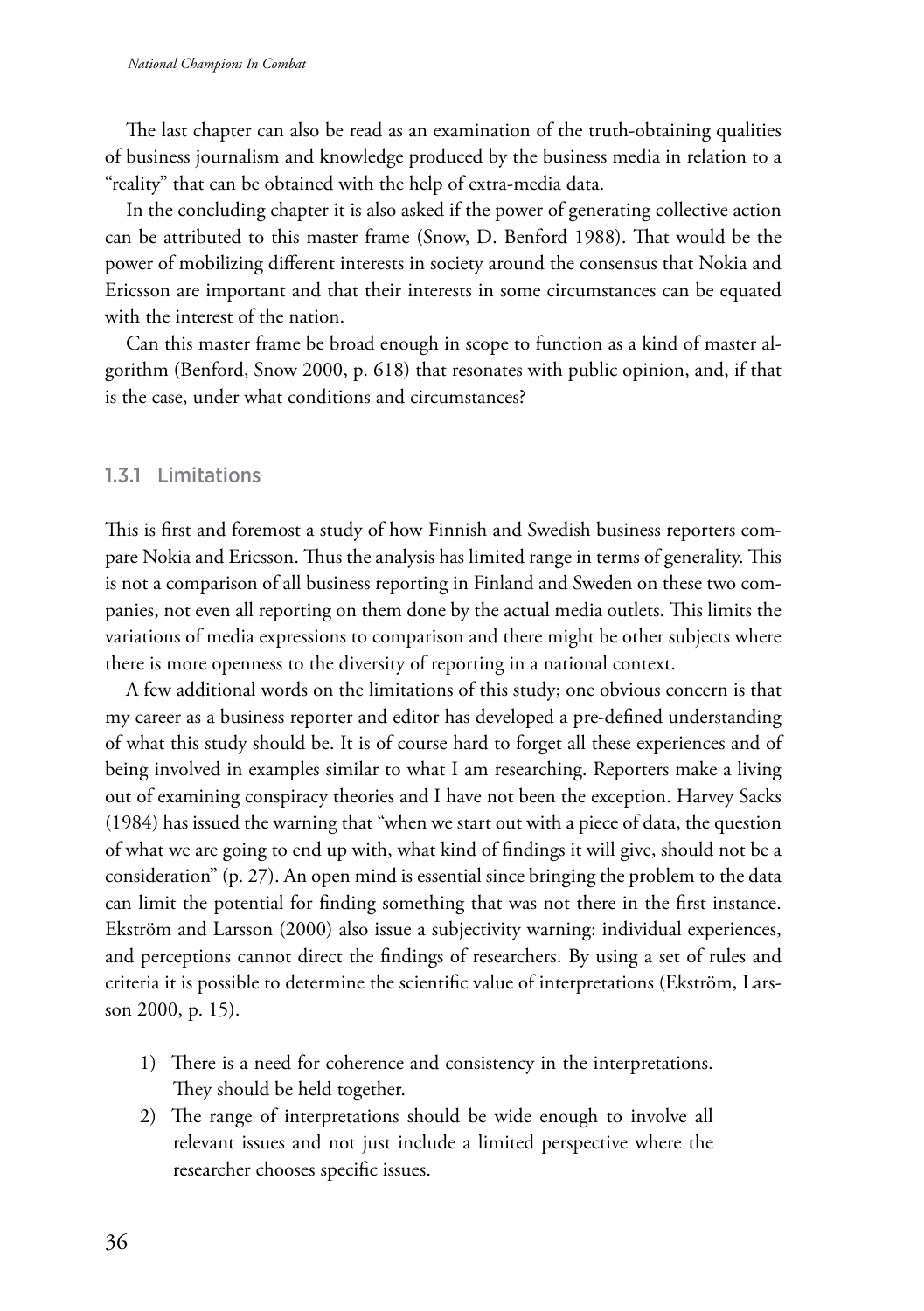The last chapter can also be read as an examination of the truth-obtaining qualities of business journalism and knowledge produced by the business media in relation to a "reality" that can be obtained with the help of extra-media data.

In the concluding chapter it is also asked if the power of generating collective action can be attributed to this master frame (Snow, D. Benford 1988). That would be the power of mobilizing different interests in society around the consensus that Nokia and Ericsson are important and that their interests in some circumstances can be equated with the interest of the nation.

Can this master frame be broad enough in scope to function as a kind of master algorithm (Benford, Snow 2000, p. 618) that resonates with public opinion, and, if that is the case, under what conditions and circumstances?

### 1.3.1 Limitations

This is first and foremost a study of how Finnish and Swedish business reporters compare Nokia and Ericsson. Thus the analysis has limited range in terms of generality. This is not a comparison of all business reporting in Finland and Sweden on these two companies, not even all reporting on them done by the actual media outlets. This limits the variations of media expressions to comparison and there might be other subjects where there is more openness to the diversity of reporting in a national context.

A few additional words on the limitations of this study; one obvious concern is that my career as a business reporter and editor has developed a pre-defined understanding of what this study should be. It is of course hard to forget all these experiences and of being involved in examples similar to what I am researching. Reporters make a living out of examining conspiracy theories and I have not been the exception. Harvey Sacks (1984) has issued the warning that "when we start out with a piece of data, the question of what we are going to end up with, what kind of findings it will give, should not be a consideration" (p. 27). An open mind is essential since bringing the problem to the data can limit the potential for finding something that was not there in the first instance. Ekström and Larsson (2000) also issue a subjectivity warning: individual experiences, and perceptions cannot direct the findings of researchers. By using a set of rules and criteria it is possible to determine the scientific value of interpretations (Ekström, Larsson 2000, p. 15).

1) There is a need for coherence and consistency in the interpretations. They should be held together.
2) The range of interpretations should be wide enough to involve all relevant issues and not just include a limited perspective where the researcher chooses specific issues.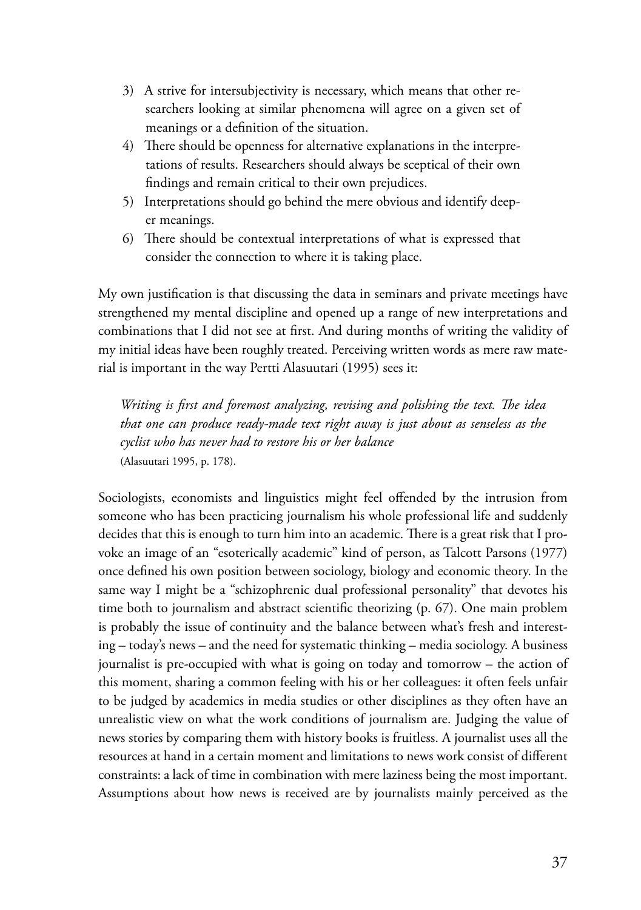3) A strive for intersubjectivity is necessary, which means that other researchers looking at similar phenomena will agree on a given set of meanings or a definition of the situation.
4) There should be openness for alternative explanations in the interpretations of results. Researchers should always be sceptical of their own findings and remain critical to their own prejudices.
5) Interpretations should go behind the mere obvious and identify deeper meanings.
6) There should be contextual interpretations of what is expressed that consider the connection to where it is taking place.

My own justification is that discussing the data in seminars and private meetings have strengthened my mental discipline and opened up a range of new interpretations and combinations that I did not see at first. And during months of writing the validity of my initial ideas have been roughly treated. Perceiving written words as mere raw material is important in the way Pertti Alasuutari (1995) sees it:

> *Writing is first and foremost analyzing, revising and polishing the text. The idea that one can produce ready-made text right away is just about as senseless as the cyclist who has never had to restore his or her balance*
> (Alasuutari 1995, p. 178).

Sociologists, economists and linguistics might feel offended by the intrusion from someone who has been practicing journalism his whole professional life and suddenly decides that this is enough to turn him into an academic. There is a great risk that I provoke an image of an "esoterically academic" kind of person, as Talcott Parsons (1977) once defined his own position between sociology, biology and economic theory. In the same way I might be a "schizophrenic dual professional personality" that devotes his time both to journalism and abstract scientific theorizing (p. 67). One main problem is probably the issue of continuity and the balance between what's fresh and interesting – today's news – and the need for systematic thinking – media sociology. A business journalist is pre-occupied with what is going on today and tomorrow – the action of this moment, sharing a common feeling with his or her colleagues: it often feels unfair to be judged by academics in media studies or other disciplines as they often have an unrealistic view on what the work conditions of journalism are. Judging the value of news stories by comparing them with history books is fruitless. A journalist uses all the resources at hand in a certain moment and limitations to news work consist of different constraints: a lack of time in combination with mere laziness being the most important. Assumptions about how news is received are by journalists mainly perceived as the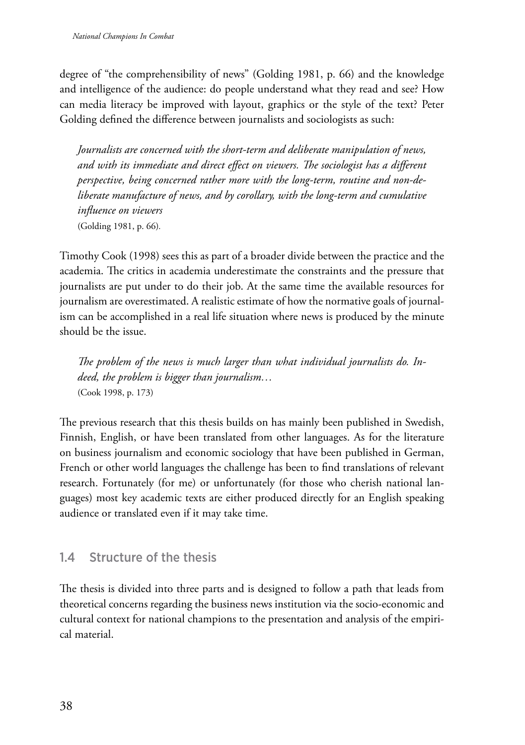degree of "the comprehensibility of news" (Golding 1981, p. 66) and the knowledge and intelligence of the audience: do people understand what they read and see? How can media literacy be improved with layout, graphics or the style of the text? Peter Golding defined the difference between journalists and sociologists as such:

> *Journalists are concerned with the short-term and deliberate manipulation of news, and with its immediate and direct effect on viewers. The sociologist has a different perspective, being concerned rather more with the long-term, routine and non-deliberate manufacture of news, and by corollary, with the long-term and cumulative influence on viewers*
> (Golding 1981, p. 66).

Timothy Cook (1998) sees this as part of a broader divide between the practice and the academia. The critics in academia underestimate the constraints and the pressure that journalists are put under to do their job. At the same time the available resources for journalism are overestimated. A realistic estimate of how the normative goals of journalism can be accomplished in a real life situation where news is produced by the minute should be the issue.

> *The problem of the news is much larger than what individual journalists do. Indeed, the problem is bigger than journalism…*
> (Cook 1998, p. 173)

The previous research that this thesis builds on has mainly been published in Swedish, Finnish, English, or have been translated from other languages. As for the literature on business journalism and economic sociology that have been published in German, French or other world languages the challenge has been to find translations of relevant research. Fortunately (for me) or unfortunately (for those who cherish national languages) most key academic texts are either produced directly for an English speaking audience or translated even if it may take time.

## 1.4 Structure of the thesis

The thesis is divided into three parts and is designed to follow a path that leads from theoretical concerns regarding the business news institution via the socio-economic and cultural context for national champions to the presentation and analysis of the empirical material.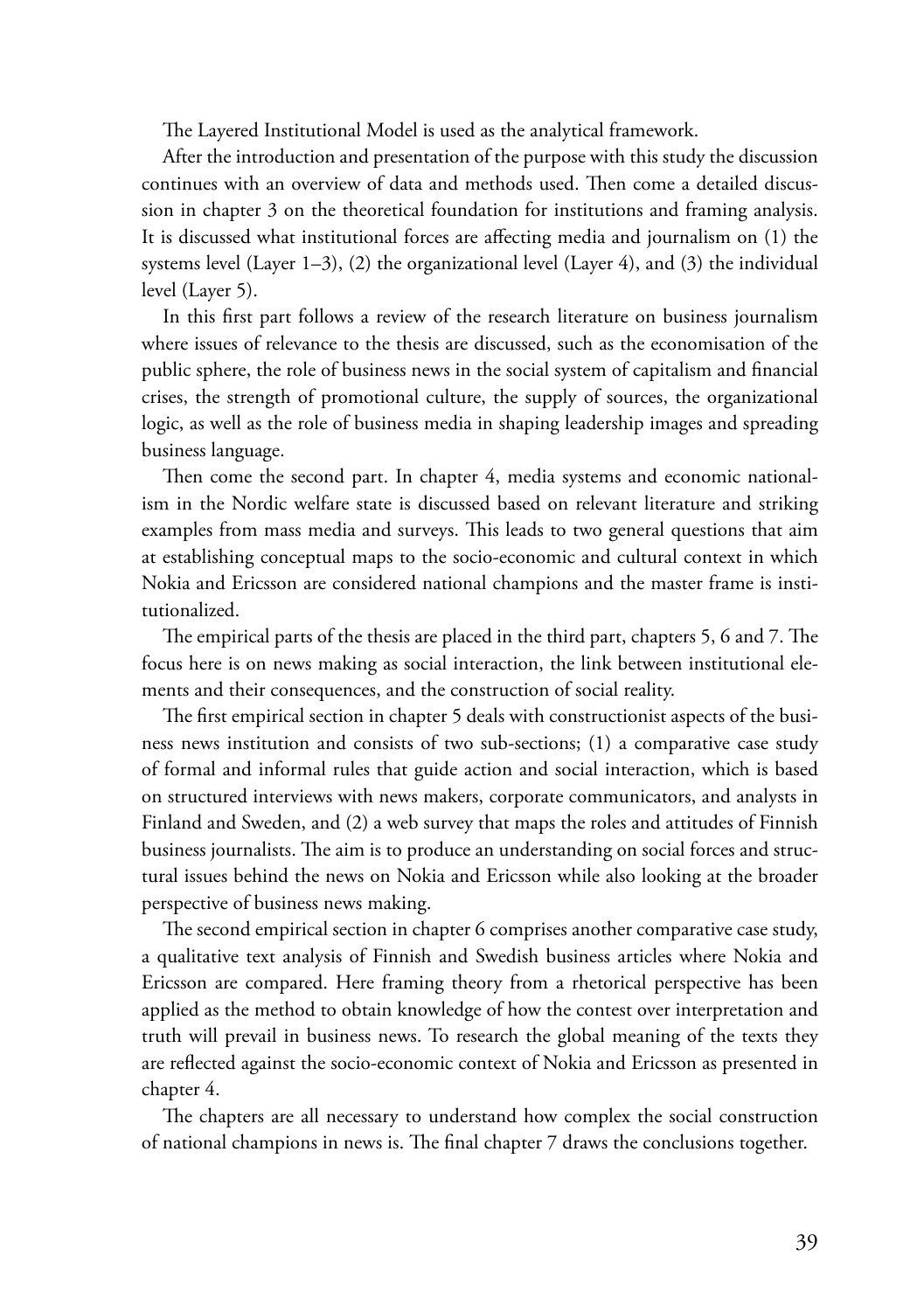The Layered Institutional Model is used as the analytical framework.

After the introduction and presentation of the purpose with this study the discussion continues with an overview of data and methods used. Then come a detailed discussion in chapter 3 on the theoretical foundation for institutions and framing analysis. It is discussed what institutional forces are affecting media and journalism on (1) the systems level (Layer 1–3), (2) the organizational level (Layer 4), and (3) the individual level (Layer 5).

In this first part follows a review of the research literature on business journalism where issues of relevance to the thesis are discussed, such as the economisation of the public sphere, the role of business news in the social system of capitalism and financial crises, the strength of promotional culture, the supply of sources, the organizational logic, as well as the role of business media in shaping leadership images and spreading business language.

Then come the second part. In chapter 4, media systems and economic nationalism in the Nordic welfare state is discussed based on relevant literature and striking examples from mass media and surveys. This leads to two general questions that aim at establishing conceptual maps to the socio-economic and cultural context in which Nokia and Ericsson are considered national champions and the master frame is institutionalized.

The empirical parts of the thesis are placed in the third part, chapters 5, 6 and 7. The focus here is on news making as social interaction, the link between institutional elements and their consequences, and the construction of social reality.

The first empirical section in chapter 5 deals with constructionist aspects of the business news institution and consists of two sub-sections; (1) a comparative case study of formal and informal rules that guide action and social interaction, which is based on structured interviews with news makers, corporate communicators, and analysts in Finland and Sweden, and (2) a web survey that maps the roles and attitudes of Finnish business journalists. The aim is to produce an understanding on social forces and structural issues behind the news on Nokia and Ericsson while also looking at the broader perspective of business news making.

The second empirical section in chapter 6 comprises another comparative case study, a qualitative text analysis of Finnish and Swedish business articles where Nokia and Ericsson are compared. Here framing theory from a rhetorical perspective has been applied as the method to obtain knowledge of how the contest over interpretation and truth will prevail in business news. To research the global meaning of the texts they are reflected against the socio-economic context of Nokia and Ericsson as presented in chapter 4.

The chapters are all necessary to understand how complex the social construction of national champions in news is. The final chapter 7 draws the conclusions together.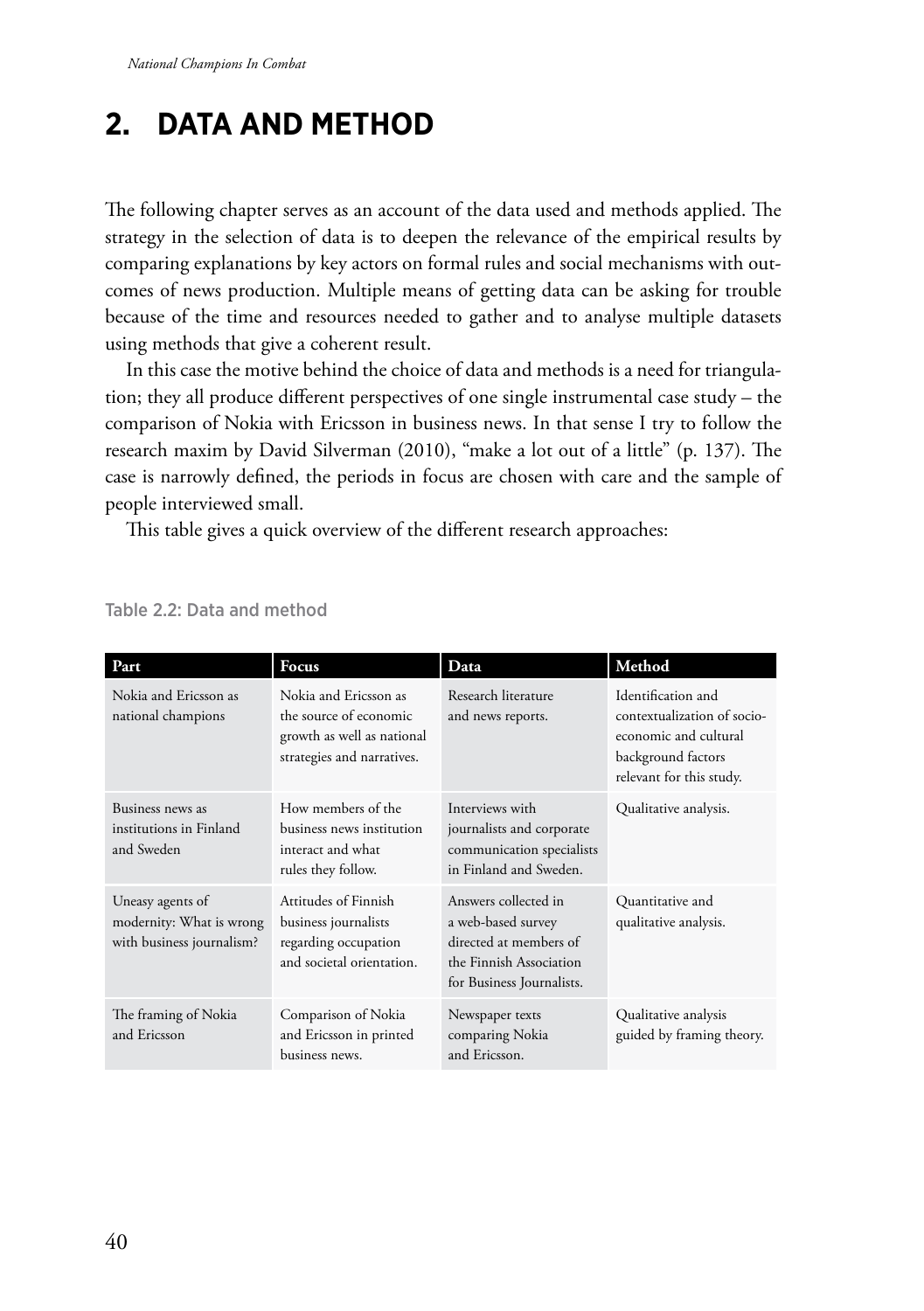# 2. DATA AND METHOD

The following chapter serves as an account of the data used and methods applied. The strategy in the selection of data is to deepen the relevance of the empirical results by comparing explanations by key actors on formal rules and social mechanisms with outcomes of news production. Multiple means of getting data can be asking for trouble because of the time and resources needed to gather and to analyse multiple datasets using methods that give a coherent result.

In this case the motive behind the choice of data and methods is a need for triangulation; they all produce different perspectives of one single instrumental case study – the comparison of Nokia with Ericsson in business news. In that sense I try to follow the research maxim by David Silverman (2010), "make a lot out of a little" (p. 137). The case is narrowly defined, the periods in focus are chosen with care and the sample of people interviewed small.

This table gives a quick overview of the different research approaches:

Table 2.2: Data and method

| Part | Focus | Data | Method |
|---|---|---|---|
| Nokia and Ericsson as national champions | Nokia and Ericsson as the source of economic growth as well as national strategies and narratives. | Research literature and news reports. | Identification and contextualization of socio-economic and cultural background factors relevant for this study. |
| Business news as institutions in Finland and Sweden | How members of the business news institution interact and what rules they follow. | Interviews with journalists and corporate communication specialists in Finland and Sweden. | Qualitative analysis. |
| Uneasy agents of modernity: What is wrong with business journalism? | Attitudes of Finnish business journalists regarding occupation and societal orientation. | Answers collected in a web-based survey directed at members of the Finnish Association for Business Journalists. | Quantitative and qualitative analysis. |
| The framing of Nokia and Ericsson | Comparison of Nokia and Ericsson in printed business news. | Newspaper texts comparing Nokia and Ericsson. | Qualitative analysis guided by framing theory. |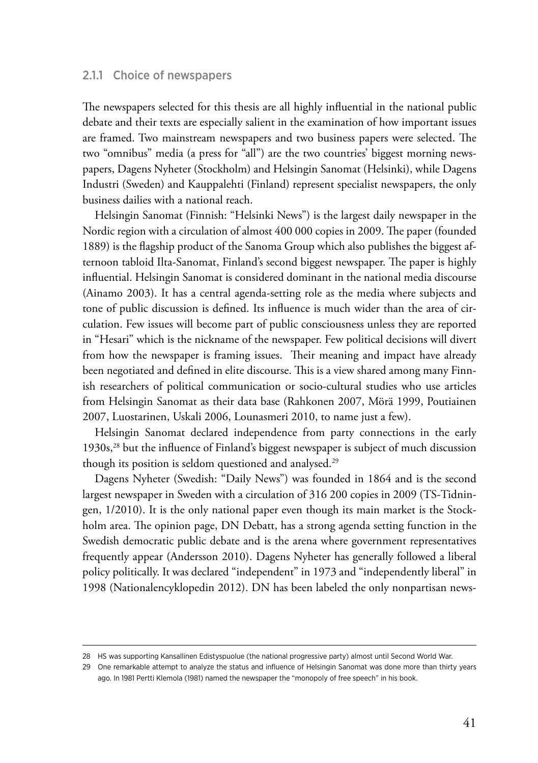### 2.1.1 Choice of newspapers

The newspapers selected for this thesis are all highly influential in the national public debate and their texts are especially salient in the examination of how important issues are framed. Two mainstream newspapers and two business papers were selected. The two "omnibus" media (a press for "all") are the two countries' biggest morning newspapers, Dagens Nyheter (Stockholm) and Helsingin Sanomat (Helsinki), while Dagens Industri (Sweden) and Kauppalehti (Finland) represent specialist newspapers, the only business dailies with a national reach.

Helsingin Sanomat (Finnish: "Helsinki News") is the largest daily newspaper in the Nordic region with a circulation of almost 400 000 copies in 2009. The paper (founded 1889) is the flagship product of the Sanoma Group which also publishes the biggest afternoon tabloid Ilta-Sanomat, Finland's second biggest newspaper. The paper is highly influential. Helsingin Sanomat is considered dominant in the national media discourse (Ainamo 2003). It has a central agenda-setting role as the media where subjects and tone of public discussion is defined. Its influence is much wider than the area of circulation. Few issues will become part of public consciousness unless they are reported in "Hesari" which is the nickname of the newspaper. Few political decisions will divert from how the newspaper is framing issues. Their meaning and impact have already been negotiated and defined in elite discourse. This is a view shared among many Finnish researchers of political communication or socio-cultural studies who use articles from Helsingin Sanomat as their data base (Rahkonen 2007, Mörä 1999, Poutiainen 2007, Luostarinen, Uskali 2006, Lounasmeri 2010, to name just a few).

Helsingin Sanomat declared independence from party connections in the early 1930s,[28] but the influence of Finland's biggest newspaper is subject of much discussion though its position is seldom questioned and analysed.[29]

Dagens Nyheter (Swedish: "Daily News") was founded in 1864 and is the second largest newspaper in Sweden with a circulation of 316 200 copies in 2009 (TS-Tidningen, 1/2010). It is the only national paper even though its main market is the Stockholm area. The opinion page, DN Debatt, has a strong agenda setting function in the Swedish democratic public debate and is the arena where government representatives frequently appear (Andersson 2010). Dagens Nyheter has generally followed a liberal policy politically. It was declared "independent" in 1973 and "independently liberal" in 1998 (Nationalencyklopedin 2012). DN has been labeled the only nonpartisan news-

---

28 HS was supporting Kansallinen Edistyspuolue (the national progressive party) almost until Second World War.

29 One remarkable attempt to analyze the status and influence of Helsingin Sanomat was done more than thirty years ago. In 1981 Pertti Klemola (1981) named the newspaper the "monopoly of free speech" in his book.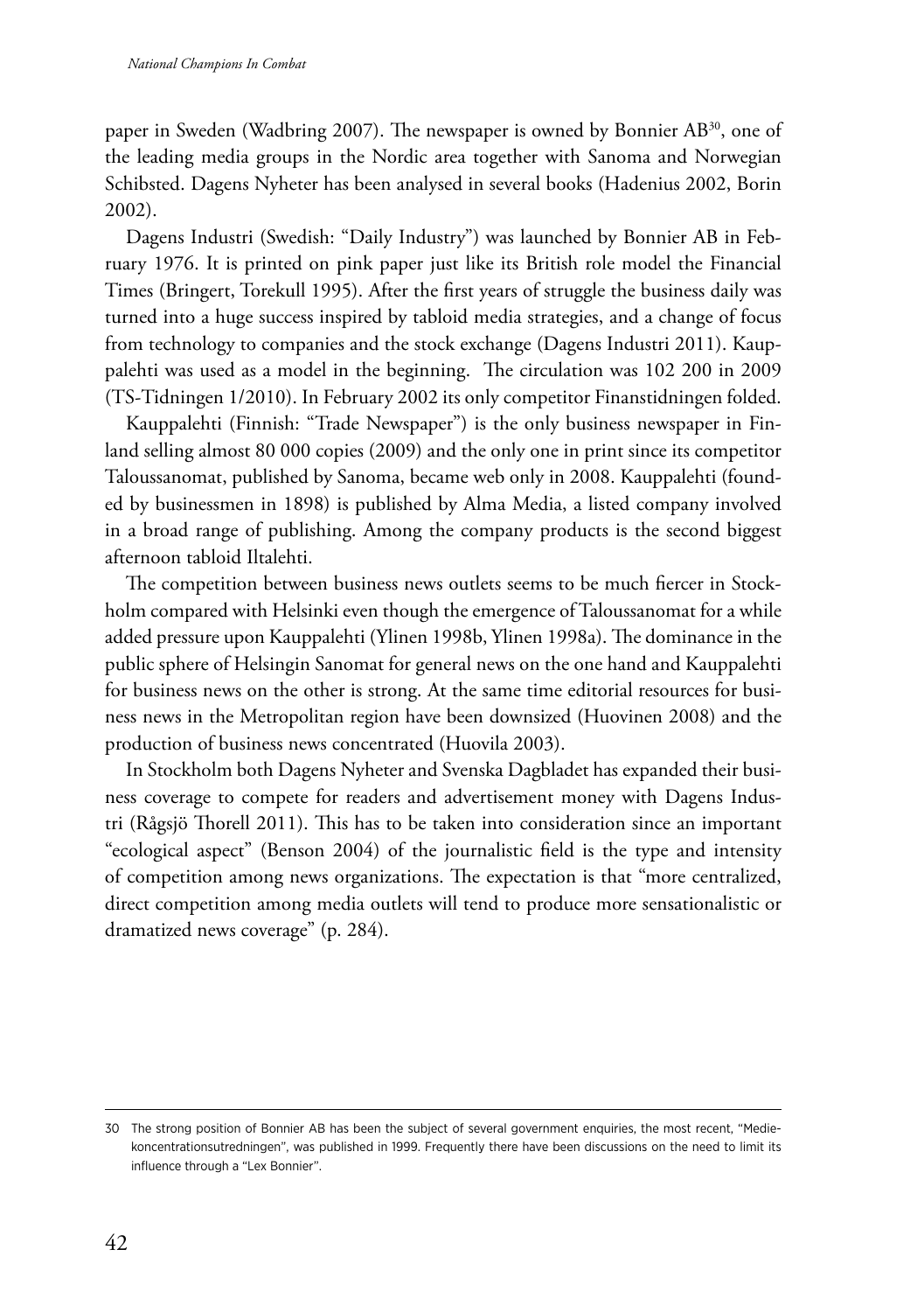paper in Sweden (Wadbring 2007). The newspaper is owned by Bonnier AB[30], one of the leading media groups in the Nordic area together with Sanoma and Norwegian Schibsted. Dagens Nyheter has been analysed in several books (Hadenius 2002, Borin 2002).

Dagens Industri (Swedish: "Daily Industry") was launched by Bonnier AB in February 1976. It is printed on pink paper just like its British role model the Financial Times (Bringert, Torekull 1995). After the first years of struggle the business daily was turned into a huge success inspired by tabloid media strategies, and a change of focus from technology to companies and the stock exchange (Dagens Industri 2011). Kauppalehti was used as a model in the beginning. The circulation was 102 200 in 2009 (TS-Tidningen 1/2010). In February 2002 its only competitor Finanstidningen folded.

Kauppalehti (Finnish: "Trade Newspaper") is the only business newspaper in Finland selling almost 80 000 copies (2009) and the only one in print since its competitor Taloussanomat, published by Sanoma, became web only in 2008. Kauppalehti (founded by businessmen in 1898) is published by Alma Media, a listed company involved in a broad range of publishing. Among the company products is the second biggest afternoon tabloid Iltalehti.

The competition between business news outlets seems to be much fiercer in Stockholm compared with Helsinki even though the emergence of Taloussanomat for a while added pressure upon Kauppalehti (Ylinen 1998b, Ylinen 1998a). The dominance in the public sphere of Helsingin Sanomat for general news on the one hand and Kauppalehti for business news on the other is strong. At the same time editorial resources for business news in the Metropolitan region have been downsized (Huovinen 2008) and the production of business news concentrated (Huovila 2003).

In Stockholm both Dagens Nyheter and Svenska Dagbladet has expanded their business coverage to compete for readers and advertisement money with Dagens Industri (Rågsjö Thorell 2011). This has to be taken into consideration since an important "ecological aspect" (Benson 2004) of the journalistic field is the type and intensity of competition among news organizations. The expectation is that "more centralized, direct competition among media outlets will tend to produce more sensationalistic or dramatized news coverage" (p. 284).

---

30 The strong position of Bonnier AB has been the subject of several government enquiries, the most recent, "Mediekoncentrationsutredningen", was published in 1999. Frequently there have been discussions on the need to limit its influence through a "Lex Bonnier".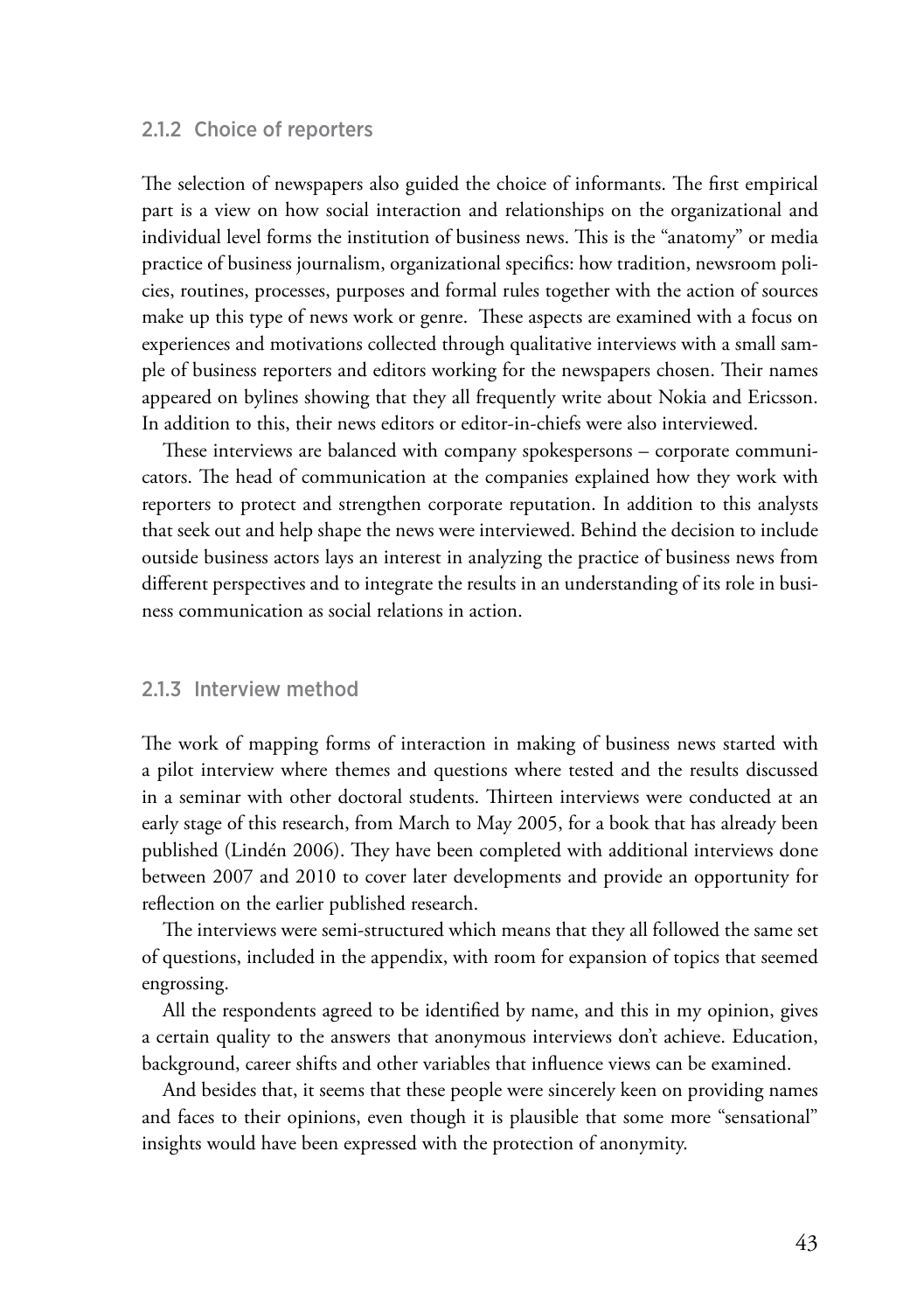### 2.1.2 Choice of reporters

The selection of newspapers also guided the choice of informants. The first empirical part is a view on how social interaction and relationships on the organizational and individual level forms the institution of business news. This is the "anatomy" or media practice of business journalism, organizational specifics: how tradition, newsroom policies, routines, processes, purposes and formal rules together with the action of sources make up this type of news work or genre. These aspects are examined with a focus on experiences and motivations collected through qualitative interviews with a small sample of business reporters and editors working for the newspapers chosen. Their names appeared on bylines showing that they all frequently write about Nokia and Ericsson. In addition to this, their news editors or editor-in-chiefs were also interviewed.

These interviews are balanced with company spokespersons – corporate communicators. The head of communication at the companies explained how they work with reporters to protect and strengthen corporate reputation. In addition to this analysts that seek out and help shape the news were interviewed. Behind the decision to include outside business actors lays an interest in analyzing the practice of business news from different perspectives and to integrate the results in an understanding of its role in business communication as social relations in action.

### 2.1.3 Interview method

The work of mapping forms of interaction in making of business news started with a pilot interview where themes and questions where tested and the results discussed in a seminar with other doctoral students. Thirteen interviews were conducted at an early stage of this research, from March to May 2005, for a book that has already been published (Lindén 2006). They have been completed with additional interviews done between 2007 and 2010 to cover later developments and provide an opportunity for reflection on the earlier published research.

The interviews were semi-structured which means that they all followed the same set of questions, included in the appendix, with room for expansion of topics that seemed engrossing.

All the respondents agreed to be identified by name, and this in my opinion, gives a certain quality to the answers that anonymous interviews don't achieve. Education, background, career shifts and other variables that influence views can be examined.

And besides that, it seems that these people were sincerely keen on providing names and faces to their opinions, even though it is plausible that some more "sensational" insights would have been expressed with the protection of anonymity.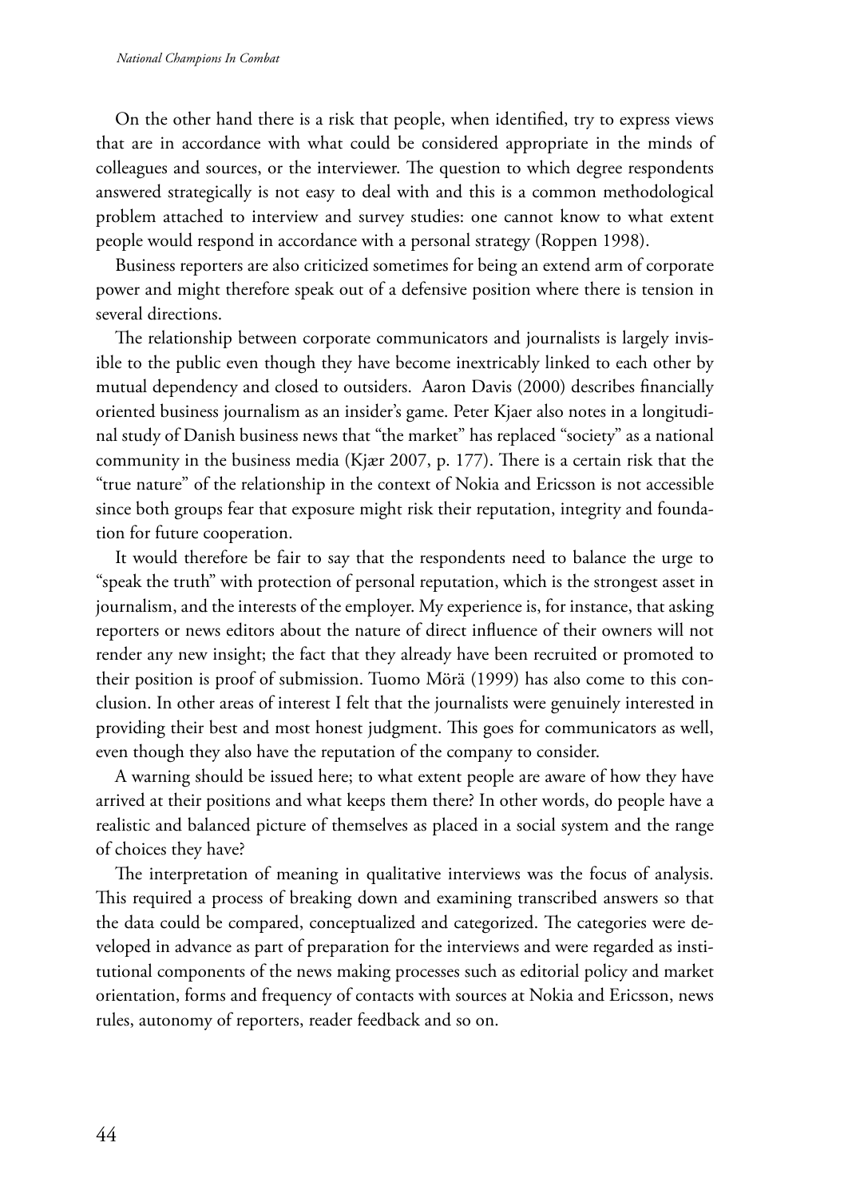On the other hand there is a risk that people, when identified, try to express views that are in accordance with what could be considered appropriate in the minds of colleagues and sources, or the interviewer. The question to which degree respondents answered strategically is not easy to deal with and this is a common methodological problem attached to interview and survey studies: one cannot know to what extent people would respond in accordance with a personal strategy (Roppen 1998).

Business reporters are also criticized sometimes for being an extend arm of corporate power and might therefore speak out of a defensive position where there is tension in several directions.

The relationship between corporate communicators and journalists is largely invisible to the public even though they have become inextricably linked to each other by mutual dependency and closed to outsiders. Aaron Davis (2000) describes financially oriented business journalism as an insider's game. Peter Kjaer also notes in a longitudinal study of Danish business news that "the market" has replaced "society" as a national community in the business media (Kjær 2007, p. 177). There is a certain risk that the "true nature" of the relationship in the context of Nokia and Ericsson is not accessible since both groups fear that exposure might risk their reputation, integrity and foundation for future cooperation.

It would therefore be fair to say that the respondents need to balance the urge to "speak the truth" with protection of personal reputation, which is the strongest asset in journalism, and the interests of the employer. My experience is, for instance, that asking reporters or news editors about the nature of direct influence of their owners will not render any new insight; the fact that they already have been recruited or promoted to their position is proof of submission. Tuomo Mörä (1999) has also come to this conclusion. In other areas of interest I felt that the journalists were genuinely interested in providing their best and most honest judgment. This goes for communicators as well, even though they also have the reputation of the company to consider.

A warning should be issued here; to what extent people are aware of how they have arrived at their positions and what keeps them there? In other words, do people have a realistic and balanced picture of themselves as placed in a social system and the range of choices they have?

The interpretation of meaning in qualitative interviews was the focus of analysis. This required a process of breaking down and examining transcribed answers so that the data could be compared, conceptualized and categorized. The categories were developed in advance as part of preparation for the interviews and were regarded as institutional components of the news making processes such as editorial policy and market orientation, forms and frequency of contacts with sources at Nokia and Ericsson, news rules, autonomy of reporters, reader feedback and so on.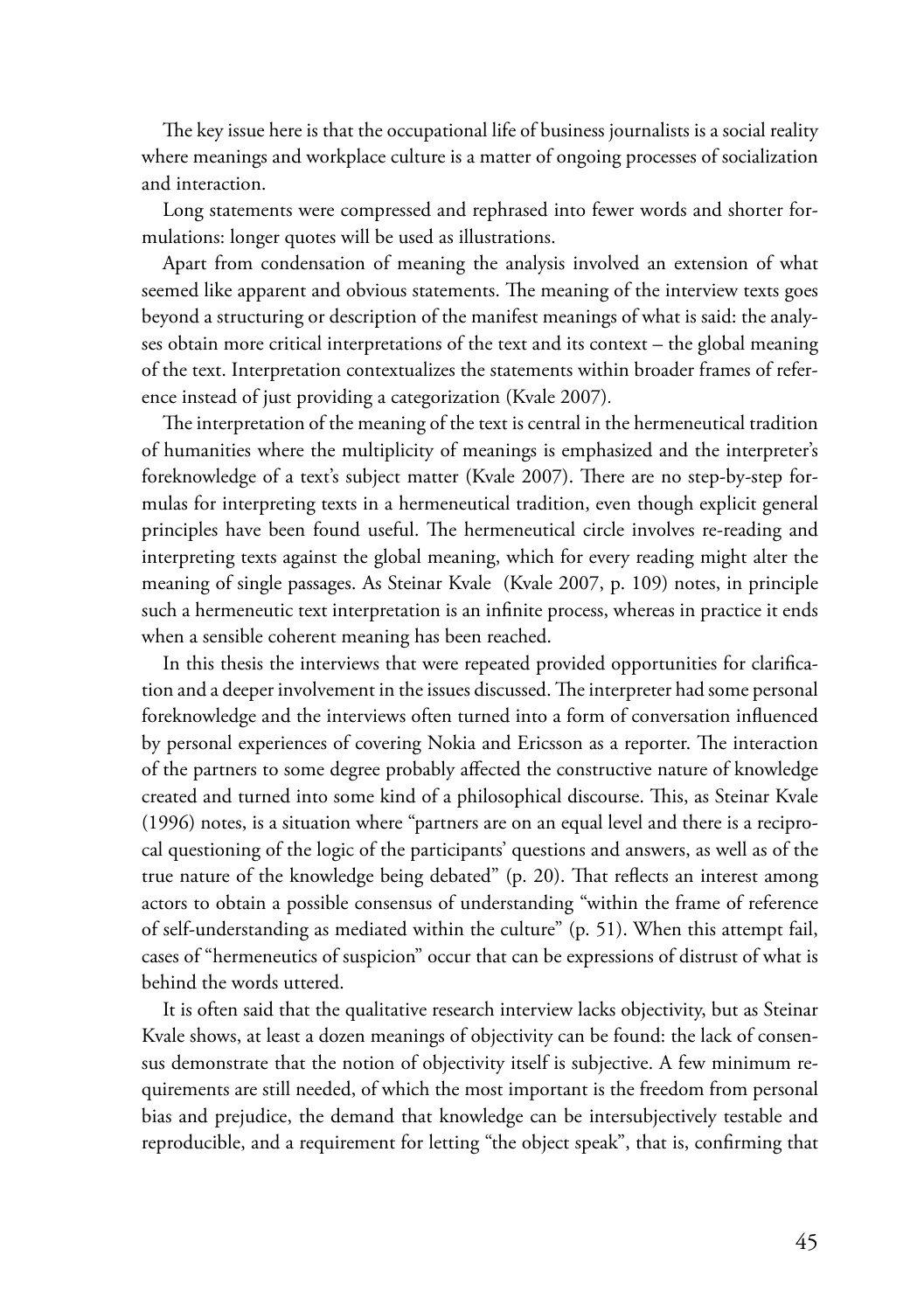The key issue here is that the occupational life of business journalists is a social reality where meanings and workplace culture is a matter of ongoing processes of socialization and interaction.

Long statements were compressed and rephrased into fewer words and shorter formulations: longer quotes will be used as illustrations.

Apart from condensation of meaning the analysis involved an extension of what seemed like apparent and obvious statements. The meaning of the interview texts goes beyond a structuring or description of the manifest meanings of what is said: the analyses obtain more critical interpretations of the text and its context – the global meaning of the text. Interpretation contextualizes the statements within broader frames of reference instead of just providing a categorization (Kvale 2007).

The interpretation of the meaning of the text is central in the hermeneutical tradition of humanities where the multiplicity of meanings is emphasized and the interpreter's foreknowledge of a text's subject matter (Kvale 2007). There are no step-by-step formulas for interpreting texts in a hermeneutical tradition, even though explicit general principles have been found useful. The hermeneutical circle involves re-reading and interpreting texts against the global meaning, which for every reading might alter the meaning of single passages. As Steinar Kvale (Kvale 2007, p. 109) notes, in principle such a hermeneutic text interpretation is an infinite process, whereas in practice it ends when a sensible coherent meaning has been reached.

In this thesis the interviews that were repeated provided opportunities for clarification and a deeper involvement in the issues discussed. The interpreter had some personal foreknowledge and the interviews often turned into a form of conversation influenced by personal experiences of covering Nokia and Ericsson as a reporter. The interaction of the partners to some degree probably affected the constructive nature of knowledge created and turned into some kind of a philosophical discourse. This, as Steinar Kvale (1996) notes, is a situation where "partners are on an equal level and there is a reciprocal questioning of the logic of the participants' questions and answers, as well as of the true nature of the knowledge being debated" (p. 20). That reflects an interest among actors to obtain a possible consensus of understanding "within the frame of reference of self-understanding as mediated within the culture" (p. 51). When this attempt fail, cases of "hermeneutics of suspicion" occur that can be expressions of distrust of what is behind the words uttered.

It is often said that the qualitative research interview lacks objectivity, but as Steinar Kvale shows, at least a dozen meanings of objectivity can be found: the lack of consensus demonstrate that the notion of objectivity itself is subjective. A few minimum requirements are still needed, of which the most important is the freedom from personal bias and prejudice, the demand that knowledge can be intersubjectively testable and reproducible, and a requirement for letting "the object speak", that is, confirming that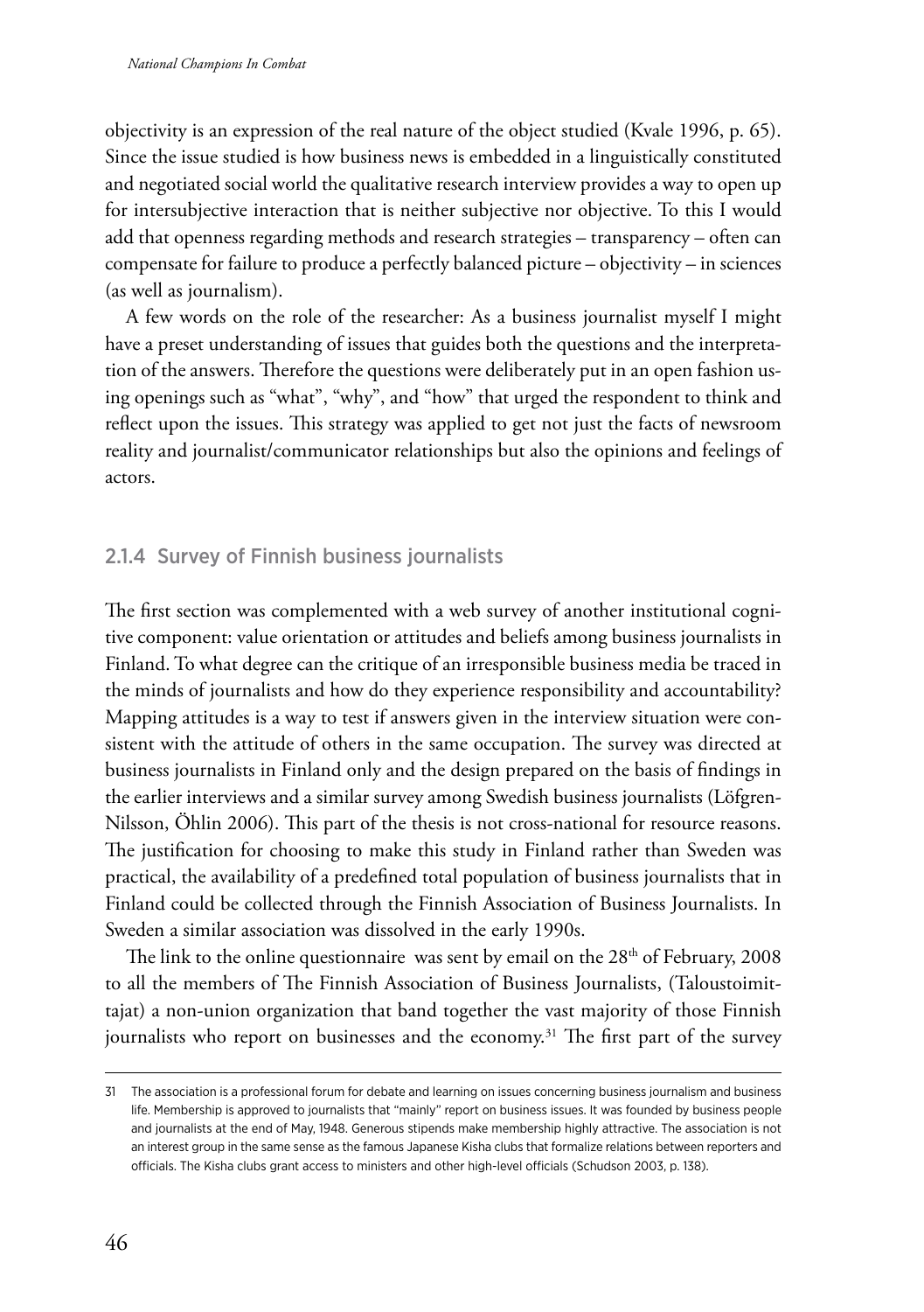objectivity is an expression of the real nature of the object studied (Kvale 1996, p. 65). Since the issue studied is how business news is embedded in a linguistically constituted and negotiated social world the qualitative research interview provides a way to open up for intersubjective interaction that is neither subjective nor objective. To this I would add that openness regarding methods and research strategies – transparency – often can compensate for failure to produce a perfectly balanced picture – objectivity – in sciences (as well as journalism).

A few words on the role of the researcher: As a business journalist myself I might have a preset understanding of issues that guides both the questions and the interpretation of the answers. Therefore the questions were deliberately put in an open fashion using openings such as "what", "why", and "how" that urged the respondent to think and reflect upon the issues. This strategy was applied to get not just the facts of newsroom reality and journalist/communicator relationships but also the opinions and feelings of actors.

### 2.1.4 Survey of Finnish business journalists

The first section was complemented with a web survey of another institutional cognitive component: value orientation or attitudes and beliefs among business journalists in Finland. To what degree can the critique of an irresponsible business media be traced in the minds of journalists and how do they experience responsibility and accountability? Mapping attitudes is a way to test if answers given in the interview situation were consistent with the attitude of others in the same occupation. The survey was directed at business journalists in Finland only and the design prepared on the basis of findings in the earlier interviews and a similar survey among Swedish business journalists (Löfgren-Nilsson, Öhlin 2006). This part of the thesis is not cross-national for resource reasons. The justification for choosing to make this study in Finland rather than Sweden was practical, the availability of a predefined total population of business journalists that in Finland could be collected through the Finnish Association of Business Journalists. In Sweden a similar association was dissolved in the early 1990s.

The link to the online questionnaire was sent by email on the 28th of February, 2008 to all the members of The Finnish Association of Business Journalists, (Taloustoimittajat) a non-union organization that band together the vast majority of those Finnish journalists who report on businesses and the economy.[31] The first part of the survey

---

31 The association is a professional forum for debate and learning on issues concerning business journalism and business life. Membership is approved to journalists that "mainly" report on business issues. It was founded by business people and journalists at the end of May, 1948. Generous stipends make membership highly attractive. The association is not an interest group in the same sense as the famous Japanese Kisha clubs that formalize relations between reporters and officials. The Kisha clubs grant access to ministers and other high-level officials (Schudson 2003, p. 138).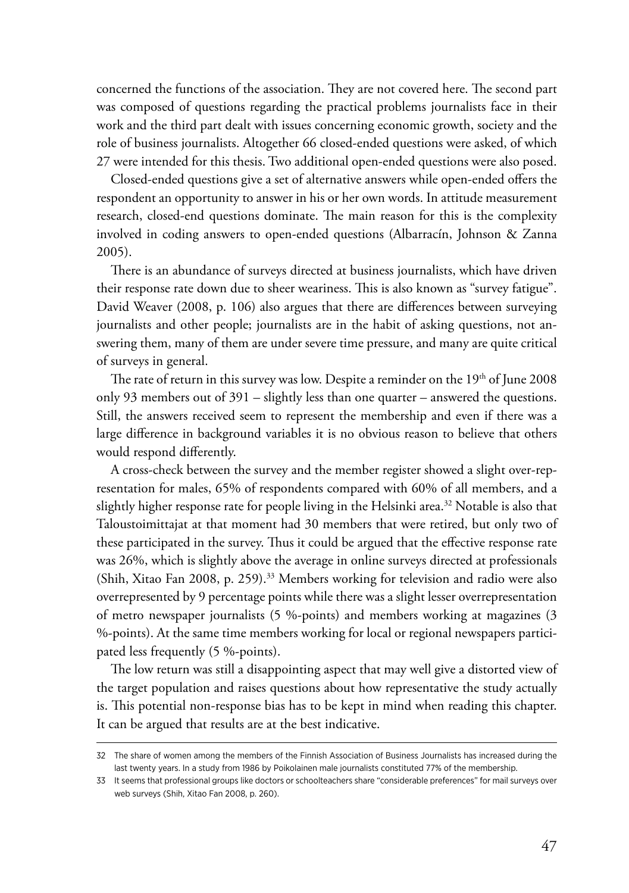concerned the functions of the association. They are not covered here. The second part was composed of questions regarding the practical problems journalists face in their work and the third part dealt with issues concerning economic growth, society and the role of business journalists. Altogether 66 closed-ended questions were asked, of which 27 were intended for this thesis. Two additional open-ended questions were also posed.

Closed-ended questions give a set of alternative answers while open-ended offers the respondent an opportunity to answer in his or her own words. In attitude measurement research, closed-end questions dominate. The main reason for this is the complexity involved in coding answers to open-ended questions (Albarracín, Johnson & Zanna 2005).

There is an abundance of surveys directed at business journalists, which have driven their response rate down due to sheer weariness. This is also known as "survey fatigue". David Weaver (2008, p. 106) also argues that there are differences between surveying journalists and other people; journalists are in the habit of asking questions, not answering them, many of them are under severe time pressure, and many are quite critical of surveys in general.

The rate of return in this survey was low. Despite a reminder on the 19th of June 2008 only 93 members out of 391 – slightly less than one quarter – answered the questions. Still, the answers received seem to represent the membership and even if there was a large difference in background variables it is no obvious reason to believe that others would respond differently.

A cross-check between the survey and the member register showed a slight over-representation for males, 65% of respondents compared with 60% of all members, and a slightly higher response rate for people living in the Helsinki area.[32] Notable is also that Taloustoimittajat at that moment had 30 members that were retired, but only two of these participated in the survey. Thus it could be argued that the effective response rate was 26%, which is slightly above the average in online surveys directed at professionals (Shih, Xitao Fan 2008, p. 259).[33] Members working for television and radio were also overrepresented by 9 percentage points while there was a slight lesser overrepresentation of metro newspaper journalists (5 %-points) and members working at magazines (3 %-points). At the same time members working for local or regional newspapers participated less frequently (5 %-points).

The low return was still a disappointing aspect that may well give a distorted view of the target population and raises questions about how representative the study actually is. This potential non-response bias has to be kept in mind when reading this chapter. It can be argued that results are at the best indicative.

---

32 The share of women among the members of the Finnish Association of Business Journalists has increased during the last twenty years. In a study from 1986 by Poikolainen male journalists constituted 77% of the membership.

33 It seems that professional groups like doctors or schoolteachers share "considerable preferences" for mail surveys over web surveys (Shih, Xitao Fan 2008, p. 260).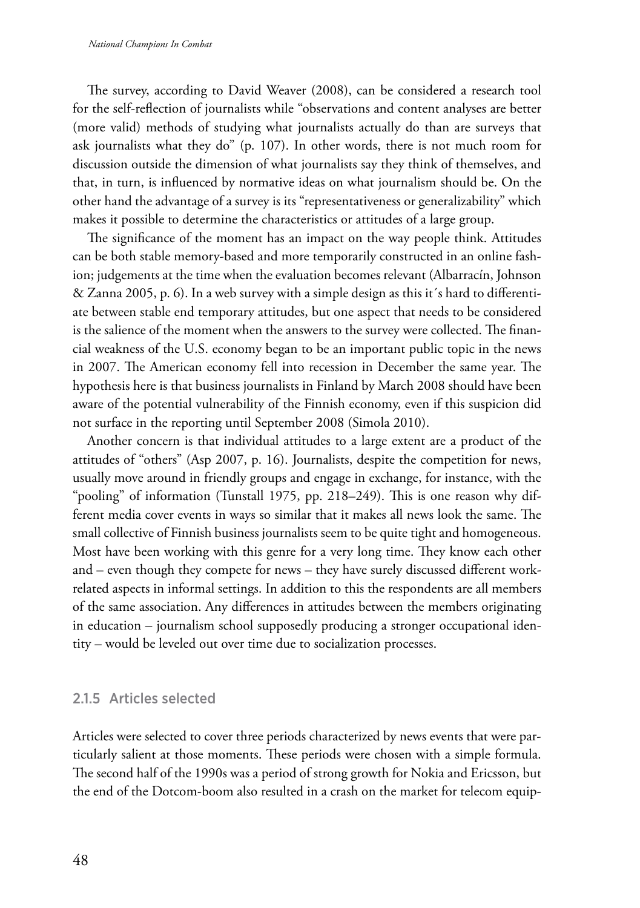The survey, according to David Weaver (2008), can be considered a research tool for the self-reflection of journalists while "observations and content analyses are better (more valid) methods of studying what journalists actually do than are surveys that ask journalists what they do" (p. 107). In other words, there is not much room for discussion outside the dimension of what journalists say they think of themselves, and that, in turn, is influenced by normative ideas on what journalism should be. On the other hand the advantage of a survey is its "representativeness or generalizability" which makes it possible to determine the characteristics or attitudes of a large group.

The significance of the moment has an impact on the way people think. Attitudes can be both stable memory-based and more temporarily constructed in an online fashion; judgements at the time when the evaluation becomes relevant (Albarracín, Johnson & Zanna 2005, p. 6). In a web survey with a simple design as this it´s hard to differentiate between stable end temporary attitudes, but one aspect that needs to be considered is the salience of the moment when the answers to the survey were collected. The financial weakness of the U.S. economy began to be an important public topic in the news in 2007. The American economy fell into recession in December the same year. The hypothesis here is that business journalists in Finland by March 2008 should have been aware of the potential vulnerability of the Finnish economy, even if this suspicion did not surface in the reporting until September 2008 (Simola 2010).

Another concern is that individual attitudes to a large extent are a product of the attitudes of "others" (Asp 2007, p. 16). Journalists, despite the competition for news, usually move around in friendly groups and engage in exchange, for instance, with the "pooling" of information (Tunstall 1975, pp. 218–249). This is one reason why different media cover events in ways so similar that it makes all news look the same. The small collective of Finnish business journalists seem to be quite tight and homogeneous. Most have been working with this genre for a very long time. They know each other and – even though they compete for news – they have surely discussed different work-related aspects in informal settings. In addition to this the respondents are all members of the same association. Any differences in attitudes between the members originating in education – journalism school supposedly producing a stronger occupational identity – would be leveled out over time due to socialization processes.

### 2.1.5 Articles selected

Articles were selected to cover three periods characterized by news events that were particularly salient at those moments. These periods were chosen with a simple formula. The second half of the 1990s was a period of strong growth for Nokia and Ericsson, but the end of the Dotcom-boom also resulted in a crash on the market for telecom equip-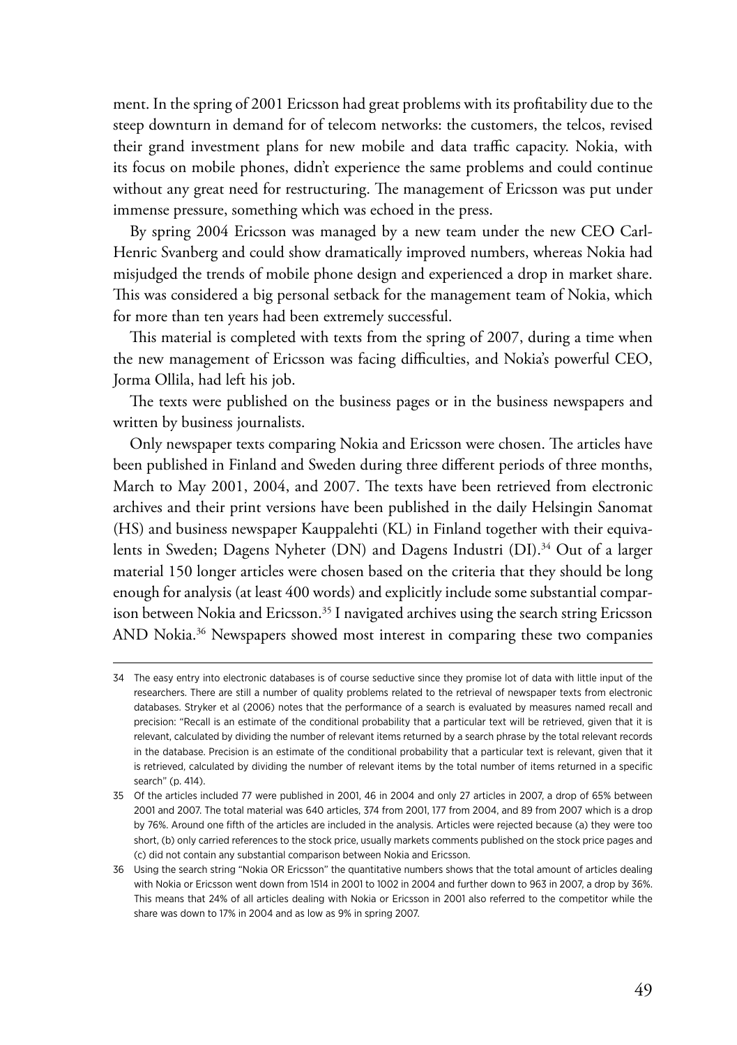ment. In the spring of 2001 Ericsson had great problems with its profitability due to the steep downturn in demand for of telecom networks: the customers, the telcos, revised their grand investment plans for new mobile and data traffic capacity. Nokia, with its focus on mobile phones, didn't experience the same problems and could continue without any great need for restructuring. The management of Ericsson was put under immense pressure, something which was echoed in the press.

By spring 2004 Ericsson was managed by a new team under the new CEO Carl-Henric Svanberg and could show dramatically improved numbers, whereas Nokia had misjudged the trends of mobile phone design and experienced a drop in market share. This was considered a big personal setback for the management team of Nokia, which for more than ten years had been extremely successful.

This material is completed with texts from the spring of 2007, during a time when the new management of Ericsson was facing difficulties, and Nokia's powerful CEO, Jorma Ollila, had left his job.

The texts were published on the business pages or in the business newspapers and written by business journalists.

Only newspaper texts comparing Nokia and Ericsson were chosen. The articles have been published in Finland and Sweden during three different periods of three months, March to May 2001, 2004, and 2007. The texts have been retrieved from electronic archives and their print versions have been published in the daily Helsingin Sanomat (HS) and business newspaper Kauppalehti (KL) in Finland together with their equivalents in Sweden; Dagens Nyheter (DN) and Dagens Industri (DI).[34] Out of a larger material 150 longer articles were chosen based on the criteria that they should be long enough for analysis (at least 400 words) and explicitly include some substantial comparison between Nokia and Ericsson.[35] I navigated archives using the search string Ericsson AND Nokia.[36] Newspapers showed most interest in comparing these two companies

---

34 The easy entry into electronic databases is of course seductive since they promise lot of data with little input of the researchers. There are still a number of quality problems related to the retrieval of newspaper texts from electronic databases. Stryker et al (2006) notes that the performance of a search is evaluated by measures named recall and precision: "Recall is an estimate of the conditional probability that a particular text will be retrieved, given that it is relevant, calculated by dividing the number of relevant items returned by a search phrase by the total relevant records in the database. Precision is an estimate of the conditional probability that a particular text is relevant, given that it is retrieved, calculated by dividing the number of relevant items by the total number of items returned in a specific search" (p. 414).

35 Of the articles included 77 were published in 2001, 46 in 2004 and only 27 articles in 2007, a drop of 65% between 2001 and 2007. The total material was 640 articles, 374 from 2001, 177 from 2004, and 89 from 2007 which is a drop by 76%. Around one fifth of the articles are included in the analysis. Articles were rejected because (a) they were too short, (b) only carried references to the stock price, usually markets comments published on the stock price pages and (c) did not contain any substantial comparison between Nokia and Ericsson.

36 Using the search string "Nokia OR Ericsson" the quantitative numbers shows that the total amount of articles dealing with Nokia or Ericsson went down from 1514 in 2001 to 1002 in 2004 and further down to 963 in 2007, a drop by 36%. This means that 24% of all articles dealing with Nokia or Ericsson in 2001 also referred to the competitor while the share was down to 17% in 2004 and as low as 9% in spring 2007.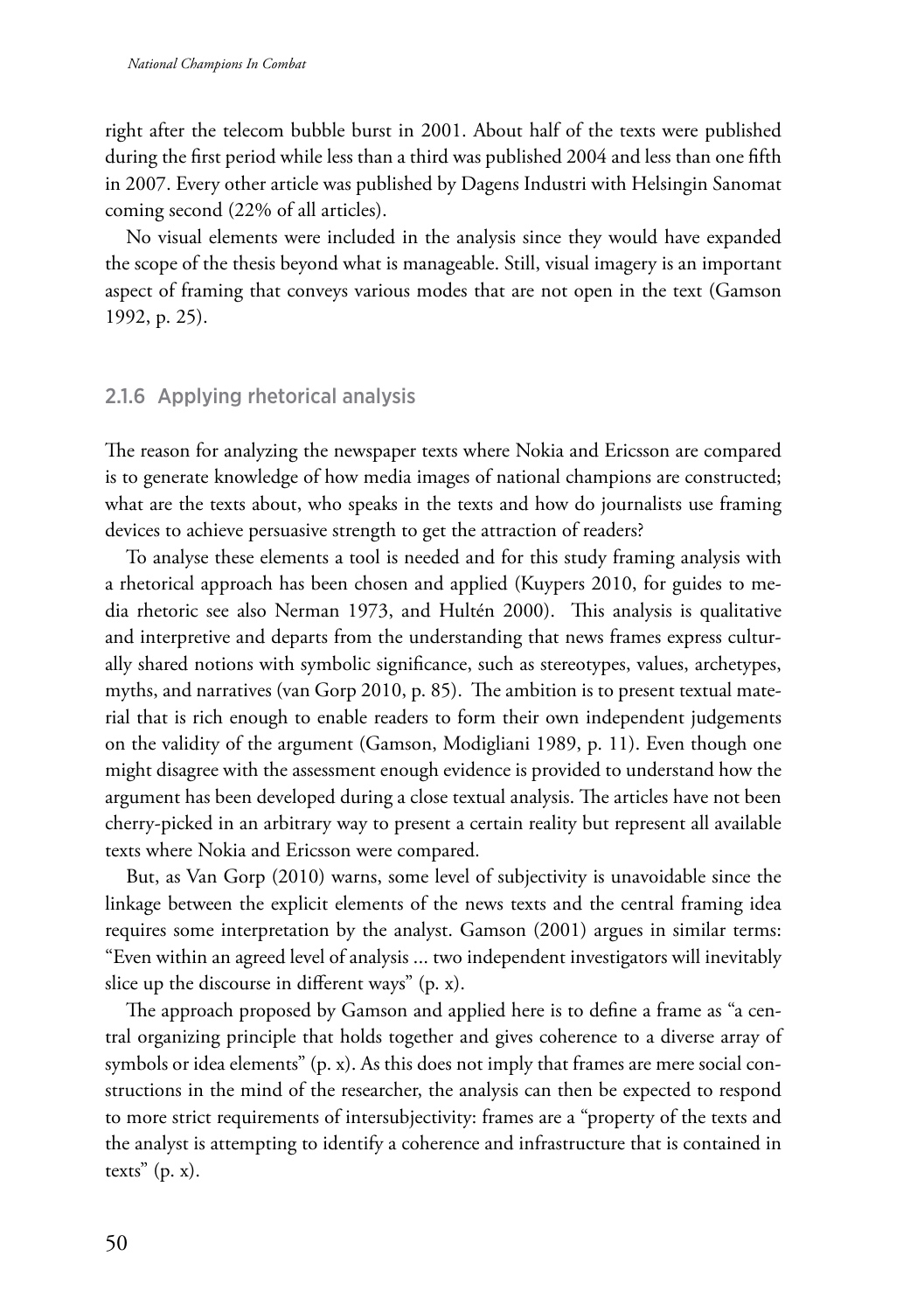right after the telecom bubble burst in 2001. About half of the texts were published during the first period while less than a third was published 2004 and less than one fifth in 2007. Every other article was published by Dagens Industri with Helsingin Sanomat coming second (22% of all articles).

No visual elements were included in the analysis since they would have expanded the scope of the thesis beyond what is manageable. Still, visual imagery is an important aspect of framing that conveys various modes that are not open in the text (Gamson 1992, p. 25).

### 2.1.6 Applying rhetorical analysis

The reason for analyzing the newspaper texts where Nokia and Ericsson are compared is to generate knowledge of how media images of national champions are constructed; what are the texts about, who speaks in the texts and how do journalists use framing devices to achieve persuasive strength to get the attraction of readers?

To analyse these elements a tool is needed and for this study framing analysis with a rhetorical approach has been chosen and applied (Kuypers 2010, for guides to media rhetoric see also Nerman 1973, and Hultén 2000). This analysis is qualitative and interpretive and departs from the understanding that news frames express culturally shared notions with symbolic significance, such as stereotypes, values, archetypes, myths, and narratives (van Gorp 2010, p. 85). The ambition is to present textual material that is rich enough to enable readers to form their own independent judgements on the validity of the argument (Gamson, Modigliani 1989, p. 11). Even though one might disagree with the assessment enough evidence is provided to understand how the argument has been developed during a close textual analysis. The articles have not been cherry-picked in an arbitrary way to present a certain reality but represent all available texts where Nokia and Ericsson were compared.

But, as Van Gorp (2010) warns, some level of subjectivity is unavoidable since the linkage between the explicit elements of the news texts and the central framing idea requires some interpretation by the analyst. Gamson (2001) argues in similar terms: "Even within an agreed level of analysis ... two independent investigators will inevitably slice up the discourse in different ways" (p. x).

The approach proposed by Gamson and applied here is to define a frame as "a central organizing principle that holds together and gives coherence to a diverse array of symbols or idea elements" (p. x). As this does not imply that frames are mere social constructions in the mind of the researcher, the analysis can then be expected to respond to more strict requirements of intersubjectivity: frames are a "property of the texts and the analyst is attempting to identify a coherence and infrastructure that is contained in texts" (p. x).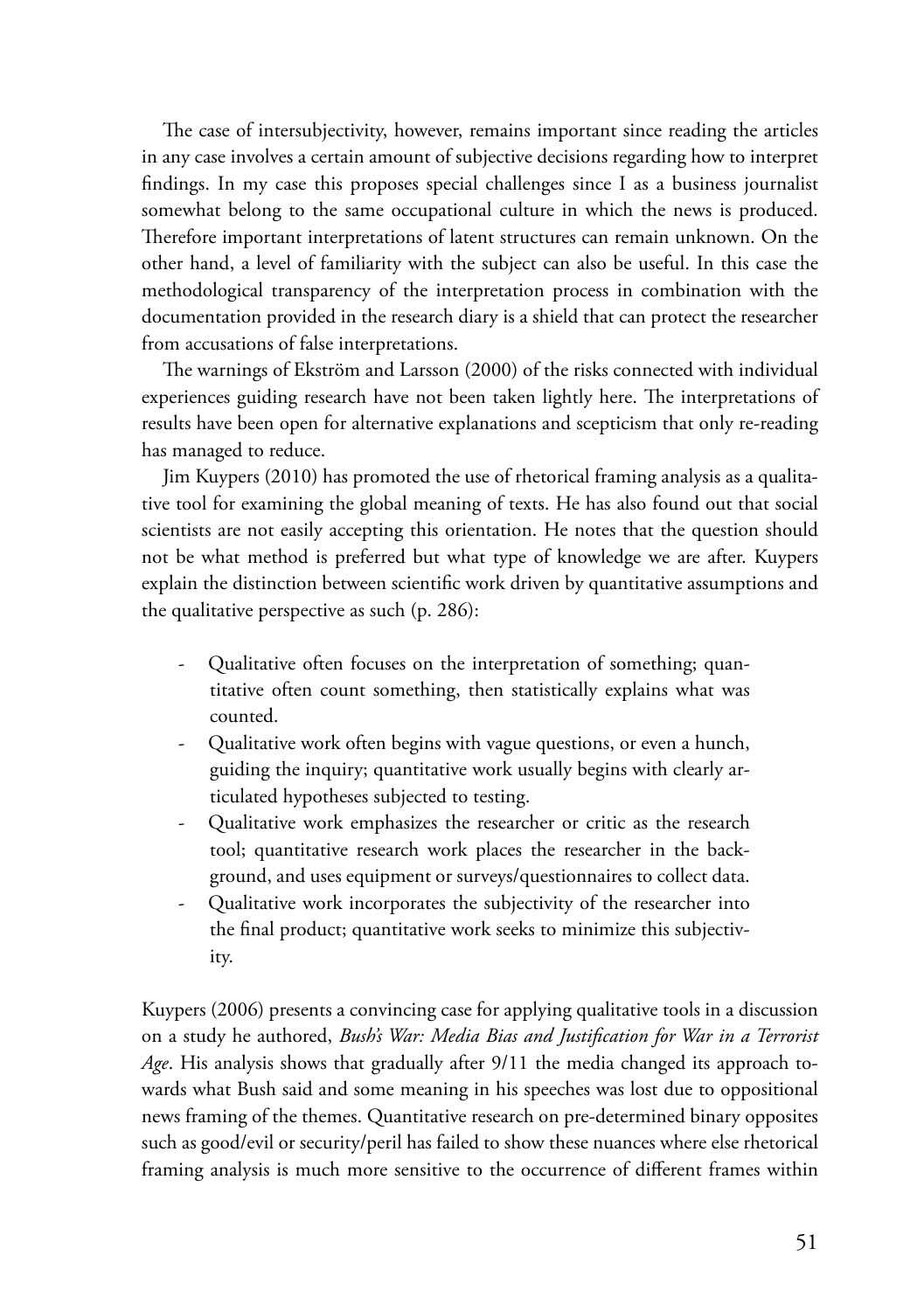The case of intersubjectivity, however, remains important since reading the articles in any case involves a certain amount of subjective decisions regarding how to interpret findings. In my case this proposes special challenges since I as a business journalist somewhat belong to the same occupational culture in which the news is produced. Therefore important interpretations of latent structures can remain unknown. On the other hand, a level of familiarity with the subject can also be useful. In this case the methodological transparency of the interpretation process in combination with the documentation provided in the research diary is a shield that can protect the researcher from accusations of false interpretations.

The warnings of Ekström and Larsson (2000) of the risks connected with individual experiences guiding research have not been taken lightly here. The interpretations of results have been open for alternative explanations and scepticism that only re-reading has managed to reduce.

Jim Kuypers (2010) has promoted the use of rhetorical framing analysis as a qualitative tool for examining the global meaning of texts. He has also found out that social scientists are not easily accepting this orientation. He notes that the question should not be what method is preferred but what type of knowledge we are after. Kuypers explain the distinction between scientific work driven by quantitative assumptions and the qualitative perspective as such (p. 286):

- Qualitative often focuses on the interpretation of something; quantitative often count something, then statistically explains what was counted.
- Qualitative work often begins with vague questions, or even a hunch, guiding the inquiry; quantitative work usually begins with clearly articulated hypotheses subjected to testing.
- Qualitative work emphasizes the researcher or critic as the research tool; quantitative research work places the researcher in the background, and uses equipment or surveys/questionnaires to collect data.
- Qualitative work incorporates the subjectivity of the researcher into the final product; quantitative work seeks to minimize this subjectivity.

Kuypers (2006) presents a convincing case for applying qualitative tools in a discussion on a study he authored, *Bush's War: Media Bias and Justification for War in a Terrorist Age*. His analysis shows that gradually after 9/11 the media changed its approach towards what Bush said and some meaning in his speeches was lost due to oppositional news framing of the themes. Quantitative research on pre-determined binary opposites such as good/evil or security/peril has failed to show these nuances where else rhetorical framing analysis is much more sensitive to the occurrence of different frames within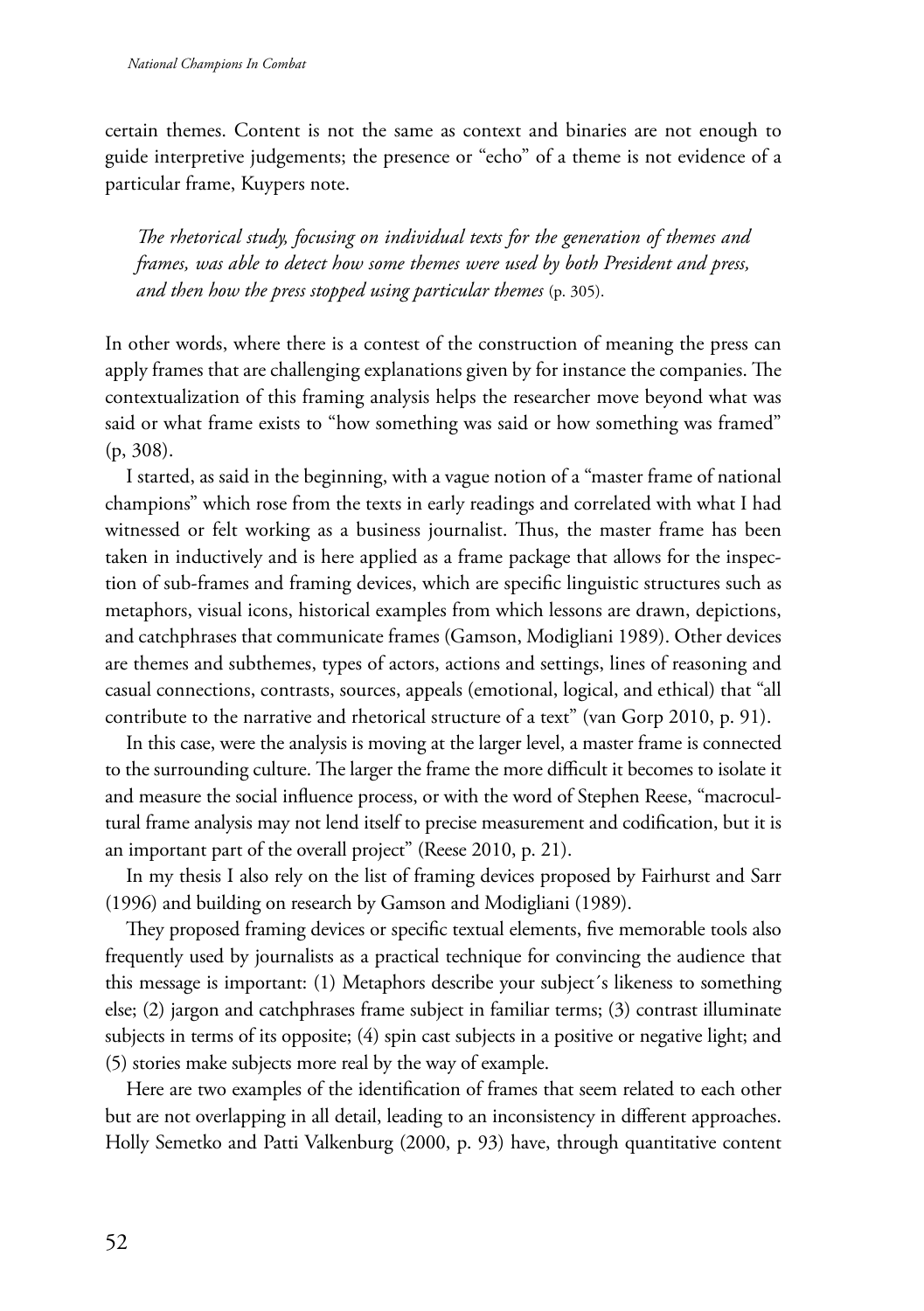certain themes. Content is not the same as context and binaries are not enough to guide interpretive judgements; the presence or "echo" of a theme is not evidence of a particular frame, Kuypers note.

> *The rhetorical study, focusing on individual texts for the generation of themes and frames, was able to detect how some themes were used by both President and press, and then how the press stopped using particular themes* (p. 305).

In other words, where there is a contest of the construction of meaning the press can apply frames that are challenging explanations given by for instance the companies. The contextualization of this framing analysis helps the researcher move beyond what was said or what frame exists to "how something was said or how something was framed" (p, 308).

I started, as said in the beginning, with a vague notion of a "master frame of national champions" which rose from the texts in early readings and correlated with what I had witnessed or felt working as a business journalist. Thus, the master frame has been taken in inductively and is here applied as a frame package that allows for the inspection of sub-frames and framing devices, which are specific linguistic structures such as metaphors, visual icons, historical examples from which lessons are drawn, depictions, and catchphrases that communicate frames (Gamson, Modigliani 1989). Other devices are themes and subthemes, types of actors, actions and settings, lines of reasoning and casual connections, contrasts, sources, appeals (emotional, logical, and ethical) that "all contribute to the narrative and rhetorical structure of a text" (van Gorp 2010, p. 91).

In this case, were the analysis is moving at the larger level, a master frame is connected to the surrounding culture. The larger the frame the more difficult it becomes to isolate it and measure the social influence process, or with the word of Stephen Reese, "macrocultural frame analysis may not lend itself to precise measurement and codification, but it is an important part of the overall project" (Reese 2010, p. 21).

In my thesis I also rely on the list of framing devices proposed by Fairhurst and Sarr (1996) and building on research by Gamson and Modigliani (1989).

They proposed framing devices or specific textual elements, five memorable tools also frequently used by journalists as a practical technique for convincing the audience that this message is important: (1) Metaphors describe your subject´s likeness to something else; (2) jargon and catchphrases frame subject in familiar terms; (3) contrast illuminate subjects in terms of its opposite; (4) spin cast subjects in a positive or negative light; and (5) stories make subjects more real by the way of example.

Here are two examples of the identification of frames that seem related to each other but are not overlapping in all detail, leading to an inconsistency in different approaches. Holly Semetko and Patti Valkenburg (2000, p. 93) have, through quantitative content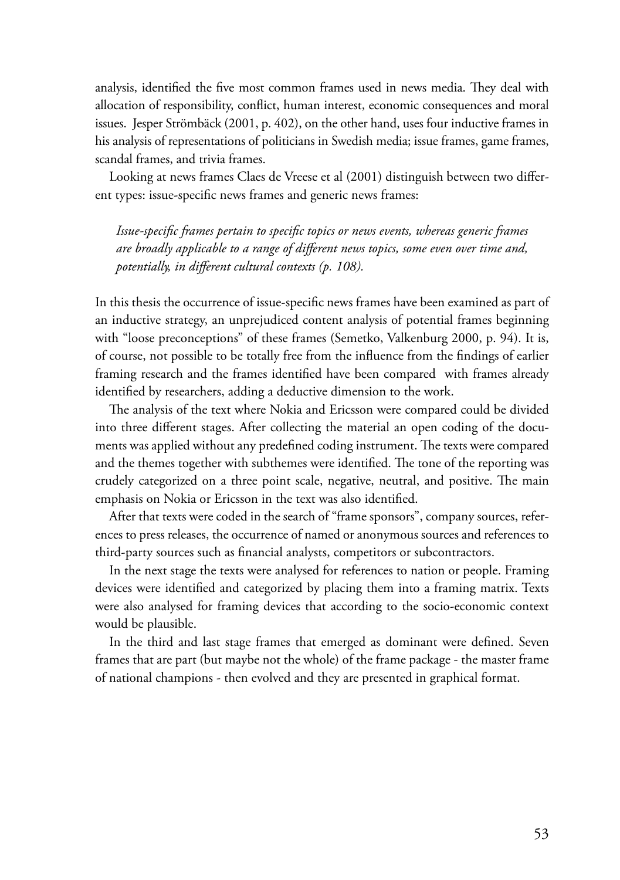analysis, identified the five most common frames used in news media. They deal with allocation of responsibility, conflict, human interest, economic consequences and moral issues. Jesper Strömbäck (2001, p. 402), on the other hand, uses four inductive frames in his analysis of representations of politicians in Swedish media; issue frames, game frames, scandal frames, and trivia frames.

Looking at news frames Claes de Vreese et al (2001) distinguish between two different types: issue-specific news frames and generic news frames:

> *Issue-specific frames pertain to specific topics or news events, whereas generic frames are broadly applicable to a range of different news topics, some even over time and, potentially, in different cultural contexts (p. 108).*

In this thesis the occurrence of issue-specific news frames have been examined as part of an inductive strategy, an unprejudiced content analysis of potential frames beginning with "loose preconceptions" of these frames (Semetko, Valkenburg 2000, p. 94). It is, of course, not possible to be totally free from the influence from the findings of earlier framing research and the frames identified have been compared with frames already identified by researchers, adding a deductive dimension to the work.

The analysis of the text where Nokia and Ericsson were compared could be divided into three different stages. After collecting the material an open coding of the documents was applied without any predefined coding instrument. The texts were compared and the themes together with subthemes were identified. The tone of the reporting was crudely categorized on a three point scale, negative, neutral, and positive. The main emphasis on Nokia or Ericsson in the text was also identified.

After that texts were coded in the search of "frame sponsors", company sources, references to press releases, the occurrence of named or anonymous sources and references to third-party sources such as financial analysts, competitors or subcontractors.

In the next stage the texts were analysed for references to nation or people. Framing devices were identified and categorized by placing them into a framing matrix. Texts were also analysed for framing devices that according to the socio-economic context would be plausible.

In the third and last stage frames that emerged as dominant were defined. Seven frames that are part (but maybe not the whole) of the frame package - the master frame of national champions - then evolved and they are presented in graphical format.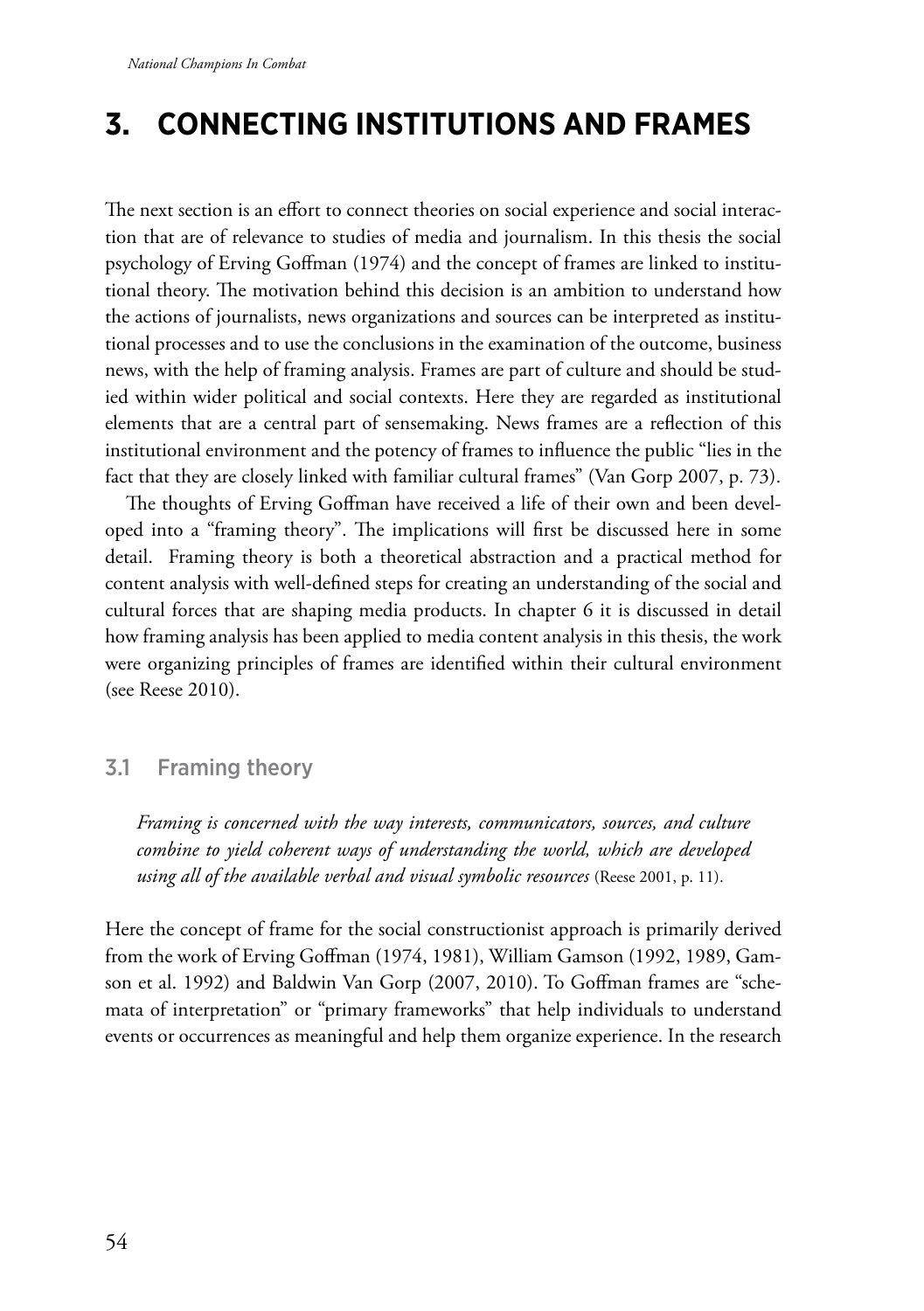# 3. CONNECTING INSTITUTIONS AND FRAMES

The next section is an effort to connect theories on social experience and social interaction that are of relevance to studies of media and journalism. In this thesis the social psychology of Erving Goffman (1974) and the concept of frames are linked to institutional theory. The motivation behind this decision is an ambition to understand how the actions of journalists, news organizations and sources can be interpreted as institutional processes and to use the conclusions in the examination of the outcome, business news, with the help of framing analysis. Frames are part of culture and should be studied within wider political and social contexts. Here they are regarded as institutional elements that are a central part of sensemaking. News frames are a reflection of this institutional environment and the potency of frames to influence the public "lies in the fact that they are closely linked with familiar cultural frames" (Van Gorp 2007, p. 73).

The thoughts of Erving Goffman have received a life of their own and been developed into a "framing theory". The implications will first be discussed here in some detail. Framing theory is both a theoretical abstraction and a practical method for content analysis with well-defined steps for creating an understanding of the social and cultural forces that are shaping media products. In chapter 6 it is discussed in detail how framing analysis has been applied to media content analysis in this thesis, the work were organizing principles of frames are identified within their cultural environment (see Reese 2010).

## 3.1 Framing theory

> *Framing is concerned with the way interests, communicators, sources, and culture combine to yield coherent ways of understanding the world, which are developed using all of the available verbal and visual symbolic resources* (Reese 2001, p. 11).

Here the concept of frame for the social constructionist approach is primarily derived from the work of Erving Goffman (1974, 1981), William Gamson (1992, 1989, Gamson et al. 1992) and Baldwin Van Gorp (2007, 2010). To Goffman frames are "schemata of interpretation" or "primary frameworks" that help individuals to understand events or occurrences as meaningful and help them organize experience. In the research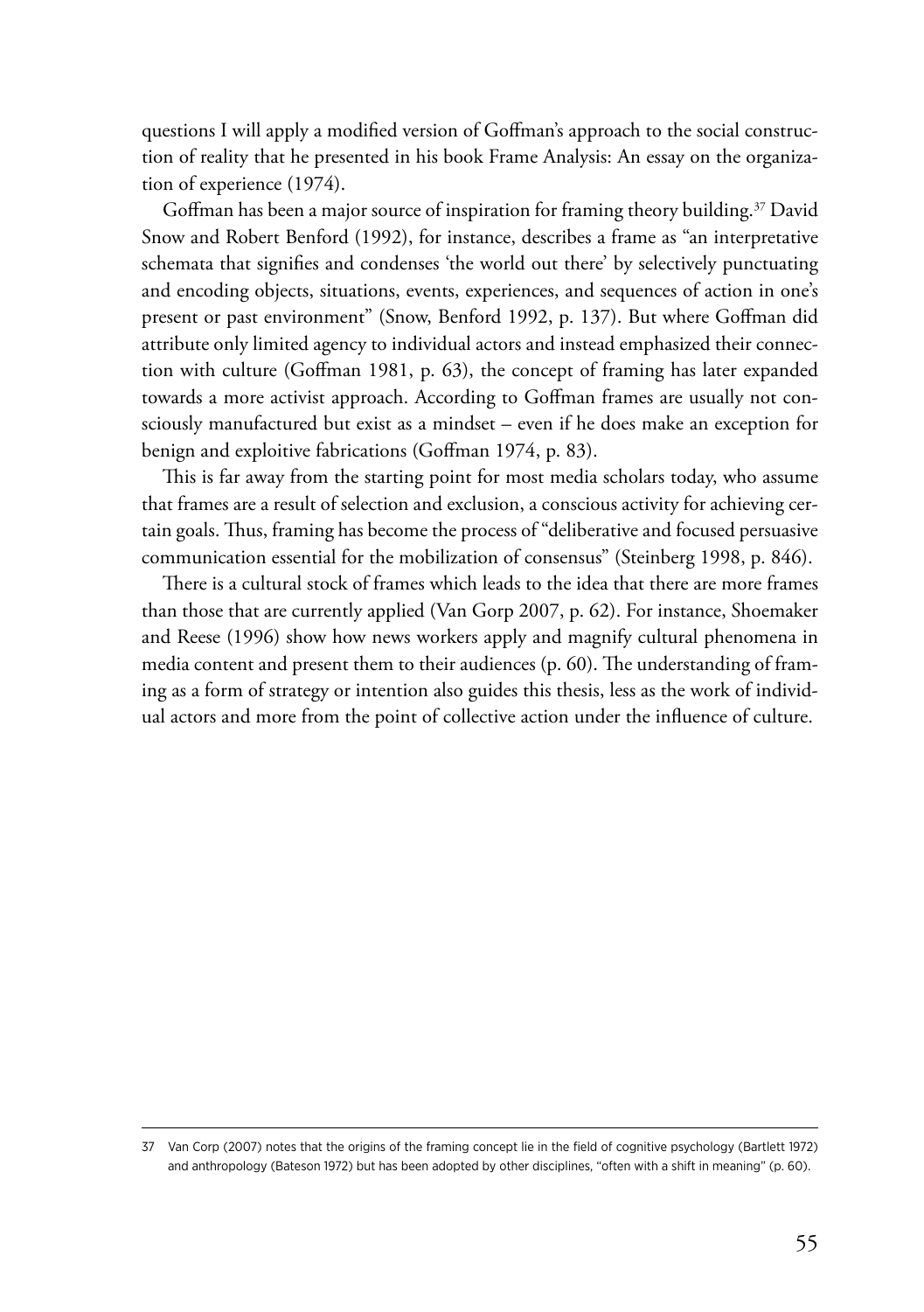questions I will apply a modified version of Goffman's approach to the social construction of reality that he presented in his book Frame Analysis: An essay on the organization of experience (1974).

Goffman has been a major source of inspiration for framing theory building.[37] David Snow and Robert Benford (1992), for instance, describes a frame as "an interpretative schemata that signifies and condenses 'the world out there' by selectively punctuating and encoding objects, situations, events, experiences, and sequences of action in one's present or past environment" (Snow, Benford 1992, p. 137). But where Goffman did attribute only limited agency to individual actors and instead emphasized their connection with culture (Goffman 1981, p. 63), the concept of framing has later expanded towards a more activist approach. According to Goffman frames are usually not consciously manufactured but exist as a mindset – even if he does make an exception for benign and exploitive fabrications (Goffman 1974, p. 83).

This is far away from the starting point for most media scholars today, who assume that frames are a result of selection and exclusion, a conscious activity for achieving certain goals. Thus, framing has become the process of "deliberative and focused persuasive communication essential for the mobilization of consensus" (Steinberg 1998, p. 846).

There is a cultural stock of frames which leads to the idea that there are more frames than those that are currently applied (Van Gorp 2007, p. 62). For instance, Shoemaker and Reese (1996) show how news workers apply and magnify cultural phenomena in media content and present them to their audiences (p. 60). The understanding of framing as a form of strategy or intention also guides this thesis, less as the work of individual actors and more from the point of collective action under the influence of culture.

---

37 Van Corp (2007) notes that the origins of the framing concept lie in the field of cognitive psychology (Bartlett 1972) and anthropology (Bateson 1972) but has been adopted by other disciplines, "often with a shift in meaning" (p. 60).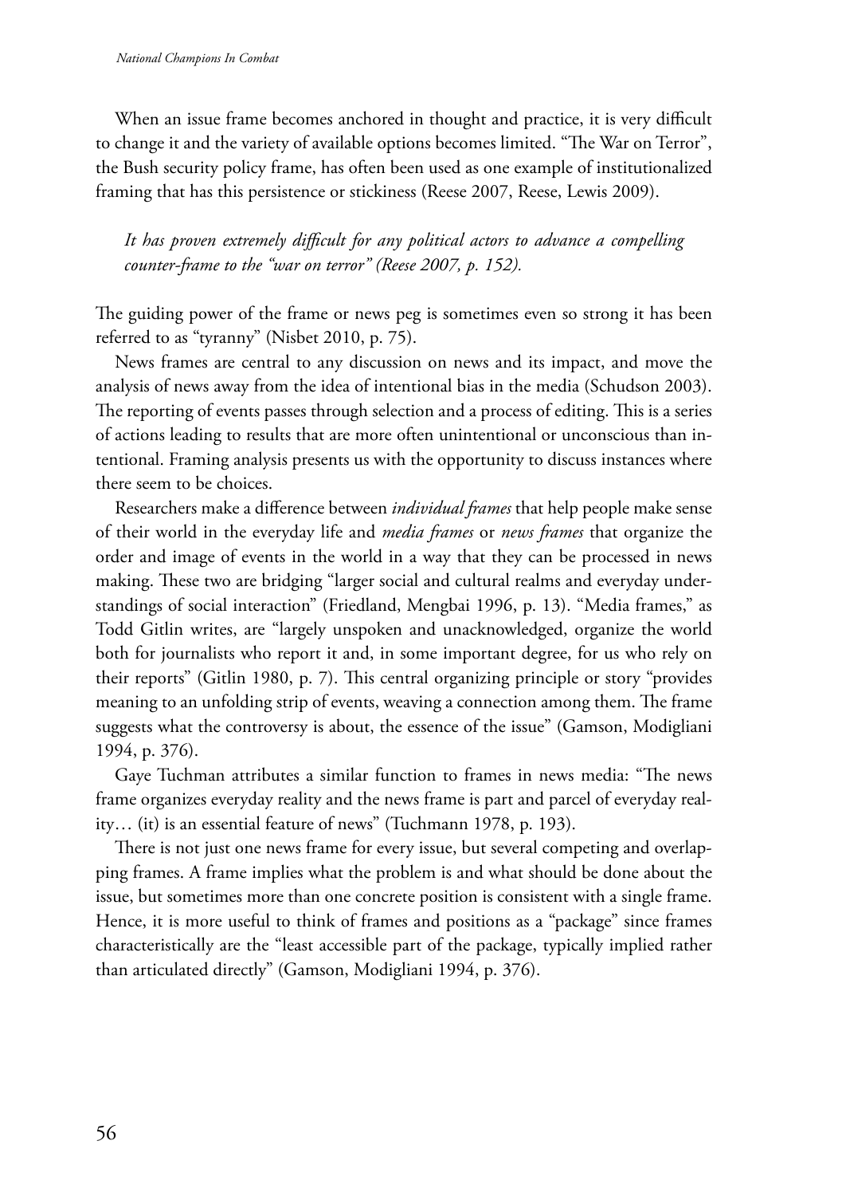When an issue frame becomes anchored in thought and practice, it is very difficult to change it and the variety of available options becomes limited. "The War on Terror", the Bush security policy frame, has often been used as one example of institutionalized framing that has this persistence or stickiness (Reese 2007, Reese, Lewis 2009).

> *It has proven extremely difficult for any political actors to advance a compelling counter-frame to the "war on terror" (Reese 2007, p. 152).*

The guiding power of the frame or news peg is sometimes even so strong it has been referred to as "tyranny" (Nisbet 2010, p. 75).

News frames are central to any discussion on news and its impact, and move the analysis of news away from the idea of intentional bias in the media (Schudson 2003). The reporting of events passes through selection and a process of editing. This is a series of actions leading to results that are more often unintentional or unconscious than intentional. Framing analysis presents us with the opportunity to discuss instances where there seem to be choices.

Researchers make a difference between *individual frames* that help people make sense of their world in the everyday life and *media frames* or *news frames* that organize the order and image of events in the world in a way that they can be processed in news making. These two are bridging "larger social and cultural realms and everyday understandings of social interaction" (Friedland, Mengbai 1996, p. 13). "Media frames," as Todd Gitlin writes, are "largely unspoken and unacknowledged, organize the world both for journalists who report it and, in some important degree, for us who rely on their reports" (Gitlin 1980, p. 7). This central organizing principle or story "provides meaning to an unfolding strip of events, weaving a connection among them. The frame suggests what the controversy is about, the essence of the issue" (Gamson, Modigliani 1994, p. 376).

Gaye Tuchman attributes a similar function to frames in news media: "The news frame organizes everyday reality and the news frame is part and parcel of everyday reality… (it) is an essential feature of news" (Tuchmann 1978, p. 193).

There is not just one news frame for every issue, but several competing and overlapping frames. A frame implies what the problem is and what should be done about the issue, but sometimes more than one concrete position is consistent with a single frame. Hence, it is more useful to think of frames and positions as a "package" since frames characteristically are the "least accessible part of the package, typically implied rather than articulated directly" (Gamson, Modigliani 1994, p. 376).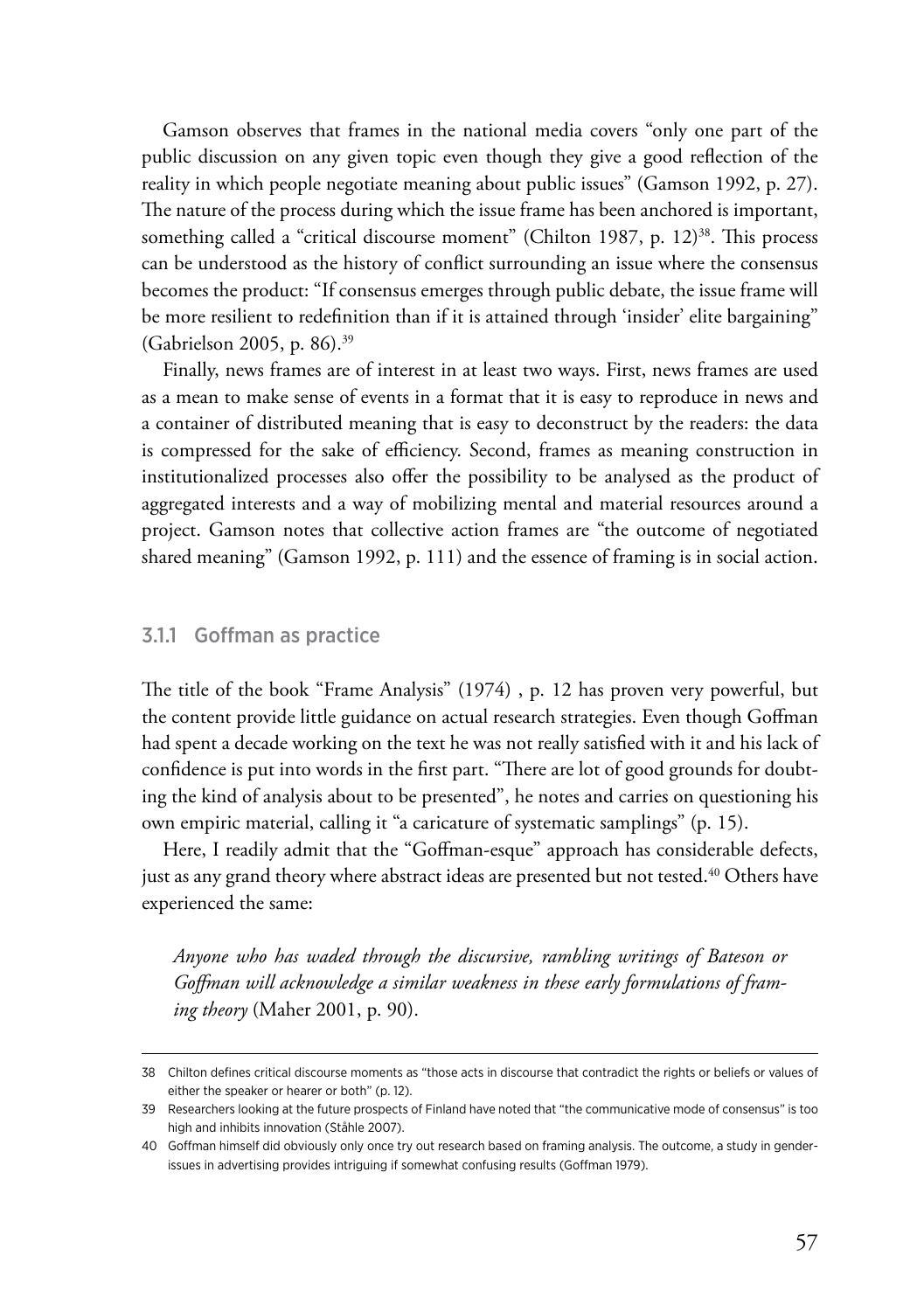Gamson observes that frames in the national media covers "only one part of the public discussion on any given topic even though they give a good reflection of the reality in which people negotiate meaning about public issues" (Gamson 1992, p. 27). The nature of the process during which the issue frame has been anchored is important, something called a "critical discourse moment" (Chilton 1987, p. 12)[38]. This process can be understood as the history of conflict surrounding an issue where the consensus becomes the product: "If consensus emerges through public debate, the issue frame will be more resilient to redefinition than if it is attained through 'insider' elite bargaining" (Gabrielson 2005, p. 86).[39]

Finally, news frames are of interest in at least two ways. First, news frames are used as a mean to make sense of events in a format that it is easy to reproduce in news and a container of distributed meaning that is easy to deconstruct by the readers: the data is compressed for the sake of efficiency. Second, frames as meaning construction in institutionalized processes also offer the possibility to be analysed as the product of aggregated interests and a way of mobilizing mental and material resources around a project. Gamson notes that collective action frames are "the outcome of negotiated shared meaning" (Gamson 1992, p. 111) and the essence of framing is in social action.

### 3.1.1 Goffman as practice

The title of the book "Frame Analysis" (1974) , p. 12 has proven very powerful, but the content provide little guidance on actual research strategies. Even though Goffman had spent a decade working on the text he was not really satisfied with it and his lack of confidence is put into words in the first part. "There are lot of good grounds for doubting the kind of analysis about to be presented", he notes and carries on questioning his own empiric material, calling it "a caricature of systematic samplings" (p. 15).

Here, I readily admit that the "Goffman-esque" approach has considerable defects, just as any grand theory where abstract ideas are presented but not tested.[40] Others have experienced the same:

> *Anyone who has waded through the discursive, rambling writings of Bateson or Goffman will acknowledge a similar weakness in these early formulations of framing theory* (Maher 2001, p. 90).

---

38 Chilton defines critical discourse moments as "those acts in discourse that contradict the rights or beliefs or values of either the speaker or hearer or both" (p. 12).

39 Researchers looking at the future prospects of Finland have noted that "the communicative mode of consensus" is too high and inhibits innovation (Ståhle 2007).

40 Goffman himself did obviously only once try out research based on framing analysis. The outcome, a study in gender-issues in advertising provides intriguing if somewhat confusing results (Goffman 1979).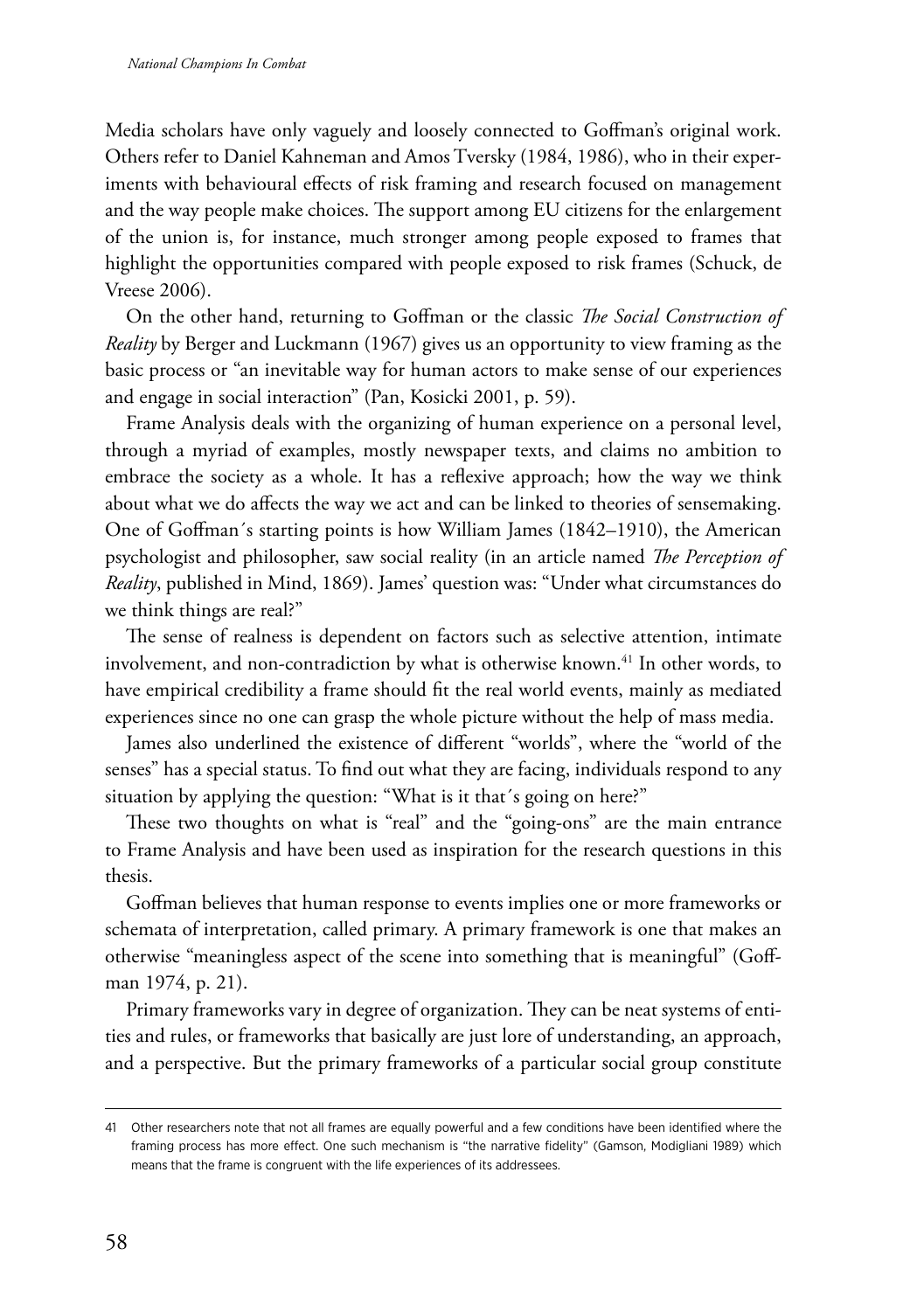Media scholars have only vaguely and loosely connected to Goffman's original work. Others refer to Daniel Kahneman and Amos Tversky (1984, 1986), who in their experiments with behavioural effects of risk framing and research focused on management and the way people make choices. The support among EU citizens for the enlargement of the union is, for instance, much stronger among people exposed to frames that highlight the opportunities compared with people exposed to risk frames (Schuck, de Vreese 2006).

On the other hand, returning to Goffman or the classic *The Social Construction of Reality* by Berger and Luckmann (1967) gives us an opportunity to view framing as the basic process or "an inevitable way for human actors to make sense of our experiences and engage in social interaction" (Pan, Kosicki 2001, p. 59).

Frame Analysis deals with the organizing of human experience on a personal level, through a myriad of examples, mostly newspaper texts, and claims no ambition to embrace the society as a whole. It has a reflexive approach; how the way we think about what we do affects the way we act and can be linked to theories of sensemaking. One of Goffman´s starting points is how William James (1842–1910), the American psychologist and philosopher, saw social reality (in an article named *The Perception of Reality*, published in Mind, 1869). James' question was: "Under what circumstances do we think things are real?"

The sense of realness is dependent on factors such as selective attention, intimate involvement, and non-contradiction by what is otherwise known.[41] In other words, to have empirical credibility a frame should fit the real world events, mainly as mediated experiences since no one can grasp the whole picture without the help of mass media.

James also underlined the existence of different "worlds", where the "world of the senses" has a special status. To find out what they are facing, individuals respond to any situation by applying the question: "What is it that´s going on here?"

These two thoughts on what is "real" and the "going-ons" are the main entrance to Frame Analysis and have been used as inspiration for the research questions in this thesis.

Goffman believes that human response to events implies one or more frameworks or schemata of interpretation, called primary. A primary framework is one that makes an otherwise "meaningless aspect of the scene into something that is meaningful" (Goffman 1974, p. 21).

Primary frameworks vary in degree of organization. They can be neat systems of entities and rules, or frameworks that basically are just lore of understanding, an approach, and a perspective. But the primary frameworks of a particular social group constitute

---

41 Other researchers note that not all frames are equally powerful and a few conditions have been identified where the framing process has more effect. One such mechanism is "the narrative fidelity" (Gamson, Modigliani 1989) which means that the frame is congruent with the life experiences of its addressees.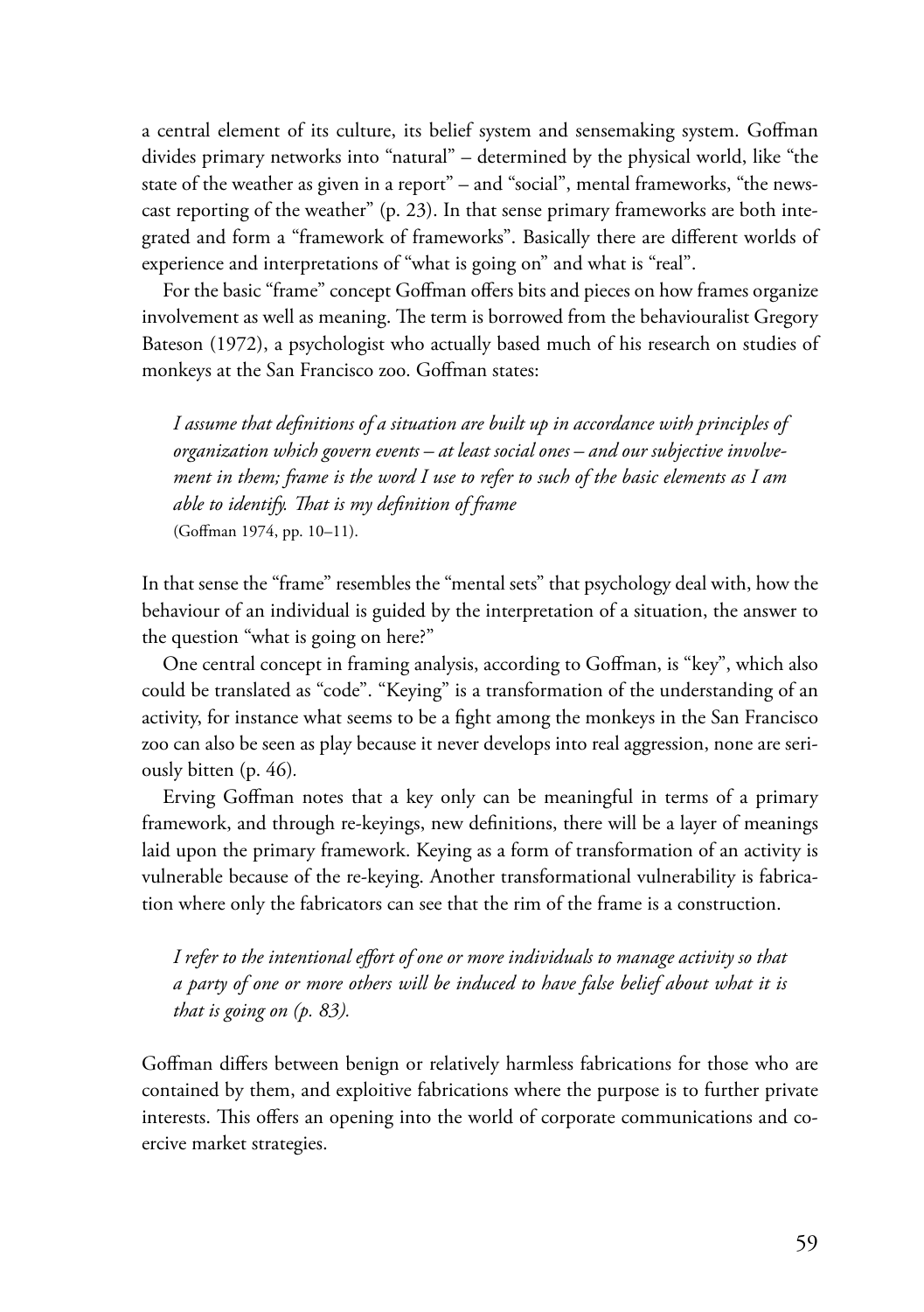a central element of its culture, its belief system and sensemaking system. Goffman divides primary networks into "natural" – determined by the physical world, like "the state of the weather as given in a report" – and "social", mental frameworks, "the newscast reporting of the weather" (p. 23). In that sense primary frameworks are both integrated and form a "framework of frameworks". Basically there are different worlds of experience and interpretations of "what is going on" and what is "real".

For the basic "frame" concept Goffman offers bits and pieces on how frames organize involvement as well as meaning. The term is borrowed from the behaviouralist Gregory Bateson (1972), a psychologist who actually based much of his research on studies of monkeys at the San Francisco zoo. Goffman states:

> *I assume that definitions of a situation are built up in accordance with principles of organization which govern events – at least social ones – and our subjective involvement in them; frame is the word I use to refer to such of the basic elements as I am able to identify. That is my definition of frame*
> (Goffman 1974, pp. 10–11).

In that sense the "frame" resembles the "mental sets" that psychology deal with, how the behaviour of an individual is guided by the interpretation of a situation, the answer to the question "what is going on here?"

One central concept in framing analysis, according to Goffman, is "key", which also could be translated as "code". "Keying" is a transformation of the understanding of an activity, for instance what seems to be a fight among the monkeys in the San Francisco zoo can also be seen as play because it never develops into real aggression, none are seriously bitten (p. 46).

Erving Goffman notes that a key only can be meaningful in terms of a primary framework, and through re-keyings, new definitions, there will be a layer of meanings laid upon the primary framework. Keying as a form of transformation of an activity is vulnerable because of the re-keying. Another transformational vulnerability is fabrication where only the fabricators can see that the rim of the frame is a construction.

> *I refer to the intentional effort of one or more individuals to manage activity so that a party of one or more others will be induced to have false belief about what it is that is going on (p. 83).*

Goffman differs between benign or relatively harmless fabrications for those who are contained by them, and exploitive fabrications where the purpose is to further private interests. This offers an opening into the world of corporate communications and coercive market strategies.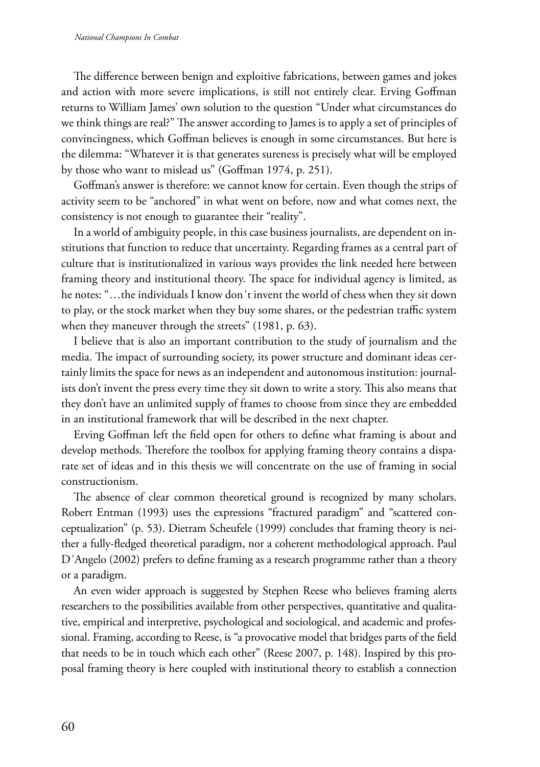The difference between benign and exploitive fabrications, between games and jokes and action with more severe implications, is still not entirely clear. Erving Goffman returns to William James' own solution to the question "Under what circumstances do we think things are real?" The answer according to James is to apply a set of principles of convincingness, which Goffman believes is enough in some circumstances. But here is the dilemma: "Whatever it is that generates sureness is precisely what will be employed by those who want to mislead us" (Goffman 1974, p. 251).

Goffman's answer is therefore: we cannot know for certain. Even though the strips of activity seem to be "anchored" in what went on before, now and what comes next, the consistency is not enough to guarantee their "reality".

In a world of ambiguity people, in this case business journalists, are dependent on institutions that function to reduce that uncertainty. Regarding frames as a central part of culture that is institutionalized in various ways provides the link needed here between framing theory and institutional theory. The space for individual agency is limited, as he notes: "…the individuals I know don´t invent the world of chess when they sit down to play, or the stock market when they buy some shares, or the pedestrian traffic system when they maneuver through the streets" (1981, p. 63).

I believe that is also an important contribution to the study of journalism and the media. The impact of surrounding society, its power structure and dominant ideas certainly limits the space for news as an independent and autonomous institution: journalists don't invent the press every time they sit down to write a story. This also means that they don't have an unlimited supply of frames to choose from since they are embedded in an institutional framework that will be described in the next chapter.

Erving Goffman left the field open for others to define what framing is about and develop methods. Therefore the toolbox for applying framing theory contains a disparate set of ideas and in this thesis we will concentrate on the use of framing in social constructionism.

The absence of clear common theoretical ground is recognized by many scholars. Robert Entman (1993) uses the expressions "fractured paradigm" and "scattered conceptualization" (p. 53). Dietram Scheufele (1999) concludes that framing theory is neither a fully-fledged theoretical paradigm, nor a coherent methodological approach. Paul D´Angelo (2002) prefers to define framing as a research programme rather than a theory or a paradigm.

An even wider approach is suggested by Stephen Reese who believes framing alerts researchers to the possibilities available from other perspectives, quantitative and qualitative, empirical and interpretive, psychological and sociological, and academic and professional. Framing, according to Reese, is "a provocative model that bridges parts of the field that needs to be in touch which each other" (Reese 2007, p. 148). Inspired by this proposal framing theory is here coupled with institutional theory to establish a connection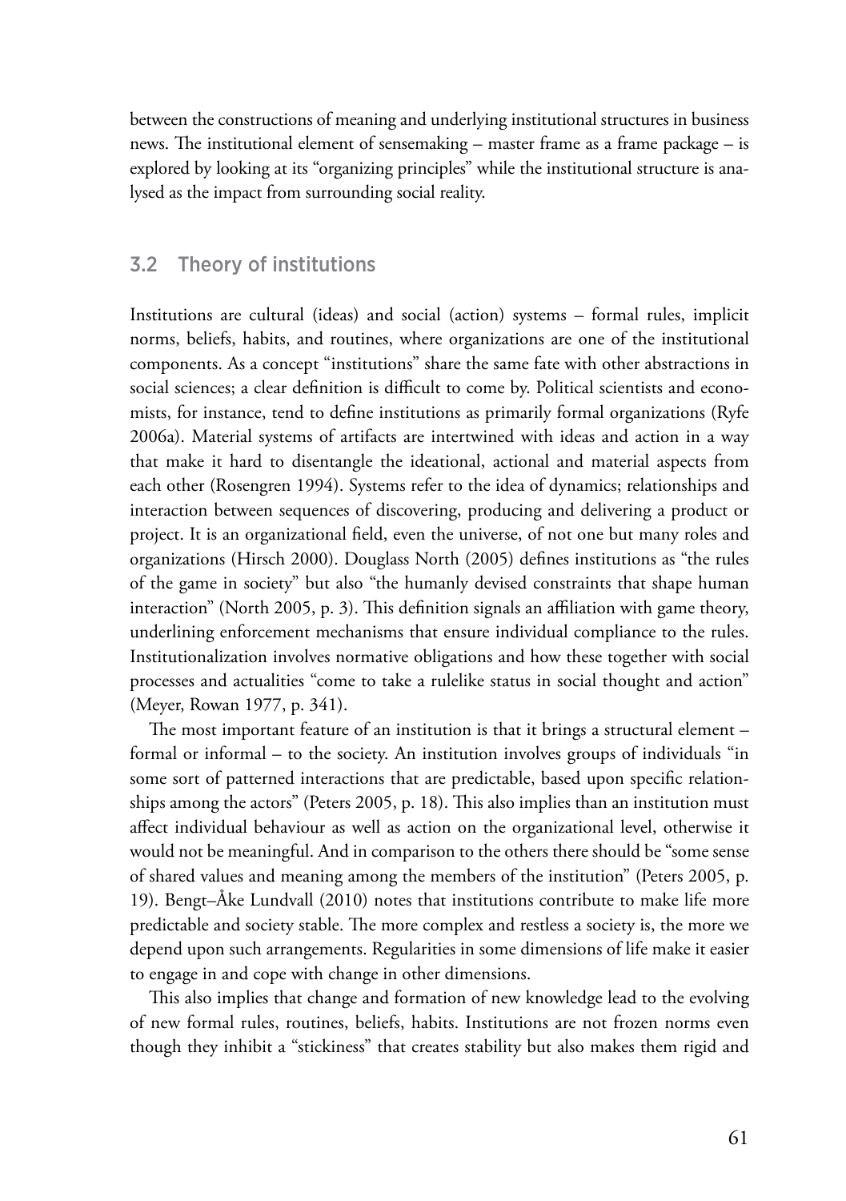between the constructions of meaning and underlying institutional structures in business news. The institutional element of sensemaking – master frame as a frame package – is explored by looking at its "organizing principles" while the institutional structure is analysed as the impact from surrounding social reality.

## 3.2 Theory of institutions

Institutions are cultural (ideas) and social (action) systems – formal rules, implicit norms, beliefs, habits, and routines, where organizations are one of the institutional components. As a concept "institutions" share the same fate with other abstractions in social sciences; a clear definition is difficult to come by. Political scientists and economists, for instance, tend to define institutions as primarily formal organizations (Ryfe 2006a). Material systems of artifacts are intertwined with ideas and action in a way that make it hard to disentangle the ideational, actional and material aspects from each other (Rosengren 1994). Systems refer to the idea of dynamics; relationships and interaction between sequences of discovering, producing and delivering a product or project. It is an organizational field, even the universe, of not one but many roles and organizations (Hirsch 2000). Douglass North (2005) defines institutions as "the rules of the game in society" but also "the humanly devised constraints that shape human interaction" (North 2005, p. 3). This definition signals an affiliation with game theory, underlining enforcement mechanisms that ensure individual compliance to the rules. Institutionalization involves normative obligations and how these together with social processes and actualities "come to take a rulelike status in social thought and action" (Meyer, Rowan 1977, p. 341).

The most important feature of an institution is that it brings a structural element – formal or informal – to the society. An institution involves groups of individuals "in some sort of patterned interactions that are predictable, based upon specific relationships among the actors" (Peters 2005, p. 18). This also implies than an institution must affect individual behaviour as well as action on the organizational level, otherwise it would not be meaningful. And in comparison to the others there should be "some sense of shared values and meaning among the members of the institution" (Peters 2005, p. 19). Bengt–Åke Lundvall (2010) notes that institutions contribute to make life more predictable and society stable. The more complex and restless a society is, the more we depend upon such arrangements. Regularities in some dimensions of life make it easier to engage in and cope with change in other dimensions.

This also implies that change and formation of new knowledge lead to the evolving of new formal rules, routines, beliefs, habits. Institutions are not frozen norms even though they inhibit a "stickiness" that creates stability but also makes them rigid and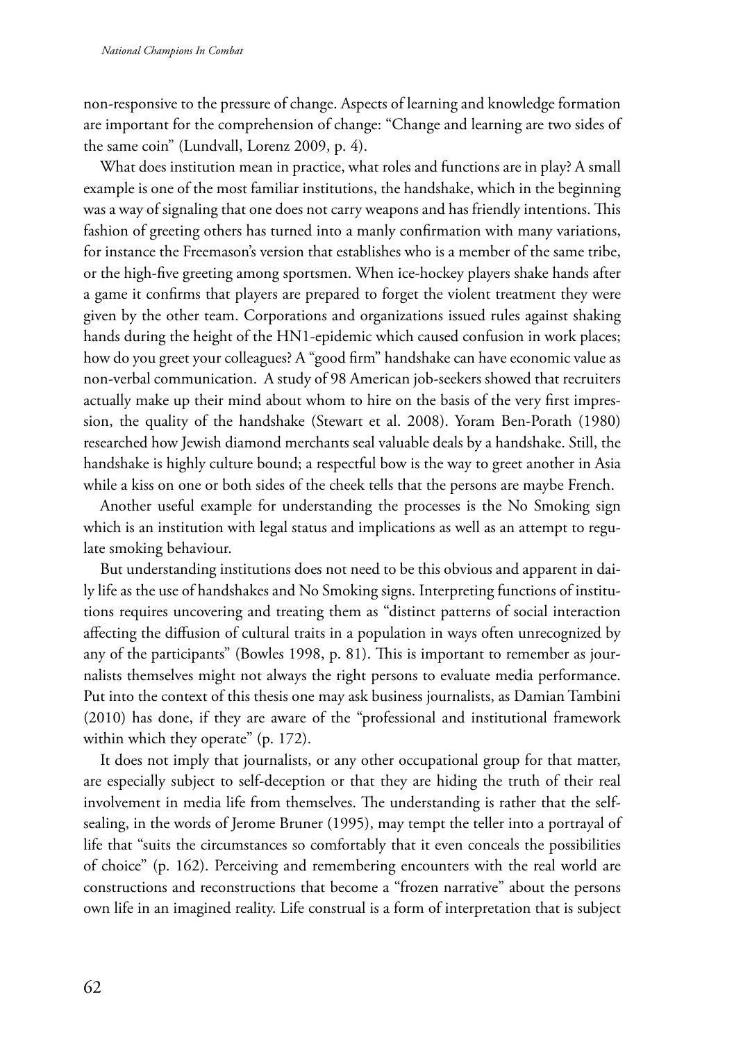non-responsive to the pressure of change. Aspects of learning and knowledge formation are important for the comprehension of change: "Change and learning are two sides of the same coin" (Lundvall, Lorenz 2009, p. 4).

What does institution mean in practice, what roles and functions are in play? A small example is one of the most familiar institutions, the handshake, which in the beginning was a way of signaling that one does not carry weapons and has friendly intentions. This fashion of greeting others has turned into a manly confirmation with many variations, for instance the Freemason's version that establishes who is a member of the same tribe, or the high-five greeting among sportsmen. When ice-hockey players shake hands after a game it confirms that players are prepared to forget the violent treatment they were given by the other team. Corporations and organizations issued rules against shaking hands during the height of the HN1-epidemic which caused confusion in work places; how do you greet your colleagues? A "good firm" handshake can have economic value as non-verbal communication. A study of 98 American job-seekers showed that recruiters actually make up their mind about whom to hire on the basis of the very first impression, the quality of the handshake (Stewart et al. 2008). Yoram Ben-Porath (1980) researched how Jewish diamond merchants seal valuable deals by a handshake. Still, the handshake is highly culture bound; a respectful bow is the way to greet another in Asia while a kiss on one or both sides of the cheek tells that the persons are maybe French.

Another useful example for understanding the processes is the No Smoking sign which is an institution with legal status and implications as well as an attempt to regulate smoking behaviour.

But understanding institutions does not need to be this obvious and apparent in daily life as the use of handshakes and No Smoking signs. Interpreting functions of institutions requires uncovering and treating them as "distinct patterns of social interaction affecting the diffusion of cultural traits in a population in ways often unrecognized by any of the participants" (Bowles 1998, p. 81). This is important to remember as journalists themselves might not always the right persons to evaluate media performance. Put into the context of this thesis one may ask business journalists, as Damian Tambini (2010) has done, if they are aware of the "professional and institutional framework within which they operate" (p. 172).

It does not imply that journalists, or any other occupational group for that matter, are especially subject to self-deception or that they are hiding the truth of their real involvement in media life from themselves. The understanding is rather that the self-sealing, in the words of Jerome Bruner (1995), may tempt the teller into a portrayal of life that "suits the circumstances so comfortably that it even conceals the possibilities of choice" (p. 162). Perceiving and remembering encounters with the real world are constructions and reconstructions that become a "frozen narrative" about the persons own life in an imagined reality. Life construal is a form of interpretation that is subject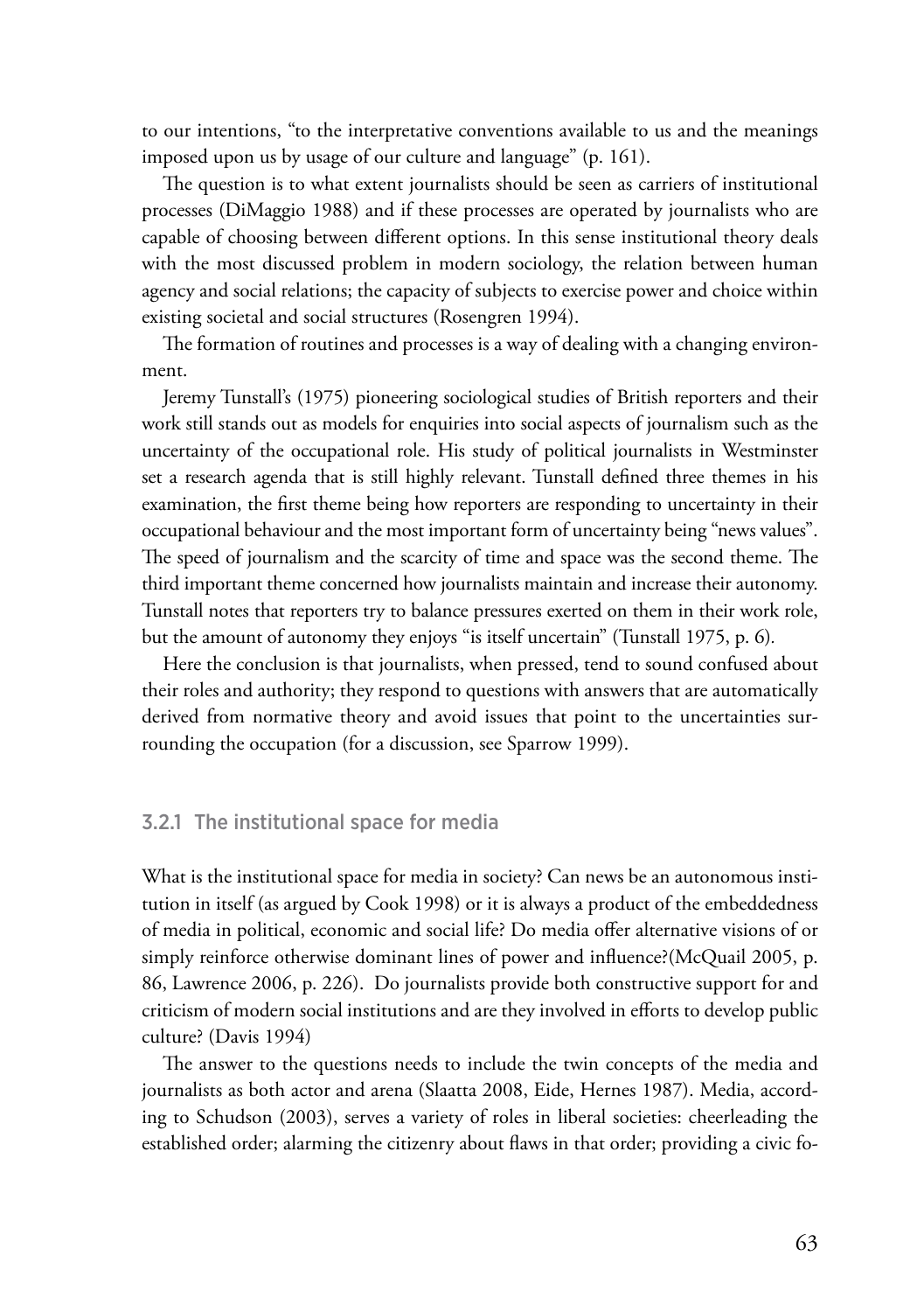to our intentions, "to the interpretative conventions available to us and the meanings imposed upon us by usage of our culture and language" (p. 161).

The question is to what extent journalists should be seen as carriers of institutional processes (DiMaggio 1988) and if these processes are operated by journalists who are capable of choosing between different options. In this sense institutional theory deals with the most discussed problem in modern sociology, the relation between human agency and social relations; the capacity of subjects to exercise power and choice within existing societal and social structures (Rosengren 1994).

The formation of routines and processes is a way of dealing with a changing environment.

Jeremy Tunstall's (1975) pioneering sociological studies of British reporters and their work still stands out as models for enquiries into social aspects of journalism such as the uncertainty of the occupational role. His study of political journalists in Westminster set a research agenda that is still highly relevant. Tunstall defined three themes in his examination, the first theme being how reporters are responding to uncertainty in their occupational behaviour and the most important form of uncertainty being "news values". The speed of journalism and the scarcity of time and space was the second theme. The third important theme concerned how journalists maintain and increase their autonomy. Tunstall notes that reporters try to balance pressures exerted on them in their work role, but the amount of autonomy they enjoys "is itself uncertain" (Tunstall 1975, p. 6).

Here the conclusion is that journalists, when pressed, tend to sound confused about their roles and authority; they respond to questions with answers that are automatically derived from normative theory and avoid issues that point to the uncertainties surrounding the occupation (for a discussion, see Sparrow 1999).

### 3.2.1 The institutional space for media

What is the institutional space for media in society? Can news be an autonomous institution in itself (as argued by Cook 1998) or it is always a product of the embeddedness of media in political, economic and social life? Do media offer alternative visions of or simply reinforce otherwise dominant lines of power and influence?(McQuail 2005, p. 86, Lawrence 2006, p. 226). Do journalists provide both constructive support for and criticism of modern social institutions and are they involved in efforts to develop public culture? (Davis 1994)

The answer to the questions needs to include the twin concepts of the media and journalists as both actor and arena (Slaatta 2008, Eide, Hernes 1987). Media, according to Schudson (2003), serves a variety of roles in liberal societies: cheerleading the established order; alarming the citizenry about flaws in that order; providing a civic fo-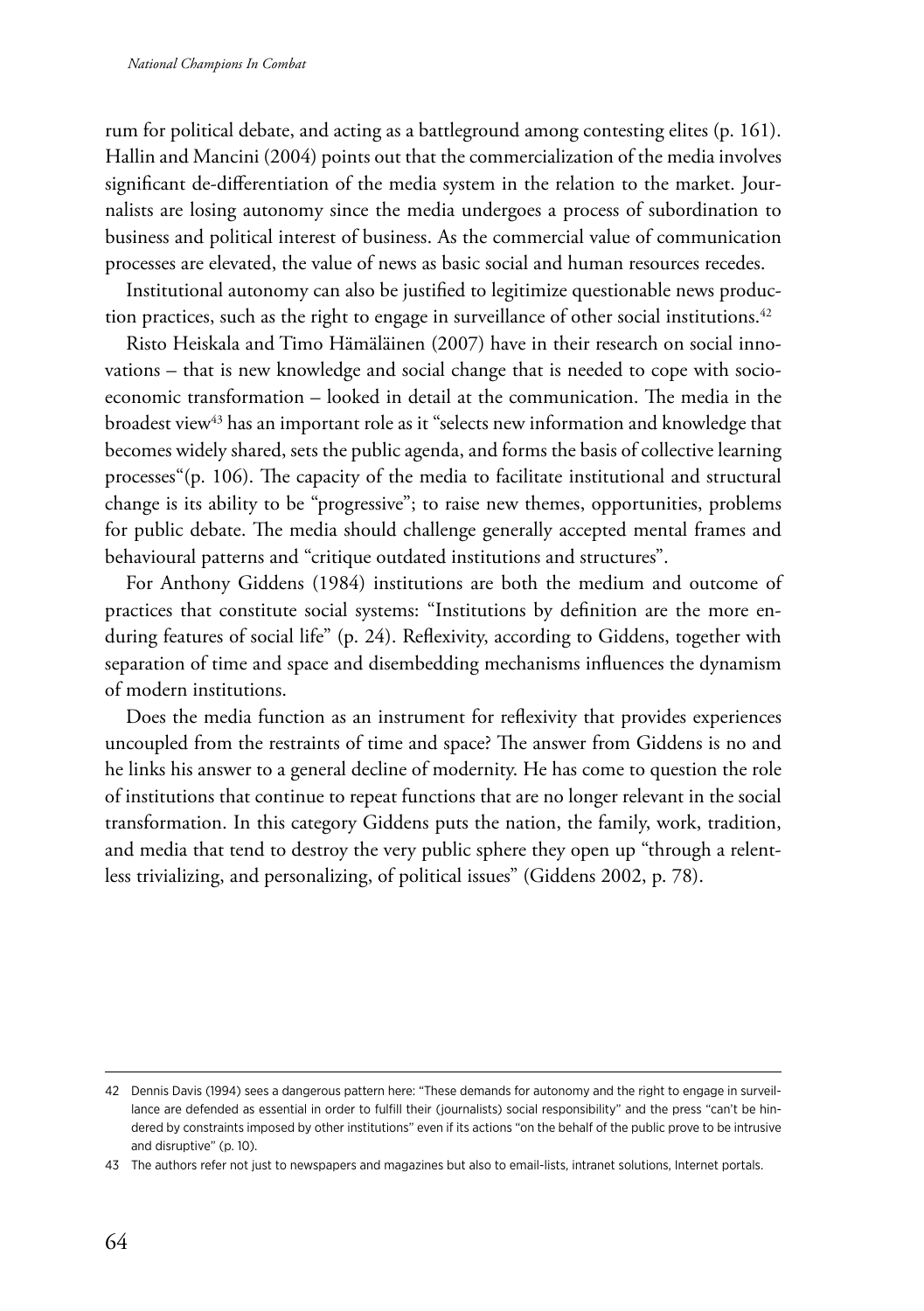rum for political debate, and acting as a battleground among contesting elites (p. 161). Hallin and Mancini (2004) points out that the commercialization of the media involves significant de-differentiation of the media system in the relation to the market. Journalists are losing autonomy since the media undergoes a process of subordination to business and political interest of business. As the commercial value of communication processes are elevated, the value of news as basic social and human resources recedes.

Institutional autonomy can also be justified to legitimize questionable news production practices, such as the right to engage in surveillance of other social institutions.[42]

Risto Heiskala and Timo Hämäläinen (2007) have in their research on social innovations – that is new knowledge and social change that is needed to cope with socioeconomic transformation – looked in detail at the communication. The media in the broadest view[43] has an important role as it "selects new information and knowledge that becomes widely shared, sets the public agenda, and forms the basis of collective learning processes"(p. 106). The capacity of the media to facilitate institutional and structural change is its ability to be "progressive"; to raise new themes, opportunities, problems for public debate. The media should challenge generally accepted mental frames and behavioural patterns and "critique outdated institutions and structures".

For Anthony Giddens (1984) institutions are both the medium and outcome of practices that constitute social systems: "Institutions by definition are the more enduring features of social life" (p. 24). Reflexivity, according to Giddens, together with separation of time and space and disembedding mechanisms influences the dynamism of modern institutions.

Does the media function as an instrument for reflexivity that provides experiences uncoupled from the restraints of time and space? The answer from Giddens is no and he links his answer to a general decline of modernity. He has come to question the role of institutions that continue to repeat functions that are no longer relevant in the social transformation. In this category Giddens puts the nation, the family, work, tradition, and media that tend to destroy the very public sphere they open up "through a relentless trivializing, and personalizing, of political issues" (Giddens 2002, p. 78).

---

42 Dennis Davis (1994) sees a dangerous pattern here: "These demands for autonomy and the right to engage in surveillance are defended as essential in order to fulfill their (journalists) social responsibility" and the press "can't be hindered by constraints imposed by other institutions" even if its actions "on the behalf of the public prove to be intrusive and disruptive" (p. 10).

43 The authors refer not just to newspapers and magazines but also to email-lists, intranet solutions, Internet portals.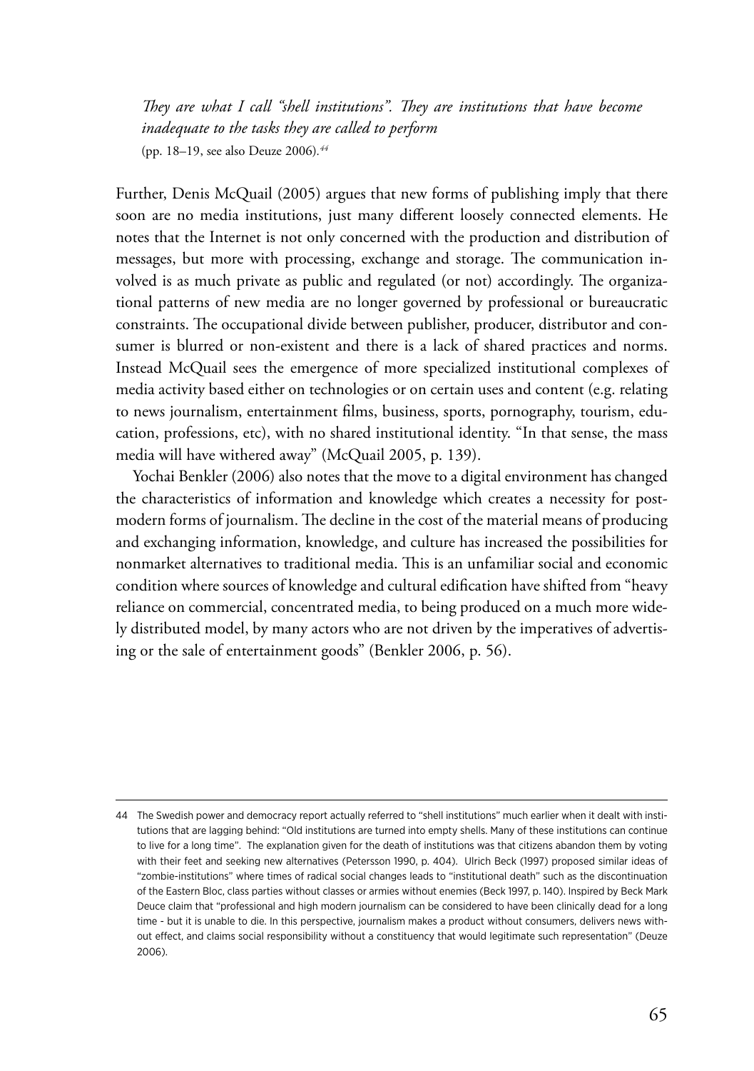*They are what I call "shell institutions". They are institutions that have become inadequate to the tasks they are called to perform*
(pp. 18–19, see also Deuze 2006).[44]

Further, Denis McQuail (2005) argues that new forms of publishing imply that there soon are no media institutions, just many different loosely connected elements. He notes that the Internet is not only concerned with the production and distribution of messages, but more with processing, exchange and storage. The communication involved is as much private as public and regulated (or not) accordingly. The organizational patterns of new media are no longer governed by professional or bureaucratic constraints. The occupational divide between publisher, producer, distributor and consumer is blurred or non-existent and there is a lack of shared practices and norms. Instead McQuail sees the emergence of more specialized institutional complexes of media activity based either on technologies or on certain uses and content (e.g. relating to news journalism, entertainment films, business, sports, pornography, tourism, education, professions, etc), with no shared institutional identity. "In that sense, the mass media will have withered away" (McQuail 2005, p. 139).

Yochai Benkler (2006) also notes that the move to a digital environment has changed the characteristics of information and knowledge which creates a necessity for postmodern forms of journalism. The decline in the cost of the material means of producing and exchanging information, knowledge, and culture has increased the possibilities for nonmarket alternatives to traditional media. This is an unfamiliar social and economic condition where sources of knowledge and cultural edification have shifted from "heavy reliance on commercial, concentrated media, to being produced on a much more widely distributed model, by many actors who are not driven by the imperatives of advertising or the sale of entertainment goods" (Benkler 2006, p. 56).

---

44 The Swedish power and democracy report actually referred to "shell institutions" much earlier when it dealt with institutions that are lagging behind: "Old institutions are turned into empty shells. Many of these institutions can continue to live for a long time". The explanation given for the death of institutions was that citizens abandon them by voting with their feet and seeking new alternatives (Petersson 1990, p. 404). Ulrich Beck (1997) proposed similar ideas of "zombie-institutions" where times of radical social changes leads to "institutional death" such as the discontinuation of the Eastern Bloc, class parties without classes or armies without enemies (Beck 1997, p. 140). Inspired by Beck Mark Deuce claim that "professional and high modern journalism can be considered to have been clinically dead for a long time - but it is unable to die. In this perspective, journalism makes a product without consumers, delivers news without effect, and claims social responsibility without a constituency that would legitimate such representation" (Deuze 2006).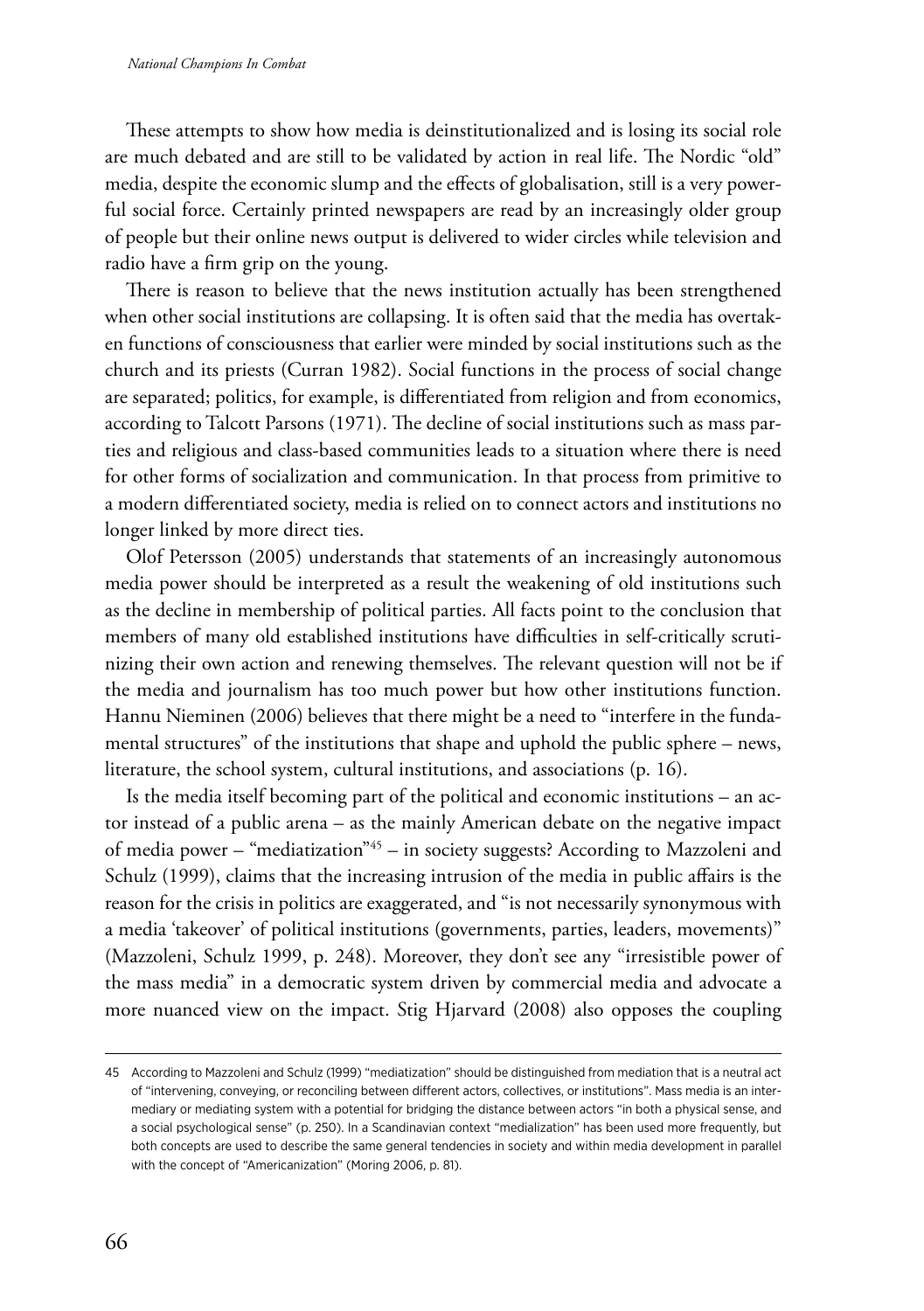These attempts to show how media is deinstitutionalized and is losing its social role are much debated and are still to be validated by action in real life. The Nordic "old" media, despite the economic slump and the effects of globalisation, still is a very powerful social force. Certainly printed newspapers are read by an increasingly older group of people but their online news output is delivered to wider circles while television and radio have a firm grip on the young.

There is reason to believe that the news institution actually has been strengthened when other social institutions are collapsing. It is often said that the media has overtaken functions of consciousness that earlier were minded by social institutions such as the church and its priests (Curran 1982). Social functions in the process of social change are separated; politics, for example, is differentiated from religion and from economics, according to Talcott Parsons (1971). The decline of social institutions such as mass parties and religious and class-based communities leads to a situation where there is need for other forms of socialization and communication. In that process from primitive to a modern differentiated society, media is relied on to connect actors and institutions no longer linked by more direct ties.

Olof Petersson (2005) understands that statements of an increasingly autonomous media power should be interpreted as a result the weakening of old institutions such as the decline in membership of political parties. All facts point to the conclusion that members of many old established institutions have difficulties in self-critically scrutinizing their own action and renewing themselves. The relevant question will not be if the media and journalism has too much power but how other institutions function. Hannu Nieminen (2006) believes that there might be a need to "interfere in the fundamental structures" of the institutions that shape and uphold the public sphere – news, literature, the school system, cultural institutions, and associations (p. 16).

Is the media itself becoming part of the political and economic institutions – an actor instead of a public arena – as the mainly American debate on the negative impact of media power – "mediatization"[45] – in society suggests? According to Mazzoleni and Schulz (1999), claims that the increasing intrusion of the media in public affairs is the reason for the crisis in politics are exaggerated, and "is not necessarily synonymous with a media 'takeover' of political institutions (governments, parties, leaders, movements)" (Mazzoleni, Schulz 1999, p. 248). Moreover, they don't see any "irresistible power of the mass media" in a democratic system driven by commercial media and advocate a more nuanced view on the impact. Stig Hjarvard (2008) also opposes the coupling

---

45 According to Mazzoleni and Schulz (1999) "mediatization" should be distinguished from mediation that is a neutral act of "intervening, conveying, or reconciling between different actors, collectives, or institutions". Mass media is an intermediary or mediating system with a potential for bridging the distance between actors "in both a physical sense, and a social psychological sense" (p. 250). In a Scandinavian context "medialization" has been used more frequently, but both concepts are used to describe the same general tendencies in society and within media development in parallel with the concept of "Americanization" (Moring 2006, p. 81).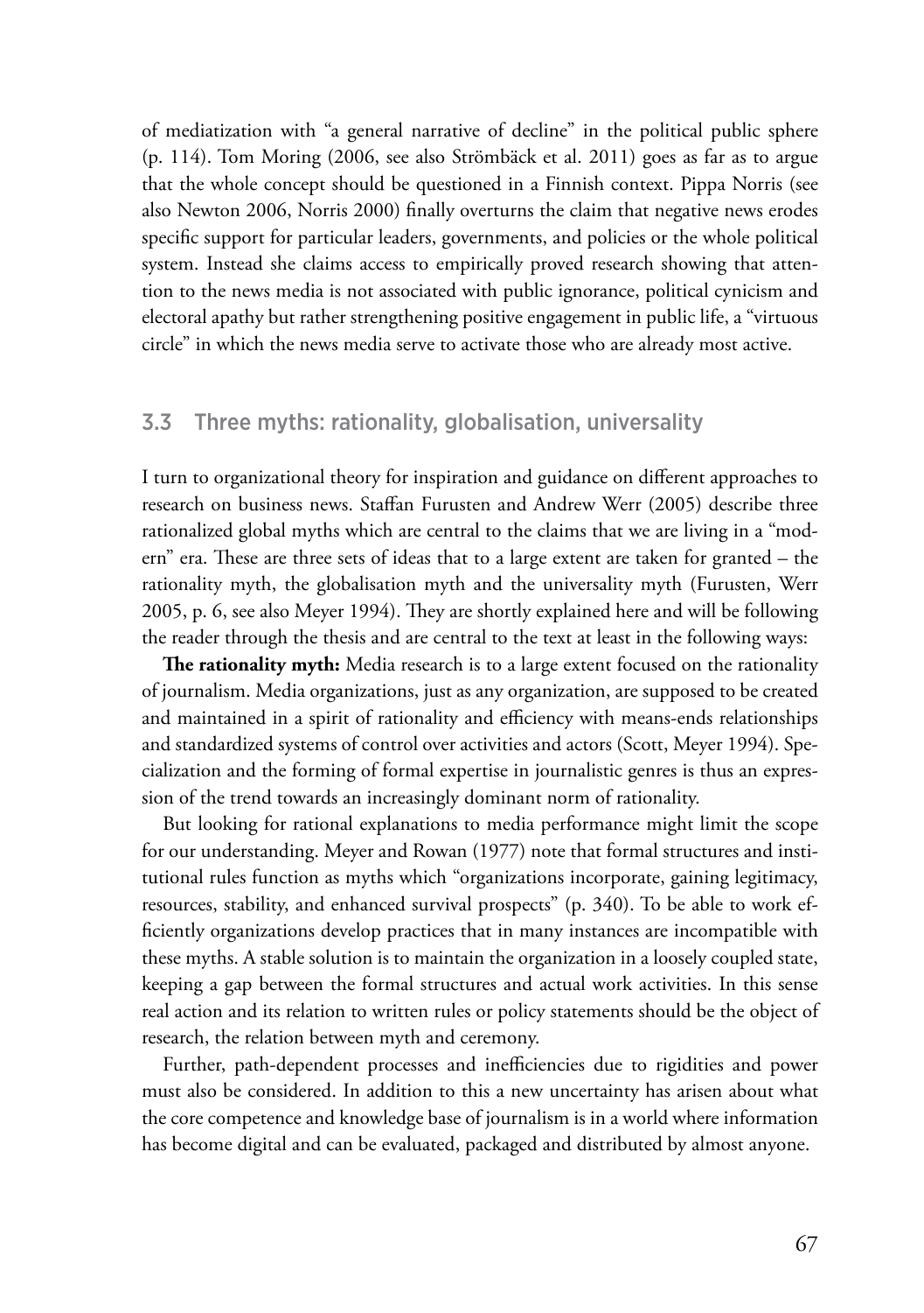of mediatization with "a general narrative of decline" in the political public sphere (p. 114). Tom Moring (2006, see also Strömbäck et al. 2011) goes as far as to argue that the whole concept should be questioned in a Finnish context. Pippa Norris (see also Newton 2006, Norris 2000) finally overturns the claim that negative news erodes specific support for particular leaders, governments, and policies or the whole political system. Instead she claims access to empirically proved research showing that attention to the news media is not associated with public ignorance, political cynicism and electoral apathy but rather strengthening positive engagement in public life, a "virtuous circle" in which the news media serve to activate those who are already most active.

## 3.3 Three myths: rationality, globalisation, universality

I turn to organizational theory for inspiration and guidance on different approaches to research on business news. Staffan Furusten and Andrew Werr (2005) describe three rationalized global myths which are central to the claims that we are living in a "modern" era. These are three sets of ideas that to a large extent are taken for granted – the rationality myth, the globalisation myth and the universality myth (Furusten, Werr 2005, p. 6, see also Meyer 1994). They are shortly explained here and will be following the reader through the thesis and are central to the text at least in the following ways:

**The rationality myth:** Media research is to a large extent focused on the rationality of journalism. Media organizations, just as any organization, are supposed to be created and maintained in a spirit of rationality and efficiency with means-ends relationships and standardized systems of control over activities and actors (Scott, Meyer 1994). Specialization and the forming of formal expertise in journalistic genres is thus an expression of the trend towards an increasingly dominant norm of rationality.

But looking for rational explanations to media performance might limit the scope for our understanding. Meyer and Rowan (1977) note that formal structures and institutional rules function as myths which "organizations incorporate, gaining legitimacy, resources, stability, and enhanced survival prospects" (p. 340). To be able to work efficiently organizations develop practices that in many instances are incompatible with these myths. A stable solution is to maintain the organization in a loosely coupled state, keeping a gap between the formal structures and actual work activities. In this sense real action and its relation to written rules or policy statements should be the object of research, the relation between myth and ceremony.

Further, path-dependent processes and inefficiencies due to rigidities and power must also be considered. In addition to this a new uncertainty has arisen about what the core competence and knowledge base of journalism is in a world where information has become digital and can be evaluated, packaged and distributed by almost anyone.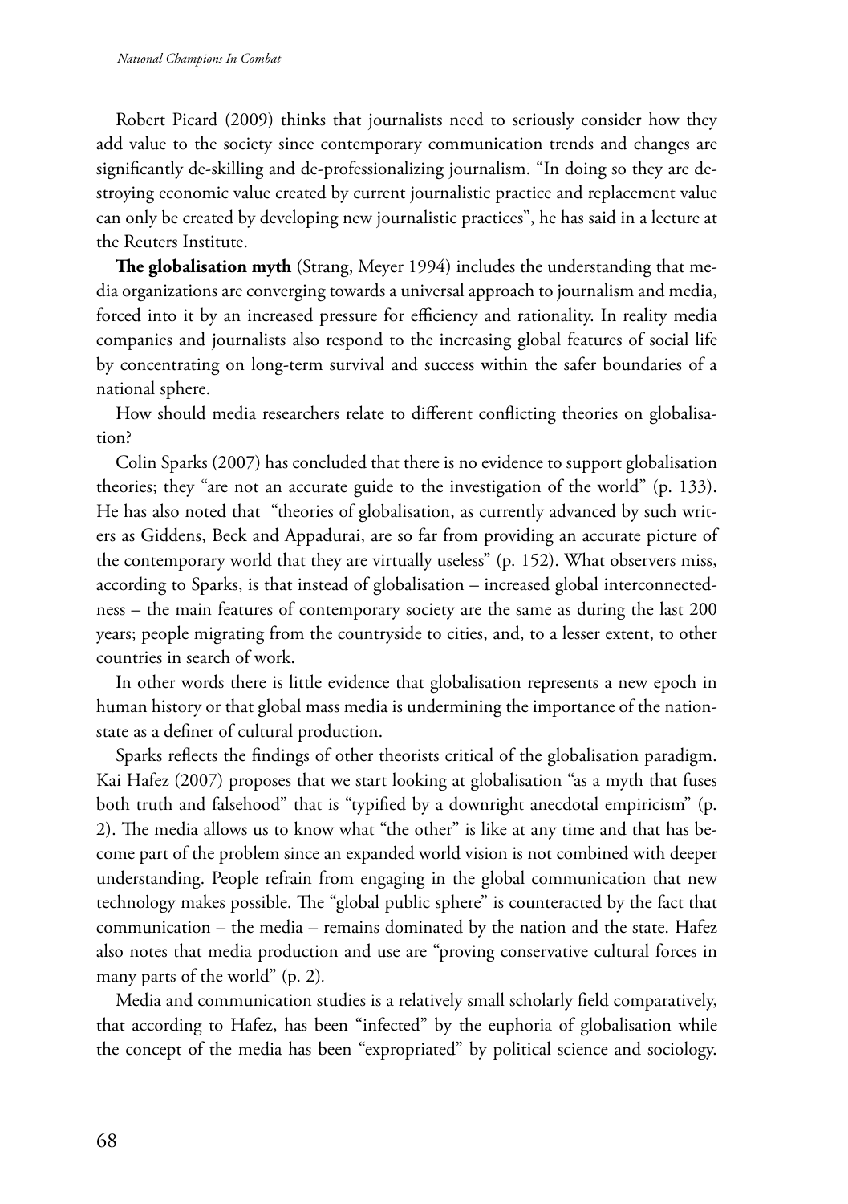Robert Picard (2009) thinks that journalists need to seriously consider how they add value to the society since contemporary communication trends and changes are significantly de-skilling and de-professionalizing journalism. "In doing so they are destroying economic value created by current journalistic practice and replacement value can only be created by developing new journalistic practices", he has said in a lecture at the Reuters Institute.

**The globalisation myth** (Strang, Meyer 1994) includes the understanding that media organizations are converging towards a universal approach to journalism and media, forced into it by an increased pressure for efficiency and rationality. In reality media companies and journalists also respond to the increasing global features of social life by concentrating on long-term survival and success within the safer boundaries of a national sphere.

How should media researchers relate to different conflicting theories on globalisation?

Colin Sparks (2007) has concluded that there is no evidence to support globalisation theories; they "are not an accurate guide to the investigation of the world" (p. 133). He has also noted that "theories of globalisation, as currently advanced by such writers as Giddens, Beck and Appadurai, are so far from providing an accurate picture of the contemporary world that they are virtually useless" (p. 152). What observers miss, according to Sparks, is that instead of globalisation – increased global interconnectedness – the main features of contemporary society are the same as during the last 200 years; people migrating from the countryside to cities, and, to a lesser extent, to other countries in search of work.

In other words there is little evidence that globalisation represents a new epoch in human history or that global mass media is undermining the importance of the nation-state as a definer of cultural production.

Sparks reflects the findings of other theorists critical of the globalisation paradigm. Kai Hafez (2007) proposes that we start looking at globalisation "as a myth that fuses both truth and falsehood" that is "typified by a downright anecdotal empiricism" (p. 2). The media allows us to know what "the other" is like at any time and that has become part of the problem since an expanded world vision is not combined with deeper understanding. People refrain from engaging in the global communication that new technology makes possible. The "global public sphere" is counteracted by the fact that communication – the media – remains dominated by the nation and the state. Hafez also notes that media production and use are "proving conservative cultural forces in many parts of the world" (p. 2).

Media and communication studies is a relatively small scholarly field comparatively, that according to Hafez, has been "infected" by the euphoria of globalisation while the concept of the media has been "expropriated" by political science and sociology.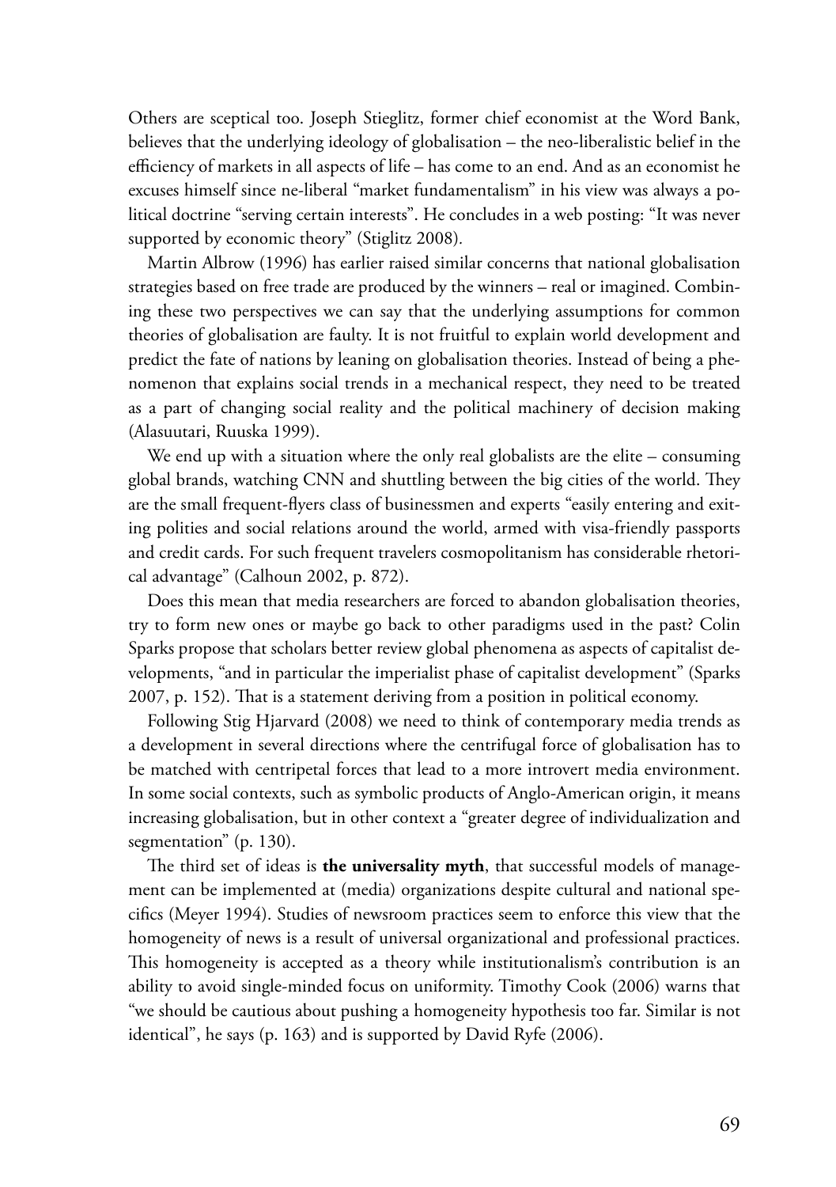Others are sceptical too. Joseph Stieglitz, former chief economist at the Word Bank, believes that the underlying ideology of globalisation – the neo-liberalistic belief in the efficiency of markets in all aspects of life – has come to an end. And as an economist he excuses himself since ne-liberal "market fundamentalism" in his view was always a political doctrine "serving certain interests". He concludes in a web posting: "It was never supported by economic theory" (Stiglitz 2008).

Martin Albrow (1996) has earlier raised similar concerns that national globalisation strategies based on free trade are produced by the winners – real or imagined. Combining these two perspectives we can say that the underlying assumptions for common theories of globalisation are faulty. It is not fruitful to explain world development and predict the fate of nations by leaning on globalisation theories. Instead of being a phenomenon that explains social trends in a mechanical respect, they need to be treated as a part of changing social reality and the political machinery of decision making (Alasuutari, Ruuska 1999).

We end up with a situation where the only real globalists are the elite – consuming global brands, watching CNN and shuttling between the big cities of the world. They are the small frequent-flyers class of businessmen and experts "easily entering and exiting polities and social relations around the world, armed with visa-friendly passports and credit cards. For such frequent travelers cosmopolitanism has considerable rhetorical advantage" (Calhoun 2002, p. 872).

Does this mean that media researchers are forced to abandon globalisation theories, try to form new ones or maybe go back to other paradigms used in the past? Colin Sparks propose that scholars better review global phenomena as aspects of capitalist developments, "and in particular the imperialist phase of capitalist development" (Sparks 2007, p. 152). That is a statement deriving from a position in political economy.

Following Stig Hjarvard (2008) we need to think of contemporary media trends as a development in several directions where the centrifugal force of globalisation has to be matched with centripetal forces that lead to a more introvert media environment. In some social contexts, such as symbolic products of Anglo-American origin, it means increasing globalisation, but in other context a "greater degree of individualization and segmentation" (p. 130).

The third set of ideas is **the universality myth**, that successful models of management can be implemented at (media) organizations despite cultural and national specifics (Meyer 1994). Studies of newsroom practices seem to enforce this view that the homogeneity of news is a result of universal organizational and professional practices. This homogeneity is accepted as a theory while institutionalism's contribution is an ability to avoid single-minded focus on uniformity. Timothy Cook (2006) warns that "we should be cautious about pushing a homogeneity hypothesis too far. Similar is not identical", he says (p. 163) and is supported by David Ryfe (2006).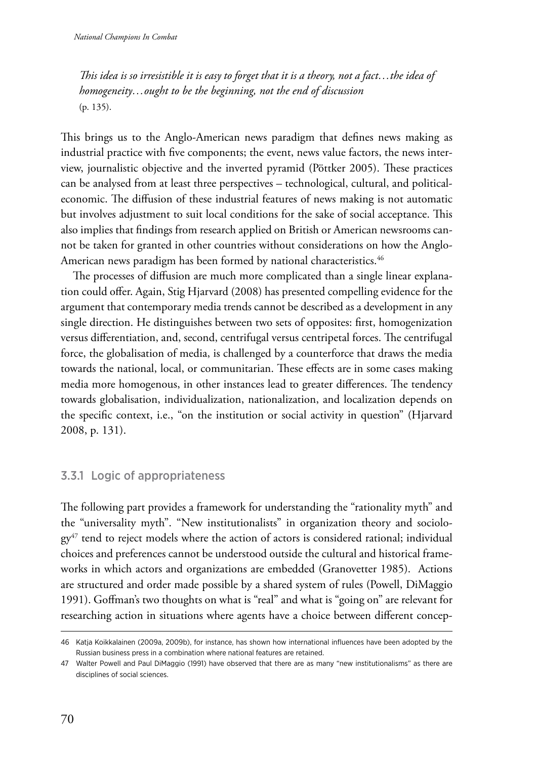*This idea is so irresistible it is easy to forget that it is a theory, not a fact…the idea of homogeneity…ought to be the beginning, not the end of discussion*
(p. 135).

This brings us to the Anglo-American news paradigm that defines news making as industrial practice with five components; the event, news value factors, the news interview, journalistic objective and the inverted pyramid (Pöttker 2005). These practices can be analysed from at least three perspectives – technological, cultural, and political-economic. The diffusion of these industrial features of news making is not automatic but involves adjustment to suit local conditions for the sake of social acceptance. This also implies that findings from research applied on British or American newsrooms cannot be taken for granted in other countries without considerations on how the Anglo-American news paradigm has been formed by national characteristics.[46]

The processes of diffusion are much more complicated than a single linear explanation could offer. Again, Stig Hjarvard (2008) has presented compelling evidence for the argument that contemporary media trends cannot be described as a development in any single direction. He distinguishes between two sets of opposites: first, homogenization versus differentiation, and, second, centrifugal versus centripetal forces. The centrifugal force, the globalisation of media, is challenged by a counterforce that draws the media towards the national, local, or communitarian. These effects are in some cases making media more homogenous, in other instances lead to greater differences. The tendency towards globalisation, individualization, nationalization, and localization depends on the specific context, i.e., "on the institution or social activity in question" (Hjarvard 2008, p. 131).

### 3.3.1 Logic of appropriateness

The following part provides a framework for understanding the "rationality myth" and the "universality myth". "New institutionalists" in organization theory and sociology[47] tend to reject models where the action of actors is considered rational; individual choices and preferences cannot be understood outside the cultural and historical frameworks in which actors and organizations are embedded (Granovetter 1985). Actions are structured and order made possible by a shared system of rules (Powell, DiMaggio 1991). Goffman's two thoughts on what is "real" and what is "going on" are relevant for researching action in situations where agents have a choice between different concep-

---

46 Katja Koikkalainen (2009a, 2009b), for instance, has shown how international influences have been adopted by the Russian business press in a combination where national features are retained.

47 Walter Powell and Paul DiMaggio (1991) have observed that there are as many "new institutionalisms" as there are disciplines of social sciences.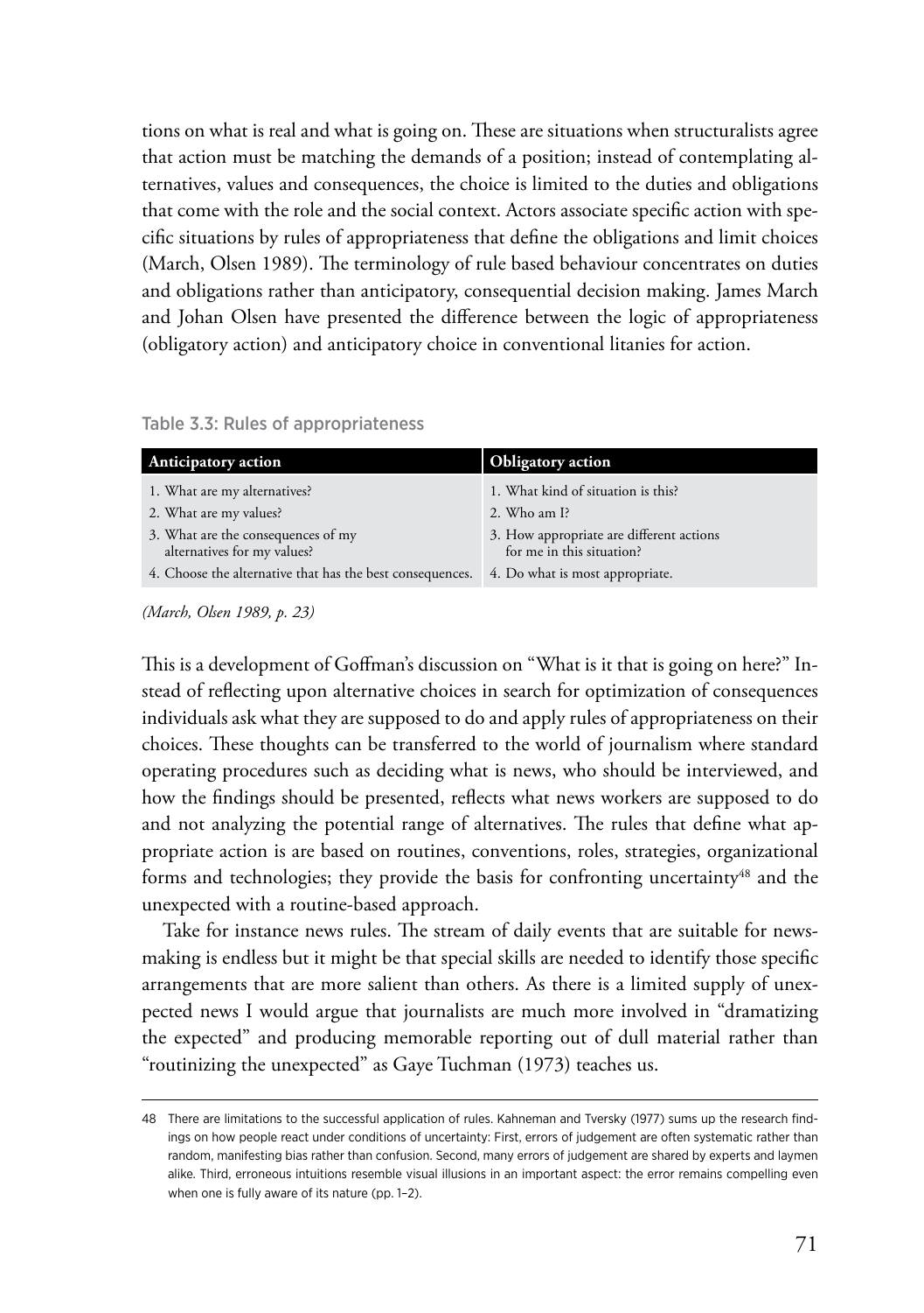tions on what is real and what is going on. These are situations when structuralists agree that action must be matching the demands of a position; instead of contemplating alternatives, values and consequences, the choice is limited to the duties and obligations that come with the role and the social context. Actors associate specific action with specific situations by rules of appropriateness that define the obligations and limit choices (March, Olsen 1989). The terminology of rule based behaviour concentrates on duties and obligations rather than anticipatory, consequential decision making. James March and Johan Olsen have presented the difference between the logic of appropriateness (obligatory action) and anticipatory choice in conventional litanies for action.

Table 3.3: Rules of appropriateness

| Anticipatory action | Obligatory action |
|---|---|
| 1. What are my alternatives? | 1. What kind of situation is this? |
| 2. What are my values? | 2. Who am I? |
| 3. What are the consequences of my alternatives for my values? | 3. How appropriate are different actions for me in this situation? |
| 4. Choose the alternative that has the best consequences. | 4. Do what is most appropriate. |

*(March, Olsen 1989, p. 23)*

This is a development of Goffman's discussion on "What is it that is going on here?" Instead of reflecting upon alternative choices in search for optimization of consequences individuals ask what they are supposed to do and apply rules of appropriateness on their choices. These thoughts can be transferred to the world of journalism where standard operating procedures such as deciding what is news, who should be interviewed, and how the findings should be presented, reflects what news workers are supposed to do and not analyzing the potential range of alternatives. The rules that define what appropriate action is are based on routines, conventions, roles, strategies, organizational forms and technologies; they provide the basis for confronting uncertainty[48] and the unexpected with a routine-based approach.

Take for instance news rules. The stream of daily events that are suitable for news-making is endless but it might be that special skills are needed to identify those specific arrangements that are more salient than others. As there is a limited supply of unexpected news I would argue that journalists are much more involved in "dramatizing the expected" and producing memorable reporting out of dull material rather than "routinizing the unexpected" as Gaye Tuchman (1973) teaches us.

---

48 There are limitations to the successful application of rules. Kahneman and Tversky (1977) sums up the research findings on how people react under conditions of uncertainty: First, errors of judgement are often systematic rather than random, manifesting bias rather than confusion. Second, many errors of judgement are shared by experts and laymen alike. Third, erroneous intuitions resemble visual illusions in an important aspect: the error remains compelling even when one is fully aware of its nature (pp. 1–2).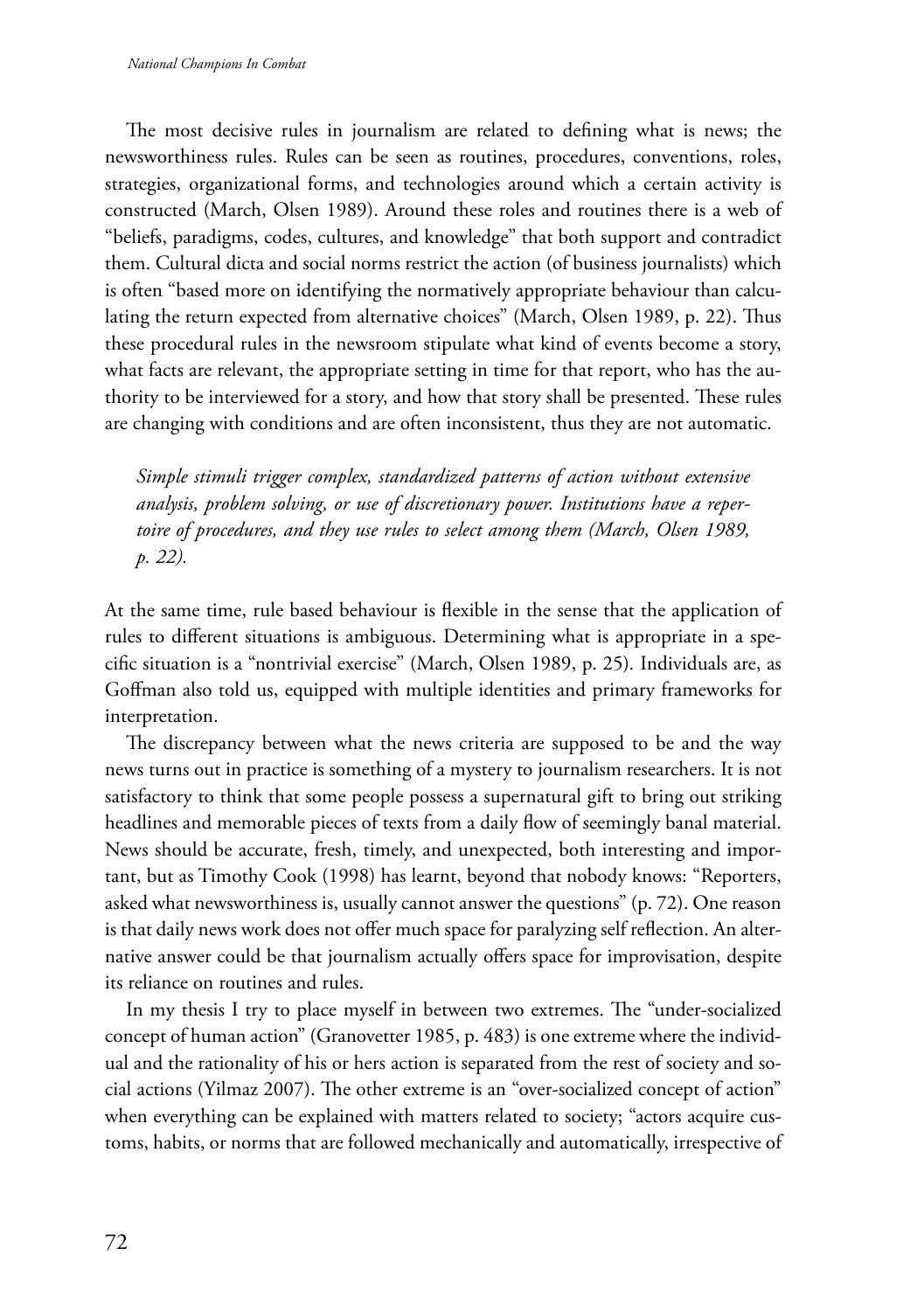The most decisive rules in journalism are related to defining what is news; the newsworthiness rules. Rules can be seen as routines, procedures, conventions, roles, strategies, organizational forms, and technologies around which a certain activity is constructed (March, Olsen 1989). Around these roles and routines there is a web of "beliefs, paradigms, codes, cultures, and knowledge" that both support and contradict them. Cultural dicta and social norms restrict the action (of business journalists) which is often "based more on identifying the normatively appropriate behaviour than calculating the return expected from alternative choices" (March, Olsen 1989, p. 22). Thus these procedural rules in the newsroom stipulate what kind of events become a story, what facts are relevant, the appropriate setting in time for that report, who has the authority to be interviewed for a story, and how that story shall be presented. These rules are changing with conditions and are often inconsistent, thus they are not automatic.

> *Simple stimuli trigger complex, standardized patterns of action without extensive analysis, problem solving, or use of discretionary power. Institutions have a repertoire of procedures, and they use rules to select among them (March, Olsen 1989, p. 22).*

At the same time, rule based behaviour is flexible in the sense that the application of rules to different situations is ambiguous. Determining what is appropriate in a specific situation is a "nontrivial exercise" (March, Olsen 1989, p. 25). Individuals are, as Goffman also told us, equipped with multiple identities and primary frameworks for interpretation.

The discrepancy between what the news criteria are supposed to be and the way news turns out in practice is something of a mystery to journalism researchers. It is not satisfactory to think that some people possess a supernatural gift to bring out striking headlines and memorable pieces of texts from a daily flow of seemingly banal material. News should be accurate, fresh, timely, and unexpected, both interesting and important, but as Timothy Cook (1998) has learnt, beyond that nobody knows: "Reporters, asked what newsworthiness is, usually cannot answer the questions" (p. 72). One reason is that daily news work does not offer much space for paralyzing self reflection. An alternative answer could be that journalism actually offers space for improvisation, despite its reliance on routines and rules.

In my thesis I try to place myself in between two extremes. The "under-socialized concept of human action" (Granovetter 1985, p. 483) is one extreme where the individual and the rationality of his or hers action is separated from the rest of society and social actions (Yilmaz 2007). The other extreme is an "over-socialized concept of action" when everything can be explained with matters related to society; "actors acquire customs, habits, or norms that are followed mechanically and automatically, irrespective of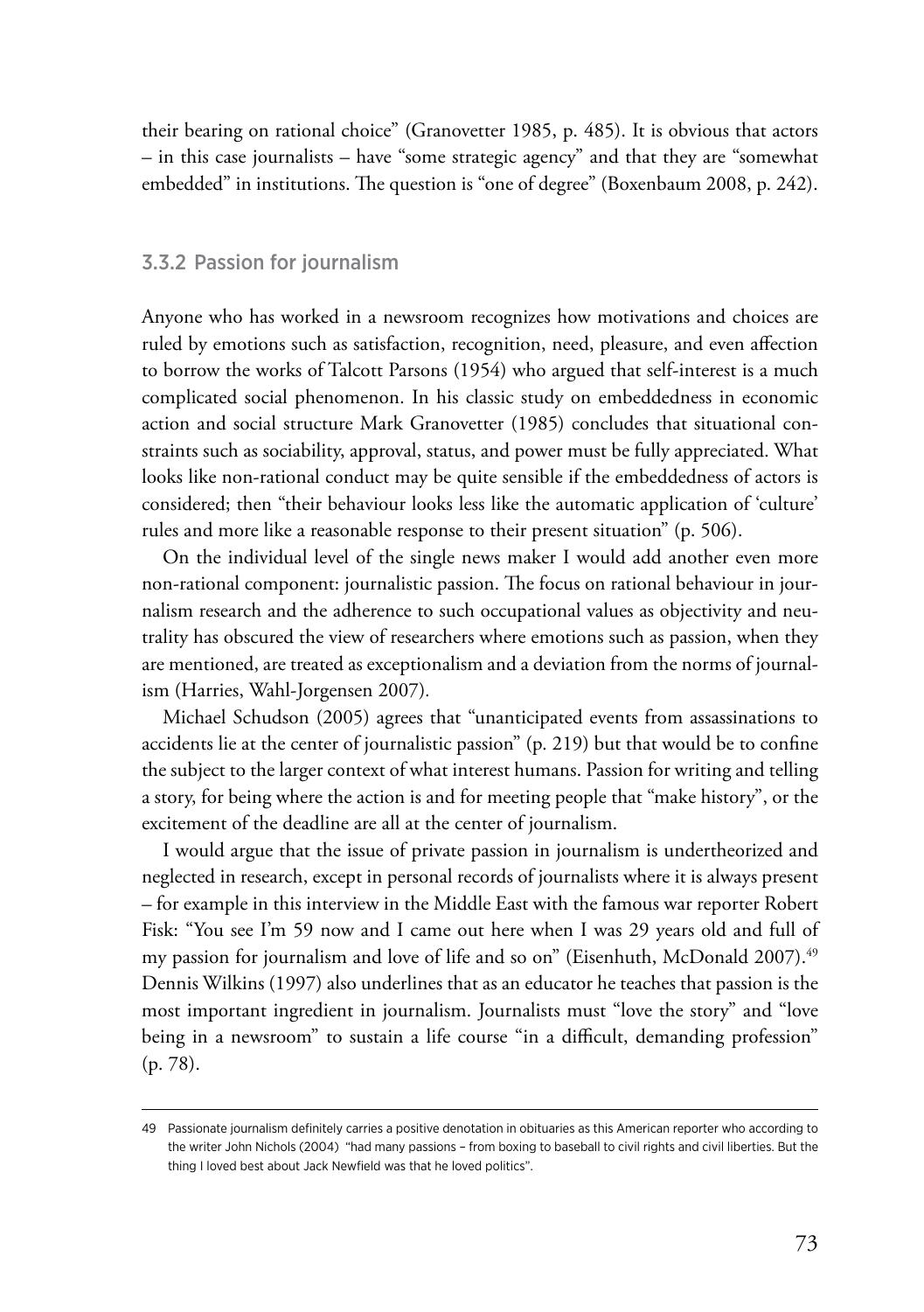their bearing on rational choice" (Granovetter 1985, p. 485). It is obvious that actors – in this case journalists – have "some strategic agency" and that they are "somewhat embedded" in institutions. The question is "one of degree" (Boxenbaum 2008, p. 242).

### 3.3.2 Passion for journalism

Anyone who has worked in a newsroom recognizes how motivations and choices are ruled by emotions such as satisfaction, recognition, need, pleasure, and even affection to borrow the works of Talcott Parsons (1954) who argued that self-interest is a much complicated social phenomenon. In his classic study on embeddedness in economic action and social structure Mark Granovetter (1985) concludes that situational constraints such as sociability, approval, status, and power must be fully appreciated. What looks like non-rational conduct may be quite sensible if the embeddedness of actors is considered; then "their behaviour looks less like the automatic application of 'culture' rules and more like a reasonable response to their present situation" (p. 506).

On the individual level of the single news maker I would add another even more non-rational component: journalistic passion. The focus on rational behaviour in journalism research and the adherence to such occupational values as objectivity and neutrality has obscured the view of researchers where emotions such as passion, when they are mentioned, are treated as exceptionalism and a deviation from the norms of journalism (Harries, Wahl-Jorgensen 2007).

Michael Schudson (2005) agrees that "unanticipated events from assassinations to accidents lie at the center of journalistic passion" (p. 219) but that would be to confine the subject to the larger context of what interest humans. Passion for writing and telling a story, for being where the action is and for meeting people that "make history", or the excitement of the deadline are all at the center of journalism.

I would argue that the issue of private passion in journalism is undertheorized and neglected in research, except in personal records of journalists where it is always present – for example in this interview in the Middle East with the famous war reporter Robert Fisk: "You see I'm 59 now and I came out here when I was 29 years old and full of my passion for journalism and love of life and so on" (Eisenhuth, McDonald 2007).[49] Dennis Wilkins (1997) also underlines that as an educator he teaches that passion is the most important ingredient in journalism. Journalists must "love the story" and "love being in a newsroom" to sustain a life course "in a difficult, demanding profession" (p. 78).

---

49 Passionate journalism definitely carries a positive denotation in obituaries as this American reporter who according to the writer John Nichols (2004) "had many passions – from boxing to baseball to civil rights and civil liberties. But the thing I loved best about Jack Newfield was that he loved politics".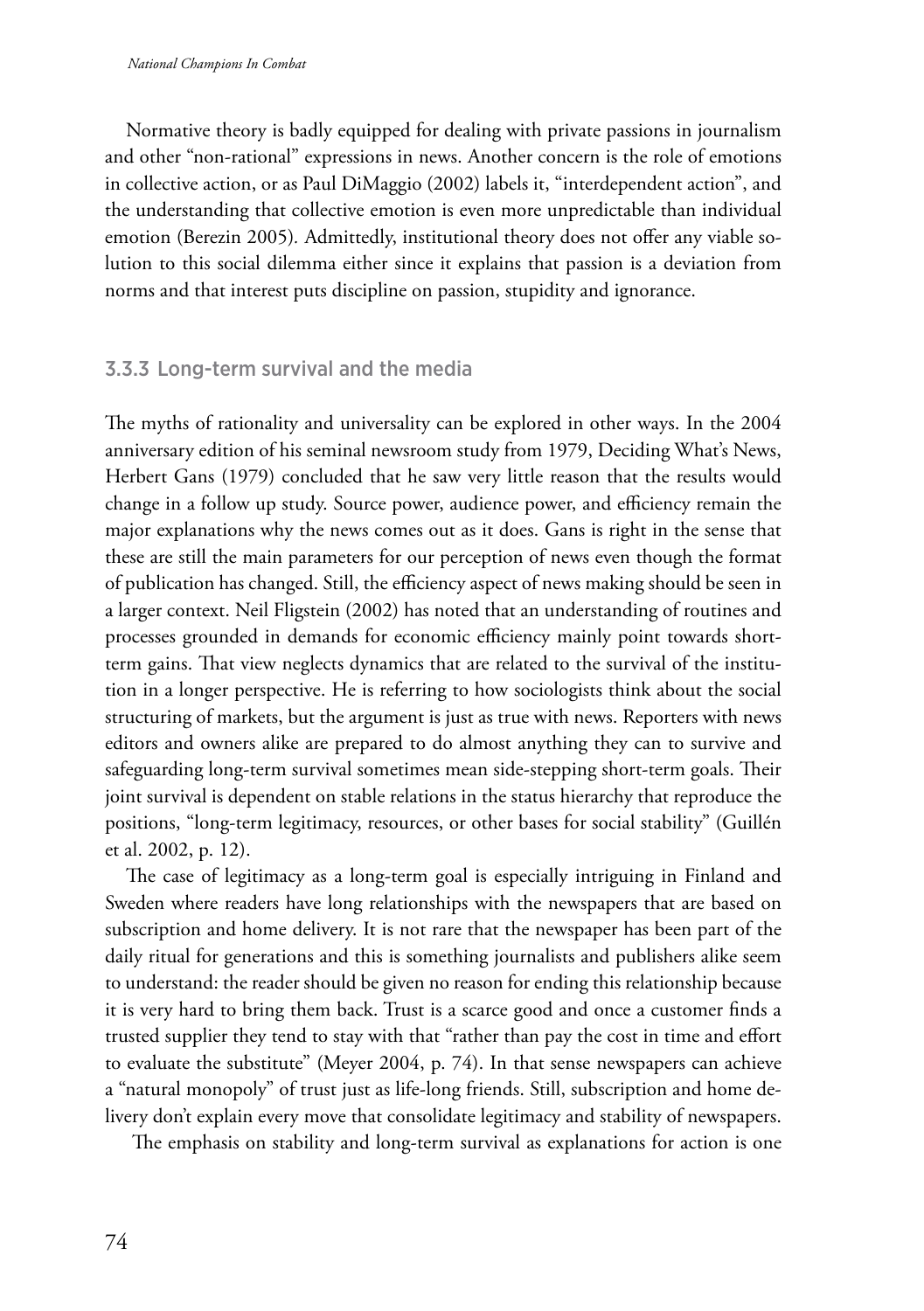Normative theory is badly equipped for dealing with private passions in journalism and other "non-rational" expressions in news. Another concern is the role of emotions in collective action, or as Paul DiMaggio (2002) labels it, "interdependent action", and the understanding that collective emotion is even more unpredictable than individual emotion (Berezin 2005). Admittedly, institutional theory does not offer any viable solution to this social dilemma either since it explains that passion is a deviation from norms and that interest puts discipline on passion, stupidity and ignorance.

### 3.3.3 Long-term survival and the media

The myths of rationality and universality can be explored in other ways. In the 2004 anniversary edition of his seminal newsroom study from 1979, Deciding What's News, Herbert Gans (1979) concluded that he saw very little reason that the results would change in a follow up study. Source power, audience power, and efficiency remain the major explanations why the news comes out as it does. Gans is right in the sense that these are still the main parameters for our perception of news even though the format of publication has changed. Still, the efficiency aspect of news making should be seen in a larger context. Neil Fligstein (2002) has noted that an understanding of routines and processes grounded in demands for economic efficiency mainly point towards short-term gains. That view neglects dynamics that are related to the survival of the institution in a longer perspective. He is referring to how sociologists think about the social structuring of markets, but the argument is just as true with news. Reporters with news editors and owners alike are prepared to do almost anything they can to survive and safeguarding long-term survival sometimes mean side-stepping short-term goals. Their joint survival is dependent on stable relations in the status hierarchy that reproduce the positions, "long-term legitimacy, resources, or other bases for social stability" (Guillén et al. 2002, p. 12).

The case of legitimacy as a long-term goal is especially intriguing in Finland and Sweden where readers have long relationships with the newspapers that are based on subscription and home delivery. It is not rare that the newspaper has been part of the daily ritual for generations and this is something journalists and publishers alike seem to understand: the reader should be given no reason for ending this relationship because it is very hard to bring them back. Trust is a scarce good and once a customer finds a trusted supplier they tend to stay with that "rather than pay the cost in time and effort to evaluate the substitute" (Meyer 2004, p. 74). In that sense newspapers can achieve a "natural monopoly" of trust just as life-long friends. Still, subscription and home delivery don't explain every move that consolidate legitimacy and stability of newspapers.

The emphasis on stability and long-term survival as explanations for action is one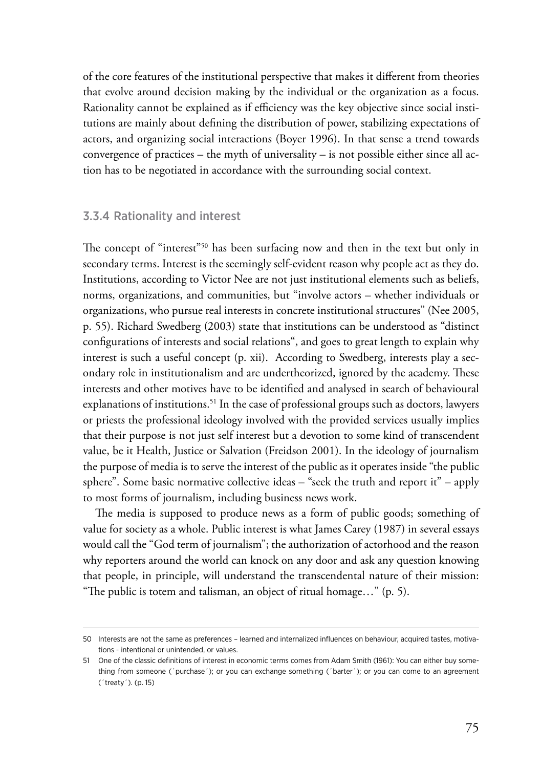of the core features of the institutional perspective that makes it different from theories that evolve around decision making by the individual or the organization as a focus. Rationality cannot be explained as if efficiency was the key objective since social institutions are mainly about defining the distribution of power, stabilizing expectations of actors, and organizing social interactions (Boyer 1996). In that sense a trend towards convergence of practices – the myth of universality – is not possible either since all action has to be negotiated in accordance with the surrounding social context.

### 3.3.4 Rationality and interest

The concept of "interest"[50] has been surfacing now and then in the text but only in secondary terms. Interest is the seemingly self-evident reason why people act as they do. Institutions, according to Victor Nee are not just institutional elements such as beliefs, norms, organizations, and communities, but "involve actors – whether individuals or organizations, who pursue real interests in concrete institutional structures" (Nee 2005, p. 55). Richard Swedberg (2003) state that institutions can be understood as "distinct configurations of interests and social relations", and goes to great length to explain why interest is such a useful concept (p. xii). According to Swedberg, interests play a secondary role in institutionalism and are undertheorized, ignored by the academy. These interests and other motives have to be identified and analysed in search of behavioural explanations of institutions.[51] In the case of professional groups such as doctors, lawyers or priests the professional ideology involved with the provided services usually implies that their purpose is not just self interest but a devotion to some kind of transcendent value, be it Health, Justice or Salvation (Freidson 2001). In the ideology of journalism the purpose of media is to serve the interest of the public as it operates inside "the public sphere". Some basic normative collective ideas – "seek the truth and report it" – apply to most forms of journalism, including business news work.

The media is supposed to produce news as a form of public goods; something of value for society as a whole. Public interest is what James Carey (1987) in several essays would call the "God term of journalism"; the authorization of actorhood and the reason why reporters around the world can knock on any door and ask any question knowing that people, in principle, will understand the transcendental nature of their mission: "The public is totem and talisman, an object of ritual homage…" (p. 5).

---

50 Interests are not the same as preferences – learned and internalized influences on behaviour, acquired tastes, motivations - intentional or unintended, or values.

51 One of the classic definitions of interest in economic terms comes from Adam Smith (1961): You can either buy something from someone (´purchase´); or you can exchange something (´barter´); or you can come to an agreement (´treaty´). (p. 15)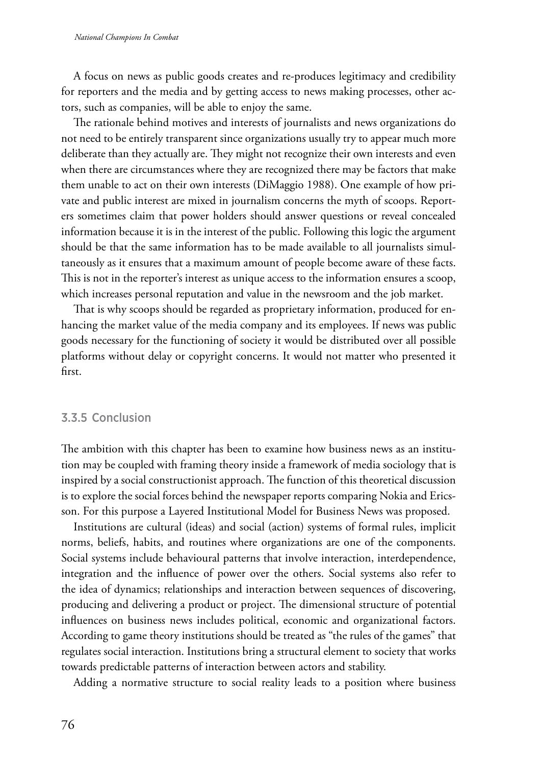A focus on news as public goods creates and re-produces legitimacy and credibility for reporters and the media and by getting access to news making processes, other actors, such as companies, will be able to enjoy the same.

The rationale behind motives and interests of journalists and news organizations do not need to be entirely transparent since organizations usually try to appear much more deliberate than they actually are. They might not recognize their own interests and even when there are circumstances where they are recognized there may be factors that make them unable to act on their own interests (DiMaggio 1988). One example of how private and public interest are mixed in journalism concerns the myth of scoops. Reporters sometimes claim that power holders should answer questions or reveal concealed information because it is in the interest of the public. Following this logic the argument should be that the same information has to be made available to all journalists simultaneously as it ensures that a maximum amount of people become aware of these facts. This is not in the reporter's interest as unique access to the information ensures a scoop, which increases personal reputation and value in the newsroom and the job market.

That is why scoops should be regarded as proprietary information, produced for enhancing the market value of the media company and its employees. If news was public goods necessary for the functioning of society it would be distributed over all possible platforms without delay or copyright concerns. It would not matter who presented it first.

### 3.3.5 Conclusion

The ambition with this chapter has been to examine how business news as an institution may be coupled with framing theory inside a framework of media sociology that is inspired by a social constructionist approach. The function of this theoretical discussion is to explore the social forces behind the newspaper reports comparing Nokia and Ericsson. For this purpose a Layered Institutional Model for Business News was proposed.

Institutions are cultural (ideas) and social (action) systems of formal rules, implicit norms, beliefs, habits, and routines where organizations are one of the components. Social systems include behavioural patterns that involve interaction, interdependence, integration and the influence of power over the others. Social systems also refer to the idea of dynamics; relationships and interaction between sequences of discovering, producing and delivering a product or project. The dimensional structure of potential influences on business news includes political, economic and organizational factors. According to game theory institutions should be treated as "the rules of the games" that regulates social interaction. Institutions bring a structural element to society that works towards predictable patterns of interaction between actors and stability.

Adding a normative structure to social reality leads to a position where business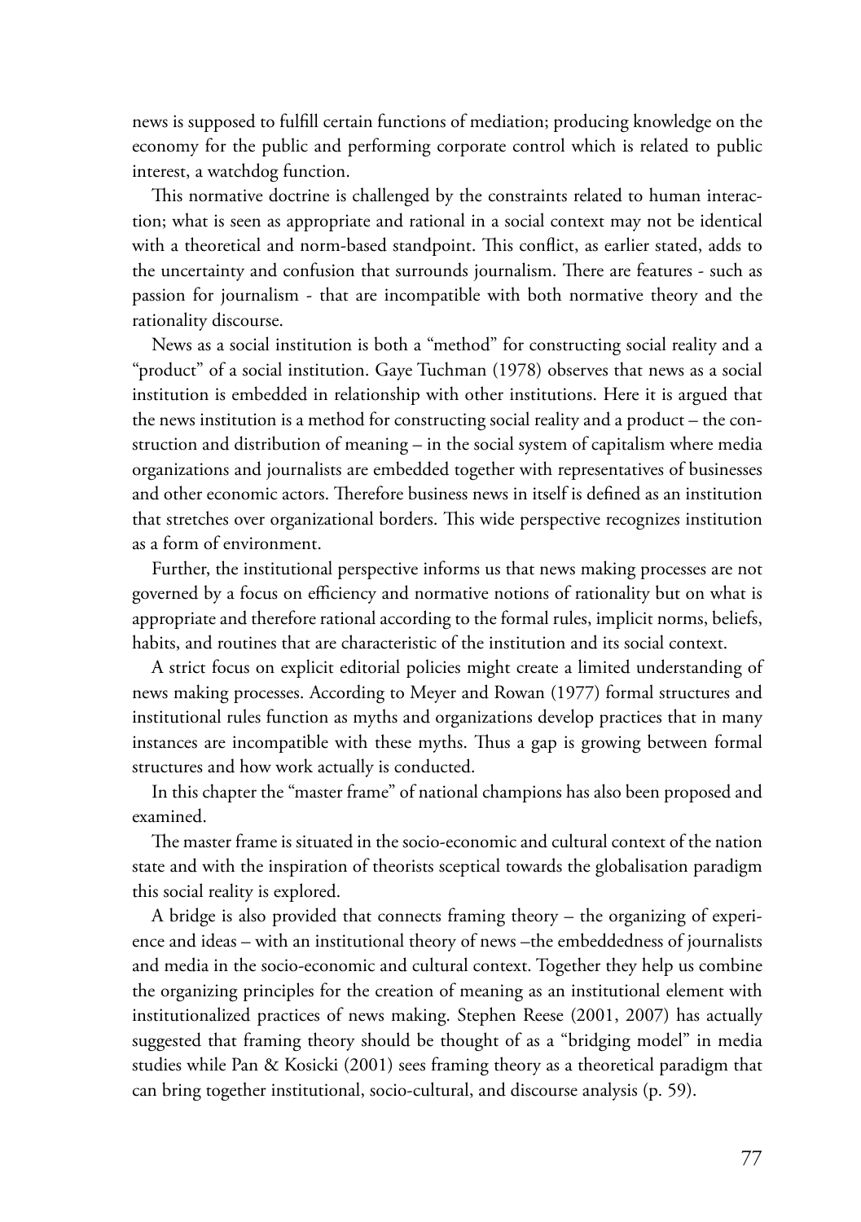news is supposed to fulfill certain functions of mediation; producing knowledge on the economy for the public and performing corporate control which is related to public interest, a watchdog function.

This normative doctrine is challenged by the constraints related to human interaction; what is seen as appropriate and rational in a social context may not be identical with a theoretical and norm-based standpoint. This conflict, as earlier stated, adds to the uncertainty and confusion that surrounds journalism. There are features - such as passion for journalism - that are incompatible with both normative theory and the rationality discourse.

News as a social institution is both a "method" for constructing social reality and a "product" of a social institution. Gaye Tuchman (1978) observes that news as a social institution is embedded in relationship with other institutions. Here it is argued that the news institution is a method for constructing social reality and a product – the construction and distribution of meaning – in the social system of capitalism where media organizations and journalists are embedded together with representatives of businesses and other economic actors. Therefore business news in itself is defined as an institution that stretches over organizational borders. This wide perspective recognizes institution as a form of environment.

Further, the institutional perspective informs us that news making processes are not governed by a focus on efficiency and normative notions of rationality but on what is appropriate and therefore rational according to the formal rules, implicit norms, beliefs, habits, and routines that are characteristic of the institution and its social context.

A strict focus on explicit editorial policies might create a limited understanding of news making processes. According to Meyer and Rowan (1977) formal structures and institutional rules function as myths and organizations develop practices that in many instances are incompatible with these myths. Thus a gap is growing between formal structures and how work actually is conducted.

In this chapter the "master frame" of national champions has also been proposed and examined.

The master frame is situated in the socio-economic and cultural context of the nation state and with the inspiration of theorists sceptical towards the globalisation paradigm this social reality is explored.

A bridge is also provided that connects framing theory – the organizing of experience and ideas – with an institutional theory of news –the embeddedness of journalists and media in the socio-economic and cultural context. Together they help us combine the organizing principles for the creation of meaning as an institutional element with institutionalized practices of news making. Stephen Reese (2001, 2007) has actually suggested that framing theory should be thought of as a "bridging model" in media studies while Pan & Kosicki (2001) sees framing theory as a theoretical paradigm that can bring together institutional, socio-cultural, and discourse analysis (p. 59).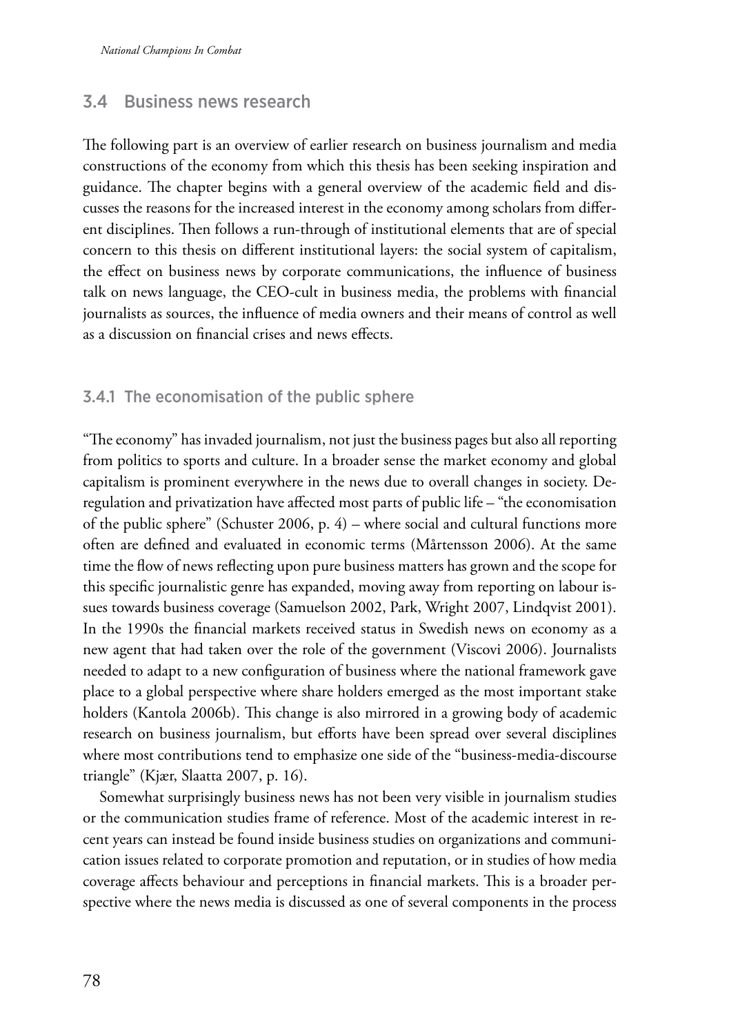## 3.4 Business news research

The following part is an overview of earlier research on business journalism and media constructions of the economy from which this thesis has been seeking inspiration and guidance. The chapter begins with a general overview of the academic field and discusses the reasons for the increased interest in the economy among scholars from different disciplines. Then follows a run-through of institutional elements that are of special concern to this thesis on different institutional layers: the social system of capitalism, the effect on business news by corporate communications, the influence of business talk on news language, the CEO-cult in business media, the problems with financial journalists as sources, the influence of media owners and their means of control as well as a discussion on financial crises and news effects.

### 3.4.1 The economisation of the public sphere

"The economy" has invaded journalism, not just the business pages but also all reporting from politics to sports and culture. In a broader sense the market economy and global capitalism is prominent everywhere in the news due to overall changes in society. Deregulation and privatization have affected most parts of public life – "the economisation of the public sphere" (Schuster 2006, p. 4) – where social and cultural functions more often are defined and evaluated in economic terms (Mårtensson 2006). At the same time the flow of news reflecting upon pure business matters has grown and the scope for this specific journalistic genre has expanded, moving away from reporting on labour issues towards business coverage (Samuelson 2002, Park, Wright 2007, Lindqvist 2001). In the 1990s the financial markets received status in Swedish news on economy as a new agent that had taken over the role of the government (Viscovi 2006). Journalists needed to adapt to a new configuration of business where the national framework gave place to a global perspective where share holders emerged as the most important stake holders (Kantola 2006b). This change is also mirrored in a growing body of academic research on business journalism, but efforts have been spread over several disciplines where most contributions tend to emphasize one side of the "business-media-discourse triangle" (Kjær, Slaatta 2007, p. 16).

Somewhat surprisingly business news has not been very visible in journalism studies or the communication studies frame of reference. Most of the academic interest in recent years can instead be found inside business studies on organizations and communication issues related to corporate promotion and reputation, or in studies of how media coverage affects behaviour and perceptions in financial markets. This is a broader perspective where the news media is discussed as one of several components in the process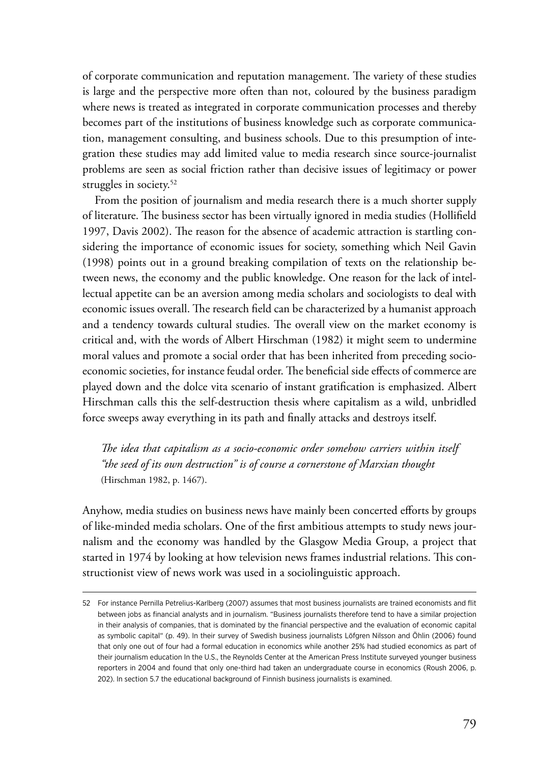of corporate communication and reputation management. The variety of these studies is large and the perspective more often than not, coloured by the business paradigm where news is treated as integrated in corporate communication processes and thereby becomes part of the institutions of business knowledge such as corporate communication, management consulting, and business schools. Due to this presumption of integration these studies may add limited value to media research since source-journalist problems are seen as social friction rather than decisive issues of legitimacy or power struggles in society.[52]

From the position of journalism and media research there is a much shorter supply of literature. The business sector has been virtually ignored in media studies (Hollifield 1997, Davis 2002). The reason for the absence of academic attraction is startling considering the importance of economic issues for society, something which Neil Gavin (1998) points out in a ground breaking compilation of texts on the relationship between news, the economy and the public knowledge. One reason for the lack of intellectual appetite can be an aversion among media scholars and sociologists to deal with economic issues overall. The research field can be characterized by a humanist approach and a tendency towards cultural studies. The overall view on the market economy is critical and, with the words of Albert Hirschman (1982) it might seem to undermine moral values and promote a social order that has been inherited from preceding socio-economic societies, for instance feudal order. The beneficial side effects of commerce are played down and the dolce vita scenario of instant gratification is emphasized. Albert Hirschman calls this the self-destruction thesis where capitalism as a wild, unbridled force sweeps away everything in its path and finally attacks and destroys itself.

> *The idea that capitalism as a socio-economic order somehow carriers within itself "the seed of its own destruction" is of course a cornerstone of Marxian thought* (Hirschman 1982, p. 1467).

Anyhow, media studies on business news have mainly been concerted efforts by groups of like-minded media scholars. One of the first ambitious attempts to study news journalism and the economy was handled by the Glasgow Media Group, a project that started in 1974 by looking at how television news frames industrial relations. This constructionist view of news work was used in a sociolinguistic approach.

---

52 For instance Pernilla Petrelius-Karlberg (2007) assumes that most business journalists are trained economists and flit between jobs as financial analysts and in journalism. "Business journalists therefore tend to have a similar projection in their analysis of companies, that is dominated by the financial perspective and the evaluation of economic capital as symbolic capital" (p. 49). In their survey of Swedish business journalists Löfgren Nilsson and Öhlin (2006) found that only one out of four had a formal education in economics while another 25% had studied economics as part of their journalism education In the U.S., the Reynolds Center at the American Press Institute surveyed younger business reporters in 2004 and found that only one-third had taken an undergraduate course in economics (Roush 2006, p. 202). In section 5.7 the educational background of Finnish business journalists is examined.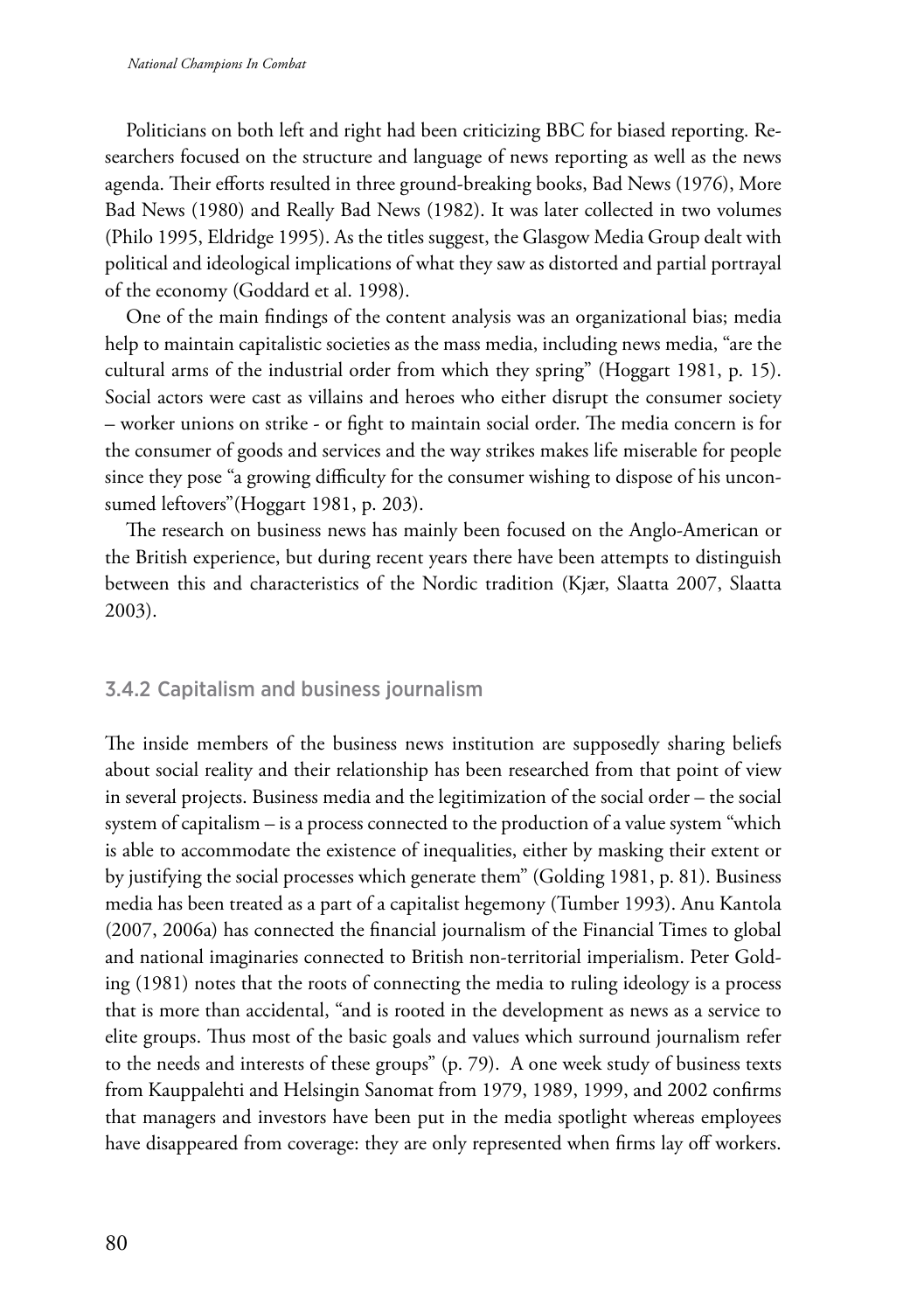Politicians on both left and right had been criticizing BBC for biased reporting. Researchers focused on the structure and language of news reporting as well as the news agenda. Their efforts resulted in three ground-breaking books, Bad News (1976), More Bad News (1980) and Really Bad News (1982). It was later collected in two volumes (Philo 1995, Eldridge 1995). As the titles suggest, the Glasgow Media Group dealt with political and ideological implications of what they saw as distorted and partial portrayal of the economy (Goddard et al. 1998).

One of the main findings of the content analysis was an organizational bias; media help to maintain capitalistic societies as the mass media, including news media, "are the cultural arms of the industrial order from which they spring" (Hoggart 1981, p. 15). Social actors were cast as villains and heroes who either disrupt the consumer society – worker unions on strike - or fight to maintain social order. The media concern is for the consumer of goods and services and the way strikes makes life miserable for people since they pose "a growing difficulty for the consumer wishing to dispose of his unconsumed leftovers"(Hoggart 1981, p. 203).

The research on business news has mainly been focused on the Anglo-American or the British experience, but during recent years there have been attempts to distinguish between this and characteristics of the Nordic tradition (Kjær, Slaatta 2007, Slaatta 2003).

### 3.4.2 Capitalism and business journalism

The inside members of the business news institution are supposedly sharing beliefs about social reality and their relationship has been researched from that point of view in several projects. Business media and the legitimization of the social order – the social system of capitalism – is a process connected to the production of a value system "which is able to accommodate the existence of inequalities, either by masking their extent or by justifying the social processes which generate them" (Golding 1981, p. 81). Business media has been treated as a part of a capitalist hegemony (Tumber 1993). Anu Kantola (2007, 2006a) has connected the financial journalism of the Financial Times to global and national imaginaries connected to British non-territorial imperialism. Peter Golding (1981) notes that the roots of connecting the media to ruling ideology is a process that is more than accidental, "and is rooted in the development as news as a service to elite groups. Thus most of the basic goals and values which surround journalism refer to the needs and interests of these groups" (p. 79). A one week study of business texts from Kauppalehti and Helsingin Sanomat from 1979, 1989, 1999, and 2002 confirms that managers and investors have been put in the media spotlight whereas employees have disappeared from coverage: they are only represented when firms lay off workers.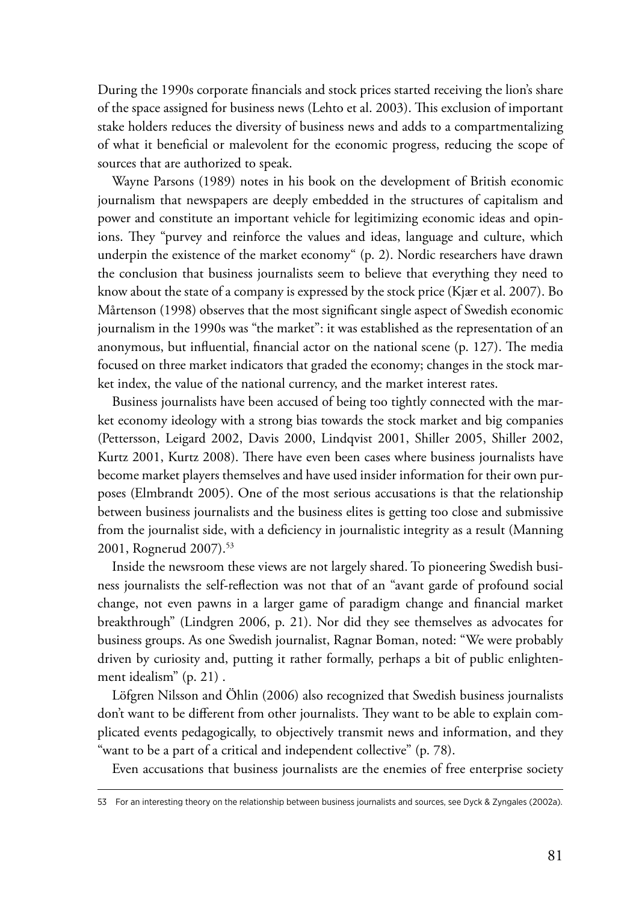During the 1990s corporate financials and stock prices started receiving the lion's share of the space assigned for business news (Lehto et al. 2003). This exclusion of important stake holders reduces the diversity of business news and adds to a compartmentalizing of what it beneficial or malevolent for the economic progress, reducing the scope of sources that are authorized to speak.

Wayne Parsons (1989) notes in his book on the development of British economic journalism that newspapers are deeply embedded in the structures of capitalism and power and constitute an important vehicle for legitimizing economic ideas and opinions. They "purvey and reinforce the values and ideas, language and culture, which underpin the existence of the market economy" (p. 2). Nordic researchers have drawn the conclusion that business journalists seem to believe that everything they need to know about the state of a company is expressed by the stock price (Kjær et al. 2007). Bo Mårtenson (1998) observes that the most significant single aspect of Swedish economic journalism in the 1990s was "the market": it was established as the representation of an anonymous, but influential, financial actor on the national scene (p. 127). The media focused on three market indicators that graded the economy; changes in the stock market index, the value of the national currency, and the market interest rates.

Business journalists have been accused of being too tightly connected with the market economy ideology with a strong bias towards the stock market and big companies (Pettersson, Leigard 2002, Davis 2000, Lindqvist 2001, Shiller 2005, Shiller 2002, Kurtz 2001, Kurtz 2008). There have even been cases where business journalists have become market players themselves and have used insider information for their own purposes (Elmbrandt 2005). One of the most serious accusations is that the relationship between business journalists and the business elites is getting too close and submissive from the journalist side, with a deficiency in journalistic integrity as a result (Manning 2001, Rognerud 2007).[53]

Inside the newsroom these views are not largely shared. To pioneering Swedish business journalists the self-reflection was not that of an "avant garde of profound social change, not even pawns in a larger game of paradigm change and financial market breakthrough" (Lindgren 2006, p. 21). Nor did they see themselves as advocates for business groups. As one Swedish journalist, Ragnar Boman, noted: "We were probably driven by curiosity and, putting it rather formally, perhaps a bit of public enlightenment idealism" (p. 21) .

Löfgren Nilsson and Öhlin (2006) also recognized that Swedish business journalists don't want to be different from other journalists. They want to be able to explain complicated events pedagogically, to objectively transmit news and information, and they "want to be a part of a critical and independent collective" (p. 78).

Even accusations that business journalists are the enemies of free enterprise society

---

53 For an interesting theory on the relationship between business journalists and sources, see Dyck & Zyngales (2002a).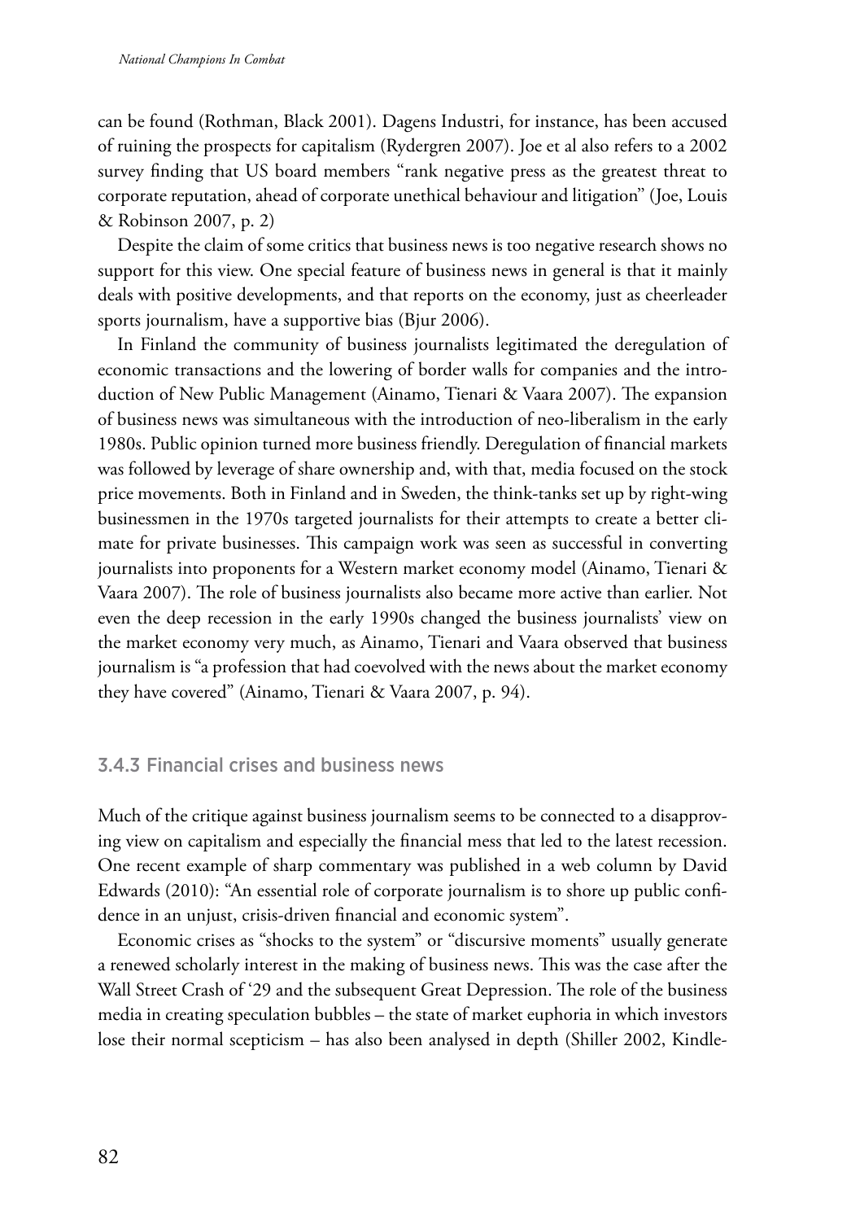can be found (Rothman, Black 2001). Dagens Industri, for instance, has been accused of ruining the prospects for capitalism (Rydergren 2007). Joe et al also refers to a 2002 survey finding that US board members "rank negative press as the greatest threat to corporate reputation, ahead of corporate unethical behaviour and litigation" (Joe, Louis & Robinson 2007, p. 2)

Despite the claim of some critics that business news is too negative research shows no support for this view. One special feature of business news in general is that it mainly deals with positive developments, and that reports on the economy, just as cheerleader sports journalism, have a supportive bias (Bjur 2006).

In Finland the community of business journalists legitimated the deregulation of economic transactions and the lowering of border walls for companies and the introduction of New Public Management (Ainamo, Tienari & Vaara 2007). The expansion of business news was simultaneous with the introduction of neo-liberalism in the early 1980s. Public opinion turned more business friendly. Deregulation of financial markets was followed by leverage of share ownership and, with that, media focused on the stock price movements. Both in Finland and in Sweden, the think-tanks set up by right-wing businessmen in the 1970s targeted journalists for their attempts to create a better climate for private businesses. This campaign work was seen as successful in converting journalists into proponents for a Western market economy model (Ainamo, Tienari & Vaara 2007). The role of business journalists also became more active than earlier. Not even the deep recession in the early 1990s changed the business journalists' view on the market economy very much, as Ainamo, Tienari and Vaara observed that business journalism is "a profession that had coevolved with the news about the market economy they have covered" (Ainamo, Tienari & Vaara 2007, p. 94).

### 3.4.3 Financial crises and business news

Much of the critique against business journalism seems to be connected to a disapproving view on capitalism and especially the financial mess that led to the latest recession. One recent example of sharp commentary was published in a web column by David Edwards (2010): "An essential role of corporate journalism is to shore up public confidence in an unjust, crisis-driven financial and economic system".

Economic crises as "shocks to the system" or "discursive moments" usually generate a renewed scholarly interest in the making of business news. This was the case after the Wall Street Crash of '29 and the subsequent Great Depression. The role of the business media in creating speculation bubbles – the state of market euphoria in which investors lose their normal scepticism – has also been analysed in depth (Shiller 2002, Kindle-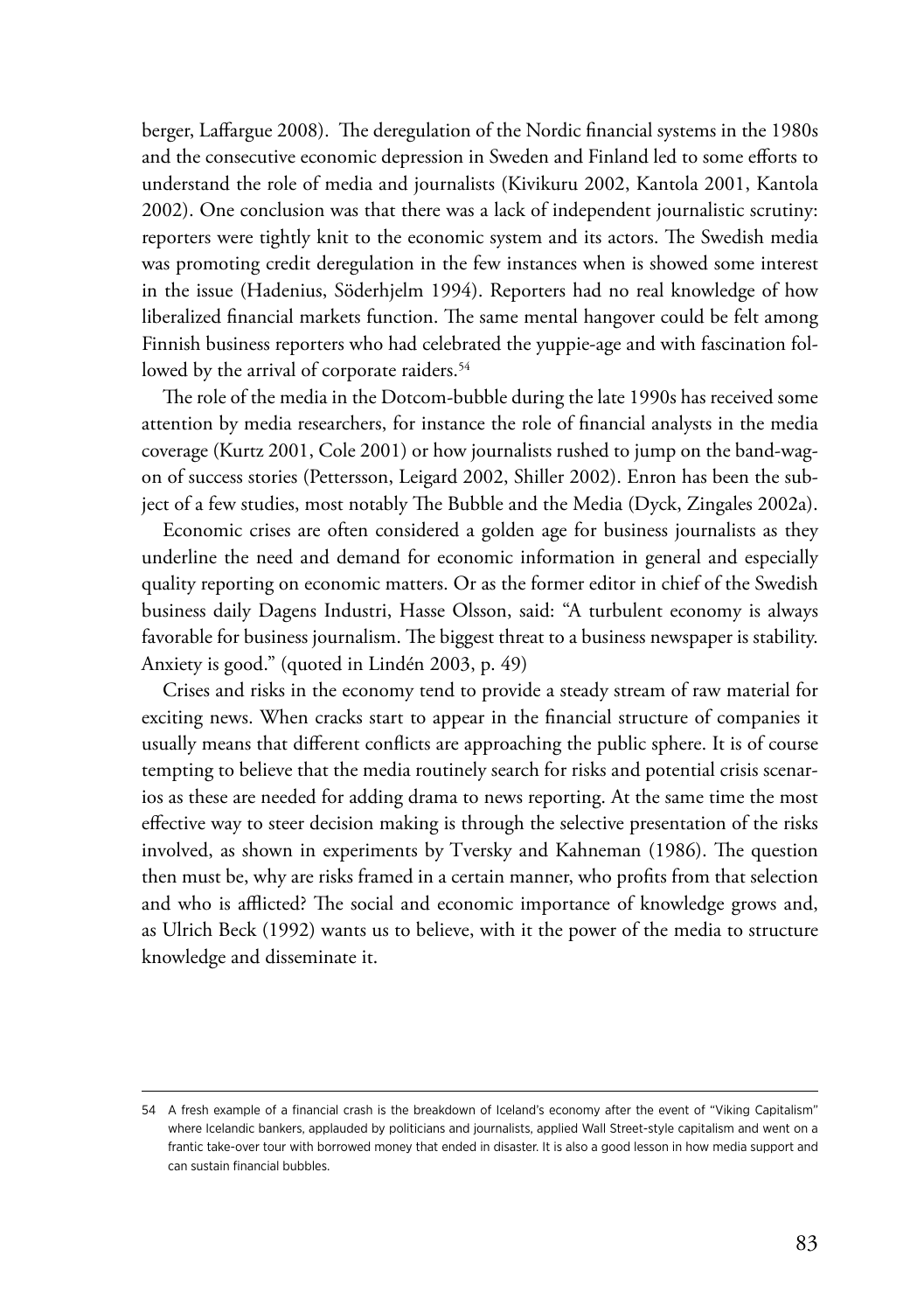berger, Laffargue 2008). The deregulation of the Nordic financial systems in the 1980s and the consecutive economic depression in Sweden and Finland led to some efforts to understand the role of media and journalists (Kivikuru 2002, Kantola 2001, Kantola 2002). One conclusion was that there was a lack of independent journalistic scrutiny: reporters were tightly knit to the economic system and its actors. The Swedish media was promoting credit deregulation in the few instances when is showed some interest in the issue (Hadenius, Söderhjelm 1994). Reporters had no real knowledge of how liberalized financial markets function. The same mental hangover could be felt among Finnish business reporters who had celebrated the yuppie-age and with fascination followed by the arrival of corporate raiders.[54]

The role of the media in the Dotcom-bubble during the late 1990s has received some attention by media researchers, for instance the role of financial analysts in the media coverage (Kurtz 2001, Cole 2001) or how journalists rushed to jump on the band-wagon of success stories (Pettersson, Leigard 2002, Shiller 2002). Enron has been the subject of a few studies, most notably The Bubble and the Media (Dyck, Zingales 2002a).

Economic crises are often considered a golden age for business journalists as they underline the need and demand for economic information in general and especially quality reporting on economic matters. Or as the former editor in chief of the Swedish business daily Dagens Industri, Hasse Olsson, said: "A turbulent economy is always favorable for business journalism. The biggest threat to a business newspaper is stability. Anxiety is good." (quoted in Lindén 2003, p. 49)

Crises and risks in the economy tend to provide a steady stream of raw material for exciting news. When cracks start to appear in the financial structure of companies it usually means that different conflicts are approaching the public sphere. It is of course tempting to believe that the media routinely search for risks and potential crisis scenarios as these are needed for adding drama to news reporting. At the same time the most effective way to steer decision making is through the selective presentation of the risks involved, as shown in experiments by Tversky and Kahneman (1986). The question then must be, why are risks framed in a certain manner, who profits from that selection and who is afflicted? The social and economic importance of knowledge grows and, as Ulrich Beck (1992) wants us to believe, with it the power of the media to structure knowledge and disseminate it.

---

54 A fresh example of a financial crash is the breakdown of Iceland's economy after the event of "Viking Capitalism" where Icelandic bankers, applauded by politicians and journalists, applied Wall Street-style capitalism and went on a frantic take-over tour with borrowed money that ended in disaster. It is also a good lesson in how media support and can sustain financial bubbles.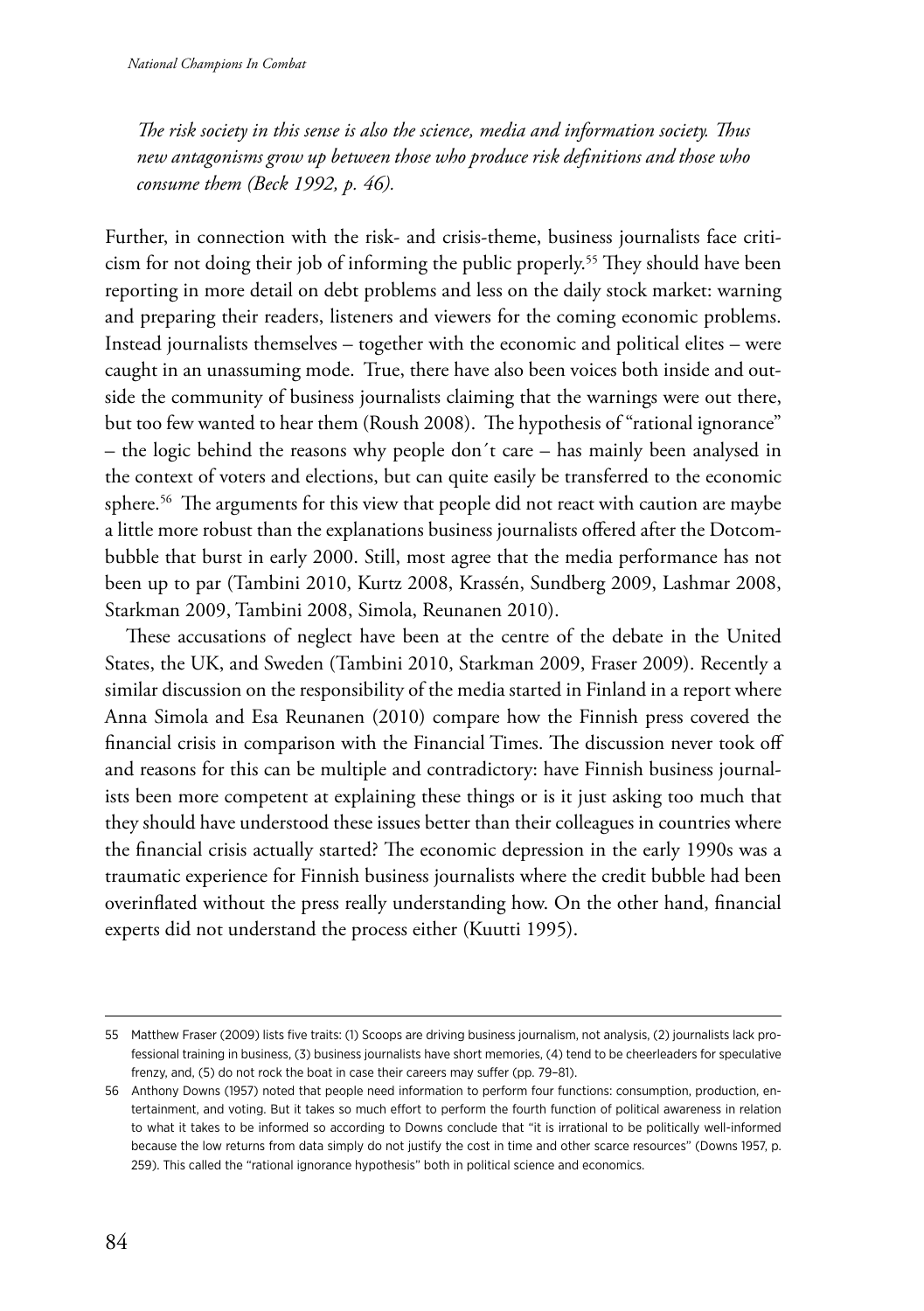*The risk society in this sense is also the science, media and information society. Thus new antagonisms grow up between those who produce risk definitions and those who consume them (Beck 1992, p. 46).*

Further, in connection with the risk- and crisis-theme, business journalists face criticism for not doing their job of informing the public properly.[55] They should have been reporting in more detail on debt problems and less on the daily stock market: warning and preparing their readers, listeners and viewers for the coming economic problems. Instead journalists themselves – together with the economic and political elites – were caught in an unassuming mode. True, there have also been voices both inside and outside the community of business journalists claiming that the warnings were out there, but too few wanted to hear them (Roush 2008). The hypothesis of "rational ignorance" – the logic behind the reasons why people don´t care – has mainly been analysed in the context of voters and elections, but can quite easily be transferred to the economic sphere.[56] The arguments for this view that people did not react with caution are maybe a little more robust than the explanations business journalists offered after the Dotcom-bubble that burst in early 2000. Still, most agree that the media performance has not been up to par (Tambini 2010, Kurtz 2008, Krassén, Sundberg 2009, Lashmar 2008, Starkman 2009, Tambini 2008, Simola, Reunanen 2010).

These accusations of neglect have been at the centre of the debate in the United States, the UK, and Sweden (Tambini 2010, Starkman 2009, Fraser 2009). Recently a similar discussion on the responsibility of the media started in Finland in a report where Anna Simola and Esa Reunanen (2010) compare how the Finnish press covered the financial crisis in comparison with the Financial Times. The discussion never took off and reasons for this can be multiple and contradictory: have Finnish business journalists been more competent at explaining these things or is it just asking too much that they should have understood these issues better than their colleagues in countries where the financial crisis actually started? The economic depression in the early 1990s was a traumatic experience for Finnish business journalists where the credit bubble had been overinflated without the press really understanding how. On the other hand, financial experts did not understand the process either (Kuutti 1995).

---

55 Matthew Fraser (2009) lists five traits: (1) Scoops are driving business journalism, not analysis, (2) journalists lack professional training in business, (3) business journalists have short memories, (4) tend to be cheerleaders for speculative frenzy, and, (5) do not rock the boat in case their careers may suffer (pp. 79–81).

56 Anthony Downs (1957) noted that people need information to perform four functions: consumption, production, entertainment, and voting. But it takes so much effort to perform the fourth function of political awareness in relation to what it takes to be informed so according to Downs conclude that "it is irrational to be politically well-informed because the low returns from data simply do not justify the cost in time and other scarce resources" (Downs 1957, p. 259). This called the "rational ignorance hypothesis" both in political science and economics.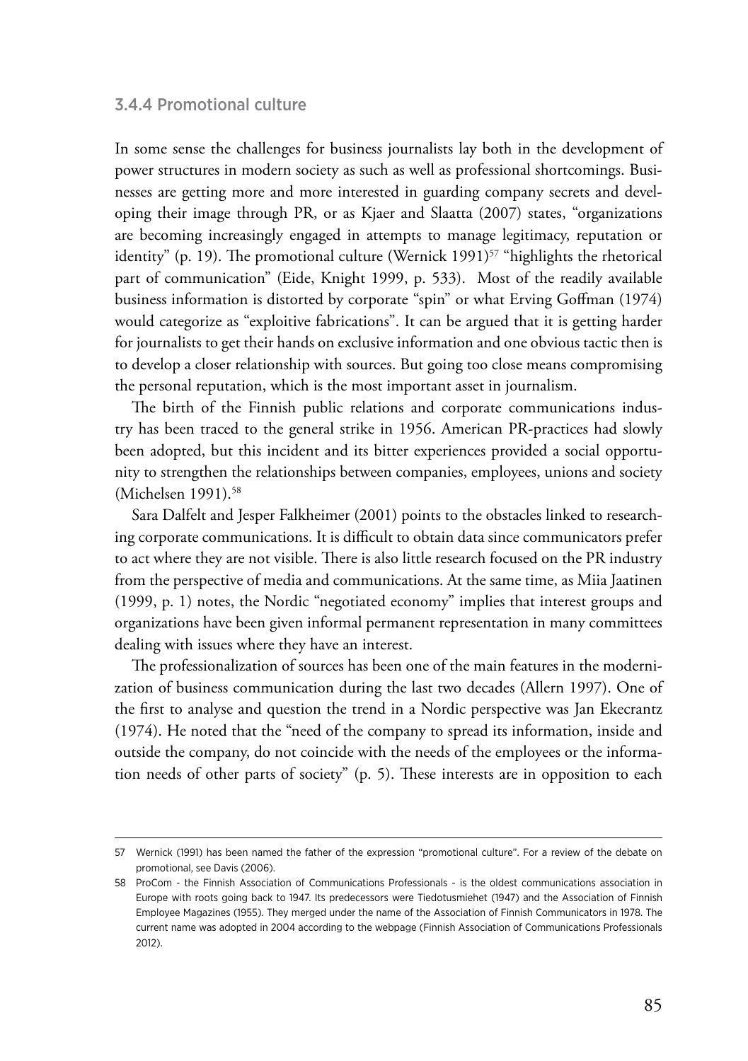### 3.4.4 Promotional culture

In some sense the challenges for business journalists lay both in the development of power structures in modern society as such as well as professional shortcomings. Businesses are getting more and more interested in guarding company secrets and developing their image through PR, or as Kjaer and Slaatta (2007) states, "organizations are becoming increasingly engaged in attempts to manage legitimacy, reputation or identity" (p. 19). The promotional culture (Wernick 1991)[57] "highlights the rhetorical part of communication" (Eide, Knight 1999, p. 533). Most of the readily available business information is distorted by corporate "spin" or what Erving Goffman (1974) would categorize as "exploitive fabrications". It can be argued that it is getting harder for journalists to get their hands on exclusive information and one obvious tactic then is to develop a closer relationship with sources. But going too close means compromising the personal reputation, which is the most important asset in journalism.

The birth of the Finnish public relations and corporate communications industry has been traced to the general strike in 1956. American PR-practices had slowly been adopted, but this incident and its bitter experiences provided a social opportunity to strengthen the relationships between companies, employees, unions and society (Michelsen 1991).[58]

Sara Dalfelt and Jesper Falkheimer (2001) points to the obstacles linked to researching corporate communications. It is difficult to obtain data since communicators prefer to act where they are not visible. There is also little research focused on the PR industry from the perspective of media and communications. At the same time, as Miia Jaatinen (1999, p. 1) notes, the Nordic "negotiated economy" implies that interest groups and organizations have been given informal permanent representation in many committees dealing with issues where they have an interest.

The professionalization of sources has been one of the main features in the modernization of business communication during the last two decades (Allern 1997). One of the first to analyse and question the trend in a Nordic perspective was Jan Ekecrantz (1974). He noted that the "need of the company to spread its information, inside and outside the company, do not coincide with the needs of the employees or the information needs of other parts of society" (p. 5). These interests are in opposition to each

---

57 Wernick (1991) has been named the father of the expression "promotional culture". For a review of the debate on promotional, see Davis (2006).

58 ProCom - the Finnish Association of Communications Professionals - is the oldest communications association in Europe with roots going back to 1947. Its predecessors were Tiedotusmiehet (1947) and the Association of Finnish Employee Magazines (1955). They merged under the name of the Association of Finnish Communicators in 1978. The current name was adopted in 2004 according to the webpage (Finnish Association of Communications Professionals 2012).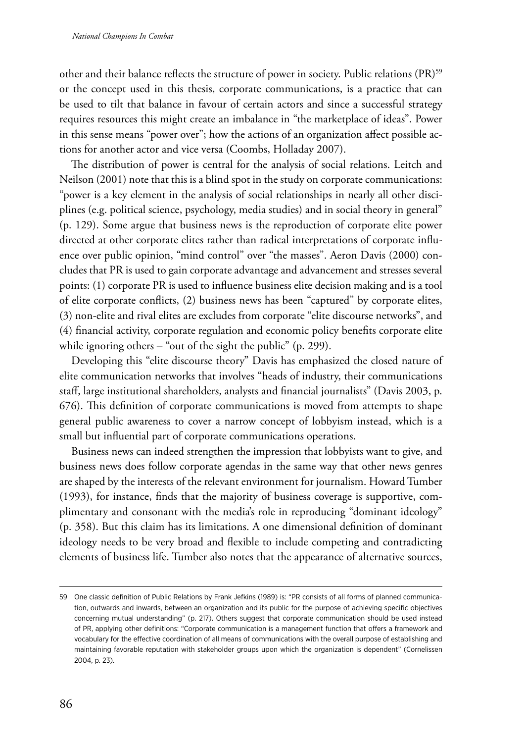other and their balance reflects the structure of power in society. Public relations (PR)[59] or the concept used in this thesis, corporate communications, is a practice that can be used to tilt that balance in favour of certain actors and since a successful strategy requires resources this might create an imbalance in "the marketplace of ideas". Power in this sense means "power over"; how the actions of an organization affect possible actions for another actor and vice versa (Coombs, Holladay 2007).

The distribution of power is central for the analysis of social relations. Leitch and Neilson (2001) note that this is a blind spot in the study on corporate communications: "power is a key element in the analysis of social relationships in nearly all other disciplines (e.g. political science, psychology, media studies) and in social theory in general" (p. 129). Some argue that business news is the reproduction of corporate elite power directed at other corporate elites rather than radical interpretations of corporate influence over public opinion, "mind control" over "the masses". Aeron Davis (2000) concludes that PR is used to gain corporate advantage and advancement and stresses several points: (1) corporate PR is used to influence business elite decision making and is a tool of elite corporate conflicts, (2) business news has been "captured" by corporate elites, (3) non-elite and rival elites are excludes from corporate "elite discourse networks", and (4) financial activity, corporate regulation and economic policy benefits corporate elite while ignoring others – "out of the sight the public" (p. 299).

Developing this "elite discourse theory" Davis has emphasized the closed nature of elite communication networks that involves "heads of industry, their communications staff, large institutional shareholders, analysts and financial journalists" (Davis 2003, p. 676). This definition of corporate communications is moved from attempts to shape general public awareness to cover a narrow concept of lobbyism instead, which is a small but influential part of corporate communications operations.

Business news can indeed strengthen the impression that lobbyists want to give, and business news does follow corporate agendas in the same way that other news genres are shaped by the interests of the relevant environment for journalism. Howard Tumber (1993), for instance, finds that the majority of business coverage is supportive, complimentary and consonant with the media's role in reproducing "dominant ideology" (p. 358). But this claim has its limitations. A one dimensional definition of dominant ideology needs to be very broad and flexible to include competing and contradicting elements of business life. Tumber also notes that the appearance of alternative sources,

---

59 One classic definition of Public Relations by Frank Jefkins (1989) is: "PR consists of all forms of planned communication, outwards and inwards, between an organization and its public for the purpose of achieving specific objectives concerning mutual understanding" (p. 217). Others suggest that corporate communication should be used instead of PR, applying other definitions: "Corporate communication is a management function that offers a framework and vocabulary for the effective coordination of all means of communications with the overall purpose of establishing and maintaining favorable reputation with stakeholder groups upon which the organization is dependent" (Cornelissen 2004, p. 23).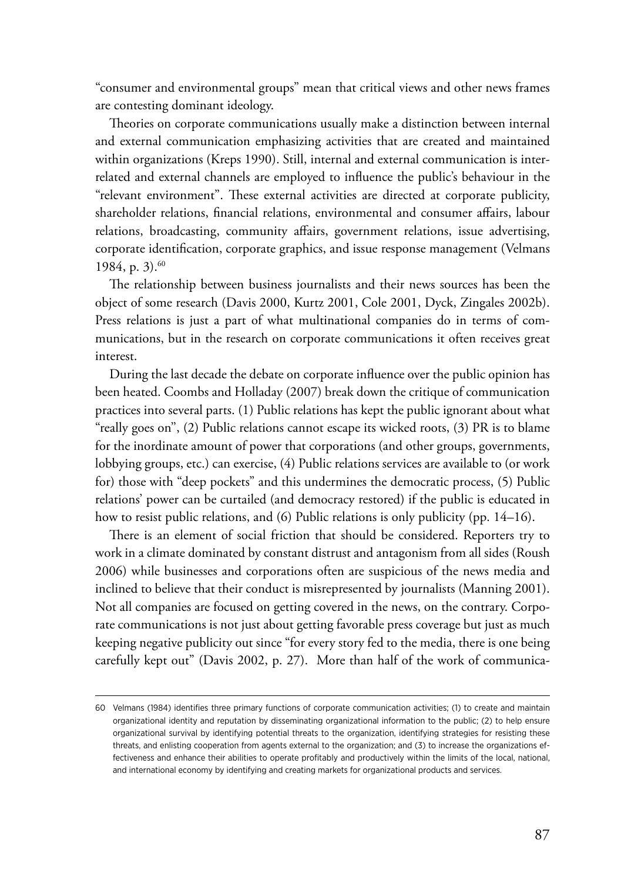"consumer and environmental groups" mean that critical views and other news frames are contesting dominant ideology.

Theories on corporate communications usually make a distinction between internal and external communication emphasizing activities that are created and maintained within organizations (Kreps 1990). Still, internal and external communication is interrelated and external channels are employed to influence the public's behaviour in the "relevant environment". These external activities are directed at corporate publicity, shareholder relations, financial relations, environmental and consumer affairs, labour relations, broadcasting, community affairs, government relations, issue advertising, corporate identification, corporate graphics, and issue response management (Velmans 1984, p. 3).[60]

The relationship between business journalists and their news sources has been the object of some research (Davis 2000, Kurtz 2001, Cole 2001, Dyck, Zingales 2002b). Press relations is just a part of what multinational companies do in terms of communications, but in the research on corporate communications it often receives great interest.

During the last decade the debate on corporate influence over the public opinion has been heated. Coombs and Holladay (2007) break down the critique of communication practices into several parts. (1) Public relations has kept the public ignorant about what "really goes on", (2) Public relations cannot escape its wicked roots, (3) PR is to blame for the inordinate amount of power that corporations (and other groups, governments, lobbying groups, etc.) can exercise, (4) Public relations services are available to (or work for) those with "deep pockets" and this undermines the democratic process, (5) Public relations' power can be curtailed (and democracy restored) if the public is educated in how to resist public relations, and (6) Public relations is only publicity (pp. 14–16).

There is an element of social friction that should be considered. Reporters try to work in a climate dominated by constant distrust and antagonism from all sides (Roush 2006) while businesses and corporations often are suspicious of the news media and inclined to believe that their conduct is misrepresented by journalists (Manning 2001). Not all companies are focused on getting covered in the news, on the contrary. Corporate communications is not just about getting favorable press coverage but just as much keeping negative publicity out since "for every story fed to the media, there is one being carefully kept out" (Davis 2002, p. 27). More than half of the work of communica-

---

60 Velmans (1984) identifies three primary functions of corporate communication activities; (1) to create and maintain organizational identity and reputation by disseminating organizational information to the public; (2) to help ensure organizational survival by identifying potential threats to the organization, identifying strategies for resisting these threats, and enlisting cooperation from agents external to the organization; and (3) to increase the organizations effectiveness and enhance their abilities to operate profitably and productively within the limits of the local, national, and international economy by identifying and creating markets for organizational products and services.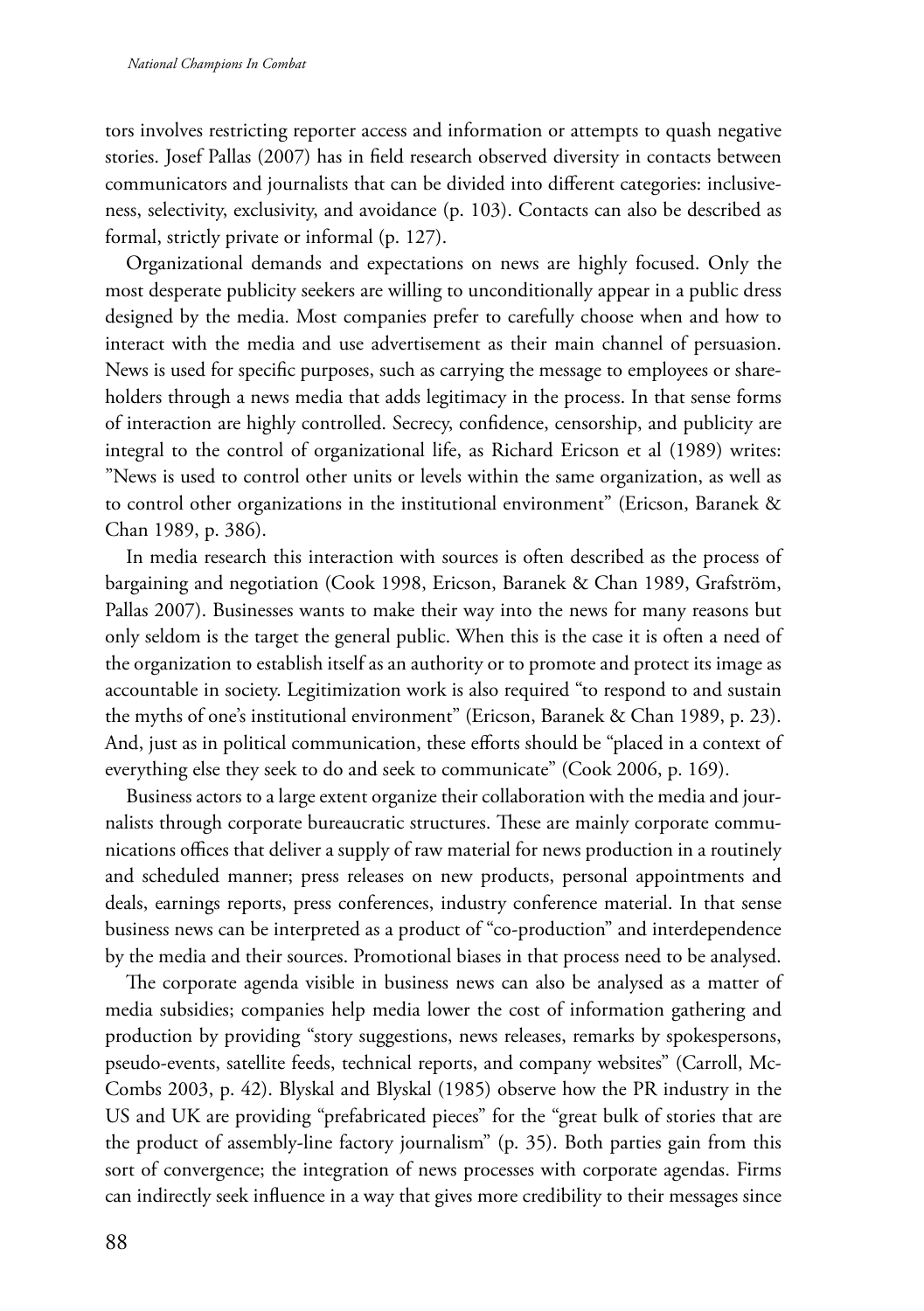tors involves restricting reporter access and information or attempts to quash negative stories. Josef Pallas (2007) has in field research observed diversity in contacts between communicators and journalists that can be divided into different categories: inclusiveness, selectivity, exclusivity, and avoidance (p. 103). Contacts can also be described as formal, strictly private or informal (p. 127).

Organizational demands and expectations on news are highly focused. Only the most desperate publicity seekers are willing to unconditionally appear in a public dress designed by the media. Most companies prefer to carefully choose when and how to interact with the media and use advertisement as their main channel of persuasion. News is used for specific purposes, such as carrying the message to employees or shareholders through a news media that adds legitimacy in the process. In that sense forms of interaction are highly controlled. Secrecy, confidence, censorship, and publicity are integral to the control of organizational life, as Richard Ericson et al (1989) writes: "News is used to control other units or levels within the same organization, as well as to control other organizations in the institutional environment" (Ericson, Baranek & Chan 1989, p. 386).

In media research this interaction with sources is often described as the process of bargaining and negotiation (Cook 1998, Ericson, Baranek & Chan 1989, Grafström, Pallas 2007). Businesses wants to make their way into the news for many reasons but only seldom is the target the general public. When this is the case it is often a need of the organization to establish itself as an authority or to promote and protect its image as accountable in society. Legitimization work is also required "to respond to and sustain the myths of one's institutional environment" (Ericson, Baranek & Chan 1989, p. 23). And, just as in political communication, these efforts should be "placed in a context of everything else they seek to do and seek to communicate" (Cook 2006, p. 169).

Business actors to a large extent organize their collaboration with the media and journalists through corporate bureaucratic structures. These are mainly corporate communications offices that deliver a supply of raw material for news production in a routinely and scheduled manner; press releases on new products, personal appointments and deals, earnings reports, press conferences, industry conference material. In that sense business news can be interpreted as a product of "co-production" and interdependence by the media and their sources. Promotional biases in that process need to be analysed.

The corporate agenda visible in business news can also be analysed as a matter of media subsidies; companies help media lower the cost of information gathering and production by providing "story suggestions, news releases, remarks by spokespersons, pseudo-events, satellite feeds, technical reports, and company websites" (Carroll, McCombs 2003, p. 42). Blyskal and Blyskal (1985) observe how the PR industry in the US and UK are providing "prefabricated pieces" for the "great bulk of stories that are the product of assembly-line factory journalism" (p. 35). Both parties gain from this sort of convergence; the integration of news processes with corporate agendas. Firms can indirectly seek influence in a way that gives more credibility to their messages since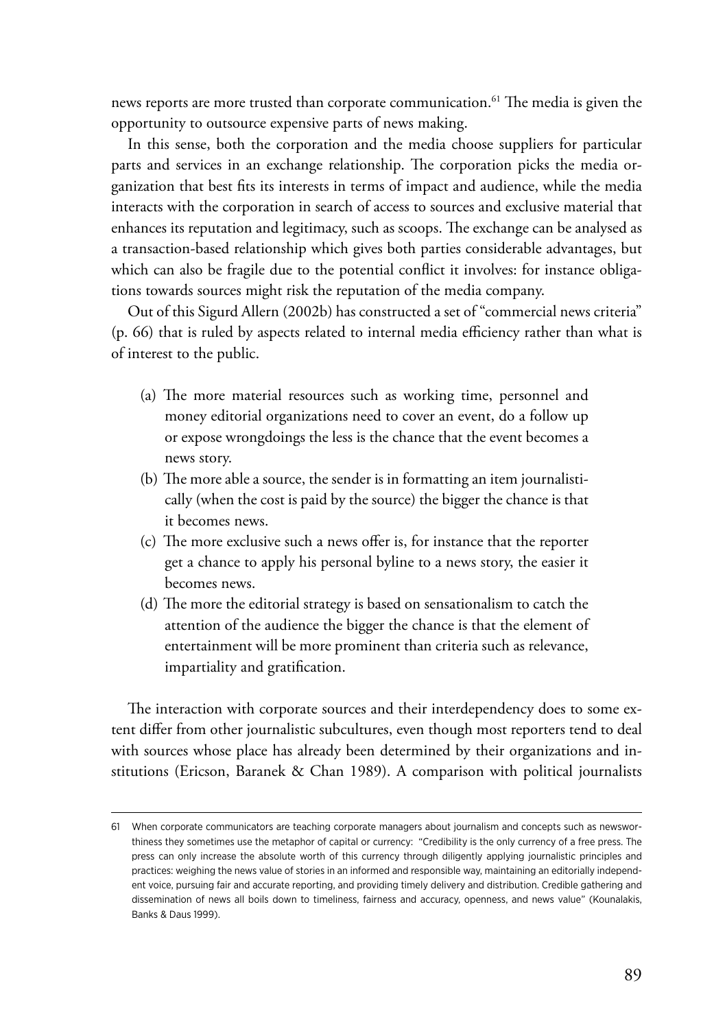news reports are more trusted than corporate communication.[61] The media is given the opportunity to outsource expensive parts of news making.

In this sense, both the corporation and the media choose suppliers for particular parts and services in an exchange relationship. The corporation picks the media organization that best fits its interests in terms of impact and audience, while the media interacts with the corporation in search of access to sources and exclusive material that enhances its reputation and legitimacy, such as scoops. The exchange can be analysed as a transaction-based relationship which gives both parties considerable advantages, but which can also be fragile due to the potential conflict it involves: for instance obligations towards sources might risk the reputation of the media company.

Out of this Sigurd Allern (2002b) has constructed a set of "commercial news criteria" (p. 66) that is ruled by aspects related to internal media efficiency rather than what is of interest to the public.

(a) The more material resources such as working time, personnel and money editorial organizations need to cover an event, do a follow up or expose wrongdoings the less is the chance that the event becomes a news story.
(b) The more able a source, the sender is in formatting an item journalistically (when the cost is paid by the source) the bigger the chance is that it becomes news.
(c) The more exclusive such a news offer is, for instance that the reporter get a chance to apply his personal byline to a news story, the easier it becomes news.
(d) The more the editorial strategy is based on sensationalism to catch the attention of the audience the bigger the chance is that the element of entertainment will be more prominent than criteria such as relevance, impartiality and gratification.

The interaction with corporate sources and their interdependency does to some extent differ from other journalistic subcultures, even though most reporters tend to deal with sources whose place has already been determined by their organizations and institutions (Ericson, Baranek & Chan 1989). A comparison with political journalists

---

61 When corporate communicators are teaching corporate managers about journalism and concepts such as newsworthiness they sometimes use the metaphor of capital or currency: "Credibility is the only currency of a free press. The press can only increase the absolute worth of this currency through diligently applying journalistic principles and practices: weighing the news value of stories in an informed and responsible way, maintaining an editorially independent voice, pursuing fair and accurate reporting, and providing timely delivery and distribution. Credible gathering and dissemination of news all boils down to timeliness, fairness and accuracy, openness, and news value" (Kounalakis, Banks & Daus 1999).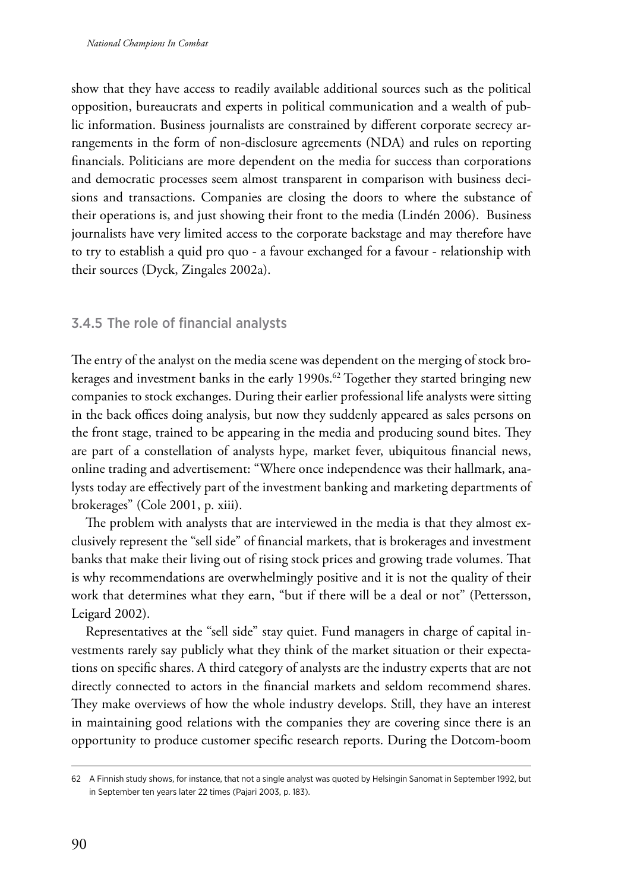show that they have access to readily available additional sources such as the political opposition, bureaucrats and experts in political communication and a wealth of public information. Business journalists are constrained by different corporate secrecy arrangements in the form of non-disclosure agreements (NDA) and rules on reporting financials. Politicians are more dependent on the media for success than corporations and democratic processes seem almost transparent in comparison with business decisions and transactions. Companies are closing the doors to where the substance of their operations is, and just showing their front to the media (Lindén 2006). Business journalists have very limited access to the corporate backstage and may therefore have to try to establish a quid pro quo - a favour exchanged for a favour - relationship with their sources (Dyck, Zingales 2002a).

### 3.4.5 The role of financial analysts

The entry of the analyst on the media scene was dependent on the merging of stock brokerages and investment banks in the early 1990s.[62] Together they started bringing new companies to stock exchanges. During their earlier professional life analysts were sitting in the back offices doing analysis, but now they suddenly appeared as sales persons on the front stage, trained to be appearing in the media and producing sound bites. They are part of a constellation of analysts hype, market fever, ubiquitous financial news, online trading and advertisement: "Where once independence was their hallmark, analysts today are effectively part of the investment banking and marketing departments of brokerages" (Cole 2001, p. xiii).

The problem with analysts that are interviewed in the media is that they almost exclusively represent the "sell side" of financial markets, that is brokerages and investment banks that make their living out of rising stock prices and growing trade volumes. That is why recommendations are overwhelmingly positive and it is not the quality of their work that determines what they earn, "but if there will be a deal or not" (Pettersson, Leigard 2002).

Representatives at the "sell side" stay quiet. Fund managers in charge of capital investments rarely say publicly what they think of the market situation or their expectations on specific shares. A third category of analysts are the industry experts that are not directly connected to actors in the financial markets and seldom recommend shares. They make overviews of how the whole industry develops. Still, they have an interest in maintaining good relations with the companies they are covering since there is an opportunity to produce customer specific research reports. During the Dotcom-boom

---

62 A Finnish study shows, for instance, that not a single analyst was quoted by Helsingin Sanomat in September 1992, but in September ten years later 22 times (Pajari 2003, p. 183).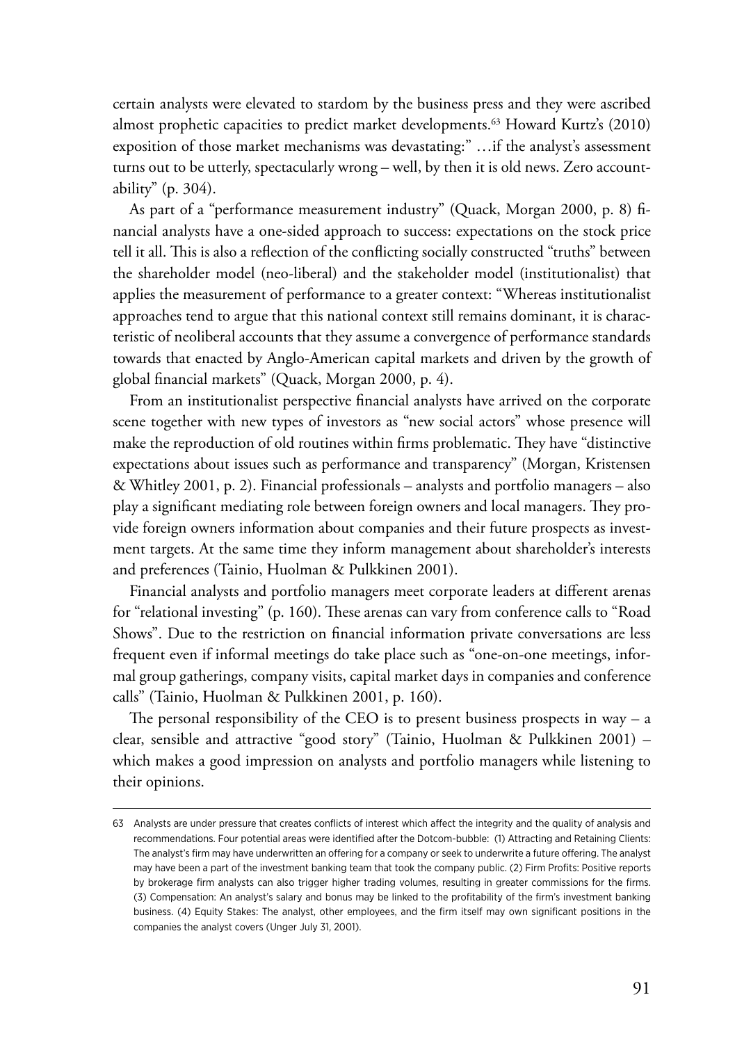certain analysts were elevated to stardom by the business press and they were ascribed almost prophetic capacities to predict market developments.[63] Howard Kurtz's (2010) exposition of those market mechanisms was devastating:" …if the analyst's assessment turns out to be utterly, spectacularly wrong – well, by then it is old news. Zero accountability" (p. 304).

As part of a "performance measurement industry" (Quack, Morgan 2000, p. 8) financial analysts have a one-sided approach to success: expectations on the stock price tell it all. This is also a reflection of the conflicting socially constructed "truths" between the shareholder model (neo-liberal) and the stakeholder model (institutionalist) that applies the measurement of performance to a greater context: "Whereas institutionalist approaches tend to argue that this national context still remains dominant, it is characteristic of neoliberal accounts that they assume a convergence of performance standards towards that enacted by Anglo-American capital markets and driven by the growth of global financial markets" (Quack, Morgan 2000, p. 4).

From an institutionalist perspective financial analysts have arrived on the corporate scene together with new types of investors as "new social actors" whose presence will make the reproduction of old routines within firms problematic. They have "distinctive expectations about issues such as performance and transparency" (Morgan, Kristensen & Whitley 2001, p. 2). Financial professionals – analysts and portfolio managers – also play a significant mediating role between foreign owners and local managers. They provide foreign owners information about companies and their future prospects as investment targets. At the same time they inform management about shareholder's interests and preferences (Tainio, Huolman & Pulkkinen 2001).

Financial analysts and portfolio managers meet corporate leaders at different arenas for "relational investing" (p. 160). These arenas can vary from conference calls to "Road Shows". Due to the restriction on financial information private conversations are less frequent even if informal meetings do take place such as "one-on-one meetings, informal group gatherings, company visits, capital market days in companies and conference calls" (Tainio, Huolman & Pulkkinen 2001, p. 160).

The personal responsibility of the CEO is to present business prospects in way – a clear, sensible and attractive "good story" (Tainio, Huolman & Pulkkinen 2001) – which makes a good impression on analysts and portfolio managers while listening to their opinions.

---

63 Analysts are under pressure that creates conflicts of interest which affect the integrity and the quality of analysis and recommendations. Four potential areas were identified after the Dotcom-bubble: (1) Attracting and Retaining Clients: The analyst's firm may have underwritten an offering for a company or seek to underwrite a future offering. The analyst may have been a part of the investment banking team that took the company public. (2) Firm Profits: Positive reports by brokerage firm analysts can also trigger higher trading volumes, resulting in greater commissions for the firms. (3) Compensation: An analyst's salary and bonus may be linked to the profitability of the firm's investment banking business. (4) Equity Stakes: The analyst, other employees, and the firm itself may own significant positions in the companies the analyst covers (Unger July 31, 2001).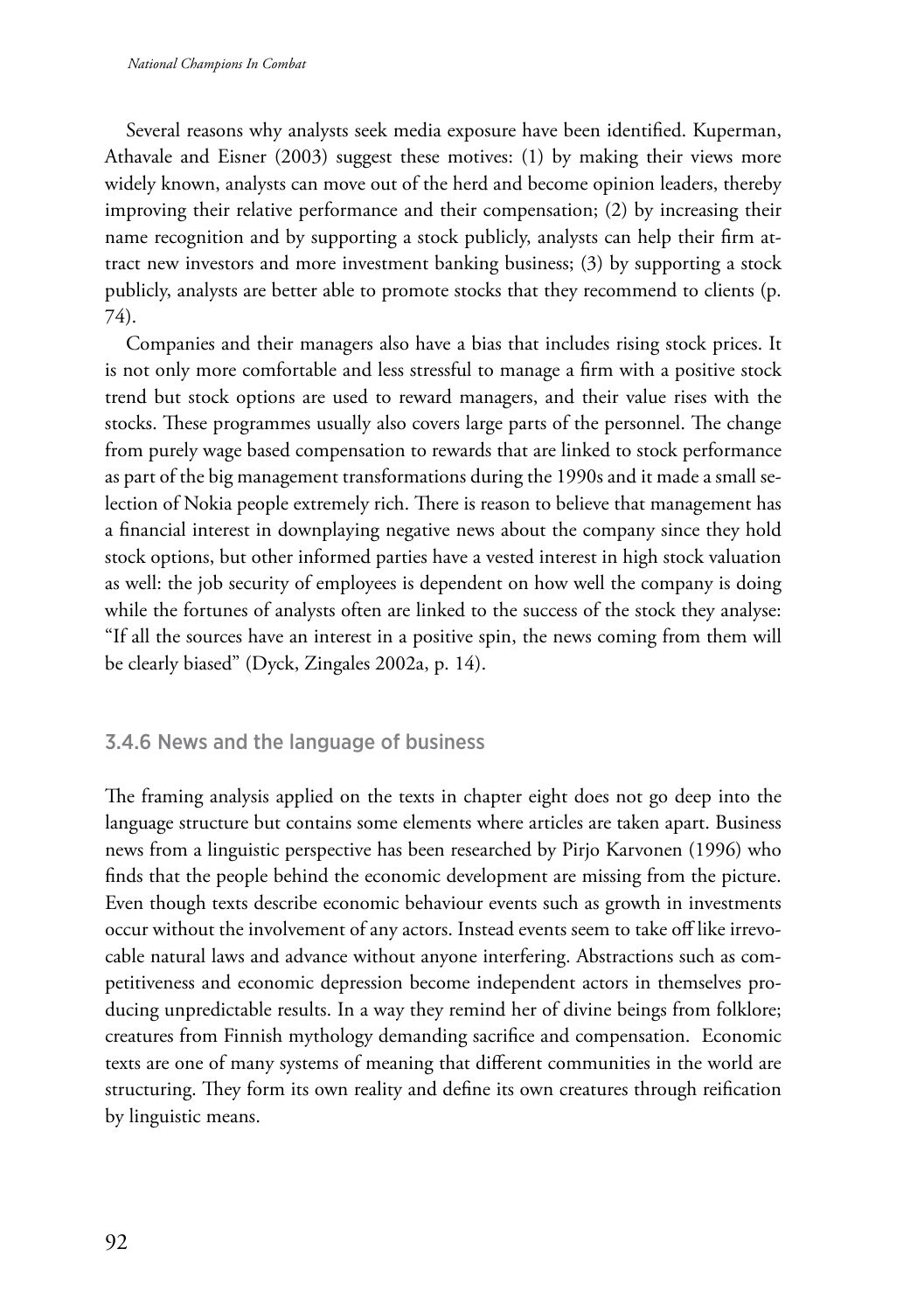Several reasons why analysts seek media exposure have been identified. Kuperman, Athavale and Eisner (2003) suggest these motives: (1) by making their views more widely known, analysts can move out of the herd and become opinion leaders, thereby improving their relative performance and their compensation; (2) by increasing their name recognition and by supporting a stock publicly, analysts can help their firm attract new investors and more investment banking business; (3) by supporting a stock publicly, analysts are better able to promote stocks that they recommend to clients (p. 74).

Companies and their managers also have a bias that includes rising stock prices. It is not only more comfortable and less stressful to manage a firm with a positive stock trend but stock options are used to reward managers, and their value rises with the stocks. These programmes usually also covers large parts of the personnel. The change from purely wage based compensation to rewards that are linked to stock performance as part of the big management transformations during the 1990s and it made a small selection of Nokia people extremely rich. There is reason to believe that management has a financial interest in downplaying negative news about the company since they hold stock options, but other informed parties have a vested interest in high stock valuation as well: the job security of employees is dependent on how well the company is doing while the fortunes of analysts often are linked to the success of the stock they analyse: "If all the sources have an interest in a positive spin, the news coming from them will be clearly biased" (Dyck, Zingales 2002a, p. 14).

### 3.4.6 News and the language of business

The framing analysis applied on the texts in chapter eight does not go deep into the language structure but contains some elements where articles are taken apart. Business news from a linguistic perspective has been researched by Pirjo Karvonen (1996) who finds that the people behind the economic development are missing from the picture. Even though texts describe economic behaviour events such as growth in investments occur without the involvement of any actors. Instead events seem to take off like irrevocable natural laws and advance without anyone interfering. Abstractions such as competitiveness and economic depression become independent actors in themselves producing unpredictable results. In a way they remind her of divine beings from folklore; creatures from Finnish mythology demanding sacrifice and compensation. Economic texts are one of many systems of meaning that different communities in the world are structuring. They form its own reality and define its own creatures through reification by linguistic means.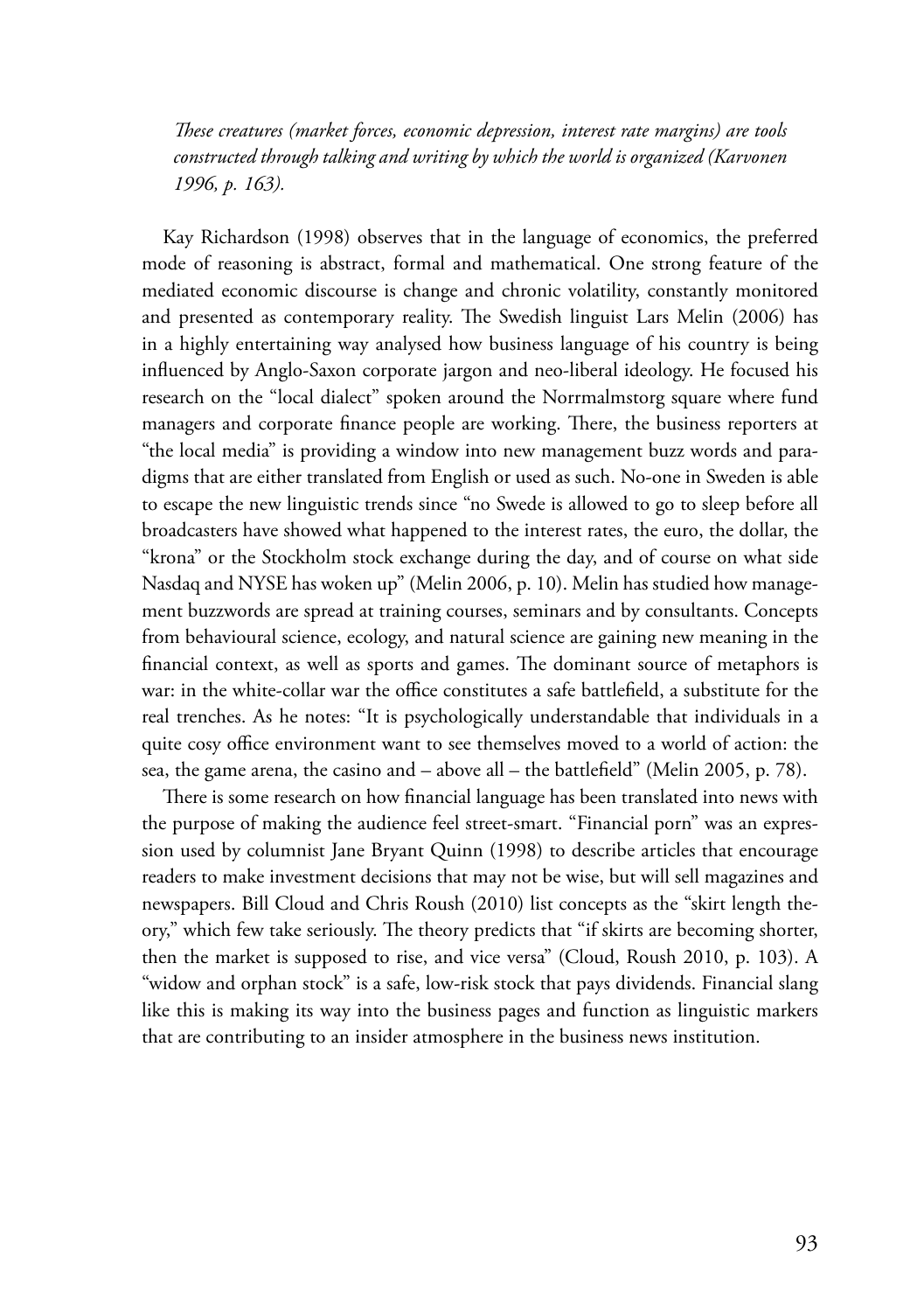*These creatures (market forces, economic depression, interest rate margins) are tools constructed through talking and writing by which the world is organized (Karvonen 1996, p. 163).*

Kay Richardson (1998) observes that in the language of economics, the preferred mode of reasoning is abstract, formal and mathematical. One strong feature of the mediated economic discourse is change and chronic volatility, constantly monitored and presented as contemporary reality. The Swedish linguist Lars Melin (2006) has in a highly entertaining way analysed how business language of his country is being influenced by Anglo-Saxon corporate jargon and neo-liberal ideology. He focused his research on the "local dialect" spoken around the Norrmalmstorg square where fund managers and corporate finance people are working. There, the business reporters at "the local media" is providing a window into new management buzz words and paradigms that are either translated from English or used as such. No-one in Sweden is able to escape the new linguistic trends since "no Swede is allowed to go to sleep before all broadcasters have showed what happened to the interest rates, the euro, the dollar, the "krona" or the Stockholm stock exchange during the day, and of course on what side Nasdaq and NYSE has woken up" (Melin 2006, p. 10). Melin has studied how management buzzwords are spread at training courses, seminars and by consultants. Concepts from behavioural science, ecology, and natural science are gaining new meaning in the financial context, as well as sports and games. The dominant source of metaphors is war: in the white-collar war the office constitutes a safe battlefield, a substitute for the real trenches. As he notes: "It is psychologically understandable that individuals in a quite cosy office environment want to see themselves moved to a world of action: the sea, the game arena, the casino and – above all – the battlefield" (Melin 2005, p. 78).

There is some research on how financial language has been translated into news with the purpose of making the audience feel street-smart. "Financial porn" was an expression used by columnist Jane Bryant Quinn (1998) to describe articles that encourage readers to make investment decisions that may not be wise, but will sell magazines and newspapers. Bill Cloud and Chris Roush (2010) list concepts as the "skirt length theory," which few take seriously. The theory predicts that "if skirts are becoming shorter, then the market is supposed to rise, and vice versa" (Cloud, Roush 2010, p. 103). A "widow and orphan stock" is a safe, low-risk stock that pays dividends. Financial slang like this is making its way into the business pages and function as linguistic markers that are contributing to an insider atmosphere in the business news institution.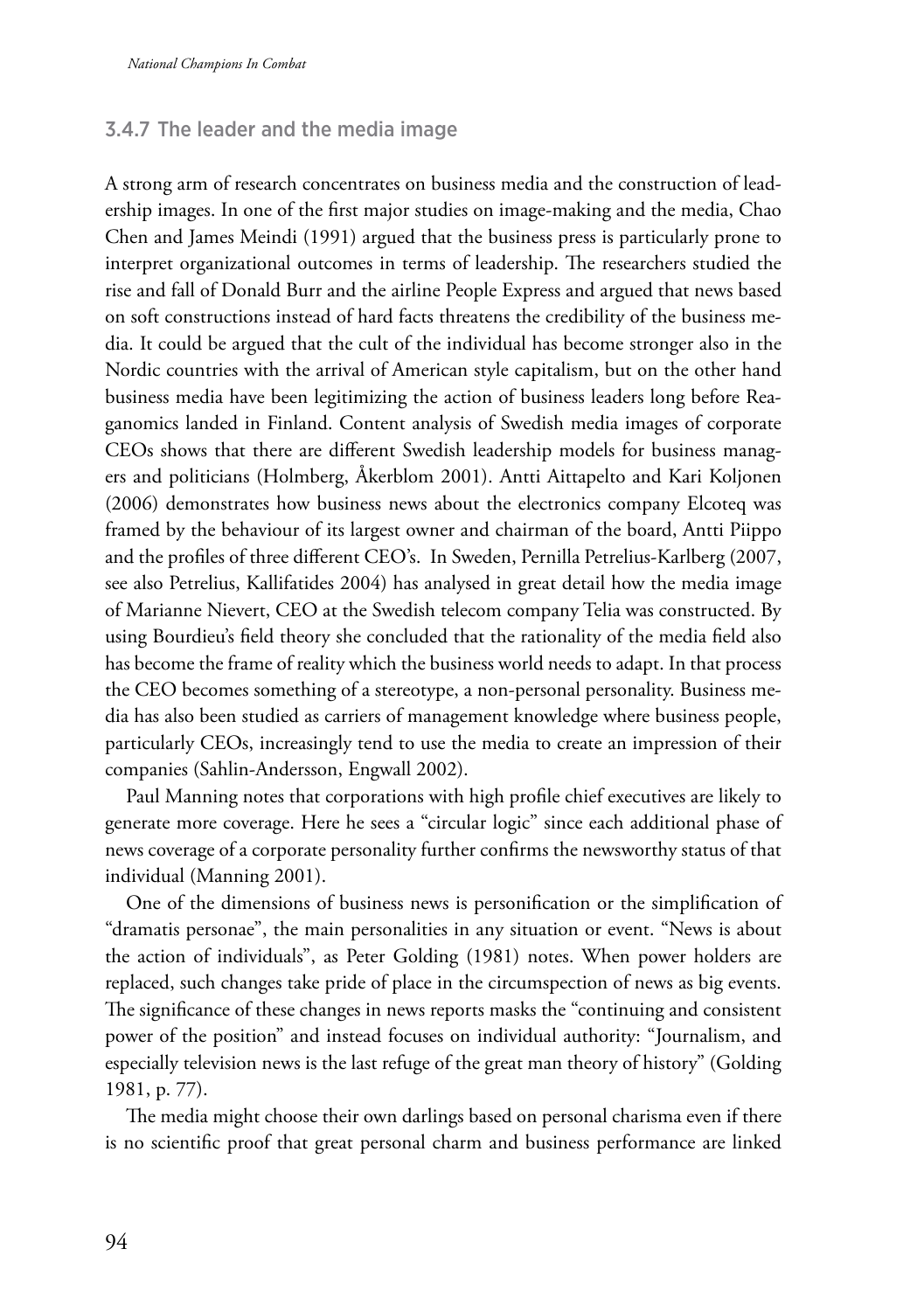### 3.4.7 The leader and the media image

A strong arm of research concentrates on business media and the construction of leadership images. In one of the first major studies on image-making and the media, Chao Chen and James Meindi (1991) argued that the business press is particularly prone to interpret organizational outcomes in terms of leadership. The researchers studied the rise and fall of Donald Burr and the airline People Express and argued that news based on soft constructions instead of hard facts threatens the credibility of the business media. It could be argued that the cult of the individual has become stronger also in the Nordic countries with the arrival of American style capitalism, but on the other hand business media have been legitimizing the action of business leaders long before Reaganomics landed in Finland. Content analysis of Swedish media images of corporate CEOs shows that there are different Swedish leadership models for business managers and politicians (Holmberg, Åkerblom 2001). Antti Aittapelto and Kari Koljonen (2006) demonstrates how business news about the electronics company Elcoteq was framed by the behaviour of its largest owner and chairman of the board, Antti Piippo and the profiles of three different CEO's. In Sweden, Pernilla Petrelius-Karlberg (2007, see also Petrelius, Kallifatides 2004) has analysed in great detail how the media image of Marianne Nievert, CEO at the Swedish telecom company Telia was constructed. By using Bourdieu's field theory she concluded that the rationality of the media field also has become the frame of reality which the business world needs to adapt. In that process the CEO becomes something of a stereotype, a non-personal personality. Business media has also been studied as carriers of management knowledge where business people, particularly CEOs, increasingly tend to use the media to create an impression of their companies (Sahlin-Andersson, Engwall 2002).

Paul Manning notes that corporations with high profile chief executives are likely to generate more coverage. Here he sees a "circular logic" since each additional phase of news coverage of a corporate personality further confirms the newsworthy status of that individual (Manning 2001).

One of the dimensions of business news is personification or the simplification of "dramatis personae", the main personalities in any situation or event. "News is about the action of individuals", as Peter Golding (1981) notes. When power holders are replaced, such changes take pride of place in the circumspection of news as big events. The significance of these changes in news reports masks the "continuing and consistent power of the position" and instead focuses on individual authority: "Journalism, and especially television news is the last refuge of the great man theory of history" (Golding 1981, p. 77).

The media might choose their own darlings based on personal charisma even if there is no scientific proof that great personal charm and business performance are linked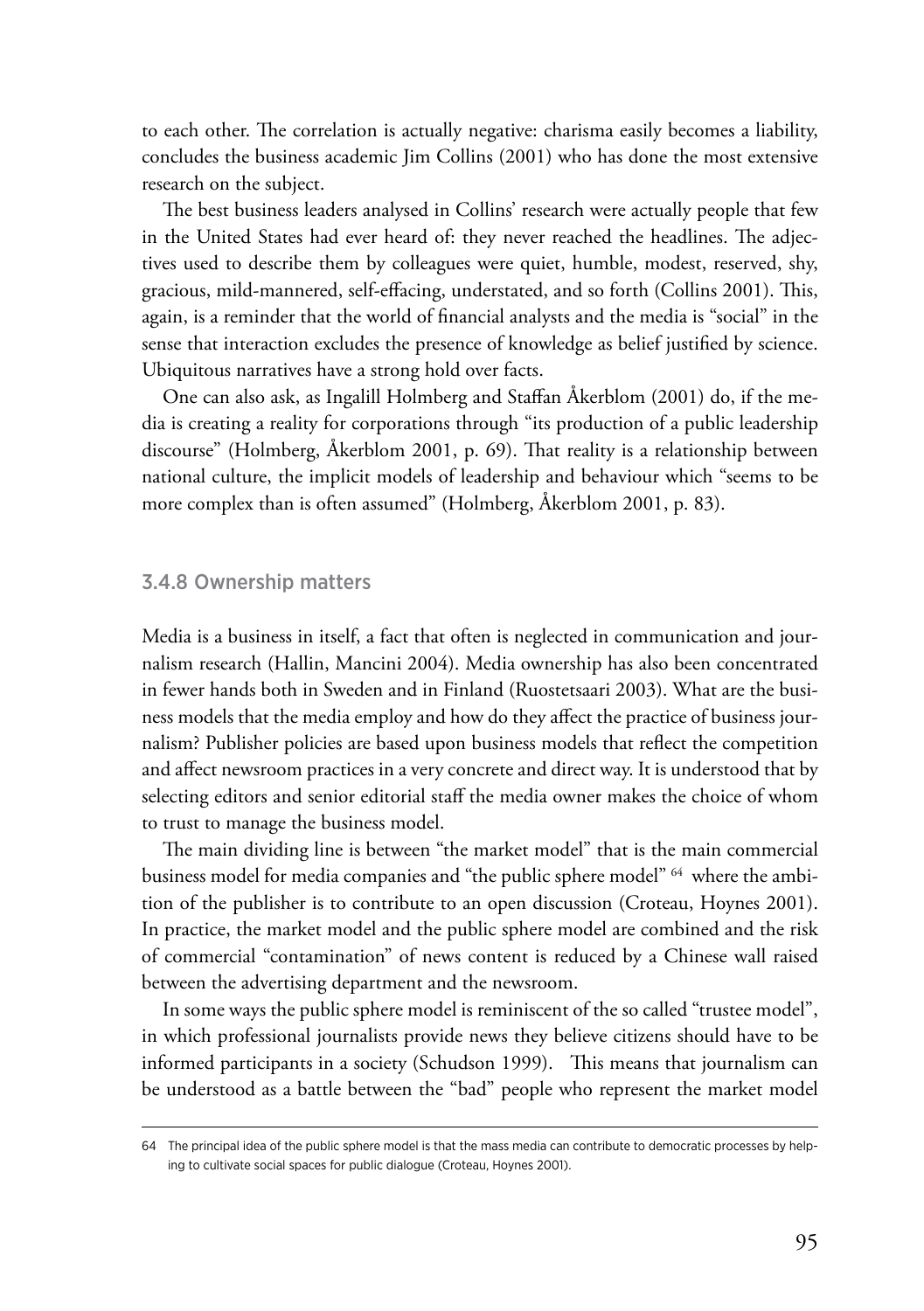to each other. The correlation is actually negative: charisma easily becomes a liability, concludes the business academic Jim Collins (2001) who has done the most extensive research on the subject.

The best business leaders analysed in Collins' research were actually people that few in the United States had ever heard of: they never reached the headlines. The adjectives used to describe them by colleagues were quiet, humble, modest, reserved, shy, gracious, mild-mannered, self-effacing, understated, and so forth (Collins 2001). This, again, is a reminder that the world of financial analysts and the media is "social" in the sense that interaction excludes the presence of knowledge as belief justified by science. Ubiquitous narratives have a strong hold over facts.

One can also ask, as Ingalill Holmberg and Staffan Åkerblom (2001) do, if the media is creating a reality for corporations through "its production of a public leadership discourse" (Holmberg, Åkerblom 2001, p. 69). That reality is a relationship between national culture, the implicit models of leadership and behaviour which "seems to be more complex than is often assumed" (Holmberg, Åkerblom 2001, p. 83).

### 3.4.8 Ownership matters

Media is a business in itself, a fact that often is neglected in communication and journalism research (Hallin, Mancini 2004). Media ownership has also been concentrated in fewer hands both in Sweden and in Finland (Ruostetsaari 2003). What are the business models that the media employ and how do they affect the practice of business journalism? Publisher policies are based upon business models that reflect the competition and affect newsroom practices in a very concrete and direct way. It is understood that by selecting editors and senior editorial staff the media owner makes the choice of whom to trust to manage the business model.

The main dividing line is between "the market model" that is the main commercial business model for media companies and "the public sphere model" [64] where the ambition of the publisher is to contribute to an open discussion (Croteau, Hoynes 2001). In practice, the market model and the public sphere model are combined and the risk of commercial "contamination" of news content is reduced by a Chinese wall raised between the advertising department and the newsroom.

In some ways the public sphere model is reminiscent of the so called "trustee model", in which professional journalists provide news they believe citizens should have to be informed participants in a society (Schudson 1999). This means that journalism can be understood as a battle between the "bad" people who represent the market model

---

64 The principal idea of the public sphere model is that the mass media can contribute to democratic processes by helping to cultivate social spaces for public dialogue (Croteau, Hoynes 2001).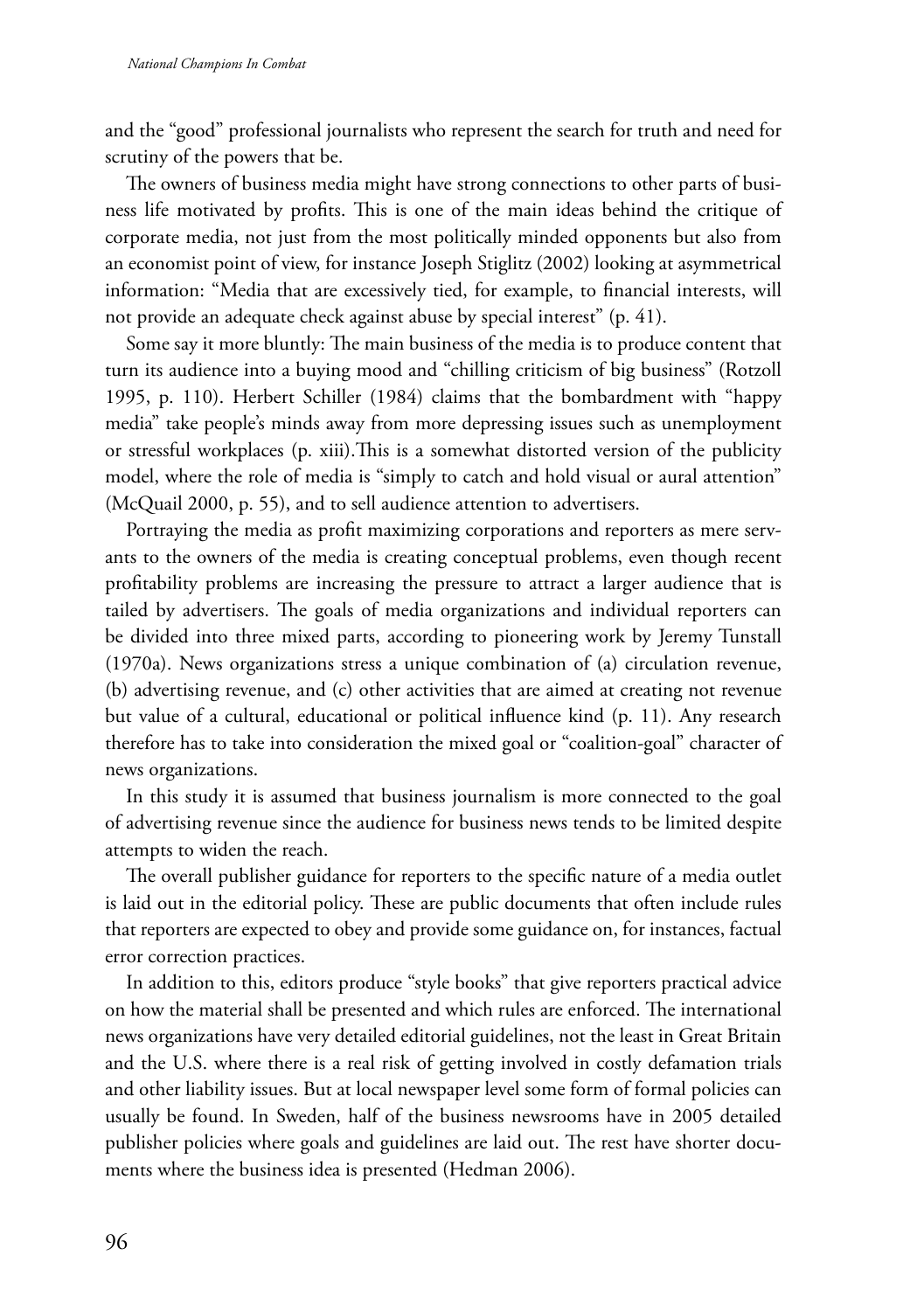and the "good" professional journalists who represent the search for truth and need for scrutiny of the powers that be.

The owners of business media might have strong connections to other parts of business life motivated by profits. This is one of the main ideas behind the critique of corporate media, not just from the most politically minded opponents but also from an economist point of view, for instance Joseph Stiglitz (2002) looking at asymmetrical information: "Media that are excessively tied, for example, to financial interests, will not provide an adequate check against abuse by special interest" (p. 41).

Some say it more bluntly: The main business of the media is to produce content that turn its audience into a buying mood and "chilling criticism of big business" (Rotzoll 1995, p. 110). Herbert Schiller (1984) claims that the bombardment with "happy media" take people's minds away from more depressing issues such as unemployment or stressful workplaces (p. xiii).This is a somewhat distorted version of the publicity model, where the role of media is "simply to catch and hold visual or aural attention" (McQuail 2000, p. 55), and to sell audience attention to advertisers.

Portraying the media as profit maximizing corporations and reporters as mere servants to the owners of the media is creating conceptual problems, even though recent profitability problems are increasing the pressure to attract a larger audience that is tailed by advertisers. The goals of media organizations and individual reporters can be divided into three mixed parts, according to pioneering work by Jeremy Tunstall (1970a). News organizations stress a unique combination of (a) circulation revenue, (b) advertising revenue, and (c) other activities that are aimed at creating not revenue but value of a cultural, educational or political influence kind (p. 11). Any research therefore has to take into consideration the mixed goal or "coalition-goal" character of news organizations.

In this study it is assumed that business journalism is more connected to the goal of advertising revenue since the audience for business news tends to be limited despite attempts to widen the reach.

The overall publisher guidance for reporters to the specific nature of a media outlet is laid out in the editorial policy. These are public documents that often include rules that reporters are expected to obey and provide some guidance on, for instances, factual error correction practices.

In addition to this, editors produce "style books" that give reporters practical advice on how the material shall be presented and which rules are enforced. The international news organizations have very detailed editorial guidelines, not the least in Great Britain and the U.S. where there is a real risk of getting involved in costly defamation trials and other liability issues. But at local newspaper level some form of formal policies can usually be found. In Sweden, half of the business newsrooms have in 2005 detailed publisher policies where goals and guidelines are laid out. The rest have shorter documents where the business idea is presented (Hedman 2006).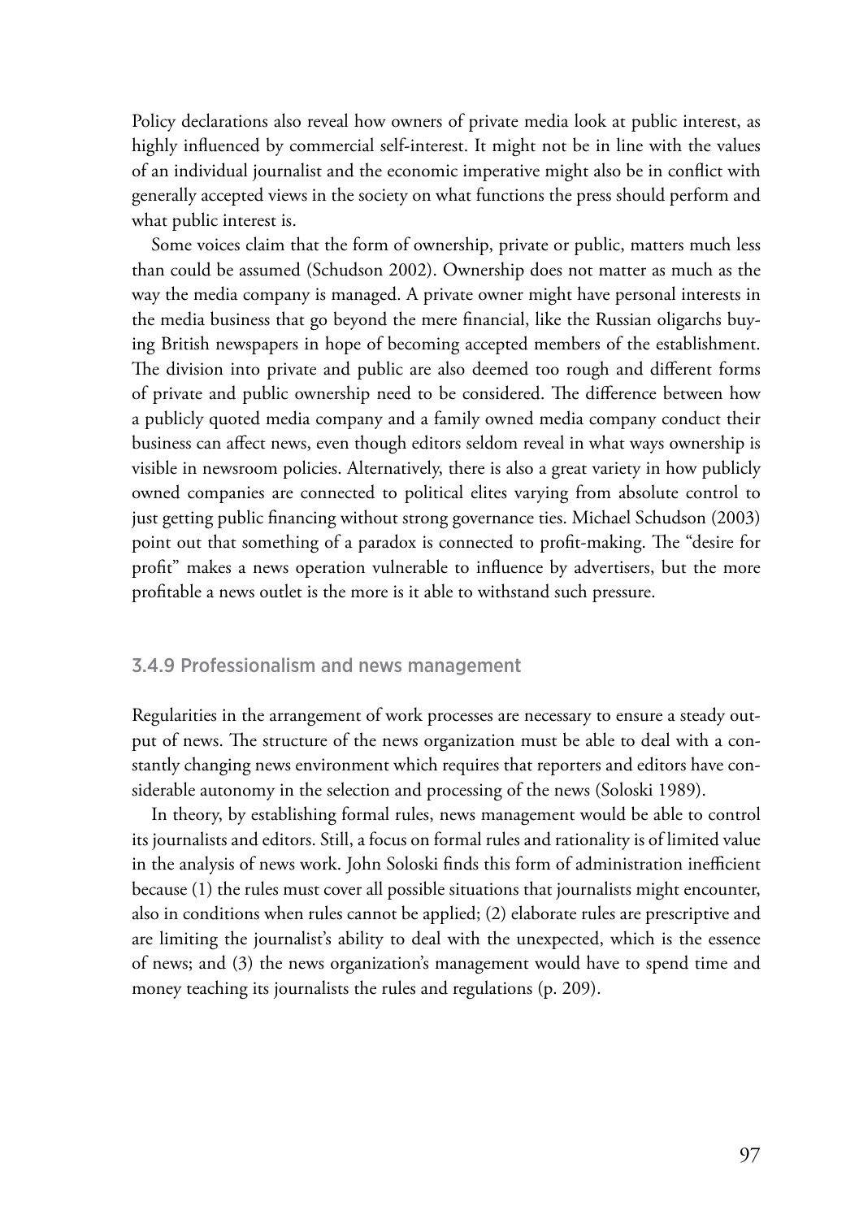Policy declarations also reveal how owners of private media look at public interest, as highly influenced by commercial self-interest. It might not be in line with the values of an individual journalist and the economic imperative might also be in conflict with generally accepted views in the society on what functions the press should perform and what public interest is.

Some voices claim that the form of ownership, private or public, matters much less than could be assumed (Schudson 2002). Ownership does not matter as much as the way the media company is managed. A private owner might have personal interests in the media business that go beyond the mere financial, like the Russian oligarchs buying British newspapers in hope of becoming accepted members of the establishment. The division into private and public are also deemed too rough and different forms of private and public ownership need to be considered. The difference between how a publicly quoted media company and a family owned media company conduct their business can affect news, even though editors seldom reveal in what ways ownership is visible in newsroom policies. Alternatively, there is also a great variety in how publicly owned companies are connected to political elites varying from absolute control to just getting public financing without strong governance ties. Michael Schudson (2003) point out that something of a paradox is connected to profit-making. The "desire for profit" makes a news operation vulnerable to influence by advertisers, but the more profitable a news outlet is the more is it able to withstand such pressure.

### 3.4.9 Professionalism and news management

Regularities in the arrangement of work processes are necessary to ensure a steady output of news. The structure of the news organization must be able to deal with a constantly changing news environment which requires that reporters and editors have considerable autonomy in the selection and processing of the news (Soloski 1989).

In theory, by establishing formal rules, news management would be able to control its journalists and editors. Still, a focus on formal rules and rationality is of limited value in the analysis of news work. John Soloski finds this form of administration inefficient because (1) the rules must cover all possible situations that journalists might encounter, also in conditions when rules cannot be applied; (2) elaborate rules are prescriptive and are limiting the journalist's ability to deal with the unexpected, which is the essence of news; and (3) the news organization's management would have to spend time and money teaching its journalists the rules and regulations (p. 209).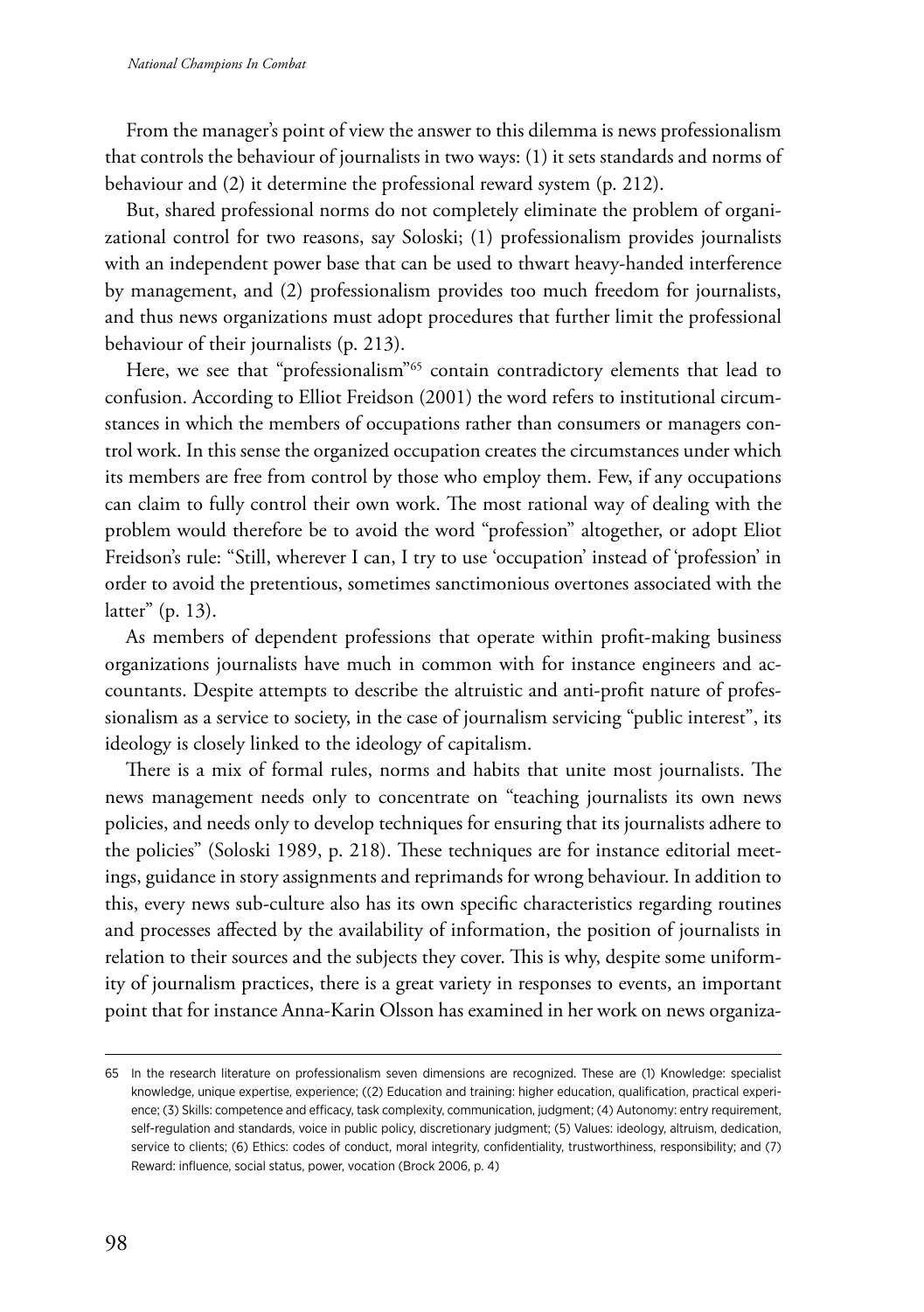From the manager's point of view the answer to this dilemma is news professionalism that controls the behaviour of journalists in two ways: (1) it sets standards and norms of behaviour and (2) it determine the professional reward system (p. 212).

But, shared professional norms do not completely eliminate the problem of organizational control for two reasons, say Soloski; (1) professionalism provides journalists with an independent power base that can be used to thwart heavy-handed interference by management, and (2) professionalism provides too much freedom for journalists, and thus news organizations must adopt procedures that further limit the professional behaviour of their journalists (p. 213).

Here, we see that "professionalism"[65] contain contradictory elements that lead to confusion. According to Elliot Freidson (2001) the word refers to institutional circumstances in which the members of occupations rather than consumers or managers control work. In this sense the organized occupation creates the circumstances under which its members are free from control by those who employ them. Few, if any occupations can claim to fully control their own work. The most rational way of dealing with the problem would therefore be to avoid the word "profession" altogether, or adopt Eliot Freidson's rule: "Still, wherever I can, I try to use 'occupation' instead of 'profession' in order to avoid the pretentious, sometimes sanctimonious overtones associated with the latter" (p. 13).

As members of dependent professions that operate within profit-making business organizations journalists have much in common with for instance engineers and accountants. Despite attempts to describe the altruistic and anti-profit nature of professionalism as a service to society, in the case of journalism servicing "public interest", its ideology is closely linked to the ideology of capitalism.

There is a mix of formal rules, norms and habits that unite most journalists. The news management needs only to concentrate on "teaching journalists its own news policies, and needs only to develop techniques for ensuring that its journalists adhere to the policies" (Soloski 1989, p. 218). These techniques are for instance editorial meetings, guidance in story assignments and reprimands for wrong behaviour. In addition to this, every news sub-culture also has its own specific characteristics regarding routines and processes affected by the availability of information, the position of journalists in relation to their sources and the subjects they cover. This is why, despite some uniformity of journalism practices, there is a great variety in responses to events, an important point that for instance Anna-Karin Olsson has examined in her work on news organiza-

---

65 In the research literature on professionalism seven dimensions are recognized. These are (1) Knowledge: specialist knowledge, unique expertise, experience; ((2) Education and training: higher education, qualification, practical experience; (3) Skills: competence and efficacy, task complexity, communication, judgment; (4) Autonomy: entry requirement, self-regulation and standards, voice in public policy, discretionary judgment; (5) Values: ideology, altruism, dedication, service to clients; (6) Ethics: codes of conduct, moral integrity, confidentiality, trustworthiness, responsibility; and (7) Reward: influence, social status, power, vocation (Brock 2006, p. 4)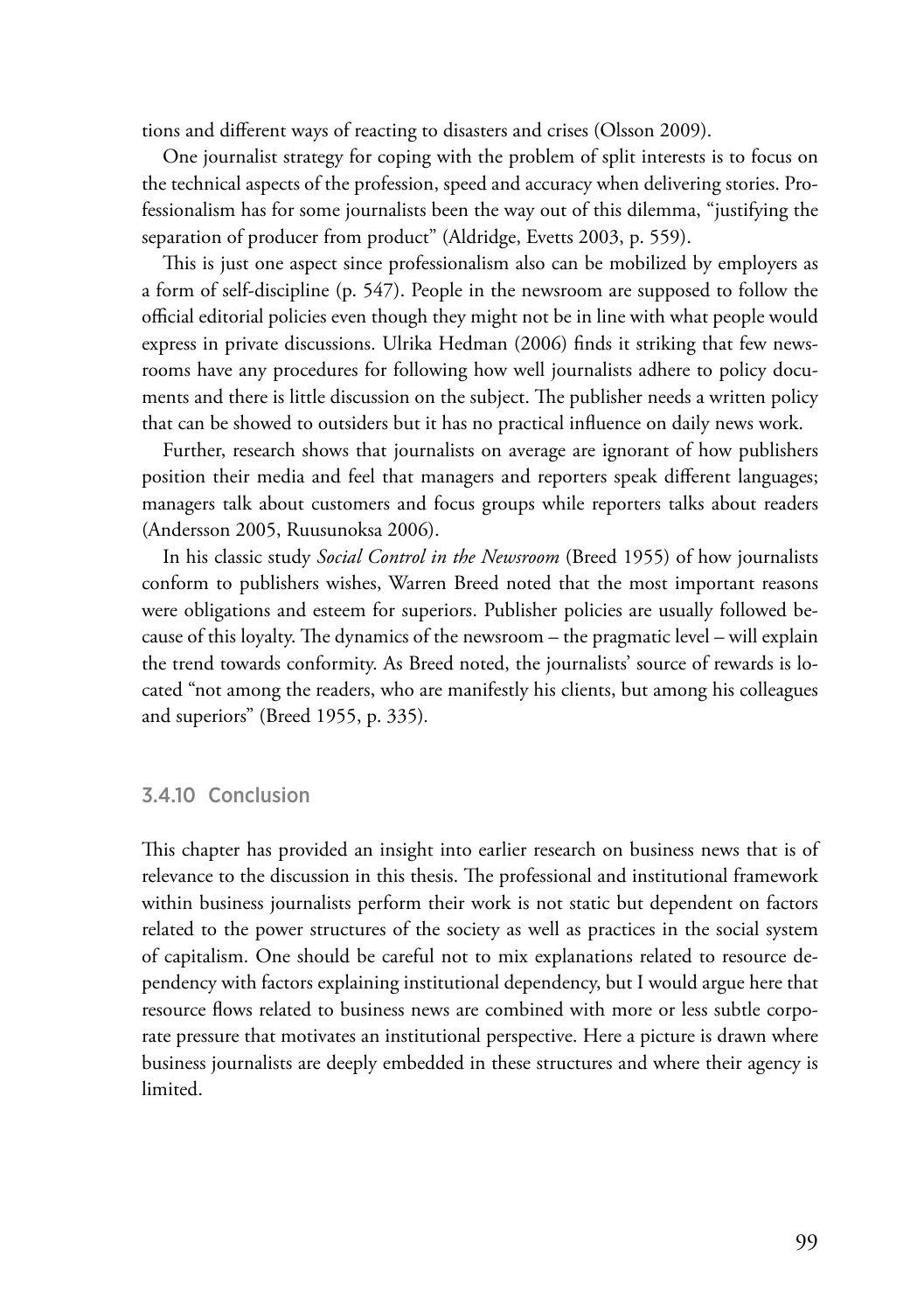tions and different ways of reacting to disasters and crises (Olsson 2009).

One journalist strategy for coping with the problem of split interests is to focus on the technical aspects of the profession, speed and accuracy when delivering stories. Professionalism has for some journalists been the way out of this dilemma, "justifying the separation of producer from product" (Aldridge, Evetts 2003, p. 559).

This is just one aspect since professionalism also can be mobilized by employers as a form of self-discipline (p. 547). People in the newsroom are supposed to follow the official editorial policies even though they might not be in line with what people would express in private discussions. Ulrika Hedman (2006) finds it striking that few newsrooms have any procedures for following how well journalists adhere to policy documents and there is little discussion on the subject. The publisher needs a written policy that can be showed to outsiders but it has no practical influence on daily news work.

Further, research shows that journalists on average are ignorant of how publishers position their media and feel that managers and reporters speak different languages; managers talk about customers and focus groups while reporters talks about readers (Andersson 2005, Ruusunoksa 2006).

In his classic study *Social Control in the Newsroom* (Breed 1955) of how journalists conform to publishers wishes, Warren Breed noted that the most important reasons were obligations and esteem for superiors. Publisher policies are usually followed because of this loyalty. The dynamics of the newsroom – the pragmatic level – will explain the trend towards conformity. As Breed noted, the journalists' source of rewards is located "not among the readers, who are manifestly his clients, but among his colleagues and superiors" (Breed 1955, p. 335).

### 3.4.10 Conclusion

This chapter has provided an insight into earlier research on business news that is of relevance to the discussion in this thesis. The professional and institutional framework within business journalists perform their work is not static but dependent on factors related to the power structures of the society as well as practices in the social system of capitalism. One should be careful not to mix explanations related to resource dependency with factors explaining institutional dependency, but I would argue here that resource flows related to business news are combined with more or less subtle corporate pressure that motivates an institutional perspective. Here a picture is drawn where business journalists are deeply embedded in these structures and where their agency is limited.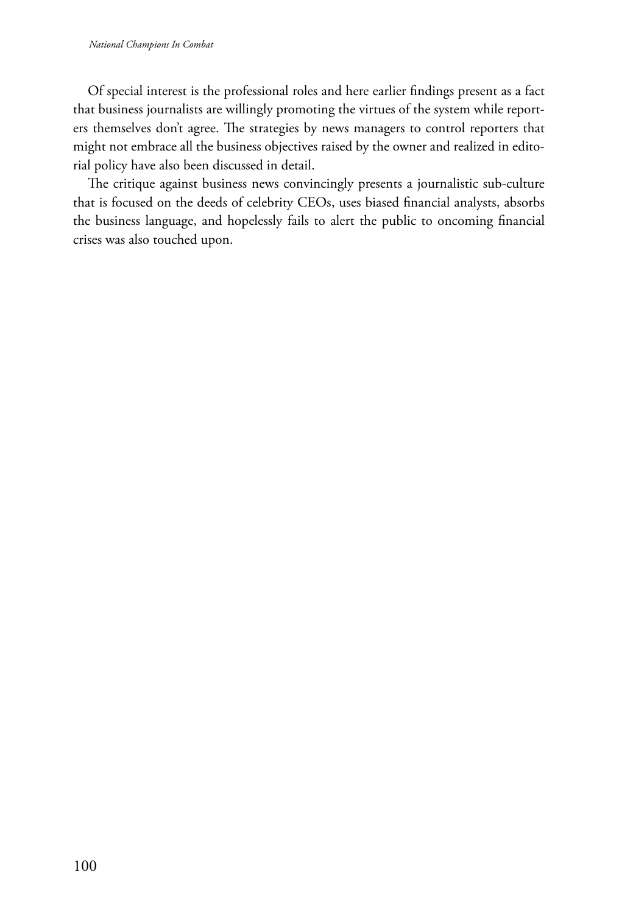Of special interest is the professional roles and here earlier findings present as a fact that business journalists are willingly promoting the virtues of the system while reporters themselves don't agree. The strategies by news managers to control reporters that might not embrace all the business objectives raised by the owner and realized in editorial policy have also been discussed in detail.

The critique against business news convincingly presents a journalistic sub-culture that is focused on the deeds of celebrity CEOs, uses biased financial analysts, absorbs the business language, and hopelessly fails to alert the public to oncoming financial crises was also touched upon.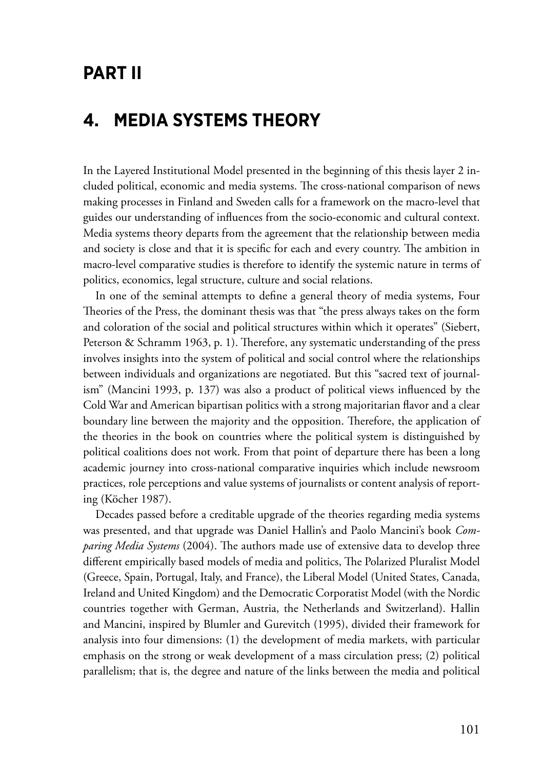# PART II

# 4. MEDIA SYSTEMS THEORY

In the Layered Institutional Model presented in the beginning of this thesis layer 2 included political, economic and media systems. The cross-national comparison of news making processes in Finland and Sweden calls for a framework on the macro-level that guides our understanding of influences from the socio-economic and cultural context. Media systems theory departs from the agreement that the relationship between media and society is close and that it is specific for each and every country. The ambition in macro-level comparative studies is therefore to identify the systemic nature in terms of politics, economics, legal structure, culture and social relations.

In one of the seminal attempts to define a general theory of media systems, Four Theories of the Press, the dominant thesis was that "the press always takes on the form and coloration of the social and political structures within which it operates" (Siebert, Peterson & Schramm 1963, p. 1). Therefore, any systematic understanding of the press involves insights into the system of political and social control where the relationships between individuals and organizations are negotiated. But this "sacred text of journalism" (Mancini 1993, p. 137) was also a product of political views influenced by the Cold War and American bipartisan politics with a strong majoritarian flavor and a clear boundary line between the majority and the opposition. Therefore, the application of the theories in the book on countries where the political system is distinguished by political coalitions does not work. From that point of departure there has been a long academic journey into cross-national comparative inquiries which include newsroom practices, role perceptions and value systems of journalists or content analysis of reporting (Köcher 1987).

Decades passed before a creditable upgrade of the theories regarding media systems was presented, and that upgrade was Daniel Hallin's and Paolo Mancini's book *Comparing Media Systems* (2004). The authors made use of extensive data to develop three different empirically based models of media and politics, The Polarized Pluralist Model (Greece, Spain, Portugal, Italy, and France), the Liberal Model (United States, Canada, Ireland and United Kingdom) and the Democratic Corporatist Model (with the Nordic countries together with German, Austria, the Netherlands and Switzerland). Hallin and Mancini, inspired by Blumler and Gurevitch (1995), divided their framework for analysis into four dimensions: (1) the development of media markets, with particular emphasis on the strong or weak development of a mass circulation press; (2) political parallelism; that is, the degree and nature of the links between the media and political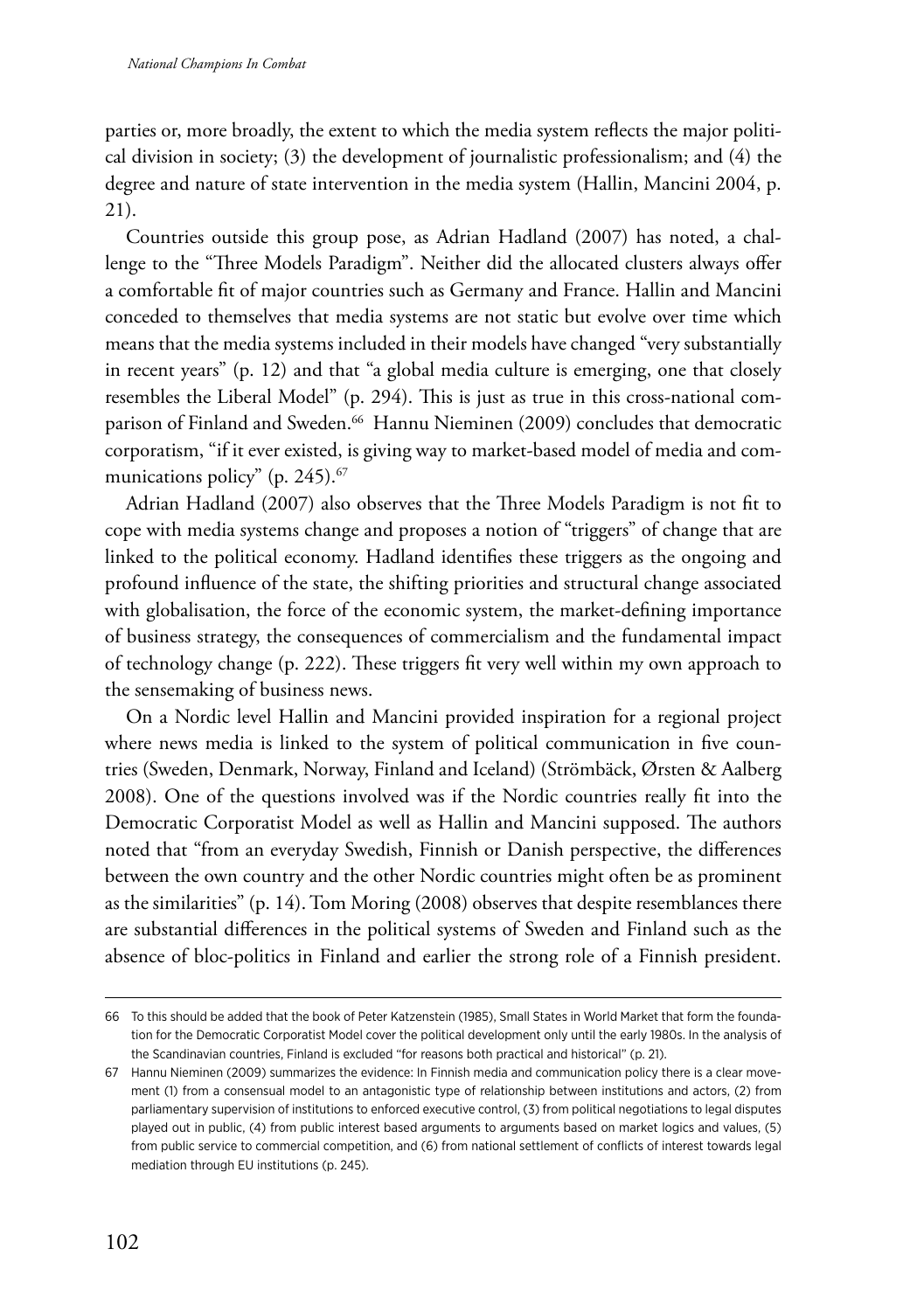parties or, more broadly, the extent to which the media system reflects the major political division in society; (3) the development of journalistic professionalism; and (4) the degree and nature of state intervention in the media system (Hallin, Mancini 2004, p. 21).

Countries outside this group pose, as Adrian Hadland (2007) has noted, a challenge to the "Three Models Paradigm". Neither did the allocated clusters always offer a comfortable fit of major countries such as Germany and France. Hallin and Mancini conceded to themselves that media systems are not static but evolve over time which means that the media systems included in their models have changed "very substantially in recent years" (p. 12) and that "a global media culture is emerging, one that closely resembles the Liberal Model" (p. 294). This is just as true in this cross-national comparison of Finland and Sweden.[66] Hannu Nieminen (2009) concludes that democratic corporatism, "if it ever existed, is giving way to market-based model of media and communications policy" (p. 245).[67]

Adrian Hadland (2007) also observes that the Three Models Paradigm is not fit to cope with media systems change and proposes a notion of "triggers" of change that are linked to the political economy. Hadland identifies these triggers as the ongoing and profound influence of the state, the shifting priorities and structural change associated with globalisation, the force of the economic system, the market-defining importance of business strategy, the consequences of commercialism and the fundamental impact of technology change (p. 222). These triggers fit very well within my own approach to the sensemaking of business news.

On a Nordic level Hallin and Mancini provided inspiration for a regional project where news media is linked to the system of political communication in five countries (Sweden, Denmark, Norway, Finland and Iceland) (Strömbäck, Ørsten & Aalberg 2008). One of the questions involved was if the Nordic countries really fit into the Democratic Corporatist Model as well as Hallin and Mancini supposed. The authors noted that "from an everyday Swedish, Finnish or Danish perspective, the differences between the own country and the other Nordic countries might often be as prominent as the similarities" (p. 14). Tom Moring (2008) observes that despite resemblances there are substantial differences in the political systems of Sweden and Finland such as the absence of bloc-politics in Finland and earlier the strong role of a Finnish president.

---

66 To this should be added that the book of Peter Katzenstein (1985), Small States in World Market that form the foundation for the Democratic Corporatist Model cover the political development only until the early 1980s. In the analysis of the Scandinavian countries, Finland is excluded "for reasons both practical and historical" (p. 21).

67 Hannu Nieminen (2009) summarizes the evidence: In Finnish media and communication policy there is a clear movement (1) from a consensual model to an antagonistic type of relationship between institutions and actors, (2) from parliamentary supervision of institutions to enforced executive control, (3) from political negotiations to legal disputes played out in public, (4) from public interest based arguments to arguments based on market logics and values, (5) from public service to commercial competition, and (6) from national settlement of conflicts of interest towards legal mediation through EU institutions (p. 245).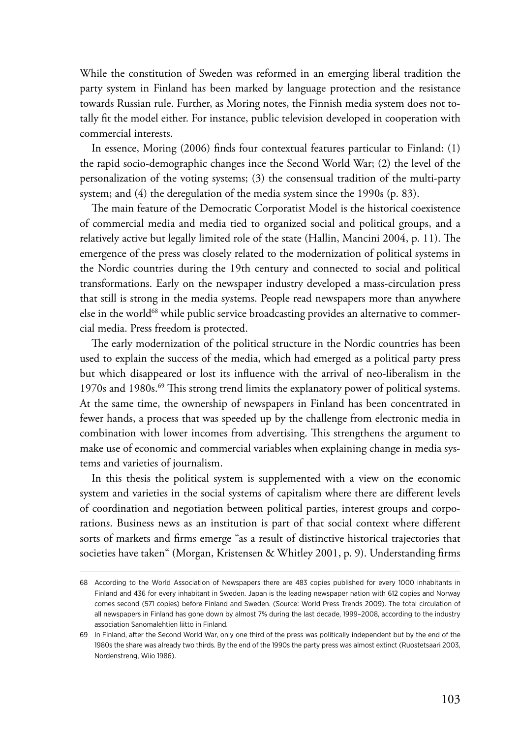While the constitution of Sweden was reformed in an emerging liberal tradition the party system in Finland has been marked by language protection and the resistance towards Russian rule. Further, as Moring notes, the Finnish media system does not totally fit the model either. For instance, public television developed in cooperation with commercial interests.

In essence, Moring (2006) finds four contextual features particular to Finland: (1) the rapid socio-demographic changes ince the Second World War; (2) the level of the personalization of the voting systems; (3) the consensual tradition of the multi-party system; and (4) the deregulation of the media system since the 1990s (p. 83).

The main feature of the Democratic Corporatist Model is the historical coexistence of commercial media and media tied to organized social and political groups, and a relatively active but legally limited role of the state (Hallin, Mancini 2004, p. 11). The emergence of the press was closely related to the modernization of political systems in the Nordic countries during the 19th century and connected to social and political transformations. Early on the newspaper industry developed a mass-circulation press that still is strong in the media systems. People read newspapers more than anywhere else in the world[68] while public service broadcasting provides an alternative to commercial media. Press freedom is protected.

The early modernization of the political structure in the Nordic countries has been used to explain the success of the media, which had emerged as a political party press but which disappeared or lost its influence with the arrival of neo-liberalism in the 1970s and 1980s.[69] This strong trend limits the explanatory power of political systems. At the same time, the ownership of newspapers in Finland has been concentrated in fewer hands, a process that was speeded up by the challenge from electronic media in combination with lower incomes from advertising. This strengthens the argument to make use of economic and commercial variables when explaining change in media systems and varieties of journalism.

In this thesis the political system is supplemented with a view on the economic system and varieties in the social systems of capitalism where there are different levels of coordination and negotiation between political parties, interest groups and corporations. Business news as an institution is part of that social context where different sorts of markets and firms emerge "as a result of distinctive historical trajectories that societies have taken" (Morgan, Kristensen & Whitley 2001, p. 9). Understanding firms

---

68 According to the World Association of Newspapers there are 483 copies published for every 1000 inhabitants in Finland and 436 for every inhabitant in Sweden. Japan is the leading newspaper nation with 612 copies and Norway comes second (571 copies) before Finland and Sweden. (Source: World Press Trends 2009). The total circulation of all newspapers in Finland has gone down by almost 7% during the last decade, 1999–2008, according to the industry association Sanomalehtien liitto in Finland.

69 In Finland, after the Second World War, only one third of the press was politically independent but by the end of the 1980s the share was already two thirds. By the end of the 1990s the party press was almost extinct (Ruostetsaari 2003, Nordenstreng, Wiio 1986).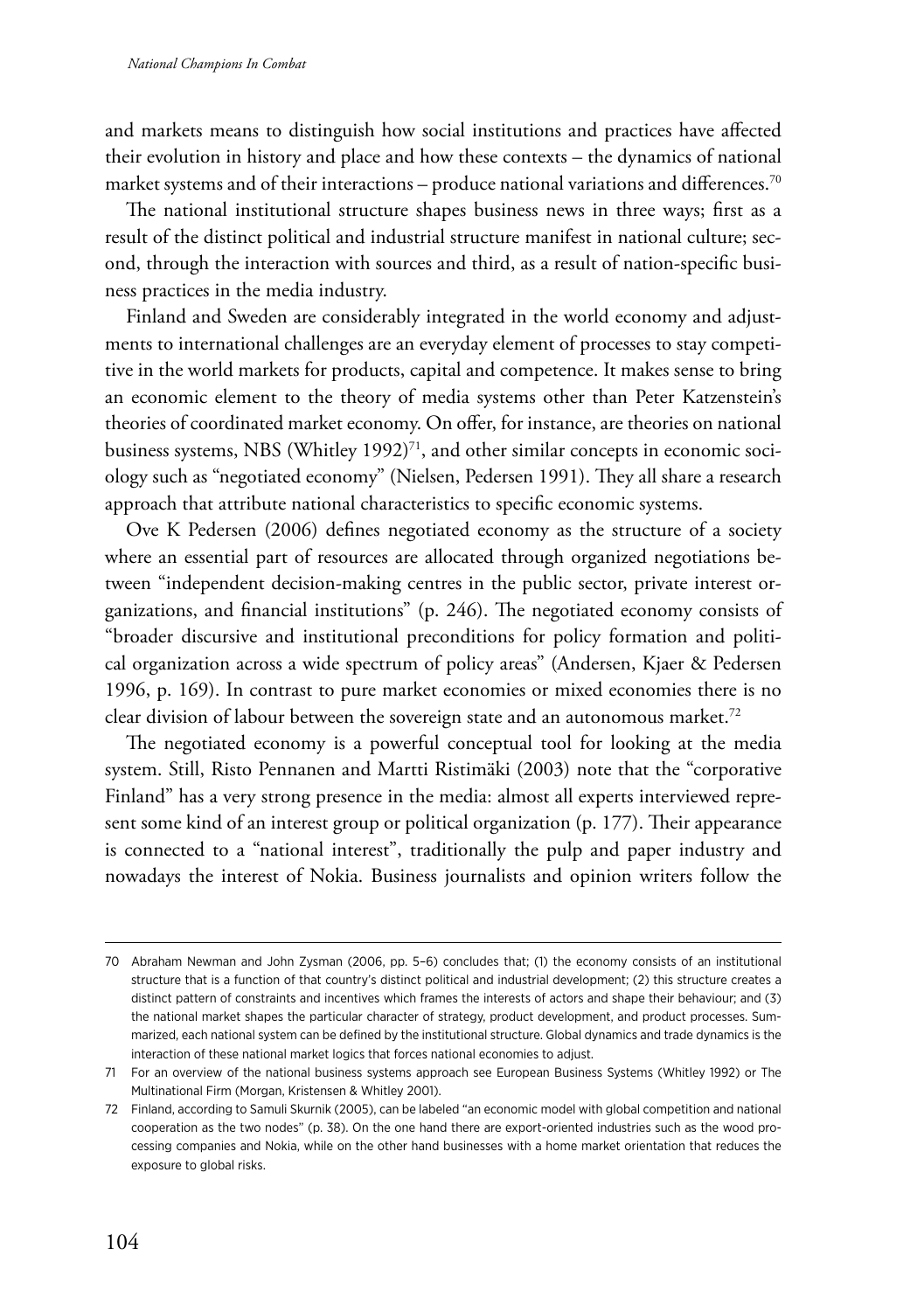and markets means to distinguish how social institutions and practices have affected their evolution in history and place and how these contexts – the dynamics of national market systems and of their interactions – produce national variations and differences.[70]

The national institutional structure shapes business news in three ways; first as a result of the distinct political and industrial structure manifest in national culture; second, through the interaction with sources and third, as a result of nation-specific business practices in the media industry.

Finland and Sweden are considerably integrated in the world economy and adjustments to international challenges are an everyday element of processes to stay competitive in the world markets for products, capital and competence. It makes sense to bring an economic element to the theory of media systems other than Peter Katzenstein's theories of coordinated market economy. On offer, for instance, are theories on national business systems, NBS (Whitley 1992)[71], and other similar concepts in economic sociology such as "negotiated economy" (Nielsen, Pedersen 1991). They all share a research approach that attribute national characteristics to specific economic systems.

Ove K Pedersen (2006) defines negotiated economy as the structure of a society where an essential part of resources are allocated through organized negotiations between "independent decision-making centres in the public sector, private interest organizations, and financial institutions" (p. 246). The negotiated economy consists of "broader discursive and institutional preconditions for policy formation and political organization across a wide spectrum of policy areas" (Andersen, Kjaer & Pedersen 1996, p. 169). In contrast to pure market economies or mixed economies there is no clear division of labour between the sovereign state and an autonomous market.[72]

The negotiated economy is a powerful conceptual tool for looking at the media system. Still, Risto Pennanen and Martti Ristimäki (2003) note that the "corporative Finland" has a very strong presence in the media: almost all experts interviewed represent some kind of an interest group or political organization (p. 177). Their appearance is connected to a "national interest", traditionally the pulp and paper industry and nowadays the interest of Nokia. Business journalists and opinion writers follow the

---

70 Abraham Newman and John Zysman (2006, pp. 5–6) concludes that; (1) the economy consists of an institutional structure that is a function of that country's distinct political and industrial development; (2) this structure creates a distinct pattern of constraints and incentives which frames the interests of actors and shape their behaviour; and (3) the national market shapes the particular character of strategy, product development, and product processes. Summarized, each national system can be defined by the institutional structure. Global dynamics and trade dynamics is the interaction of these national market logics that forces national economies to adjust.

71 For an overview of the national business systems approach see European Business Systems (Whitley 1992) or The Multinational Firm (Morgan, Kristensen & Whitley 2001).

72 Finland, according to Samuli Skurnik (2005), can be labeled "an economic model with global competition and national cooperation as the two nodes" (p. 38). On the one hand there are export-oriented industries such as the wood processing companies and Nokia, while on the other hand businesses with a home market orientation that reduces the exposure to global risks.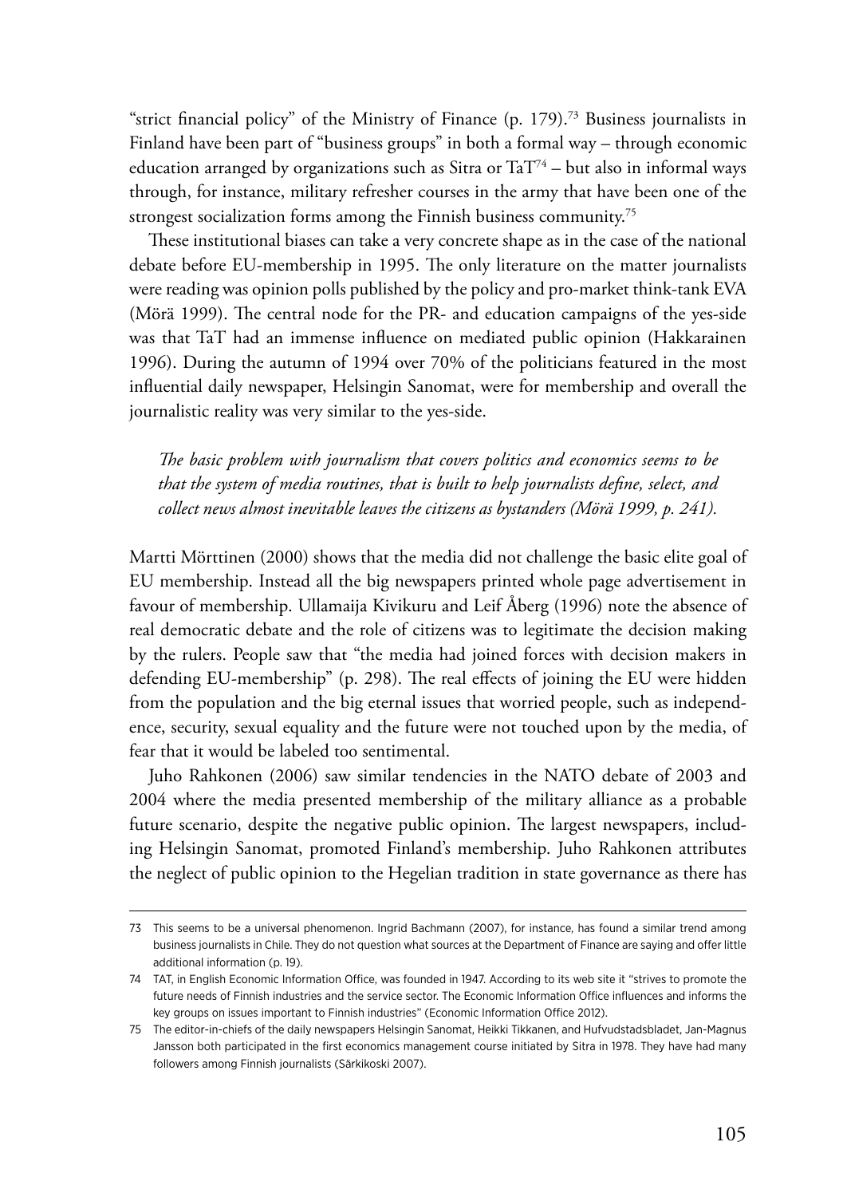"strict financial policy" of the Ministry of Finance (p. 179).[73] Business journalists in Finland have been part of "business groups" in both a formal way – through economic education arranged by organizations such as Sitra or TaT[74] – but also in informal ways through, for instance, military refresher courses in the army that have been one of the strongest socialization forms among the Finnish business community.[75]

These institutional biases can take a very concrete shape as in the case of the national debate before EU-membership in 1995. The only literature on the matter journalists were reading was opinion polls published by the policy and pro-market think-tank EVA (Mörä 1999). The central node for the PR- and education campaigns of the yes-side was that TaT had an immense influence on mediated public opinion (Hakkarainen 1996). During the autumn of 1994 over 70% of the politicians featured in the most influential daily newspaper, Helsingin Sanomat, were for membership and overall the journalistic reality was very similar to the yes-side.

> *The basic problem with journalism that covers politics and economics seems to be that the system of media routines, that is built to help journalists define, select, and collect news almost inevitable leaves the citizens as bystanders (Mörä 1999, p. 241).*

Martti Mörttinen (2000) shows that the media did not challenge the basic elite goal of EU membership. Instead all the big newspapers printed whole page advertisement in favour of membership. Ullamaija Kivikuru and Leif Åberg (1996) note the absence of real democratic debate and the role of citizens was to legitimate the decision making by the rulers. People saw that "the media had joined forces with decision makers in defending EU-membership" (p. 298). The real effects of joining the EU were hidden from the population and the big eternal issues that worried people, such as independence, security, sexual equality and the future were not touched upon by the media, of fear that it would be labeled too sentimental.

Juho Rahkonen (2006) saw similar tendencies in the NATO debate of 2003 and 2004 where the media presented membership of the military alliance as a probable future scenario, despite the negative public opinion. The largest newspapers, including Helsingin Sanomat, promoted Finland's membership. Juho Rahkonen attributes the neglect of public opinion to the Hegelian tradition in state governance as there has

---

73 This seems to be a universal phenomenon. Ingrid Bachmann (2007), for instance, has found a similar trend among business journalists in Chile. They do not question what sources at the Department of Finance are saying and offer little additional information (p. 19).

74 TAT, in English Economic Information Office, was founded in 1947. According to its web site it "strives to promote the future needs of Finnish industries and the service sector. The Economic Information Office influences and informs the key groups on issues important to Finnish industries" (Economic Information Office 2012).

75 The editor-in-chiefs of the daily newspapers Helsingin Sanomat, Heikki Tikkanen, and Hufvudstadsbladet, Jan-Magnus Jansson both participated in the first economics management course initiated by Sitra in 1978. They have had many followers among Finnish journalists (Särkikoski 2007).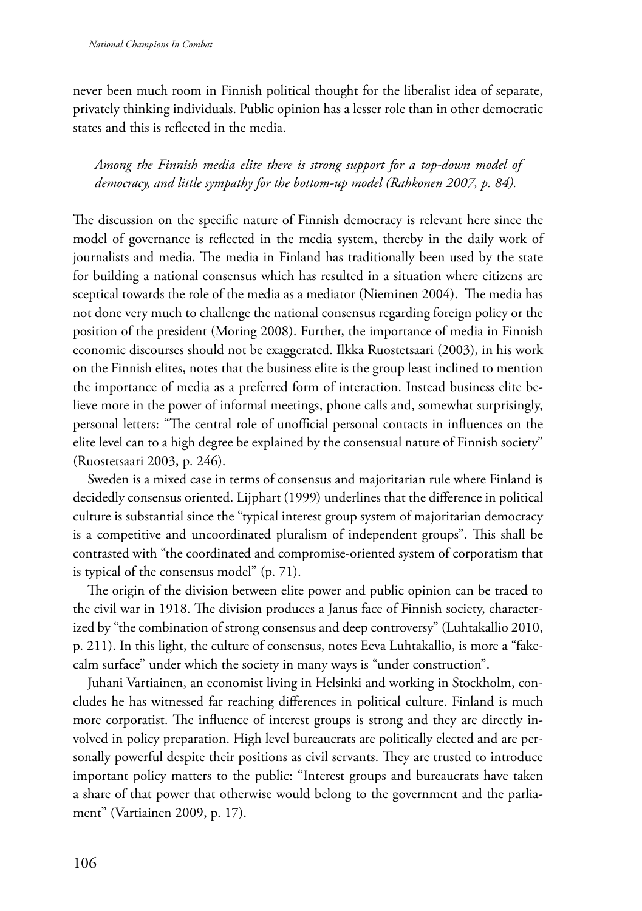never been much room in Finnish political thought for the liberalist idea of separate, privately thinking individuals. Public opinion has a lesser role than in other democratic states and this is reflected in the media.

> *Among the Finnish media elite there is strong support for a top-down model of democracy, and little sympathy for the bottom-up model (Rahkonen 2007, p. 84).*

The discussion on the specific nature of Finnish democracy is relevant here since the model of governance is reflected in the media system, thereby in the daily work of journalists and media. The media in Finland has traditionally been used by the state for building a national consensus which has resulted in a situation where citizens are sceptical towards the role of the media as a mediator (Nieminen 2004). The media has not done very much to challenge the national consensus regarding foreign policy or the position of the president (Moring 2008). Further, the importance of media in Finnish economic discourses should not be exaggerated. Ilkka Ruostetsaari (2003), in his work on the Finnish elites, notes that the business elite is the group least inclined to mention the importance of media as a preferred form of interaction. Instead business elite believe more in the power of informal meetings, phone calls and, somewhat surprisingly, personal letters: "The central role of unofficial personal contacts in influences on the elite level can to a high degree be explained by the consensual nature of Finnish society" (Ruostetsaari 2003, p. 246).

Sweden is a mixed case in terms of consensus and majoritarian rule where Finland is decidedly consensus oriented. Lijphart (1999) underlines that the difference in political culture is substantial since the "typical interest group system of majoritarian democracy is a competitive and uncoordinated pluralism of independent groups". This shall be contrasted with "the coordinated and compromise-oriented system of corporatism that is typical of the consensus model" (p. 71).

The origin of the division between elite power and public opinion can be traced to the civil war in 1918. The division produces a Janus face of Finnish society, characterized by "the combination of strong consensus and deep controversy" (Luhtakallio 2010, p. 211). In this light, the culture of consensus, notes Eeva Luhtakallio, is more a "fake-calm surface" under which the society in many ways is "under construction".

Juhani Vartiainen, an economist living in Helsinki and working in Stockholm, concludes he has witnessed far reaching differences in political culture. Finland is much more corporatist. The influence of interest groups is strong and they are directly involved in policy preparation. High level bureaucrats are politically elected and are personally powerful despite their positions as civil servants. They are trusted to introduce important policy matters to the public: "Interest groups and bureaucrats have taken a share of that power that otherwise would belong to the government and the parliament" (Vartiainen 2009, p. 17).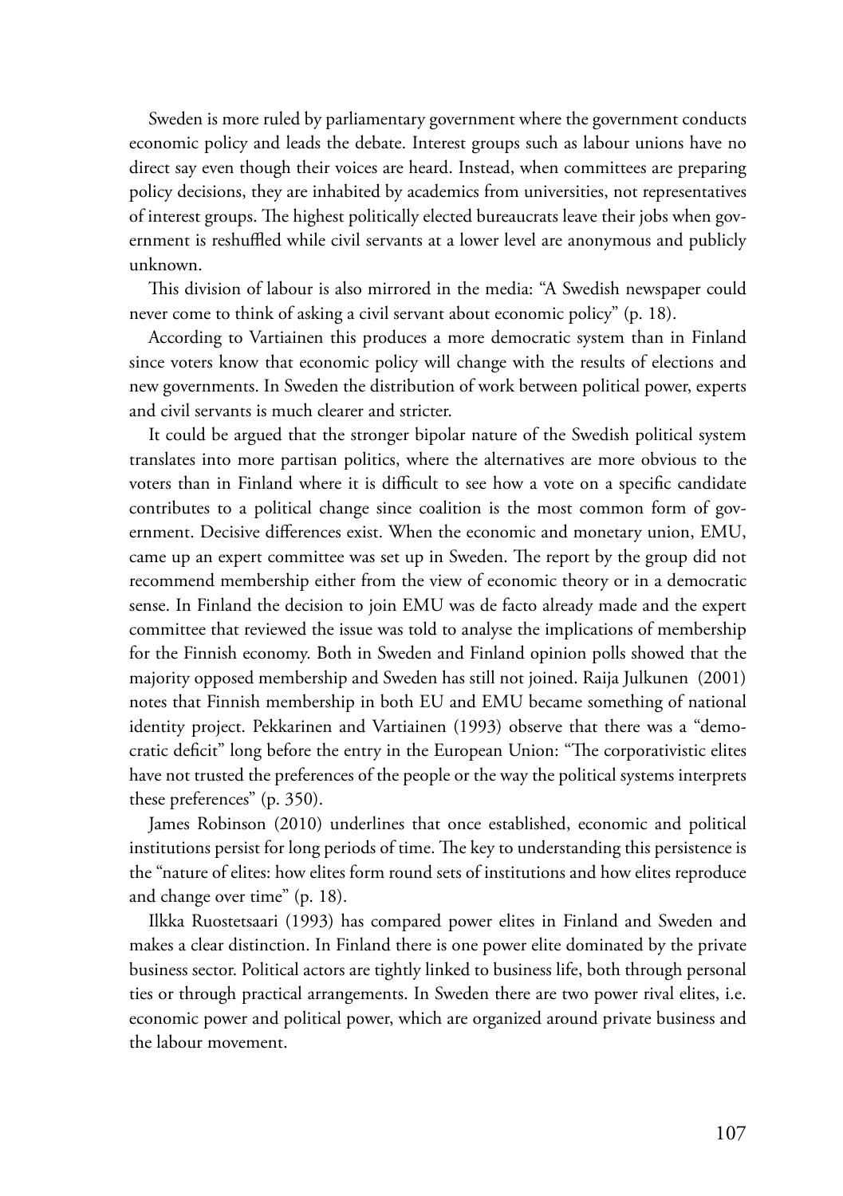Sweden is more ruled by parliamentary government where the government conducts economic policy and leads the debate. Interest groups such as labour unions have no direct say even though their voices are heard. Instead, when committees are preparing policy decisions, they are inhabited by academics from universities, not representatives of interest groups. The highest politically elected bureaucrats leave their jobs when government is reshuffled while civil servants at a lower level are anonymous and publicly unknown.

This division of labour is also mirrored in the media: "A Swedish newspaper could never come to think of asking a civil servant about economic policy" (p. 18).

According to Vartiainen this produces a more democratic system than in Finland since voters know that economic policy will change with the results of elections and new governments. In Sweden the distribution of work between political power, experts and civil servants is much clearer and stricter.

It could be argued that the stronger bipolar nature of the Swedish political system translates into more partisan politics, where the alternatives are more obvious to the voters than in Finland where it is difficult to see how a vote on a specific candidate contributes to a political change since coalition is the most common form of government. Decisive differences exist. When the economic and monetary union, EMU, came up an expert committee was set up in Sweden. The report by the group did not recommend membership either from the view of economic theory or in a democratic sense. In Finland the decision to join EMU was de facto already made and the expert committee that reviewed the issue was told to analyse the implications of membership for the Finnish economy. Both in Sweden and Finland opinion polls showed that the majority opposed membership and Sweden has still not joined. Raija Julkunen (2001) notes that Finnish membership in both EU and EMU became something of national identity project. Pekkarinen and Vartiainen (1993) observe that there was a "democratic deficit" long before the entry in the European Union: "The corporativistic elites have not trusted the preferences of the people or the way the political systems interprets these preferences" (p. 350).

James Robinson (2010) underlines that once established, economic and political institutions persist for long periods of time. The key to understanding this persistence is the "nature of elites: how elites form round sets of institutions and how elites reproduce and change over time" (p. 18).

Ilkka Ruostetsaari (1993) has compared power elites in Finland and Sweden and makes a clear distinction. In Finland there is one power elite dominated by the private business sector. Political actors are tightly linked to business life, both through personal ties or through practical arrangements. In Sweden there are two power rival elites, i.e. economic power and political power, which are organized around private business and the labour movement.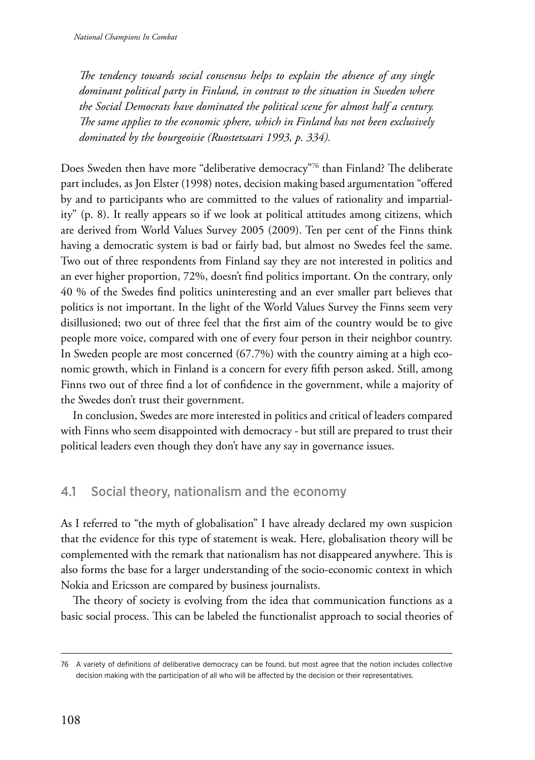*The tendency towards social consensus helps to explain the absence of any single dominant political party in Finland, in contrast to the situation in Sweden where the Social Democrats have dominated the political scene for almost half a century. The same applies to the economic sphere, which in Finland has not been exclusively dominated by the bourgeoisie (Ruostetsaari 1993, p. 334).*

Does Sweden then have more "deliberative democracy"[76] than Finland? The deliberate part includes, as Jon Elster (1998) notes, decision making based argumentation "offered by and to participants who are committed to the values of rationality and impartiality" (p. 8). It really appears so if we look at political attitudes among citizens, which are derived from World Values Survey 2005 (2009). Ten per cent of the Finns think having a democratic system is bad or fairly bad, but almost no Swedes feel the same. Two out of three respondents from Finland say they are not interested in politics and an ever higher proportion, 72%, doesn't find politics important. On the contrary, only 40 % of the Swedes find politics uninteresting and an ever smaller part believes that politics is not important. In the light of the World Values Survey the Finns seem very disillusioned; two out of three feel that the first aim of the country would be to give people more voice, compared with one of every four person in their neighbor country. In Sweden people are most concerned (67.7%) with the country aiming at a high economic growth, which in Finland is a concern for every fifth person asked. Still, among Finns two out of three find a lot of confidence in the government, while a majority of the Swedes don't trust their government.

In conclusion, Swedes are more interested in politics and critical of leaders compared with Finns who seem disappointed with democracy - but still are prepared to trust their political leaders even though they don't have any say in governance issues.

## 4.1 Social theory, nationalism and the economy

As I referred to "the myth of globalisation" I have already declared my own suspicion that the evidence for this type of statement is weak. Here, globalisation theory will be complemented with the remark that nationalism has not disappeared anywhere. This is also forms the base for a larger understanding of the socio-economic context in which Nokia and Ericsson are compared by business journalists.

The theory of society is evolving from the idea that communication functions as a basic social process. This can be labeled the functionalist approach to social theories of

---

76 A variety of definitions of deliberative democracy can be found, but most agree that the notion includes collective decision making with the participation of all who will be affected by the decision or their representatives.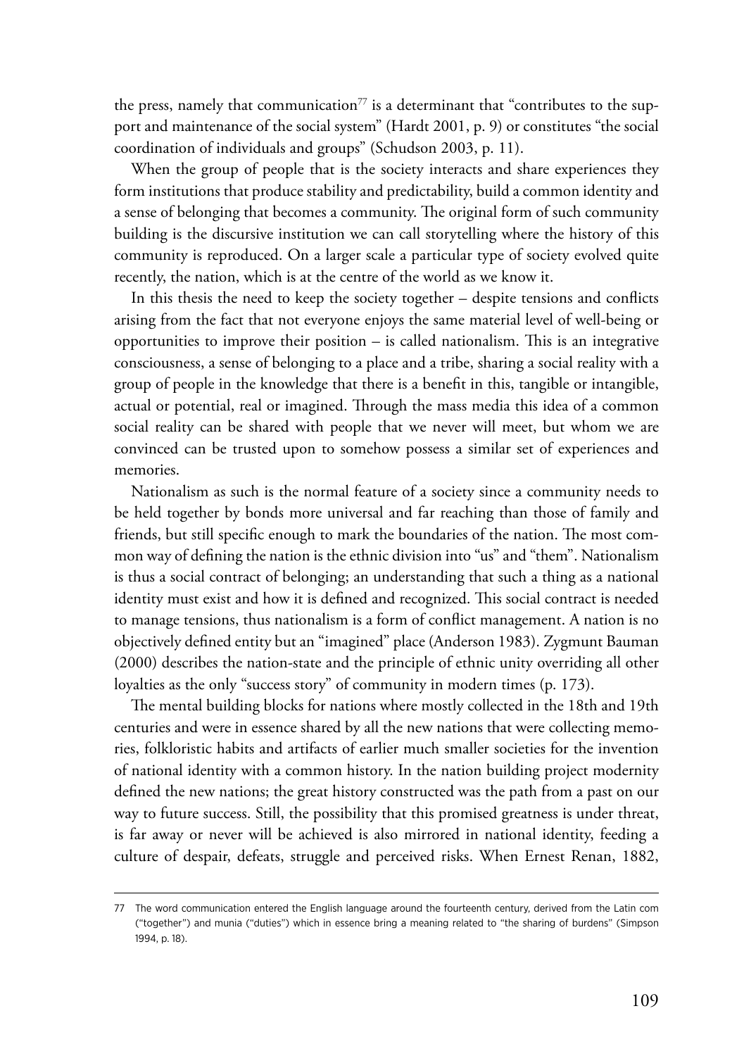the press, namely that communication[77] is a determinant that "contributes to the support and maintenance of the social system" (Hardt 2001, p. 9) or constitutes "the social coordination of individuals and groups" (Schudson 2003, p. 11).

When the group of people that is the society interacts and share experiences they form institutions that produce stability and predictability, build a common identity and a sense of belonging that becomes a community. The original form of such community building is the discursive institution we can call storytelling where the history of this community is reproduced. On a larger scale a particular type of society evolved quite recently, the nation, which is at the centre of the world as we know it.

In this thesis the need to keep the society together – despite tensions and conflicts arising from the fact that not everyone enjoys the same material level of well-being or opportunities to improve their position – is called nationalism. This is an integrative consciousness, a sense of belonging to a place and a tribe, sharing a social reality with a group of people in the knowledge that there is a benefit in this, tangible or intangible, actual or potential, real or imagined. Through the mass media this idea of a common social reality can be shared with people that we never will meet, but whom we are convinced can be trusted upon to somehow possess a similar set of experiences and memories.

Nationalism as such is the normal feature of a society since a community needs to be held together by bonds more universal and far reaching than those of family and friends, but still specific enough to mark the boundaries of the nation. The most common way of defining the nation is the ethnic division into "us" and "them". Nationalism is thus a social contract of belonging; an understanding that such a thing as a national identity must exist and how it is defined and recognized. This social contract is needed to manage tensions, thus nationalism is a form of conflict management. A nation is no objectively defined entity but an "imagined" place (Anderson 1983). Zygmunt Bauman (2000) describes the nation-state and the principle of ethnic unity overriding all other loyalties as the only "success story" of community in modern times (p. 173).

The mental building blocks for nations where mostly collected in the 18th and 19th centuries and were in essence shared by all the new nations that were collecting memories, folkloristic habits and artifacts of earlier much smaller societies for the invention of national identity with a common history. In the nation building project modernity defined the new nations; the great history constructed was the path from a past on our way to future success. Still, the possibility that this promised greatness is under threat, is far away or never will be achieved is also mirrored in national identity, feeding a culture of despair, defeats, struggle and perceived risks. When Ernest Renan, 1882,

---

77 The word communication entered the English language around the fourteenth century, derived from the Latin com ("together") and munia ("duties") which in essence bring a meaning related to "the sharing of burdens" (Simpson 1994, p. 18).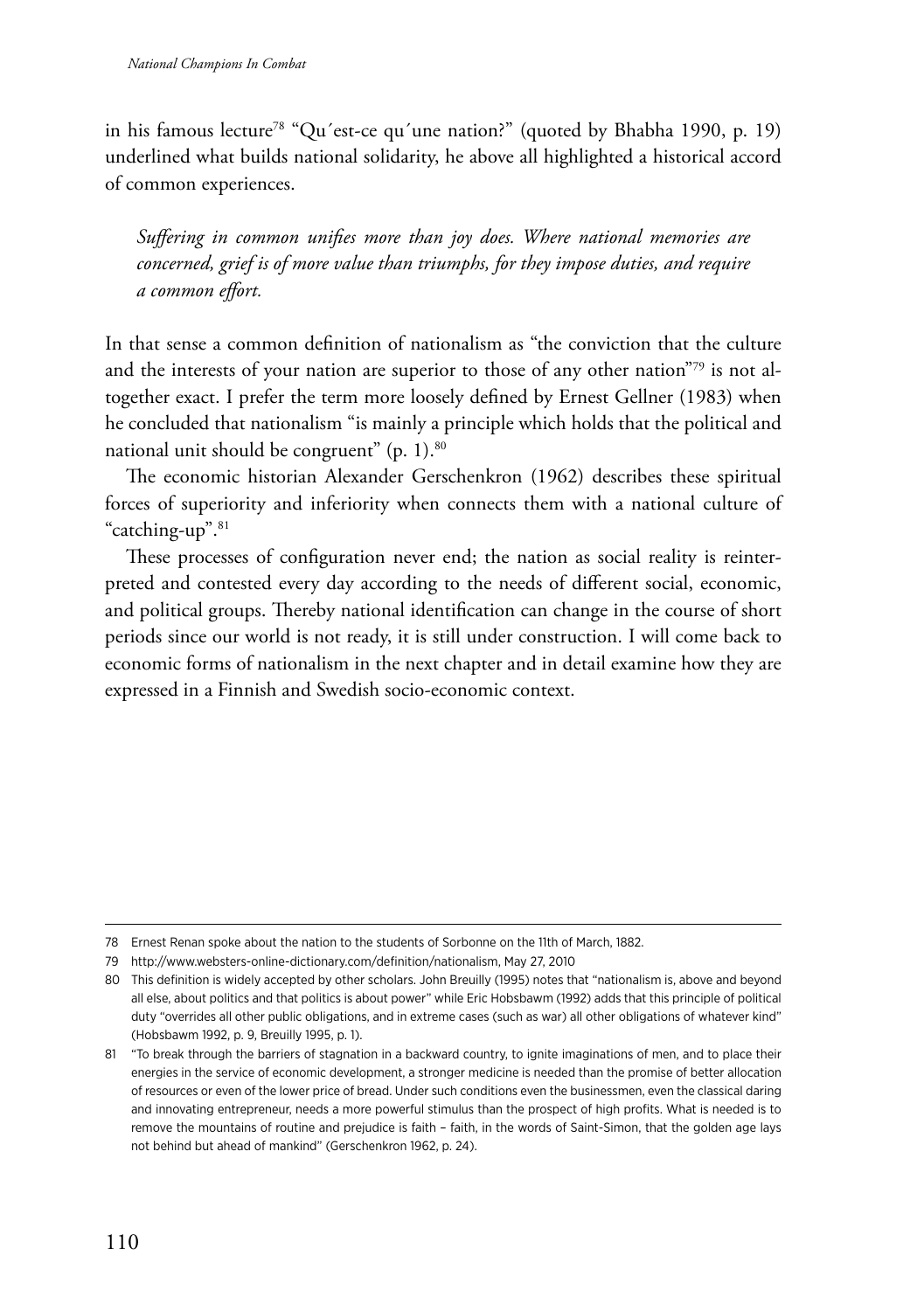in his famous lecture[78] "Qu´est-ce qu´une nation?" (quoted by Bhabha 1990, p. 19) underlined what builds national solidarity, he above all highlighted a historical accord of common experiences.

> *Suffering in common unifies more than joy does. Where national memories are concerned, grief is of more value than triumphs, for they impose duties, and require a common effort.*

In that sense a common definition of nationalism as "the conviction that the culture and the interests of your nation are superior to those of any other nation"[79] is not altogether exact. I prefer the term more loosely defined by Ernest Gellner (1983) when he concluded that nationalism "is mainly a principle which holds that the political and national unit should be congruent" (p. 1).[80]

The economic historian Alexander Gerschenkron (1962) describes these spiritual forces of superiority and inferiority when connects them with a national culture of "catching-up".[81]

These processes of configuration never end; the nation as social reality is reinterpreted and contested every day according to the needs of different social, economic, and political groups. Thereby national identification can change in the course of short periods since our world is not ready, it is still under construction. I will come back to economic forms of nationalism in the next chapter and in detail examine how they are expressed in a Finnish and Swedish socio-economic context.

---

78 Ernest Renan spoke about the nation to the students of Sorbonne on the 11th of March, 1882.

79 http://www.websters-online-dictionary.com/definition/nationalism, May 27, 2010

80 This definition is widely accepted by other scholars. John Breuilly (1995) notes that "nationalism is, above and beyond all else, about politics and that politics is about power" while Eric Hobsbawm (1992) adds that this principle of political duty "overrides all other public obligations, and in extreme cases (such as war) all other obligations of whatever kind" (Hobsbawm 1992, p. 9, Breuilly 1995, p. 1).

81 "To break through the barriers of stagnation in a backward country, to ignite imaginations of men, and to place their energies in the service of economic development, a stronger medicine is needed than the promise of better allocation of resources or even of the lower price of bread. Under such conditions even the businessmen, even the classical daring and innovating entrepreneur, needs a more powerful stimulus than the prospect of high profits. What is needed is to remove the mountains of routine and prejudice is faith – faith, in the words of Saint-Simon, that the golden age lays not behind but ahead of mankind" (Gerschenkron 1962, p. 24).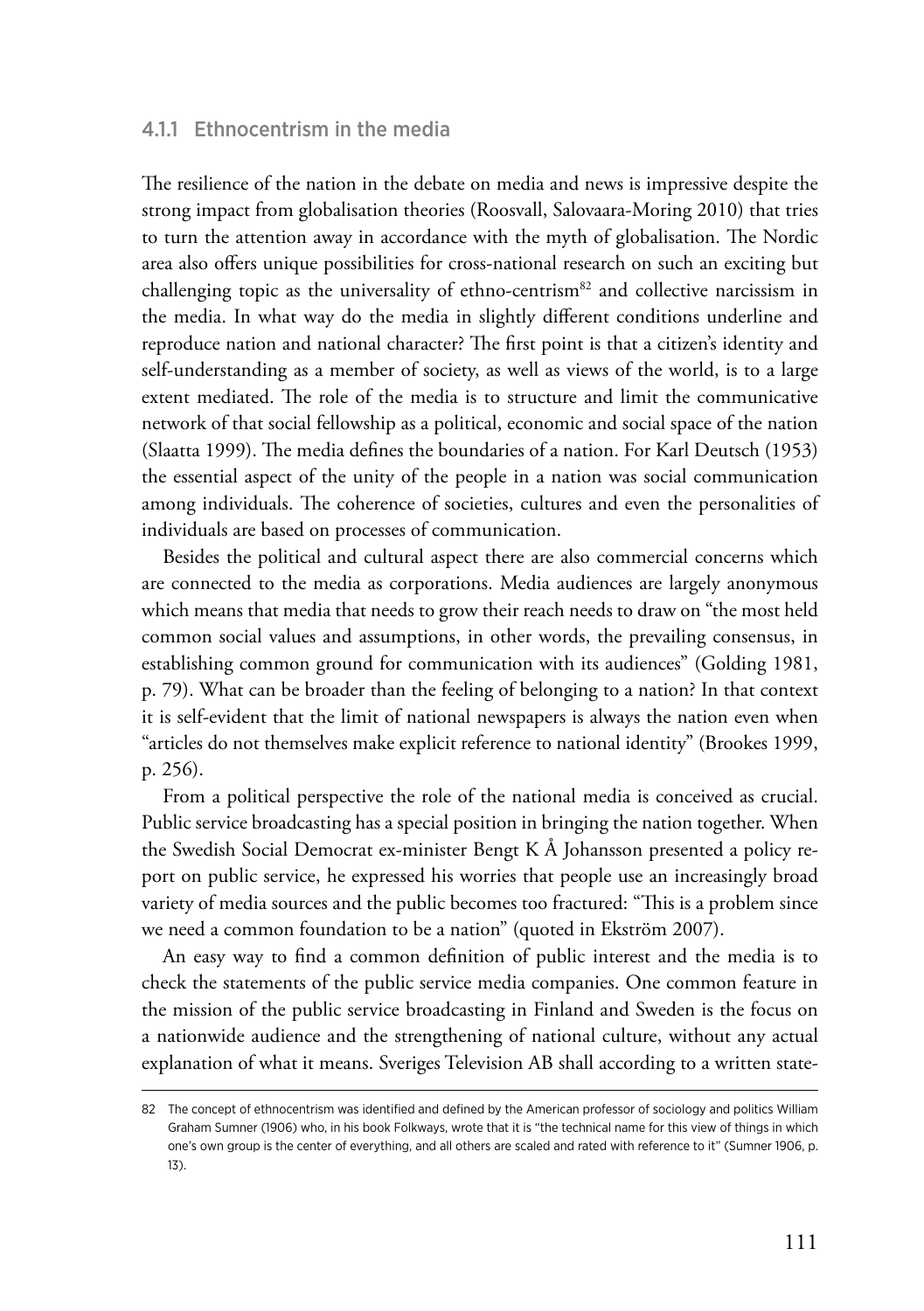### 4.1.1 Ethnocentrism in the media

The resilience of the nation in the debate on media and news is impressive despite the strong impact from globalisation theories (Roosvall, Salovaara-Moring 2010) that tries to turn the attention away in accordance with the myth of globalisation. The Nordic area also offers unique possibilities for cross-national research on such an exciting but challenging topic as the universality of ethno-centrism[82] and collective narcissism in the media. In what way do the media in slightly different conditions underline and reproduce nation and national character? The first point is that a citizen's identity and self-understanding as a member of society, as well as views of the world, is to a large extent mediated. The role of the media is to structure and limit the communicative network of that social fellowship as a political, economic and social space of the nation (Slaatta 1999). The media defines the boundaries of a nation. For Karl Deutsch (1953) the essential aspect of the unity of the people in a nation was social communication among individuals. The coherence of societies, cultures and even the personalities of individuals are based on processes of communication.

Besides the political and cultural aspect there are also commercial concerns which are connected to the media as corporations. Media audiences are largely anonymous which means that media that needs to grow their reach needs to draw on "the most held common social values and assumptions, in other words, the prevailing consensus, in establishing common ground for communication with its audiences" (Golding 1981, p. 79). What can be broader than the feeling of belonging to a nation? In that context it is self-evident that the limit of national newspapers is always the nation even when "articles do not themselves make explicit reference to national identity" (Brookes 1999, p. 256).

From a political perspective the role of the national media is conceived as crucial. Public service broadcasting has a special position in bringing the nation together. When the Swedish Social Democrat ex-minister Bengt K Å Johansson presented a policy report on public service, he expressed his worries that people use an increasingly broad variety of media sources and the public becomes too fractured: "This is a problem since we need a common foundation to be a nation" (quoted in Ekström 2007).

An easy way to find a common definition of public interest and the media is to check the statements of the public service media companies. One common feature in the mission of the public service broadcasting in Finland and Sweden is the focus on a nationwide audience and the strengthening of national culture, without any actual explanation of what it means. Sveriges Television AB shall according to a written state-

---

82 The concept of ethnocentrism was identified and defined by the American professor of sociology and politics William Graham Sumner (1906) who, in his book Folkways, wrote that it is "the technical name for this view of things in which one's own group is the center of everything, and all others are scaled and rated with reference to it" (Sumner 1906, p. 13).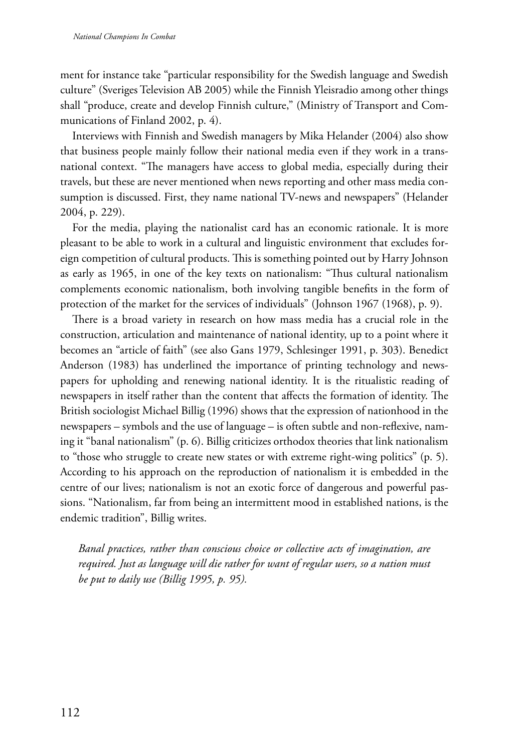ment for instance take "particular responsibility for the Swedish language and Swedish culture" (Sveriges Television AB 2005) while the Finnish Yleisradio among other things shall "produce, create and develop Finnish culture," (Ministry of Transport and Communications of Finland 2002, p. 4).

Interviews with Finnish and Swedish managers by Mika Helander (2004) also show that business people mainly follow their national media even if they work in a transnational context. "The managers have access to global media, especially during their travels, but these are never mentioned when news reporting and other mass media consumption is discussed. First, they name national TV-news and newspapers" (Helander 2004, p. 229).

For the media, playing the nationalist card has an economic rationale. It is more pleasant to be able to work in a cultural and linguistic environment that excludes foreign competition of cultural products. This is something pointed out by Harry Johnson as early as 1965, in one of the key texts on nationalism: "Thus cultural nationalism complements economic nationalism, both involving tangible benefits in the form of protection of the market for the services of individuals" (Johnson 1967 (1968), p. 9).

There is a broad variety in research on how mass media has a crucial role in the construction, articulation and maintenance of national identity, up to a point where it becomes an "article of faith" (see also Gans 1979, Schlesinger 1991, p. 303). Benedict Anderson (1983) has underlined the importance of printing technology and newspapers for upholding and renewing national identity. It is the ritualistic reading of newspapers in itself rather than the content that affects the formation of identity. The British sociologist Michael Billig (1996) shows that the expression of nationhood in the newspapers – symbols and the use of language – is often subtle and non-reflexive, naming it "banal nationalism" (p. 6). Billig criticizes orthodox theories that link nationalism to "those who struggle to create new states or with extreme right-wing politics" (p. 5). According to his approach on the reproduction of nationalism it is embedded in the centre of our lives; nationalism is not an exotic force of dangerous and powerful passions. "Nationalism, far from being an intermittent mood in established nations, is the endemic tradition", Billig writes.

> *Banal practices, rather than conscious choice or collective acts of imagination, are required. Just as language will die rather for want of regular users, so a nation must be put to daily use (Billig 1995, p. 95).*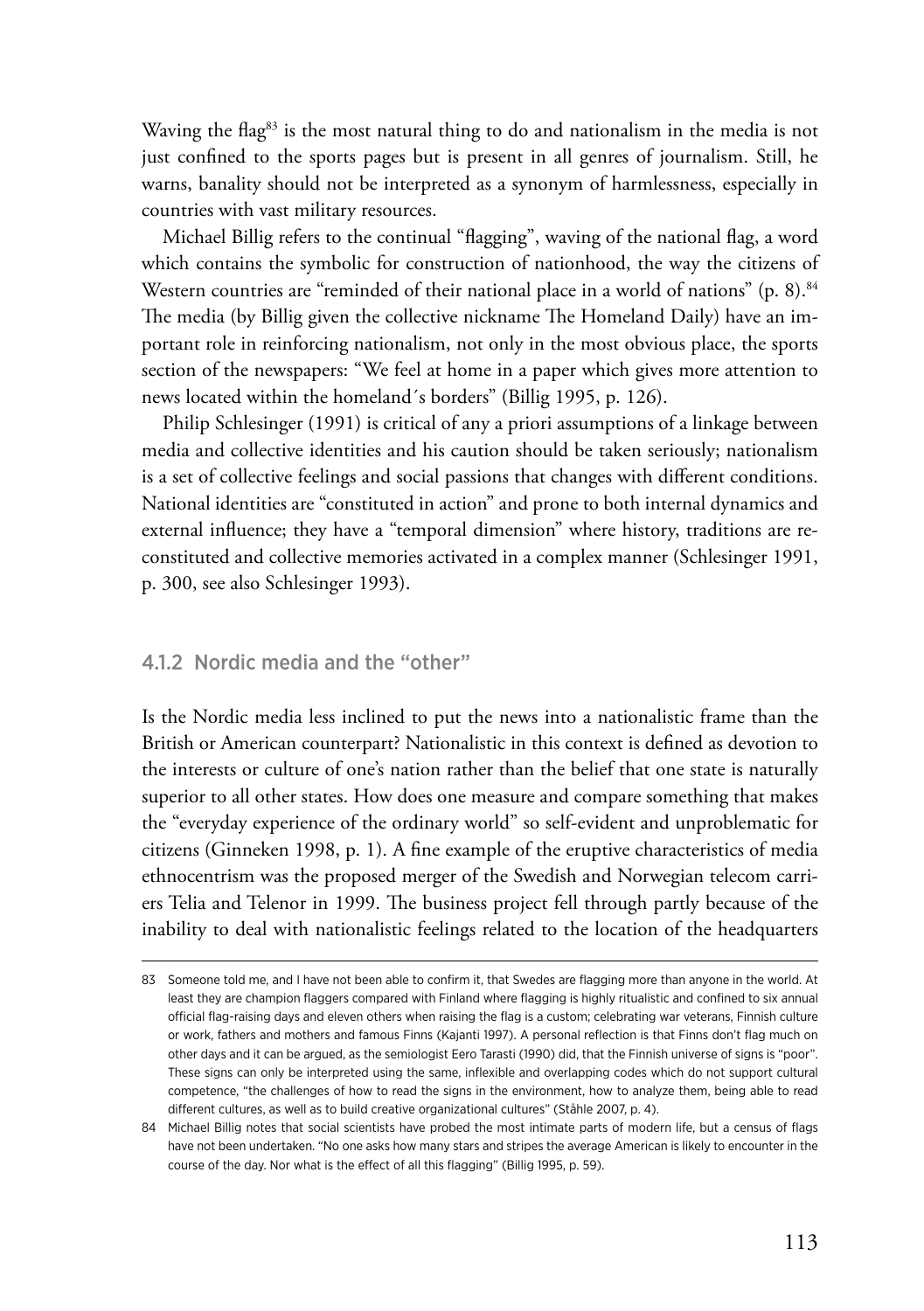Waving the flag[83] is the most natural thing to do and nationalism in the media is not just confined to the sports pages but is present in all genres of journalism. Still, he warns, banality should not be interpreted as a synonym of harmlessness, especially in countries with vast military resources.

Michael Billig refers to the continual "flagging", waving of the national flag, a word which contains the symbolic for construction of nationhood, the way the citizens of Western countries are "reminded of their national place in a world of nations" (p. 8).[84] The media (by Billig given the collective nickname The Homeland Daily) have an important role in reinforcing nationalism, not only in the most obvious place, the sports section of the newspapers: "We feel at home in a paper which gives more attention to news located within the homeland´s borders" (Billig 1995, p. 126).

Philip Schlesinger (1991) is critical of any a priori assumptions of a linkage between media and collective identities and his caution should be taken seriously; nationalism is a set of collective feelings and social passions that changes with different conditions. National identities are "constituted in action" and prone to both internal dynamics and external influence; they have a "temporal dimension" where history, traditions are reconstituted and collective memories activated in a complex manner (Schlesinger 1991, p. 300, see also Schlesinger 1993).

### 4.1.2 Nordic media and the "other"

Is the Nordic media less inclined to put the news into a nationalistic frame than the British or American counterpart? Nationalistic in this context is defined as devotion to the interests or culture of one's nation rather than the belief that one state is naturally superior to all other states. How does one measure and compare something that makes the "everyday experience of the ordinary world" so self-evident and unproblematic for citizens (Ginneken 1998, p. 1). A fine example of the eruptive characteristics of media ethnocentrism was the proposed merger of the Swedish and Norwegian telecom carriers Telia and Telenor in 1999. The business project fell through partly because of the inability to deal with nationalistic feelings related to the location of the headquarters

---

83 Someone told me, and I have not been able to confirm it, that Swedes are flagging more than anyone in the world. At least they are champion flaggers compared with Finland where flagging is highly ritualistic and confined to six annual official flag-raising days and eleven others when raising the flag is a custom; celebrating war veterans, Finnish culture or work, fathers and mothers and famous Finns (Kajanti 1997). A personal reflection is that Finns don't flag much on other days and it can be argued, as the semiologist Eero Tarasti (1990) did, that the Finnish universe of signs is "poor". These signs can only be interpreted using the same, inflexible and overlapping codes which do not support cultural competence, "the challenges of how to read the signs in the environment, how to analyze them, being able to read different cultures, as well as to build creative organizational cultures" (Ståhle 2007, p. 4).

84 Michael Billig notes that social scientists have probed the most intimate parts of modern life, but a census of flags have not been undertaken. "No one asks how many stars and stripes the average American is likely to encounter in the course of the day. Nor what is the effect of all this flagging" (Billig 1995, p. 59).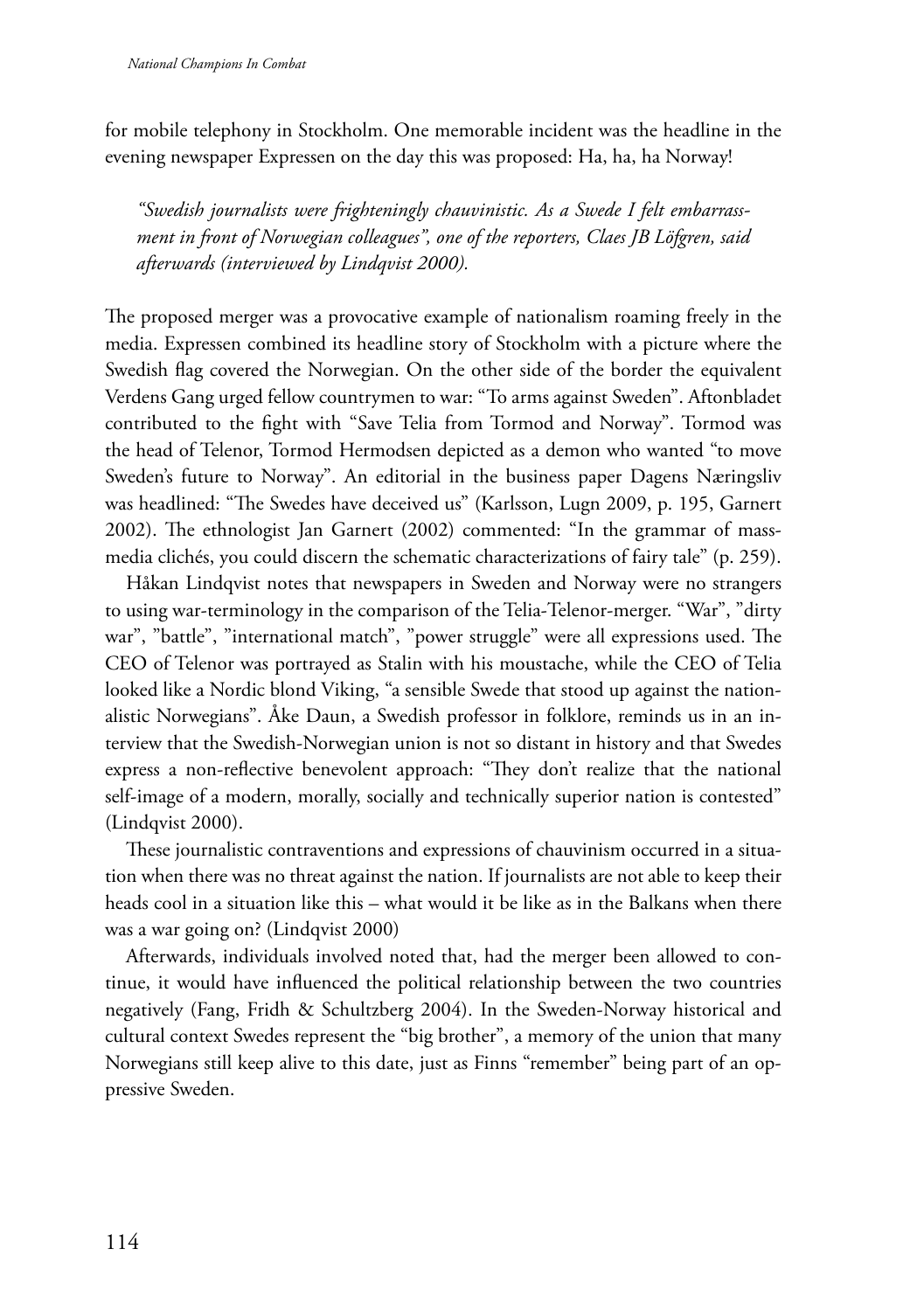for mobile telephony in Stockholm. One memorable incident was the headline in the evening newspaper Expressen on the day this was proposed: Ha, ha, ha Norway!

> *"Swedish journalists were frighteningly chauvinistic. As a Swede I felt embarrassment in front of Norwegian colleagues", one of the reporters, Claes JB Löfgren, said afterwards (interviewed by Lindqvist 2000).*

The proposed merger was a provocative example of nationalism roaming freely in the media. Expressen combined its headline story of Stockholm with a picture where the Swedish flag covered the Norwegian. On the other side of the border the equivalent Verdens Gang urged fellow countrymen to war: "To arms against Sweden". Aftonbladet contributed to the fight with "Save Telia from Tormod and Norway". Tormod was the head of Telenor, Tormod Hermodsen depicted as a demon who wanted "to move Sweden's future to Norway". An editorial in the business paper Dagens Næringsliv was headlined: "The Swedes have deceived us" (Karlsson, Lugn 2009, p. 195, Garnert 2002). The ethnologist Jan Garnert (2002) commented: "In the grammar of mass-media clichés, you could discern the schematic characterizations of fairy tale" (p. 259).

Håkan Lindqvist notes that newspapers in Sweden and Norway were no strangers to using war-terminology in the comparison of the Telia-Telenor-merger. "War", "dirty war", "battle", "international match", "power struggle" were all expressions used. The CEO of Telenor was portrayed as Stalin with his moustache, while the CEO of Telia looked like a Nordic blond Viking, "a sensible Swede that stood up against the nationalistic Norwegians". Åke Daun, a Swedish professor in folklore, reminds us in an interview that the Swedish-Norwegian union is not so distant in history and that Swedes express a non-reflective benevolent approach: "They don't realize that the national self-image of a modern, morally, socially and technically superior nation is contested" (Lindqvist 2000).

These journalistic contraventions and expressions of chauvinism occurred in a situation when there was no threat against the nation. If journalists are not able to keep their heads cool in a situation like this – what would it be like as in the Balkans when there was a war going on? (Lindqvist 2000)

Afterwards, individuals involved noted that, had the merger been allowed to continue, it would have influenced the political relationship between the two countries negatively (Fang, Fridh & Schultzberg 2004). In the Sweden-Norway historical and cultural context Swedes represent the "big brother", a memory of the union that many Norwegians still keep alive to this date, just as Finns "remember" being part of an oppressive Sweden.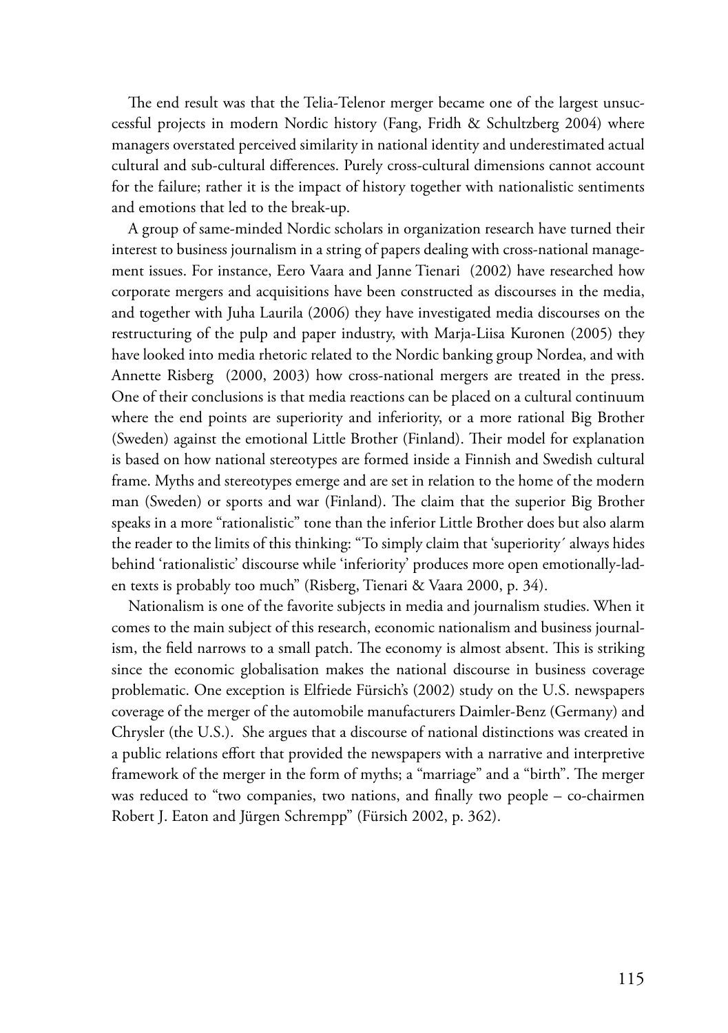The end result was that the Telia-Telenor merger became one of the largest unsuccessful projects in modern Nordic history (Fang, Fridh & Schultzberg 2004) where managers overstated perceived similarity in national identity and underestimated actual cultural and sub-cultural differences. Purely cross-cultural dimensions cannot account for the failure; rather it is the impact of history together with nationalistic sentiments and emotions that led to the break-up.

A group of same-minded Nordic scholars in organization research have turned their interest to business journalism in a string of papers dealing with cross-national management issues. For instance, Eero Vaara and Janne Tienari (2002) have researched how corporate mergers and acquisitions have been constructed as discourses in the media, and together with Juha Laurila (2006) they have investigated media discourses on the restructuring of the pulp and paper industry, with Marja-Liisa Kuronen (2005) they have looked into media rhetoric related to the Nordic banking group Nordea, and with Annette Risberg (2000, 2003) how cross-national mergers are treated in the press. One of their conclusions is that media reactions can be placed on a cultural continuum where the end points are superiority and inferiority, or a more rational Big Brother (Sweden) against the emotional Little Brother (Finland). Their model for explanation is based on how national stereotypes are formed inside a Finnish and Swedish cultural frame. Myths and stereotypes emerge and are set in relation to the home of the modern man (Sweden) or sports and war (Finland). The claim that the superior Big Brother speaks in a more "rationalistic" tone than the inferior Little Brother does but also alarm the reader to the limits of this thinking: "To simply claim that 'superiority´ always hides behind 'rationalistic' discourse while 'inferiority' produces more open emotionally-laden texts is probably too much" (Risberg, Tienari & Vaara 2000, p. 34).

Nationalism is one of the favorite subjects in media and journalism studies. When it comes to the main subject of this research, economic nationalism and business journalism, the field narrows to a small patch. The economy is almost absent. This is striking since the economic globalisation makes the national discourse in business coverage problematic. One exception is Elfriede Fürsich's (2002) study on the U.S. newspapers coverage of the merger of the automobile manufacturers Daimler-Benz (Germany) and Chrysler (the U.S.). She argues that a discourse of national distinctions was created in a public relations effort that provided the newspapers with a narrative and interpretive framework of the merger in the form of myths; a "marriage" and a "birth". The merger was reduced to "two companies, two nations, and finally two people – co-chairmen Robert J. Eaton and Jürgen Schrempp" (Fürsich 2002, p. 362).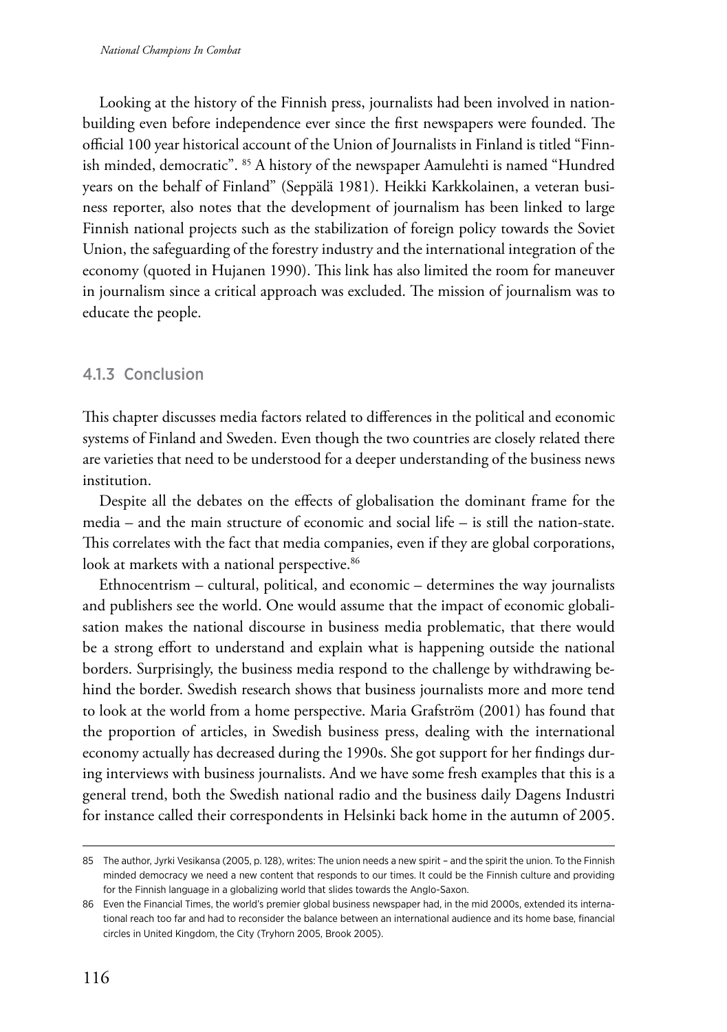Looking at the history of the Finnish press, journalists had been involved in nation-building even before independence ever since the first newspapers were founded. The official 100 year historical account of the Union of Journalists in Finland is titled "Finnish minded, democratic". [85] A history of the newspaper Aamulehti is named "Hundred years on the behalf of Finland" (Seppälä 1981). Heikki Karkkolainen, a veteran business reporter, also notes that the development of journalism has been linked to large Finnish national projects such as the stabilization of foreign policy towards the Soviet Union, the safeguarding of the forestry industry and the international integration of the economy (quoted in Hujanen 1990). This link has also limited the room for maneuver in journalism since a critical approach was excluded. The mission of journalism was to educate the people.

### 4.1.3 Conclusion

This chapter discusses media factors related to differences in the political and economic systems of Finland and Sweden. Even though the two countries are closely related there are varieties that need to be understood for a deeper understanding of the business news institution.

Despite all the debates on the effects of globalisation the dominant frame for the media – and the main structure of economic and social life – is still the nation-state. This correlates with the fact that media companies, even if they are global corporations, look at markets with a national perspective.[86]

Ethnocentrism – cultural, political, and economic – determines the way journalists and publishers see the world. One would assume that the impact of economic globalisation makes the national discourse in business media problematic, that there would be a strong effort to understand and explain what is happening outside the national borders. Surprisingly, the business media respond to the challenge by withdrawing behind the border. Swedish research shows that business journalists more and more tend to look at the world from a home perspective. Maria Grafström (2001) has found that the proportion of articles, in Swedish business press, dealing with the international economy actually has decreased during the 1990s. She got support for her findings during interviews with business journalists. And we have some fresh examples that this is a general trend, both the Swedish national radio and the business daily Dagens Industri for instance called their correspondents in Helsinki back home in the autumn of 2005.

---

85 The author, Jyrki Vesikansa (2005, p. 128), writes: The union needs a new spirit – and the spirit the union. To the Finnish minded democracy we need a new content that responds to our times. It could be the Finnish culture and providing for the Finnish language in a globalizing world that slides towards the Anglo-Saxon.

86 Even the Financial Times, the world's premier global business newspaper had, in the mid 2000s, extended its international reach too far and had to reconsider the balance between an international audience and its home base, financial circles in United Kingdom, the City (Tryhorn 2005, Brook 2005).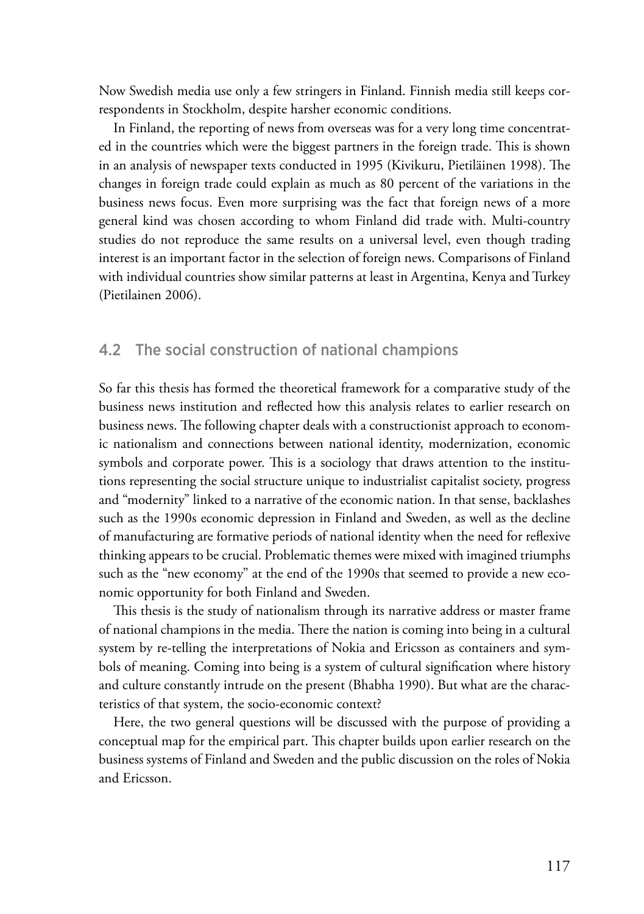Now Swedish media use only a few stringers in Finland. Finnish media still keeps correspondents in Stockholm, despite harsher economic conditions.

In Finland, the reporting of news from overseas was for a very long time concentrated in the countries which were the biggest partners in the foreign trade. This is shown in an analysis of newspaper texts conducted in 1995 (Kivikuru, Pietiläinen 1998). The changes in foreign trade could explain as much as 80 percent of the variations in the business news focus. Even more surprising was the fact that foreign news of a more general kind was chosen according to whom Finland did trade with. Multi-country studies do not reproduce the same results on a universal level, even though trading interest is an important factor in the selection of foreign news. Comparisons of Finland with individual countries show similar patterns at least in Argentina, Kenya and Turkey (Pietilainen 2006).

## 4.2 The social construction of national champions

So far this thesis has formed the theoretical framework for a comparative study of the business news institution and reflected how this analysis relates to earlier research on business news. The following chapter deals with a constructionist approach to economic nationalism and connections between national identity, modernization, economic symbols and corporate power. This is a sociology that draws attention to the institutions representing the social structure unique to industrialist capitalist society, progress and "modernity" linked to a narrative of the economic nation. In that sense, backlashes such as the 1990s economic depression in Finland and Sweden, as well as the decline of manufacturing are formative periods of national identity when the need for reflexive thinking appears to be crucial. Problematic themes were mixed with imagined triumphs such as the "new economy" at the end of the 1990s that seemed to provide a new economic opportunity for both Finland and Sweden.

This thesis is the study of nationalism through its narrative address or master frame of national champions in the media. There the nation is coming into being in a cultural system by re-telling the interpretations of Nokia and Ericsson as containers and symbols of meaning. Coming into being is a system of cultural signification where history and culture constantly intrude on the present (Bhabha 1990). But what are the characteristics of that system, the socio-economic context?

Here, the two general questions will be discussed with the purpose of providing a conceptual map for the empirical part. This chapter builds upon earlier research on the business systems of Finland and Sweden and the public discussion on the roles of Nokia and Ericsson.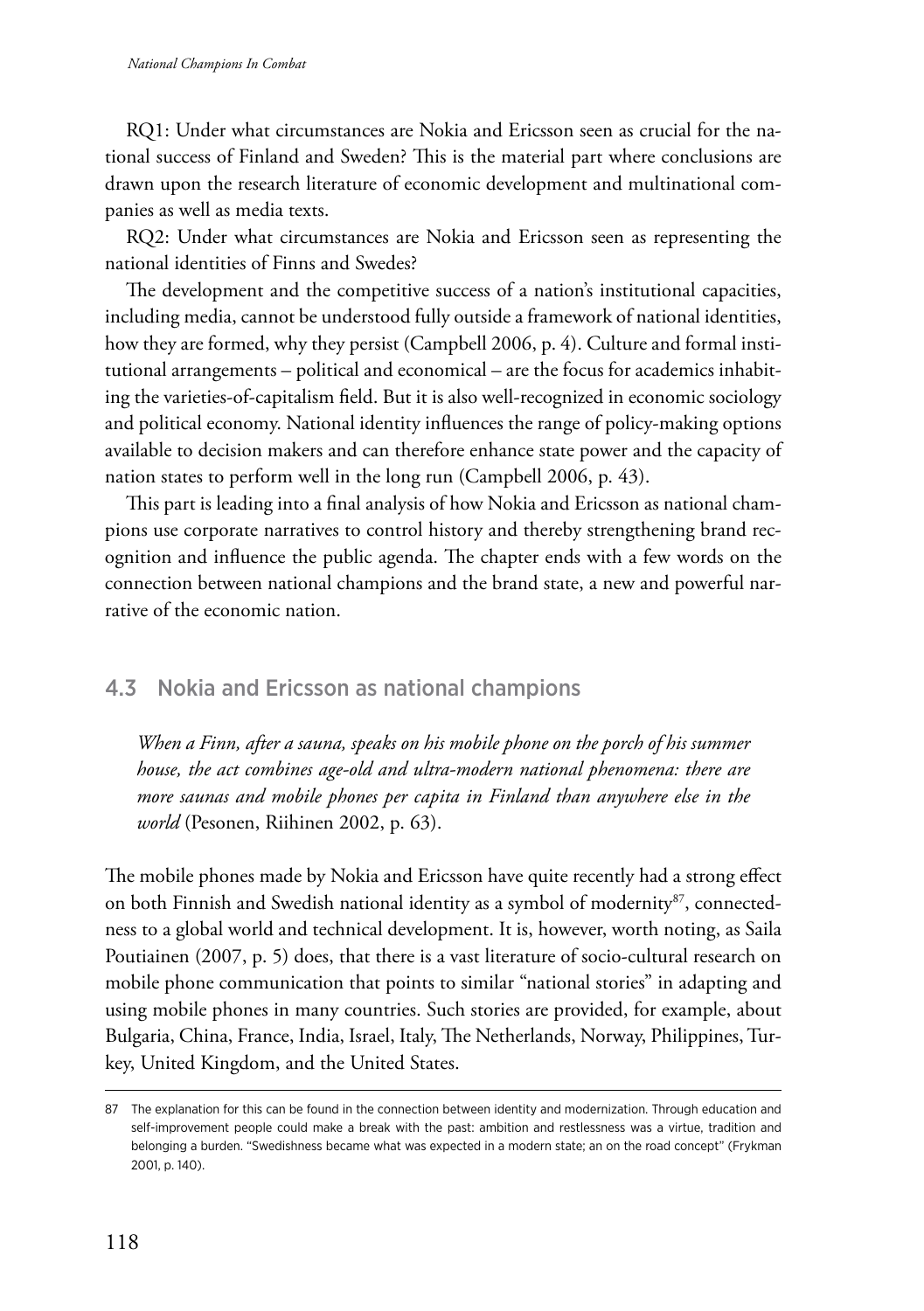RQ1: Under what circumstances are Nokia and Ericsson seen as crucial for the national success of Finland and Sweden? This is the material part where conclusions are drawn upon the research literature of economic development and multinational companies as well as media texts.

RQ2: Under what circumstances are Nokia and Ericsson seen as representing the national identities of Finns and Swedes?

The development and the competitive success of a nation's institutional capacities, including media, cannot be understood fully outside a framework of national identities, how they are formed, why they persist (Campbell 2006, p. 4). Culture and formal institutional arrangements – political and economical – are the focus for academics inhabiting the varieties-of-capitalism field. But it is also well-recognized in economic sociology and political economy. National identity influences the range of policy-making options available to decision makers and can therefore enhance state power and the capacity of nation states to perform well in the long run (Campbell 2006, p. 43).

This part is leading into a final analysis of how Nokia and Ericsson as national champions use corporate narratives to control history and thereby strengthening brand recognition and influence the public agenda. The chapter ends with a few words on the connection between national champions and the brand state, a new and powerful narrative of the economic nation.

## 4.3 Nokia and Ericsson as national champions

> *When a Finn, after a sauna, speaks on his mobile phone on the porch of his summer house, the act combines age-old and ultra-modern national phenomena: there are more saunas and mobile phones per capita in Finland than anywhere else in the world* (Pesonen, Riihinen 2002, p. 63).

The mobile phones made by Nokia and Ericsson have quite recently had a strong effect on both Finnish and Swedish national identity as a symbol of modernity[87], connectedness to a global world and technical development. It is, however, worth noting, as Saila Poutiainen (2007, p. 5) does, that there is a vast literature of socio-cultural research on mobile phone communication that points to similar "national stories" in adapting and using mobile phones in many countries. Such stories are provided, for example, about Bulgaria, China, France, India, Israel, Italy, The Netherlands, Norway, Philippines, Turkey, United Kingdom, and the United States.

---

87 The explanation for this can be found in the connection between identity and modernization. Through education and self-improvement people could make a break with the past: ambition and restlessness was a virtue, tradition and belonging a burden. "Swedishness became what was expected in a modern state; an on the road concept" (Frykman 2001, p. 140).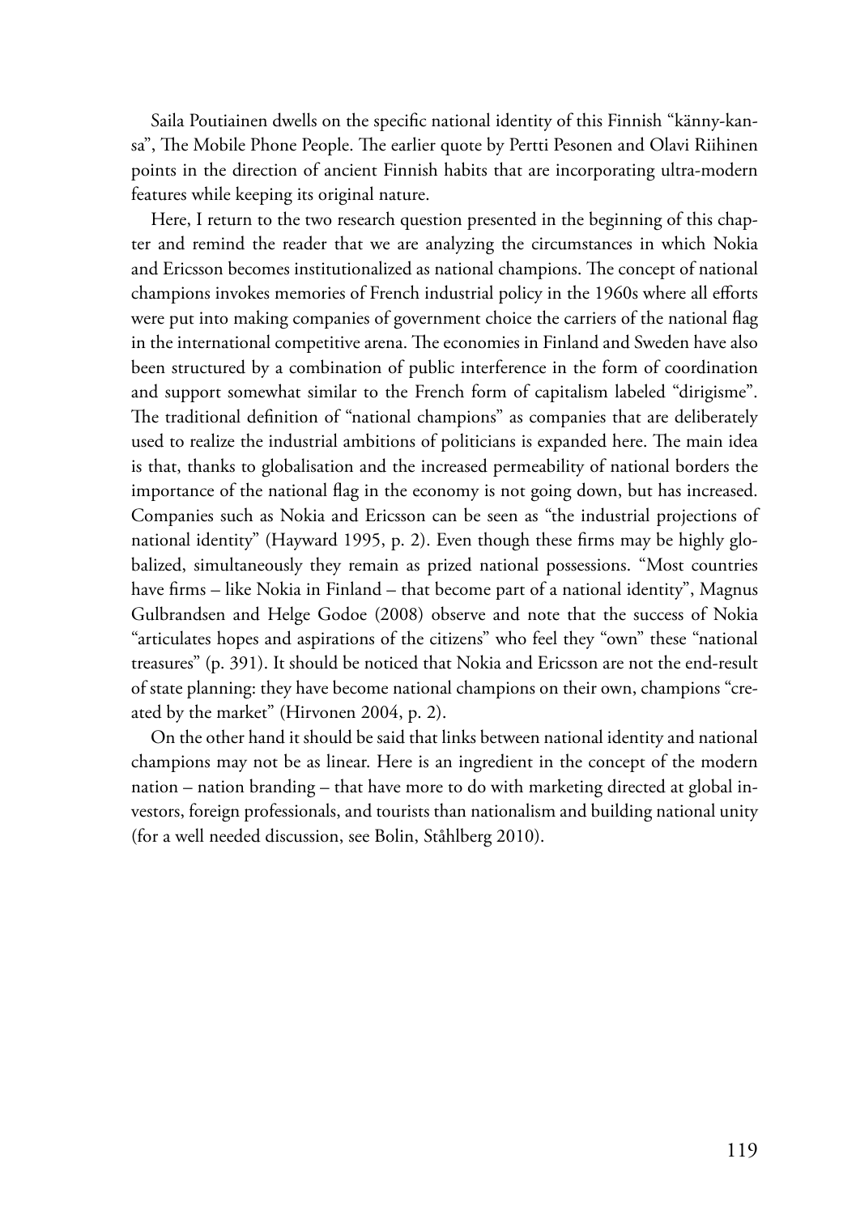Saila Poutiainen dwells on the specific national identity of this Finnish "känny-kansa", The Mobile Phone People. The earlier quote by Pertti Pesonen and Olavi Riihinen points in the direction of ancient Finnish habits that are incorporating ultra-modern features while keeping its original nature.

Here, I return to the two research question presented in the beginning of this chapter and remind the reader that we are analyzing the circumstances in which Nokia and Ericsson becomes institutionalized as national champions. The concept of national champions invokes memories of French industrial policy in the 1960s where all efforts were put into making companies of government choice the carriers of the national flag in the international competitive arena. The economies in Finland and Sweden have also been structured by a combination of public interference in the form of coordination and support somewhat similar to the French form of capitalism labeled "dirigisme". The traditional definition of "national champions" as companies that are deliberately used to realize the industrial ambitions of politicians is expanded here. The main idea is that, thanks to globalisation and the increased permeability of national borders the importance of the national flag in the economy is not going down, but has increased. Companies such as Nokia and Ericsson can be seen as "the industrial projections of national identity" (Hayward 1995, p. 2). Even though these firms may be highly globalized, simultaneously they remain as prized national possessions. "Most countries have firms – like Nokia in Finland – that become part of a national identity", Magnus Gulbrandsen and Helge Godoe (2008) observe and note that the success of Nokia "articulates hopes and aspirations of the citizens" who feel they "own" these "national treasures" (p. 391). It should be noticed that Nokia and Ericsson are not the end-result of state planning: they have become national champions on their own, champions "created by the market" (Hirvonen 2004, p. 2).

On the other hand it should be said that links between national identity and national champions may not be as linear. Here is an ingredient in the concept of the modern nation – nation branding – that have more to do with marketing directed at global investors, foreign professionals, and tourists than nationalism and building national unity (for a well needed discussion, see Bolin, Ståhlberg 2010).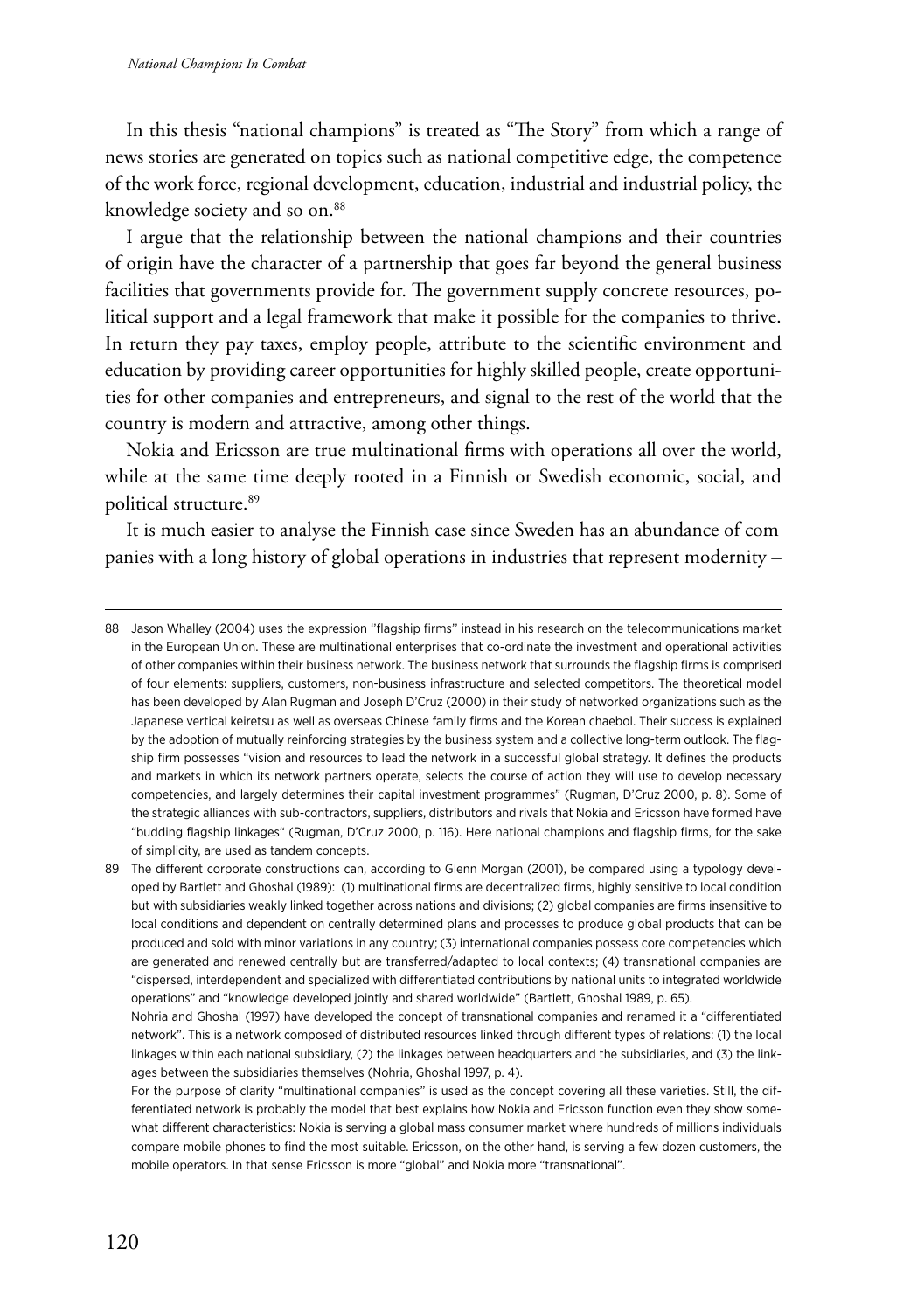In this thesis "national champions" is treated as "The Story" from which a range of news stories are generated on topics such as national competitive edge, the competence of the work force, regional development, education, industrial and industrial policy, the knowledge society and so on.[88]

I argue that the relationship between the national champions and their countries of origin have the character of a partnership that goes far beyond the general business facilities that governments provide for. The government supply concrete resources, political support and a legal framework that make it possible for the companies to thrive. In return they pay taxes, employ people, attribute to the scientific environment and education by providing career opportunities for highly skilled people, create opportunities for other companies and entrepreneurs, and signal to the rest of the world that the country is modern and attractive, among other things.

Nokia and Ericsson are true multinational firms with operations all over the world, while at the same time deeply rooted in a Finnish or Swedish economic, social, and political structure.[89]

It is much easier to analyse the Finnish case since Sweden has an abundance of com panies with a long history of global operations in industries that represent modernity –

---

88 Jason Whalley (2004) uses the expression "flagship firms" instead in his research on the telecommunications market in the European Union. These are multinational enterprises that co-ordinate the investment and operational activities of other companies within their business network. The business network that surrounds the flagship firms is comprised of four elements: suppliers, customers, non-business infrastructure and selected competitors. The theoretical model has been developed by Alan Rugman and Joseph D'Cruz (2000) in their study of networked organizations such as the Japanese vertical keiretsu as well as overseas Chinese family firms and the Korean chaebol. Their success is explained by the adoption of mutually reinforcing strategies by the business system and a collective long-term outlook. The flagship firm possesses "vision and resources to lead the network in a successful global strategy. It defines the products and markets in which its network partners operate, selects the course of action they will use to develop necessary competencies, and largely determines their capital investment programmes" (Rugman, D'Cruz 2000, p. 8). Some of the strategic alliances with sub-contractors, suppliers, distributors and rivals that Nokia and Ericsson have formed have "budding flagship linkages" (Rugman, D'Cruz 2000, p. 116). Here national champions and flagship firms, for the sake of simplicity, are used as tandem concepts.

89 The different corporate constructions can, according to Glenn Morgan (2001), be compared using a typology developed by Bartlett and Ghoshal (1989): (1) multinational firms are decentralized firms, highly sensitive to local condition but with subsidiaries weakly linked together across nations and divisions; (2) global companies are firms insensitive to local conditions and dependent on centrally determined plans and processes to produce global products that can be produced and sold with minor variations in any country; (3) international companies possess core competencies which are generated and renewed centrally but are transferred/adapted to local contexts; (4) transnational companies are "dispersed, interdependent and specialized with differentiated contributions by national units to integrated worldwide operations" and "knowledge developed jointly and shared worldwide" (Bartlett, Ghoshal 1989, p. 65).

Nohria and Ghoshal (1997) have developed the concept of transnational companies and renamed it a "differentiated network". This is a network composed of distributed resources linked through different types of relations: (1) the local linkages within each national subsidiary, (2) the linkages between headquarters and the subsidiaries, and (3) the linkages between the subsidiaries themselves (Nohria, Ghoshal 1997, p. 4).

For the purpose of clarity "multinational companies" is used as the concept covering all these varieties. Still, the differentiated network is probably the model that best explains how Nokia and Ericsson function even they show somewhat different characteristics: Nokia is serving a global mass consumer market where hundreds of millions individuals compare mobile phones to find the most suitable. Ericsson, on the other hand, is serving a few dozen customers, the mobile operators. In that sense Ericsson is more "global" and Nokia more "transnational".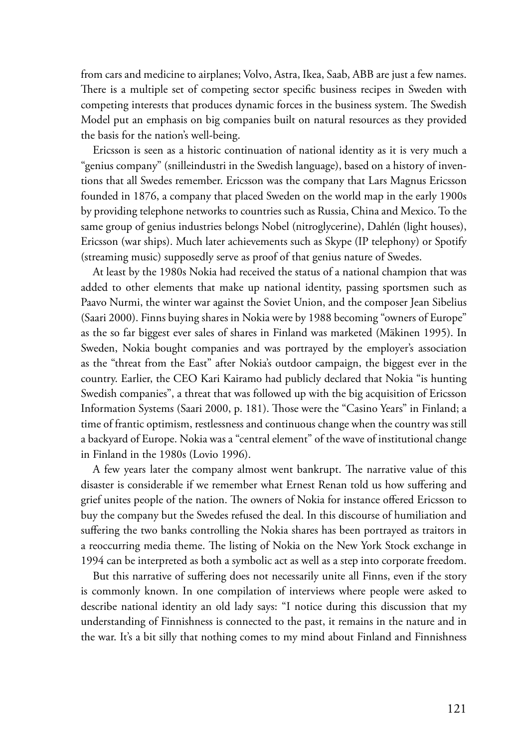from cars and medicine to airplanes; Volvo, Astra, Ikea, Saab, ABB are just a few names. There is a multiple set of competing sector specific business recipes in Sweden with competing interests that produces dynamic forces in the business system. The Swedish Model put an emphasis on big companies built on natural resources as they provided the basis for the nation's well-being.

Ericsson is seen as a historic continuation of national identity as it is very much a "genius company" (snilleindustri in the Swedish language), based on a history of inventions that all Swedes remember. Ericsson was the company that Lars Magnus Ericsson founded in 1876, a company that placed Sweden on the world map in the early 1900s by providing telephone networks to countries such as Russia, China and Mexico. To the same group of genius industries belongs Nobel (nitroglycerine), Dahlén (light houses), Ericsson (war ships). Much later achievements such as Skype (IP telephony) or Spotify (streaming music) supposedly serve as proof of that genius nature of Swedes.

At least by the 1980s Nokia had received the status of a national champion that was added to other elements that make up national identity, passing sportsmen such as Paavo Nurmi, the winter war against the Soviet Union, and the composer Jean Sibelius (Saari 2000). Finns buying shares in Nokia were by 1988 becoming "owners of Europe" as the so far biggest ever sales of shares in Finland was marketed (Mäkinen 1995). In Sweden, Nokia bought companies and was portrayed by the employer's association as the "threat from the East" after Nokia's outdoor campaign, the biggest ever in the country. Earlier, the CEO Kari Kairamo had publicly declared that Nokia "is hunting Swedish companies", a threat that was followed up with the big acquisition of Ericsson Information Systems (Saari 2000, p. 181). Those were the "Casino Years" in Finland; a time of frantic optimism, restlessness and continuous change when the country was still a backyard of Europe. Nokia was a "central element" of the wave of institutional change in Finland in the 1980s (Lovio 1996).

A few years later the company almost went bankrupt. The narrative value of this disaster is considerable if we remember what Ernest Renan told us how suffering and grief unites people of the nation. The owners of Nokia for instance offered Ericsson to buy the company but the Swedes refused the deal. In this discourse of humiliation and suffering the two banks controlling the Nokia shares has been portrayed as traitors in a reoccurring media theme. The listing of Nokia on the New York Stock exchange in 1994 can be interpreted as both a symbolic act as well as a step into corporate freedom.

But this narrative of suffering does not necessarily unite all Finns, even if the story is commonly known. In one compilation of interviews where people were asked to describe national identity an old lady says: "I notice during this discussion that my understanding of Finnishness is connected to the past, it remains in the nature and in the war. It's a bit silly that nothing comes to my mind about Finland and Finnishness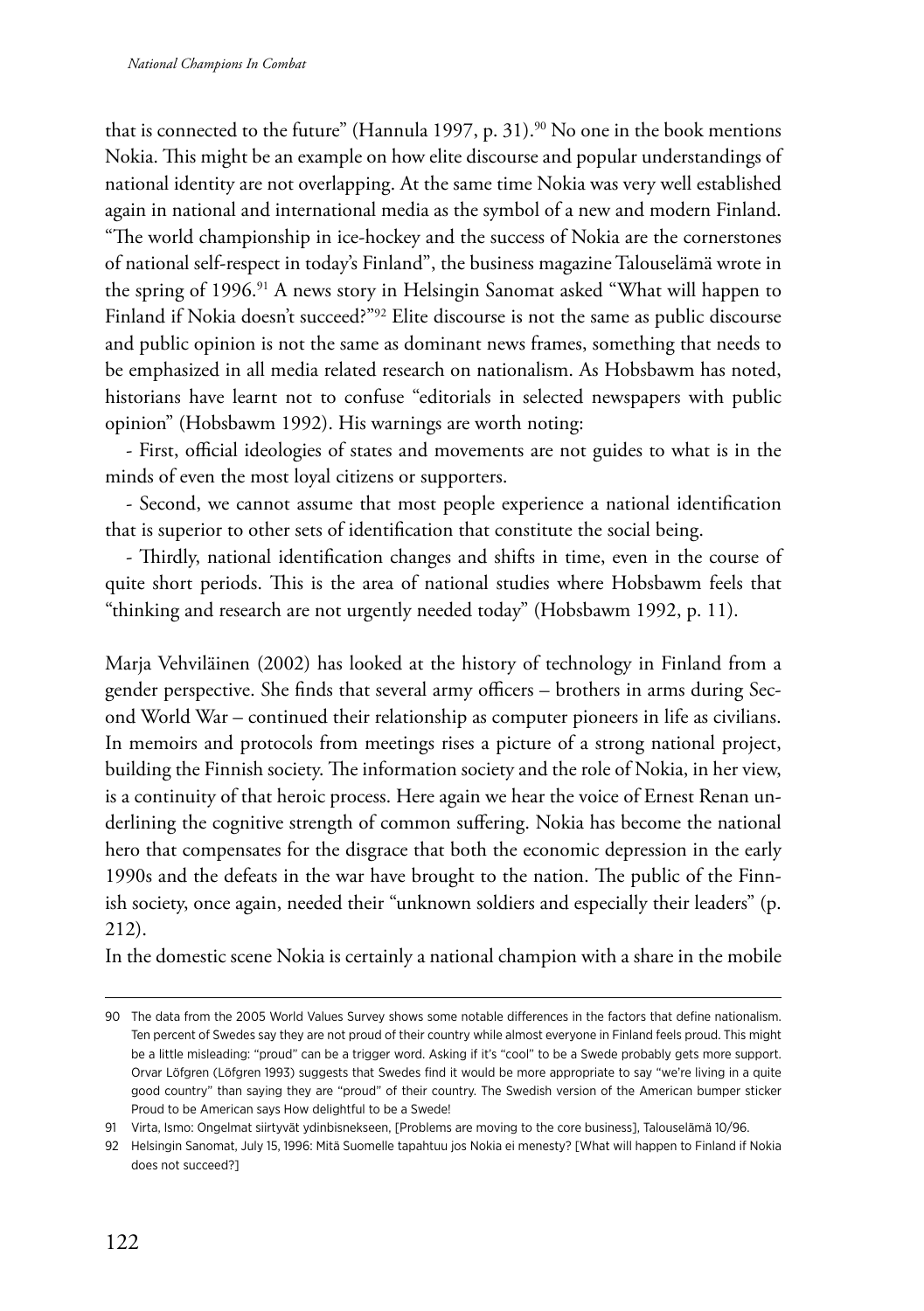that is connected to the future" (Hannula 1997, p. 31).[90] No one in the book mentions Nokia. This might be an example on how elite discourse and popular understandings of national identity are not overlapping. At the same time Nokia was very well established again in national and international media as the symbol of a new and modern Finland. "The world championship in ice-hockey and the success of Nokia are the cornerstones of national self-respect in today's Finland", the business magazine Talouselämä wrote in the spring of 1996.[91] A news story in Helsingin Sanomat asked "What will happen to Finland if Nokia doesn't succeed?"[92] Elite discourse is not the same as public discourse and public opinion is not the same as dominant news frames, something that needs to be emphasized in all media related research on nationalism. As Hobsbawm has noted, historians have learnt not to confuse "editorials in selected newspapers with public opinion" (Hobsbawm 1992). His warnings are worth noting:

- First, official ideologies of states and movements are not guides to what is in the minds of even the most loyal citizens or supporters.
- Second, we cannot assume that most people experience a national identification that is superior to other sets of identification that constitute the social being.
- Thirdly, national identification changes and shifts in time, even in the course of quite short periods. This is the area of national studies where Hobsbawm feels that "thinking and research are not urgently needed today" (Hobsbawm 1992, p. 11).

Marja Vehviläinen (2002) has looked at the history of technology in Finland from a gender perspective. She finds that several army officers – brothers in arms during Second World War – continued their relationship as computer pioneers in life as civilians. In memoirs and protocols from meetings rises a picture of a strong national project, building the Finnish society. The information society and the role of Nokia, in her view, is a continuity of that heroic process. Here again we hear the voice of Ernest Renan underlining the cognitive strength of common suffering. Nokia has become the national hero that compensates for the disgrace that both the economic depression in the early 1990s and the defeats in the war have brought to the nation. The public of the Finnish society, once again, needed their "unknown soldiers and especially their leaders" (p. 212).

In the domestic scene Nokia is certainly a national champion with a share in the mobile

---

90 The data from the 2005 World Values Survey shows some notable differences in the factors that define nationalism. Ten percent of Swedes say they are not proud of their country while almost everyone in Finland feels proud. This might be a little misleading: "proud" can be a trigger word. Asking if it's "cool" to be a Swede probably gets more support. Orvar Löfgren (Löfgren 1993) suggests that Swedes find it would be more appropriate to say "we're living in a quite good country" than saying they are "proud" of their country. The Swedish version of the American bumper sticker Proud to be American says How delightful to be a Swede!

91 Virta, Ismo: Ongelmat siirtyvät ydinbisnekseen, [Problems are moving to the core business], Talouselämä 10/96.

92 Helsingin Sanomat, July 15, 1996: Mitä Suomelle tapahtuu jos Nokia ei menesty? [What will happen to Finland if Nokia does not succeed?]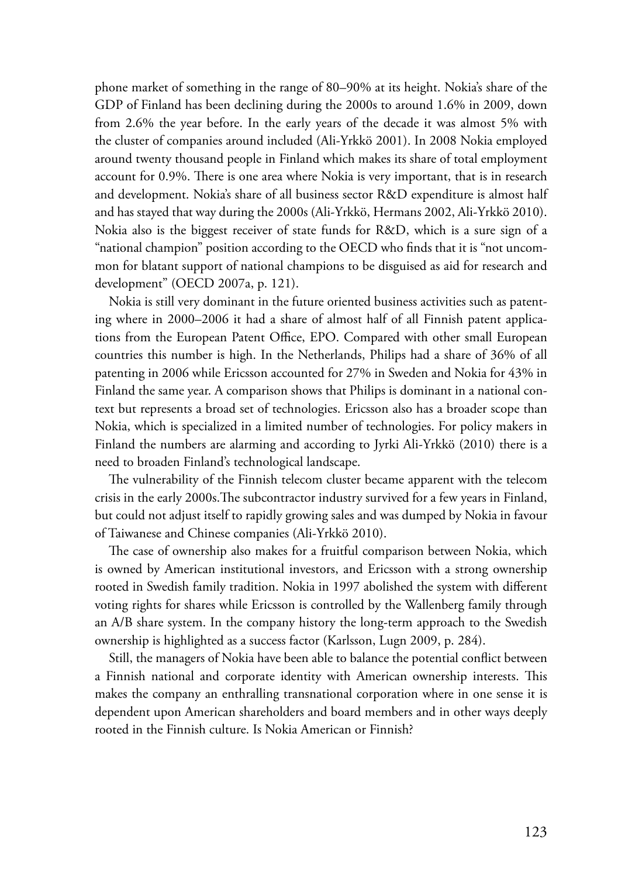phone market of something in the range of 80–90% at its height. Nokia's share of the GDP of Finland has been declining during the 2000s to around 1.6% in 2009, down from 2.6% the year before. In the early years of the decade it was almost 5% with the cluster of companies around included (Ali-Yrkkö 2001). In 2008 Nokia employed around twenty thousand people in Finland which makes its share of total employment account for 0.9%. There is one area where Nokia is very important, that is in research and development. Nokia's share of all business sector R&D expenditure is almost half and has stayed that way during the 2000s (Ali-Yrkkö, Hermans 2002, Ali-Yrkkö 2010). Nokia also is the biggest receiver of state funds for R&D, which is a sure sign of a "national champion" position according to the OECD who finds that it is "not uncommon for blatant support of national champions to be disguised as aid for research and development" (OECD 2007a, p. 121).

Nokia is still very dominant in the future oriented business activities such as patenting where in 2000–2006 it had a share of almost half of all Finnish patent applications from the European Patent Office, EPO. Compared with other small European countries this number is high. In the Netherlands, Philips had a share of 36% of all patenting in 2006 while Ericsson accounted for 27% in Sweden and Nokia for 43% in Finland the same year. A comparison shows that Philips is dominant in a national context but represents a broad set of technologies. Ericsson also has a broader scope than Nokia, which is specialized in a limited number of technologies. For policy makers in Finland the numbers are alarming and according to Jyrki Ali-Yrkkö (2010) there is a need to broaden Finland's technological landscape.

The vulnerability of the Finnish telecom cluster became apparent with the telecom crisis in the early 2000s.The subcontractor industry survived for a few years in Finland, but could not adjust itself to rapidly growing sales and was dumped by Nokia in favour of Taiwanese and Chinese companies (Ali-Yrkkö 2010).

The case of ownership also makes for a fruitful comparison between Nokia, which is owned by American institutional investors, and Ericsson with a strong ownership rooted in Swedish family tradition. Nokia in 1997 abolished the system with different voting rights for shares while Ericsson is controlled by the Wallenberg family through an A/B share system. In the company history the long-term approach to the Swedish ownership is highlighted as a success factor (Karlsson, Lugn 2009, p. 284).

Still, the managers of Nokia have been able to balance the potential conflict between a Finnish national and corporate identity with American ownership interests. This makes the company an enthralling transnational corporation where in one sense it is dependent upon American shareholders and board members and in other ways deeply rooted in the Finnish culture. Is Nokia American or Finnish?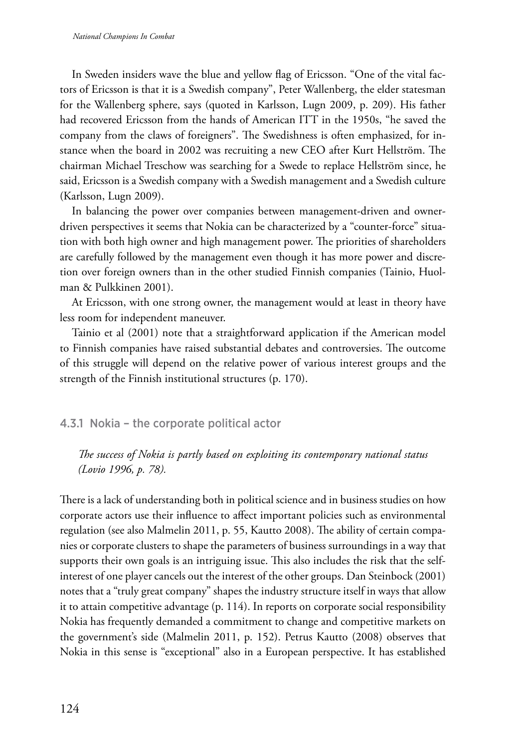In Sweden insiders wave the blue and yellow flag of Ericsson. "One of the vital factors of Ericsson is that it is a Swedish company", Peter Wallenberg, the elder statesman for the Wallenberg sphere, says (quoted in Karlsson, Lugn 2009, p. 209). His father had recovered Ericsson from the hands of American ITT in the 1950s, "he saved the company from the claws of foreigners". The Swedishness is often emphasized, for instance when the board in 2002 was recruiting a new CEO after Kurt Hellström. The chairman Michael Treschow was searching for a Swede to replace Hellström since, he said, Ericsson is a Swedish company with a Swedish management and a Swedish culture (Karlsson, Lugn 2009).

In balancing the power over companies between management-driven and owner-driven perspectives it seems that Nokia can be characterized by a "counter-force" situation with both high owner and high management power. The priorities of shareholders are carefully followed by the management even though it has more power and discretion over foreign owners than in the other studied Finnish companies (Tainio, Huolman & Pulkkinen 2001).

At Ericsson, with one strong owner, the management would at least in theory have less room for independent maneuver.

Tainio et al (2001) note that a straightforward application if the American model to Finnish companies have raised substantial debates and controversies. The outcome of this struggle will depend on the relative power of various interest groups and the strength of the Finnish institutional structures (p. 170).

### 4.3.1 Nokia – the corporate political actor

> *The success of Nokia is partly based on exploiting its contemporary national status (Lovio 1996, p. 78).*

There is a lack of understanding both in political science and in business studies on how corporate actors use their influence to affect important policies such as environmental regulation (see also Malmelin 2011, p. 55, Kautto 2008). The ability of certain companies or corporate clusters to shape the parameters of business surroundings in a way that supports their own goals is an intriguing issue. This also includes the risk that the self-interest of one player cancels out the interest of the other groups. Dan Steinbock (2001) notes that a "truly great company" shapes the industry structure itself in ways that allow it to attain competitive advantage (p. 114). In reports on corporate social responsibility Nokia has frequently demanded a commitment to change and competitive markets on the government's side (Malmelin 2011, p. 152). Petrus Kautto (2008) observes that Nokia in this sense is "exceptional" also in a European perspective. It has established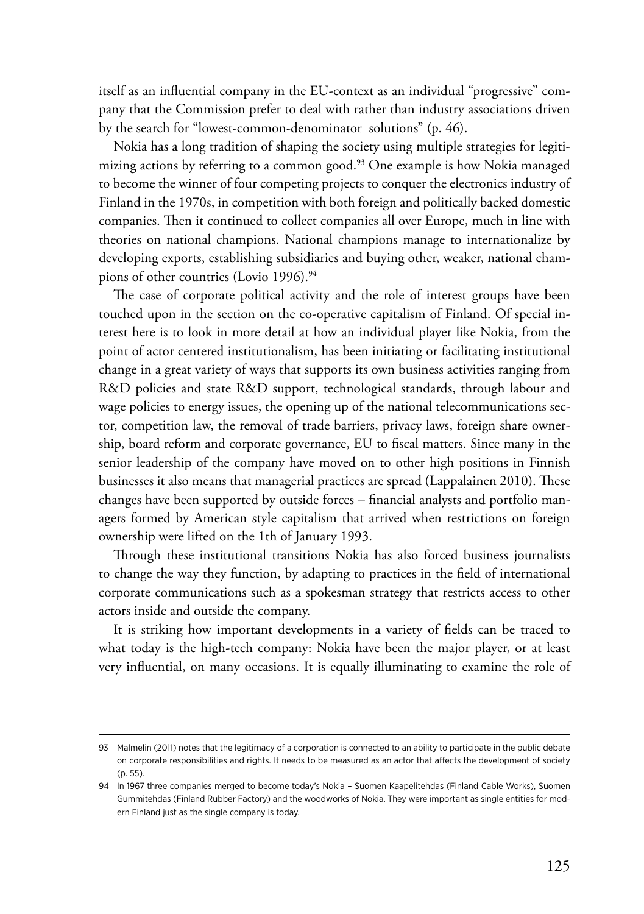itself as an influential company in the EU-context as an individual "progressive" company that the Commission prefer to deal with rather than industry associations driven by the search for "lowest-common-denominator solutions" (p. 46).

Nokia has a long tradition of shaping the society using multiple strategies for legitimizing actions by referring to a common good.[93] One example is how Nokia managed to become the winner of four competing projects to conquer the electronics industry of Finland in the 1970s, in competition with both foreign and politically backed domestic companies. Then it continued to collect companies all over Europe, much in line with theories on national champions. National champions manage to internationalize by developing exports, establishing subsidiaries and buying other, weaker, national champions of other countries (Lovio 1996).[94]

The case of corporate political activity and the role of interest groups have been touched upon in the section on the co-operative capitalism of Finland. Of special interest here is to look in more detail at how an individual player like Nokia, from the point of actor centered institutionalism, has been initiating or facilitating institutional change in a great variety of ways that supports its own business activities ranging from R&D policies and state R&D support, technological standards, through labour and wage policies to energy issues, the opening up of the national telecommunications sector, competition law, the removal of trade barriers, privacy laws, foreign share ownership, board reform and corporate governance, EU to fiscal matters. Since many in the senior leadership of the company have moved on to other high positions in Finnish businesses it also means that managerial practices are spread (Lappalainen 2010). These changes have been supported by outside forces – financial analysts and portfolio managers formed by American style capitalism that arrived when restrictions on foreign ownership were lifted on the 1th of January 1993.

Through these institutional transitions Nokia has also forced business journalists to change the way they function, by adapting to practices in the field of international corporate communications such as a spokesman strategy that restricts access to other actors inside and outside the company.

It is striking how important developments in a variety of fields can be traced to what today is the high-tech company: Nokia have been the major player, or at least very influential, on many occasions. It is equally illuminating to examine the role of

---

93 Malmelin (2011) notes that the legitimacy of a corporation is connected to an ability to participate in the public debate on corporate responsibilities and rights. It needs to be measured as an actor that affects the development of society (p. 55).

94 In 1967 three companies merged to become today's Nokia – Suomen Kaapelitehdas (Finland Cable Works), Suomen Gummitehdas (Finland Rubber Factory) and the woodworks of Nokia. They were important as single entities for modern Finland just as the single company is today.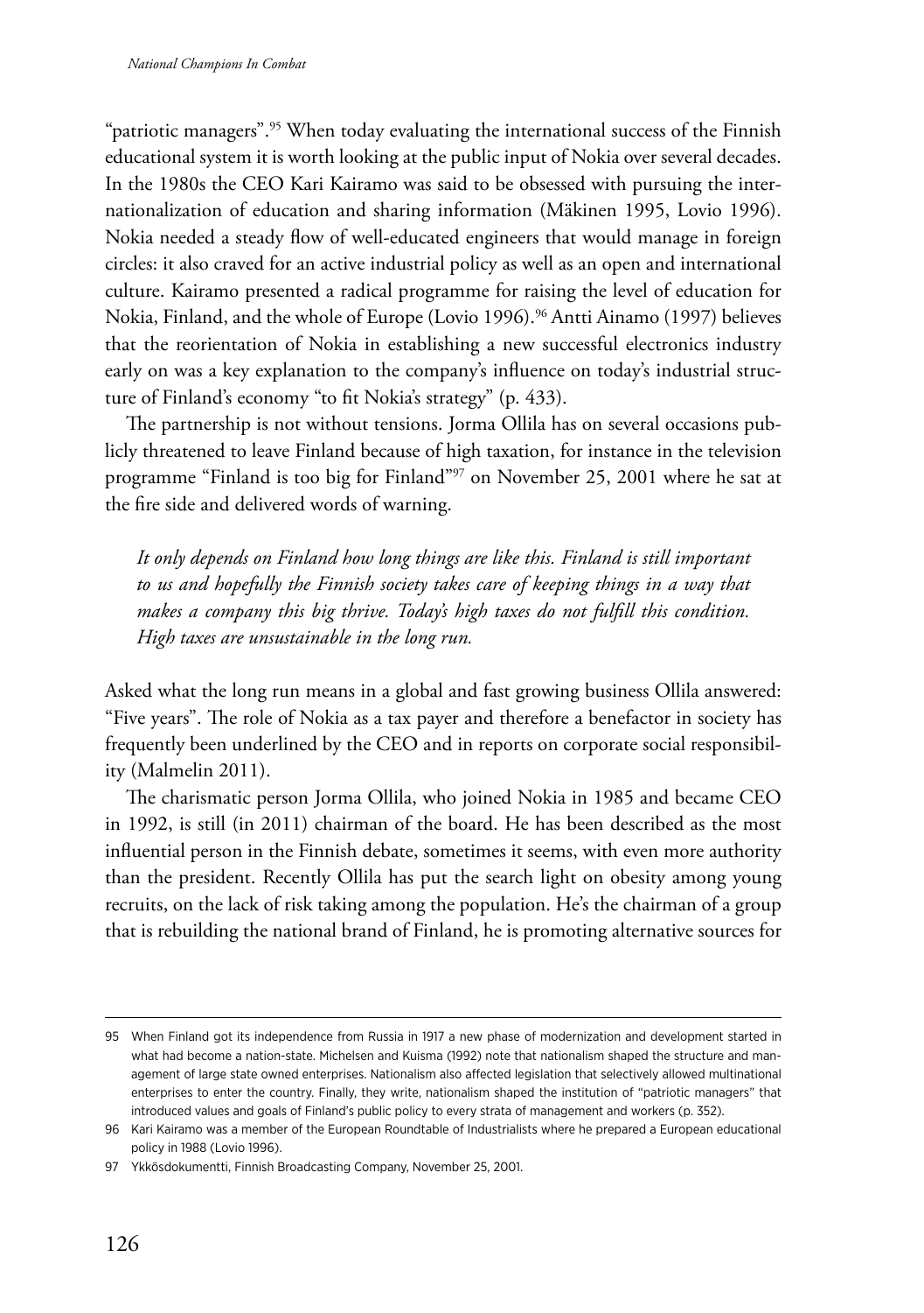"patriotic managers".[95] When today evaluating the international success of the Finnish educational system it is worth looking at the public input of Nokia over several decades. In the 1980s the CEO Kari Kairamo was said to be obsessed with pursuing the internationalization of education and sharing information (Mäkinen 1995, Lovio 1996). Nokia needed a steady flow of well-educated engineers that would manage in foreign circles: it also craved for an active industrial policy as well as an open and international culture. Kairamo presented a radical programme for raising the level of education for Nokia, Finland, and the whole of Europe (Lovio 1996).[96] Antti Ainamo (1997) believes that the reorientation of Nokia in establishing a new successful electronics industry early on was a key explanation to the company's influence on today's industrial structure of Finland's economy "to fit Nokia's strategy" (p. 433).

The partnership is not without tensions. Jorma Ollila has on several occasions publicly threatened to leave Finland because of high taxation, for instance in the television programme "Finland is too big for Finland"[97] on November 25, 2001 where he sat at the fire side and delivered words of warning.

> *It only depends on Finland how long things are like this. Finland is still important to us and hopefully the Finnish society takes care of keeping things in a way that makes a company this big thrive. Today's high taxes do not fulfill this condition. High taxes are unsustainable in the long run.*

Asked what the long run means in a global and fast growing business Ollila answered: "Five years". The role of Nokia as a tax payer and therefore a benefactor in society has frequently been underlined by the CEO and in reports on corporate social responsibility (Malmelin 2011).

The charismatic person Jorma Ollila, who joined Nokia in 1985 and became CEO in 1992, is still (in 2011) chairman of the board. He has been described as the most influential person in the Finnish debate, sometimes it seems, with even more authority than the president. Recently Ollila has put the search light on obesity among young recruits, on the lack of risk taking among the population. He's the chairman of a group that is rebuilding the national brand of Finland, he is promoting alternative sources for

---

95 When Finland got its independence from Russia in 1917 a new phase of modernization and development started in what had become a nation-state. Michelsen and Kuisma (1992) note that nationalism shaped the structure and management of large state owned enterprises. Nationalism also affected legislation that selectively allowed multinational enterprises to enter the country. Finally, they write, nationalism shaped the institution of "patriotic managers" that introduced values and goals of Finland's public policy to every strata of management and workers (p. 352).

96 Kari Kairamo was a member of the European Roundtable of Industrialists where he prepared a European educational policy in 1988 (Lovio 1996).

97 Ykkösdokumentti, Finnish Broadcasting Company, November 25, 2001.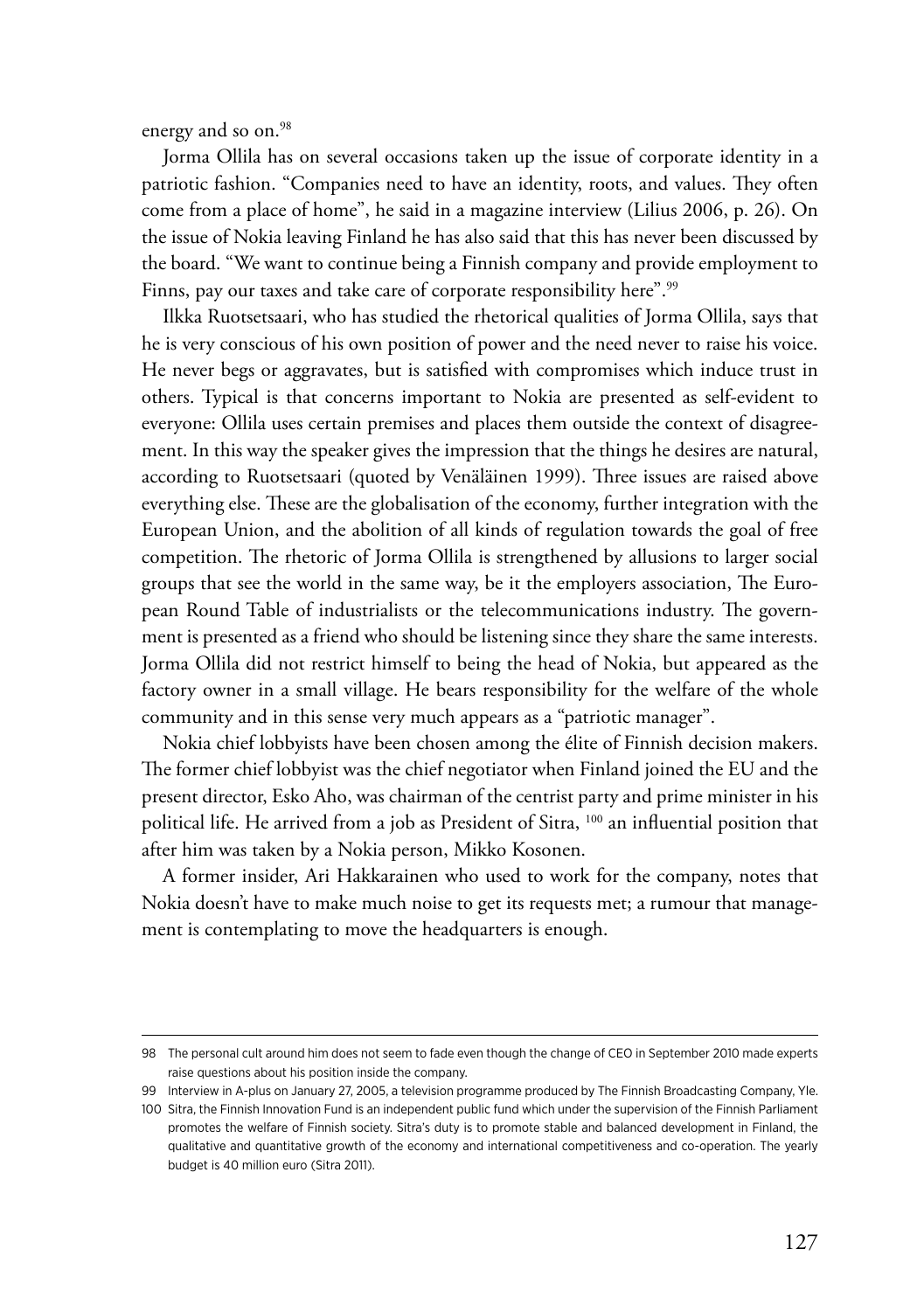energy and so on.[98]

Jorma Ollila has on several occasions taken up the issue of corporate identity in a patriotic fashion. "Companies need to have an identity, roots, and values. They often come from a place of home", he said in a magazine interview (Lilius 2006, p. 26). On the issue of Nokia leaving Finland he has also said that this has never been discussed by the board. "We want to continue being a Finnish company and provide employment to Finns, pay our taxes and take care of corporate responsibility here".[99]

Ilkka Ruotsetsaari, who has studied the rhetorical qualities of Jorma Ollila, says that he is very conscious of his own position of power and the need never to raise his voice. He never begs or aggravates, but is satisfied with compromises which induce trust in others. Typical is that concerns important to Nokia are presented as self-evident to everyone: Ollila uses certain premises and places them outside the context of disagreement. In this way the speaker gives the impression that the things he desires are natural, according to Ruotsetsaari (quoted by Venäläinen 1999). Three issues are raised above everything else. These are the globalisation of the economy, further integration with the European Union, and the abolition of all kinds of regulation towards the goal of free competition. The rhetoric of Jorma Ollila is strengthened by allusions to larger social groups that see the world in the same way, be it the employers association, The European Round Table of industrialists or the telecommunications industry. The government is presented as a friend who should be listening since they share the same interests. Jorma Ollila did not restrict himself to being the head of Nokia, but appeared as the factory owner in a small village. He bears responsibility for the welfare of the whole community and in this sense very much appears as a "patriotic manager".

Nokia chief lobbyists have been chosen among the élite of Finnish decision makers. The former chief lobbyist was the chief negotiator when Finland joined the EU and the present director, Esko Aho, was chairman of the centrist party and prime minister in his political life. He arrived from a job as President of Sitra, [100] an influential position that after him was taken by a Nokia person, Mikko Kosonen.

A former insider, Ari Hakkarainen who used to work for the company, notes that Nokia doesn't have to make much noise to get its requests met; a rumour that management is contemplating to move the headquarters is enough.

---

98 The personal cult around him does not seem to fade even though the change of CEO in September 2010 made experts raise questions about his position inside the company.

99 Interview in A-plus on January 27, 2005, a television programme produced by The Finnish Broadcasting Company, Yle.

100 Sitra, the Finnish Innovation Fund is an independent public fund which under the supervision of the Finnish Parliament promotes the welfare of Finnish society. Sitra's duty is to promote stable and balanced development in Finland, the qualitative and quantitative growth of the economy and international competitiveness and co-operation. The yearly budget is 40 million euro (Sitra 2011).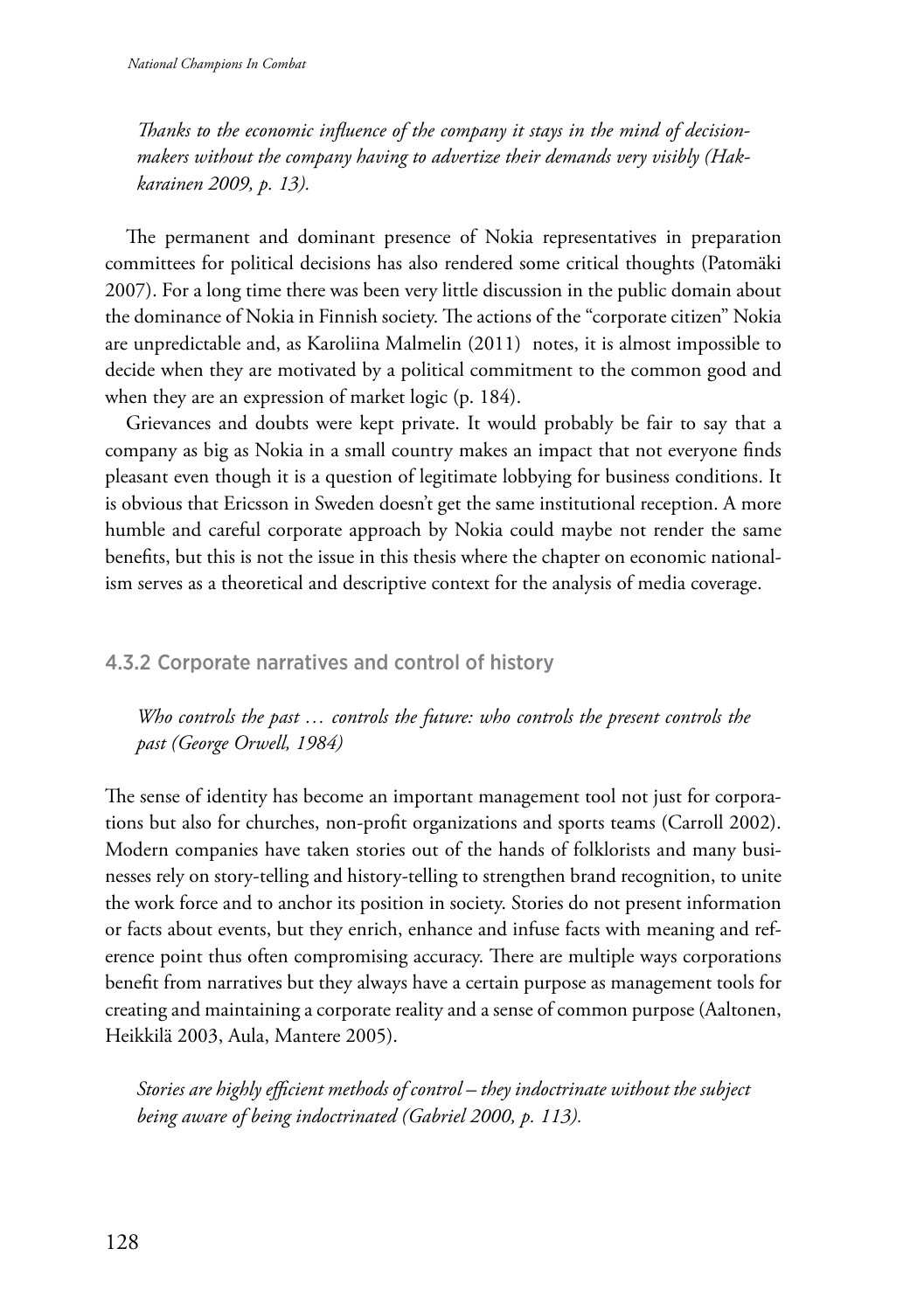*Thanks to the economic influence of the company it stays in the mind of decision-makers without the company having to advertize their demands very visibly (Hakkarainen 2009, p. 13).*

The permanent and dominant presence of Nokia representatives in preparation committees for political decisions has also rendered some critical thoughts (Patomäki 2007). For a long time there was been very little discussion in the public domain about the dominance of Nokia in Finnish society. The actions of the "corporate citizen" Nokia are unpredictable and, as Karoliina Malmelin (2011) notes, it is almost impossible to decide when they are motivated by a political commitment to the common good and when they are an expression of market logic (p. 184).

Grievances and doubts were kept private. It would probably be fair to say that a company as big as Nokia in a small country makes an impact that not everyone finds pleasant even though it is a question of legitimate lobbying for business conditions. It is obvious that Ericsson in Sweden doesn't get the same institutional reception. A more humble and careful corporate approach by Nokia could maybe not render the same benefits, but this is not the issue in this thesis where the chapter on economic nationalism serves as a theoretical and descriptive context for the analysis of media coverage.

### 4.3.2 Corporate narratives and control of history

*Who controls the past … controls the future: who controls the present controls the past (George Orwell, 1984)*

The sense of identity has become an important management tool not just for corporations but also for churches, non-profit organizations and sports teams (Carroll 2002). Modern companies have taken stories out of the hands of folklorists and many businesses rely on story-telling and history-telling to strengthen brand recognition, to unite the work force and to anchor its position in society. Stories do not present information or facts about events, but they enrich, enhance and infuse facts with meaning and reference point thus often compromising accuracy. There are multiple ways corporations benefit from narratives but they always have a certain purpose as management tools for creating and maintaining a corporate reality and a sense of common purpose (Aaltonen, Heikkilä 2003, Aula, Mantere 2005).

*Stories are highly efficient methods of control – they indoctrinate without the subject being aware of being indoctrinated (Gabriel 2000, p. 113).*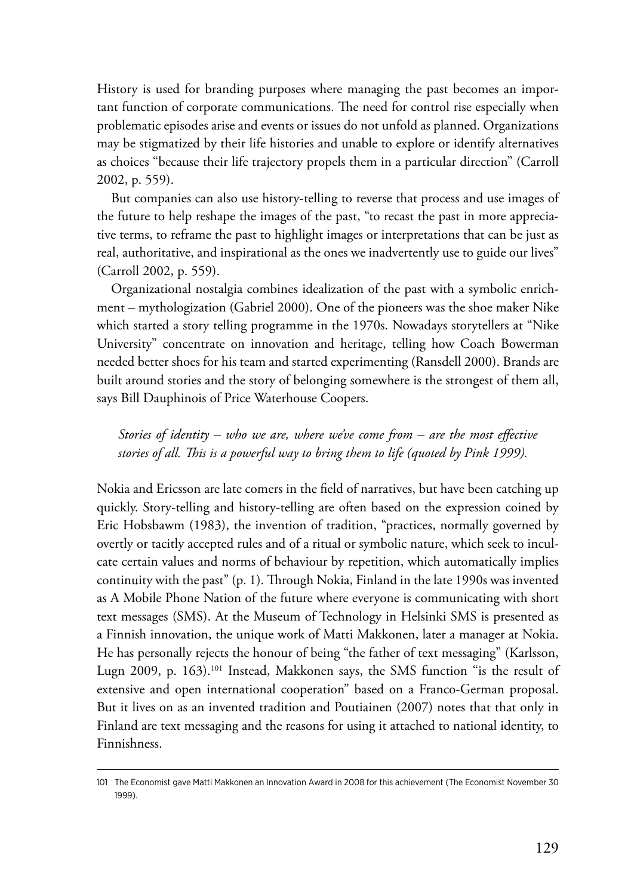History is used for branding purposes where managing the past becomes an important function of corporate communications. The need for control rise especially when problematic episodes arise and events or issues do not unfold as planned. Organizations may be stigmatized by their life histories and unable to explore or identify alternatives as choices "because their life trajectory propels them in a particular direction" (Carroll 2002, p. 559).

But companies can also use history-telling to reverse that process and use images of the future to help reshape the images of the past, "to recast the past in more appreciative terms, to reframe the past to highlight images or interpretations that can be just as real, authoritative, and inspirational as the ones we inadvertently use to guide our lives" (Carroll 2002, p. 559).

Organizational nostalgia combines idealization of the past with a symbolic enrichment – mythologization (Gabriel 2000). One of the pioneers was the shoe maker Nike which started a story telling programme in the 1970s. Nowadays storytellers at "Nike University" concentrate on innovation and heritage, telling how Coach Bowerman needed better shoes for his team and started experimenting (Ransdell 2000). Brands are built around stories and the story of belonging somewhere is the strongest of them all, says Bill Dauphinois of Price Waterhouse Coopers.

> *Stories of identity – who we are, where we've come from – are the most effective stories of all. This is a powerful way to bring them to life (quoted by Pink 1999).*

Nokia and Ericsson are late comers in the field of narratives, but have been catching up quickly. Story-telling and history-telling are often based on the expression coined by Eric Hobsbawm (1983), the invention of tradition, "practices, normally governed by overtly or tacitly accepted rules and of a ritual or symbolic nature, which seek to inculcate certain values and norms of behaviour by repetition, which automatically implies continuity with the past" (p. 1). Through Nokia, Finland in the late 1990s was invented as A Mobile Phone Nation of the future where everyone is communicating with short text messages (SMS). At the Museum of Technology in Helsinki SMS is presented as a Finnish innovation, the unique work of Matti Makkonen, later a manager at Nokia. He has personally rejects the honour of being "the father of text messaging" (Karlsson, Lugn 2009, p. 163).[101] Instead, Makkonen says, the SMS function "is the result of extensive and open international cooperation" based on a Franco-German proposal. But it lives on as an invented tradition and Poutiainen (2007) notes that that only in Finland are text messaging and the reasons for using it attached to national identity, to Finnishness.

---

101 The Economist gave Matti Makkonen an Innovation Award in 2008 for this achievement (The Economist November 30 1999).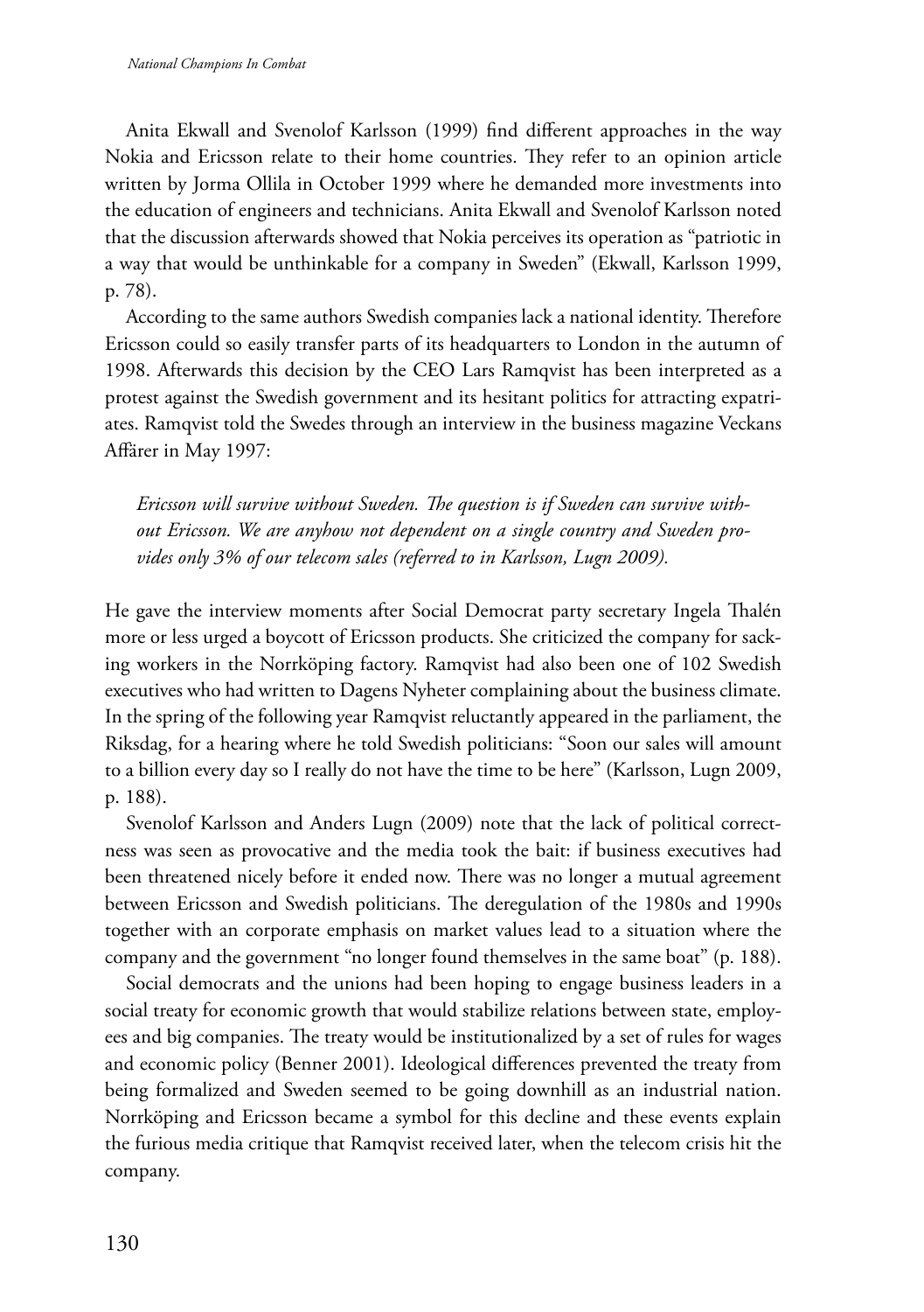Anita Ekwall and Svenolof Karlsson (1999) find different approaches in the way Nokia and Ericsson relate to their home countries. They refer to an opinion article written by Jorma Ollila in October 1999 where he demanded more investments into the education of engineers and technicians. Anita Ekwall and Svenolof Karlsson noted that the discussion afterwards showed that Nokia perceives its operation as "patriotic in a way that would be unthinkable for a company in Sweden" (Ekwall, Karlsson 1999, p. 78).

According to the same authors Swedish companies lack a national identity. Therefore Ericsson could so easily transfer parts of its headquarters to London in the autumn of 1998. Afterwards this decision by the CEO Lars Ramqvist has been interpreted as a protest against the Swedish government and its hesitant politics for attracting expatriates. Ramqvist told the Swedes through an interview in the business magazine Veckans Affärer in May 1997:

> *Ericsson will survive without Sweden. The question is if Sweden can survive without Ericsson. We are anyhow not dependent on a single country and Sweden provides only 3% of our telecom sales (referred to in Karlsson, Lugn 2009).*

He gave the interview moments after Social Democrat party secretary Ingela Thalén more or less urged a boycott of Ericsson products. She criticized the company for sacking workers in the Norrköping factory. Ramqvist had also been one of 102 Swedish executives who had written to Dagens Nyheter complaining about the business climate. In the spring of the following year Ramqvist reluctantly appeared in the parliament, the Riksdag, for a hearing where he told Swedish politicians: "Soon our sales will amount to a billion every day so I really do not have the time to be here" (Karlsson, Lugn 2009, p. 188).

Svenolof Karlsson and Anders Lugn (2009) note that the lack of political correctness was seen as provocative and the media took the bait: if business executives had been threatened nicely before it ended now. There was no longer a mutual agreement between Ericsson and Swedish politicians. The deregulation of the 1980s and 1990s together with an corporate emphasis on market values lead to a situation where the company and the government "no longer found themselves in the same boat" (p. 188).

Social democrats and the unions had been hoping to engage business leaders in a social treaty for economic growth that would stabilize relations between state, employees and big companies. The treaty would be institutionalized by a set of rules for wages and economic policy (Benner 2001). Ideological differences prevented the treaty from being formalized and Sweden seemed to be going downhill as an industrial nation. Norrköping and Ericsson became a symbol for this decline and these events explain the furious media critique that Ramqvist received later, when the telecom crisis hit the company.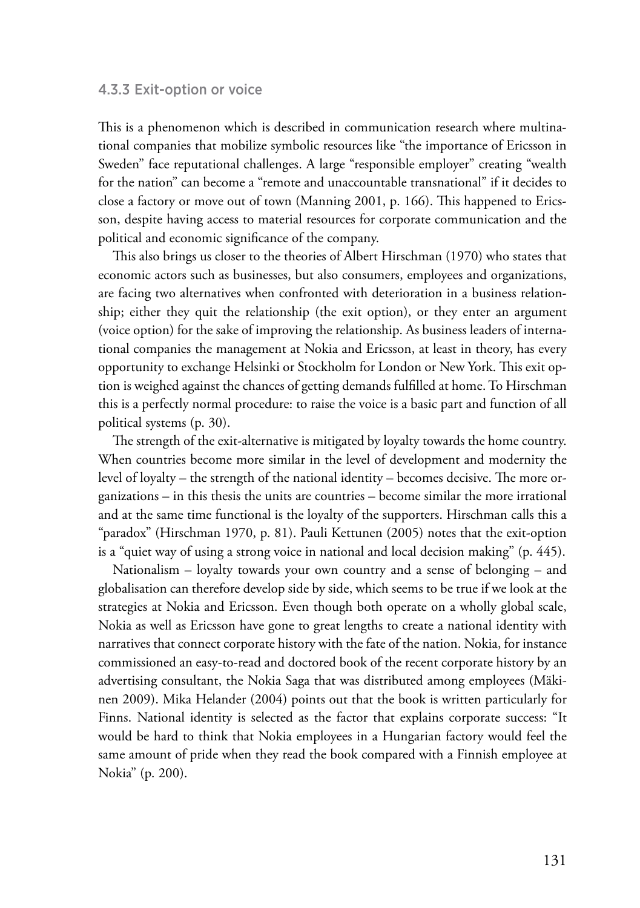### 4.3.3 Exit-option or voice

This is a phenomenon which is described in communication research where multinational companies that mobilize symbolic resources like "the importance of Ericsson in Sweden" face reputational challenges. A large "responsible employer" creating "wealth for the nation" can become a "remote and unaccountable transnational" if it decides to close a factory or move out of town (Manning 2001, p. 166). This happened to Ericsson, despite having access to material resources for corporate communication and the political and economic significance of the company.

This also brings us closer to the theories of Albert Hirschman (1970) who states that economic actors such as businesses, but also consumers, employees and organizations, are facing two alternatives when confronted with deterioration in a business relationship; either they quit the relationship (the exit option), or they enter an argument (voice option) for the sake of improving the relationship. As business leaders of international companies the management at Nokia and Ericsson, at least in theory, has every opportunity to exchange Helsinki or Stockholm for London or New York. This exit option is weighed against the chances of getting demands fulfilled at home. To Hirschman this is a perfectly normal procedure: to raise the voice is a basic part and function of all political systems (p. 30).

The strength of the exit-alternative is mitigated by loyalty towards the home country. When countries become more similar in the level of development and modernity the level of loyalty – the strength of the national identity – becomes decisive. The more organizations – in this thesis the units are countries – become similar the more irrational and at the same time functional is the loyalty of the supporters. Hirschman calls this a "paradox" (Hirschman 1970, p. 81). Pauli Kettunen (2005) notes that the exit-option is a "quiet way of using a strong voice in national and local decision making" (p. 445).

Nationalism – loyalty towards your own country and a sense of belonging – and globalisation can therefore develop side by side, which seems to be true if we look at the strategies at Nokia and Ericsson. Even though both operate on a wholly global scale, Nokia as well as Ericsson have gone to great lengths to create a national identity with narratives that connect corporate history with the fate of the nation. Nokia, for instance commissioned an easy-to-read and doctored book of the recent corporate history by an advertising consultant, the Nokia Saga that was distributed among employees (Mäkinen 2009). Mika Helander (2004) points out that the book is written particularly for Finns. National identity is selected as the factor that explains corporate success: "It would be hard to think that Nokia employees in a Hungarian factory would feel the same amount of pride when they read the book compared with a Finnish employee at Nokia" (p. 200).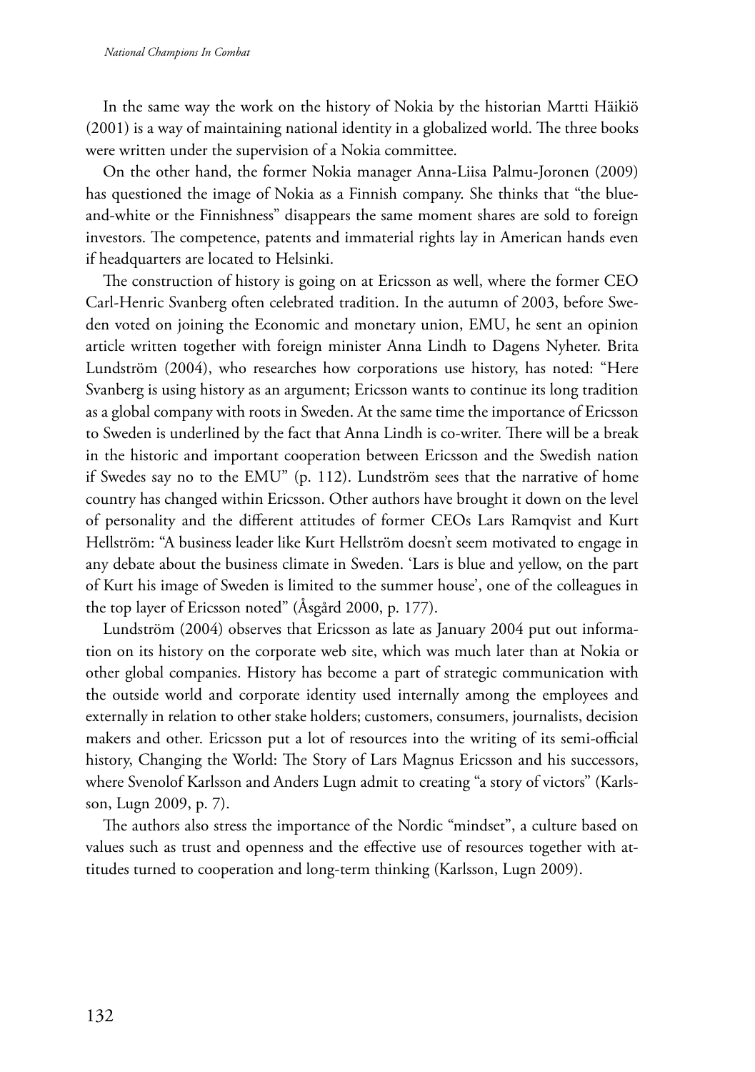In the same way the work on the history of Nokia by the historian Martti Häikiö (2001) is a way of maintaining national identity in a globalized world. The three books were written under the supervision of a Nokia committee.

On the other hand, the former Nokia manager Anna-Liisa Palmu-Joronen (2009) has questioned the image of Nokia as a Finnish company. She thinks that "the blue-and-white or the Finnishness" disappears the same moment shares are sold to foreign investors. The competence, patents and immaterial rights lay in American hands even if headquarters are located to Helsinki.

The construction of history is going on at Ericsson as well, where the former CEO Carl-Henric Svanberg often celebrated tradition. In the autumn of 2003, before Sweden voted on joining the Economic and monetary union, EMU, he sent an opinion article written together with foreign minister Anna Lindh to Dagens Nyheter. Brita Lundström (2004), who researches how corporations use history, has noted: "Here Svanberg is using history as an argument; Ericsson wants to continue its long tradition as a global company with roots in Sweden. At the same time the importance of Ericsson to Sweden is underlined by the fact that Anna Lindh is co-writer. There will be a break in the historic and important cooperation between Ericsson and the Swedish nation if Swedes say no to the EMU" (p. 112). Lundström sees that the narrative of home country has changed within Ericsson. Other authors have brought it down on the level of personality and the different attitudes of former CEOs Lars Ramqvist and Kurt Hellström: "A business leader like Kurt Hellström doesn't seem motivated to engage in any debate about the business climate in Sweden. 'Lars is blue and yellow, on the part of Kurt his image of Sweden is limited to the summer house', one of the colleagues in the top layer of Ericsson noted" (Åsgård 2000, p. 177).

Lundström (2004) observes that Ericsson as late as January 2004 put out information on its history on the corporate web site, which was much later than at Nokia or other global companies. History has become a part of strategic communication with the outside world and corporate identity used internally among the employees and externally in relation to other stake holders; customers, consumers, journalists, decision makers and other. Ericsson put a lot of resources into the writing of its semi-official history, Changing the World: The Story of Lars Magnus Ericsson and his successors, where Svenolof Karlsson and Anders Lugn admit to creating "a story of victors" (Karlsson, Lugn 2009, p. 7).

The authors also stress the importance of the Nordic "mindset", a culture based on values such as trust and openness and the effective use of resources together with attitudes turned to cooperation and long-term thinking (Karlsson, Lugn 2009).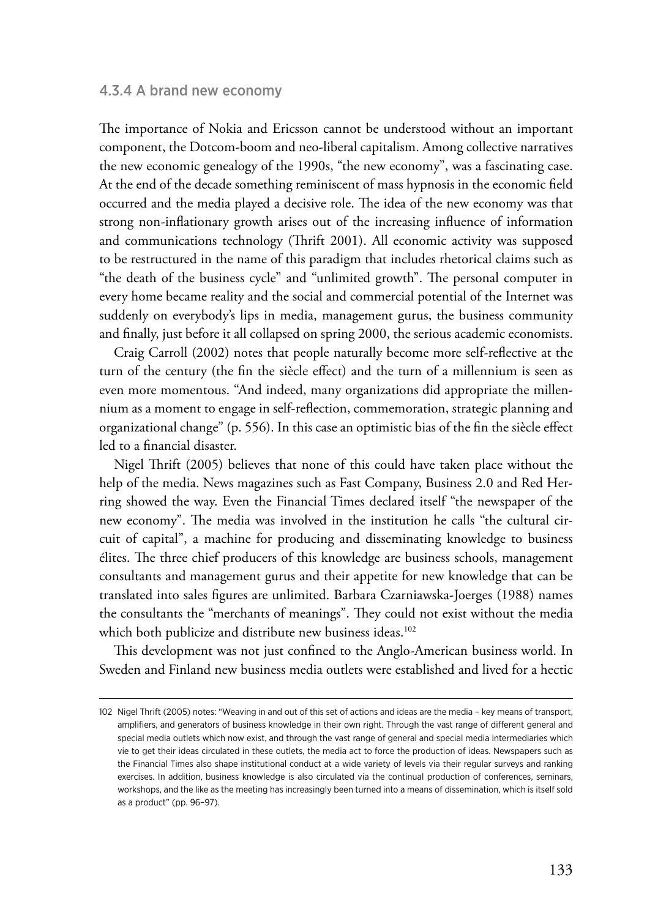### 4.3.4 A brand new economy

The importance of Nokia and Ericsson cannot be understood without an important component, the Dotcom-boom and neo-liberal capitalism. Among collective narratives the new economic genealogy of the 1990s, "the new economy", was a fascinating case. At the end of the decade something reminiscent of mass hypnosis in the economic field occurred and the media played a decisive role. The idea of the new economy was that strong non-inflationary growth arises out of the increasing influence of information and communications technology (Thrift 2001). All economic activity was supposed to be restructured in the name of this paradigm that includes rhetorical claims such as "the death of the business cycle" and "unlimited growth". The personal computer in every home became reality and the social and commercial potential of the Internet was suddenly on everybody's lips in media, management gurus, the business community and finally, just before it all collapsed on spring 2000, the serious academic economists.

Craig Carroll (2002) notes that people naturally become more self-reflective at the turn of the century (the fin the siècle effect) and the turn of a millennium is seen as even more momentous. "And indeed, many organizations did appropriate the millennium as a moment to engage in self-reflection, commemoration, strategic planning and organizational change" (p. 556). In this case an optimistic bias of the fin the siècle effect led to a financial disaster.

Nigel Thrift (2005) believes that none of this could have taken place without the help of the media. News magazines such as Fast Company, Business 2.0 and Red Herring showed the way. Even the Financial Times declared itself "the newspaper of the new economy". The media was involved in the institution he calls "the cultural circuit of capital", a machine for producing and disseminating knowledge to business élites. The three chief producers of this knowledge are business schools, management consultants and management gurus and their appetite for new knowledge that can be translated into sales figures are unlimited. Barbara Czarniawska-Joerges (1988) names the consultants the "merchants of meanings". They could not exist without the media which both publicize and distribute new business ideas.[102]

This development was not just confined to the Anglo-American business world. In Sweden and Finland new business media outlets were established and lived for a hectic

---

102 Nigel Thrift (2005) notes: "Weaving in and out of this set of actions and ideas are the media – key means of transport, amplifiers, and generators of business knowledge in their own right. Through the vast range of different general and special media outlets which now exist, and through the vast range of general and special media intermediaries which vie to get their ideas circulated in these outlets, the media act to force the production of ideas. Newspapers such as the Financial Times also shape institutional conduct at a wide variety of levels via their regular surveys and ranking exercises. In addition, business knowledge is also circulated via the continual production of conferences, seminars, workshops, and the like as the meeting has increasingly been turned into a means of dissemination, which is itself sold as a product" (pp. 96–97).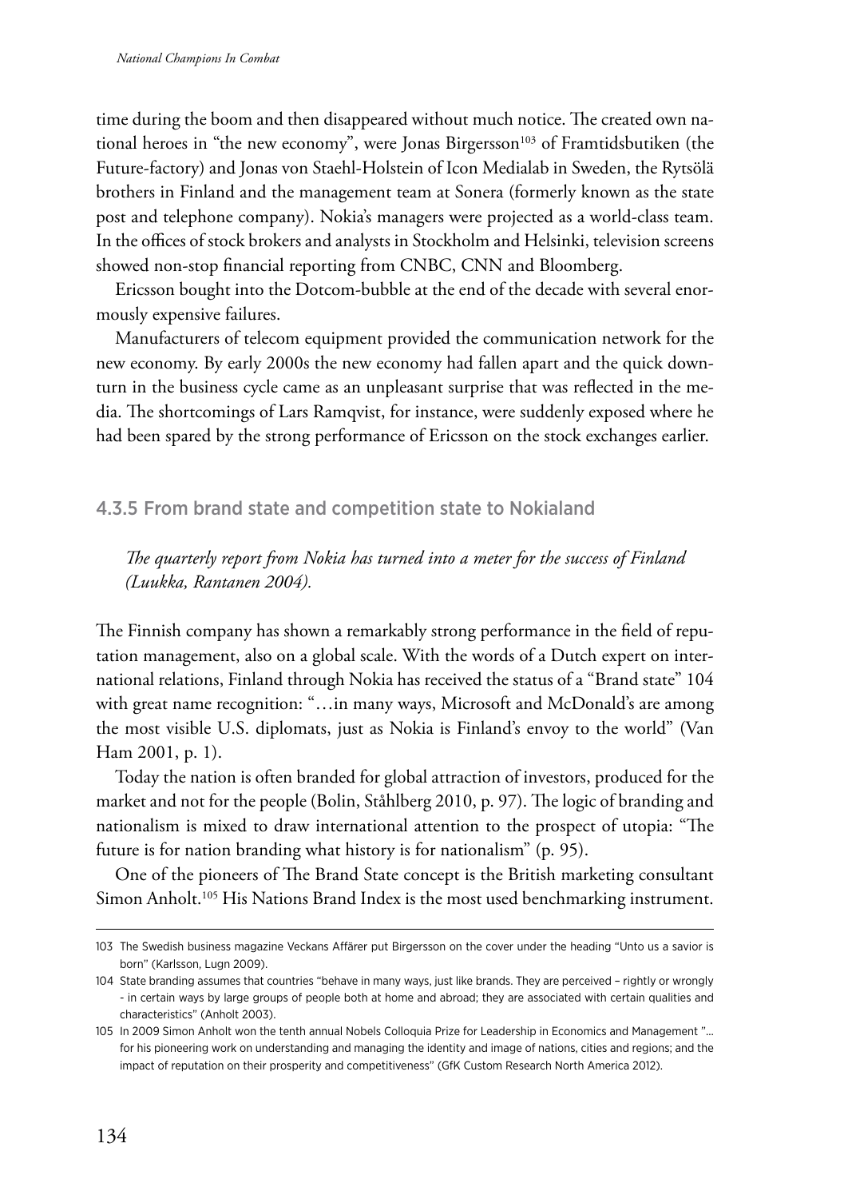time during the boom and then disappeared without much notice. The created own national heroes in "the new economy", were Jonas Birgersson[103] of Framtidsbutiken (the Future-factory) and Jonas von Staehl-Holstein of Icon Medialab in Sweden, the Rytsölä brothers in Finland and the management team at Sonera (formerly known as the state post and telephone company). Nokia's managers were projected as a world-class team. In the offices of stock brokers and analysts in Stockholm and Helsinki, television screens showed non-stop financial reporting from CNBC, CNN and Bloomberg.

Ericsson bought into the Dotcom-bubble at the end of the decade with several enormously expensive failures.

Manufacturers of telecom equipment provided the communication network for the new economy. By early 2000s the new economy had fallen apart and the quick downturn in the business cycle came as an unpleasant surprise that was reflected in the media. The shortcomings of Lars Ramqvist, for instance, were suddenly exposed where he had been spared by the strong performance of Ericsson on the stock exchanges earlier.

### 4.3.5 From brand state and competition state to Nokialand

*The quarterly report from Nokia has turned into a meter for the success of Finland (Luukka, Rantanen 2004).*

The Finnish company has shown a remarkably strong performance in the field of reputation management, also on a global scale. With the words of a Dutch expert on international relations, Finland through Nokia has received the status of a "Brand state" 104 with great name recognition: "…in many ways, Microsoft and McDonald's are among the most visible U.S. diplomats, just as Nokia is Finland's envoy to the world" (Van Ham 2001, p. 1).

Today the nation is often branded for global attraction of investors, produced for the market and not for the people (Bolin, Ståhlberg 2010, p. 97). The logic of branding and nationalism is mixed to draw international attention to the prospect of utopia: "The future is for nation branding what history is for nationalism" (p. 95).

One of the pioneers of The Brand State concept is the British marketing consultant Simon Anholt.[105] His Nations Brand Index is the most used benchmarking instrument.

---

103 The Swedish business magazine Veckans Affärer put Birgersson on the cover under the heading "Unto us a savior is born" (Karlsson, Lugn 2009).

104 State branding assumes that countries "behave in many ways, just like brands. They are perceived – rightly or wrongly - in certain ways by large groups of people both at home and abroad; they are associated with certain qualities and characteristics" (Anholt 2003).

105 In 2009 Simon Anholt won the tenth annual Nobels Colloquia Prize for Leadership in Economics and Management "… for his pioneering work on understanding and managing the identity and image of nations, cities and regions; and the impact of reputation on their prosperity and competitiveness" (GfK Custom Research North America 2012).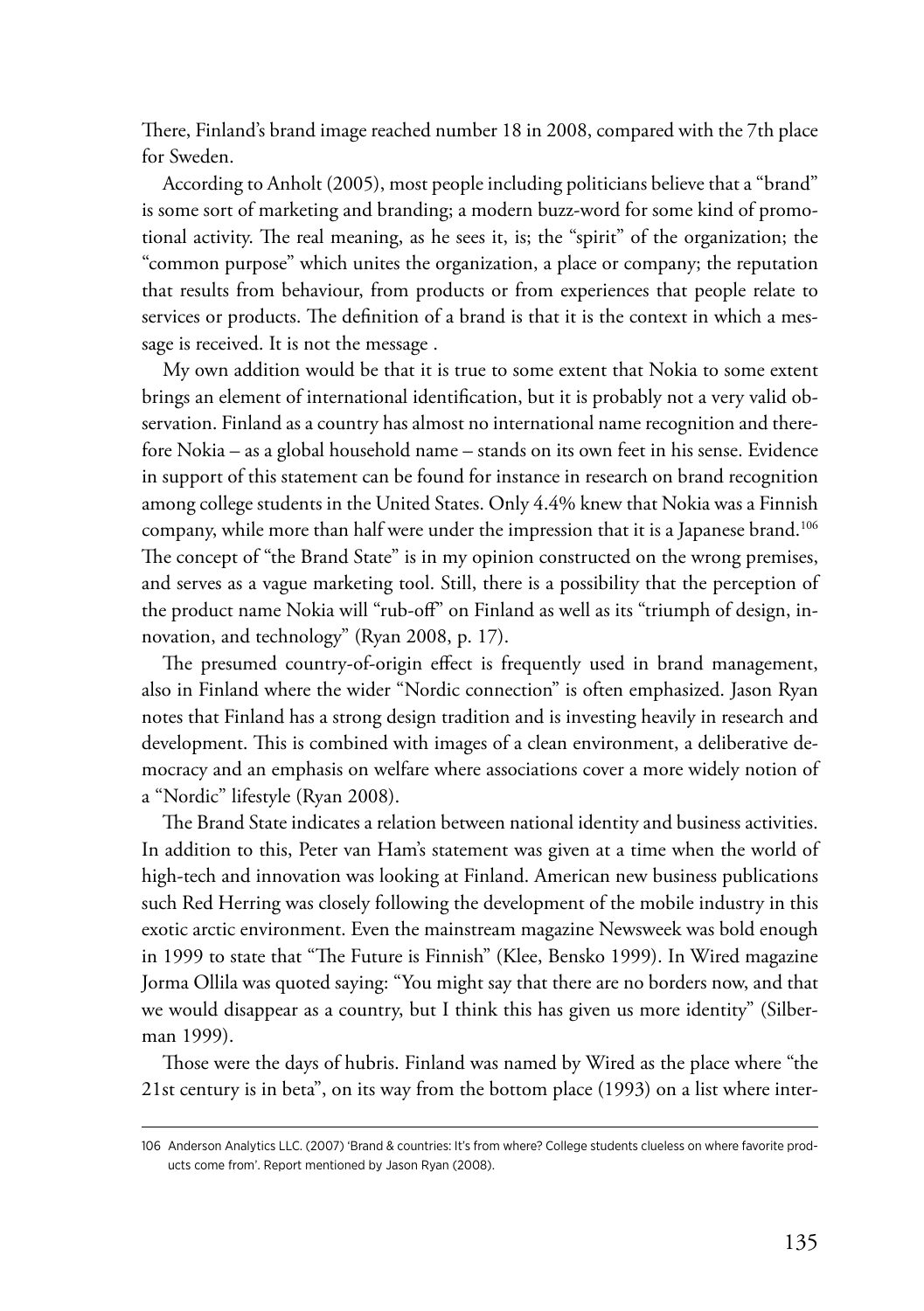There, Finland's brand image reached number 18 in 2008, compared with the 7th place for Sweden.

According to Anholt (2005), most people including politicians believe that a "brand" is some sort of marketing and branding; a modern buzz-word for some kind of promotional activity. The real meaning, as he sees it, is; the "spirit" of the organization; the "common purpose" which unites the organization, a place or company; the reputation that results from behaviour, from products or from experiences that people relate to services or products. The definition of a brand is that it is the context in which a message is received. It is not the message .

My own addition would be that it is true to some extent that Nokia to some extent brings an element of international identification, but it is probably not a very valid observation. Finland as a country has almost no international name recognition and therefore Nokia – as a global household name – stands on its own feet in his sense. Evidence in support of this statement can be found for instance in research on brand recognition among college students in the United States. Only 4.4% knew that Nokia was a Finnish company, while more than half were under the impression that it is a Japanese brand.[106] The concept of "the Brand State" is in my opinion constructed on the wrong premises, and serves as a vague marketing tool. Still, there is a possibility that the perception of the product name Nokia will "rub-off" on Finland as well as its "triumph of design, innovation, and technology" (Ryan 2008, p. 17).

The presumed country-of-origin effect is frequently used in brand management, also in Finland where the wider "Nordic connection" is often emphasized. Jason Ryan notes that Finland has a strong design tradition and is investing heavily in research and development. This is combined with images of a clean environment, a deliberative democracy and an emphasis on welfare where associations cover a more widely notion of a "Nordic" lifestyle (Ryan 2008).

The Brand State indicates a relation between national identity and business activities. In addition to this, Peter van Ham's statement was given at a time when the world of high-tech and innovation was looking at Finland. American new business publications such Red Herring was closely following the development of the mobile industry in this exotic arctic environment. Even the mainstream magazine Newsweek was bold enough in 1999 to state that "The Future is Finnish" (Klee, Bensko 1999). In Wired magazine Jorma Ollila was quoted saying: "You might say that there are no borders now, and that we would disappear as a country, but I think this has given us more identity" (Silberman 1999).

Those were the days of hubris. Finland was named by Wired as the place where "the 21st century is in beta", on its way from the bottom place (1993) on a list where inter-

106 Anderson Analytics LLC. (2007) 'Brand & countries: It's from where? College students clueless on where favorite products come from'. Report mentioned by Jason Ryan (2008).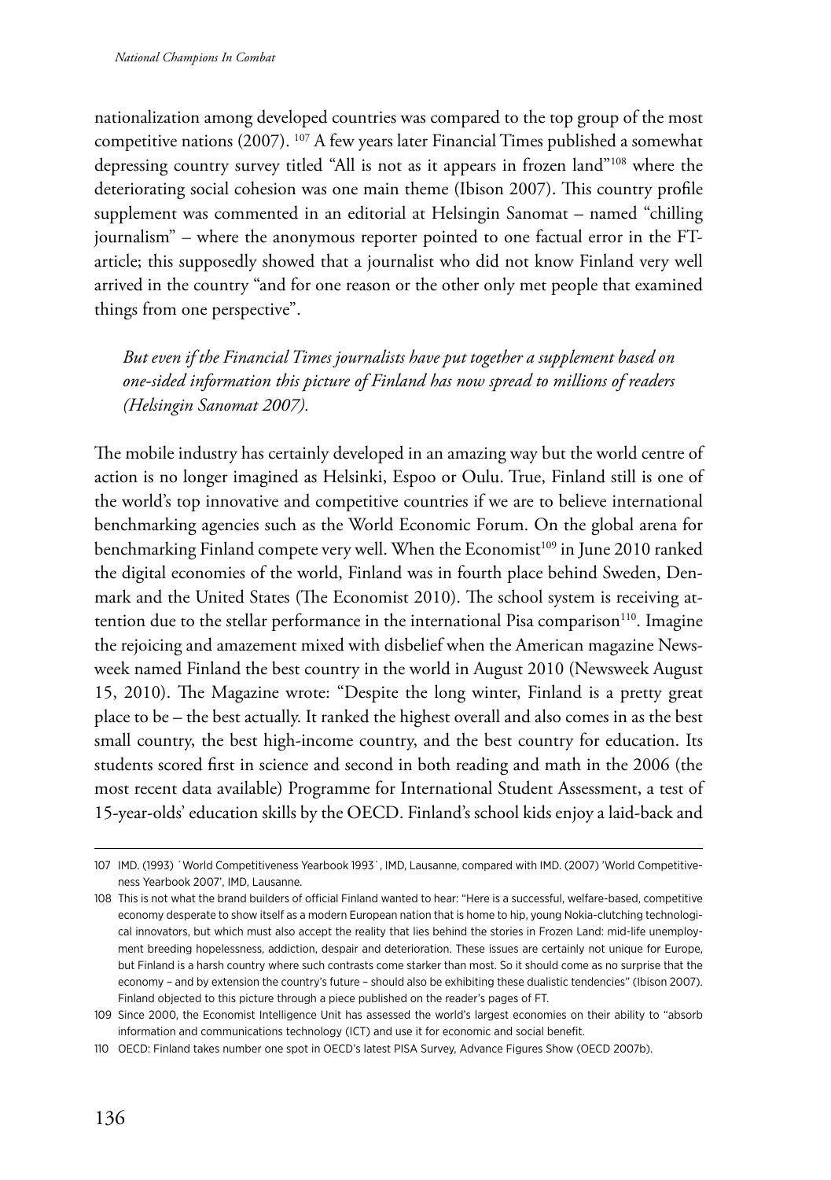nationalization among developed countries was compared to the top group of the most competitive nations (2007). [107] A few years later Financial Times published a somewhat depressing country survey titled "All is not as it appears in frozen land"[108] where the deteriorating social cohesion was one main theme (Ibison 2007). This country profile supplement was commented in an editorial at Helsingin Sanomat – named "chilling journalism" – where the anonymous reporter pointed to one factual error in the FT-article; this supposedly showed that a journalist who did not know Finland very well arrived in the country "and for one reason or the other only met people that examined things from one perspective".

> *But even if the Financial Times journalists have put together a supplement based on one-sided information this picture of Finland has now spread to millions of readers (Helsingin Sanomat 2007).*

The mobile industry has certainly developed in an amazing way but the world centre of action is no longer imagined as Helsinki, Espoo or Oulu. True, Finland still is one of the world's top innovative and competitive countries if we are to believe international benchmarking agencies such as the World Economic Forum. On the global arena for benchmarking Finland compete very well. When the Economist[109] in June 2010 ranked the digital economies of the world, Finland was in fourth place behind Sweden, Denmark and the United States (The Economist 2010). The school system is receiving attention due to the stellar performance in the international Pisa comparison[110]. Imagine the rejoicing and amazement mixed with disbelief when the American magazine Newsweek named Finland the best country in the world in August 2010 (Newsweek August 15, 2010). The Magazine wrote: "Despite the long winter, Finland is a pretty great place to be – the best actually. It ranked the highest overall and also comes in as the best small country, the best high-income country, and the best country for education. Its students scored first in science and second in both reading and math in the 2006 (the most recent data available) Programme for International Student Assessment, a test of 15-year-olds' education skills by the OECD. Finland's school kids enjoy a laid-back and

---

107 IMD. (1993) ´World Competitiveness Yearbook 1993`, IMD, Lausanne, compared with IMD. (2007) 'World Competitiveness Yearbook 2007', IMD, Lausanne.

108 This is not what the brand builders of official Finland wanted to hear: "Here is a successful, welfare-based, competitive economy desperate to show itself as a modern European nation that is home to hip, young Nokia-clutching technological innovators, but which must also accept the reality that lies behind the stories in Frozen Land: mid-life unemployment breeding hopelessness, addiction, despair and deterioration. These issues are certainly not unique for Europe, but Finland is a harsh country where such contrasts come starker than most. So it should come as no surprise that the economy – and by extension the country's future – should also be exhibiting these dualistic tendencies" (Ibison 2007). Finland objected to this picture through a piece published on the reader's pages of FT.

109 Since 2000, the Economist Intelligence Unit has assessed the world's largest economies on their ability to "absorb information and communications technology (ICT) and use it for economic and social benefit.

110 OECD: Finland takes number one spot in OECD's latest PISA Survey, Advance Figures Show (OECD 2007b).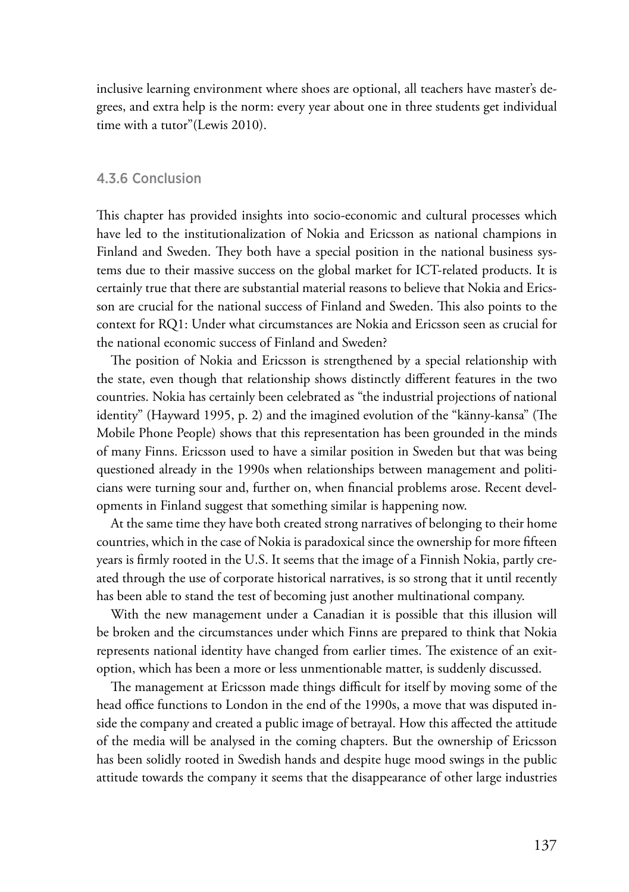inclusive learning environment where shoes are optional, all teachers have master's degrees, and extra help is the norm: every year about one in three students get individual time with a tutor"(Lewis 2010).

### 4.3.6 Conclusion

This chapter has provided insights into socio-economic and cultural processes which have led to the institutionalization of Nokia and Ericsson as national champions in Finland and Sweden. They both have a special position in the national business systems due to their massive success on the global market for ICT-related products. It is certainly true that there are substantial material reasons to believe that Nokia and Ericsson are crucial for the national success of Finland and Sweden. This also points to the context for RQ1: Under what circumstances are Nokia and Ericsson seen as crucial for the national economic success of Finland and Sweden?

The position of Nokia and Ericsson is strengthened by a special relationship with the state, even though that relationship shows distinctly different features in the two countries. Nokia has certainly been celebrated as "the industrial projections of national identity" (Hayward 1995, p. 2) and the imagined evolution of the "känny-kansa" (The Mobile Phone People) shows that this representation has been grounded in the minds of many Finns. Ericsson used to have a similar position in Sweden but that was being questioned already in the 1990s when relationships between management and politicians were turning sour and, further on, when financial problems arose. Recent developments in Finland suggest that something similar is happening now.

At the same time they have both created strong narratives of belonging to their home countries, which in the case of Nokia is paradoxical since the ownership for more fifteen years is firmly rooted in the U.S. It seems that the image of a Finnish Nokia, partly created through the use of corporate historical narratives, is so strong that it until recently has been able to stand the test of becoming just another multinational company.

With the new management under a Canadian it is possible that this illusion will be broken and the circumstances under which Finns are prepared to think that Nokia represents national identity have changed from earlier times. The existence of an exit-option, which has been a more or less unmentionable matter, is suddenly discussed.

The management at Ericsson made things difficult for itself by moving some of the head office functions to London in the end of the 1990s, a move that was disputed inside the company and created a public image of betrayal. How this affected the attitude of the media will be analysed in the coming chapters. But the ownership of Ericsson has been solidly rooted in Swedish hands and despite huge mood swings in the public attitude towards the company it seems that the disappearance of other large industries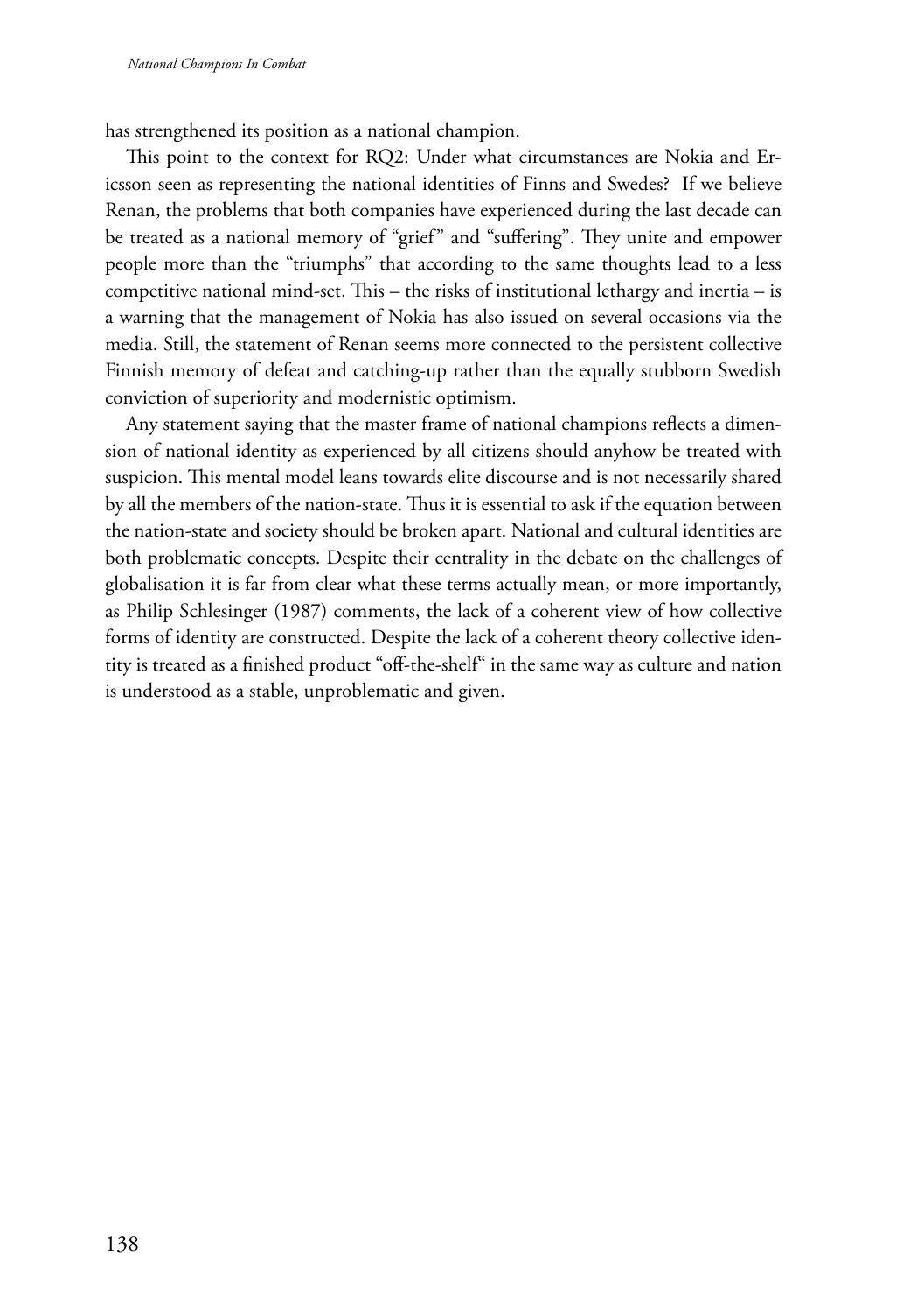has strengthened its position as a national champion.

This point to the context for RQ2: Under what circumstances are Nokia and Ericsson seen as representing the national identities of Finns and Swedes? If we believe Renan, the problems that both companies have experienced during the last decade can be treated as a national memory of "grief" and "suffering". They unite and empower people more than the "triumphs" that according to the same thoughts lead to a less competitive national mind-set. This – the risks of institutional lethargy and inertia – is a warning that the management of Nokia has also issued on several occasions via the media. Still, the statement of Renan seems more connected to the persistent collective Finnish memory of defeat and catching-up rather than the equally stubborn Swedish conviction of superiority and modernistic optimism.

Any statement saying that the master frame of national champions reflects a dimension of national identity as experienced by all citizens should anyhow be treated with suspicion. This mental model leans towards elite discourse and is not necessarily shared by all the members of the nation-state. Thus it is essential to ask if the equation between the nation-state and society should be broken apart. National and cultural identities are both problematic concepts. Despite their centrality in the debate on the challenges of globalisation it is far from clear what these terms actually mean, or more importantly, as Philip Schlesinger (1987) comments, the lack of a coherent view of how collective forms of identity are constructed. Despite the lack of a coherent theory collective identity is treated as a finished product "off-the-shelf" in the same way as culture and nation is understood as a stable, unproblematic and given.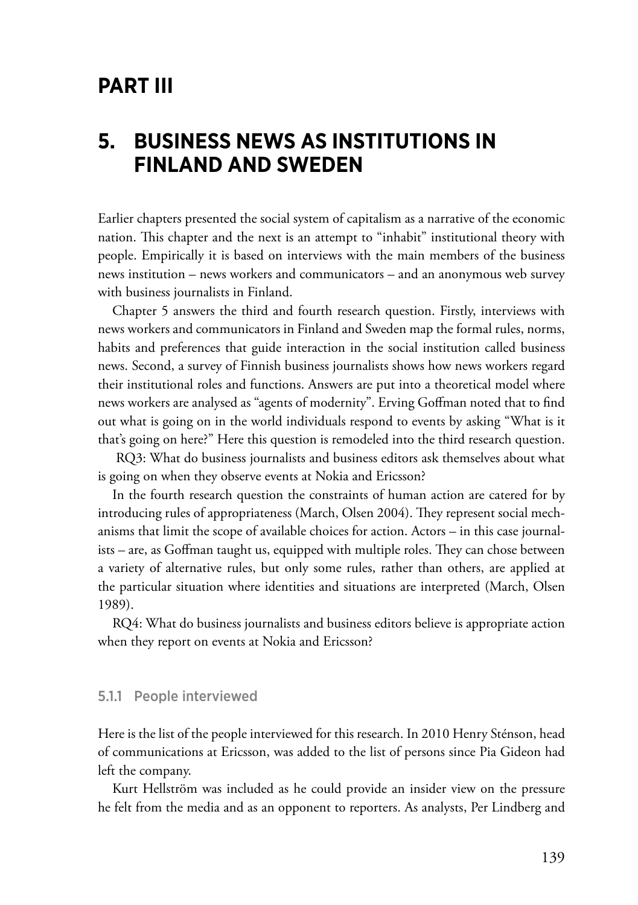# PART III

# 5. BUSINESS NEWS AS INSTITUTIONS IN FINLAND AND SWEDEN

Earlier chapters presented the social system of capitalism as a narrative of the economic nation. This chapter and the next is an attempt to "inhabit" institutional theory with people. Empirically it is based on interviews with the main members of the business news institution – news workers and communicators – and an anonymous web survey with business journalists in Finland.

Chapter 5 answers the third and fourth research question. Firstly, interviews with news workers and communicators in Finland and Sweden map the formal rules, norms, habits and preferences that guide interaction in the social institution called business news. Second, a survey of Finnish business journalists shows how news workers regard their institutional roles and functions. Answers are put into a theoretical model where news workers are analysed as "agents of modernity". Erving Goffman noted that to find out what is going on in the world individuals respond to events by asking "What is it that's going on here?" Here this question is remodeled into the third research question.

RQ3: What do business journalists and business editors ask themselves about what is going on when they observe events at Nokia and Ericsson?

In the fourth research question the constraints of human action are catered for by introducing rules of appropriateness (March, Olsen 2004). They represent social mechanisms that limit the scope of available choices for action. Actors – in this case journalists – are, as Goffman taught us, equipped with multiple roles. They can chose between a variety of alternative rules, but only some rules, rather than others, are applied at the particular situation where identities and situations are interpreted (March, Olsen 1989).

RQ4: What do business journalists and business editors believe is appropriate action when they report on events at Nokia and Ericsson?

### 5.1.1 People interviewed

Here is the list of the people interviewed for this research. In 2010 Henry Sténson, head of communications at Ericsson, was added to the list of persons since Pia Gideon had left the company.

Kurt Hellström was included as he could provide an insider view on the pressure he felt from the media and as an opponent to reporters. As analysts, Per Lindberg and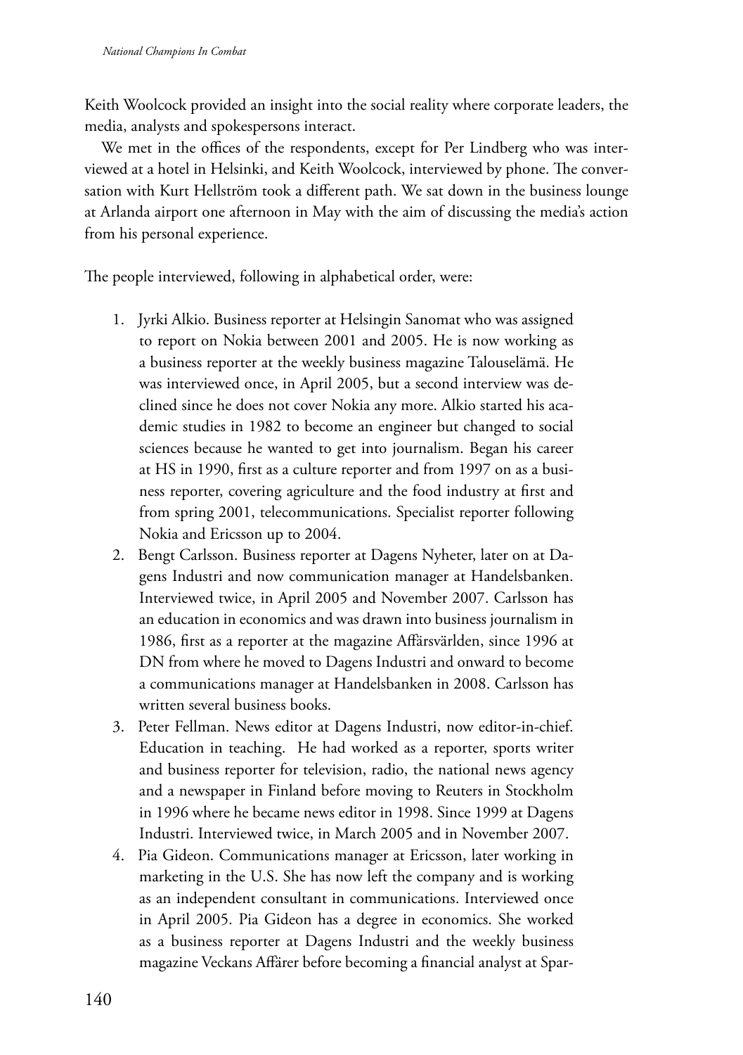Keith Woolcock provided an insight into the social reality where corporate leaders, the media, analysts and spokespersons interact.

We met in the offices of the respondents, except for Per Lindberg who was interviewed at a hotel in Helsinki, and Keith Woolcock, interviewed by phone. The conversation with Kurt Hellström took a different path. We sat down in the business lounge at Arlanda airport one afternoon in May with the aim of discussing the media's action from his personal experience.

The people interviewed, following in alphabetical order, were:

1. Jyrki Alkio. Business reporter at Helsingin Sanomat who was assigned to report on Nokia between 2001 and 2005. He is now working as a business reporter at the weekly business magazine Talouselämä. He was interviewed once, in April 2005, but a second interview was declined since he does not cover Nokia any more. Alkio started his academic studies in 1982 to become an engineer but changed to social sciences because he wanted to get into journalism. Began his career at HS in 1990, first as a culture reporter and from 1997 on as a business reporter, covering agriculture and the food industry at first and from spring 2001, telecommunications. Specialist reporter following Nokia and Ericsson up to 2004.
2. Bengt Carlsson. Business reporter at Dagens Nyheter, later on at Dagens Industri and now communication manager at Handelsbanken. Interviewed twice, in April 2005 and November 2007. Carlsson has an education in economics and was drawn into business journalism in 1986, first as a reporter at the magazine Affärsvärlden, since 1996 at DN from where he moved to Dagens Industri and onward to become a communications manager at Handelsbanken in 2008. Carlsson has written several business books.
3. Peter Fellman. News editor at Dagens Industri, now editor-in-chief. Education in teaching. He had worked as a reporter, sports writer and business reporter for television, radio, the national news agency and a newspaper in Finland before moving to Reuters in Stockholm in 1996 where he became news editor in 1998. Since 1999 at Dagens Industri. Interviewed twice, in March 2005 and in November 2007.
4. Pia Gideon. Communications manager at Ericsson, later working in marketing in the U.S. She has now left the company and is working as an independent consultant in communications. Interviewed once in April 2005. Pia Gideon has a degree in economics. She worked as a business reporter at Dagens Industri and the weekly business magazine Veckans Affärer before becoming a financial analyst at Spar-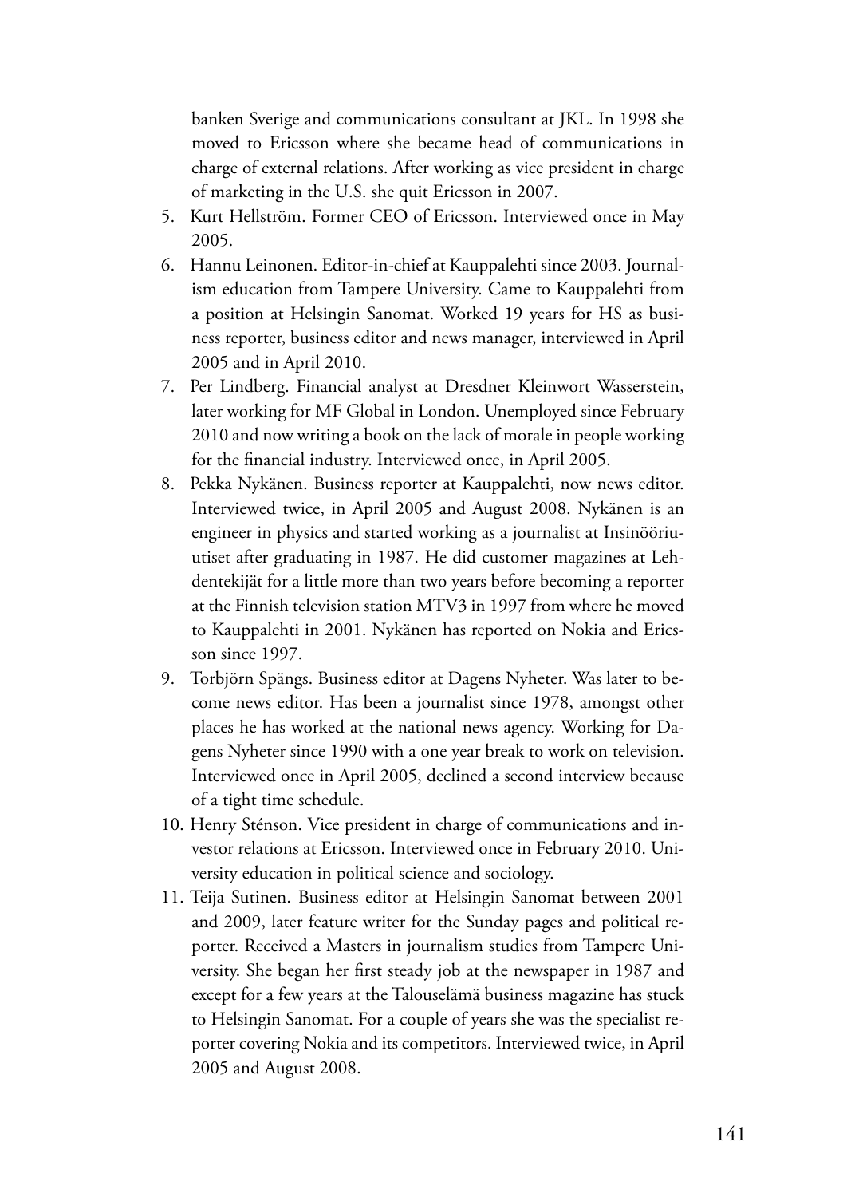banken Sverige and communications consultant at JKL. In 1998 she moved to Ericsson where she became head of communications in charge of external relations. After working as vice president in charge of marketing in the U.S. she quit Ericsson in 2007.

5. Kurt Hellström. Former CEO of Ericsson. Interviewed once in May 2005.
6. Hannu Leinonen. Editor-in-chief at Kauppalehti since 2003. Journalism education from Tampere University. Came to Kauppalehti from a position at Helsingin Sanomat. Worked 19 years for HS as business reporter, business editor and news manager, interviewed in April 2005 and in April 2010.
7. Per Lindberg. Financial analyst at Dresdner Kleinwort Wasserstein, later working for MF Global in London. Unemployed since February 2010 and now writing a book on the lack of morale in people working for the financial industry. Interviewed once, in April 2005.
8. Pekka Nykänen. Business reporter at Kauppalehti, now news editor. Interviewed twice, in April 2005 and August 2008. Nykänen is an engineer in physics and started working as a journalist at Insinööriuutiset after graduating in 1987. He did customer magazines at Lehdentekijät for a little more than two years before becoming a reporter at the Finnish television station MTV3 in 1997 from where he moved to Kauppalehti in 2001. Nykänen has reported on Nokia and Ericsson since 1997.
9. Torbjörn Spängs. Business editor at Dagens Nyheter. Was later to become news editor. Has been a journalist since 1978, amongst other places he has worked at the national news agency. Working for Dagens Nyheter since 1990 with a one year break to work on television. Interviewed once in April 2005, declined a second interview because of a tight time schedule.
10. Henry Sténson. Vice president in charge of communications and investor relations at Ericsson. Interviewed once in February 2010. University education in political science and sociology.
11. Teija Sutinen. Business editor at Helsingin Sanomat between 2001 and 2009, later feature writer for the Sunday pages and political reporter. Received a Masters in journalism studies from Tampere University. She began her first steady job at the newspaper in 1987 and except for a few years at the Talouselämä business magazine has stuck to Helsingin Sanomat. For a couple of years she was the specialist reporter covering Nokia and its competitors. Interviewed twice, in April 2005 and August 2008.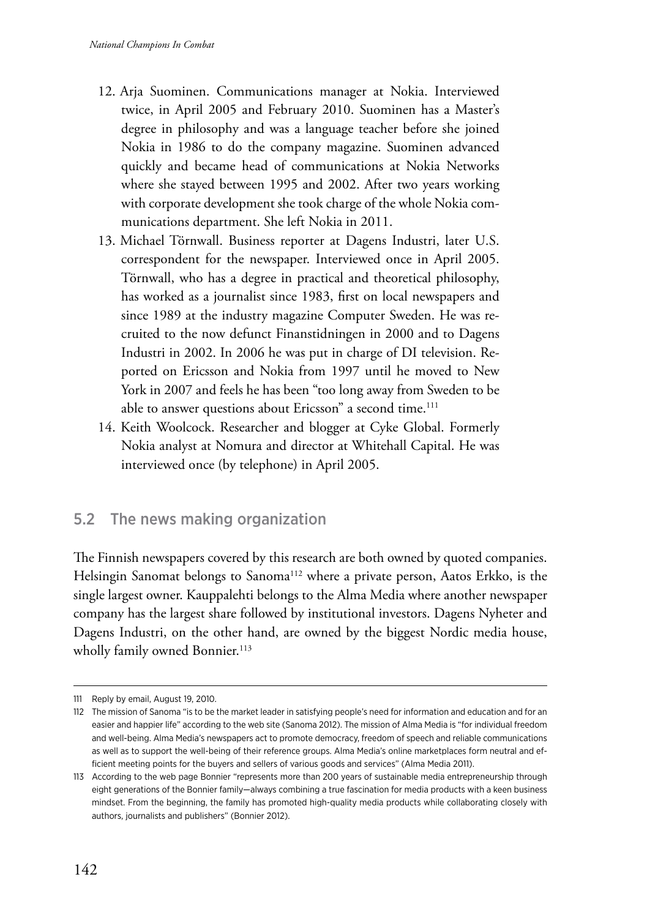12. Arja Suominen. Communications manager at Nokia. Interviewed twice, in April 2005 and February 2010. Suominen has a Master's degree in philosophy and was a language teacher before she joined Nokia in 1986 to do the company magazine. Suominen advanced quickly and became head of communications at Nokia Networks where she stayed between 1995 and 2002. After two years working with corporate development she took charge of the whole Nokia communications department. She left Nokia in 2011.
13. Michael Törnwall. Business reporter at Dagens Industri, later U.S. correspondent for the newspaper. Interviewed once in April 2005. Törnwall, who has a degree in practical and theoretical philosophy, has worked as a journalist since 1983, first on local newspapers and since 1989 at the industry magazine Computer Sweden. He was recruited to the now defunct Finanstidningen in 2000 and to Dagens Industri in 2002. In 2006 he was put in charge of DI television. Reported on Ericsson and Nokia from 1997 until he moved to New York in 2007 and feels he has been "too long away from Sweden to be able to answer questions about Ericsson" a second time.[111]
14. Keith Woolcock. Researcher and blogger at Cyke Global. Formerly Nokia analyst at Nomura and director at Whitehall Capital. He was interviewed once (by telephone) in April 2005.

## 5.2 The news making organization

The Finnish newspapers covered by this research are both owned by quoted companies. Helsingin Sanomat belongs to Sanoma[112] where a private person, Aatos Erkko, is the single largest owner. Kauppalehti belongs to the Alma Media where another newspaper company has the largest share followed by institutional investors. Dagens Nyheter and Dagens Industri, on the other hand, are owned by the biggest Nordic media house, wholly family owned Bonnier.[113]

---

111 Reply by email, August 19, 2010.

112 The mission of Sanoma "is to be the market leader in satisfying people's need for information and education and for an easier and happier life" according to the web site (Sanoma 2012). The mission of Alma Media is "for individual freedom and well-being. Alma Media's newspapers act to promote democracy, freedom of speech and reliable communications as well as to support the well-being of their reference groups. Alma Media's online marketplaces form neutral and efficient meeting points for the buyers and sellers of various goods and services" (Alma Media 2011).

113 According to the web page Bonnier "represents more than 200 years of sustainable media entrepreneurship through eight generations of the Bonnier family—always combining a true fascination for media products with a keen business mindset. From the beginning, the family has promoted high-quality media products while collaborating closely with authors, journalists and publishers" (Bonnier 2012).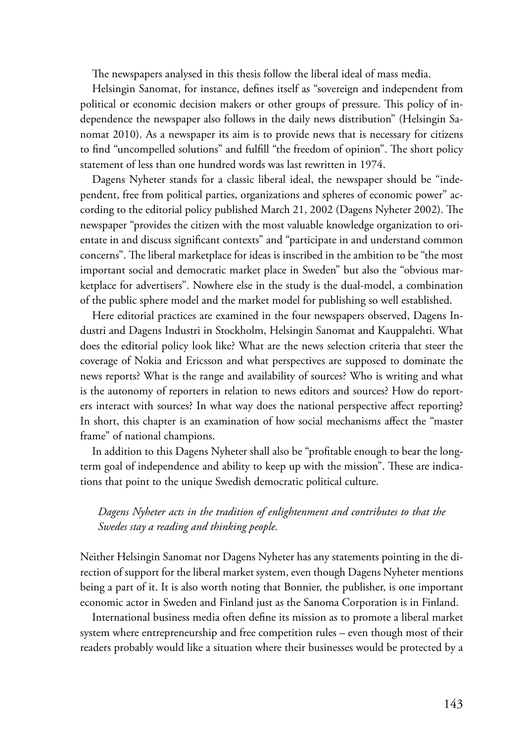The newspapers analysed in this thesis follow the liberal ideal of mass media.

Helsingin Sanomat, for instance, defines itself as "sovereign and independent from political or economic decision makers or other groups of pressure. This policy of independence the newspaper also follows in the daily news distribution" (Helsingin Sanomat 2010). As a newspaper its aim is to provide news that is necessary for citizens to find "uncompelled solutions" and fulfill "the freedom of opinion". The short policy statement of less than one hundred words was last rewritten in 1974.

Dagens Nyheter stands for a classic liberal ideal, the newspaper should be "independent, free from political parties, organizations and spheres of economic power" according to the editorial policy published March 21, 2002 (Dagens Nyheter 2002). The newspaper "provides the citizen with the most valuable knowledge organization to orientate in and discuss significant contexts" and "participate in and understand common concerns". The liberal marketplace for ideas is inscribed in the ambition to be "the most important social and democratic market place in Sweden" but also the "obvious marketplace for advertisers". Nowhere else in the study is the dual-model, a combination of the public sphere model and the market model for publishing so well established.

Here editorial practices are examined in the four newspapers observed, Dagens Industri and Dagens Industri in Stockholm, Helsingin Sanomat and Kauppalehti. What does the editorial policy look like? What are the news selection criteria that steer the coverage of Nokia and Ericsson and what perspectives are supposed to dominate the news reports? What is the range and availability of sources? Who is writing and what is the autonomy of reporters in relation to news editors and sources? How do reporters interact with sources? In what way does the national perspective affect reporting? In short, this chapter is an examination of how social mechanisms affect the "master frame" of national champions.

In addition to this Dagens Nyheter shall also be "profitable enough to bear the long-term goal of independence and ability to keep up with the mission". These are indications that point to the unique Swedish democratic political culture.

> *Dagens Nyheter acts in the tradition of enlightenment and contributes to that the Swedes stay a reading and thinking people.*

Neither Helsingin Sanomat nor Dagens Nyheter has any statements pointing in the direction of support for the liberal market system, even though Dagens Nyheter mentions being a part of it. It is also worth noting that Bonnier, the publisher, is one important economic actor in Sweden and Finland just as the Sanoma Corporation is in Finland.

International business media often define its mission as to promote a liberal market system where entrepreneurship and free competition rules – even though most of their readers probably would like a situation where their businesses would be protected by a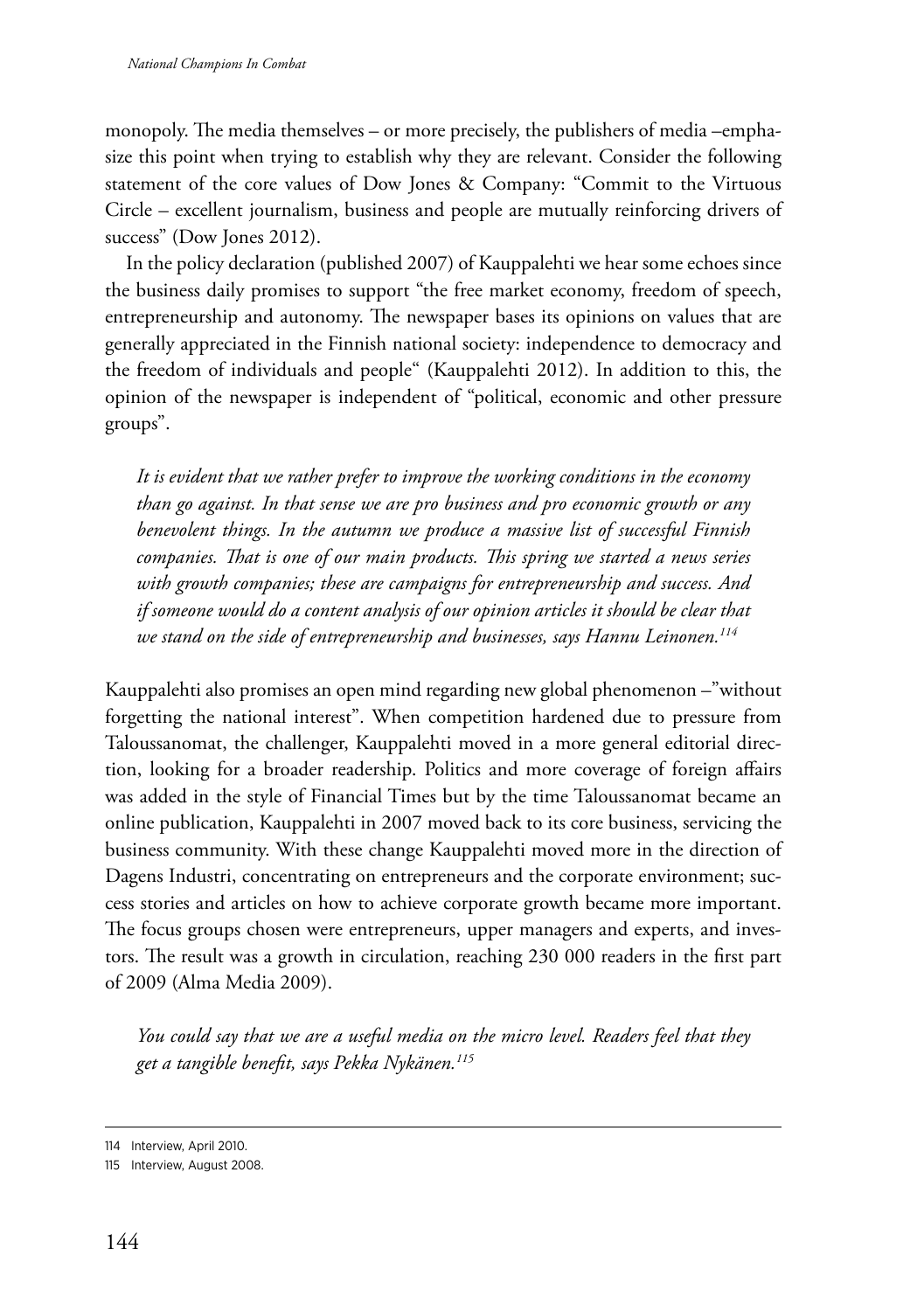monopoly. The media themselves – or more precisely, the publishers of media –emphasize this point when trying to establish why they are relevant. Consider the following statement of the core values of Dow Jones & Company: "Commit to the Virtuous Circle – excellent journalism, business and people are mutually reinforcing drivers of success" (Dow Jones 2012).

In the policy declaration (published 2007) of Kauppalehti we hear some echoes since the business daily promises to support "the free market economy, freedom of speech, entrepreneurship and autonomy. The newspaper bases its opinions on values that are generally appreciated in the Finnish national society: independence to democracy and the freedom of individuals and people" (Kauppalehti 2012). In addition to this, the opinion of the newspaper is independent of "political, economic and other pressure groups".

> *It is evident that we rather prefer to improve the working conditions in the economy than go against. In that sense we are pro business and pro economic growth or any benevolent things. In the autumn we produce a massive list of successful Finnish companies. That is one of our main products. This spring we started a news series with growth companies; these are campaigns for entrepreneurship and success. And if someone would do a content analysis of our opinion articles it should be clear that we stand on the side of entrepreneurship and businesses, says Hannu Leinonen.*[114]

Kauppalehti also promises an open mind regarding new global phenomenon –"without forgetting the national interest". When competition hardened due to pressure from Taloussanomat, the challenger, Kauppalehti moved in a more general editorial direction, looking for a broader readership. Politics and more coverage of foreign affairs was added in the style of Financial Times but by the time Taloussanomat became an online publication, Kauppalehti in 2007 moved back to its core business, servicing the business community. With these change Kauppalehti moved more in the direction of Dagens Industri, concentrating on entrepreneurs and the corporate environment; success stories and articles on how to achieve corporate growth became more important. The focus groups chosen were entrepreneurs, upper managers and experts, and investors. The result was a growth in circulation, reaching 230 000 readers in the first part of 2009 (Alma Media 2009).

> *You could say that we are a useful media on the micro level. Readers feel that they get a tangible benefit, says Pekka Nykänen.*[115]

---

114 Interview, April 2010.

115 Interview, August 2008.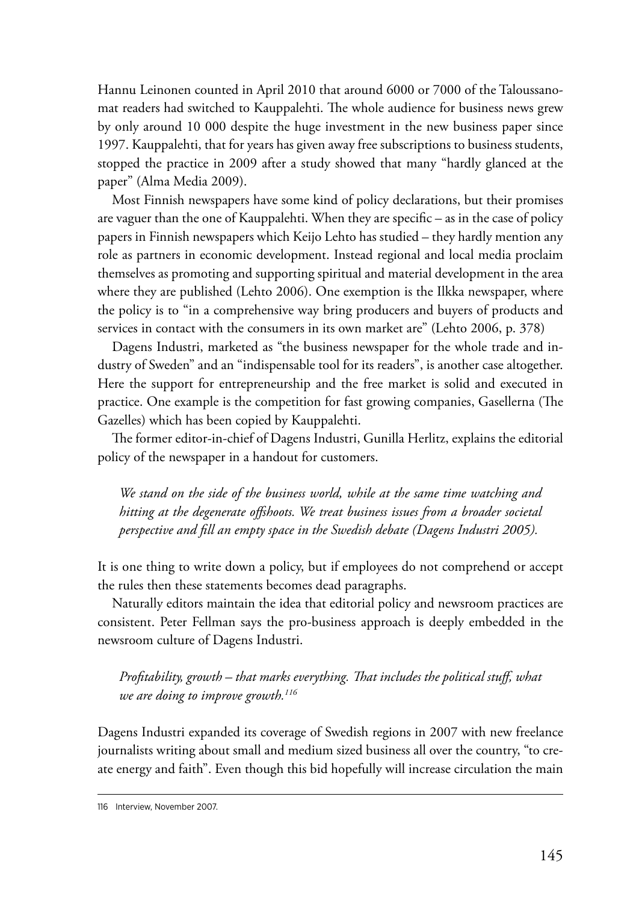Hannu Leinonen counted in April 2010 that around 6000 or 7000 of the Taloussanomat readers had switched to Kauppalehti. The whole audience for business news grew by only around 10 000 despite the huge investment in the new business paper since 1997. Kauppalehti, that for years has given away free subscriptions to business students, stopped the practice in 2009 after a study showed that many "hardly glanced at the paper" (Alma Media 2009).

Most Finnish newspapers have some kind of policy declarations, but their promises are vaguer than the one of Kauppalehti. When they are specific – as in the case of policy papers in Finnish newspapers which Keijo Lehto has studied – they hardly mention any role as partners in economic development. Instead regional and local media proclaim themselves as promoting and supporting spiritual and material development in the area where they are published (Lehto 2006). One exemption is the Ilkka newspaper, where the policy is to "in a comprehensive way bring producers and buyers of products and services in contact with the consumers in its own market are" (Lehto 2006, p. 378)

Dagens Industri, marketed as "the business newspaper for the whole trade and industry of Sweden" and an "indispensable tool for its readers", is another case altogether. Here the support for entrepreneurship and the free market is solid and executed in practice. One example is the competition for fast growing companies, Gasellerna (The Gazelles) which has been copied by Kauppalehti.

The former editor-in-chief of Dagens Industri, Gunilla Herlitz, explains the editorial policy of the newspaper in a handout for customers.

> *We stand on the side of the business world, while at the same time watching and hitting at the degenerate offshoots. We treat business issues from a broader societal perspective and fill an empty space in the Swedish debate (Dagens Industri 2005).*

It is one thing to write down a policy, but if employees do not comprehend or accept the rules then these statements becomes dead paragraphs.

Naturally editors maintain the idea that editorial policy and newsroom practices are consistent. Peter Fellman says the pro-business approach is deeply embedded in the newsroom culture of Dagens Industri.

> *Profitability, growth – that marks everything. That includes the political stuff, what we are doing to improve growth.*[116]

Dagens Industri expanded its coverage of Swedish regions in 2007 with new freelance journalists writing about small and medium sized business all over the country, "to create energy and faith". Even though this bid hopefully will increase circulation the main

---

116 Interview, November 2007.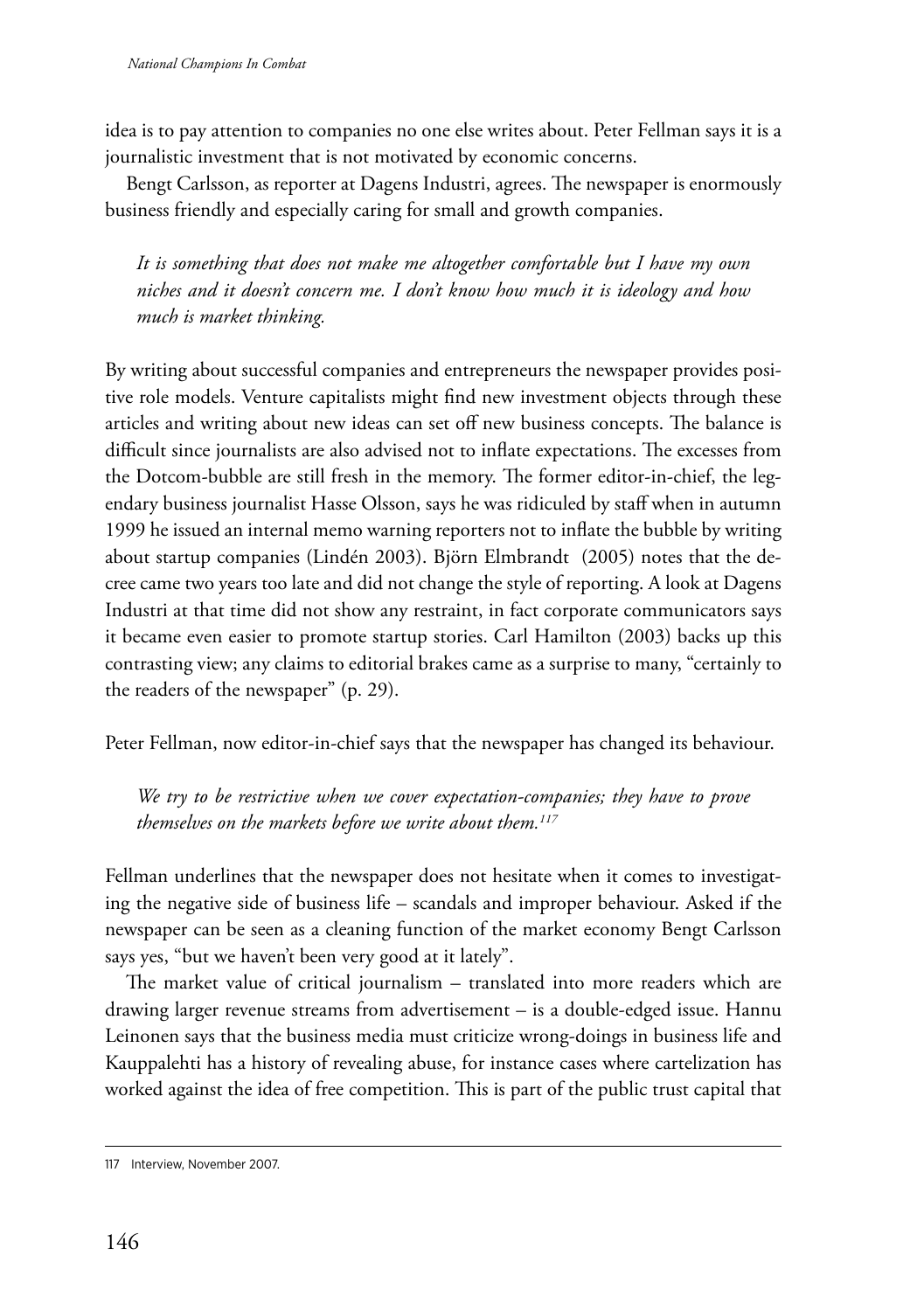idea is to pay attention to companies no one else writes about. Peter Fellman says it is a journalistic investment that is not motivated by economic concerns.

Bengt Carlsson, as reporter at Dagens Industri, agrees. The newspaper is enormously business friendly and especially caring for small and growth companies.

> *It is something that does not make me altogether comfortable but I have my own niches and it doesn't concern me. I don't know how much it is ideology and how much is market thinking.*

By writing about successful companies and entrepreneurs the newspaper provides positive role models. Venture capitalists might find new investment objects through these articles and writing about new ideas can set off new business concepts. The balance is difficult since journalists are also advised not to inflate expectations. The excesses from the Dotcom-bubble are still fresh in the memory. The former editor-in-chief, the legendary business journalist Hasse Olsson, says he was ridiculed by staff when in autumn 1999 he issued an internal memo warning reporters not to inflate the bubble by writing about startup companies (Lindén 2003). Björn Elmbrandt (2005) notes that the decree came two years too late and did not change the style of reporting. A look at Dagens Industri at that time did not show any restraint, in fact corporate communicators says it became even easier to promote startup stories. Carl Hamilton (2003) backs up this contrasting view; any claims to editorial brakes came as a surprise to many, "certainly to the readers of the newspaper" (p. 29).

Peter Fellman, now editor-in-chief says that the newspaper has changed its behaviour.

> *We try to be restrictive when we cover expectation-companies; they have to prove themselves on the markets before we write about them.*[117]

Fellman underlines that the newspaper does not hesitate when it comes to investigating the negative side of business life – scandals and improper behaviour. Asked if the newspaper can be seen as a cleaning function of the market economy Bengt Carlsson says yes, "but we haven't been very good at it lately".

The market value of critical journalism – translated into more readers which are drawing larger revenue streams from advertisement – is a double-edged issue. Hannu Leinonen says that the business media must criticize wrong-doings in business life and Kauppalehti has a history of revealing abuse, for instance cases where cartelization has worked against the idea of free competition. This is part of the public trust capital that

---

117 Interview, November 2007.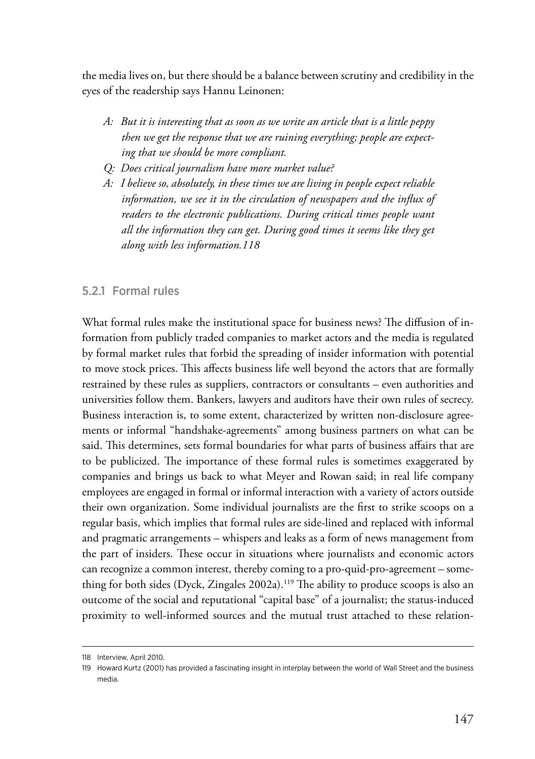the media lives on, but there should be a balance between scrutiny and credibility in the eyes of the readership says Hannu Leinonen:

*A: But it is interesting that as soon as we write an article that is a little peppy then we get the response that we are ruining everything; people are expecting that we should be more compliant.*

*Q: Does critical journalism have more market value?*

*A: I believe so, absolutely, in these times we are living in people expect reliable information, we see it in the circulation of newspapers and the influx of readers to the electronic publications. During critical times people want all the information they can get. During good times it seems like they get along with less information.118*

### 5.2.1 Formal rules

What formal rules make the institutional space for business news? The diffusion of information from publicly traded companies to market actors and the media is regulated by formal market rules that forbid the spreading of insider information with potential to move stock prices. This affects business life well beyond the actors that are formally restrained by these rules as suppliers, contractors or consultants – even authorities and universities follow them. Bankers, lawyers and auditors have their own rules of secrecy. Business interaction is, to some extent, characterized by written non-disclosure agreements or informal "handshake-agreements" among business partners on what can be said. This determines, sets formal boundaries for what parts of business affairs that are to be publicized. The importance of these formal rules is sometimes exaggerated by companies and brings us back to what Meyer and Rowan said; in real life company employees are engaged in formal or informal interaction with a variety of actors outside their own organization. Some individual journalists are the first to strike scoops on a regular basis, which implies that formal rules are side-lined and replaced with informal and pragmatic arrangements – whispers and leaks as a form of news management from the part of insiders. These occur in situations where journalists and economic actors can recognize a common interest, thereby coming to a pro-quid-pro-agreement – something for both sides (Dyck, Zingales 2002a).[119] The ability to produce scoops is also an outcome of the social and reputational "capital base" of a journalist; the status-induced proximity to well-informed sources and the mutual trust attached to these relation-

118 Interview, April 2010.

119 Howard Kurtz (2001) has provided a fascinating insight in interplay between the world of Wall Street and the business media.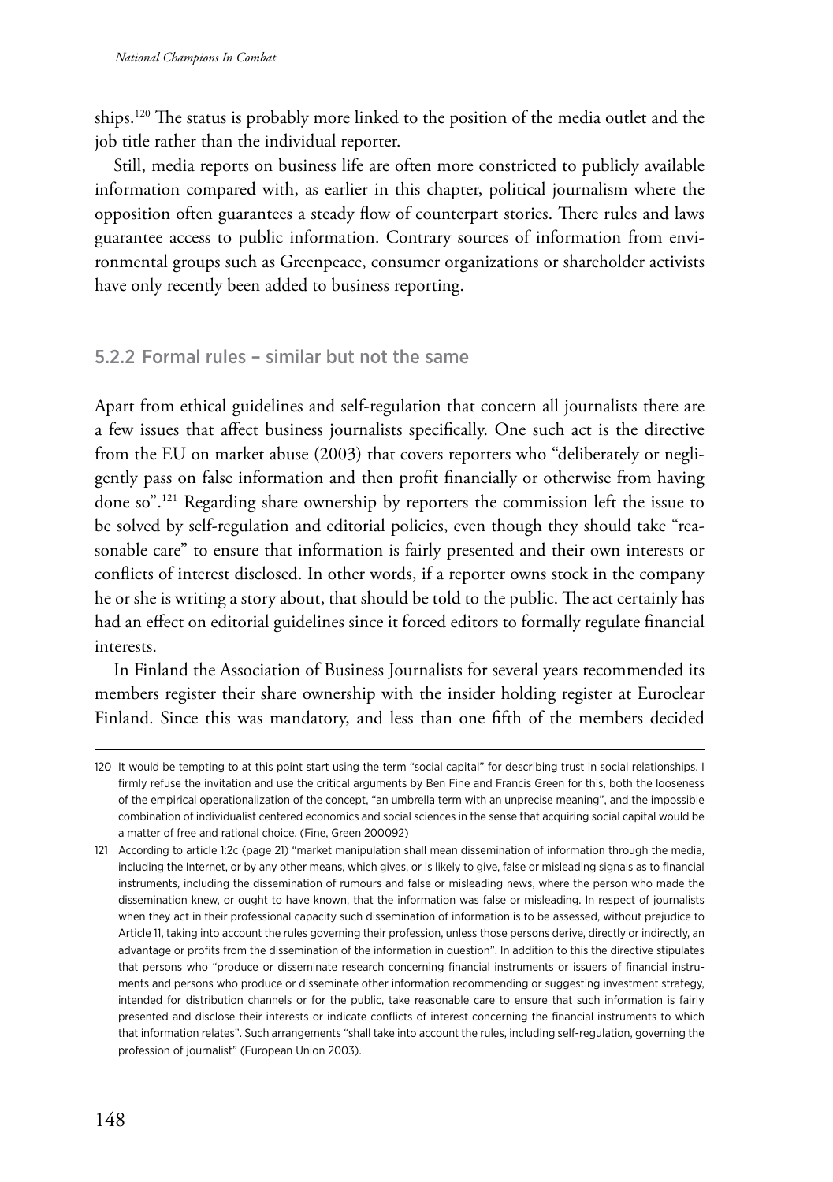ships.[120] The status is probably more linked to the position of the media outlet and the job title rather than the individual reporter.

Still, media reports on business life are often more constricted to publicly available information compared with, as earlier in this chapter, political journalism where the opposition often guarantees a steady flow of counterpart stories. There rules and laws guarantee access to public information. Contrary sources of information from environmental groups such as Greenpeace, consumer organizations or shareholder activists have only recently been added to business reporting.

### 5.2.2 Formal rules – similar but not the same

Apart from ethical guidelines and self-regulation that concern all journalists there are a few issues that affect business journalists specifically. One such act is the directive from the EU on market abuse (2003) that covers reporters who "deliberately or negligently pass on false information and then profit financially or otherwise from having done so".[121] Regarding share ownership by reporters the commission left the issue to be solved by self-regulation and editorial policies, even though they should take "reasonable care" to ensure that information is fairly presented and their own interests or conflicts of interest disclosed. In other words, if a reporter owns stock in the company he or she is writing a story about, that should be told to the public. The act certainly has had an effect on editorial guidelines since it forced editors to formally regulate financial interests.

In Finland the Association of Business Journalists for several years recommended its members register their share ownership with the insider holding register at Euroclear Finland. Since this was mandatory, and less than one fifth of the members decided

---

120 It would be tempting to at this point start using the term "social capital" for describing trust in social relationships. I firmly refuse the invitation and use the critical arguments by Ben Fine and Francis Green for this, both the looseness of the empirical operationalization of the concept, "an umbrella term with an unprecise meaning", and the impossible combination of individualist centered economics and social sciences in the sense that acquiring social capital would be a matter of free and rational choice. (Fine, Green 200092)

121 According to article 1:2c (page 21) "market manipulation shall mean dissemination of information through the media, including the Internet, or by any other means, which gives, or is likely to give, false or misleading signals as to financial instruments, including the dissemination of rumours and false or misleading news, where the person who made the dissemination knew, or ought to have known, that the information was false or misleading. In respect of journalists when they act in their professional capacity such dissemination of information is to be assessed, without prejudice to Article 11, taking into account the rules governing their profession, unless those persons derive, directly or indirectly, an advantage or profits from the dissemination of the information in question". In addition to this the directive stipulates that persons who "produce or disseminate research concerning financial instruments or issuers of financial instruments and persons who produce or disseminate other information recommending or suggesting investment strategy, intended for distribution channels or for the public, take reasonable care to ensure that such information is fairly presented and disclose their interests or indicate conflicts of interest concerning the financial instruments to which that information relates". Such arrangements "shall take into account the rules, including self-regulation, governing the profession of journalist" (European Union 2003).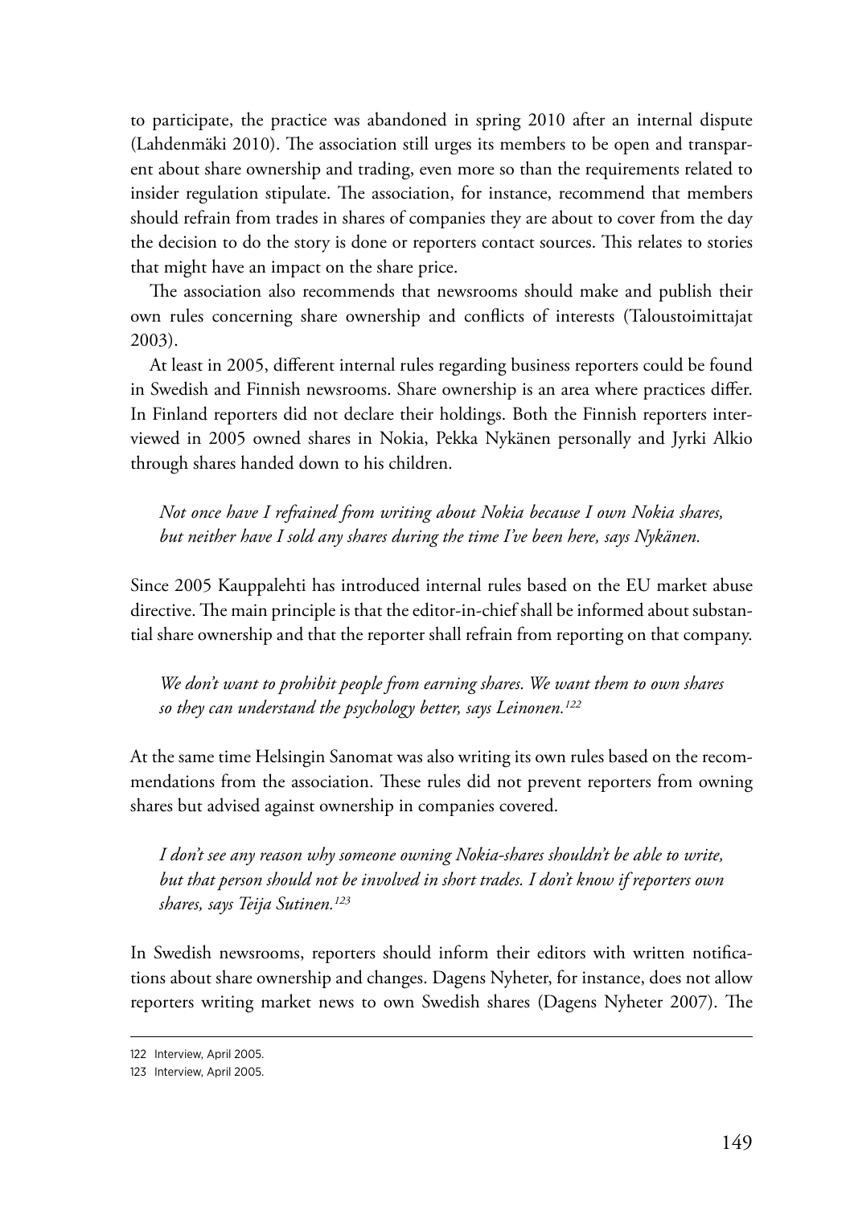to participate, the practice was abandoned in spring 2010 after an internal dispute (Lahdenmäki 2010). The association still urges its members to be open and transparent about share ownership and trading, even more so than the requirements related to insider regulation stipulate. The association, for instance, recommend that members should refrain from trades in shares of companies they are about to cover from the day the decision to do the story is done or reporters contact sources. This relates to stories that might have an impact on the share price.

The association also recommends that newsrooms should make and publish their own rules concerning share ownership and conflicts of interests (Taloustoimittajat 2003).

At least in 2005, different internal rules regarding business reporters could be found in Swedish and Finnish newsrooms. Share ownership is an area where practices differ. In Finland reporters did not declare their holdings. Both the Finnish reporters interviewed in 2005 owned shares in Nokia, Pekka Nykänen personally and Jyrki Alkio through shares handed down to his children.

> *Not once have I refrained from writing about Nokia because I own Nokia shares, but neither have I sold any shares during the time I've been here, says Nykänen.*

Since 2005 Kauppalehti has introduced internal rules based on the EU market abuse directive. The main principle is that the editor-in-chief shall be informed about substantial share ownership and that the reporter shall refrain from reporting on that company.

> *We don't want to prohibit people from earning shares. We want them to own shares so they can understand the psychology better, says Leinonen.*[122]

At the same time Helsingin Sanomat was also writing its own rules based on the recommendations from the association. These rules did not prevent reporters from owning shares but advised against ownership in companies covered.

> *I don't see any reason why someone owning Nokia-shares shouldn't be able to write, but that person should not be involved in short trades. I don't know if reporters own shares, says Teija Sutinen.*[123]

In Swedish newsrooms, reporters should inform their editors with written notifications about share ownership and changes. Dagens Nyheter, for instance, does not allow reporters writing market news to own Swedish shares (Dagens Nyheter 2007). The

---

122 Interview, April 2005.

123 Interview, April 2005.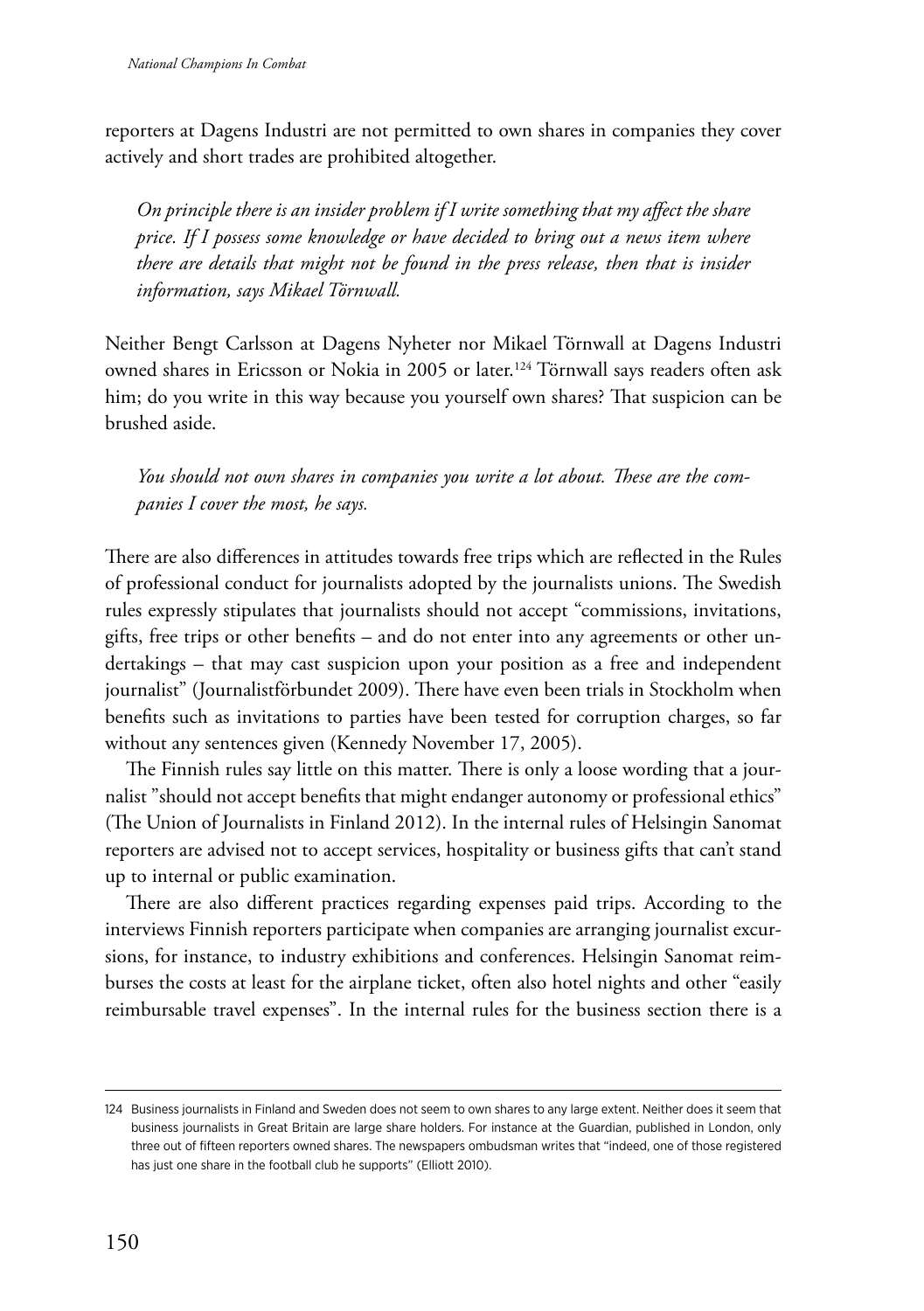reporters at Dagens Industri are not permitted to own shares in companies they cover actively and short trades are prohibited altogether.

> *On principle there is an insider problem if I write something that my affect the share price. If I possess some knowledge or have decided to bring out a news item where there are details that might not be found in the press release, then that is insider information, says Mikael Törnwall.*

Neither Bengt Carlsson at Dagens Nyheter nor Mikael Törnwall at Dagens Industri owned shares in Ericsson or Nokia in 2005 or later.[124] Törnwall says readers often ask him; do you write in this way because you yourself own shares? That suspicion can be brushed aside.

> *You should not own shares in companies you write a lot about. These are the companies I cover the most, he says.*

There are also differences in attitudes towards free trips which are reflected in the Rules of professional conduct for journalists adopted by the journalists unions. The Swedish rules expressly stipulates that journalists should not accept "commissions, invitations, gifts, free trips or other benefits – and do not enter into any agreements or other undertakings – that may cast suspicion upon your position as a free and independent journalist" (Journalistförbundet 2009). There have even been trials in Stockholm when benefits such as invitations to parties have been tested for corruption charges, so far without any sentences given (Kennedy November 17, 2005).

The Finnish rules say little on this matter. There is only a loose wording that a journalist "should not accept benefits that might endanger autonomy or professional ethics" (The Union of Journalists in Finland 2012). In the internal rules of Helsingin Sanomat reporters are advised not to accept services, hospitality or business gifts that can't stand up to internal or public examination.

There are also different practices regarding expenses paid trips. According to the interviews Finnish reporters participate when companies are arranging journalist excursions, for instance, to industry exhibitions and conferences. Helsingin Sanomat reimburses the costs at least for the airplane ticket, often also hotel nights and other "easily reimbursable travel expenses". In the internal rules for the business section there is a

---

124 Business journalists in Finland and Sweden does not seem to own shares to any large extent. Neither does it seem that business journalists in Great Britain are large share holders. For instance at the Guardian, published in London, only three out of fifteen reporters owned shares. The newspapers ombudsman writes that "indeed, one of those registered has just one share in the football club he supports" (Elliott 2010).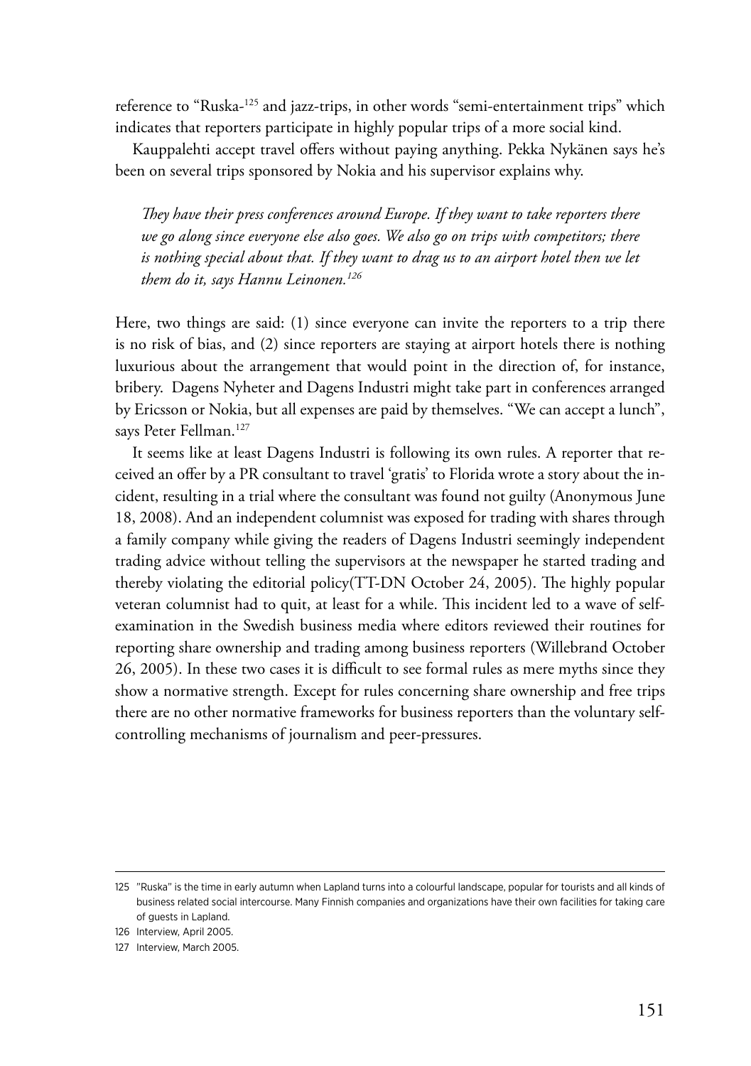reference to "Ruska-[125] and jazz-trips, in other words "semi-entertainment trips" which indicates that reporters participate in highly popular trips of a more social kind.

Kauppalehti accept travel offers without paying anything. Pekka Nykänen says he's been on several trips sponsored by Nokia and his supervisor explains why.

> *They have their press conferences around Europe. If they want to take reporters there we go along since everyone else also goes. We also go on trips with competitors; there is nothing special about that. If they want to drag us to an airport hotel then we let them do it, says Hannu Leinonen.*[126]

Here, two things are said: (1) since everyone can invite the reporters to a trip there is no risk of bias, and (2) since reporters are staying at airport hotels there is nothing luxurious about the arrangement that would point in the direction of, for instance, bribery. Dagens Nyheter and Dagens Industri might take part in conferences arranged by Ericsson or Nokia, but all expenses are paid by themselves. "We can accept a lunch", says Peter Fellman.[127]

It seems like at least Dagens Industri is following its own rules. A reporter that received an offer by a PR consultant to travel 'gratis' to Florida wrote a story about the incident, resulting in a trial where the consultant was found not guilty (Anonymous June 18, 2008). And an independent columnist was exposed for trading with shares through a family company while giving the readers of Dagens Industri seemingly independent trading advice without telling the supervisors at the newspaper he started trading and thereby violating the editorial policy(TT-DN October 24, 2005). The highly popular veteran columnist had to quit, at least for a while. This incident led to a wave of self-examination in the Swedish business media where editors reviewed their routines for reporting share ownership and trading among business reporters (Willebrand October 26, 2005). In these two cases it is difficult to see formal rules as mere myths since they show a normative strength. Except for rules concerning share ownership and free trips there are no other normative frameworks for business reporters than the voluntary self-controlling mechanisms of journalism and peer-pressures.

---

125 "Ruska" is the time in early autumn when Lapland turns into a colourful landscape, popular for tourists and all kinds of business related social intercourse. Many Finnish companies and organizations have their own facilities for taking care of guests in Lapland.

126 Interview, April 2005.

127 Interview, March 2005.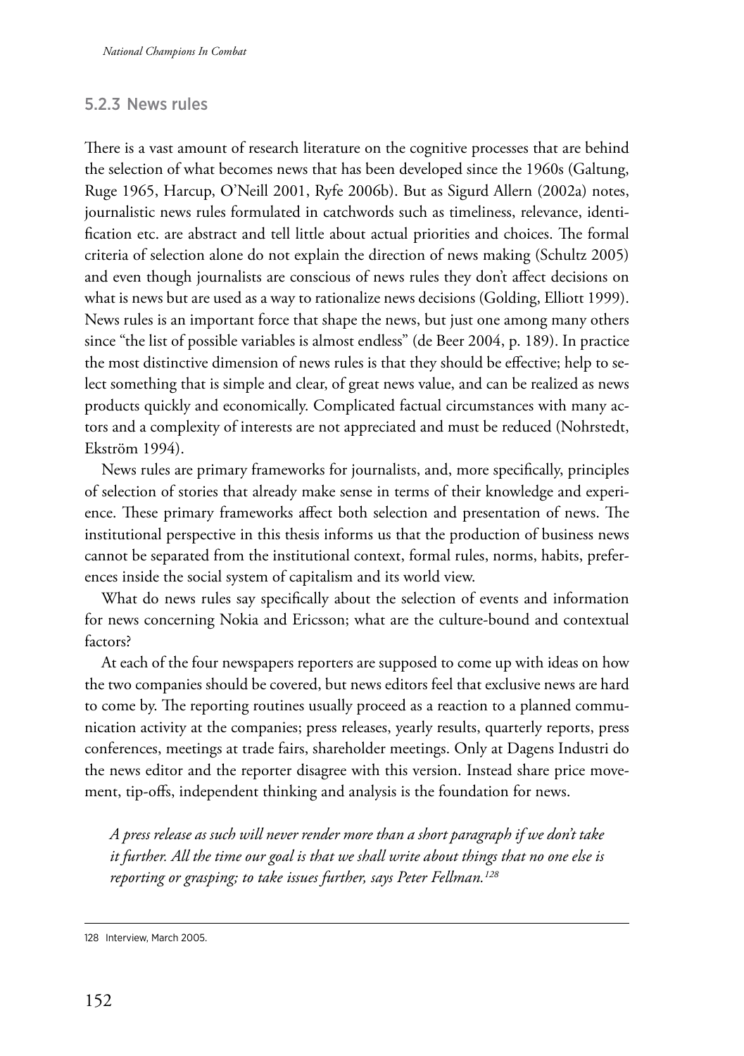### 5.2.3 News rules

There is a vast amount of research literature on the cognitive processes that are behind the selection of what becomes news that has been developed since the 1960s (Galtung, Ruge 1965, Harcup, O'Neill 2001, Ryfe 2006b). But as Sigurd Allern (2002a) notes, journalistic news rules formulated in catchwords such as timeliness, relevance, identification etc. are abstract and tell little about actual priorities and choices. The formal criteria of selection alone do not explain the direction of news making (Schultz 2005) and even though journalists are conscious of news rules they don't affect decisions on what is news but are used as a way to rationalize news decisions (Golding, Elliott 1999). News rules is an important force that shape the news, but just one among many others since "the list of possible variables is almost endless" (de Beer 2004, p. 189). In practice the most distinctive dimension of news rules is that they should be effective; help to select something that is simple and clear, of great news value, and can be realized as news products quickly and economically. Complicated factual circumstances with many actors and a complexity of interests are not appreciated and must be reduced (Nohrstedt, Ekström 1994).

News rules are primary frameworks for journalists, and, more specifically, principles of selection of stories that already make sense in terms of their knowledge and experience. These primary frameworks affect both selection and presentation of news. The institutional perspective in this thesis informs us that the production of business news cannot be separated from the institutional context, formal rules, norms, habits, preferences inside the social system of capitalism and its world view.

What do news rules say specifically about the selection of events and information for news concerning Nokia and Ericsson; what are the culture-bound and contextual factors?

At each of the four newspapers reporters are supposed to come up with ideas on how the two companies should be covered, but news editors feel that exclusive news are hard to come by. The reporting routines usually proceed as a reaction to a planned communication activity at the companies; press releases, yearly results, quarterly reports, press conferences, meetings at trade fairs, shareholder meetings. Only at Dagens Industri do the news editor and the reporter disagree with this version. Instead share price movement, tip-offs, independent thinking and analysis is the foundation for news.

> *A press release as such will never render more than a short paragraph if we don't take it further. All the time our goal is that we shall write about things that no one else is reporting or grasping; to take issues further, says Peter Fellman.*[128]

---

128 Interview, March 2005.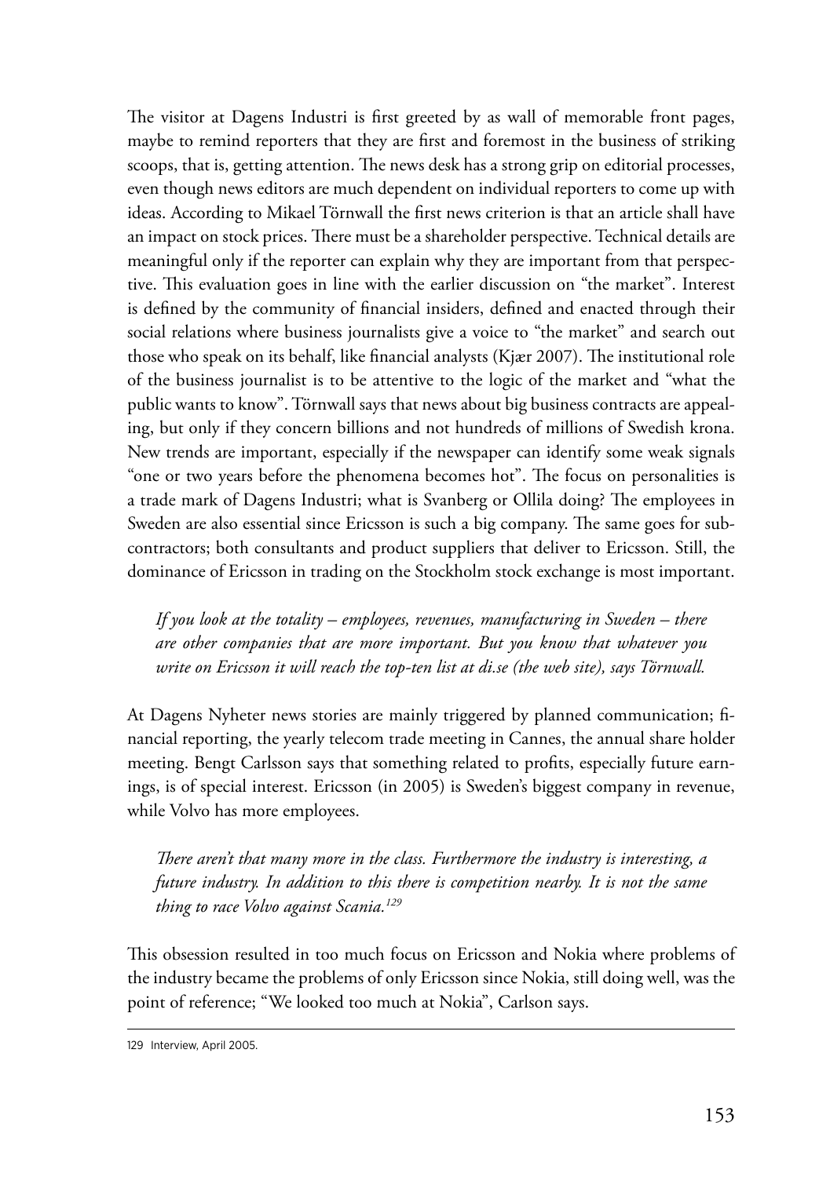The visitor at Dagens Industri is first greeted by as wall of memorable front pages, maybe to remind reporters that they are first and foremost in the business of striking scoops, that is, getting attention. The news desk has a strong grip on editorial processes, even though news editors are much dependent on individual reporters to come up with ideas. According to Mikael Törnwall the first news criterion is that an article shall have an impact on stock prices. There must be a shareholder perspective. Technical details are meaningful only if the reporter can explain why they are important from that perspective. This evaluation goes in line with the earlier discussion on "the market". Interest is defined by the community of financial insiders, defined and enacted through their social relations where business journalists give a voice to "the market" and search out those who speak on its behalf, like financial analysts (Kjær 2007). The institutional role of the business journalist is to be attentive to the logic of the market and "what the public wants to know". Törnwall says that news about big business contracts are appealing, but only if they concern billions and not hundreds of millions of Swedish krona. New trends are important, especially if the newspaper can identify some weak signals "one or two years before the phenomena becomes hot". The focus on personalities is a trade mark of Dagens Industri; what is Svanberg or Ollila doing? The employees in Sweden are also essential since Ericsson is such a big company. The same goes for subcontractors; both consultants and product suppliers that deliver to Ericsson. Still, the dominance of Ericsson in trading on the Stockholm stock exchange is most important.

> *If you look at the totality – employees, revenues, manufacturing in Sweden – there are other companies that are more important. But you know that whatever you write on Ericsson it will reach the top-ten list at di.se (the web site), says Törnwall.*

At Dagens Nyheter news stories are mainly triggered by planned communication; financial reporting, the yearly telecom trade meeting in Cannes, the annual share holder meeting. Bengt Carlsson says that something related to profits, especially future earnings, is of special interest. Ericsson (in 2005) is Sweden's biggest company in revenue, while Volvo has more employees.

> *There aren't that many more in the class. Furthermore the industry is interesting, a future industry. In addition to this there is competition nearby. It is not the same thing to race Volvo against Scania.*[129]

This obsession resulted in too much focus on Ericsson and Nokia where problems of the industry became the problems of only Ericsson since Nokia, still doing well, was the point of reference; "We looked too much at Nokia", Carlson says.

---

129 Interview, April 2005.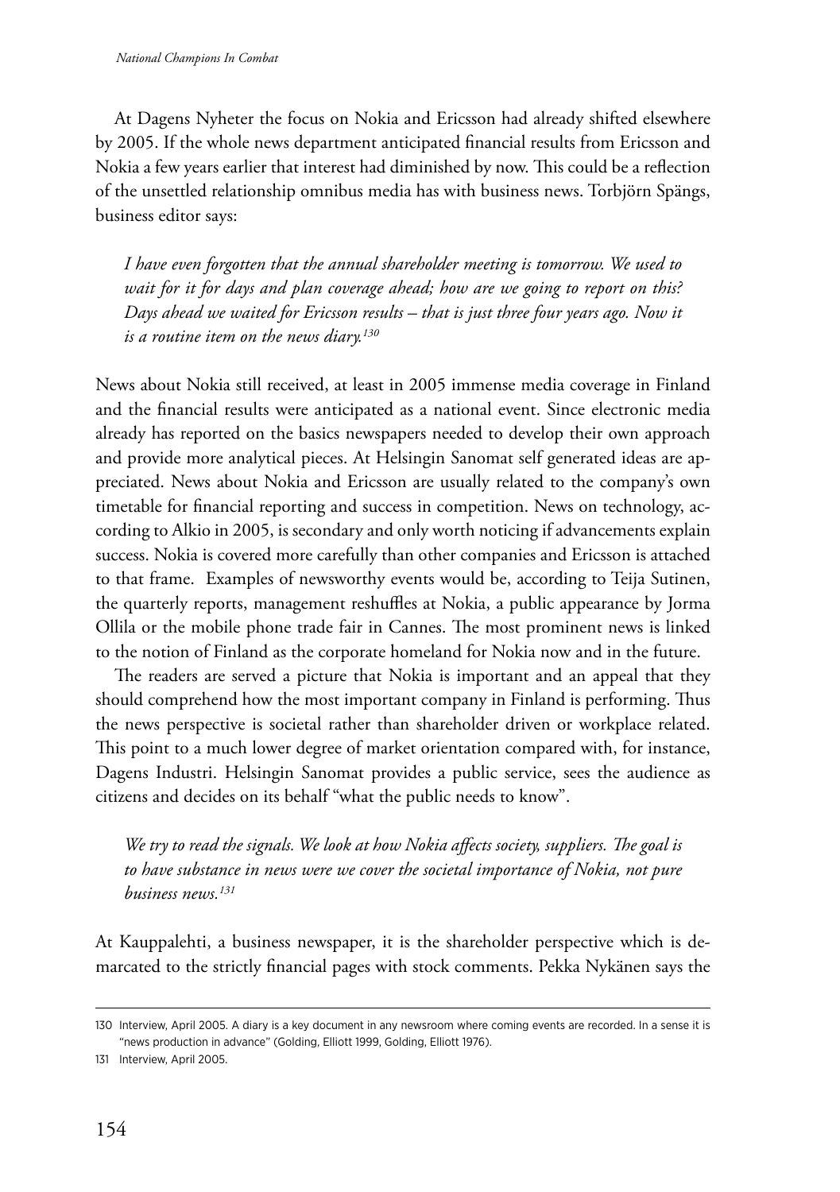At Dagens Nyheter the focus on Nokia and Ericsson had already shifted elsewhere by 2005. If the whole news department anticipated financial results from Ericsson and Nokia a few years earlier that interest had diminished by now. This could be a reflection of the unsettled relationship omnibus media has with business news. Torbjörn Spängs, business editor says:

> *I have even forgotten that the annual shareholder meeting is tomorrow. We used to wait for it for days and plan coverage ahead; how are we going to report on this? Days ahead we waited for Ericsson results – that is just three four years ago. Now it is a routine item on the news diary.*[130]

News about Nokia still received, at least in 2005 immense media coverage in Finland and the financial results were anticipated as a national event. Since electronic media already has reported on the basics newspapers needed to develop their own approach and provide more analytical pieces. At Helsingin Sanomat self generated ideas are appreciated. News about Nokia and Ericsson are usually related to the company's own timetable for financial reporting and success in competition. News on technology, according to Alkio in 2005, is secondary and only worth noticing if advancements explain success. Nokia is covered more carefully than other companies and Ericsson is attached to that frame. Examples of newsworthy events would be, according to Teija Sutinen, the quarterly reports, management reshuffles at Nokia, a public appearance by Jorma Ollila or the mobile phone trade fair in Cannes. The most prominent news is linked to the notion of Finland as the corporate homeland for Nokia now and in the future.

The readers are served a picture that Nokia is important and an appeal that they should comprehend how the most important company in Finland is performing. Thus the news perspective is societal rather than shareholder driven or workplace related. This point to a much lower degree of market orientation compared with, for instance, Dagens Industri. Helsingin Sanomat provides a public service, sees the audience as citizens and decides on its behalf "what the public needs to know".

> *We try to read the signals. We look at how Nokia affects society, suppliers. The goal is to have substance in news were we cover the societal importance of Nokia, not pure business news.*[131]

At Kauppalehti, a business newspaper, it is the shareholder perspective which is demarcated to the strictly financial pages with stock comments. Pekka Nykänen says the

---

130 Interview, April 2005. A diary is a key document in any newsroom where coming events are recorded. In a sense it is "news production in advance" (Golding, Elliott 1999, Golding, Elliott 1976).

131 Interview, April 2005.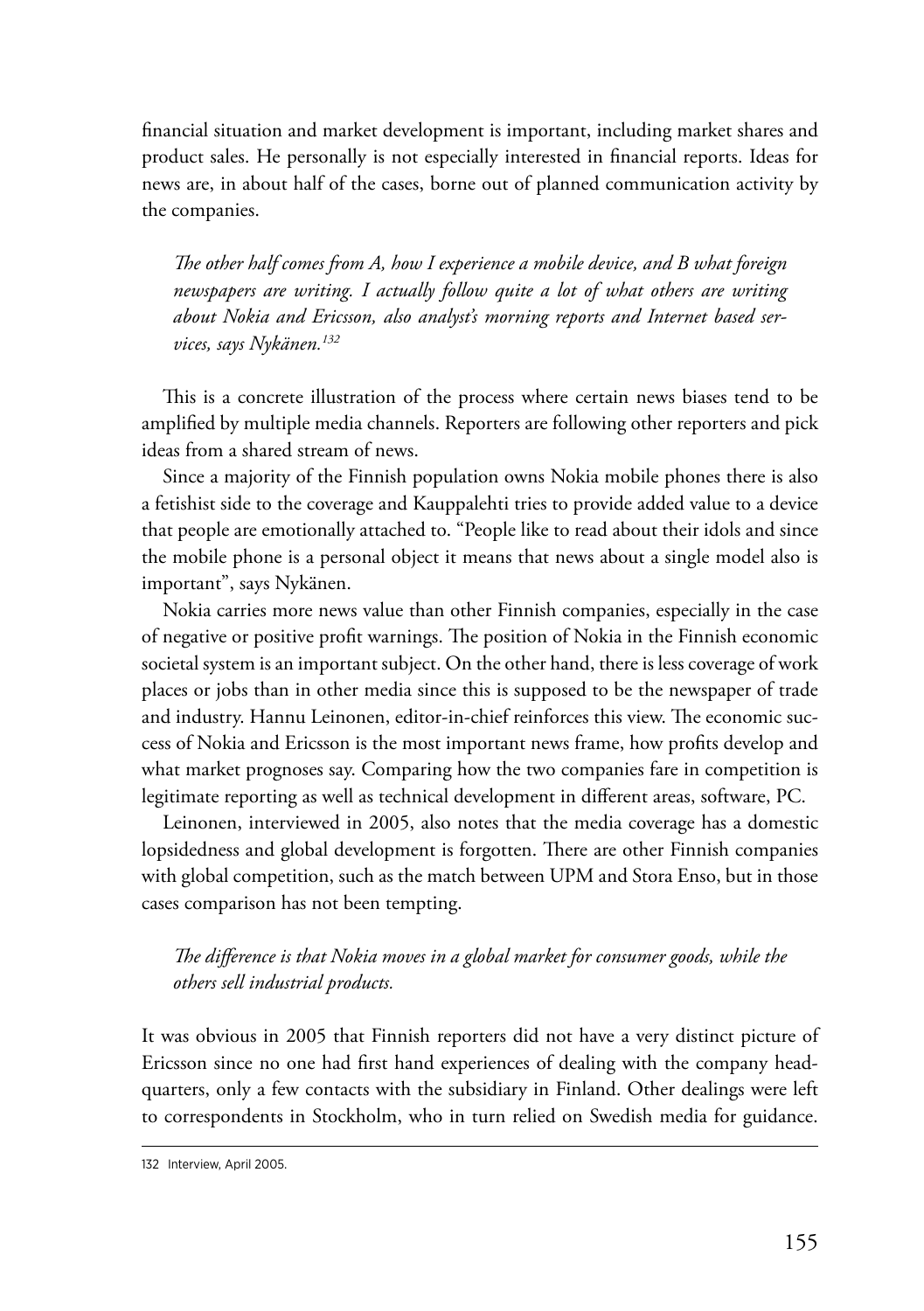financial situation and market development is important, including market shares and product sales. He personally is not especially interested in financial reports. Ideas for news are, in about half of the cases, borne out of planned communication activity by the companies.

> *The other half comes from A, how I experience a mobile device, and B what foreign newspapers are writing. I actually follow quite a lot of what others are writing about Nokia and Ericsson, also analyst's morning reports and Internet based services, says Nykänen.*[132]

This is a concrete illustration of the process where certain news biases tend to be amplified by multiple media channels. Reporters are following other reporters and pick ideas from a shared stream of news.

Since a majority of the Finnish population owns Nokia mobile phones there is also a fetishist side to the coverage and Kauppalehti tries to provide added value to a device that people are emotionally attached to. "People like to read about their idols and since the mobile phone is a personal object it means that news about a single model also is important", says Nykänen.

Nokia carries more news value than other Finnish companies, especially in the case of negative or positive profit warnings. The position of Nokia in the Finnish economic societal system is an important subject. On the other hand, there is less coverage of work places or jobs than in other media since this is supposed to be the newspaper of trade and industry. Hannu Leinonen, editor-in-chief reinforces this view. The economic success of Nokia and Ericsson is the most important news frame, how profits develop and what market prognoses say. Comparing how the two companies fare in competition is legitimate reporting as well as technical development in different areas, software, PC.

Leinonen, interviewed in 2005, also notes that the media coverage has a domestic lopsidedness and global development is forgotten. There are other Finnish companies with global competition, such as the match between UPM and Stora Enso, but in those cases comparison has not been tempting.

> *The difference is that Nokia moves in a global market for consumer goods, while the others sell industrial products.*

It was obvious in 2005 that Finnish reporters did not have a very distinct picture of Ericsson since no one had first hand experiences of dealing with the company headquarters, only a few contacts with the subsidiary in Finland. Other dealings were left to correspondents in Stockholm, who in turn relied on Swedish media for guidance.

---

132 Interview, April 2005.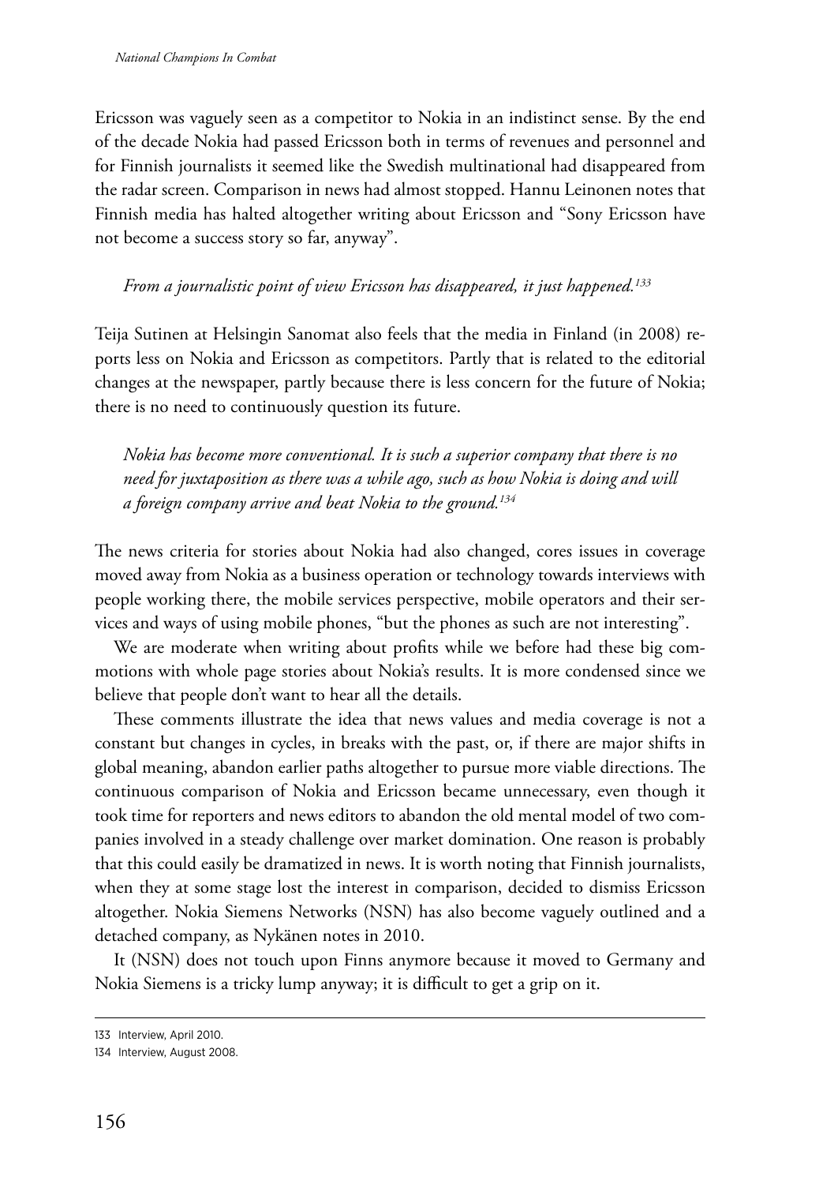Ericsson was vaguely seen as a competitor to Nokia in an indistinct sense. By the end of the decade Nokia had passed Ericsson both in terms of revenues and personnel and for Finnish journalists it seemed like the Swedish multinational had disappeared from the radar screen. Comparison in news had almost stopped. Hannu Leinonen notes that Finnish media has halted altogether writing about Ericsson and "Sony Ericsson have not become a success story so far, anyway".

> *From a journalistic point of view Ericsson has disappeared, it just happened.*[133]

Teija Sutinen at Helsingin Sanomat also feels that the media in Finland (in 2008) reports less on Nokia and Ericsson as competitors. Partly that is related to the editorial changes at the newspaper, partly because there is less concern for the future of Nokia; there is no need to continuously question its future.

> *Nokia has become more conventional. It is such a superior company that there is no need for juxtaposition as there was a while ago, such as how Nokia is doing and will a foreign company arrive and beat Nokia to the ground.*[134]

The news criteria for stories about Nokia had also changed, cores issues in coverage moved away from Nokia as a business operation or technology towards interviews with people working there, the mobile services perspective, mobile operators and their services and ways of using mobile phones, "but the phones as such are not interesting".

We are moderate when writing about profits while we before had these big commotions with whole page stories about Nokia's results. It is more condensed since we believe that people don't want to hear all the details.

These comments illustrate the idea that news values and media coverage is not a constant but changes in cycles, in breaks with the past, or, if there are major shifts in global meaning, abandon earlier paths altogether to pursue more viable directions. The continuous comparison of Nokia and Ericsson became unnecessary, even though it took time for reporters and news editors to abandon the old mental model of two companies involved in a steady challenge over market domination. One reason is probably that this could easily be dramatized in news. It is worth noting that Finnish journalists, when they at some stage lost the interest in comparison, decided to dismiss Ericsson altogether. Nokia Siemens Networks (NSN) has also become vaguely outlined and a detached company, as Nykänen notes in 2010.

It (NSN) does not touch upon Finns anymore because it moved to Germany and Nokia Siemens is a tricky lump anyway; it is difficult to get a grip on it.

---

133 Interview, April 2010.

134 Interview, August 2008.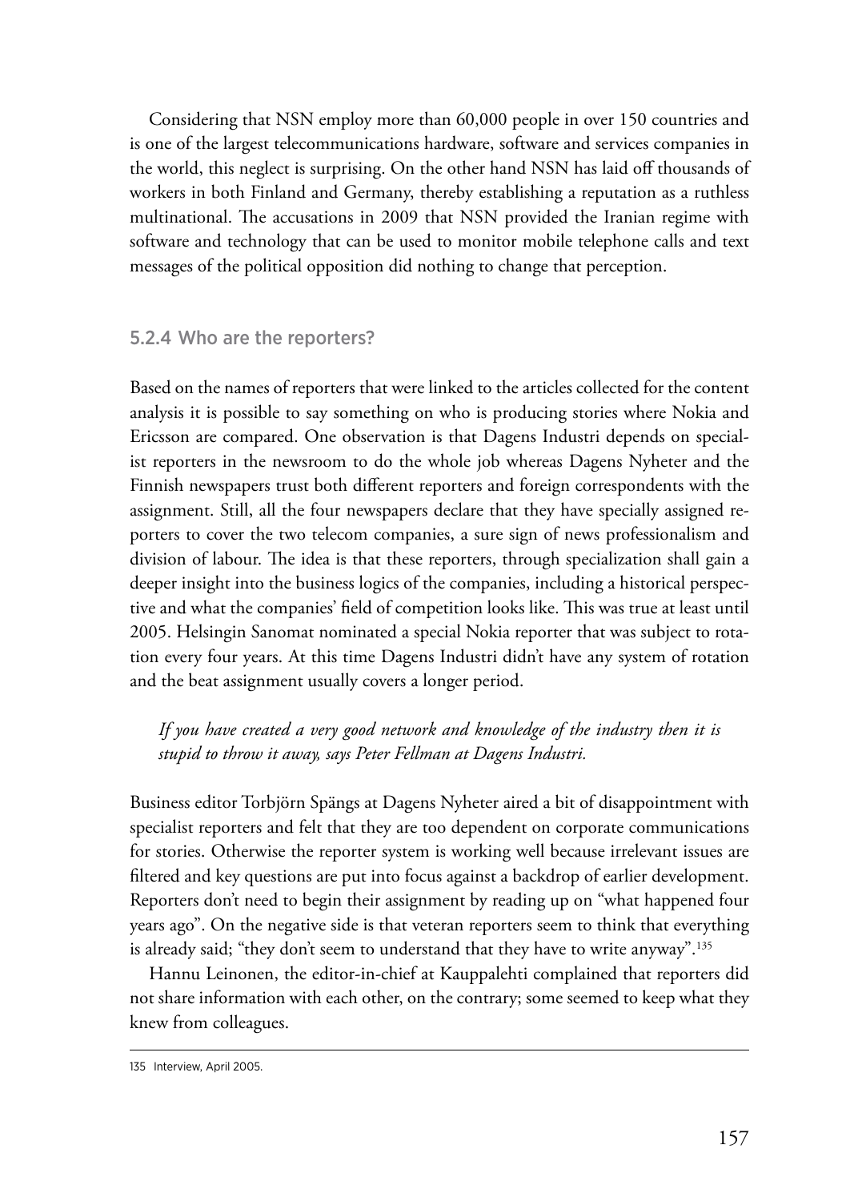Considering that NSN employ more than 60,000 people in over 150 countries and is one of the largest telecommunications hardware, software and services companies in the world, this neglect is surprising. On the other hand NSN has laid off thousands of workers in both Finland and Germany, thereby establishing a reputation as a ruthless multinational. The accusations in 2009 that NSN provided the Iranian regime with software and technology that can be used to monitor mobile telephone calls and text messages of the political opposition did nothing to change that perception.

### 5.2.4 Who are the reporters?

Based on the names of reporters that were linked to the articles collected for the content analysis it is possible to say something on who is producing stories where Nokia and Ericsson are compared. One observation is that Dagens Industri depends on specialist reporters in the newsroom to do the whole job whereas Dagens Nyheter and the Finnish newspapers trust both different reporters and foreign correspondents with the assignment. Still, all the four newspapers declare that they have specially assigned reporters to cover the two telecom companies, a sure sign of news professionalism and division of labour. The idea is that these reporters, through specialization shall gain a deeper insight into the business logics of the companies, including a historical perspective and what the companies' field of competition looks like. This was true at least until 2005. Helsingin Sanomat nominated a special Nokia reporter that was subject to rotation every four years. At this time Dagens Industri didn't have any system of rotation and the beat assignment usually covers a longer period.

> *If you have created a very good network and knowledge of the industry then it is stupid to throw it away, says Peter Fellman at Dagens Industri.*

Business editor Torbjörn Spängs at Dagens Nyheter aired a bit of disappointment with specialist reporters and felt that they are too dependent on corporate communications for stories. Otherwise the reporter system is working well because irrelevant issues are filtered and key questions are put into focus against a backdrop of earlier development. Reporters don't need to begin their assignment by reading up on "what happened four years ago". On the negative side is that veteran reporters seem to think that everything is already said; "they don't seem to understand that they have to write anyway".[135]

Hannu Leinonen, the editor-in-chief at Kauppalehti complained that reporters did not share information with each other, on the contrary; some seemed to keep what they knew from colleagues.

---

135 Interview, April 2005.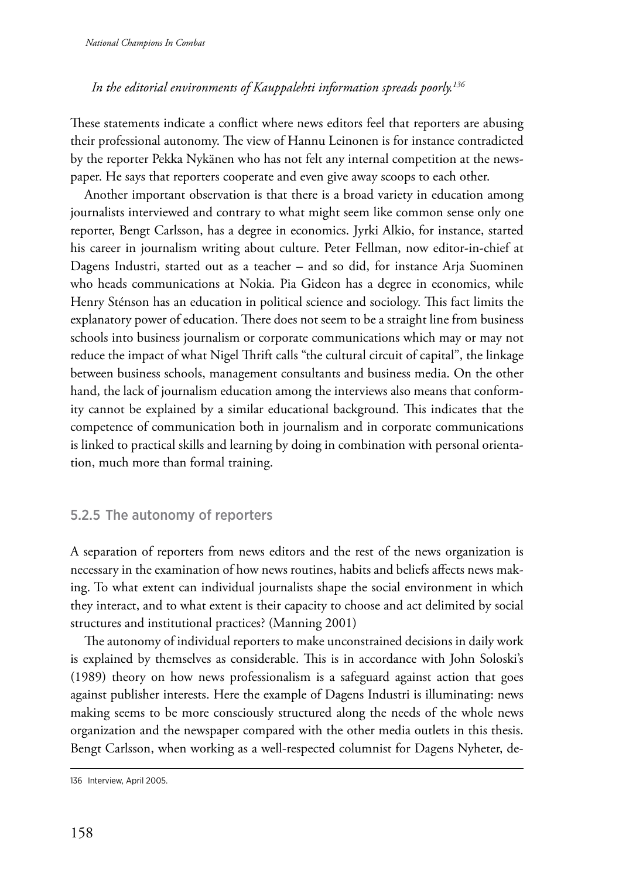*In the editorial environments of Kauppalehti information spreads poorly.*[136]

These statements indicate a conflict where news editors feel that reporters are abusing their professional autonomy. The view of Hannu Leinonen is for instance contradicted by the reporter Pekka Nykänen who has not felt any internal competition at the newspaper. He says that reporters cooperate and even give away scoops to each other.

Another important observation is that there is a broad variety in education among journalists interviewed and contrary to what might seem like common sense only one reporter, Bengt Carlsson, has a degree in economics. Jyrki Alkio, for instance, started his career in journalism writing about culture. Peter Fellman, now editor-in-chief at Dagens Industri, started out as a teacher – and so did, for instance Arja Suominen who heads communications at Nokia. Pia Gideon has a degree in economics, while Henry Sténson has an education in political science and sociology. This fact limits the explanatory power of education. There does not seem to be a straight line from business schools into business journalism or corporate communications which may or may not reduce the impact of what Nigel Thrift calls "the cultural circuit of capital", the linkage between business schools, management consultants and business media. On the other hand, the lack of journalism education among the interviews also means that conformity cannot be explained by a similar educational background. This indicates that the competence of communication both in journalism and in corporate communications is linked to practical skills and learning by doing in combination with personal orientation, much more than formal training.

### 5.2.5 The autonomy of reporters

A separation of reporters from news editors and the rest of the news organization is necessary in the examination of how news routines, habits and beliefs affects news making. To what extent can individual journalists shape the social environment in which they interact, and to what extent is their capacity to choose and act delimited by social structures and institutional practices? (Manning 2001)

The autonomy of individual reporters to make unconstrained decisions in daily work is explained by themselves as considerable. This is in accordance with John Soloski's (1989) theory on how news professionalism is a safeguard against action that goes against publisher interests. Here the example of Dagens Industri is illuminating: news making seems to be more consciously structured along the needs of the whole news organization and the newspaper compared with the other media outlets in this thesis. Bengt Carlsson, when working as a well-respected columnist for Dagens Nyheter, de-

136 Interview, April 2005.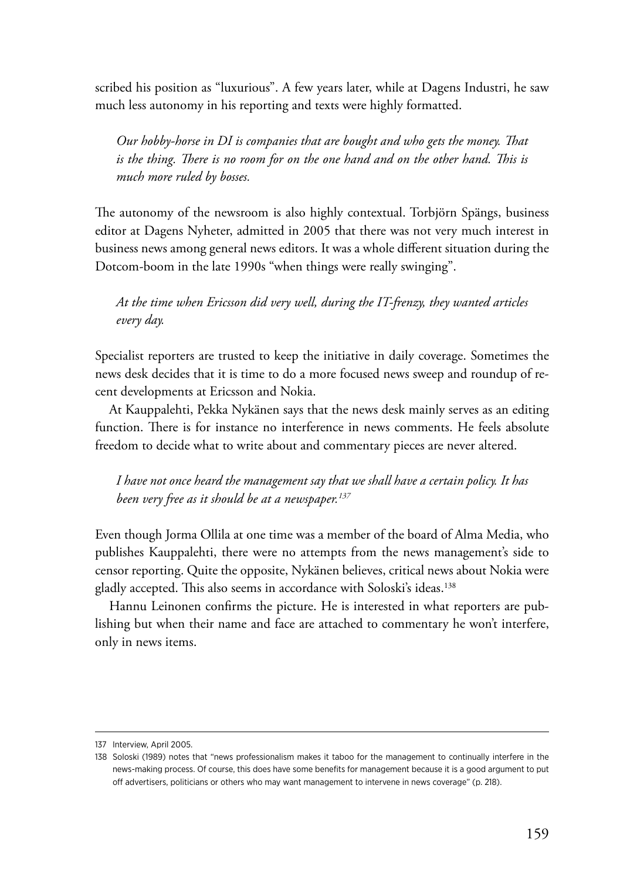scribed his position as "luxurious". A few years later, while at Dagens Industri, he saw much less autonomy in his reporting and texts were highly formatted.

> *Our hobby-horse in DI is companies that are bought and who gets the money. That is the thing. There is no room for on the one hand and on the other hand. This is much more ruled by bosses.*

The autonomy of the newsroom is also highly contextual. Torbjörn Spängs, business editor at Dagens Nyheter, admitted in 2005 that there was not very much interest in business news among general news editors. It was a whole different situation during the Dotcom-boom in the late 1990s "when things were really swinging".

> *At the time when Ericsson did very well, during the IT-frenzy, they wanted articles every day.*

Specialist reporters are trusted to keep the initiative in daily coverage. Sometimes the news desk decides that it is time to do a more focused news sweep and roundup of recent developments at Ericsson and Nokia.

At Kauppalehti, Pekka Nykänen says that the news desk mainly serves as an editing function. There is for instance no interference in news comments. He feels absolute freedom to decide what to write about and commentary pieces are never altered.

> *I have not once heard the management say that we shall have a certain policy. It has been very free as it should be at a newspaper.*[137]

Even though Jorma Ollila at one time was a member of the board of Alma Media, who publishes Kauppalehti, there were no attempts from the news management's side to censor reporting. Quite the opposite, Nykänen believes, critical news about Nokia were gladly accepted. This also seems in accordance with Soloski's ideas.[138]

Hannu Leinonen confirms the picture. He is interested in what reporters are publishing but when their name and face are attached to commentary he won't interfere, only in news items.

---

137 Interview, April 2005.

138 Soloski (1989) notes that "news professionalism makes it taboo for the management to continually interfere in the news-making process. Of course, this does have some benefits for management because it is a good argument to put off advertisers, politicians or others who may want management to intervene in news coverage" (p. 218).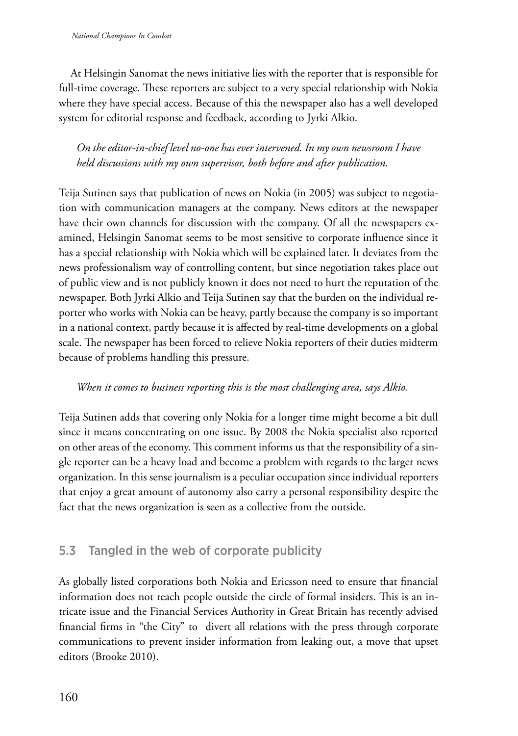At Helsingin Sanomat the news initiative lies with the reporter that is responsible for full-time coverage. These reporters are subject to a very special relationship with Nokia where they have special access. Because of this the newspaper also has a well developed system for editorial response and feedback, according to Jyrki Alkio.

> *On the editor-in-chief level no-one has ever intervened. In my own newsroom I have held discussions with my own supervisor, both before and after publication.*

Teija Sutinen says that publication of news on Nokia (in 2005) was subject to negotiation with communication managers at the company. News editors at the newspaper have their own channels for discussion with the company. Of all the newspapers examined, Helsingin Sanomat seems to be most sensitive to corporate influence since it has a special relationship with Nokia which will be explained later. It deviates from the news professionalism way of controlling content, but since negotiation takes place out of public view and is not publicly known it does not need to hurt the reputation of the newspaper. Both Jyrki Alkio and Teija Sutinen say that the burden on the individual reporter who works with Nokia can be heavy, partly because the company is so important in a national context, partly because it is affected by real-time developments on a global scale. The newspaper has been forced to relieve Nokia reporters of their duties midterm because of problems handling this pressure.

> *When it comes to business reporting this is the most challenging area, says Alkio.*

Teija Sutinen adds that covering only Nokia for a longer time might become a bit dull since it means concentrating on one issue. By 2008 the Nokia specialist also reported on other areas of the economy. This comment informs us that the responsibility of a single reporter can be a heavy load and become a problem with regards to the larger news organization. In this sense journalism is a peculiar occupation since individual reporters that enjoy a great amount of autonomy also carry a personal responsibility despite the fact that the news organization is seen as a collective from the outside.

## 5.3 Tangled in the web of corporate publicity

As globally listed corporations both Nokia and Ericsson need to ensure that financial information does not reach people outside the circle of formal insiders. This is an intricate issue and the Financial Services Authority in Great Britain has recently advised financial firms in "the City" to divert all relations with the press through corporate communications to prevent insider information from leaking out, a move that upset editors (Brooke 2010).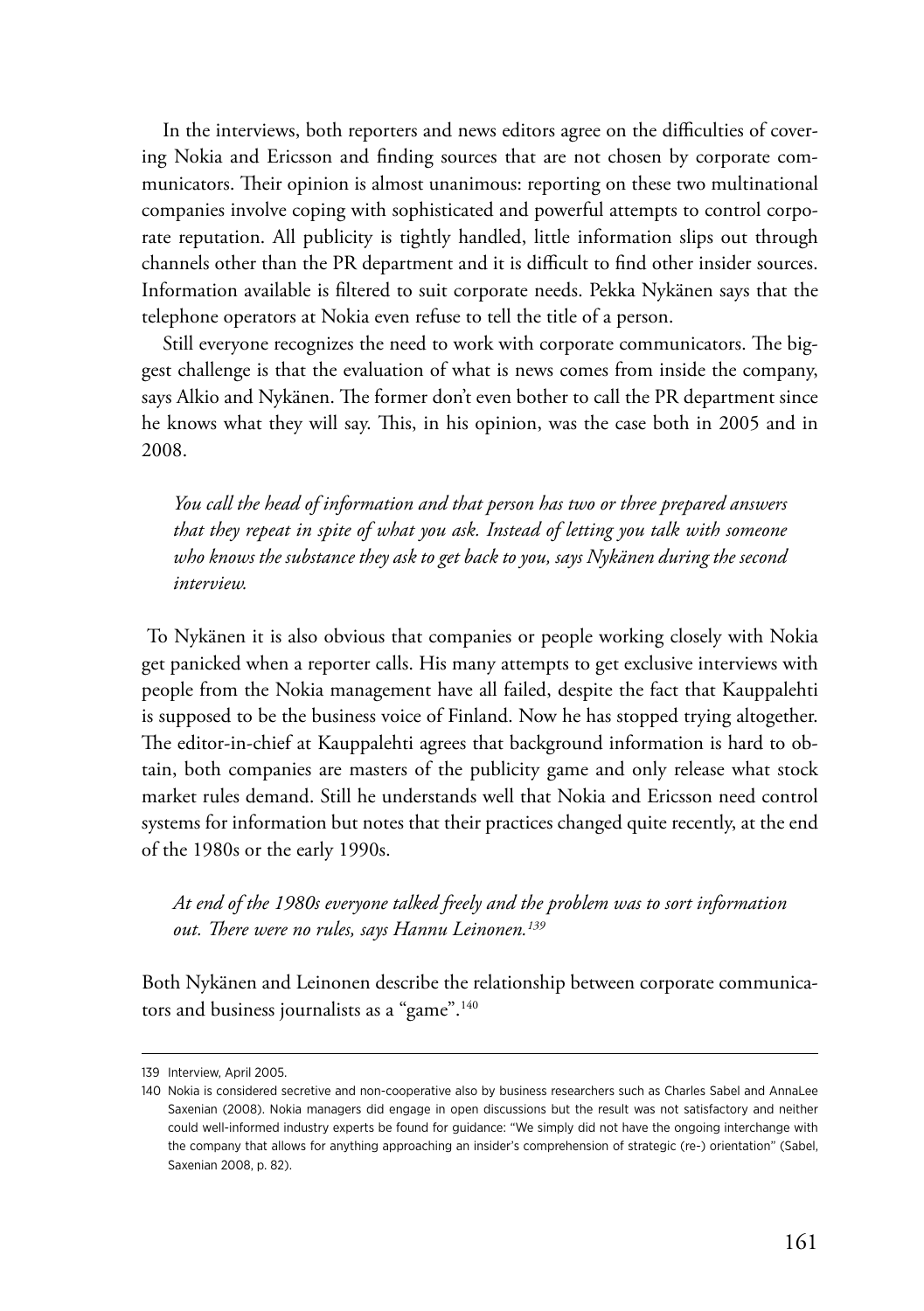In the interviews, both reporters and news editors agree on the difficulties of covering Nokia and Ericsson and finding sources that are not chosen by corporate communicators. Their opinion is almost unanimous: reporting on these two multinational companies involve coping with sophisticated and powerful attempts to control corporate reputation. All publicity is tightly handled, little information slips out through channels other than the PR department and it is difficult to find other insider sources. Information available is filtered to suit corporate needs. Pekka Nykänen says that the telephone operators at Nokia even refuse to tell the title of a person.

Still everyone recognizes the need to work with corporate communicators. The biggest challenge is that the evaluation of what is news comes from inside the company, says Alkio and Nykänen. The former don't even bother to call the PR department since he knows what they will say. This, in his opinion, was the case both in 2005 and in 2008.

> *You call the head of information and that person has two or three prepared answers that they repeat in spite of what you ask. Instead of letting you talk with someone who knows the substance they ask to get back to you, says Nykänen during the second interview.*

To Nykänen it is also obvious that companies or people working closely with Nokia get panicked when a reporter calls. His many attempts to get exclusive interviews with people from the Nokia management have all failed, despite the fact that Kauppalehti is supposed to be the business voice of Finland. Now he has stopped trying altogether. The editor-in-chief at Kauppalehti agrees that background information is hard to obtain, both companies are masters of the publicity game and only release what stock market rules demand. Still he understands well that Nokia and Ericsson need control systems for information but notes that their practices changed quite recently, at the end of the 1980s or the early 1990s.

> *At end of the 1980s everyone talked freely and the problem was to sort information out. There were no rules, says Hannu Leinonen.*[139]

Both Nykänen and Leinonen describe the relationship between corporate communicators and business journalists as a "game".[140]

---

139 Interview, April 2005.

140 Nokia is considered secretive and non-cooperative also by business researchers such as Charles Sabel and AnnaLee Saxenian (2008). Nokia managers did engage in open discussions but the result was not satisfactory and neither could well-informed industry experts be found for guidance: "We simply did not have the ongoing interchange with the company that allows for anything approaching an insider's comprehension of strategic (re-) orientation" (Sabel, Saxenian 2008, p. 82).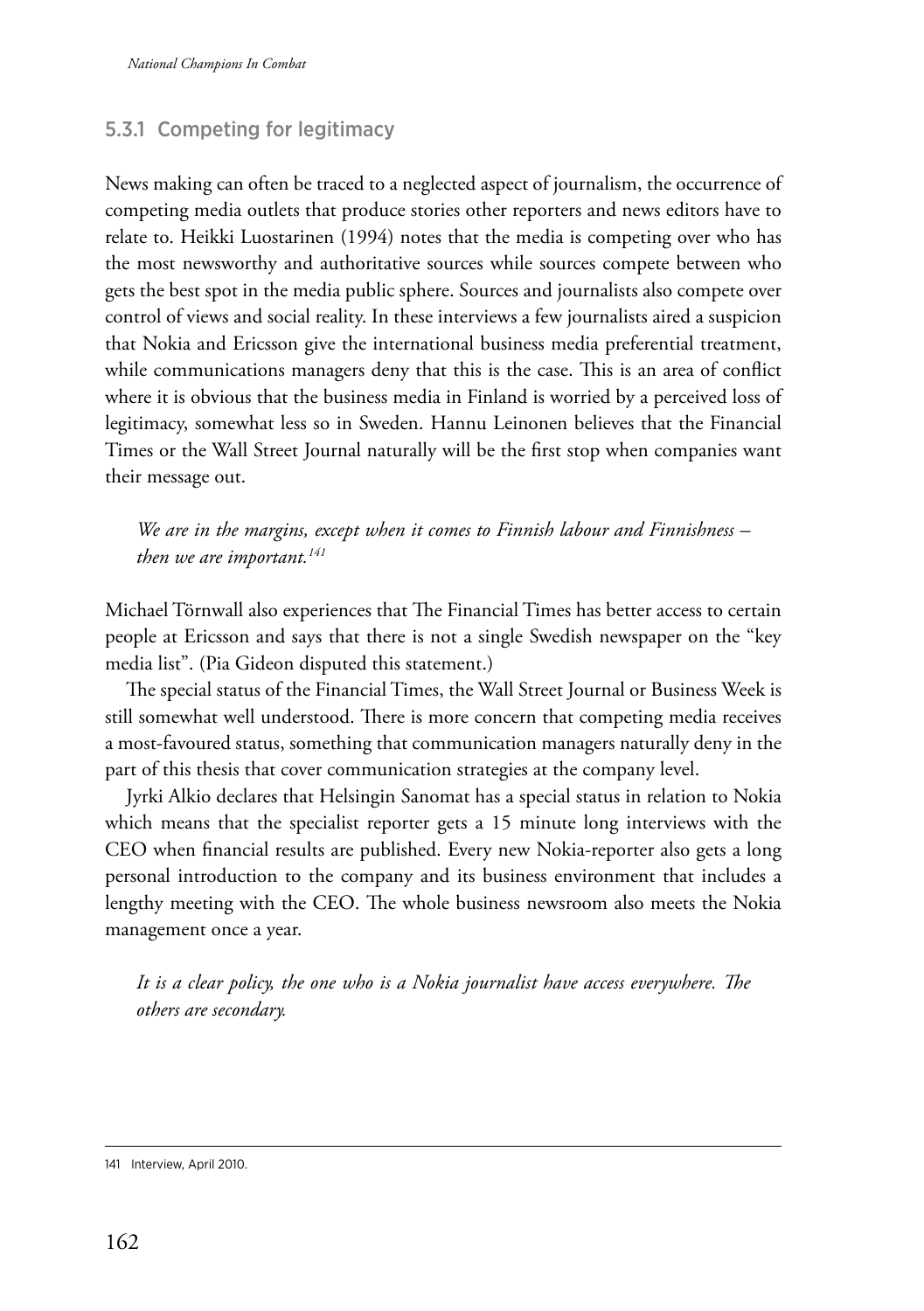### 5.3.1 Competing for legitimacy

News making can often be traced to a neglected aspect of journalism, the occurrence of competing media outlets that produce stories other reporters and news editors have to relate to. Heikki Luostarinen (1994) notes that the media is competing over who has the most newsworthy and authoritative sources while sources compete between who gets the best spot in the media public sphere. Sources and journalists also compete over control of views and social reality. In these interviews a few journalists aired a suspicion that Nokia and Ericsson give the international business media preferential treatment, while communications managers deny that this is the case. This is an area of conflict where it is obvious that the business media in Finland is worried by a perceived loss of legitimacy, somewhat less so in Sweden. Hannu Leinonen believes that the Financial Times or the Wall Street Journal naturally will be the first stop when companies want their message out.

> *We are in the margins, except when it comes to Finnish labour and Finnishness – then we are important.*[141]

Michael Törnwall also experiences that The Financial Times has better access to certain people at Ericsson and says that there is not a single Swedish newspaper on the "key media list". (Pia Gideon disputed this statement.)

The special status of the Financial Times, the Wall Street Journal or Business Week is still somewhat well understood. There is more concern that competing media receives a most-favoured status, something that communication managers naturally deny in the part of this thesis that cover communication strategies at the company level.

Jyrki Alkio declares that Helsingin Sanomat has a special status in relation to Nokia which means that the specialist reporter gets a 15 minute long interviews with the CEO when financial results are published. Every new Nokia-reporter also gets a long personal introduction to the company and its business environment that includes a lengthy meeting with the CEO. The whole business newsroom also meets the Nokia management once a year.

> *It is a clear policy, the one who is a Nokia journalist have access everywhere. The others are secondary.*

---

141 Interview, April 2010.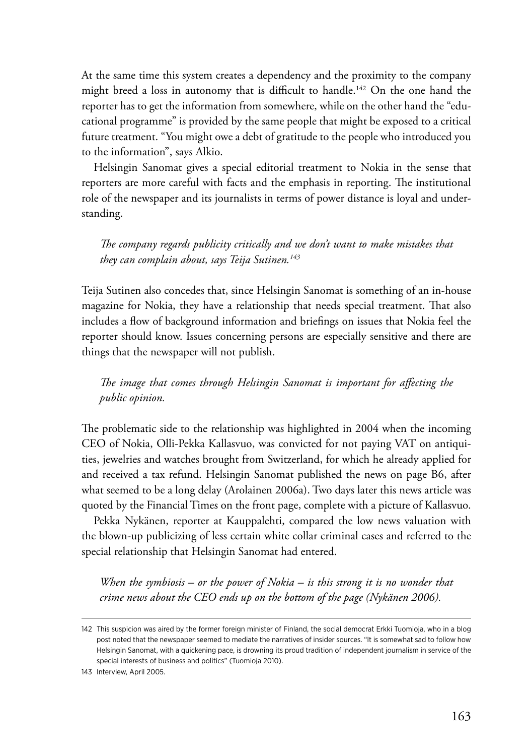At the same time this system creates a dependency and the proximity to the company might breed a loss in autonomy that is difficult to handle.[142] On the one hand the reporter has to get the information from somewhere, while on the other hand the "educational programme" is provided by the same people that might be exposed to a critical future treatment. "You might owe a debt of gratitude to the people who introduced you to the information", says Alkio.

Helsingin Sanomat gives a special editorial treatment to Nokia in the sense that reporters are more careful with facts and the emphasis in reporting. The institutional role of the newspaper and its journalists in terms of power distance is loyal and understanding.

> *The company regards publicity critically and we don't want to make mistakes that they can complain about, says Teija Sutinen.[143]*

Teija Sutinen also concedes that, since Helsingin Sanomat is something of an in-house magazine for Nokia, they have a relationship that needs special treatment. That also includes a flow of background information and briefings on issues that Nokia feel the reporter should know. Issues concerning persons are especially sensitive and there are things that the newspaper will not publish.

> *The image that comes through Helsingin Sanomat is important for affecting the public opinion.*

The problematic side to the relationship was highlighted in 2004 when the incoming CEO of Nokia, Olli-Pekka Kallasvuo, was convicted for not paying VAT on antiquities, jewelries and watches brought from Switzerland, for which he already applied for and received a tax refund. Helsingin Sanomat published the news on page B6, after what seemed to be a long delay (Arolainen 2006a). Two days later this news article was quoted by the Financial Times on the front page, complete with a picture of Kallasvuo.

Pekka Nykänen, reporter at Kauppalehti, compared the low news valuation with the blown-up publicizing of less certain white collar criminal cases and referred to the special relationship that Helsingin Sanomat had entered.

> *When the symbiosis – or the power of Nokia – is this strong it is no wonder that crime news about the CEO ends up on the bottom of the page (Nykänen 2006).*

---

142 This suspicion was aired by the former foreign minister of Finland, the social democrat Erkki Tuomioja, who in a blog post noted that the newspaper seemed to mediate the narratives of insider sources. "It is somewhat sad to follow how Helsingin Sanomat, with a quickening pace, is drowning its proud tradition of independent journalism in service of the special interests of business and politics" (Tuomioja 2010).

143 Interview, April 2005.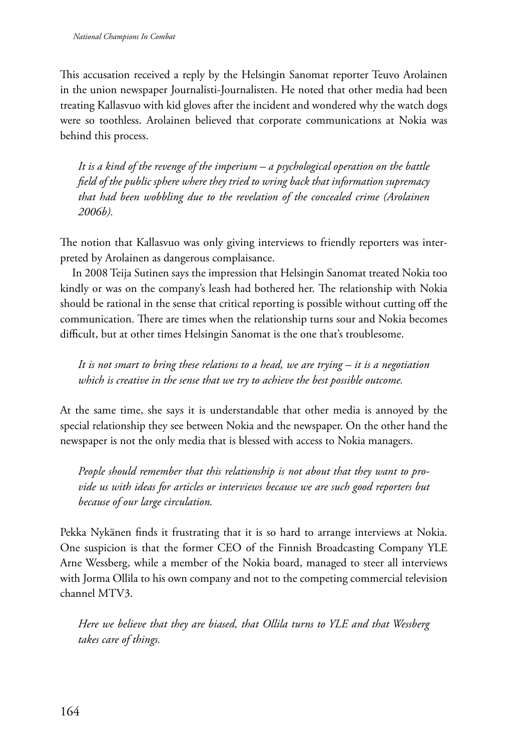This accusation received a reply by the Helsingin Sanomat reporter Teuvo Arolainen in the union newspaper Journalisti-Journalisten. He noted that other media had been treating Kallasvuo with kid gloves after the incident and wondered why the watch dogs were so toothless. Arolainen believed that corporate communications at Nokia was behind this process.

> *It is a kind of the revenge of the imperium – a psychological operation on the battle field of the public sphere where they tried to wring back that information supremacy that had been wobbling due to the revelation of the concealed crime (Arolainen 2006b).*

The notion that Kallasvuo was only giving interviews to friendly reporters was interpreted by Arolainen as dangerous complaisance.

In 2008 Teija Sutinen says the impression that Helsingin Sanomat treated Nokia too kindly or was on the company's leash had bothered her. The relationship with Nokia should be rational in the sense that critical reporting is possible without cutting off the communication. There are times when the relationship turns sour and Nokia becomes difficult, but at other times Helsingin Sanomat is the one that's troublesome.

> *It is not smart to bring these relations to a head, we are trying – it is a negotiation which is creative in the sense that we try to achieve the best possible outcome.*

At the same time, she says it is understandable that other media is annoyed by the special relationship they see between Nokia and the newspaper. On the other hand the newspaper is not the only media that is blessed with access to Nokia managers.

> *People should remember that this relationship is not about that they want to provide us with ideas for articles or interviews because we are such good reporters but because of our large circulation.*

Pekka Nykänen finds it frustrating that it is so hard to arrange interviews at Nokia. One suspicion is that the former CEO of the Finnish Broadcasting Company YLE Arne Wessberg, while a member of the Nokia board, managed to steer all interviews with Jorma Ollila to his own company and not to the competing commercial television channel MTV3.

> *Here we believe that they are biased, that Ollila turns to YLE and that Wessberg takes care of things.*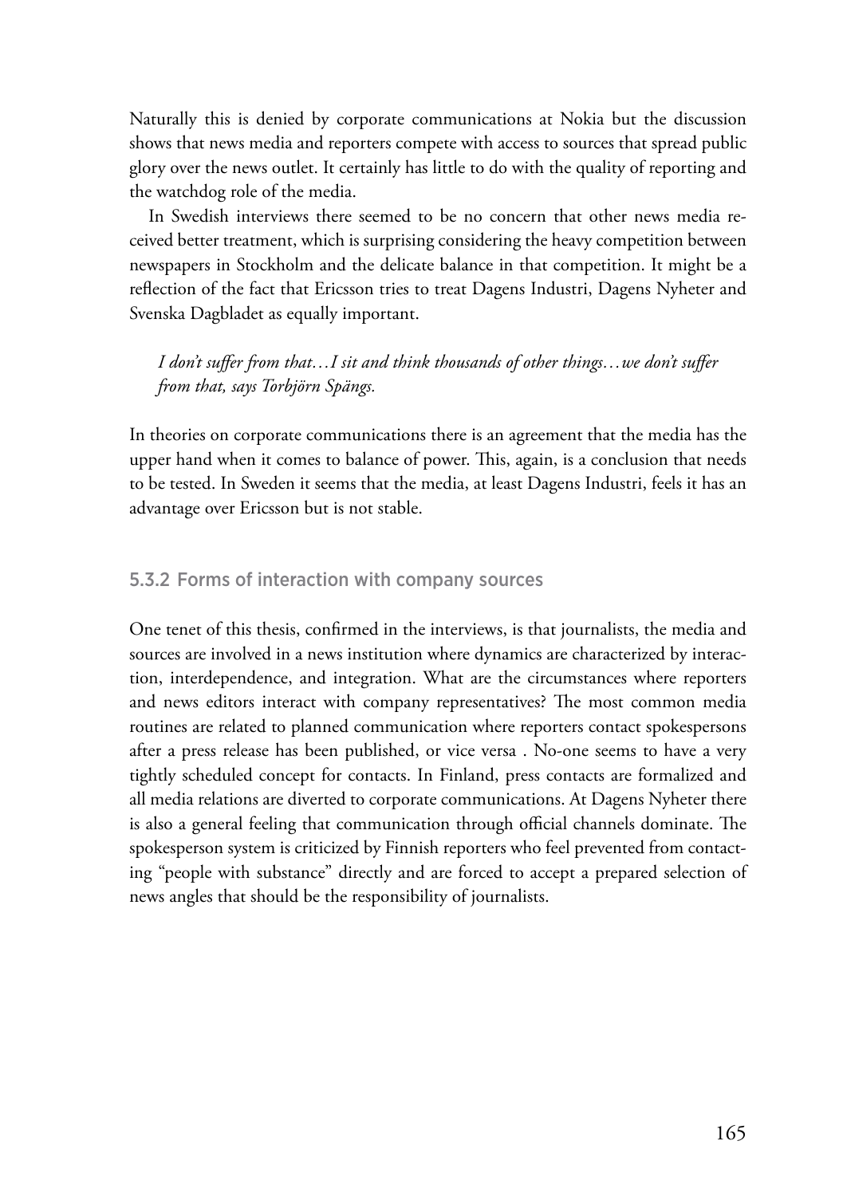Naturally this is denied by corporate communications at Nokia but the discussion shows that news media and reporters compete with access to sources that spread public glory over the news outlet. It certainly has little to do with the quality of reporting and the watchdog role of the media.

In Swedish interviews there seemed to be no concern that other news media received better treatment, which is surprising considering the heavy competition between newspapers in Stockholm and the delicate balance in that competition. It might be a reflection of the fact that Ericsson tries to treat Dagens Industri, Dagens Nyheter and Svenska Dagbladet as equally important.

> *I don't suffer from that…I sit and think thousands of other things…we don't suffer from that, says Torbjörn Spängs.*

In theories on corporate communications there is an agreement that the media has the upper hand when it comes to balance of power. This, again, is a conclusion that needs to be tested. In Sweden it seems that the media, at least Dagens Industri, feels it has an advantage over Ericsson but is not stable.

### 5.3.2 Forms of interaction with company sources

One tenet of this thesis, confirmed in the interviews, is that journalists, the media and sources are involved in a news institution where dynamics are characterized by interaction, interdependence, and integration. What are the circumstances where reporters and news editors interact with company representatives? The most common media routines are related to planned communication where reporters contact spokespersons after a press release has been published, or vice versa . No-one seems to have a very tightly scheduled concept for contacts. In Finland, press contacts are formalized and all media relations are diverted to corporate communications. At Dagens Nyheter there is also a general feeling that communication through official channels dominate. The spokesperson system is criticized by Finnish reporters who feel prevented from contacting "people with substance" directly and are forced to accept a prepared selection of news angles that should be the responsibility of journalists.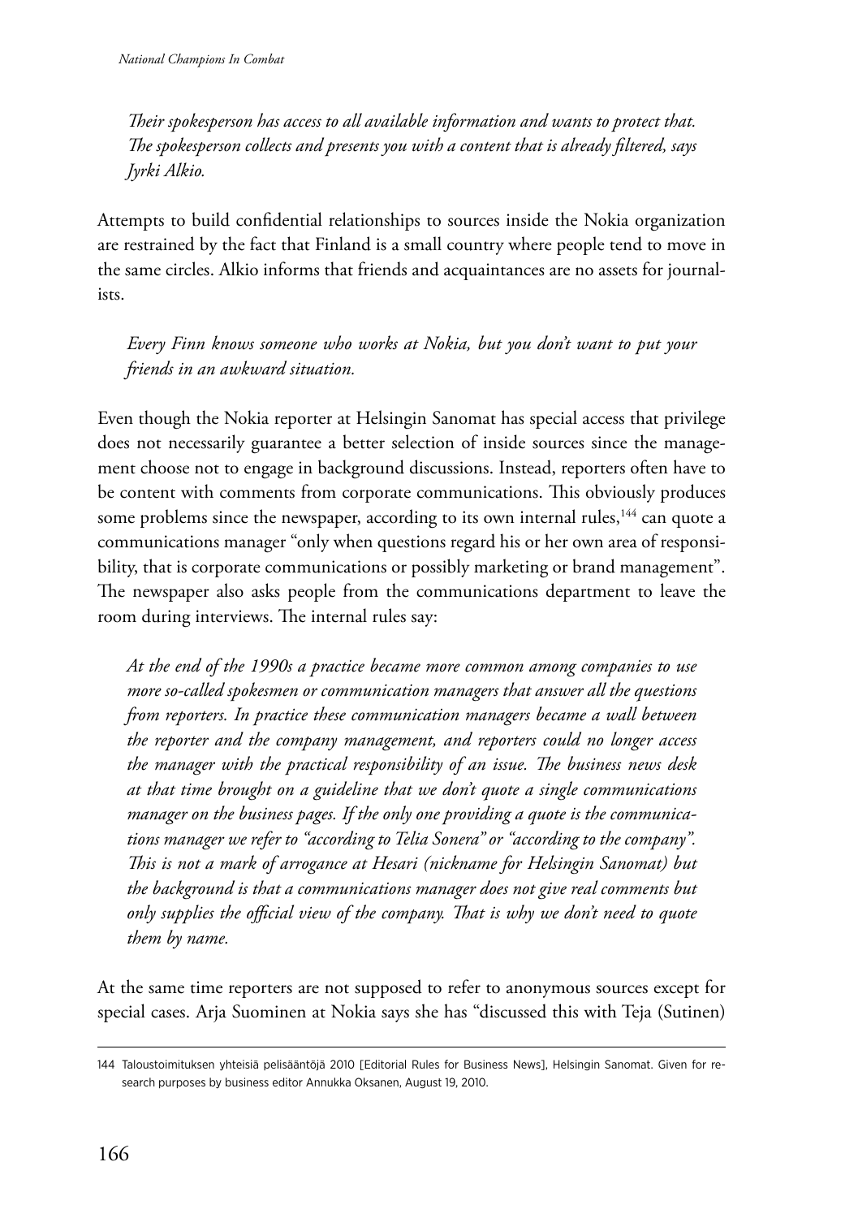*Their spokesperson has access to all available information and wants to protect that. The spokesperson collects and presents you with a content that is already filtered, says Jyrki Alkio.*

Attempts to build confidential relationships to sources inside the Nokia organization are restrained by the fact that Finland is a small country where people tend to move in the same circles. Alkio informs that friends and acquaintances are no assets for journalists.

*Every Finn knows someone who works at Nokia, but you don't want to put your friends in an awkward situation.*

Even though the Nokia reporter at Helsingin Sanomat has special access that privilege does not necessarily guarantee a better selection of inside sources since the management choose not to engage in background discussions. Instead, reporters often have to be content with comments from corporate communications. This obviously produces some problems since the newspaper, according to its own internal rules,[144] can quote a communications manager "only when questions regard his or her own area of responsibility, that is corporate communications or possibly marketing or brand management". The newspaper also asks people from the communications department to leave the room during interviews. The internal rules say:

*At the end of the 1990s a practice became more common among companies to use more so-called spokesmen or communication managers that answer all the questions from reporters. In practice these communication managers became a wall between the reporter and the company management, and reporters could no longer access the manager with the practical responsibility of an issue. The business news desk at that time brought on a guideline that we don't quote a single communications manager on the business pages. If the only one providing a quote is the communications manager we refer to "according to Telia Sonera" or "according to the company". This is not a mark of arrogance at Hesari (nickname for Helsingin Sanomat) but the background is that a communications manager does not give real comments but only supplies the official view of the company. That is why we don't need to quote them by name.*

At the same time reporters are not supposed to refer to anonymous sources except for special cases. Arja Suominen at Nokia says she has "discussed this with Teja (Sutinen)

144 Taloustoimituksen yhteisiä pelisääntöjä 2010 [Editorial Rules for Business News], Helsingin Sanomat. Given for research purposes by business editor Annukka Oksanen, August 19, 2010.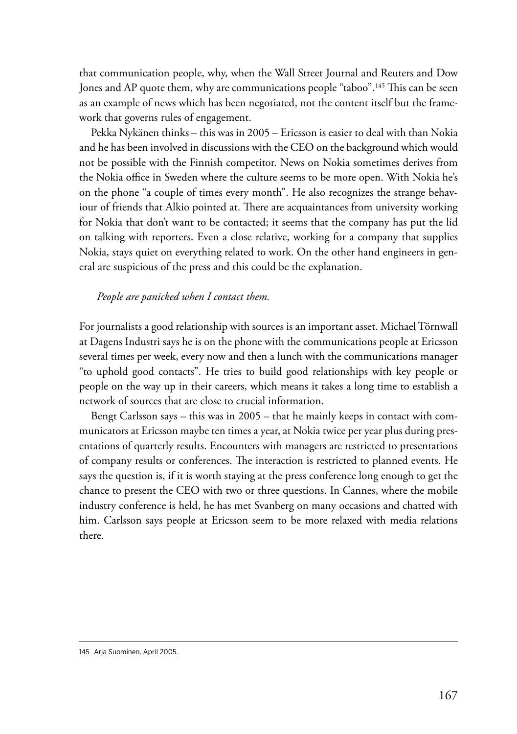that communication people, why, when the Wall Street Journal and Reuters and Dow Jones and AP quote them, why are communications people "taboo".[145] This can be seen as an example of news which has been negotiated, not the content itself but the framework that governs rules of engagement.

Pekka Nykänen thinks – this was in 2005 – Ericsson is easier to deal with than Nokia and he has been involved in discussions with the CEO on the background which would not be possible with the Finnish competitor. News on Nokia sometimes derives from the Nokia office in Sweden where the culture seems to be more open. With Nokia he's on the phone "a couple of times every month". He also recognizes the strange behaviour of friends that Alkio pointed at. There are acquaintances from university working for Nokia that don't want to be contacted; it seems that the company has put the lid on talking with reporters. Even a close relative, working for a company that supplies Nokia, stays quiet on everything related to work. On the other hand engineers in general are suspicious of the press and this could be the explanation.

*People are panicked when I contact them.*

For journalists a good relationship with sources is an important asset. Michael Törnwall at Dagens Industri says he is on the phone with the communications people at Ericsson several times per week, every now and then a lunch with the communications manager "to uphold good contacts". He tries to build good relationships with key people or people on the way up in their careers, which means it takes a long time to establish a network of sources that are close to crucial information.

Bengt Carlsson says – this was in 2005 – that he mainly keeps in contact with communicators at Ericsson maybe ten times a year, at Nokia twice per year plus during presentations of quarterly results. Encounters with managers are restricted to presentations of company results or conferences. The interaction is restricted to planned events. He says the question is, if it is worth staying at the press conference long enough to get the chance to present the CEO with two or three questions. In Cannes, where the mobile industry conference is held, he has met Svanberg on many occasions and chatted with him. Carlsson says people at Ericsson seem to be more relaxed with media relations there.

145 Arja Suominen, April 2005.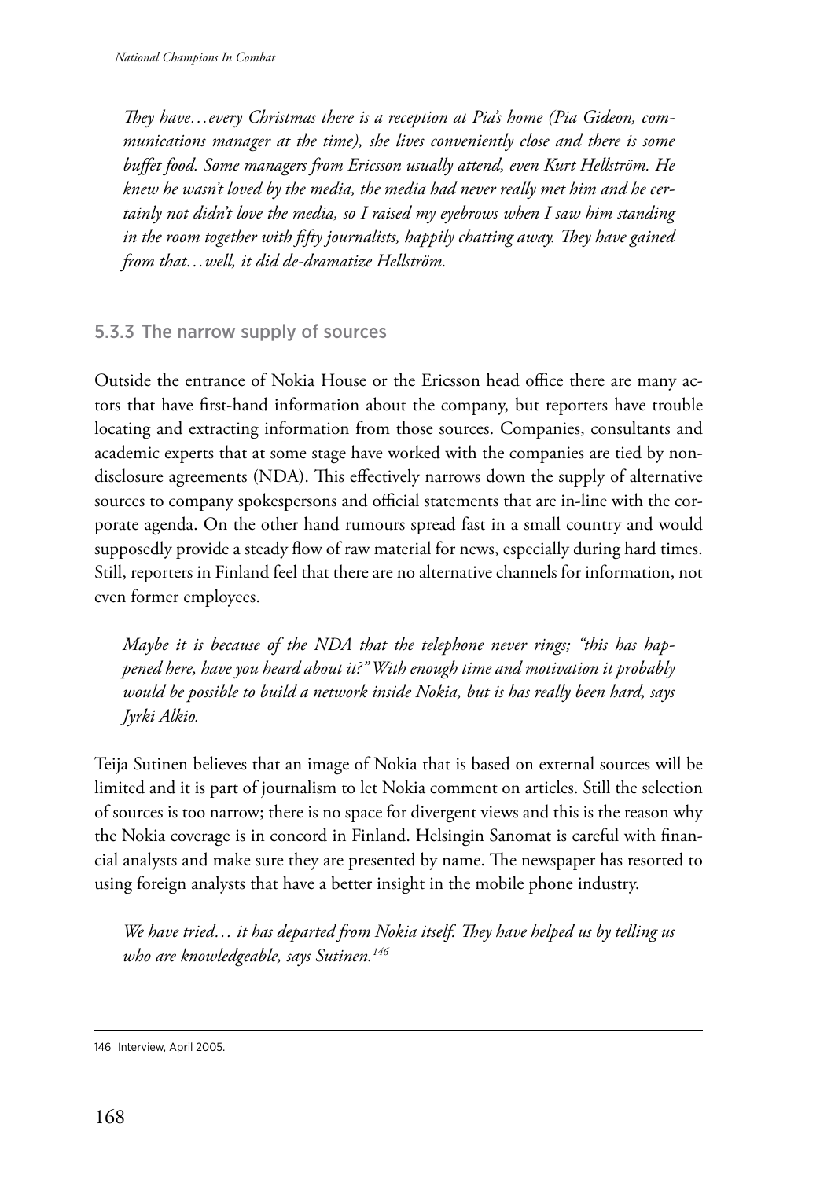*They have…every Christmas there is a reception at Pia's home (Pia Gideon, communications manager at the time), she lives conveniently close and there is some buffet food. Some managers from Ericsson usually attend, even Kurt Hellström. He knew he wasn't loved by the media, the media had never really met him and he certainly not didn't love the media, so I raised my eyebrows when I saw him standing in the room together with fifty journalists, happily chatting away. They have gained from that…well, it did de-dramatize Hellström.*

### 5.3.3 The narrow supply of sources

Outside the entrance of Nokia House or the Ericsson head office there are many actors that have first-hand information about the company, but reporters have trouble locating and extracting information from those sources. Companies, consultants and academic experts that at some stage have worked with the companies are tied by non-disclosure agreements (NDA). This effectively narrows down the supply of alternative sources to company spokespersons and official statements that are in-line with the corporate agenda. On the other hand rumours spread fast in a small country and would supposedly provide a steady flow of raw material for news, especially during hard times. Still, reporters in Finland feel that there are no alternative channels for information, not even former employees.

*Maybe it is because of the NDA that the telephone never rings; "this has happened here, have you heard about it?" With enough time and motivation it probably would be possible to build a network inside Nokia, but is has really been hard, says Jyrki Alkio.*

Teija Sutinen believes that an image of Nokia that is based on external sources will be limited and it is part of journalism to let Nokia comment on articles. Still the selection of sources is too narrow; there is no space for divergent views and this is the reason why the Nokia coverage is in concord in Finland. Helsingin Sanomat is careful with financial analysts and make sure they are presented by name. The newspaper has resorted to using foreign analysts that have a better insight in the mobile phone industry.

*We have tried… it has departed from Nokia itself. They have helped us by telling us who are knowledgeable, says Sutinen.*[146]

---

146 Interview, April 2005.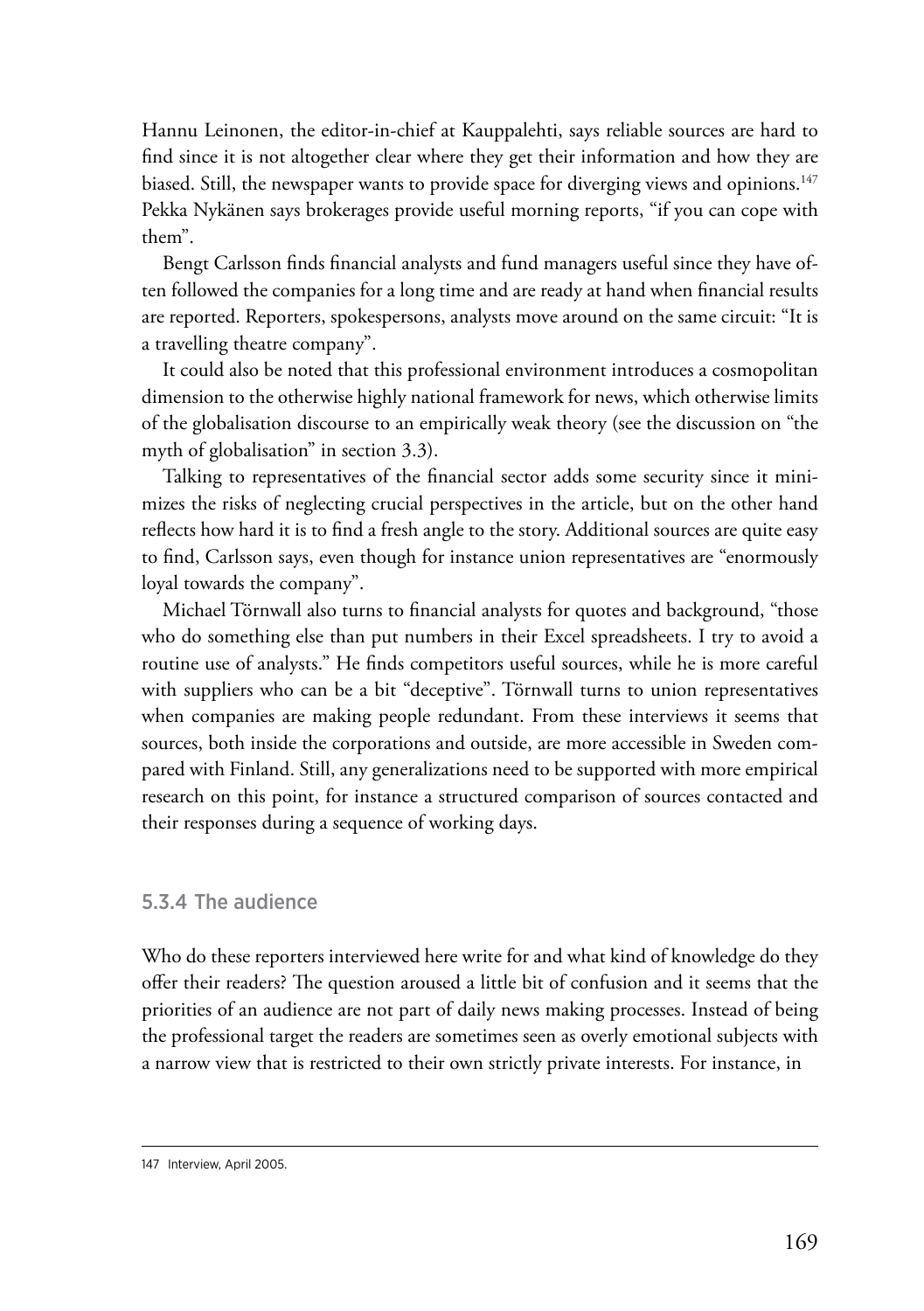Hannu Leinonen, the editor-in-chief at Kauppalehti, says reliable sources are hard to find since it is not altogether clear where they get their information and how they are biased. Still, the newspaper wants to provide space for diverging views and opinions.[147] Pekka Nykänen says brokerages provide useful morning reports, "if you can cope with them".

Bengt Carlsson finds financial analysts and fund managers useful since they have often followed the companies for a long time and are ready at hand when financial results are reported. Reporters, spokespersons, analysts move around on the same circuit: "It is a travelling theatre company".

It could also be noted that this professional environment introduces a cosmopolitan dimension to the otherwise highly national framework for news, which otherwise limits of the globalisation discourse to an empirically weak theory (see the discussion on "the myth of globalisation" in section 3.3).

Talking to representatives of the financial sector adds some security since it minimizes the risks of neglecting crucial perspectives in the article, but on the other hand reflects how hard it is to find a fresh angle to the story. Additional sources are quite easy to find, Carlsson says, even though for instance union representatives are "enormously loyal towards the company".

Michael Törnwall also turns to financial analysts for quotes and background, "those who do something else than put numbers in their Excel spreadsheets. I try to avoid a routine use of analysts." He finds competitors useful sources, while he is more careful with suppliers who can be a bit "deceptive". Törnwall turns to union representatives when companies are making people redundant. From these interviews it seems that sources, both inside the corporations and outside, are more accessible in Sweden compared with Finland. Still, any generalizations need to be supported with more empirical research on this point, for instance a structured comparison of sources contacted and their responses during a sequence of working days.

### 5.3.4 The audience

Who do these reporters interviewed here write for and what kind of knowledge do they offer their readers? The question aroused a little bit of confusion and it seems that the priorities of an audience are not part of daily news making processes. Instead of being the professional target the readers are sometimes seen as overly emotional subjects with a narrow view that is restricted to their own strictly private interests. For instance, in

147 Interview, April 2005.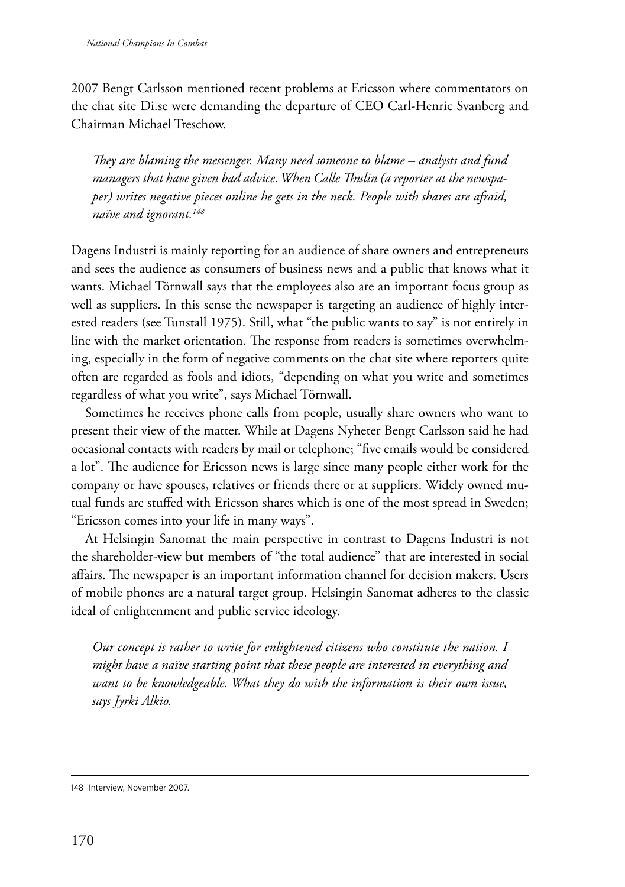2007 Bengt Carlsson mentioned recent problems at Ericsson where commentators on the chat site Di.se were demanding the departure of CEO Carl-Henric Svanberg and Chairman Michael Treschow.

> *They are blaming the messenger. Many need someone to blame – analysts and fund managers that have given bad advice. When Calle Thulin (a reporter at the newspaper) writes negative pieces online he gets in the neck. People with shares are afraid, naïve and ignorant.*[148]

Dagens Industri is mainly reporting for an audience of share owners and entrepreneurs and sees the audience as consumers of business news and a public that knows what it wants. Michael Törnwall says that the employees also are an important focus group as well as suppliers. In this sense the newspaper is targeting an audience of highly interested readers (see Tunstall 1975). Still, what "the public wants to say" is not entirely in line with the market orientation. The response from readers is sometimes overwhelming, especially in the form of negative comments on the chat site where reporters quite often are regarded as fools and idiots, "depending on what you write and sometimes regardless of what you write", says Michael Törnwall.

Sometimes he receives phone calls from people, usually share owners who want to present their view of the matter. While at Dagens Nyheter Bengt Carlsson said he had occasional contacts with readers by mail or telephone; "five emails would be considered a lot". The audience for Ericsson news is large since many people either work for the company or have spouses, relatives or friends there or at suppliers. Widely owned mutual funds are stuffed with Ericsson shares which is one of the most spread in Sweden; "Ericsson comes into your life in many ways".

At Helsingin Sanomat the main perspective in contrast to Dagens Industri is not the shareholder-view but members of "the total audience" that are interested in social affairs. The newspaper is an important information channel for decision makers. Users of mobile phones are a natural target group. Helsingin Sanomat adheres to the classic ideal of enlightenment and public service ideology.

> *Our concept is rather to write for enlightened citizens who constitute the nation. I might have a naïve starting point that these people are interested in everything and want to be knowledgeable. What they do with the information is their own issue, says Jyrki Alkio.*

---

148 Interview, November 2007.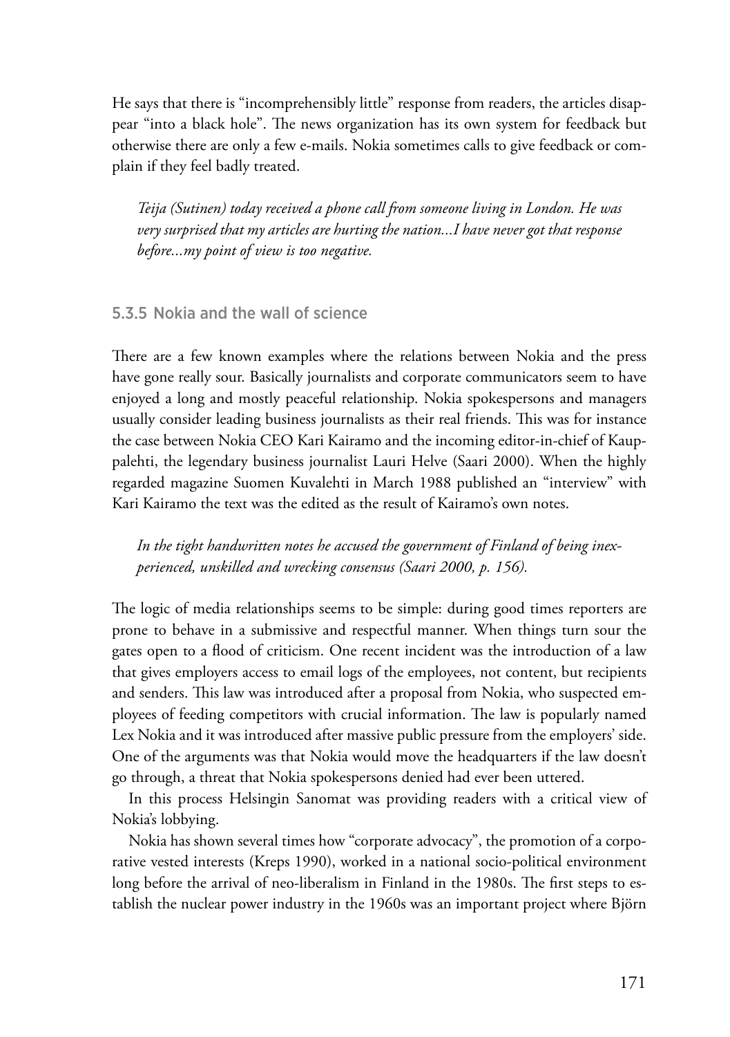He says that there is "incomprehensibly little" response from readers, the articles disappear "into a black hole". The news organization has its own system for feedback but otherwise there are only a few e-mails. Nokia sometimes calls to give feedback or complain if they feel badly treated.

> *Teija (Sutinen) today received a phone call from someone living in London. He was very surprised that my articles are hurting the nation...I have never got that response before...my point of view is too negative.*

### 5.3.5 Nokia and the wall of science

There are a few known examples where the relations between Nokia and the press have gone really sour. Basically journalists and corporate communicators seem to have enjoyed a long and mostly peaceful relationship. Nokia spokespersons and managers usually consider leading business journalists as their real friends. This was for instance the case between Nokia CEO Kari Kairamo and the incoming editor-in-chief of Kauppalehti, the legendary business journalist Lauri Helve (Saari 2000). When the highly regarded magazine Suomen Kuvalehti in March 1988 published an "interview" with Kari Kairamo the text was the edited as the result of Kairamo's own notes.

> *In the tight handwritten notes he accused the government of Finland of being inexperienced, unskilled and wrecking consensus (Saari 2000, p. 156).*

The logic of media relationships seems to be simple: during good times reporters are prone to behave in a submissive and respectful manner. When things turn sour the gates open to a flood of criticism. One recent incident was the introduction of a law that gives employers access to email logs of the employees, not content, but recipients and senders. This law was introduced after a proposal from Nokia, who suspected employees of feeding competitors with crucial information. The law is popularly named Lex Nokia and it was introduced after massive public pressure from the employers' side. One of the arguments was that Nokia would move the headquarters if the law doesn't go through, a threat that Nokia spokespersons denied had ever been uttered.

In this process Helsingin Sanomat was providing readers with a critical view of Nokia's lobbying.

Nokia has shown several times how "corporate advocacy", the promotion of a corporative vested interests (Kreps 1990), worked in a national socio-political environment long before the arrival of neo-liberalism in Finland in the 1980s. The first steps to establish the nuclear power industry in the 1960s was an important project where Björn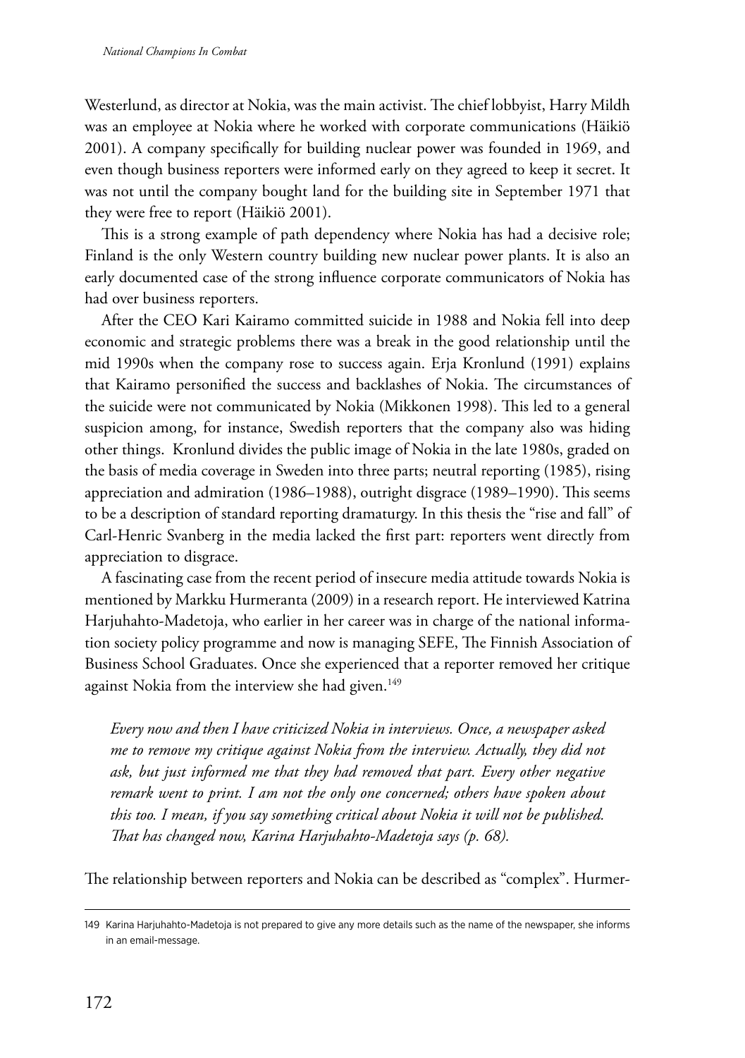Westerlund, as director at Nokia, was the main activist. The chief lobbyist, Harry Mildh was an employee at Nokia where he worked with corporate communications (Häikiö 2001). A company specifically for building nuclear power was founded in 1969, and even though business reporters were informed early on they agreed to keep it secret. It was not until the company bought land for the building site in September 1971 that they were free to report (Häikiö 2001).

This is a strong example of path dependency where Nokia has had a decisive role; Finland is the only Western country building new nuclear power plants. It is also an early documented case of the strong influence corporate communicators of Nokia has had over business reporters.

After the CEO Kari Kairamo committed suicide in 1988 and Nokia fell into deep economic and strategic problems there was a break in the good relationship until the mid 1990s when the company rose to success again. Erja Kronlund (1991) explains that Kairamo personified the success and backlashes of Nokia. The circumstances of the suicide were not communicated by Nokia (Mikkonen 1998). This led to a general suspicion among, for instance, Swedish reporters that the company also was hiding other things. Kronlund divides the public image of Nokia in the late 1980s, graded on the basis of media coverage in Sweden into three parts; neutral reporting (1985), rising appreciation and admiration (1986–1988), outright disgrace (1989–1990). This seems to be a description of standard reporting dramaturgy. In this thesis the "rise and fall" of Carl-Henric Svanberg in the media lacked the first part: reporters went directly from appreciation to disgrace.

A fascinating case from the recent period of insecure media attitude towards Nokia is mentioned by Markku Hurmeranta (2009) in a research report. He interviewed Katrina Harjuhahto-Madetoja, who earlier in her career was in charge of the national information society policy programme and now is managing SEFE, The Finnish Association of Business School Graduates. Once she experienced that a reporter removed her critique against Nokia from the interview she had given.[149]

> *Every now and then I have criticized Nokia in interviews. Once, a newspaper asked me to remove my critique against Nokia from the interview. Actually, they did not ask, but just informed me that they had removed that part. Every other negative remark went to print. I am not the only one concerned; others have spoken about this too. I mean, if you say something critical about Nokia it will not be published. That has changed now, Karina Harjuhahto-Madetoja says (p. 68).*

The relationship between reporters and Nokia can be described as "complex". Hurmer-

[149] Karina Harjuhahto-Madetoja is not prepared to give any more details such as the name of the newspaper, she informs in an email-message.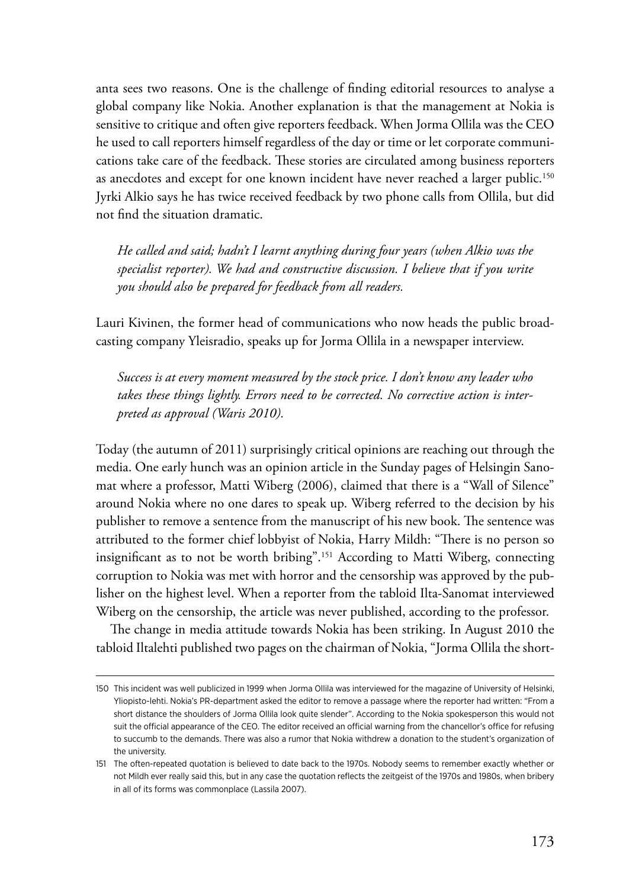anta sees two reasons. One is the challenge of finding editorial resources to analyse a global company like Nokia. Another explanation is that the management at Nokia is sensitive to critique and often give reporters feedback. When Jorma Ollila was the CEO he used to call reporters himself regardless of the day or time or let corporate communications take care of the feedback. These stories are circulated among business reporters as anecdotes and except for one known incident have never reached a larger public.[150] Jyrki Alkio says he has twice received feedback by two phone calls from Ollila, but did not find the situation dramatic.

*He called and said; hadn't I learnt anything during four years (when Alkio was the specialist reporter). We had and constructive discussion. I believe that if you write you should also be prepared for feedback from all readers.*

Lauri Kivinen, the former head of communications who now heads the public broadcasting company Yleisradio, speaks up for Jorma Ollila in a newspaper interview.

*Success is at every moment measured by the stock price. I don't know any leader who takes these things lightly. Errors need to be corrected. No corrective action is interpreted as approval (Waris 2010).*

Today (the autumn of 2011) surprisingly critical opinions are reaching out through the media. One early hunch was an opinion article in the Sunday pages of Helsingin Sanomat where a professor, Matti Wiberg (2006), claimed that there is a "Wall of Silence" around Nokia where no one dares to speak up. Wiberg referred to the decision by his publisher to remove a sentence from the manuscript of his new book. The sentence was attributed to the former chief lobbyist of Nokia, Harry Mildh: "There is no person so insignificant as to not be worth bribing".[151] According to Matti Wiberg, connecting corruption to Nokia was met with horror and the censorship was approved by the publisher on the highest level. When a reporter from the tabloid Ilta-Sanomat interviewed Wiberg on the censorship, the article was never published, according to the professor.

The change in media attitude towards Nokia has been striking. In August 2010 the tabloid Iltalehti published two pages on the chairman of Nokia, "Jorma Ollila the short-

---

150 This incident was well publicized in 1999 when Jorma Ollila was interviewed for the magazine of University of Helsinki, Yliopisto-lehti. Nokia's PR-department asked the editor to remove a passage where the reporter had written: "From a short distance the shoulders of Jorma Ollila look quite slender". According to the Nokia spokesperson this would not suit the official appearance of the CEO. The editor received an official warning from the chancellor's office for refusing to succumb to the demands. There was also a rumor that Nokia withdrew a donation to the student's organization of the university.

151 The often-repeated quotation is believed to date back to the 1970s. Nobody seems to remember exactly whether or not Mildh ever really said this, but in any case the quotation reflects the zeitgeist of the 1970s and 1980s, when bribery in all of its forms was commonplace (Lassila 2007).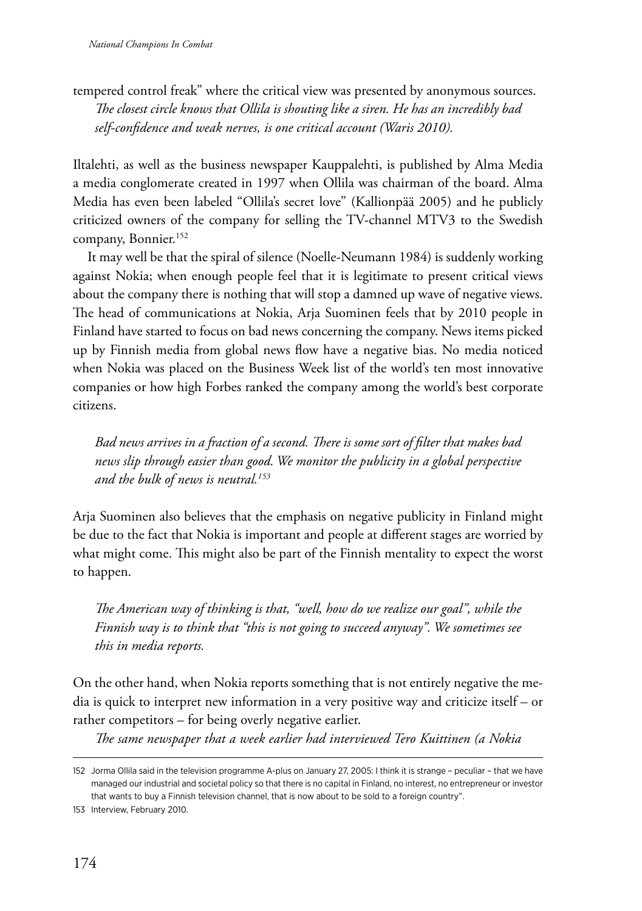tempered control freak" where the critical view was presented by anonymous sources.

*The closest circle knows that Ollila is shouting like a siren. He has an incredibly bad self-confidence and weak nerves, is one critical account (Waris 2010).*

Iltalehti, as well as the business newspaper Kauppalehti, is published by Alma Media a media conglomerate created in 1997 when Ollila was chairman of the board. Alma Media has even been labeled "Ollila's secret love" (Kallionpää 2005) and he publicly criticized owners of the company for selling the TV-channel MTV3 to the Swedish company, Bonnier.[152]

It may well be that the spiral of silence (Noelle-Neumann 1984) is suddenly working against Nokia; when enough people feel that it is legitimate to present critical views about the company there is nothing that will stop a damned up wave of negative views. The head of communications at Nokia, Arja Suominen feels that by 2010 people in Finland have started to focus on bad news concerning the company. News items picked up by Finnish media from global news flow have a negative bias. No media noticed when Nokia was placed on the Business Week list of the world's ten most innovative companies or how high Forbes ranked the company among the world's best corporate citizens.

*Bad news arrives in a fraction of a second. There is some sort of filter that makes bad news slip through easier than good. We monitor the publicity in a global perspective and the bulk of news is neutral.*[153]

Arja Suominen also believes that the emphasis on negative publicity in Finland might be due to the fact that Nokia is important and people at different stages are worried by what might come. This might also be part of the Finnish mentality to expect the worst to happen.

*The American way of thinking is that, "well, how do we realize our goal", while the Finnish way is to think that "this is not going to succeed anyway". We sometimes see this in media reports.*

On the other hand, when Nokia reports something that is not entirely negative the media is quick to interpret new information in a very positive way and criticize itself – or rather competitors – for being overly negative earlier.

*The same newspaper that a week earlier had interviewed Tero Kuittinen (a Nokia*

---

152 Jorma Ollila said in the television programme A-plus on January 27, 2005: I think it is strange – peculiar – that we have managed our industrial and societal policy so that there is no capital in Finland, no interest, no entrepreneur or investor that wants to buy a Finnish television channel, that is now about to be sold to a foreign country".

153 Interview, February 2010.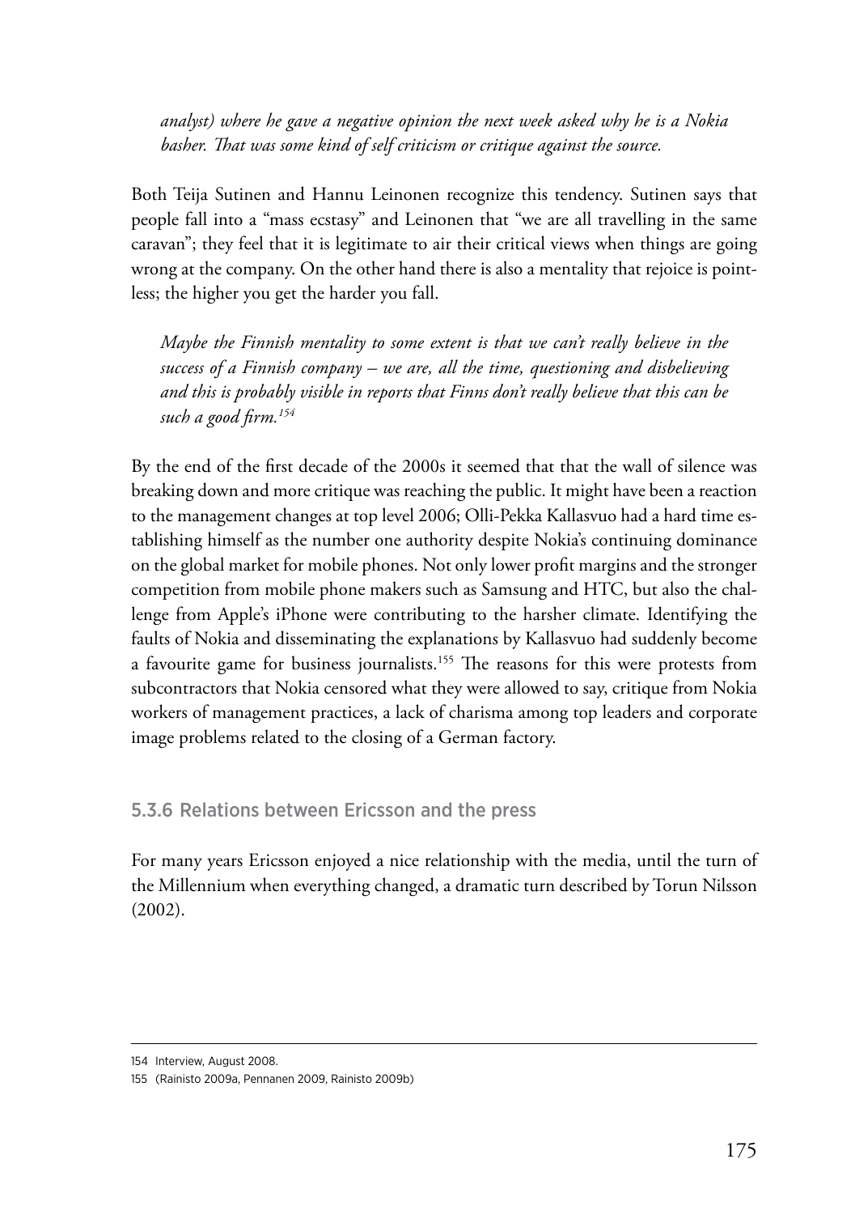*analyst) where he gave a negative opinion the next week asked why he is a Nokia basher. That was some kind of self criticism or critique against the source.*

Both Teija Sutinen and Hannu Leinonen recognize this tendency. Sutinen says that people fall into a "mass ecstasy" and Leinonen that "we are all travelling in the same caravan"; they feel that it is legitimate to air their critical views when things are going wrong at the company. On the other hand there is also a mentality that rejoice is pointless; the higher you get the harder you fall.

*Maybe the Finnish mentality to some extent is that we can't really believe in the success of a Finnish company – we are, all the time, questioning and disbelieving and this is probably visible in reports that Finns don't really believe that this can be such a good firm.*[154]

By the end of the first decade of the 2000s it seemed that that the wall of silence was breaking down and more critique was reaching the public. It might have been a reaction to the management changes at top level 2006; Olli-Pekka Kallasvuo had a hard time establishing himself as the number one authority despite Nokia's continuing dominance on the global market for mobile phones. Not only lower profit margins and the stronger competition from mobile phone makers such as Samsung and HTC, but also the challenge from Apple's iPhone were contributing to the harsher climate. Identifying the faults of Nokia and disseminating the explanations by Kallasvuo had suddenly become a favourite game for business journalists.[155] The reasons for this were protests from subcontractors that Nokia censored what they were allowed to say, critique from Nokia workers of management practices, a lack of charisma among top leaders and corporate image problems related to the closing of a German factory.

### 5.3.6 Relations between Ericsson and the press

For many years Ericsson enjoyed a nice relationship with the media, until the turn of the Millennium when everything changed, a dramatic turn described by Torun Nilsson (2002).

---

154 Interview, August 2008.

155 (Rainisto 2009a, Pennanen 2009, Rainisto 2009b)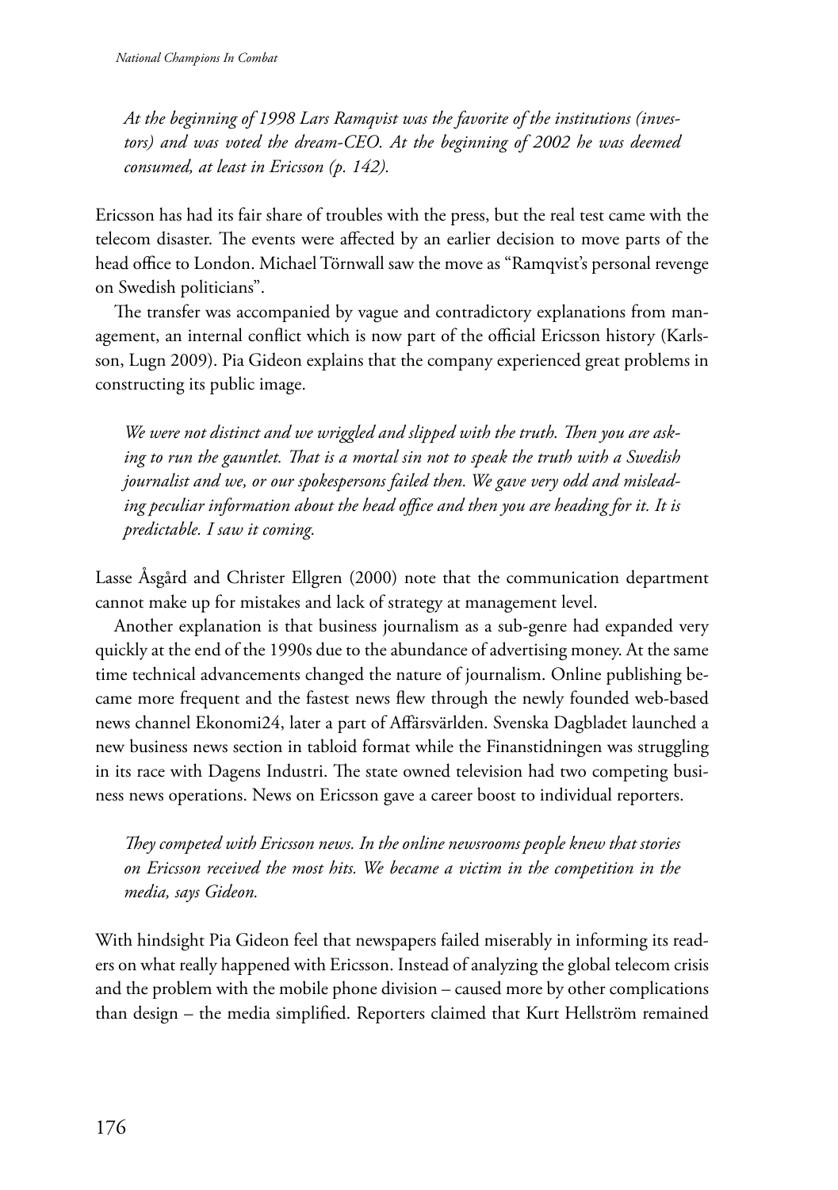*At the beginning of 1998 Lars Ramqvist was the favorite of the institutions (investors) and was voted the dream-CEO. At the beginning of 2002 he was deemed consumed, at least in Ericsson (p. 142).*

Ericsson has had its fair share of troubles with the press, but the real test came with the telecom disaster. The events were affected by an earlier decision to move parts of the head office to London. Michael Törnwall saw the move as "Ramqvist's personal revenge on Swedish politicians".

The transfer was accompanied by vague and contradictory explanations from management, an internal conflict which is now part of the official Ericsson history (Karlsson, Lugn 2009). Pia Gideon explains that the company experienced great problems in constructing its public image.

*We were not distinct and we wriggled and slipped with the truth. Then you are asking to run the gauntlet. That is a mortal sin not to speak the truth with a Swedish journalist and we, or our spokespersons failed then. We gave very odd and misleading peculiar information about the head office and then you are heading for it. It is predictable. I saw it coming.*

Lasse Åsgård and Christer Ellgren (2000) note that the communication department cannot make up for mistakes and lack of strategy at management level.

Another explanation is that business journalism as a sub-genre had expanded very quickly at the end of the 1990s due to the abundance of advertising money. At the same time technical advancements changed the nature of journalism. Online publishing became more frequent and the fastest news flew through the newly founded web-based news channel Ekonomi24, later a part of Affärsvärlden. Svenska Dagbladet launched a new business news section in tabloid format while the Finanstidningen was struggling in its race with Dagens Industri. The state owned television had two competing business news operations. News on Ericsson gave a career boost to individual reporters.

*They competed with Ericsson news. In the online newsrooms people knew that stories on Ericsson received the most hits. We became a victim in the competition in the media, says Gideon.*

With hindsight Pia Gideon feel that newspapers failed miserably in informing its readers on what really happened with Ericsson. Instead of analyzing the global telecom crisis and the problem with the mobile phone division – caused more by other complications than design – the media simplified. Reporters claimed that Kurt Hellström remained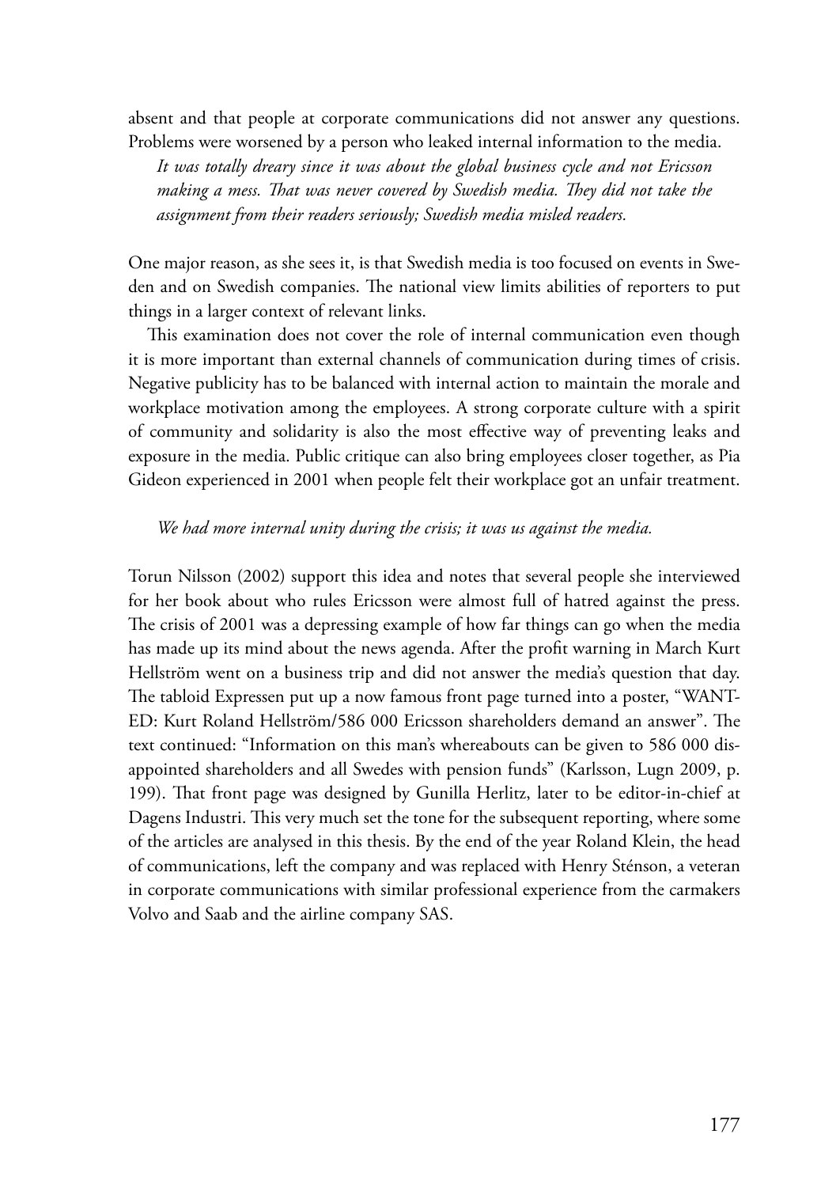absent and that people at corporate communications did not answer any questions. Problems were worsened by a person who leaked internal information to the media.

> *It was totally dreary since it was about the global business cycle and not Ericsson making a mess. That was never covered by Swedish media. They did not take the assignment from their readers seriously; Swedish media misled readers.*

One major reason, as she sees it, is that Swedish media is too focused on events in Sweden and on Swedish companies. The national view limits abilities of reporters to put things in a larger context of relevant links.

This examination does not cover the role of internal communication even though it is more important than external channels of communication during times of crisis. Negative publicity has to be balanced with internal action to maintain the morale and workplace motivation among the employees. A strong corporate culture with a spirit of community and solidarity is also the most effective way of preventing leaks and exposure in the media. Public critique can also bring employees closer together, as Pia Gideon experienced in 2001 when people felt their workplace got an unfair treatment.

> *We had more internal unity during the crisis; it was us against the media.*

Torun Nilsson (2002) support this idea and notes that several people she interviewed for her book about who rules Ericsson were almost full of hatred against the press. The crisis of 2001 was a depressing example of how far things can go when the media has made up its mind about the news agenda. After the profit warning in March Kurt Hellström went on a business trip and did not answer the media's question that day. The tabloid Expressen put up a now famous front page turned into a poster, "WANTED: Kurt Roland Hellström/586 000 Ericsson shareholders demand an answer". The text continued: "Information on this man's whereabouts can be given to 586 000 disappointed shareholders and all Swedes with pension funds" (Karlsson, Lugn 2009, p. 199). That front page was designed by Gunilla Herlitz, later to be editor-in-chief at Dagens Industri. This very much set the tone for the subsequent reporting, where some of the articles are analysed in this thesis. By the end of the year Roland Klein, the head of communications, left the company and was replaced with Henry Sténson, a veteran in corporate communications with similar professional experience from the carmakers Volvo and Saab and the airline company SAS.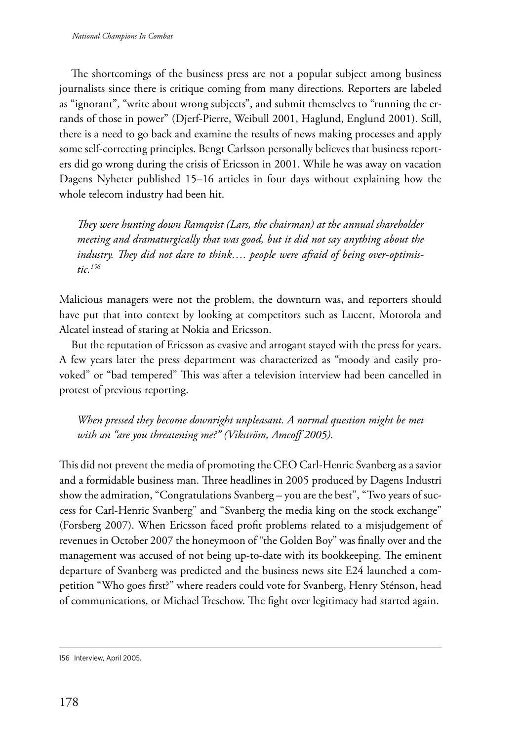The shortcomings of the business press are not a popular subject among business journalists since there is critique coming from many directions. Reporters are labeled as "ignorant", "write about wrong subjects", and submit themselves to "running the errands of those in power" (Djerf-Pierre, Weibull 2001, Haglund, Englund 2001). Still, there is a need to go back and examine the results of news making processes and apply some self-correcting principles. Bengt Carlsson personally believes that business reporters did go wrong during the crisis of Ericsson in 2001. While he was away on vacation Dagens Nyheter published 15–16 articles in four days without explaining how the whole telecom industry had been hit.

> *They were hunting down Ramqvist (Lars, the chairman) at the annual shareholder meeting and dramaturgically that was good, but it did not say anything about the industry. They did not dare to think…. people were afraid of being over-optimistic.*[156]

Malicious managers were not the problem, the downturn was, and reporters should have put that into context by looking at competitors such as Lucent, Motorola and Alcatel instead of staring at Nokia and Ericsson.

But the reputation of Ericsson as evasive and arrogant stayed with the press for years. A few years later the press department was characterized as "moody and easily provoked" or "bad tempered" This was after a television interview had been cancelled in protest of previous reporting.

> *When pressed they become downright unpleasant. A normal question might be met with an "are you threatening me?" (Vikström, Amcoff 2005).*

This did not prevent the media of promoting the CEO Carl-Henric Svanberg as a savior and a formidable business man. Three headlines in 2005 produced by Dagens Industri show the admiration, "Congratulations Svanberg – you are the best", "Two years of success for Carl-Henric Svanberg" and "Svanberg the media king on the stock exchange" (Forsberg 2007). When Ericsson faced profit problems related to a misjudgement of revenues in October 2007 the honeymoon of "the Golden Boy" was finally over and the management was accused of not being up-to-date with its bookkeeping. The eminent departure of Svanberg was predicted and the business news site E24 launched a competition "Who goes first?" where readers could vote for Svanberg, Henry Sténson, head of communications, or Michael Treschow. The fight over legitimacy had started again.

---

156 Interview, April 2005.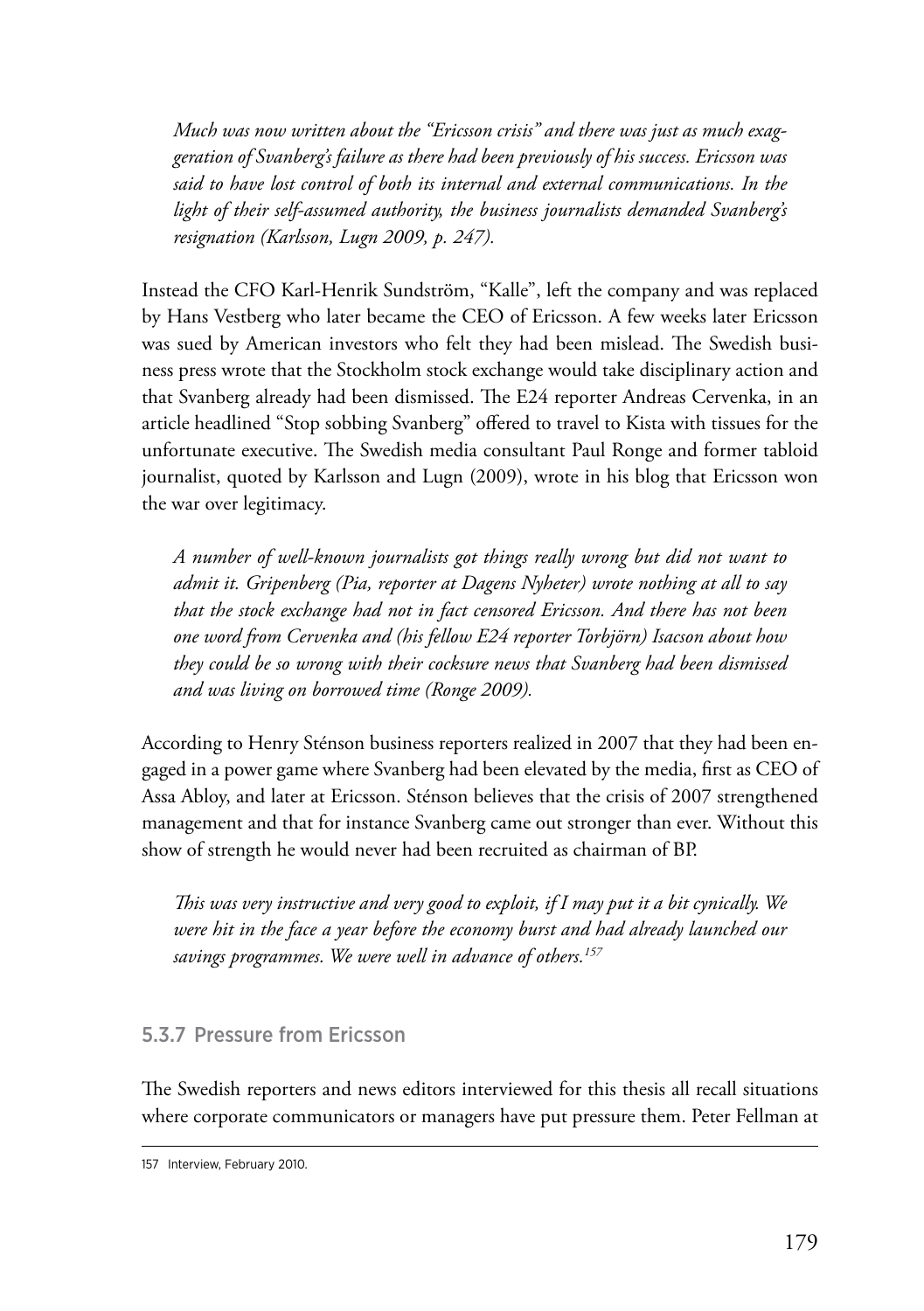*Much was now written about the "Ericsson crisis" and there was just as much exaggeration of Svanberg's failure as there had been previously of his success. Ericsson was said to have lost control of both its internal and external communications. In the light of their self-assumed authority, the business journalists demanded Svanberg's resignation (Karlsson, Lugn 2009, p. 247).*

Instead the CFO Karl-Henrik Sundström, "Kalle", left the company and was replaced by Hans Vestberg who later became the CEO of Ericsson. A few weeks later Ericsson was sued by American investors who felt they had been mislead. The Swedish business press wrote that the Stockholm stock exchange would take disciplinary action and that Svanberg already had been dismissed. The E24 reporter Andreas Cervenka, in an article headlined "Stop sobbing Svanberg" offered to travel to Kista with tissues for the unfortunate executive. The Swedish media consultant Paul Ronge and former tabloid journalist, quoted by Karlsson and Lugn (2009), wrote in his blog that Ericsson won the war over legitimacy.

*A number of well-known journalists got things really wrong but did not want to admit it. Gripenberg (Pia, reporter at Dagens Nyheter) wrote nothing at all to say that the stock exchange had not in fact censored Ericsson. And there has not been one word from Cervenka and (his fellow E24 reporter Torbjörn) Isacson about how they could be so wrong with their cocksure news that Svanberg had been dismissed and was living on borrowed time (Ronge 2009).*

According to Henry Sténson business reporters realized in 2007 that they had been engaged in a power game where Svanberg had been elevated by the media, first as CEO of Assa Abloy, and later at Ericsson. Sténson believes that the crisis of 2007 strengthened management and that for instance Svanberg came out stronger than ever. Without this show of strength he would never had been recruited as chairman of BP.

*This was very instructive and very good to exploit, if I may put it a bit cynically. We were hit in the face a year before the economy burst and had already launched our savings programmes. We were well in advance of others.*[157]

### 5.3.7 Pressure from Ericsson

The Swedish reporters and news editors interviewed for this thesis all recall situations where corporate communicators or managers have put pressure them. Peter Fellman at

157 Interview, February 2010.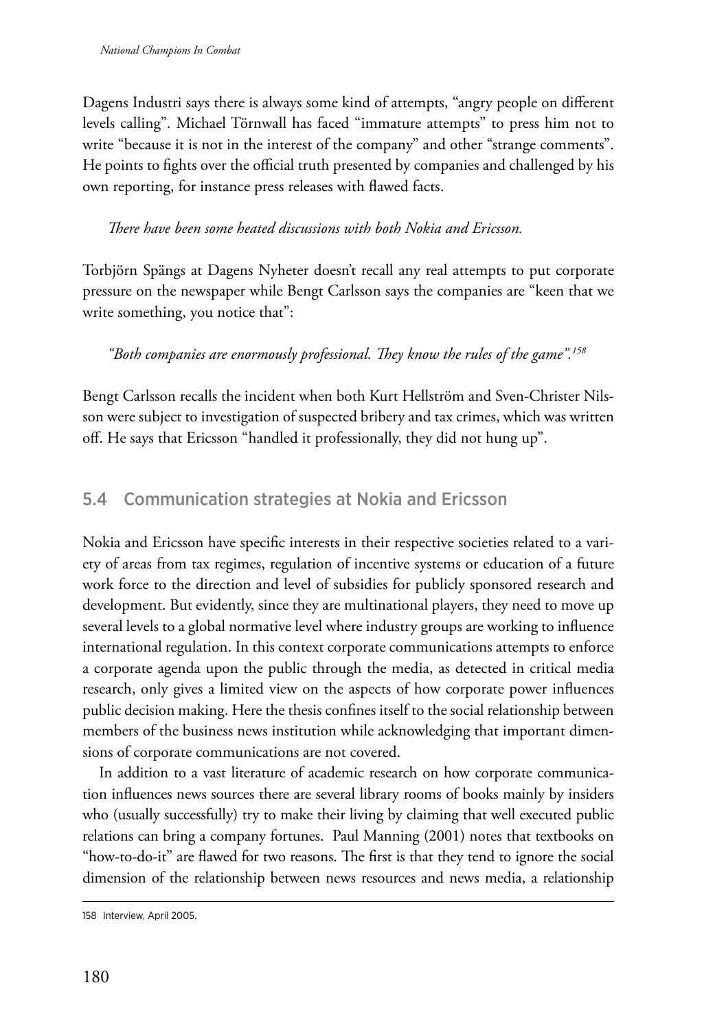Dagens Industri says there is always some kind of attempts, "angry people on different levels calling". Michael Törnwall has faced "immature attempts" to press him not to write "because it is not in the interest of the company" and other "strange comments". He points to fights over the official truth presented by companies and challenged by his own reporting, for instance press releases with flawed facts.

*There have been some heated discussions with both Nokia and Ericsson.*

Torbjörn Spängs at Dagens Nyheter doesn't recall any real attempts to put corporate pressure on the newspaper while Bengt Carlsson says the companies are "keen that we write something, you notice that":

*"Both companies are enormously professional. They know the rules of the game".*[158]

Bengt Carlsson recalls the incident when both Kurt Hellström and Sven-Christer Nilsson were subject to investigation of suspected bribery and tax crimes, which was written off. He says that Ericsson "handled it professionally, they did not hung up".

## 5.4 Communication strategies at Nokia and Ericsson

Nokia and Ericsson have specific interests in their respective societies related to a variety of areas from tax regimes, regulation of incentive systems or education of a future work force to the direction and level of subsidies for publicly sponsored research and development. But evidently, since they are multinational players, they need to move up several levels to a global normative level where industry groups are working to influence international regulation. In this context corporate communications attempts to enforce a corporate agenda upon the public through the media, as detected in critical media research, only gives a limited view on the aspects of how corporate power influences public decision making. Here the thesis confines itself to the social relationship between members of the business news institution while acknowledging that important dimensions of corporate communications are not covered.

In addition to a vast literature of academic research on how corporate communication influences news sources there are several library rooms of books mainly by insiders who (usually successfully) try to make their living by claiming that well executed public relations can bring a company fortunes. Paul Manning (2001) notes that textbooks on "how-to-do-it" are flawed for two reasons. The first is that they tend to ignore the social dimension of the relationship between news resources and news media, a relationship

158 Interview, April 2005.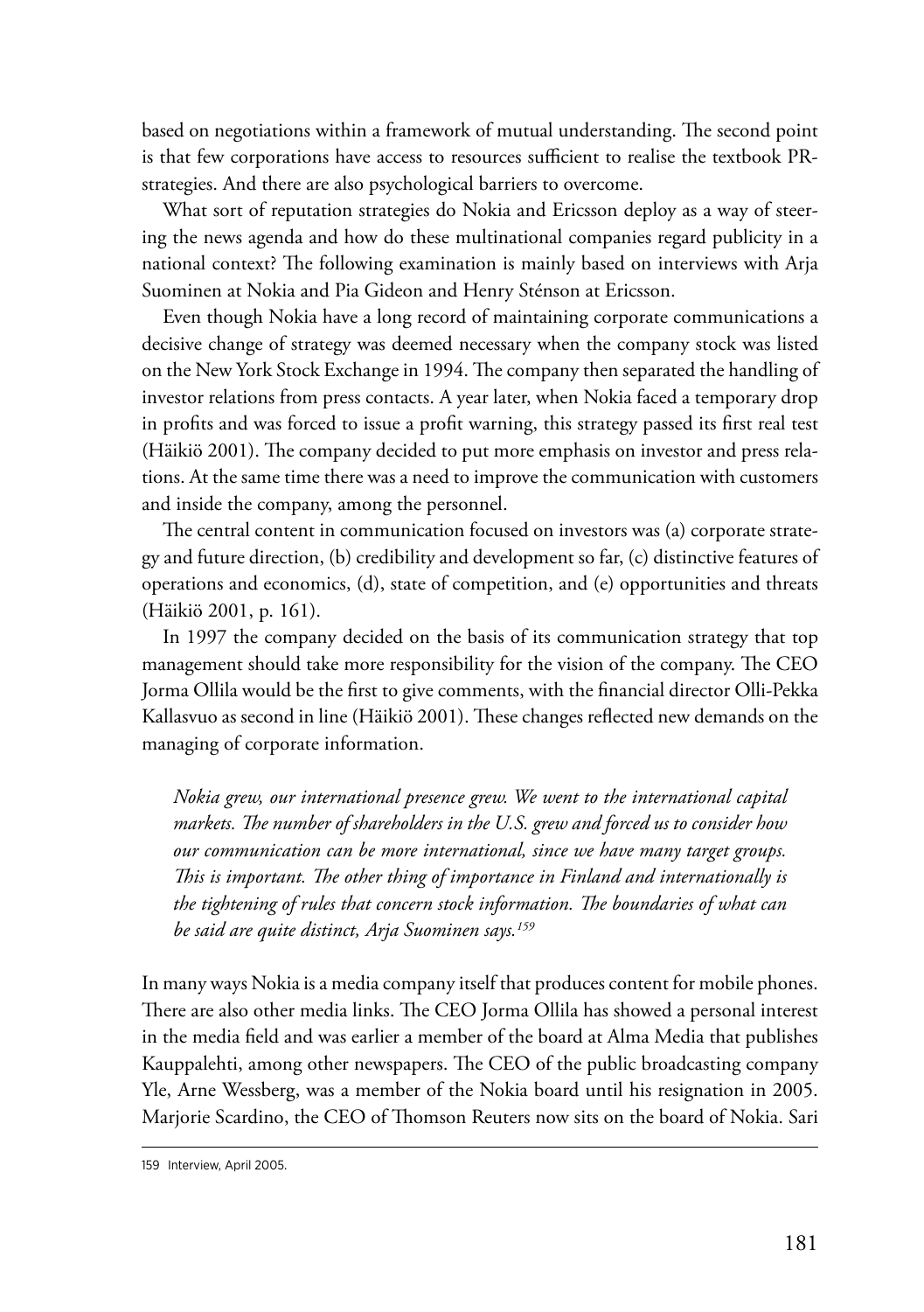based on negotiations within a framework of mutual understanding. The second point is that few corporations have access to resources sufficient to realise the textbook PR-strategies. And there are also psychological barriers to overcome.

What sort of reputation strategies do Nokia and Ericsson deploy as a way of steering the news agenda and how do these multinational companies regard publicity in a national context? The following examination is mainly based on interviews with Arja Suominen at Nokia and Pia Gideon and Henry Sténson at Ericsson.

Even though Nokia have a long record of maintaining corporate communications a decisive change of strategy was deemed necessary when the company stock was listed on the New York Stock Exchange in 1994. The company then separated the handling of investor relations from press contacts. A year later, when Nokia faced a temporary drop in profits and was forced to issue a profit warning, this strategy passed its first real test (Häikiö 2001). The company decided to put more emphasis on investor and press relations. At the same time there was a need to improve the communication with customers and inside the company, among the personnel.

The central content in communication focused on investors was (a) corporate strategy and future direction, (b) credibility and development so far, (c) distinctive features of operations and economics, (d), state of competition, and (e) opportunities and threats (Häikiö 2001, p. 161).

In 1997 the company decided on the basis of its communication strategy that top management should take more responsibility for the vision of the company. The CEO Jorma Ollila would be the first to give comments, with the financial director Olli-Pekka Kallasvuo as second in line (Häikiö 2001). These changes reflected new demands on the managing of corporate information.

> *Nokia grew, our international presence grew. We went to the international capital markets. The number of shareholders in the U.S. grew and forced us to consider how our communication can be more international, since we have many target groups. This is important. The other thing of importance in Finland and internationally is the tightening of rules that concern stock information. The boundaries of what can be said are quite distinct, Arja Suominen says.*[159]

In many ways Nokia is a media company itself that produces content for mobile phones. There are also other media links. The CEO Jorma Ollila has showed a personal interest in the media field and was earlier a member of the board at Alma Media that publishes Kauppalehti, among other newspapers. The CEO of the public broadcasting company Yle, Arne Wessberg, was a member of the Nokia board until his resignation in 2005. Marjorie Scardino, the CEO of Thomson Reuters now sits on the board of Nokia. Sari

---

159 Interview, April 2005.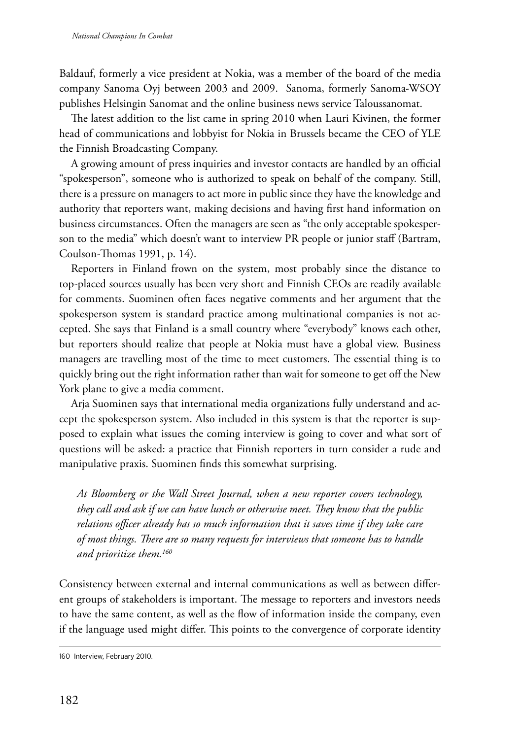Baldauf, formerly a vice president at Nokia, was a member of the board of the media company Sanoma Oyj between 2003 and 2009. Sanoma, formerly Sanoma-WSOY publishes Helsingin Sanomat and the online business news service Taloussanomat.

The latest addition to the list came in spring 2010 when Lauri Kivinen, the former head of communications and lobbyist for Nokia in Brussels became the CEO of YLE the Finnish Broadcasting Company.

A growing amount of press inquiries and investor contacts are handled by an official "spokesperson", someone who is authorized to speak on behalf of the company. Still, there is a pressure on managers to act more in public since they have the knowledge and authority that reporters want, making decisions and having first hand information on business circumstances. Often the managers are seen as "the only acceptable spokesperson to the media" which doesn't want to interview PR people or junior staff (Bartram, Coulson-Thomas 1991, p. 14).

Reporters in Finland frown on the system, most probably since the distance to top-placed sources usually has been very short and Finnish CEOs are readily available for comments. Suominen often faces negative comments and her argument that the spokesperson system is standard practice among multinational companies is not accepted. She says that Finland is a small country where "everybody" knows each other, but reporters should realize that people at Nokia must have a global view. Business managers are travelling most of the time to meet customers. The essential thing is to quickly bring out the right information rather than wait for someone to get off the New York plane to give a media comment.

Arja Suominen says that international media organizations fully understand and accept the spokesperson system. Also included in this system is that the reporter is supposed to explain what issues the coming interview is going to cover and what sort of questions will be asked: a practice that Finnish reporters in turn consider a rude and manipulative praxis. Suominen finds this somewhat surprising.

> *At Bloomberg or the Wall Street Journal, when a new reporter covers technology, they call and ask if we can have lunch or otherwise meet. They know that the public relations officer already has so much information that it saves time if they take care of most things. There are so many requests for interviews that someone has to handle and prioritize them.*[160]

Consistency between external and internal communications as well as between different groups of stakeholders is important. The message to reporters and investors needs to have the same content, as well as the flow of information inside the company, even if the language used might differ. This points to the convergence of corporate identity

---

160 Interview, February 2010.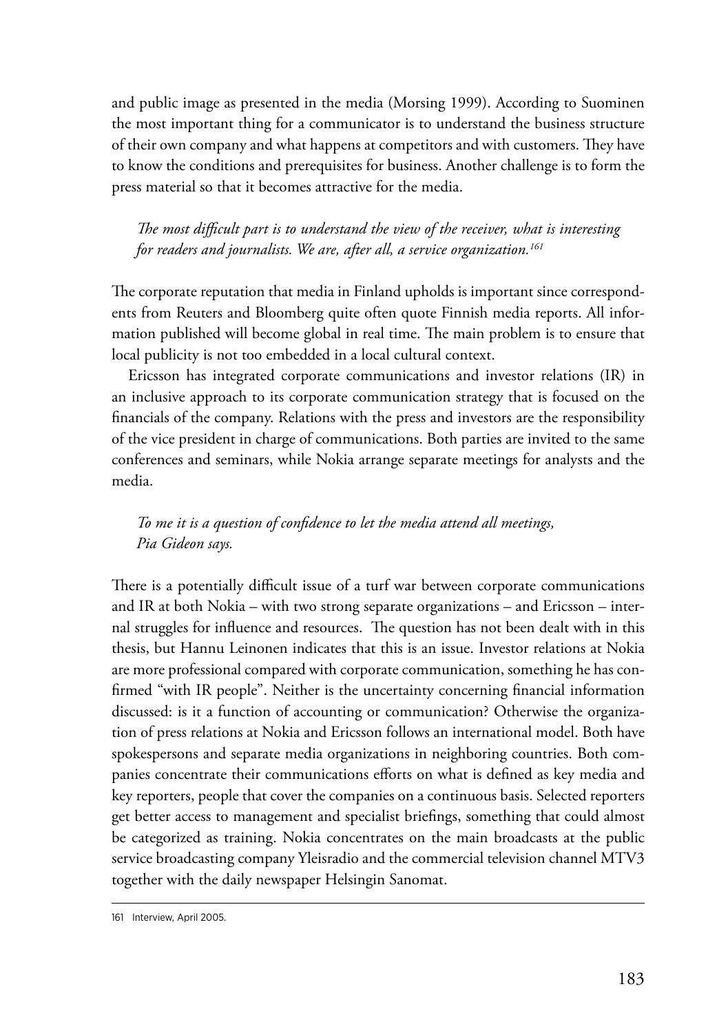and public image as presented in the media (Morsing 1999). According to Suominen the most important thing for a communicator is to understand the business structure of their own company and what happens at competitors and with customers. They have to know the conditions and prerequisites for business. Another challenge is to form the press material so that it becomes attractive for the media.

> *The most difficult part is to understand the view of the receiver, what is interesting for readers and journalists. We are, after all, a service organization.*[161]

The corporate reputation that media in Finland upholds is important since correspondents from Reuters and Bloomberg quite often quote Finnish media reports. All information published will become global in real time. The main problem is to ensure that local publicity is not too embedded in a local cultural context.

Ericsson has integrated corporate communications and investor relations (IR) in an inclusive approach to its corporate communication strategy that is focused on the financials of the company. Relations with the press and investors are the responsibility of the vice president in charge of communications. Both parties are invited to the same conferences and seminars, while Nokia arrange separate meetings for analysts and the media.

> *To me it is a question of confidence to let the media attend all meetings, Pia Gideon says.*

There is a potentially difficult issue of a turf war between corporate communications and IR at both Nokia – with two strong separate organizations – and Ericsson – internal struggles for influence and resources. The question has not been dealt with in this thesis, but Hannu Leinonen indicates that this is an issue. Investor relations at Nokia are more professional compared with corporate communication, something he has confirmed "with IR people". Neither is the uncertainty concerning financial information discussed: is it a function of accounting or communication? Otherwise the organization of press relations at Nokia and Ericsson follows an international model. Both have spokespersons and separate media organizations in neighboring countries. Both companies concentrate their communications efforts on what is defined as key media and key reporters, people that cover the companies on a continuous basis. Selected reporters get better access to management and specialist briefings, something that could almost be categorized as training. Nokia concentrates on the main broadcasts at the public service broadcasting company Yleisradio and the commercial television channel MTV3 together with the daily newspaper Helsingin Sanomat.

---

161 Interview, April 2005.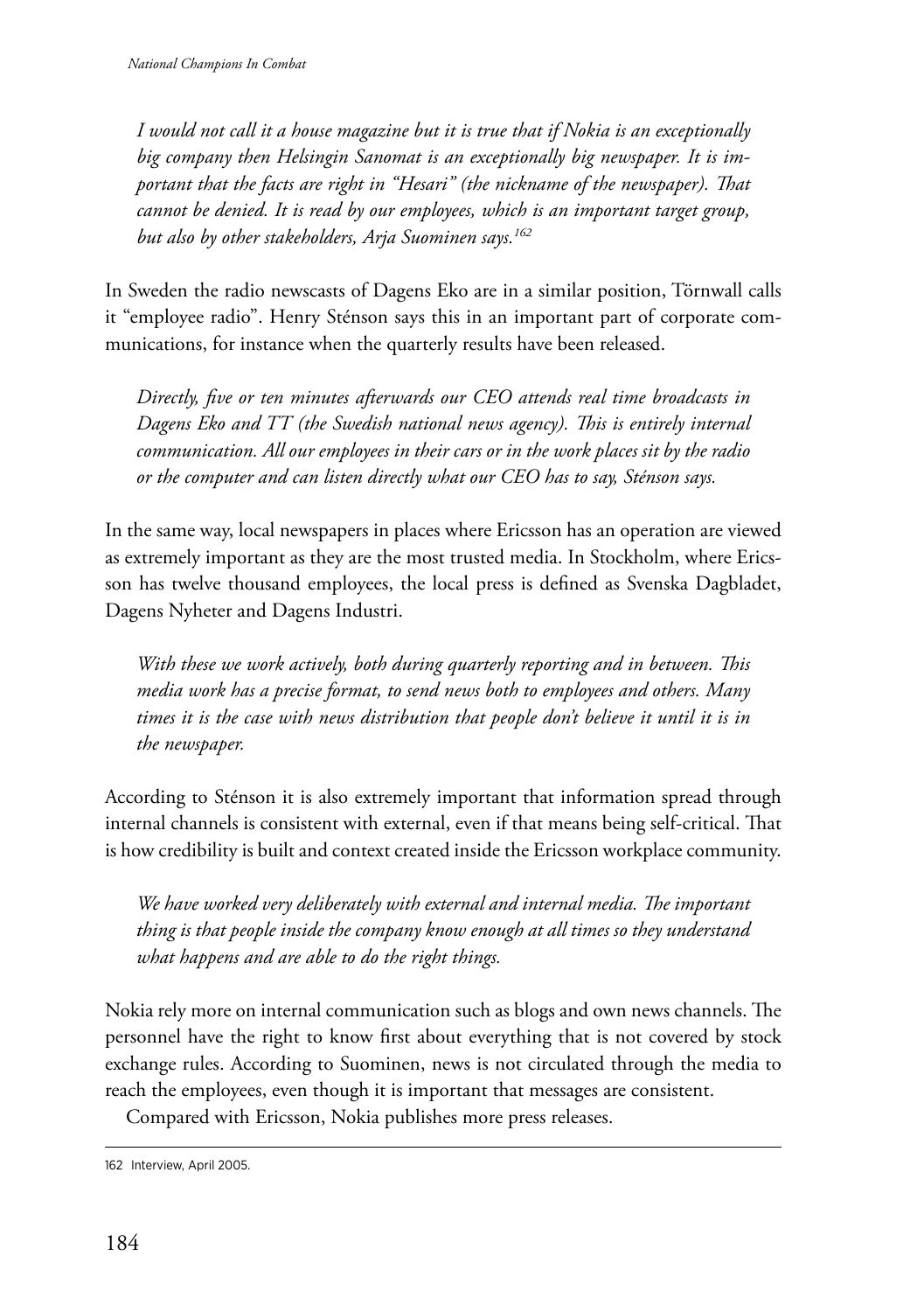*I would not call it a house magazine but it is true that if Nokia is an exceptionally big company then Helsingin Sanomat is an exceptionally big newspaper. It is important that the facts are right in "Hesari" (the nickname of the newspaper). That cannot be denied. It is read by our employees, which is an important target group, but also by other stakeholders, Arja Suominen says.*[162]

In Sweden the radio newscasts of Dagens Eko are in a similar position, Törnwall calls it "employee radio". Henry Sténson says this in an important part of corporate communications, for instance when the quarterly results have been released.

*Directly, five or ten minutes afterwards our CEO attends real time broadcasts in Dagens Eko and TT (the Swedish national news agency). This is entirely internal communication. All our employees in their cars or in the work places sit by the radio or the computer and can listen directly what our CEO has to say, Sténson says.*

In the same way, local newspapers in places where Ericsson has an operation are viewed as extremely important as they are the most trusted media. In Stockholm, where Ericsson has twelve thousand employees, the local press is defined as Svenska Dagbladet, Dagens Nyheter and Dagens Industri.

*With these we work actively, both during quarterly reporting and in between. This media work has a precise format, to send news both to employees and others. Many times it is the case with news distribution that people don't believe it until it is in the newspaper.*

According to Sténson it is also extremely important that information spread through internal channels is consistent with external, even if that means being self-critical. That is how credibility is built and context created inside the Ericsson workplace community.

*We have worked very deliberately with external and internal media. The important thing is that people inside the company know enough at all times so they understand what happens and are able to do the right things.*

Nokia rely more on internal communication such as blogs and own news channels. The personnel have the right to know first about everything that is not covered by stock exchange rules. According to Suominen, news is not circulated through the media to reach the employees, even though it is important that messages are consistent.

Compared with Ericsson, Nokia publishes more press releases.

162 Interview, April 2005.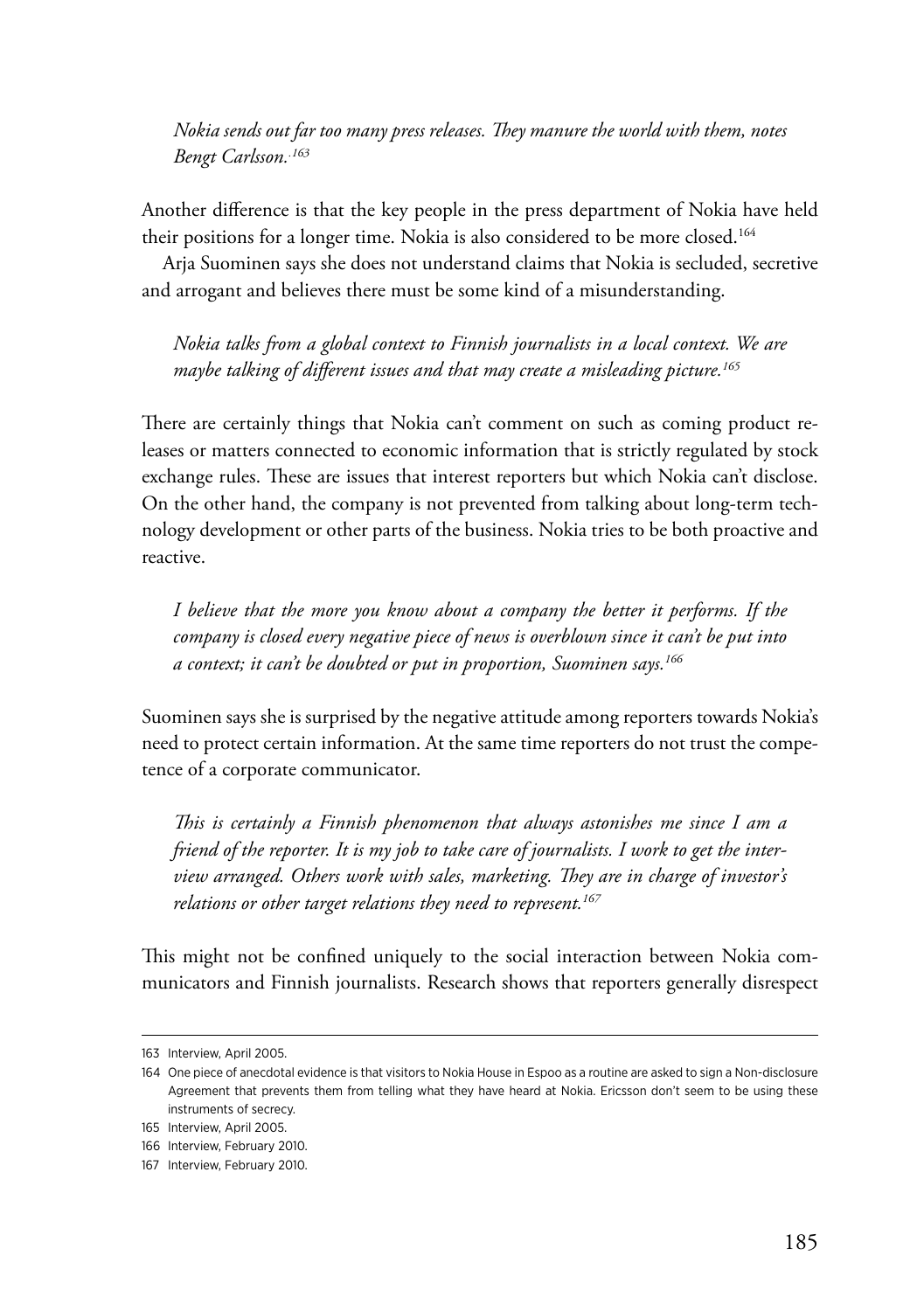*Nokia sends out far too many press releases. They manure the world with them, notes Bengt Carlsson.*[163]

Another difference is that the key people in the press department of Nokia have held their positions for a longer time. Nokia is also considered to be more closed.[164]

Arja Suominen says she does not understand claims that Nokia is secluded, secretive and arrogant and believes there must be some kind of a misunderstanding.

*Nokia talks from a global context to Finnish journalists in a local context. We are maybe talking of different issues and that may create a misleading picture.*[165]

There are certainly things that Nokia can't comment on such as coming product releases or matters connected to economic information that is strictly regulated by stock exchange rules. These are issues that interest reporters but which Nokia can't disclose. On the other hand, the company is not prevented from talking about long-term technology development or other parts of the business. Nokia tries to be both proactive and reactive.

*I believe that the more you know about a company the better it performs. If the company is closed every negative piece of news is overblown since it can't be put into a context; it can't be doubted or put in proportion, Suominen says.*[166]

Suominen says she is surprised by the negative attitude among reporters towards Nokia's need to protect certain information. At the same time reporters do not trust the competence of a corporate communicator.

*This is certainly a Finnish phenomenon that always astonishes me since I am a friend of the reporter. It is my job to take care of journalists. I work to get the interview arranged. Others work with sales, marketing. They are in charge of investor's relations or other target relations they need to represent.*[167]

This might not be confined uniquely to the social interaction between Nokia communicators and Finnish journalists. Research shows that reporters generally disrespect

---

163 Interview, April 2005.

164 One piece of anecdotal evidence is that visitors to Nokia House in Espoo as a routine are asked to sign a Non-disclosure Agreement that prevents them from telling what they have heard at Nokia. Ericsson don't seem to be using these instruments of secrecy.

165 Interview, April 2005.

166 Interview, February 2010.

167 Interview, February 2010.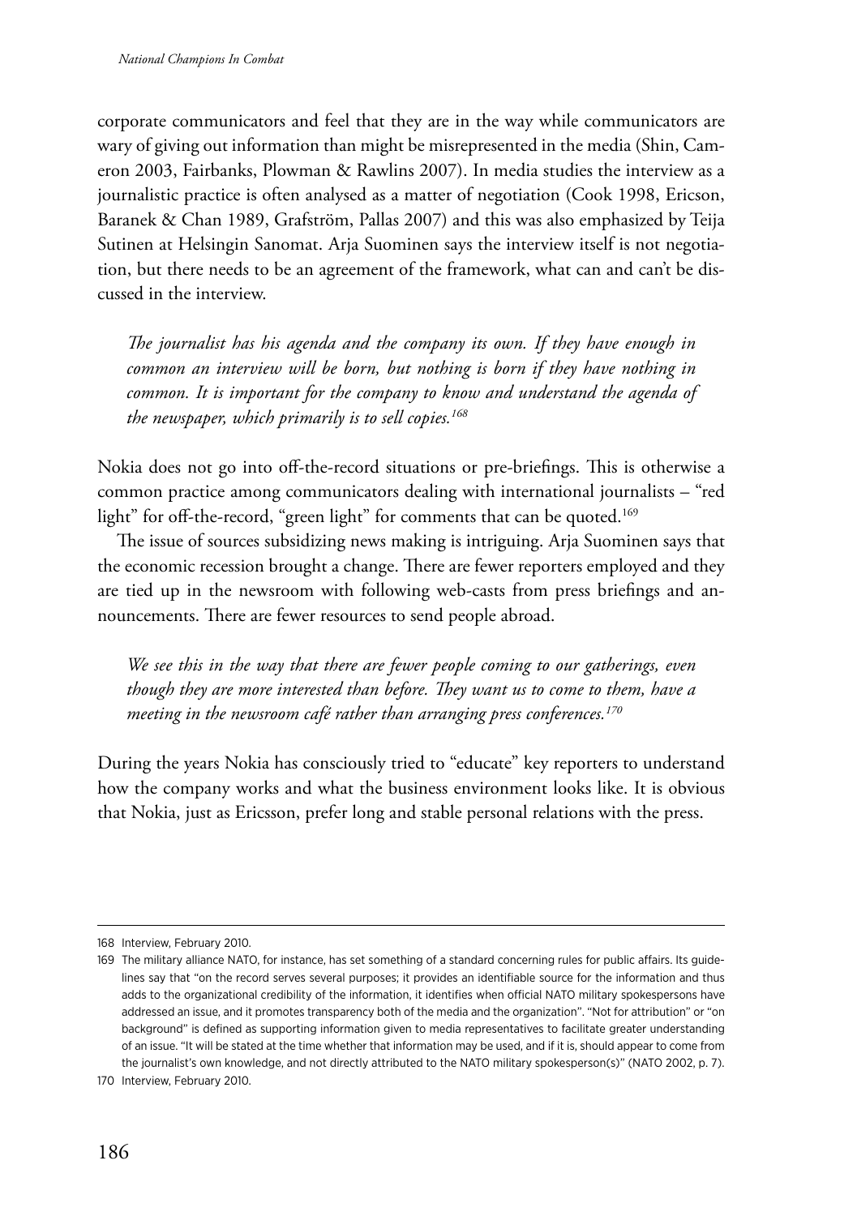corporate communicators and feel that they are in the way while communicators are wary of giving out information than might be misrepresented in the media (Shin, Cameron 2003, Fairbanks, Plowman & Rawlins 2007). In media studies the interview as a journalistic practice is often analysed as a matter of negotiation (Cook 1998, Ericson, Baranek & Chan 1989, Grafström, Pallas 2007) and this was also emphasized by Teija Sutinen at Helsingin Sanomat. Arja Suominen says the interview itself is not negotiation, but there needs to be an agreement of the framework, what can and can't be discussed in the interview.

> *The journalist has his agenda and the company its own. If they have enough in common an interview will be born, but nothing is born if they have nothing in common. It is important for the company to know and understand the agenda of the newspaper, which primarily is to sell copies.*[168]

Nokia does not go into off-the-record situations or pre-briefings. This is otherwise a common practice among communicators dealing with international journalists – "red light" for off-the-record, "green light" for comments that can be quoted.[169]

The issue of sources subsidizing news making is intriguing. Arja Suominen says that the economic recession brought a change. There are fewer reporters employed and they are tied up in the newsroom with following web-casts from press briefings and announcements. There are fewer resources to send people abroad.

> *We see this in the way that there are fewer people coming to our gatherings, even though they are more interested than before. They want us to come to them, have a meeting in the newsroom café rather than arranging press conferences.*[170]

During the years Nokia has consciously tried to "educate" key reporters to understand how the company works and what the business environment looks like. It is obvious that Nokia, just as Ericsson, prefer long and stable personal relations with the press.

---

168 Interview, February 2010.

169 The military alliance NATO, for instance, has set something of a standard concerning rules for public affairs. Its guidelines say that "on the record serves several purposes; it provides an identifiable source for the information and thus adds to the organizational credibility of the information, it identifies when official NATO military spokespersons have addressed an issue, and it promotes transparency both of the media and the organization". "Not for attribution" or "on background" is defined as supporting information given to media representatives to facilitate greater understanding of an issue. "It will be stated at the time whether that information may be used, and if it is, should appear to come from the journalist's own knowledge, and not directly attributed to the NATO military spokesperson(s)" (NATO 2002, p. 7).

170 Interview, February 2010.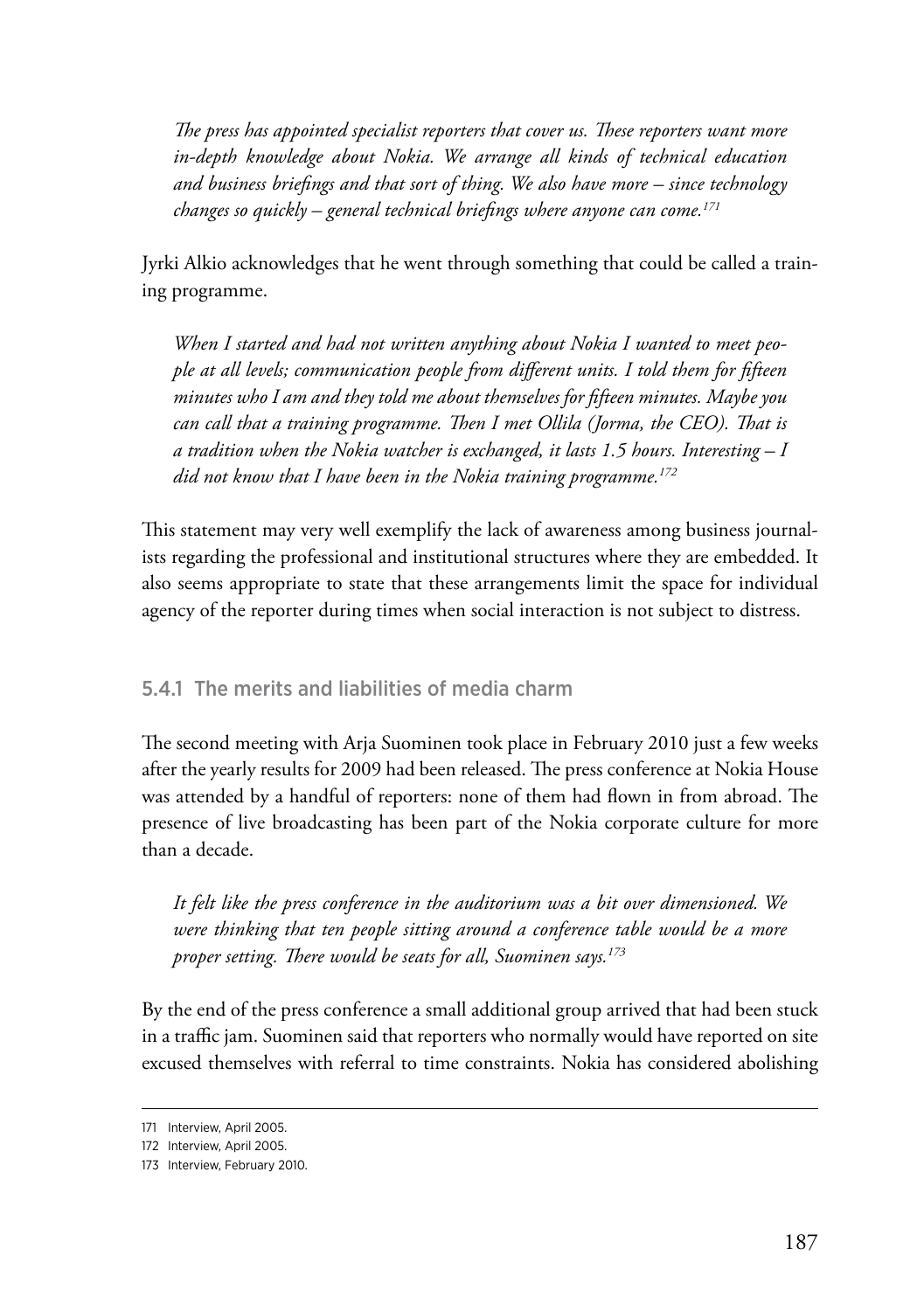*The press has appointed specialist reporters that cover us. These reporters want more in-depth knowledge about Nokia. We arrange all kinds of technical education and business briefings and that sort of thing. We also have more – since technology changes so quickly – general technical briefings where anyone can come.*[171]

Jyrki Alkio acknowledges that he went through something that could be called a training programme.

*When I started and had not written anything about Nokia I wanted to meet people at all levels; communication people from different units. I told them for fifteen minutes who I am and they told me about themselves for fifteen minutes. Maybe you can call that a training programme. Then I met Ollila (Jorma, the CEO). That is a tradition when the Nokia watcher is exchanged, it lasts 1.5 hours. Interesting – I did not know that I have been in the Nokia training programme.*[172]

This statement may very well exemplify the lack of awareness among business journalists regarding the professional and institutional structures where they are embedded. It also seems appropriate to state that these arrangements limit the space for individual agency of the reporter during times when social interaction is not subject to distress.

### 5.4.1 The merits and liabilities of media charm

The second meeting with Arja Suominen took place in February 2010 just a few weeks after the yearly results for 2009 had been released. The press conference at Nokia House was attended by a handful of reporters: none of them had flown in from abroad. The presence of live broadcasting has been part of the Nokia corporate culture for more than a decade.

*It felt like the press conference in the auditorium was a bit over dimensioned. We were thinking that ten people sitting around a conference table would be a more proper setting. There would be seats for all, Suominen says.*[173]

By the end of the press conference a small additional group arrived that had been stuck in a traffic jam. Suominen said that reporters who normally would have reported on site excused themselves with referral to time constraints. Nokia has considered abolishing

---

171 Interview, April 2005.

172 Interview, April 2005.

173 Interview, February 2010.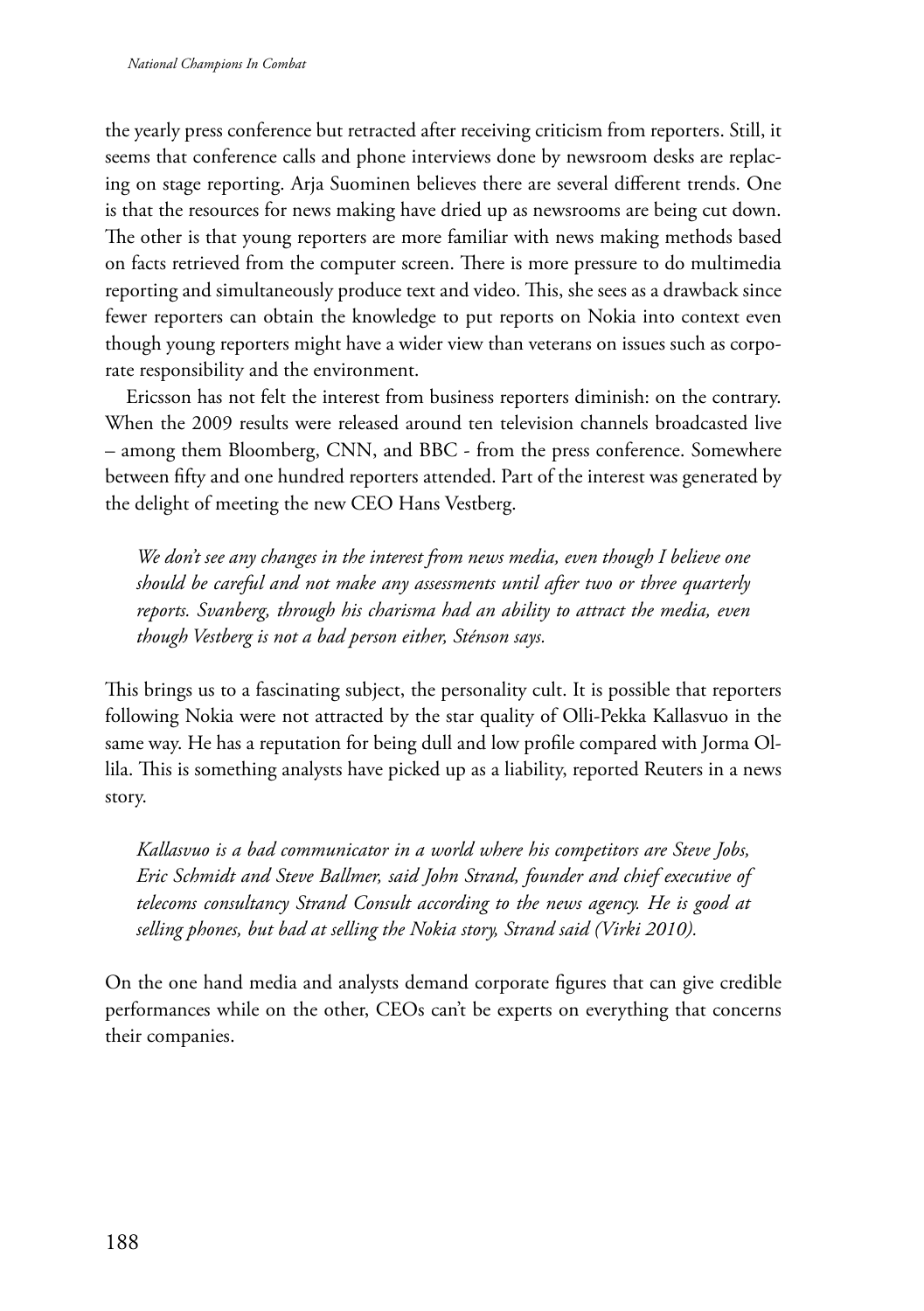the yearly press conference but retracted after receiving criticism from reporters. Still, it seems that conference calls and phone interviews done by newsroom desks are replacing on stage reporting. Arja Suominen believes there are several different trends. One is that the resources for news making have dried up as newsrooms are being cut down. The other is that young reporters are more familiar with news making methods based on facts retrieved from the computer screen. There is more pressure to do multimedia reporting and simultaneously produce text and video. This, she sees as a drawback since fewer reporters can obtain the knowledge to put reports on Nokia into context even though young reporters might have a wider view than veterans on issues such as corporate responsibility and the environment.

Ericsson has not felt the interest from business reporters diminish: on the contrary. When the 2009 results were released around ten television channels broadcasted live – among them Bloomberg, CNN, and BBC - from the press conference. Somewhere between fifty and one hundred reporters attended. Part of the interest was generated by the delight of meeting the new CEO Hans Vestberg.

> *We don't see any changes in the interest from news media, even though I believe one should be careful and not make any assessments until after two or three quarterly reports. Svanberg, through his charisma had an ability to attract the media, even though Vestberg is not a bad person either, Sténson says.*

This brings us to a fascinating subject, the personality cult. It is possible that reporters following Nokia were not attracted by the star quality of Olli-Pekka Kallasvuo in the same way. He has a reputation for being dull and low profile compared with Jorma Ollila. This is something analysts have picked up as a liability, reported Reuters in a news story.

> *Kallasvuo is a bad communicator in a world where his competitors are Steve Jobs, Eric Schmidt and Steve Ballmer, said John Strand, founder and chief executive of telecoms consultancy Strand Consult according to the news agency. He is good at selling phones, but bad at selling the Nokia story, Strand said (Virki 2010).*

On the one hand media and analysts demand corporate figures that can give credible performances while on the other, CEOs can't be experts on everything that concerns their companies.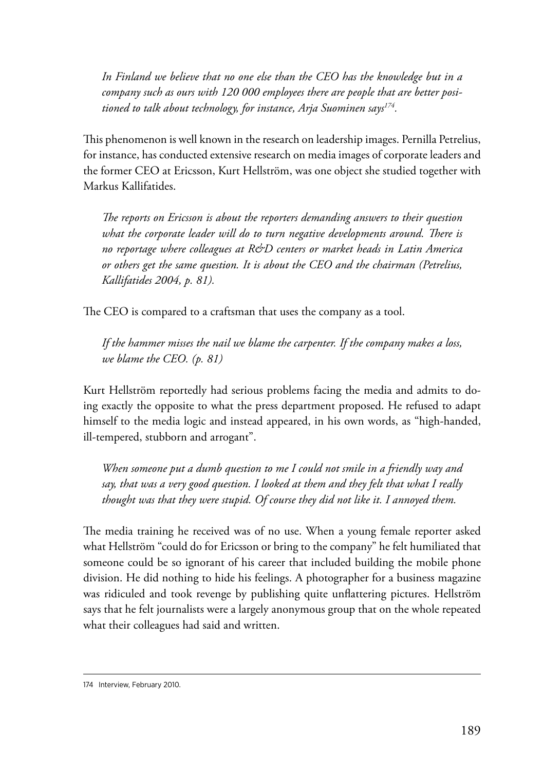*In Finland we believe that no one else than the CEO has the knowledge but in a company such as ours with 120 000 employees there are people that are better positioned to talk about technology, for instance, Arja Suominen says*[174]*.*

This phenomenon is well known in the research on leadership images. Pernilla Petrelius, for instance, has conducted extensive research on media images of corporate leaders and the former CEO at Ericsson, Kurt Hellström, was one object she studied together with Markus Kallifatides.

*The reports on Ericsson is about the reporters demanding answers to their question what the corporate leader will do to turn negative developments around. There is no reportage where colleagues at R&D centers or market heads in Latin America or others get the same question. It is about the CEO and the chairman (Petrelius, Kallifatides 2004, p. 81).*

The CEO is compared to a craftsman that uses the company as a tool.

*If the hammer misses the nail we blame the carpenter. If the company makes a loss, we blame the CEO. (p. 81)*

Kurt Hellström reportedly had serious problems facing the media and admits to doing exactly the opposite to what the press department proposed. He refused to adapt himself to the media logic and instead appeared, in his own words, as "high-handed, ill-tempered, stubborn and arrogant".

*When someone put a dumb question to me I could not smile in a friendly way and say, that was a very good question. I looked at them and they felt that what I really thought was that they were stupid. Of course they did not like it. I annoyed them.*

The media training he received was of no use. When a young female reporter asked what Hellström "could do for Ericsson or bring to the company" he felt humiliated that someone could be so ignorant of his career that included building the mobile phone division. He did nothing to hide his feelings. A photographer for a business magazine was ridiculed and took revenge by publishing quite unflattering pictures. Hellström says that he felt journalists were a largely anonymous group that on the whole repeated what their colleagues had said and written.

---

174 Interview, February 2010.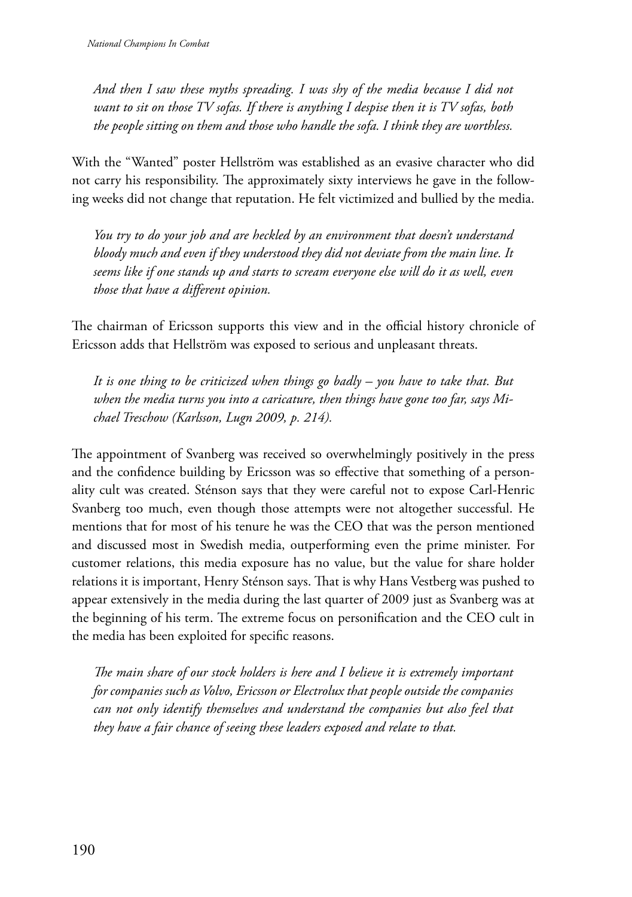*And then I saw these myths spreading. I was shy of the media because I did not want to sit on those TV sofas. If there is anything I despise then it is TV sofas, both the people sitting on them and those who handle the sofa. I think they are worthless.*

With the "Wanted" poster Hellström was established as an evasive character who did not carry his responsibility. The approximately sixty interviews he gave in the following weeks did not change that reputation. He felt victimized and bullied by the media.

*You try to do your job and are heckled by an environment that doesn't understand bloody much and even if they understood they did not deviate from the main line. It seems like if one stands up and starts to scream everyone else will do it as well, even those that have a different opinion.*

The chairman of Ericsson supports this view and in the official history chronicle of Ericsson adds that Hellström was exposed to serious and unpleasant threats.

*It is one thing to be criticized when things go badly – you have to take that. But when the media turns you into a caricature, then things have gone too far, says Michael Treschow (Karlsson, Lugn 2009, p. 214).*

The appointment of Svanberg was received so overwhelmingly positively in the press and the confidence building by Ericsson was so effective that something of a personality cult was created. Sténson says that they were careful not to expose Carl-Henric Svanberg too much, even though those attempts were not altogether successful. He mentions that for most of his tenure he was the CEO that was the person mentioned and discussed most in Swedish media, outperforming even the prime minister. For customer relations, this media exposure has no value, but the value for share holder relations it is important, Henry Sténson says. That is why Hans Vestberg was pushed to appear extensively in the media during the last quarter of 2009 just as Svanberg was at the beginning of his term. The extreme focus on personification and the CEO cult in the media has been exploited for specific reasons.

*The main share of our stock holders is here and I believe it is extremely important for companies such as Volvo, Ericsson or Electrolux that people outside the companies can not only identify themselves and understand the companies but also feel that they have a fair chance of seeing these leaders exposed and relate to that.*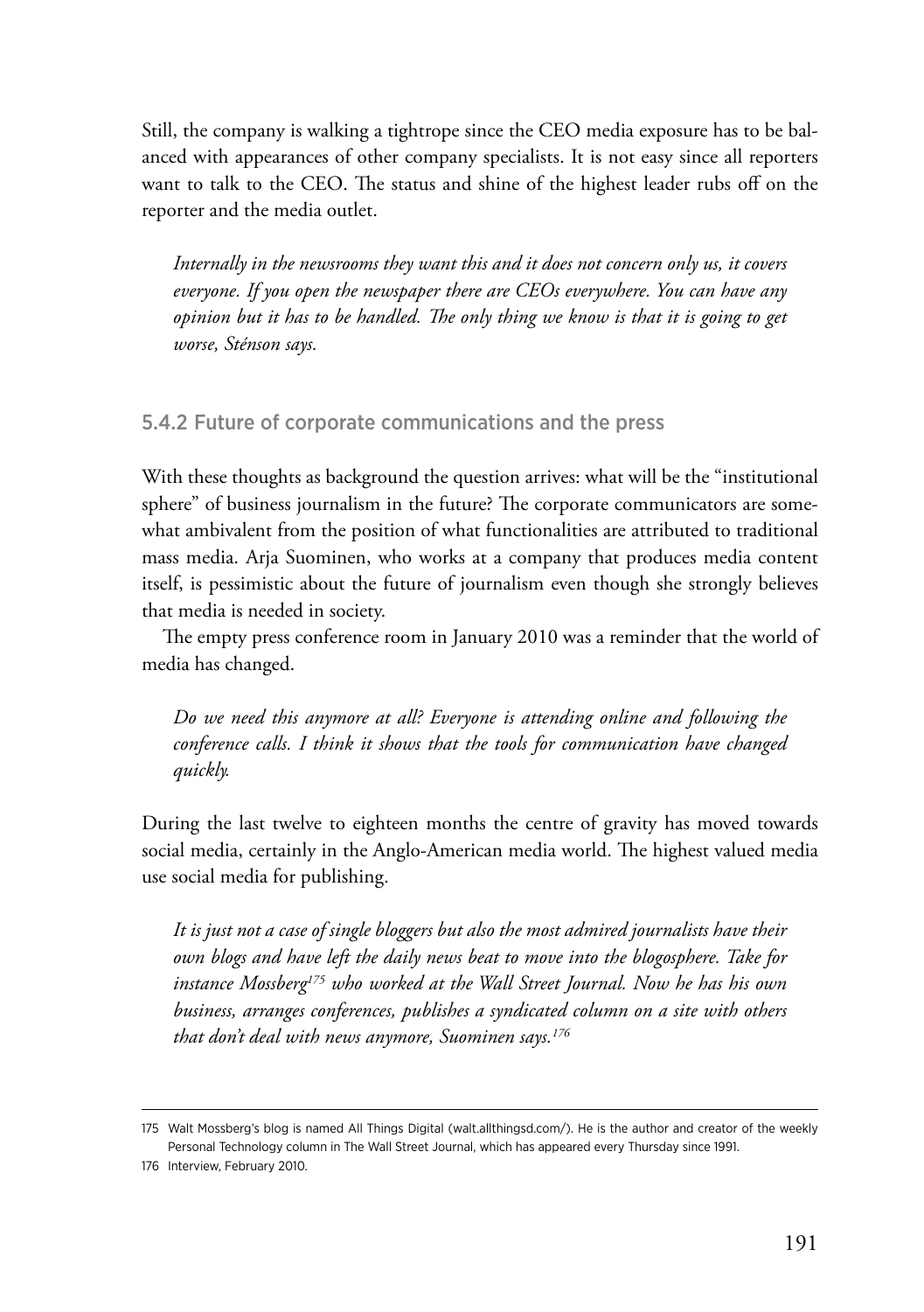Still, the company is walking a tightrope since the CEO media exposure has to be balanced with appearances of other company specialists. It is not easy since all reporters want to talk to the CEO. The status and shine of the highest leader rubs off on the reporter and the media outlet.

> *Internally in the newsrooms they want this and it does not concern only us, it covers everyone. If you open the newspaper there are CEOs everywhere. You can have any opinion but it has to be handled. The only thing we know is that it is going to get worse, Sténson says.*

### 5.4.2 Future of corporate communications and the press

With these thoughts as background the question arrives: what will be the "institutional sphere" of business journalism in the future? The corporate communicators are somewhat ambivalent from the position of what functionalities are attributed to traditional mass media. Arja Suominen, who works at a company that produces media content itself, is pessimistic about the future of journalism even though she strongly believes that media is needed in society.

The empty press conference room in January 2010 was a reminder that the world of media has changed.

> *Do we need this anymore at all? Everyone is attending online and following the conference calls. I think it shows that the tools for communication have changed quickly.*

During the last twelve to eighteen months the centre of gravity has moved towards social media, certainly in the Anglo-American media world. The highest valued media use social media for publishing.

> *It is just not a case of single bloggers but also the most admired journalists have their own blogs and have left the daily news beat to move into the blogosphere. Take for instance Mossberg*[175] *who worked at the Wall Street Journal. Now he has his own business, arranges conferences, publishes a syndicated column on a site with others that don't deal with news anymore, Suominen says.*[176]

---

175 Walt Mossberg's blog is named All Things Digital (walt.allthingsd.com/). He is the author and creator of the weekly Personal Technology column in The Wall Street Journal, which has appeared every Thursday since 1991.

176 Interview, February 2010.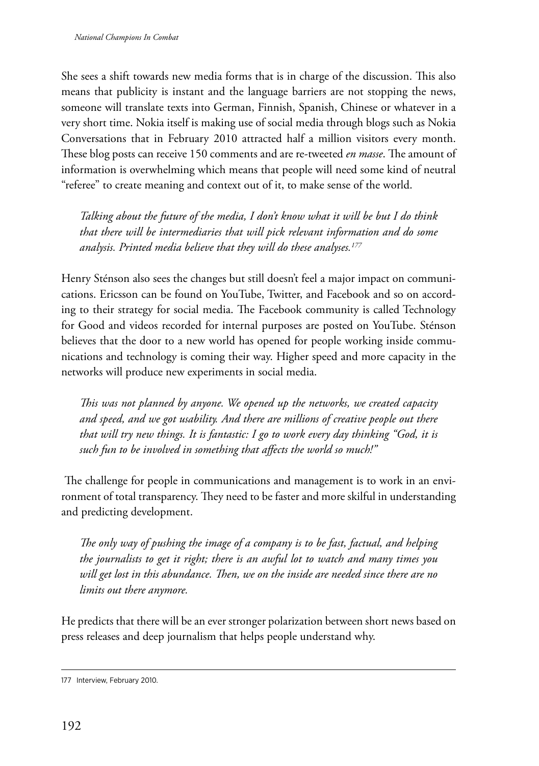She sees a shift towards new media forms that is in charge of the discussion. This also means that publicity is instant and the language barriers are not stopping the news, someone will translate texts into German, Finnish, Spanish, Chinese or whatever in a very short time. Nokia itself is making use of social media through blogs such as Nokia Conversations that in February 2010 attracted half a million visitors every month. These blog posts can receive 150 comments and are re-tweeted *en masse*. The amount of information is overwhelming which means that people will need some kind of neutral "referee" to create meaning and context out of it, to make sense of the world.

> *Talking about the future of the media, I don't know what it will be but I do think that there will be intermediaries that will pick relevant information and do some analysis. Printed media believe that they will do these analyses.*[177]

Henry Sténson also sees the changes but still doesn't feel a major impact on communications. Ericsson can be found on YouTube, Twitter, and Facebook and so on according to their strategy for social media. The Facebook community is called Technology for Good and videos recorded for internal purposes are posted on YouTube. Sténson believes that the door to a new world has opened for people working inside communications and technology is coming their way. Higher speed and more capacity in the networks will produce new experiments in social media.

> *This was not planned by anyone. We opened up the networks, we created capacity and speed, and we got usability. And there are millions of creative people out there that will try new things. It is fantastic: I go to work every day thinking "God, it is such fun to be involved in something that affects the world so much!"*

The challenge for people in communications and management is to work in an environment of total transparency. They need to be faster and more skilful in understanding and predicting development.

> *The only way of pushing the image of a company is to be fast, factual, and helping the journalists to get it right; there is an awful lot to watch and many times you will get lost in this abundance. Then, we on the inside are needed since there are no limits out there anymore.*

He predicts that there will be an ever stronger polarization between short news based on press releases and deep journalism that helps people understand why.

---

177 Interview, February 2010.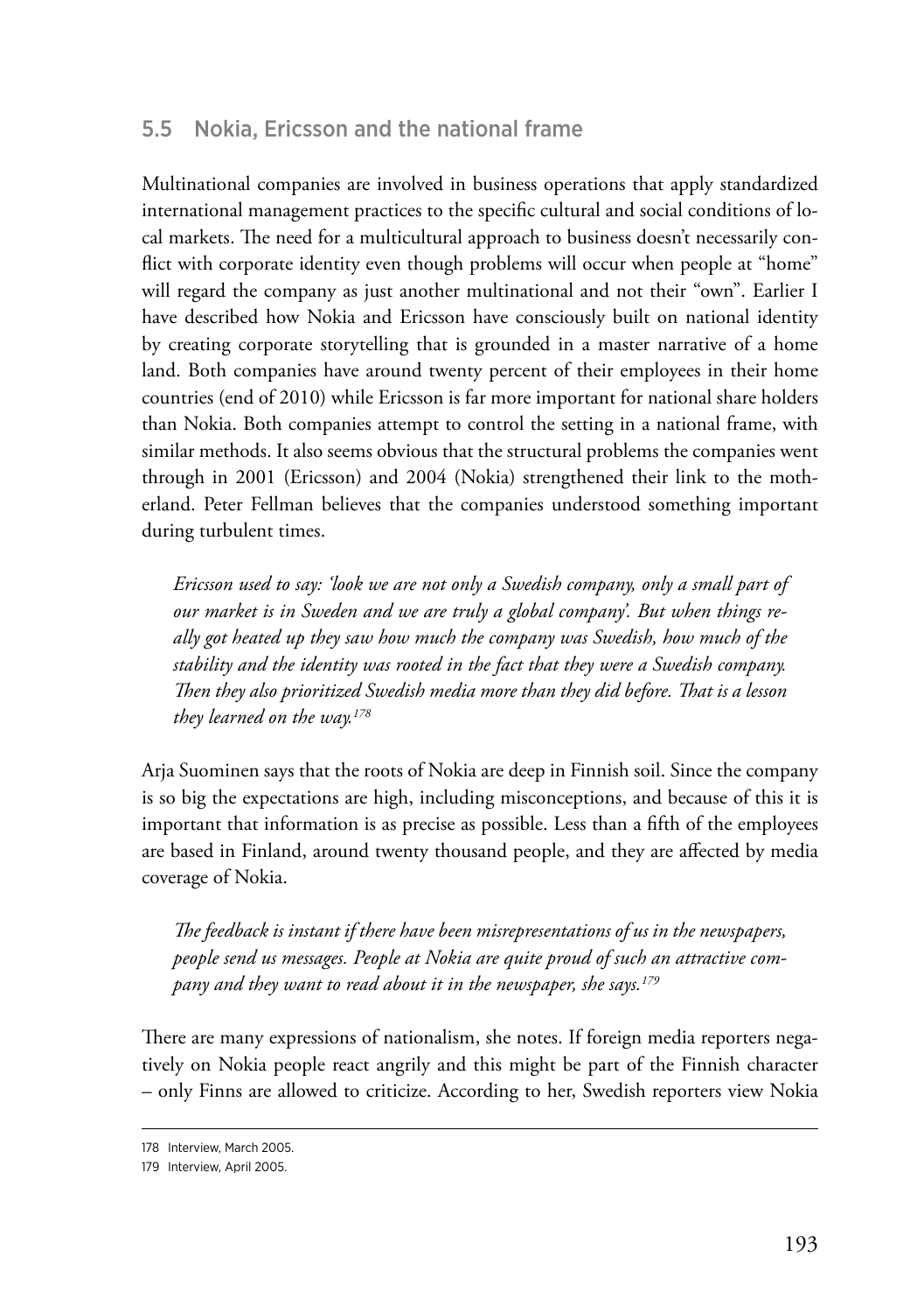## 5.5 Nokia, Ericsson and the national frame

Multinational companies are involved in business operations that apply standardized international management practices to the specific cultural and social conditions of local markets. The need for a multicultural approach to business doesn't necessarily conflict with corporate identity even though problems will occur when people at "home" will regard the company as just another multinational and not their "own". Earlier I have described how Nokia and Ericsson have consciously built on national identity by creating corporate storytelling that is grounded in a master narrative of a home land. Both companies have around twenty percent of their employees in their home countries (end of 2010) while Ericsson is far more important for national share holders than Nokia. Both companies attempt to control the setting in a national frame, with similar methods. It also seems obvious that the structural problems the companies went through in 2001 (Ericsson) and 2004 (Nokia) strengthened their link to the motherland. Peter Fellman believes that the companies understood something important during turbulent times.

> *Ericsson used to say: 'look we are not only a Swedish company, only a small part of our market is in Sweden and we are truly a global company'. But when things really got heated up they saw how much the company was Swedish, how much of the stability and the identity was rooted in the fact that they were a Swedish company. Then they also prioritized Swedish media more than they did before. That is a lesson they learned on the way.*[178]

Arja Suominen says that the roots of Nokia are deep in Finnish soil. Since the company is so big the expectations are high, including misconceptions, and because of this it is important that information is as precise as possible. Less than a fifth of the employees are based in Finland, around twenty thousand people, and they are affected by media coverage of Nokia.

> *The feedback is instant if there have been misrepresentations of us in the newspapers, people send us messages. People at Nokia are quite proud of such an attractive company and they want to read about it in the newspaper, she says.*[179]

There are many expressions of nationalism, she notes. If foreign media reporters negatively on Nokia people react angrily and this might be part of the Finnish character – only Finns are allowed to criticize. According to her, Swedish reporters view Nokia

---

178 Interview, March 2005.

179 Interview, April 2005.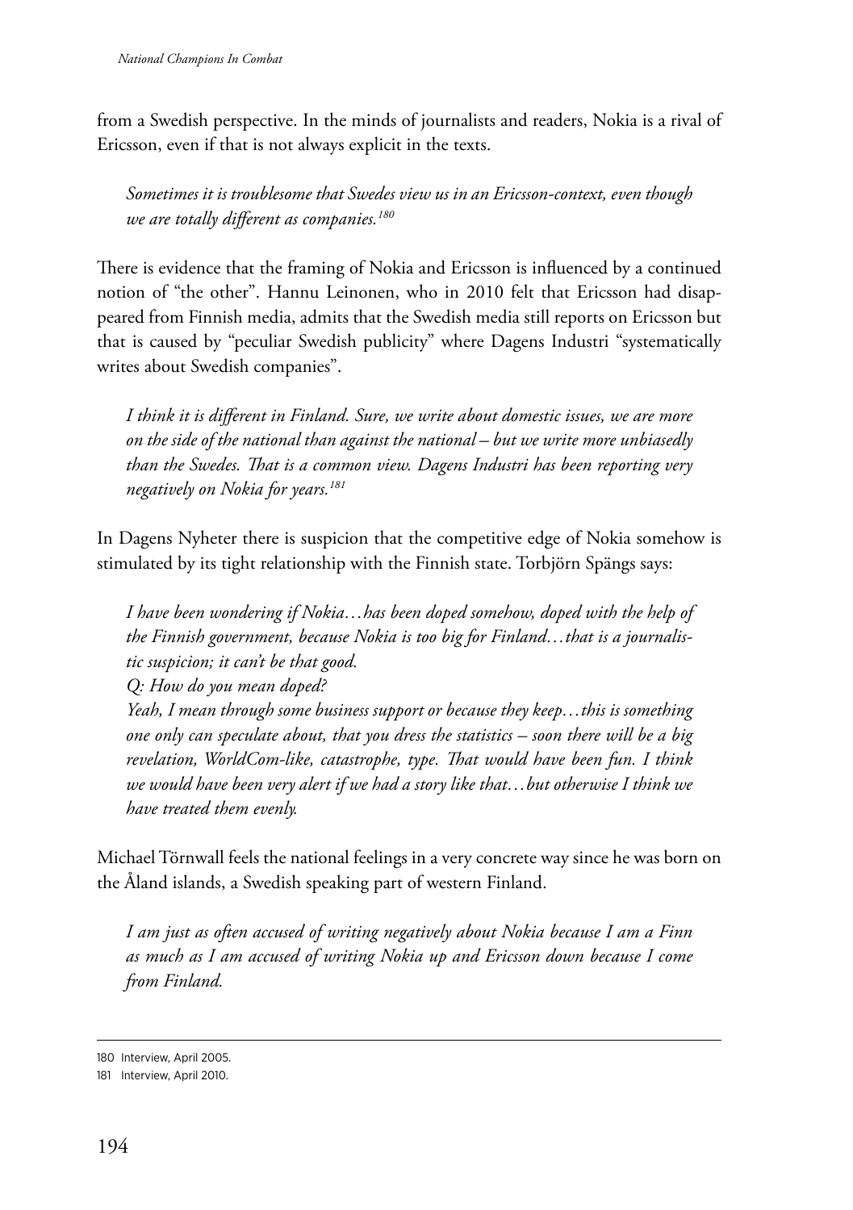from a Swedish perspective. In the minds of journalists and readers, Nokia is a rival of Ericsson, even if that is not always explicit in the texts.

> *Sometimes it is troublesome that Swedes view us in an Ericsson-context, even though we are totally different as companies.*[180]

There is evidence that the framing of Nokia and Ericsson is influenced by a continued notion of "the other". Hannu Leinonen, who in 2010 felt that Ericsson had disappeared from Finnish media, admits that the Swedish media still reports on Ericsson but that is caused by "peculiar Swedish publicity" where Dagens Industri "systematically writes about Swedish companies".

> *I think it is different in Finland. Sure, we write about domestic issues, we are more on the side of the national than against the national – but we write more unbiasedly than the Swedes. That is a common view. Dagens Industri has been reporting very negatively on Nokia for years.*[181]

In Dagens Nyheter there is suspicion that the competitive edge of Nokia somehow is stimulated by its tight relationship with the Finnish state. Torbjörn Spängs says:

> *I have been wondering if Nokia…has been doped somehow, doped with the help of the Finnish government, because Nokia is too big for Finland…that is a journalistic suspicion; it can't be that good.*
>
> *Q: How do you mean doped?*
>
> *Yeah, I mean through some business support or because they keep…this is something one only can speculate about, that you dress the statistics – soon there will be a big revelation, WorldCom-like, catastrophe, type. That would have been fun. I think we would have been very alert if we had a story like that…but otherwise I think we have treated them evenly.*

Michael Törnwall feels the national feelings in a very concrete way since he was born on the Åland islands, a Swedish speaking part of western Finland.

> *I am just as often accused of writing negatively about Nokia because I am a Finn as much as I am accused of writing Nokia up and Ericsson down because I come from Finland.*

---

180 Interview, April 2005.

181 Interview, April 2010.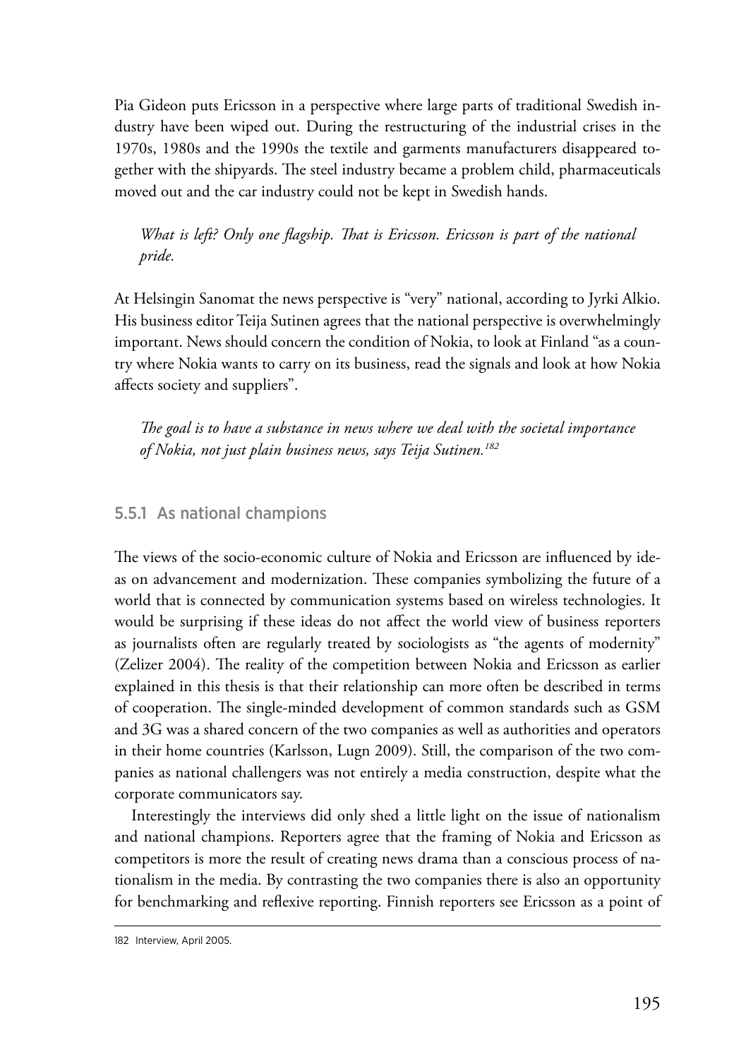Pia Gideon puts Ericsson in a perspective where large parts of traditional Swedish industry have been wiped out. During the restructuring of the industrial crises in the 1970s, 1980s and the 1990s the textile and garments manufacturers disappeared together with the shipyards. The steel industry became a problem child, pharmaceuticals moved out and the car industry could not be kept in Swedish hands.

> *What is left? Only one flagship. That is Ericsson. Ericsson is part of the national pride.*

At Helsingin Sanomat the news perspective is "very" national, according to Jyrki Alkio. His business editor Teija Sutinen agrees that the national perspective is overwhelmingly important. News should concern the condition of Nokia, to look at Finland "as a country where Nokia wants to carry on its business, read the signals and look at how Nokia affects society and suppliers".

> *The goal is to have a substance in news where we deal with the societal importance of Nokia, not just plain business news, says Teija Sutinen.*[182]

### 5.5.1 As national champions

The views of the socio-economic culture of Nokia and Ericsson are influenced by ideas on advancement and modernization. These companies symbolizing the future of a world that is connected by communication systems based on wireless technologies. It would be surprising if these ideas do not affect the world view of business reporters as journalists often are regularly treated by sociologists as "the agents of modernity" (Zelizer 2004). The reality of the competition between Nokia and Ericsson as earlier explained in this thesis is that their relationship can more often be described in terms of cooperation. The single-minded development of common standards such as GSM and 3G was a shared concern of the two companies as well as authorities and operators in their home countries (Karlsson, Lugn 2009). Still, the comparison of the two companies as national challengers was not entirely a media construction, despite what the corporate communicators say.

Interestingly the interviews did only shed a little light on the issue of nationalism and national champions. Reporters agree that the framing of Nokia and Ericsson as competitors is more the result of creating news drama than a conscious process of nationalism in the media. By contrasting the two companies there is also an opportunity for benchmarking and reflexive reporting. Finnish reporters see Ericsson as a point of

---

182 Interview, April 2005.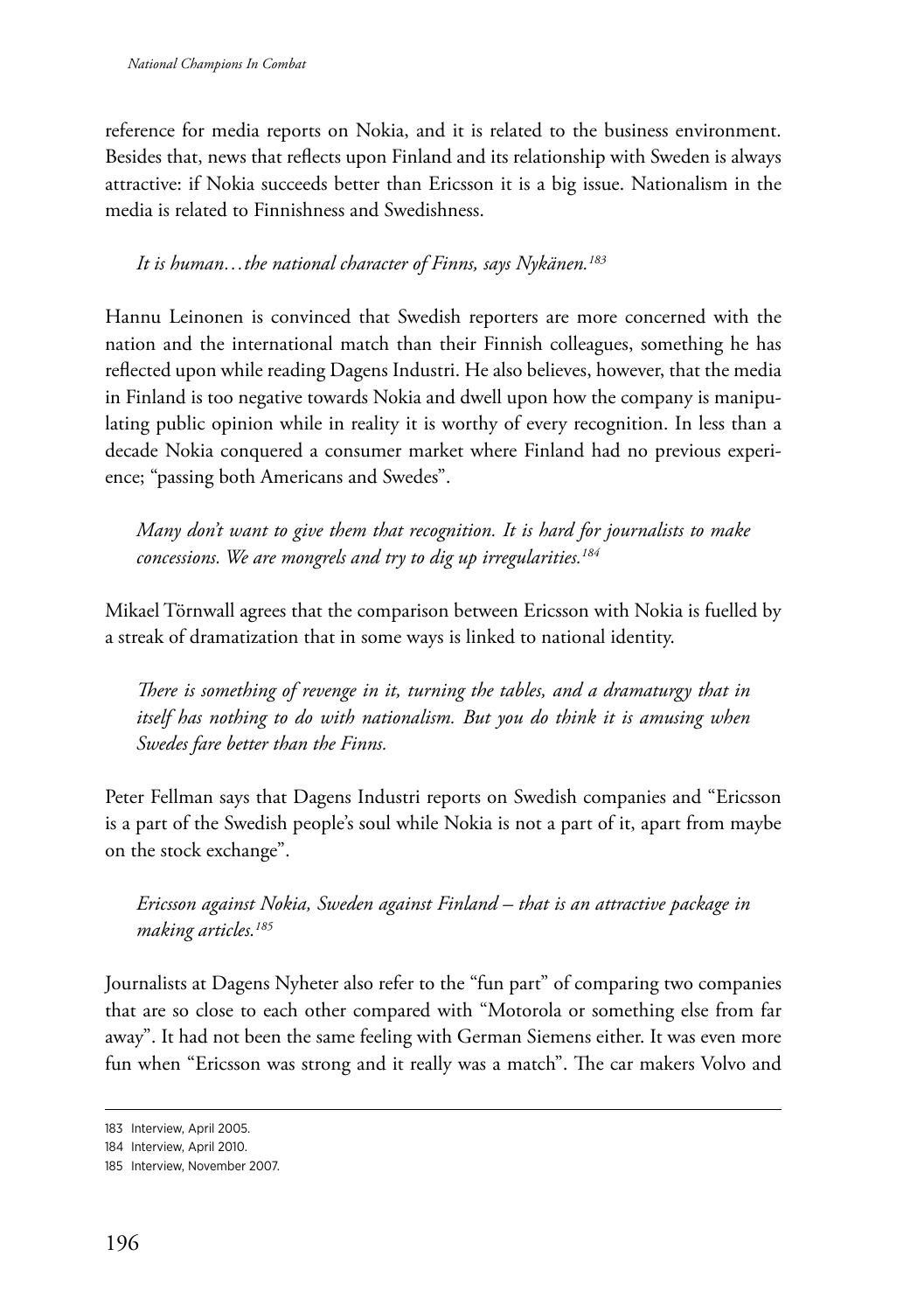reference for media reports on Nokia, and it is related to the business environment. Besides that, news that reflects upon Finland and its relationship with Sweden is always attractive: if Nokia succeeds better than Ericsson it is a big issue. Nationalism in the media is related to Finnishness and Swedishness.

> *It is human…the national character of Finns, says Nykänen.*[183]

Hannu Leinonen is convinced that Swedish reporters are more concerned with the nation and the international match than their Finnish colleagues, something he has reflected upon while reading Dagens Industri. He also believes, however, that the media in Finland is too negative towards Nokia and dwell upon how the company is manipulating public opinion while in reality it is worthy of every recognition. In less than a decade Nokia conquered a consumer market where Finland had no previous experience; "passing both Americans and Swedes".

> *Many don't want to give them that recognition. It is hard for journalists to make concessions. We are mongrels and try to dig up irregularities.*[184]

Mikael Törnwall agrees that the comparison between Ericsson with Nokia is fuelled by a streak of dramatization that in some ways is linked to national identity.

> *There is something of revenge in it, turning the tables, and a dramaturgy that in itself has nothing to do with nationalism. But you do think it is amusing when Swedes fare better than the Finns.*

Peter Fellman says that Dagens Industri reports on Swedish companies and "Ericsson is a part of the Swedish people's soul while Nokia is not a part of it, apart from maybe on the stock exchange".

> *Ericsson against Nokia, Sweden against Finland – that is an attractive package in making articles.*[185]

Journalists at Dagens Nyheter also refer to the "fun part" of comparing two companies that are so close to each other compared with "Motorola or something else from far away". It had not been the same feeling with German Siemens either. It was even more fun when "Ericsson was strong and it really was a match". The car makers Volvo and

---

183 Interview, April 2005.

184 Interview, April 2010.

185 Interview, November 2007.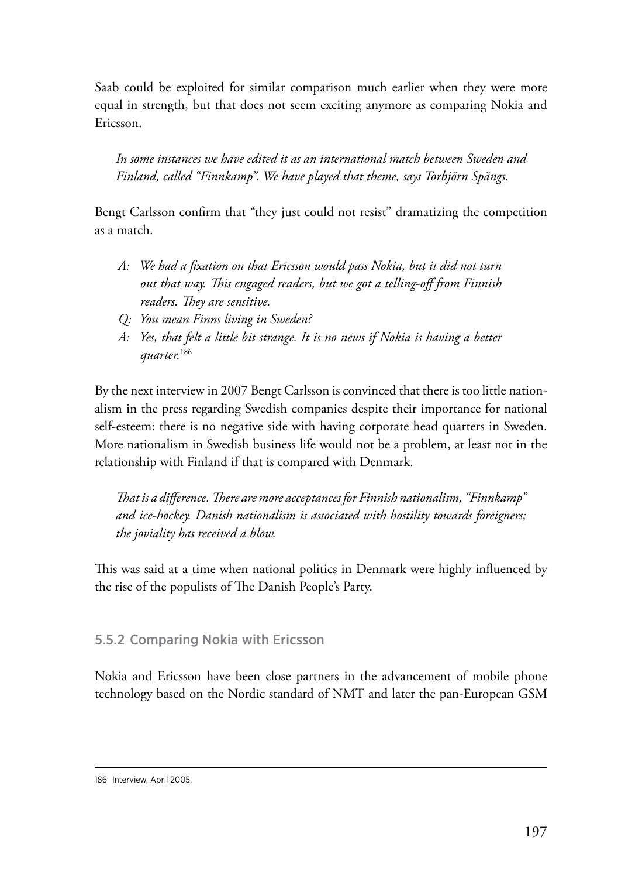Saab could be exploited for similar comparison much earlier when they were more equal in strength, but that does not seem exciting anymore as comparing Nokia and Ericsson.

> *In some instances we have edited it as an international match between Sweden and Finland, called "Finnkamp". We have played that theme, says Torbjörn Spängs.*

Bengt Carlsson confirm that "they just could not resist" dramatizing the competition as a match.

> *A: We had a fixation on that Ericsson would pass Nokia, but it did not turn out that way. This engaged readers, but we got a telling-off from Finnish readers. They are sensitive.*
>
> *Q: You mean Finns living in Sweden?*
>
> *A: Yes, that felt a little bit strange. It is no news if Nokia is having a better quarter.*[186]

By the next interview in 2007 Bengt Carlsson is convinced that there is too little nationalism in the press regarding Swedish companies despite their importance for national self-esteem: there is no negative side with having corporate head quarters in Sweden. More nationalism in Swedish business life would not be a problem, at least not in the relationship with Finland if that is compared with Denmark.

> *That is a difference. There are more acceptances for Finnish nationalism, "Finnkamp" and ice-hockey. Danish nationalism is associated with hostility towards foreigners; the joviality has received a blow.*

This was said at a time when national politics in Denmark were highly influenced by the rise of the populists of The Danish People's Party.

### 5.5.2 Comparing Nokia with Ericsson

Nokia and Ericsson have been close partners in the advancement of mobile phone technology based on the Nordic standard of NMT and later the pan-European GSM

---

186 Interview, April 2005.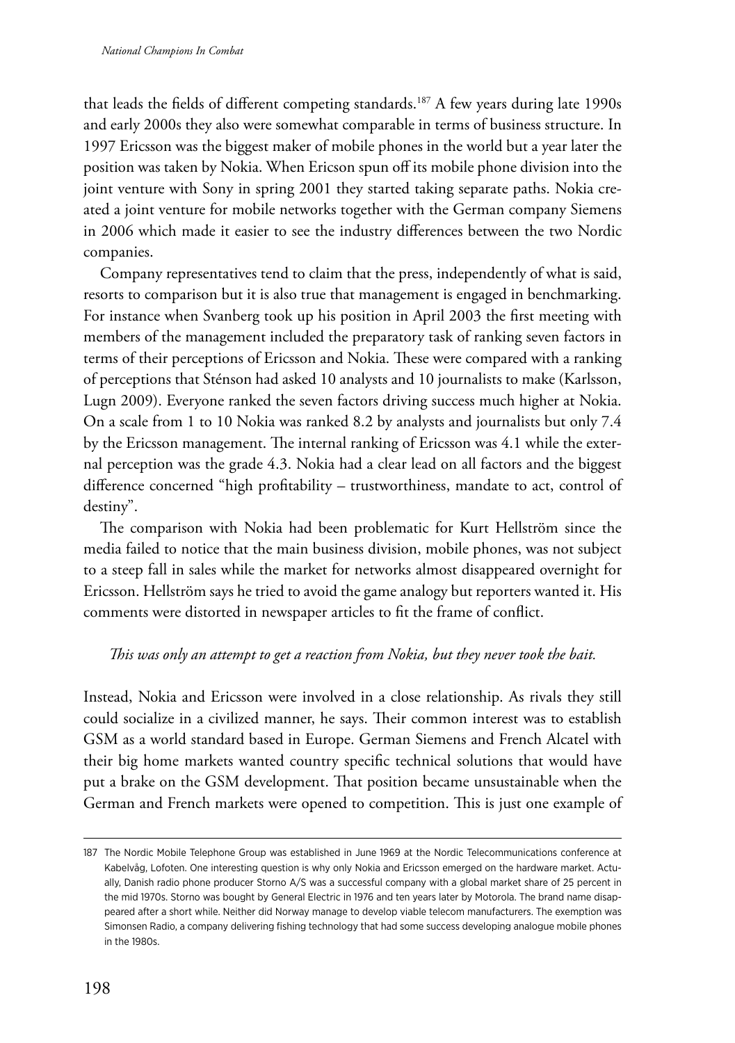that leads the fields of different competing standards.[187] A few years during late 1990s and early 2000s they also were somewhat comparable in terms of business structure. In 1997 Ericsson was the biggest maker of mobile phones in the world but a year later the position was taken by Nokia. When Ericson spun off its mobile phone division into the joint venture with Sony in spring 2001 they started taking separate paths. Nokia created a joint venture for mobile networks together with the German company Siemens in 2006 which made it easier to see the industry differences between the two Nordic companies.

Company representatives tend to claim that the press, independently of what is said, resorts to comparison but it is also true that management is engaged in benchmarking. For instance when Svanberg took up his position in April 2003 the first meeting with members of the management included the preparatory task of ranking seven factors in terms of their perceptions of Ericsson and Nokia. These were compared with a ranking of perceptions that Sténson had asked 10 analysts and 10 journalists to make (Karlsson, Lugn 2009). Everyone ranked the seven factors driving success much higher at Nokia. On a scale from 1 to 10 Nokia was ranked 8.2 by analysts and journalists but only 7.4 by the Ericsson management. The internal ranking of Ericsson was 4.1 while the external perception was the grade 4.3. Nokia had a clear lead on all factors and the biggest difference concerned "high profitability – trustworthiness, mandate to act, control of destiny".

The comparison with Nokia had been problematic for Kurt Hellström since the media failed to notice that the main business division, mobile phones, was not subject to a steep fall in sales while the market for networks almost disappeared overnight for Ericsson. Hellström says he tried to avoid the game analogy but reporters wanted it. His comments were distorted in newspaper articles to fit the frame of conflict.

*This was only an attempt to get a reaction from Nokia, but they never took the bait.*

Instead, Nokia and Ericsson were involved in a close relationship. As rivals they still could socialize in a civilized manner, he says. Their common interest was to establish GSM as a world standard based in Europe. German Siemens and French Alcatel with their big home markets wanted country specific technical solutions that would have put a brake on the GSM development. That position became unsustainable when the German and French markets were opened to competition. This is just one example of

---

187 The Nordic Mobile Telephone Group was established in June 1969 at the Nordic Telecommunications conference at Kabelvåg, Lofoten. One interesting question is why only Nokia and Ericsson emerged on the hardware market. Actually, Danish radio phone producer Storno A/S was a successful company with a global market share of 25 percent in the mid 1970s. Storno was bought by General Electric in 1976 and ten years later by Motorola. The brand name disappeared after a short while. Neither did Norway manage to develop viable telecom manufacturers. The exemption was Simonsen Radio, a company delivering fishing technology that had some success developing analogue mobile phones in the 1980s.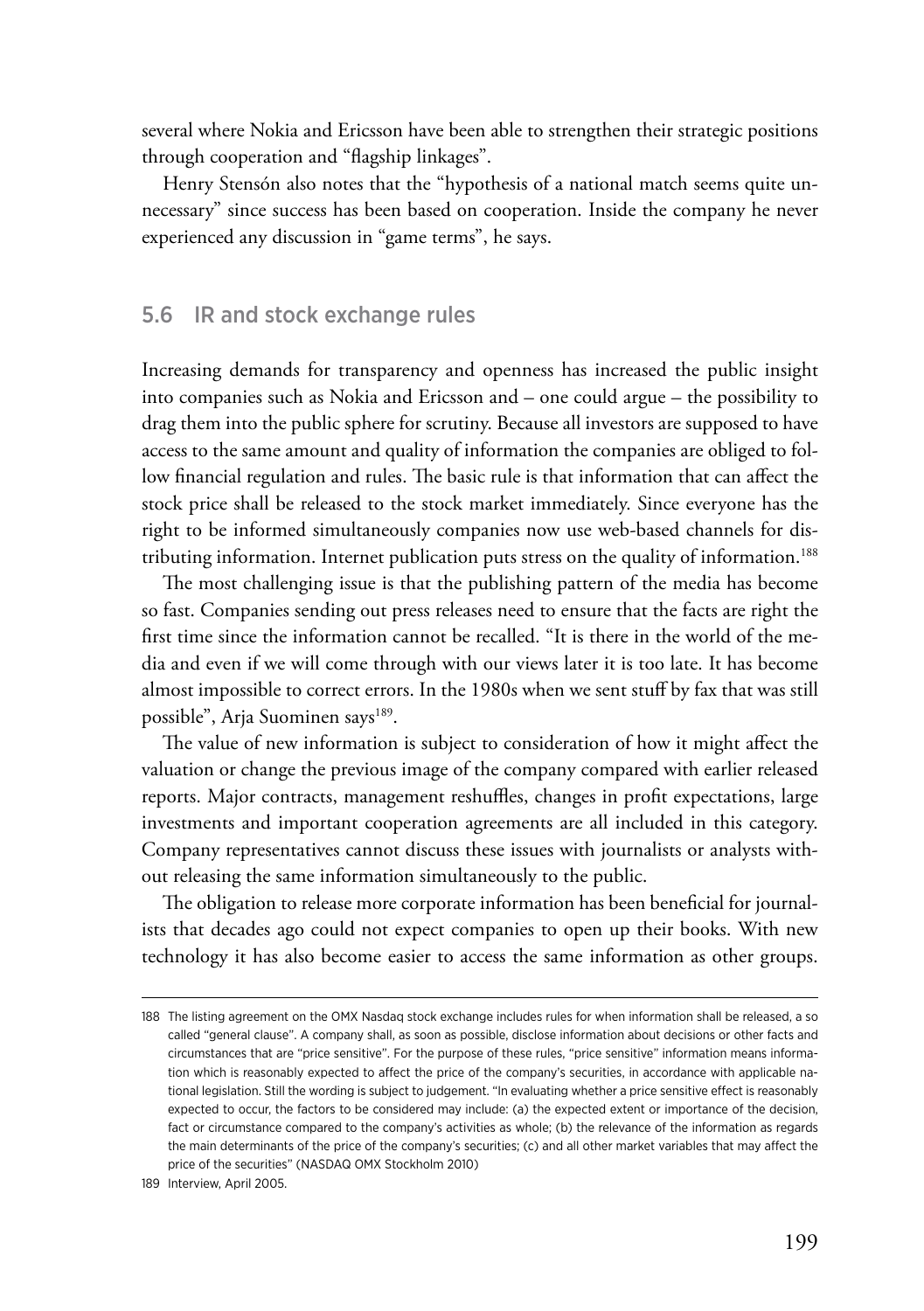several where Nokia and Ericsson have been able to strengthen their strategic positions through cooperation and "flagship linkages".

Henry Stensón also notes that the "hypothesis of a national match seems quite unnecessary" since success has been based on cooperation. Inside the company he never experienced any discussion in "game terms", he says.

## 5.6 IR and stock exchange rules

Increasing demands for transparency and openness has increased the public insight into companies such as Nokia and Ericsson and – one could argue – the possibility to drag them into the public sphere for scrutiny. Because all investors are supposed to have access to the same amount and quality of information the companies are obliged to follow financial regulation and rules. The basic rule is that information that can affect the stock price shall be released to the stock market immediately. Since everyone has the right to be informed simultaneously companies now use web-based channels for distributing information. Internet publication puts stress on the quality of information.[188]

The most challenging issue is that the publishing pattern of the media has become so fast. Companies sending out press releases need to ensure that the facts are right the first time since the information cannot be recalled. "It is there in the world of the media and even if we will come through with our views later it is too late. It has become almost impossible to correct errors. In the 1980s when we sent stuff by fax that was still possible", Arja Suominen says[189].

The value of new information is subject to consideration of how it might affect the valuation or change the previous image of the company compared with earlier released reports. Major contracts, management reshuffles, changes in profit expectations, large investments and important cooperation agreements are all included in this category. Company representatives cannot discuss these issues with journalists or analysts without releasing the same information simultaneously to the public.

The obligation to release more corporate information has been beneficial for journalists that decades ago could not expect companies to open up their books. With new technology it has also become easier to access the same information as other groups.

---

188 The listing agreement on the OMX Nasdaq stock exchange includes rules for when information shall be released, a so called "general clause". A company shall, as soon as possible, disclose information about decisions or other facts and circumstances that are "price sensitive". For the purpose of these rules, "price sensitive" information means information which is reasonably expected to affect the price of the company's securities, in accordance with applicable national legislation. Still the wording is subject to judgement. "In evaluating whether a price sensitive effect is reasonably expected to occur, the factors to be considered may include: (a) the expected extent or importance of the decision, fact or circumstance compared to the company's activities as whole; (b) the relevance of the information as regards the main determinants of the price of the company's securities; (c) and all other market variables that may affect the price of the securities" (NASDAQ OMX Stockholm 2010)

189 Interview, April 2005.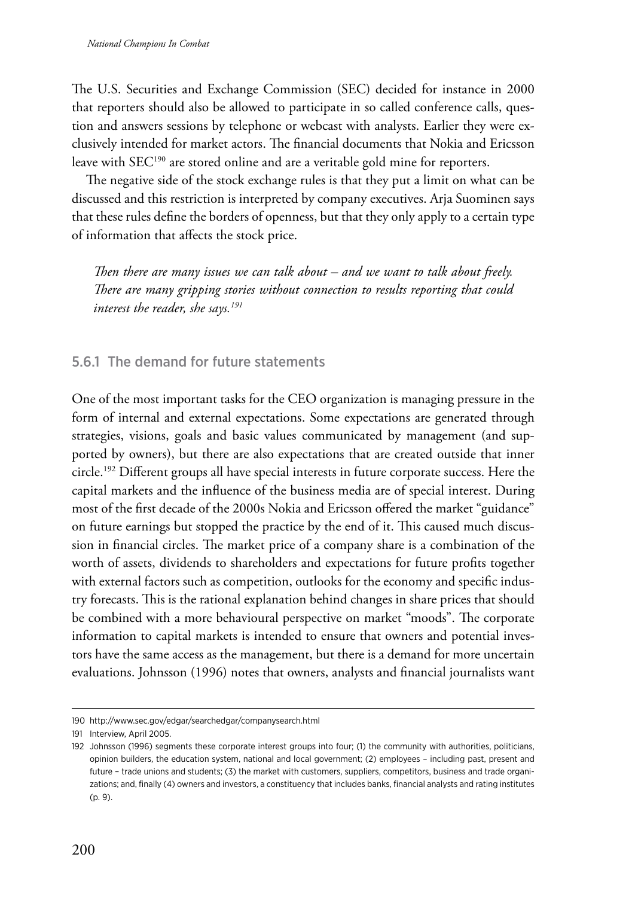The U.S. Securities and Exchange Commission (SEC) decided for instance in 2000 that reporters should also be allowed to participate in so called conference calls, question and answers sessions by telephone or webcast with analysts. Earlier they were exclusively intended for market actors. The financial documents that Nokia and Ericsson leave with SEC[190] are stored online and are a veritable gold mine for reporters.

The negative side of the stock exchange rules is that they put a limit on what can be discussed and this restriction is interpreted by company executives. Arja Suominen says that these rules define the borders of openness, but that they only apply to a certain type of information that affects the stock price.

> *Then there are many issues we can talk about – and we want to talk about freely. There are many gripping stories without connection to results reporting that could interest the reader, she says.*[191]

### 5.6.1 The demand for future statements

One of the most important tasks for the CEO organization is managing pressure in the form of internal and external expectations. Some expectations are generated through strategies, visions, goals and basic values communicated by management (and supported by owners), but there are also expectations that are created outside that inner circle.[192] Different groups all have special interests in future corporate success. Here the capital markets and the influence of the business media are of special interest. During most of the first decade of the 2000s Nokia and Ericsson offered the market "guidance" on future earnings but stopped the practice by the end of it. This caused much discussion in financial circles. The market price of a company share is a combination of the worth of assets, dividends to shareholders and expectations for future profits together with external factors such as competition, outlooks for the economy and specific industry forecasts. This is the rational explanation behind changes in share prices that should be combined with a more behavioural perspective on market "moods". The corporate information to capital markets is intended to ensure that owners and potential investors have the same access as the management, but there is a demand for more uncertain evaluations. Johnsson (1996) notes that owners, analysts and financial journalists want

---

190 http://www.sec.gov/edgar/searchedgar/companysearch.html

191 Interview, April 2005.

192 Johnsson (1996) segments these corporate interest groups into four; (1) the community with authorities, politicians, opinion builders, the education system, national and local government; (2) employees – including past, present and future – trade unions and students; (3) the market with customers, suppliers, competitors, business and trade organizations; and, finally (4) owners and investors, a constituency that includes banks, financial analysts and rating institutes (p. 9).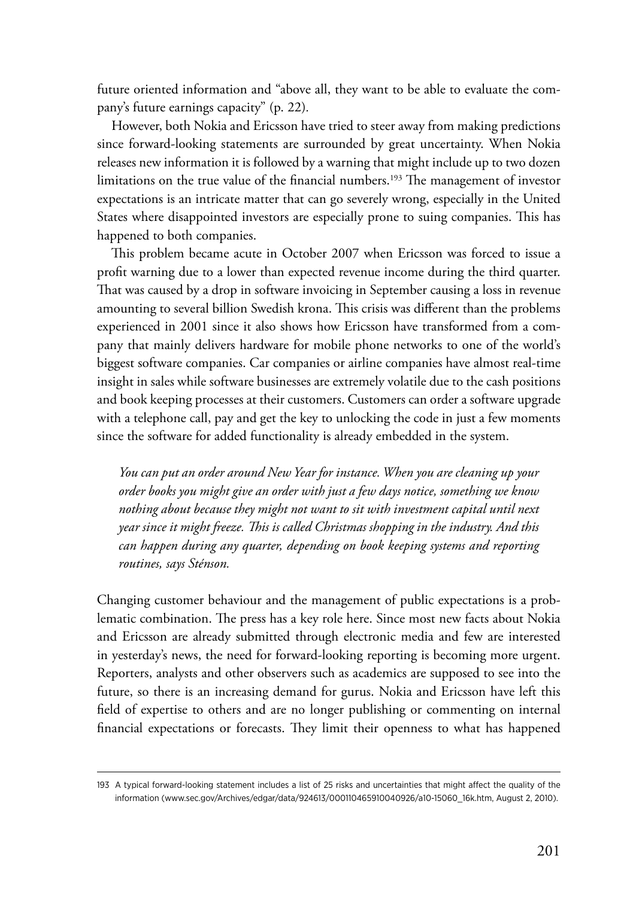future oriented information and "above all, they want to be able to evaluate the company's future earnings capacity" (p. 22).

However, both Nokia and Ericsson have tried to steer away from making predictions since forward-looking statements are surrounded by great uncertainty. When Nokia releases new information it is followed by a warning that might include up to two dozen limitations on the true value of the financial numbers.[193] The management of investor expectations is an intricate matter that can go severely wrong, especially in the United States where disappointed investors are especially prone to suing companies. This has happened to both companies.

This problem became acute in October 2007 when Ericsson was forced to issue a profit warning due to a lower than expected revenue income during the third quarter. That was caused by a drop in software invoicing in September causing a loss in revenue amounting to several billion Swedish krona. This crisis was different than the problems experienced in 2001 since it also shows how Ericsson have transformed from a company that mainly delivers hardware for mobile phone networks to one of the world's biggest software companies. Car companies or airline companies have almost real-time insight in sales while software businesses are extremely volatile due to the cash positions and book keeping processes at their customers. Customers can order a software upgrade with a telephone call, pay and get the key to unlocking the code in just a few moments since the software for added functionality is already embedded in the system.

> *You can put an order around New Year for instance. When you are cleaning up your order books you might give an order with just a few days notice, something we know nothing about because they might not want to sit with investment capital until next year since it might freeze. This is called Christmas shopping in the industry. And this can happen during any quarter, depending on book keeping systems and reporting routines, says Sténson.*

Changing customer behaviour and the management of public expectations is a problematic combination. The press has a key role here. Since most new facts about Nokia and Ericsson are already submitted through electronic media and few are interested in yesterday's news, the need for forward-looking reporting is becoming more urgent. Reporters, analysts and other observers such as academics are supposed to see into the future, so there is an increasing demand for gurus. Nokia and Ericsson have left this field of expertise to others and are no longer publishing or commenting on internal financial expectations or forecasts. They limit their openness to what has happened

---

193 A typical forward-looking statement includes a list of 25 risks and uncertainties that might affect the quality of the information (www.sec.gov/Archives/edgar/data/924613/000110465910040926/a10-15060_16k.htm, August 2, 2010).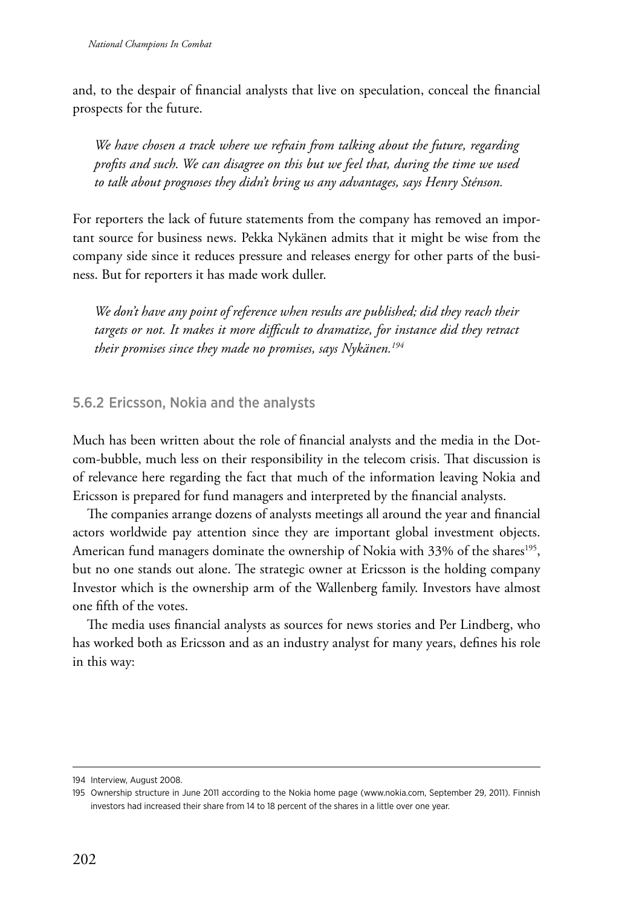and, to the despair of financial analysts that live on speculation, conceal the financial prospects for the future.

> *We have chosen a track where we refrain from talking about the future, regarding profits and such. We can disagree on this but we feel that, during the time we used to talk about prognoses they didn't bring us any advantages, says Henry Sténson.*

For reporters the lack of future statements from the company has removed an important source for business news. Pekka Nykänen admits that it might be wise from the company side since it reduces pressure and releases energy for other parts of the business. But for reporters it has made work duller.

> *We don't have any point of reference when results are published; did they reach their targets or not. It makes it more difficult to dramatize, for instance did they retract their promises since they made no promises, says Nykänen.*[194]

### 5.6.2 Ericsson, Nokia and the analysts

Much has been written about the role of financial analysts and the media in the Dotcom-bubble, much less on their responsibility in the telecom crisis. That discussion is of relevance here regarding the fact that much of the information leaving Nokia and Ericsson is prepared for fund managers and interpreted by the financial analysts.

The companies arrange dozens of analysts meetings all around the year and financial actors worldwide pay attention since they are important global investment objects. American fund managers dominate the ownership of Nokia with 33% of the shares[195], but no one stands out alone. The strategic owner at Ericsson is the holding company Investor which is the ownership arm of the Wallenberg family. Investors have almost one fifth of the votes.

The media uses financial analysts as sources for news stories and Per Lindberg, who has worked both as Ericsson and as an industry analyst for many years, defines his role in this way:

---

194 Interview, August 2008.

195 Ownership structure in June 2011 according to the Nokia home page (www.nokia.com, September 29, 2011). Finnish investors had increased their share from 14 to 18 percent of the shares in a little over one year.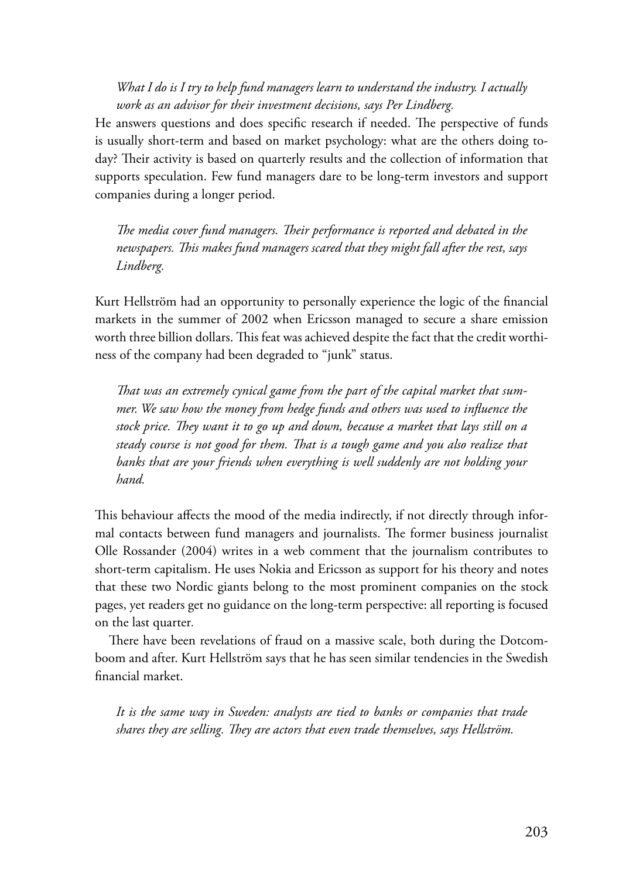*What I do is I try to help fund managers learn to understand the industry. I actually work as an advisor for their investment decisions, says Per Lindberg.*

He answers questions and does specific research if needed. The perspective of funds is usually short-term and based on market psychology: what are the others doing today? Their activity is based on quarterly results and the collection of information that supports speculation. Few fund managers dare to be long-term investors and support companies during a longer period.

*The media cover fund managers. Their performance is reported and debated in the newspapers. This makes fund managers scared that they might fall after the rest, says Lindberg.*

Kurt Hellström had an opportunity to personally experience the logic of the financial markets in the summer of 2002 when Ericsson managed to secure a share emission worth three billion dollars. This feat was achieved despite the fact that the credit worthiness of the company had been degraded to "junk" status.

*That was an extremely cynical game from the part of the capital market that summer. We saw how the money from hedge funds and others was used to influence the stock price. They want it to go up and down, because a market that lays still on a steady course is not good for them. That is a tough game and you also realize that banks that are your friends when everything is well suddenly are not holding your hand.*

This behaviour affects the mood of the media indirectly, if not directly through informal contacts between fund managers and journalists. The former business journalist Olle Rossander (2004) writes in a web comment that the journalism contributes to short-term capitalism. He uses Nokia and Ericsson as support for his theory and notes that these two Nordic giants belong to the most prominent companies on the stock pages, yet readers get no guidance on the long-term perspective: all reporting is focused on the last quarter.

There have been revelations of fraud on a massive scale, both during the Dotcom-boom and after. Kurt Hellström says that he has seen similar tendencies in the Swedish financial market.

*It is the same way in Sweden: analysts are tied to banks or companies that trade shares they are selling. They are actors that even trade themselves, says Hellström.*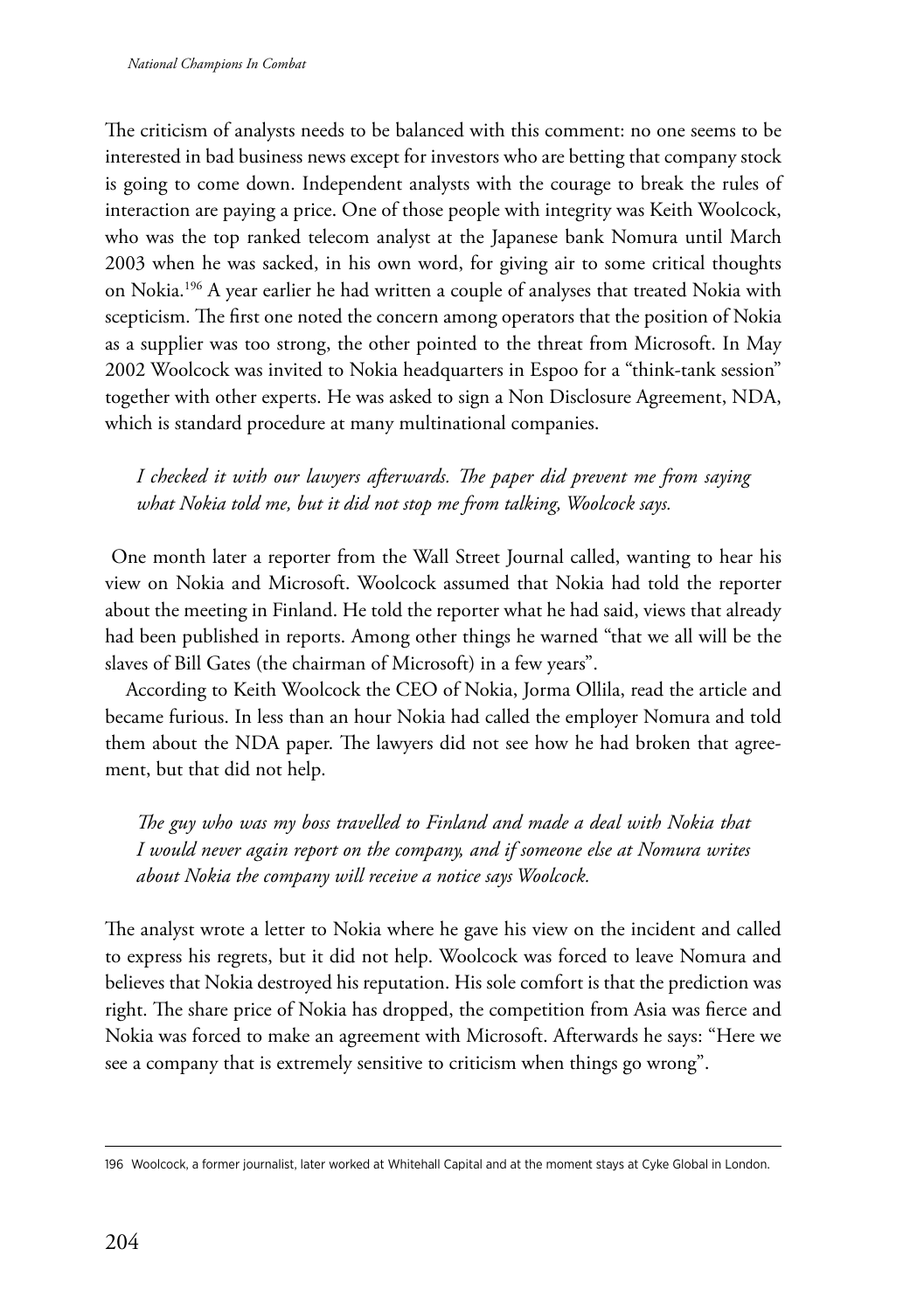The criticism of analysts needs to be balanced with this comment: no one seems to be interested in bad business news except for investors who are betting that company stock is going to come down. Independent analysts with the courage to break the rules of interaction are paying a price. One of those people with integrity was Keith Woolcock, who was the top ranked telecom analyst at the Japanese bank Nomura until March 2003 when he was sacked, in his own word, for giving air to some critical thoughts on Nokia.[196] A year earlier he had written a couple of analyses that treated Nokia with scepticism. The first one noted the concern among operators that the position of Nokia as a supplier was too strong, the other pointed to the threat from Microsoft. In May 2002 Woolcock was invited to Nokia headquarters in Espoo for a "think-tank session" together with other experts. He was asked to sign a Non Disclosure Agreement, NDA, which is standard procedure at many multinational companies.

> *I checked it with our lawyers afterwards. The paper did prevent me from saying what Nokia told me, but it did not stop me from talking, Woolcock says.*

One month later a reporter from the Wall Street Journal called, wanting to hear his view on Nokia and Microsoft. Woolcock assumed that Nokia had told the reporter about the meeting in Finland. He told the reporter what he had said, views that already had been published in reports. Among other things he warned "that we all will be the slaves of Bill Gates (the chairman of Microsoft) in a few years".

According to Keith Woolcock the CEO of Nokia, Jorma Ollila, read the article and became furious. In less than an hour Nokia had called the employer Nomura and told them about the NDA paper. The lawyers did not see how he had broken that agreement, but that did not help.

> *The guy who was my boss travelled to Finland and made a deal with Nokia that I would never again report on the company, and if someone else at Nomura writes about Nokia the company will receive a notice says Woolcock.*

The analyst wrote a letter to Nokia where he gave his view on the incident and called to express his regrets, but it did not help. Woolcock was forced to leave Nomura and believes that Nokia destroyed his reputation. His sole comfort is that the prediction was right. The share price of Nokia has dropped, the competition from Asia was fierce and Nokia was forced to make an agreement with Microsoft. Afterwards he says: "Here we see a company that is extremely sensitive to criticism when things go wrong".

---

196 Woolcock, a former journalist, later worked at Whitehall Capital and at the moment stays at Cyke Global in London.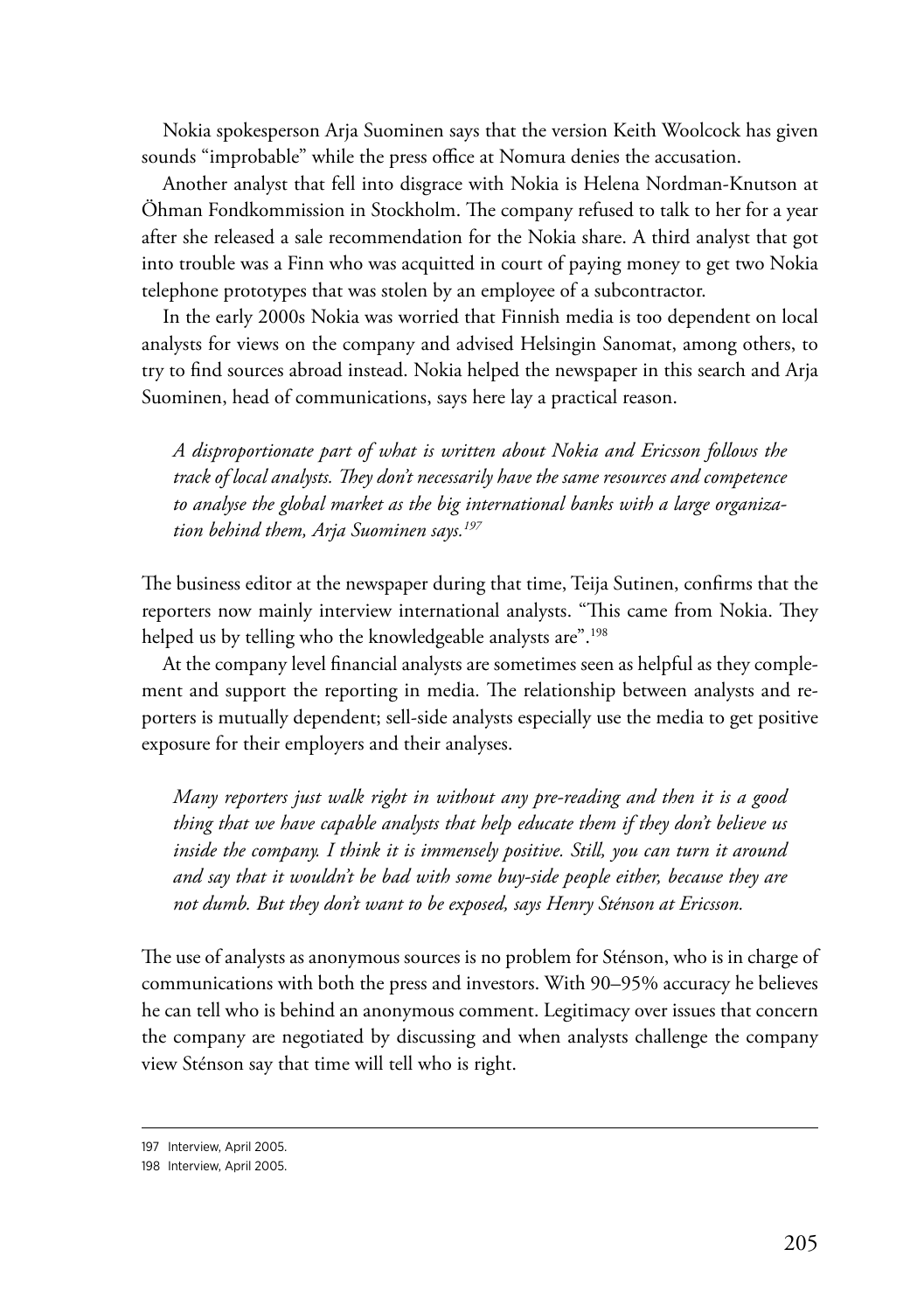Nokia spokesperson Arja Suominen says that the version Keith Woolcock has given sounds "improbable" while the press office at Nomura denies the accusation.

Another analyst that fell into disgrace with Nokia is Helena Nordman-Knutson at Öhman Fondkommission in Stockholm. The company refused to talk to her for a year after she released a sale recommendation for the Nokia share. A third analyst that got into trouble was a Finn who was acquitted in court of paying money to get two Nokia telephone prototypes that was stolen by an employee of a subcontractor.

In the early 2000s Nokia was worried that Finnish media is too dependent on local analysts for views on the company and advised Helsingin Sanomat, among others, to try to find sources abroad instead. Nokia helped the newspaper in this search and Arja Suominen, head of communications, says here lay a practical reason.

> *A disproportionate part of what is written about Nokia and Ericsson follows the track of local analysts. They don't necessarily have the same resources and competence to analyse the global market as the big international banks with a large organization behind them, Arja Suominen says.*[197]

The business editor at the newspaper during that time, Teija Sutinen, confirms that the reporters now mainly interview international analysts. "This came from Nokia. They helped us by telling who the knowledgeable analysts are".[198]

At the company level financial analysts are sometimes seen as helpful as they complement and support the reporting in media. The relationship between analysts and reporters is mutually dependent; sell-side analysts especially use the media to get positive exposure for their employers and their analyses.

> *Many reporters just walk right in without any pre-reading and then it is a good thing that we have capable analysts that help educate them if they don't believe us inside the company. I think it is immensely positive. Still, you can turn it around and say that it wouldn't be bad with some buy-side people either, because they are not dumb. But they don't want to be exposed, says Henry Sténson at Ericsson.*

The use of analysts as anonymous sources is no problem for Sténson, who is in charge of communications with both the press and investors. With 90–95% accuracy he believes he can tell who is behind an anonymous comment. Legitimacy over issues that concern the company are negotiated by discussing and when analysts challenge the company view Sténson say that time will tell who is right.

---

197 Interview, April 2005.

198 Interview, April 2005.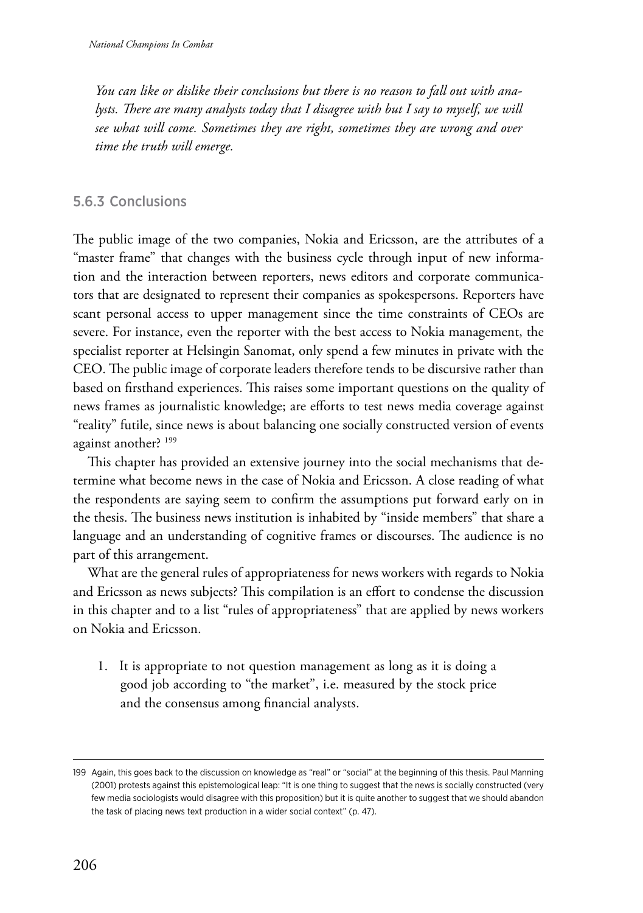*You can like or dislike their conclusions but there is no reason to fall out with analysts. There are many analysts today that I disagree with but I say to myself, we will see what will come. Sometimes they are right, sometimes they are wrong and over time the truth will emerge.*

### 5.6.3 Conclusions

The public image of the two companies, Nokia and Ericsson, are the attributes of a "master frame" that changes with the business cycle through input of new information and the interaction between reporters, news editors and corporate communicators that are designated to represent their companies as spokespersons. Reporters have scant personal access to upper management since the time constraints of CEOs are severe. For instance, even the reporter with the best access to Nokia management, the specialist reporter at Helsingin Sanomat, only spend a few minutes in private with the CEO. The public image of corporate leaders therefore tends to be discursive rather than based on firsthand experiences. This raises some important questions on the quality of news frames as journalistic knowledge; are efforts to test news media coverage against "reality" futile, since news is about balancing one socially constructed version of events against another? [199]

This chapter has provided an extensive journey into the social mechanisms that determine what become news in the case of Nokia and Ericsson. A close reading of what the respondents are saying seem to confirm the assumptions put forward early on in the thesis. The business news institution is inhabited by "inside members" that share a language and an understanding of cognitive frames or discourses. The audience is no part of this arrangement.

What are the general rules of appropriateness for news workers with regards to Nokia and Ericsson as news subjects? This compilation is an effort to condense the discussion in this chapter and to a list "rules of appropriateness" that are applied by news workers on Nokia and Ericsson.

1. It is appropriate to not question management as long as it is doing a good job according to "the market", i.e. measured by the stock price and the consensus among financial analysts.

---

199 Again, this goes back to the discussion on knowledge as "real" or "social" at the beginning of this thesis. Paul Manning (2001) protests against this epistemological leap: "It is one thing to suggest that the news is socially constructed (very few media sociologists would disagree with this proposition) but it is quite another to suggest that we should abandon the task of placing news text production in a wider social context" (p. 47).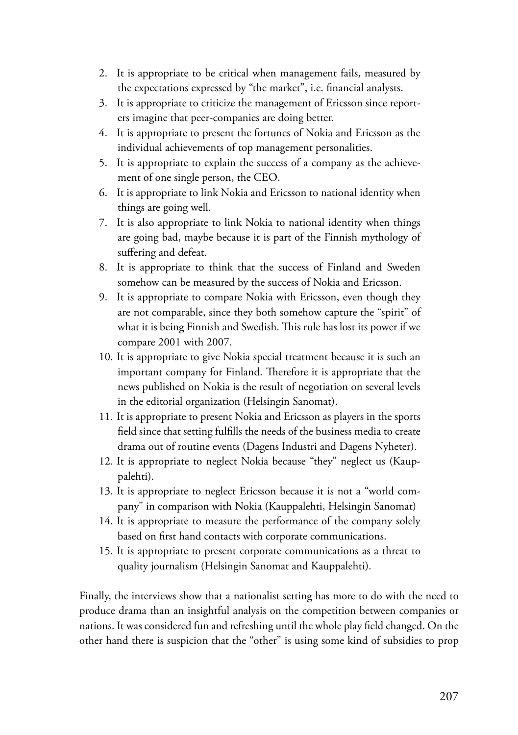2. It is appropriate to be critical when management fails, measured by the expectations expressed by "the market", i.e. financial analysts.
3. It is appropriate to criticize the management of Ericsson since reporters imagine that peer-companies are doing better.
4. It is appropriate to present the fortunes of Nokia and Ericsson as the individual achievements of top management personalities.
5. It is appropriate to explain the success of a company as the achievement of one single person, the CEO.
6. It is appropriate to link Nokia and Ericsson to national identity when things are going well.
7. It is also appropriate to link Nokia to national identity when things are going bad, maybe because it is part of the Finnish mythology of suffering and defeat.
8. It is appropriate to think that the success of Finland and Sweden somehow can be measured by the success of Nokia and Ericsson.
9. It is appropriate to compare Nokia with Ericsson, even though they are not comparable, since they both somehow capture the "spirit" of what it is being Finnish and Swedish. This rule has lost its power if we compare 2001 with 2007.
10. It is appropriate to give Nokia special treatment because it is such an important company for Finland. Therefore it is appropriate that the news published on Nokia is the result of negotiation on several levels in the editorial organization (Helsingin Sanomat).
11. It is appropriate to present Nokia and Ericsson as players in the sports field since that setting fulfills the needs of the business media to create drama out of routine events (Dagens Industri and Dagens Nyheter).
12. It is appropriate to neglect Nokia because "they" neglect us (Kauppalehti).
13. It is appropriate to neglect Ericsson because it is not a "world company" in comparison with Nokia (Kauppalehti, Helsingin Sanomat)
14. It is appropriate to measure the performance of the company solely based on first hand contacts with corporate communications.
15. It is appropriate to present corporate communications as a threat to quality journalism (Helsingin Sanomat and Kauppalehti).

Finally, the interviews show that a nationalist setting has more to do with the need to produce drama than an insightful analysis on the competition between companies or nations. It was considered fun and refreshing until the whole play field changed. On the other hand there is suspicion that the "other" is using some kind of subsidies to prop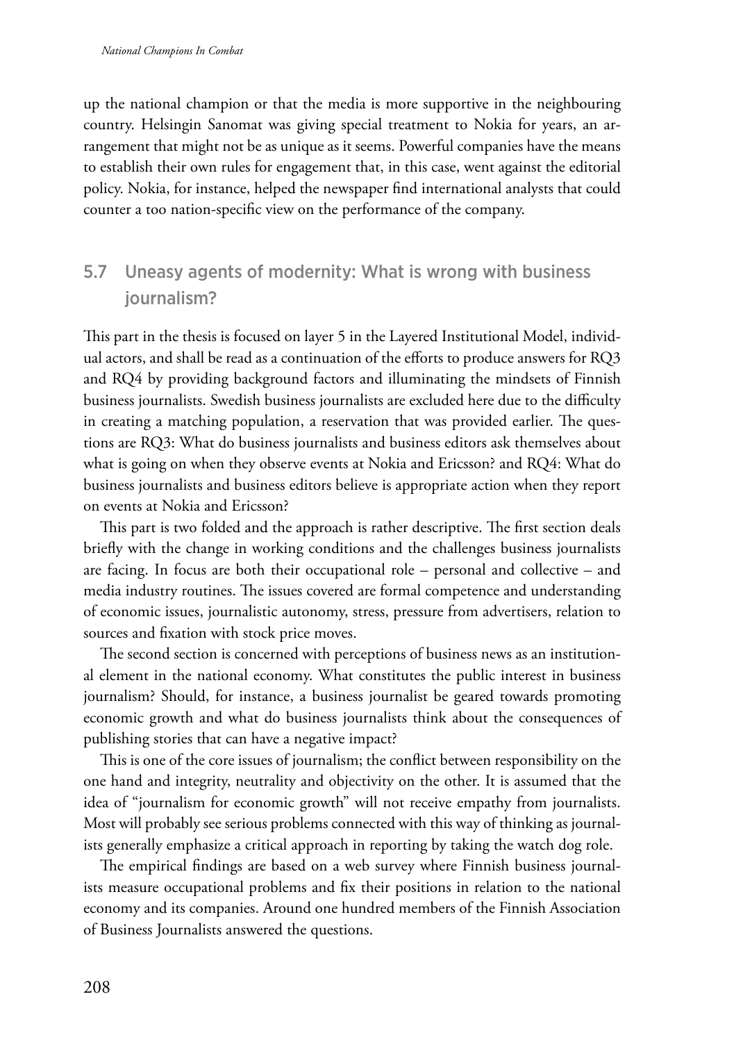up the national champion or that the media is more supportive in the neighbouring country. Helsingin Sanomat was giving special treatment to Nokia for years, an arrangement that might not be as unique as it seems. Powerful companies have the means to establish their own rules for engagement that, in this case, went against the editorial policy. Nokia, for instance, helped the newspaper find international analysts that could counter a too nation-specific view on the performance of the company.

## 5.7 Uneasy agents of modernity: What is wrong with business journalism?

This part in the thesis is focused on layer 5 in the Layered Institutional Model, individual actors, and shall be read as a continuation of the efforts to produce answers for RQ3 and RQ4 by providing background factors and illuminating the mindsets of Finnish business journalists. Swedish business journalists are excluded here due to the difficulty in creating a matching population, a reservation that was provided earlier. The questions are RQ3: What do business journalists and business editors ask themselves about what is going on when they observe events at Nokia and Ericsson? and RQ4: What do business journalists and business editors believe is appropriate action when they report on events at Nokia and Ericsson?

This part is two folded and the approach is rather descriptive. The first section deals briefly with the change in working conditions and the challenges business journalists are facing. In focus are both their occupational role – personal and collective – and media industry routines. The issues covered are formal competence and understanding of economic issues, journalistic autonomy, stress, pressure from advertisers, relation to sources and fixation with stock price moves.

The second section is concerned with perceptions of business news as an institutional element in the national economy. What constitutes the public interest in business journalism? Should, for instance, a business journalist be geared towards promoting economic growth and what do business journalists think about the consequences of publishing stories that can have a negative impact?

This is one of the core issues of journalism; the conflict between responsibility on the one hand and integrity, neutrality and objectivity on the other. It is assumed that the idea of "journalism for economic growth" will not receive empathy from journalists. Most will probably see serious problems connected with this way of thinking as journalists generally emphasize a critical approach in reporting by taking the watch dog role.

The empirical findings are based on a web survey where Finnish business journalists measure occupational problems and fix their positions in relation to the national economy and its companies. Around one hundred members of the Finnish Association of Business Journalists answered the questions.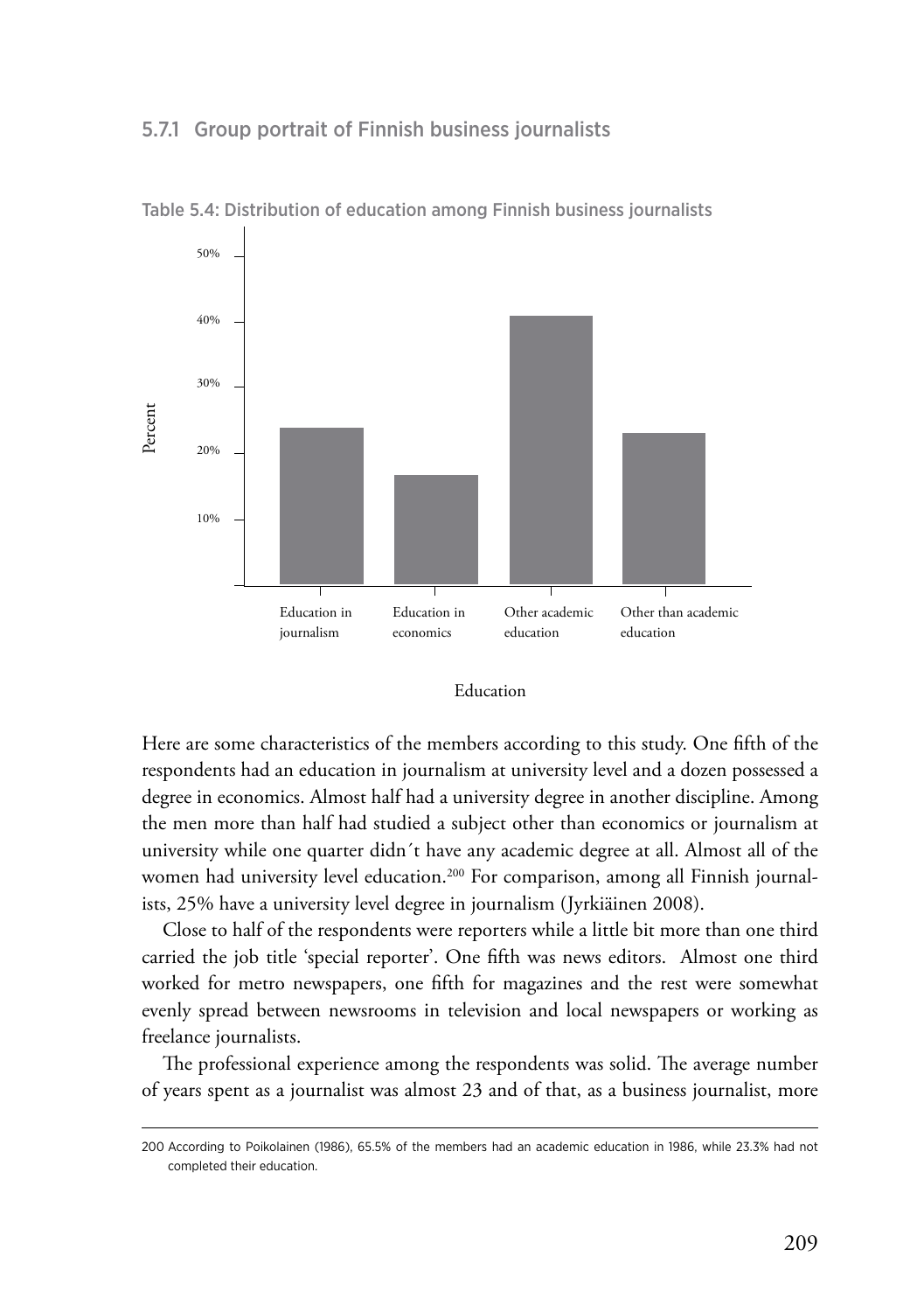### 5.7.1 Group portrait of Finnish business journalists

Table 5.4: Distribution of education among Finnish business journalists

Here are some characteristics of the members according to this study. One fifth of the respondents had an education in journalism at university level and a dozen possessed a degree in economics. Almost half had a university degree in another discipline. Among the men more than half had studied a subject other than economics or journalism at university while one quarter didn´t have any academic degree at all. Almost all of the women had university level education.[200] For comparison, among all Finnish journalists, 25% have a university level degree in journalism (Jyrkiäinen 2008).

Close to half of the respondents were reporters while a little bit more than one third carried the job title 'special reporter'. One fifth was news editors. Almost one third worked for metro newspapers, one fifth for magazines and the rest were somewhat evenly spread between newsrooms in television and local newspapers or working as freelance journalists.

The professional experience among the respondents was solid. The average number of years spent as a journalist was almost 23 and of that, as a business journalist, more

---

200 According to Poikolainen (1986), 65.5% of the members had an academic education in 1986, while 23.3% had not completed their education.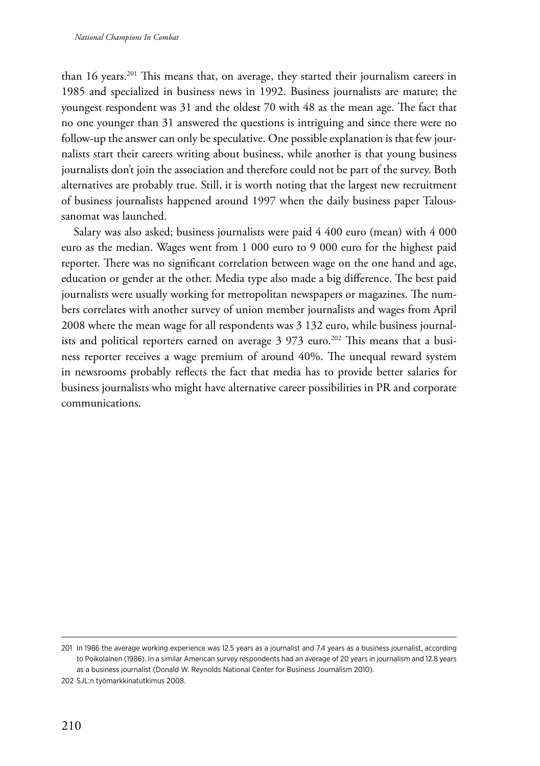than 16 years.[201] This means that, on average, they started their journalism careers in 1985 and specialized in business news in 1992. Business journalists are mature; the youngest respondent was 31 and the oldest 70 with 48 as the mean age. The fact that no one younger than 31 answered the questions is intriguing and since there were no follow-up the answer can only be speculative. One possible explanation is that few journalists start their careers writing about business, while another is that young business journalists don't join the association and therefore could not be part of the survey. Both alternatives are probably true. Still, it is worth noting that the largest new recruitment of business journalists happened around 1997 when the daily business paper Taloussanomat was launched.

Salary was also asked; business journalists were paid 4 400 euro (mean) with 4 000 euro as the median. Wages went from 1 000 euro to 9 000 euro for the highest paid reporter. There was no significant correlation between wage on the one hand and age, education or gender at the other. Media type also made a big difference. The best paid journalists were usually working for metropolitan newspapers or magazines. The numbers correlates with another survey of union member journalists and wages from April 2008 where the mean wage for all respondents was 3 132 euro, while business journalists and political reporters earned on average 3 973 euro.[202] This means that a business reporter receives a wage premium of around 40%. The unequal reward system in newsrooms probably reflects the fact that media has to provide better salaries for business journalists who might have alternative career possibilities in PR and corporate communications.

---

201 In 1986 the average working experience was 12.5 years as a journalist and 7.4 years as a business journalist, according to Poikolainen (1986). In a similar American survey respondents had an average of 20 years in journalism and 12.8 years as a business journalist (Donald W. Reynolds National Center for Business Journalism 2010).

202 SJL:n työmarkkinatutkimus 2008.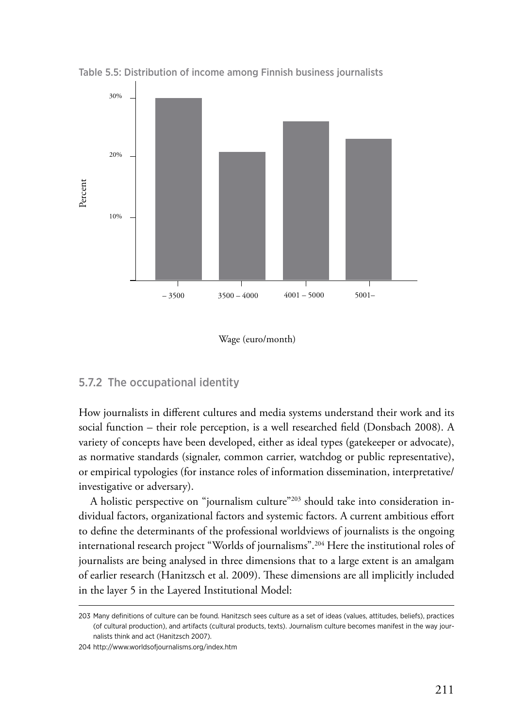Table 5.5: Distribution of income among Finnish business journalists

| Wage (euro/month) | Percent |
|---|---|
| – 3500 | ~30% |
| 3500 – 4000 | ~21% |
| 4001 – 5000 | ~26% |
| 5001– | ~23% |

### 5.7.2 The occupational identity

How journalists in different cultures and media systems understand their work and its social function – their role perception, is a well researched field (Donsbach 2008). A variety of concepts have been developed, either as ideal types (gatekeeper or advocate), as normative standards (signaler, common carrier, watchdog or public representative), or empirical typologies (for instance roles of information dissemination, interpretative/investigative or adversary).

A holistic perspective on "journalism culture"[203] should take into consideration individual factors, organizational factors and systemic factors. A current ambitious effort to define the determinants of the professional worldviews of journalists is the ongoing international research project "Worlds of journalisms".[204] Here the institutional roles of journalists are being analysed in three dimensions that to a large extent is an amalgam of earlier research (Hanitzsch et al. 2009). These dimensions are all implicitly included in the layer 5 in the Layered Institutional Model:

---

203 Many definitions of culture can be found. Hanitzsch sees culture as a set of ideas (values, attitudes, beliefs), practices (of cultural production), and artifacts (cultural products, texts). Journalism culture becomes manifest in the way journalists think and act (Hanitzsch 2007).

204 http://www.worldsofjournalisms.org/index.htm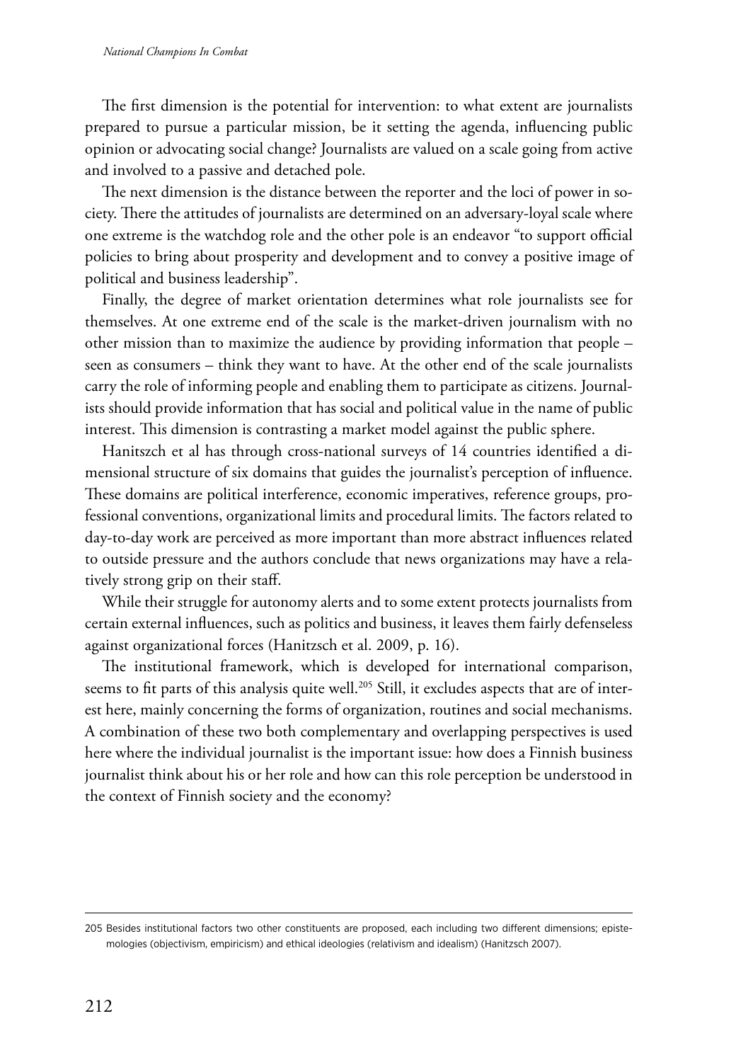The first dimension is the potential for intervention: to what extent are journalists prepared to pursue a particular mission, be it setting the agenda, influencing public opinion or advocating social change? Journalists are valued on a scale going from active and involved to a passive and detached pole.

The next dimension is the distance between the reporter and the loci of power in society. There the attitudes of journalists are determined on an adversary-loyal scale where one extreme is the watchdog role and the other pole is an endeavor "to support official policies to bring about prosperity and development and to convey a positive image of political and business leadership".

Finally, the degree of market orientation determines what role journalists see for themselves. At one extreme end of the scale is the market-driven journalism with no other mission than to maximize the audience by providing information that people – seen as consumers – think they want to have. At the other end of the scale journalists carry the role of informing people and enabling them to participate as citizens. Journalists should provide information that has social and political value in the name of public interest. This dimension is contrasting a market model against the public sphere.

Hanitszch et al has through cross-national surveys of 14 countries identified a dimensional structure of six domains that guides the journalist's perception of influence. These domains are political interference, economic imperatives, reference groups, professional conventions, organizational limits and procedural limits. The factors related to day-to-day work are perceived as more important than more abstract influences related to outside pressure and the authors conclude that news organizations may have a relatively strong grip on their staff.

While their struggle for autonomy alerts and to some extent protects journalists from certain external influences, such as politics and business, it leaves them fairly defenseless against organizational forces (Hanitzsch et al. 2009, p. 16).

The institutional framework, which is developed for international comparison, seems to fit parts of this analysis quite well.[205] Still, it excludes aspects that are of interest here, mainly concerning the forms of organization, routines and social mechanisms. A combination of these two both complementary and overlapping perspectives is used here where the individual journalist is the important issue: how does a Finnish business journalist think about his or her role and how can this role perception be understood in the context of Finnish society and the economy?

---

205 Besides institutional factors two other constituents are proposed, each including two different dimensions; epistemologies (objectivism, empiricism) and ethical ideologies (relativism and idealism) (Hanitzsch 2007).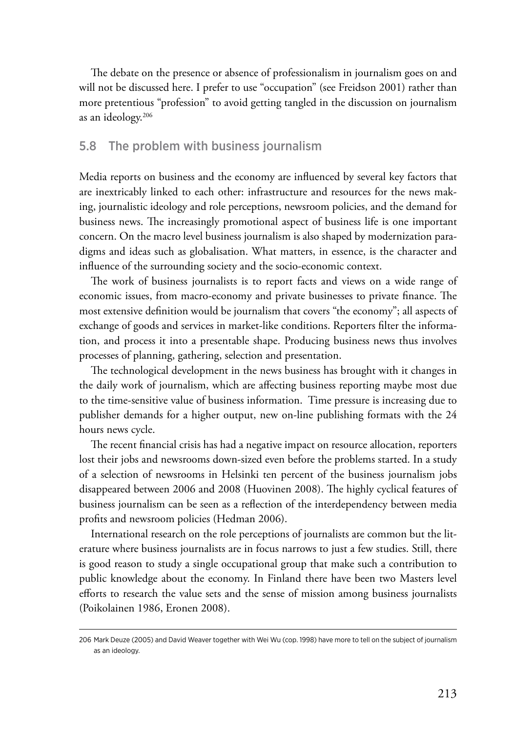The debate on the presence or absence of professionalism in journalism goes on and will not be discussed here. I prefer to use "occupation" (see Freidson 2001) rather than more pretentious "profession" to avoid getting tangled in the discussion on journalism as an ideology.[206]

## 5.8 The problem with business journalism

Media reports on business and the economy are influenced by several key factors that are inextricably linked to each other: infrastructure and resources for the news making, journalistic ideology and role perceptions, newsroom policies, and the demand for business news. The increasingly promotional aspect of business life is one important concern. On the macro level business journalism is also shaped by modernization paradigms and ideas such as globalisation. What matters, in essence, is the character and influence of the surrounding society and the socio-economic context.

The work of business journalists is to report facts and views on a wide range of economic issues, from macro-economy and private businesses to private finance. The most extensive definition would be journalism that covers "the economy"; all aspects of exchange of goods and services in market-like conditions. Reporters filter the information, and process it into a presentable shape. Producing business news thus involves processes of planning, gathering, selection and presentation.

The technological development in the news business has brought with it changes in the daily work of journalism, which are affecting business reporting maybe most due to the time-sensitive value of business information. Time pressure is increasing due to publisher demands for a higher output, new on-line publishing formats with the 24 hours news cycle.

The recent financial crisis has had a negative impact on resource allocation, reporters lost their jobs and newsrooms down-sized even before the problems started. In a study of a selection of newsrooms in Helsinki ten percent of the business journalism jobs disappeared between 2006 and 2008 (Huovinen 2008). The highly cyclical features of business journalism can be seen as a reflection of the interdependency between media profits and newsroom policies (Hedman 2006).

International research on the role perceptions of journalists are common but the literature where business journalists are in focus narrows to just a few studies. Still, there is good reason to study a single occupational group that make such a contribution to public knowledge about the economy. In Finland there have been two Masters level efforts to research the value sets and the sense of mission among business journalists (Poikolainen 1986, Eronen 2008).

---

206 Mark Deuze (2005) and David Weaver together with Wei Wu (cop. 1998) have more to tell on the subject of journalism as an ideology.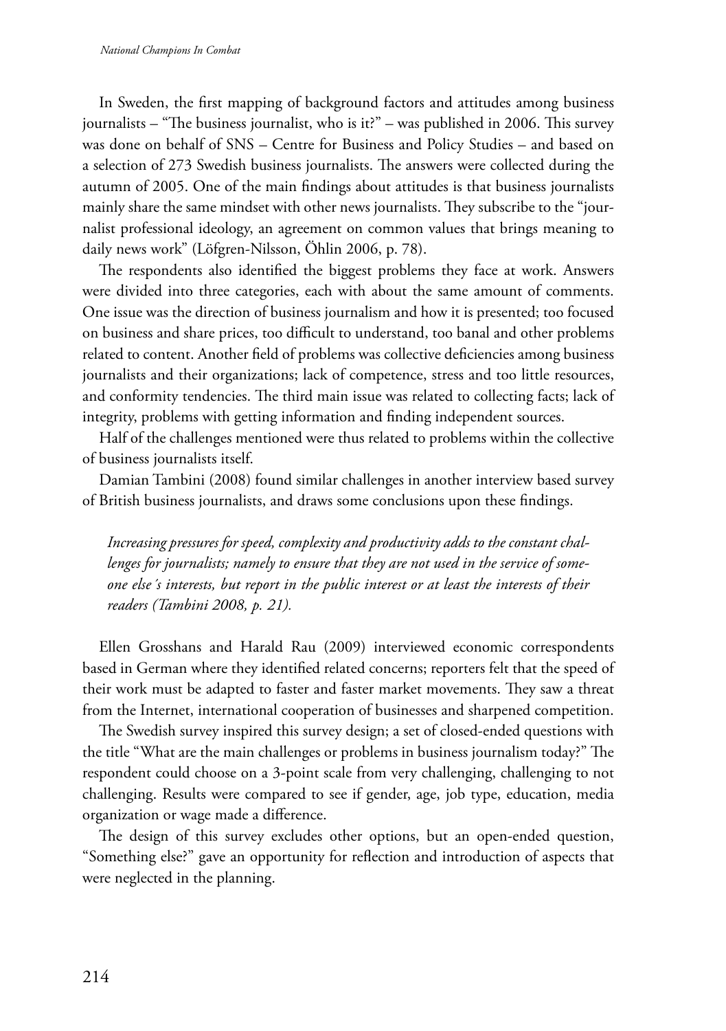In Sweden, the first mapping of background factors and attitudes among business journalists – "The business journalist, who is it?" – was published in 2006. This survey was done on behalf of SNS – Centre for Business and Policy Studies – and based on a selection of 273 Swedish business journalists. The answers were collected during the autumn of 2005. One of the main findings about attitudes is that business journalists mainly share the same mindset with other news journalists. They subscribe to the "journalist professional ideology, an agreement on common values that brings meaning to daily news work" (Löfgren-Nilsson, Öhlin 2006, p. 78).

The respondents also identified the biggest problems they face at work. Answers were divided into three categories, each with about the same amount of comments. One issue was the direction of business journalism and how it is presented; too focused on business and share prices, too difficult to understand, too banal and other problems related to content. Another field of problems was collective deficiencies among business journalists and their organizations; lack of competence, stress and too little resources, and conformity tendencies. The third main issue was related to collecting facts; lack of integrity, problems with getting information and finding independent sources.

Half of the challenges mentioned were thus related to problems within the collective of business journalists itself.

Damian Tambini (2008) found similar challenges in another interview based survey of British business journalists, and draws some conclusions upon these findings.

> *Increasing pressures for speed, complexity and productivity adds to the constant challenges for journalists; namely to ensure that they are not used in the service of someone else´s interests, but report in the public interest or at least the interests of their readers (Tambini 2008, p. 21).*

Ellen Grosshans and Harald Rau (2009) interviewed economic correspondents based in German where they identified related concerns; reporters felt that the speed of their work must be adapted to faster and faster market movements. They saw a threat from the Internet, international cooperation of businesses and sharpened competition.

The Swedish survey inspired this survey design; a set of closed-ended questions with the title "What are the main challenges or problems in business journalism today?" The respondent could choose on a 3-point scale from very challenging, challenging to not challenging. Results were compared to see if gender, age, job type, education, media organization or wage made a difference.

The design of this survey excludes other options, but an open-ended question, "Something else?" gave an opportunity for reflection and introduction of aspects that were neglected in the planning.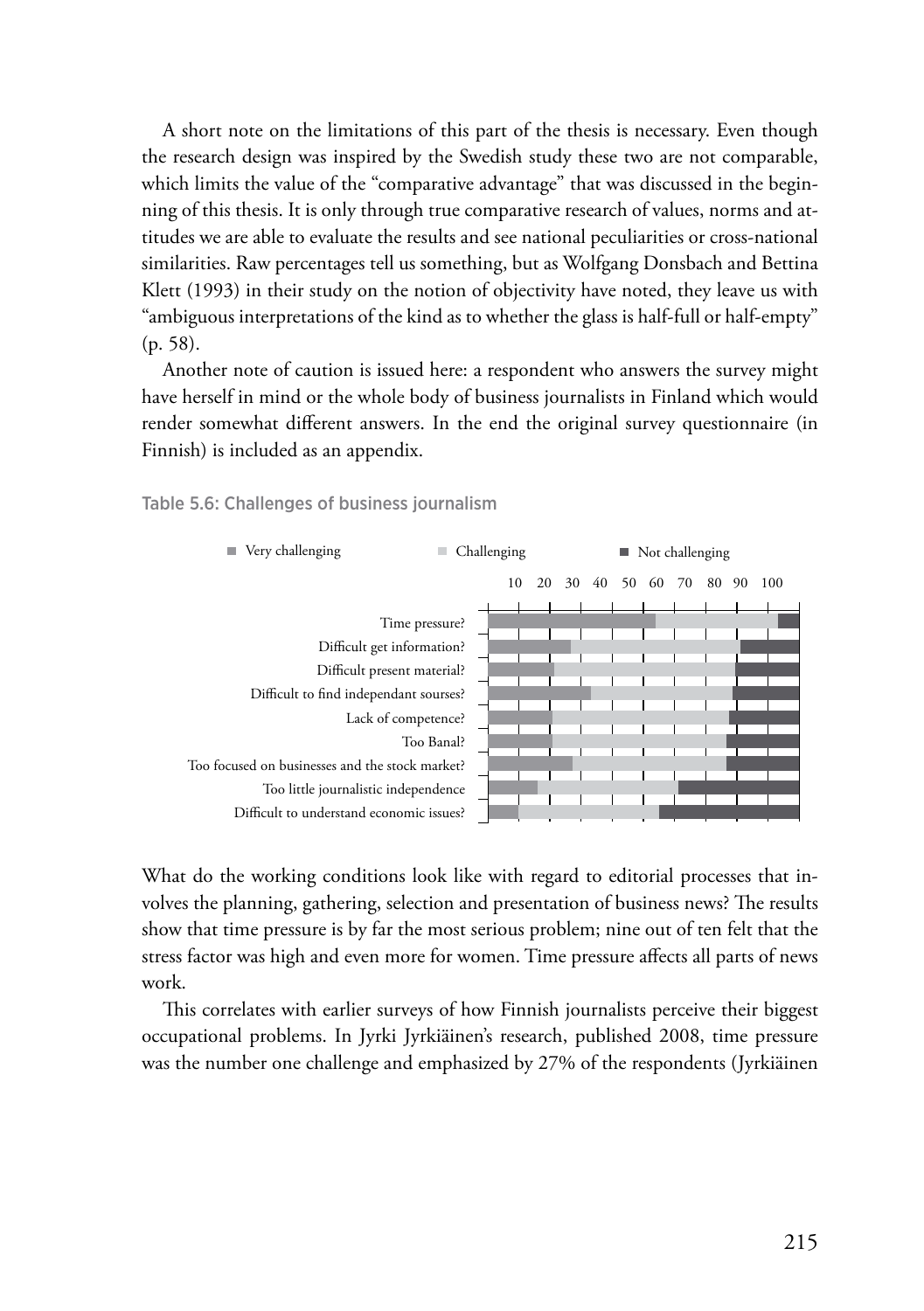A short note on the limitations of this part of the thesis is necessary. Even though the research design was inspired by the Swedish study these two are not comparable, which limits the value of the "comparative advantage" that was discussed in the beginning of this thesis. It is only through true comparative research of values, norms and attitudes we are able to evaluate the results and see national peculiarities or cross-national similarities. Raw percentages tell us something, but as Wolfgang Donsbach and Bettina Klett (1993) in their study on the notion of objectivity have noted, they leave us with "ambiguous interpretations of the kind as to whether the glass is half-full or half-empty" (p. 58).

Another note of caution is issued here: a respondent who answers the survey might have herself in mind or the whole body of business journalists in Finland which would render somewhat different answers. In the end the original survey questionnaire (in Finnish) is included as an appendix.

Table 5.6: Challenges of business journalism

■ Very challenging ■ Challenging ■ Not challenging

10 20 30 40 50 60 70 80 90 100

Time pressure?
Difficult get information?
Difficult present material?
Difficult to find independant sourses?
Lack of competence?
Too Banal?
Too focused on businesses and the stock market?
Too little journalistic independence
Difficult to understand economic issues?

What do the working conditions look like with regard to editorial processes that involves the planning, gathering, selection and presentation of business news? The results show that time pressure is by far the most serious problem; nine out of ten felt that the stress factor was high and even more for women. Time pressure affects all parts of news work.

This correlates with earlier surveys of how Finnish journalists perceive their biggest occupational problems. In Jyrki Jyrkiäinen's research, published 2008, time pressure was the number one challenge and emphasized by 27% of the respondents (Jyrkiäinen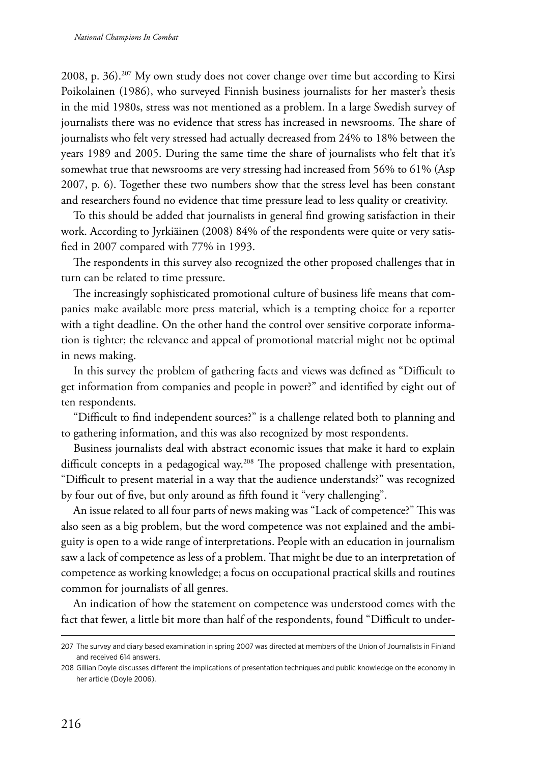2008, p. 36).[207] My own study does not cover change over time but according to Kirsi Poikolainen (1986), who surveyed Finnish business journalists for her master's thesis in the mid 1980s, stress was not mentioned as a problem. In a large Swedish survey of journalists there was no evidence that stress has increased in newsrooms. The share of journalists who felt very stressed had actually decreased from 24% to 18% between the years 1989 and 2005. During the same time the share of journalists who felt that it's somewhat true that newsrooms are very stressing had increased from 56% to 61% (Asp 2007, p. 6). Together these two numbers show that the stress level has been constant and researchers found no evidence that time pressure lead to less quality or creativity.

To this should be added that journalists in general find growing satisfaction in their work. According to Jyrkiäinen (2008) 84% of the respondents were quite or very satisfied in 2007 compared with 77% in 1993.

The respondents in this survey also recognized the other proposed challenges that in turn can be related to time pressure.

The increasingly sophisticated promotional culture of business life means that companies make available more press material, which is a tempting choice for a reporter with a tight deadline. On the other hand the control over sensitive corporate information is tighter; the relevance and appeal of promotional material might not be optimal in news making.

In this survey the problem of gathering facts and views was defined as "Difficult to get information from companies and people in power?" and identified by eight out of ten respondents.

"Difficult to find independent sources?" is a challenge related both to planning and to gathering information, and this was also recognized by most respondents.

Business journalists deal with abstract economic issues that make it hard to explain difficult concepts in a pedagogical way.[208] The proposed challenge with presentation, "Difficult to present material in a way that the audience understands?" was recognized by four out of five, but only around as fifth found it "very challenging".

An issue related to all four parts of news making was "Lack of competence?" This was also seen as a big problem, but the word competence was not explained and the ambiguity is open to a wide range of interpretations. People with an education in journalism saw a lack of competence as less of a problem. That might be due to an interpretation of competence as working knowledge; a focus on occupational practical skills and routines common for journalists of all genres.

An indication of how the statement on competence was understood comes with the fact that fewer, a little bit more than half of the respondents, found "Difficult to under-

---

207 The survey and diary based examination in spring 2007 was directed at members of the Union of Journalists in Finland and received 614 answers.

208 Gillian Doyle discusses different the implications of presentation techniques and public knowledge on the economy in her article (Doyle 2006).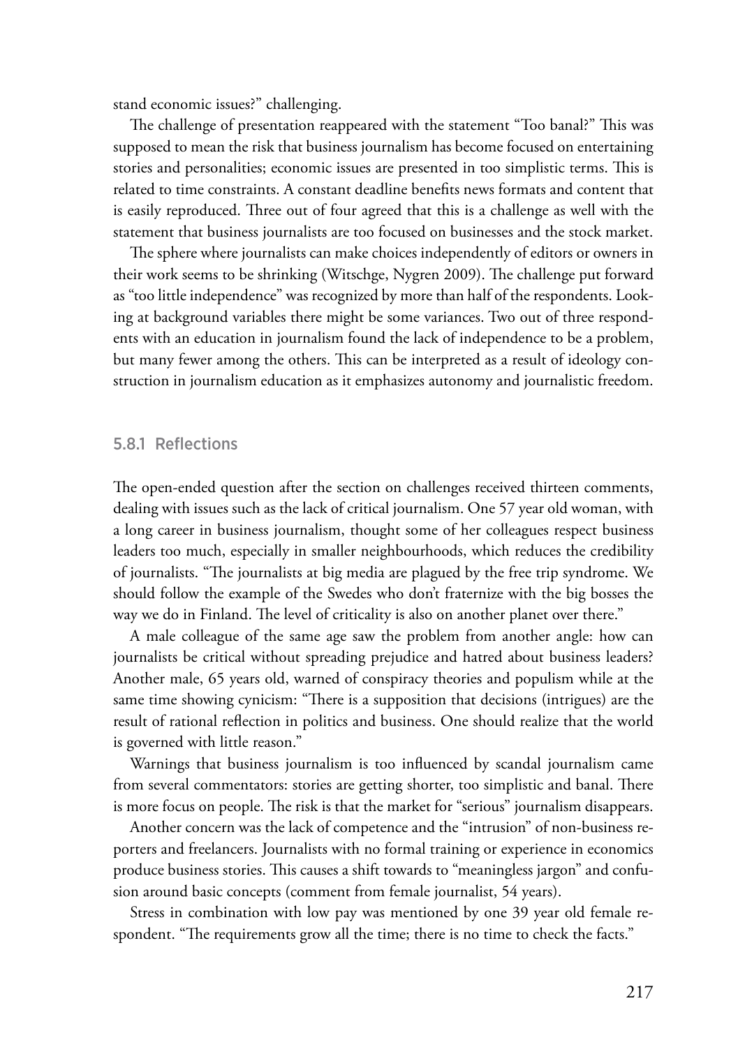stand economic issues?" challenging.

The challenge of presentation reappeared with the statement "Too banal?" This was supposed to mean the risk that business journalism has become focused on entertaining stories and personalities; economic issues are presented in too simplistic terms. This is related to time constraints. A constant deadline benefits news formats and content that is easily reproduced. Three out of four agreed that this is a challenge as well with the statement that business journalists are too focused on businesses and the stock market.

The sphere where journalists can make choices independently of editors or owners in their work seems to be shrinking (Witschge, Nygren 2009). The challenge put forward as "too little independence" was recognized by more than half of the respondents. Looking at background variables there might be some variances. Two out of three respondents with an education in journalism found the lack of independence to be a problem, but many fewer among the others. This can be interpreted as a result of ideology construction in journalism education as it emphasizes autonomy and journalistic freedom.

### 5.8.1 Reflections

The open-ended question after the section on challenges received thirteen comments, dealing with issues such as the lack of critical journalism. One 57 year old woman, with a long career in business journalism, thought some of her colleagues respect business leaders too much, especially in smaller neighbourhoods, which reduces the credibility of journalists. "The journalists at big media are plagued by the free trip syndrome. We should follow the example of the Swedes who don't fraternize with the big bosses the way we do in Finland. The level of criticality is also on another planet over there."

A male colleague of the same age saw the problem from another angle: how can journalists be critical without spreading prejudice and hatred about business leaders? Another male, 65 years old, warned of conspiracy theories and populism while at the same time showing cynicism: "There is a supposition that decisions (intrigues) are the result of rational reflection in politics and business. One should realize that the world is governed with little reason."

Warnings that business journalism is too influenced by scandal journalism came from several commentators: stories are getting shorter, too simplistic and banal. There is more focus on people. The risk is that the market for "serious" journalism disappears.

Another concern was the lack of competence and the "intrusion" of non-business reporters and freelancers. Journalists with no formal training or experience in economics produce business stories. This causes a shift towards to "meaningless jargon" and confusion around basic concepts (comment from female journalist, 54 years).

Stress in combination with low pay was mentioned by one 39 year old female respondent. "The requirements grow all the time; there is no time to check the facts."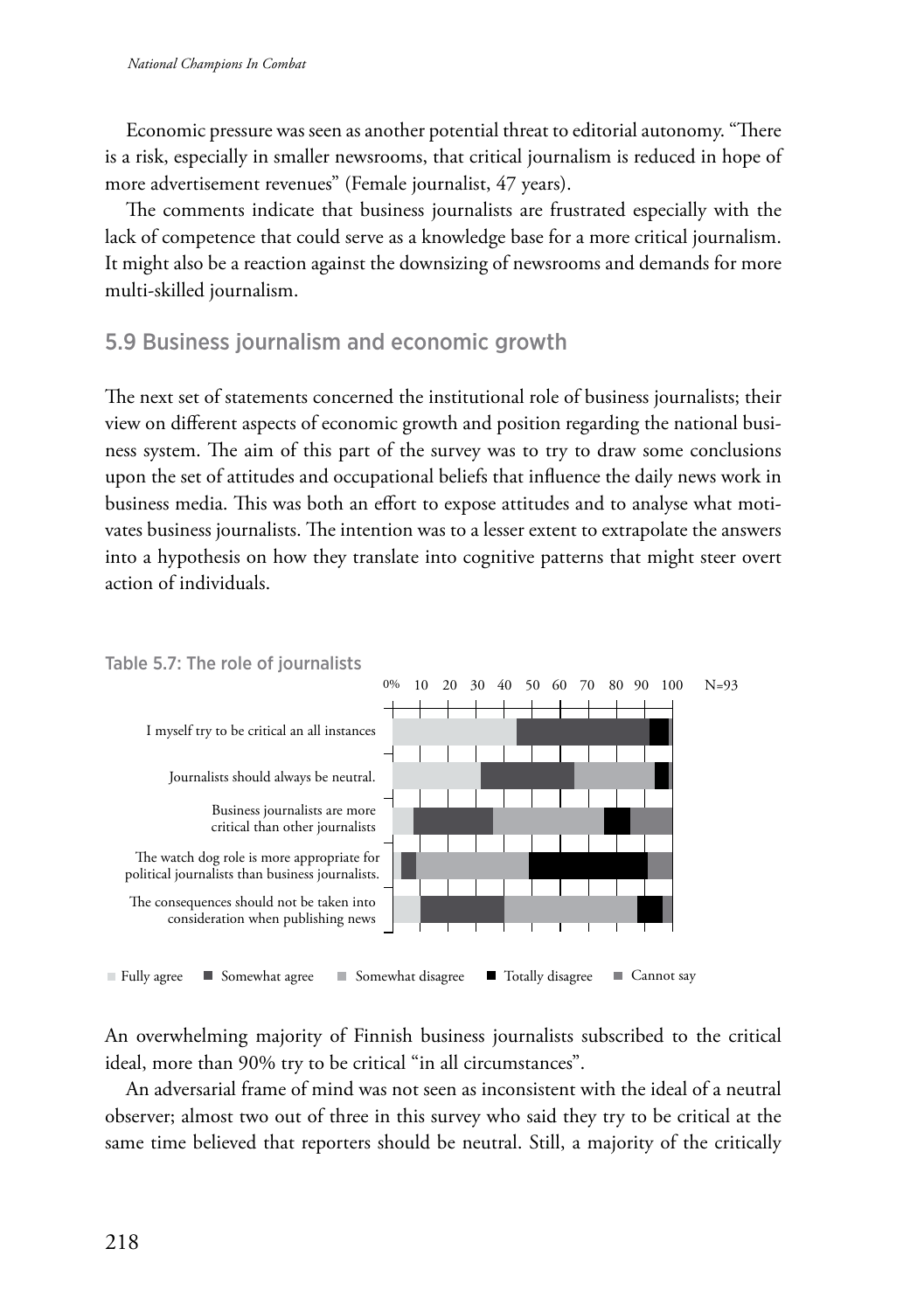Economic pressure was seen as another potential threat to editorial autonomy. “There is a risk, especially in smaller newsrooms, that critical journalism is reduced in hope of more advertisement revenues” (Female journalist, 47 years).

The comments indicate that business journalists are frustrated especially with the lack of competence that could serve as a knowledge base for a more critical journalism. It might also be a reaction against the downsizing of newsrooms and demands for more multi-skilled journalism.

## 5.9 Business journalism and economic growth

The next set of statements concerned the institutional role of business journalists; their view on different aspects of economic growth and position regarding the national business system. The aim of this part of the survey was to try to draw some conclusions upon the set of attitudes and occupational beliefs that influence the daily news work in business media. This was both an effort to expose attitudes and to analyse what motivates business journalists. The intention was to a lesser extent to extrapolate the answers into a hypothesis on how they translate into cognitive patterns that might steer overt action of individuals.

Table 5.7: The role of journalists

0% 10 20 30 40 50 60 70 80 90 100 N=93

I myself try to be critical an all instances

Journalists should always be neutral.

Business journalists are more critical than other journalists

The watch dog role is more appropriate for political journalists than business journalists.

The consequences should not be taken into consideration when publishing news

Fully agree ■ Somewhat agree ■ Somewhat disagree ■ Totally disagree ■ Cannot say

An overwhelming majority of Finnish business journalists subscribed to the critical ideal, more than 90% try to be critical “in all circumstances”.

An adversarial frame of mind was not seen as inconsistent with the ideal of a neutral observer; almost two out of three in this survey who said they try to be critical at the same time believed that reporters should be neutral. Still, a majority of the critically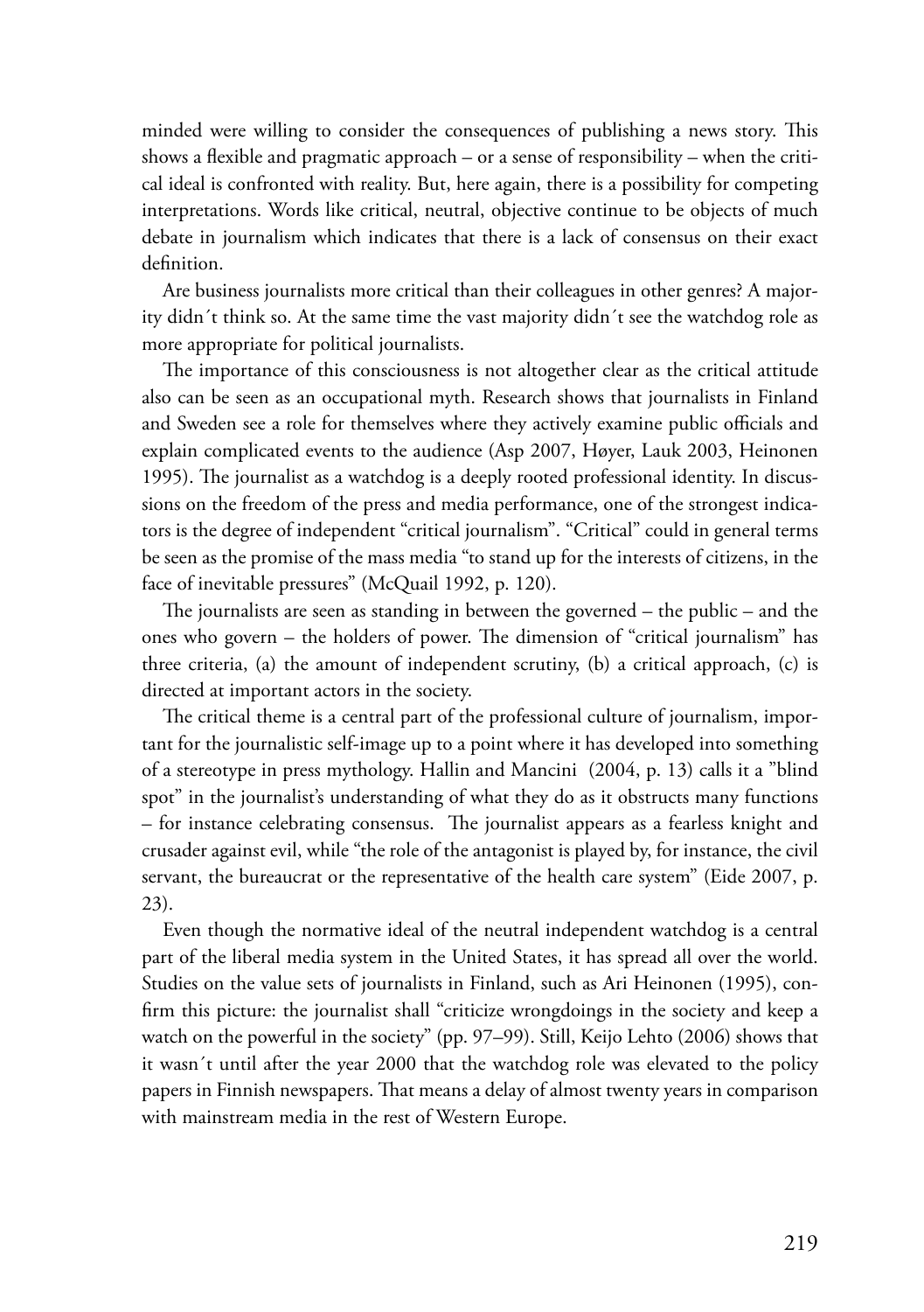minded were willing to consider the consequences of publishing a news story. This shows a flexible and pragmatic approach – or a sense of responsibility – when the critical ideal is confronted with reality. But, here again, there is a possibility for competing interpretations. Words like critical, neutral, objective continue to be objects of much debate in journalism which indicates that there is a lack of consensus on their exact definition.

Are business journalists more critical than their colleagues in other genres? A majority didn´t think so. At the same time the vast majority didn´t see the watchdog role as more appropriate for political journalists.

The importance of this consciousness is not altogether clear as the critical attitude also can be seen as an occupational myth. Research shows that journalists in Finland and Sweden see a role for themselves where they actively examine public officials and explain complicated events to the audience (Asp 2007, Høyer, Lauk 2003, Heinonen 1995). The journalist as a watchdog is a deeply rooted professional identity. In discussions on the freedom of the press and media performance, one of the strongest indicators is the degree of independent "critical journalism". "Critical" could in general terms be seen as the promise of the mass media "to stand up for the interests of citizens, in the face of inevitable pressures" (McQuail 1992, p. 120).

The journalists are seen as standing in between the governed – the public – and the ones who govern – the holders of power. The dimension of "critical journalism" has three criteria, (a) the amount of independent scrutiny, (b) a critical approach, (c) is directed at important actors in the society.

The critical theme is a central part of the professional culture of journalism, important for the journalistic self-image up to a point where it has developed into something of a stereotype in press mythology. Hallin and Mancini (2004, p. 13) calls it a "blind spot" in the journalist's understanding of what they do as it obstructs many functions – for instance celebrating consensus. The journalist appears as a fearless knight and crusader against evil, while "the role of the antagonist is played by, for instance, the civil servant, the bureaucrat or the representative of the health care system" (Eide 2007, p. 23).

Even though the normative ideal of the neutral independent watchdog is a central part of the liberal media system in the United States, it has spread all over the world. Studies on the value sets of journalists in Finland, such as Ari Heinonen (1995), confirm this picture: the journalist shall "criticize wrongdoings in the society and keep a watch on the powerful in the society" (pp. 97–99). Still, Keijo Lehto (2006) shows that it wasn´t until after the year 2000 that the watchdog role was elevated to the policy papers in Finnish newspapers. That means a delay of almost twenty years in comparison with mainstream media in the rest of Western Europe.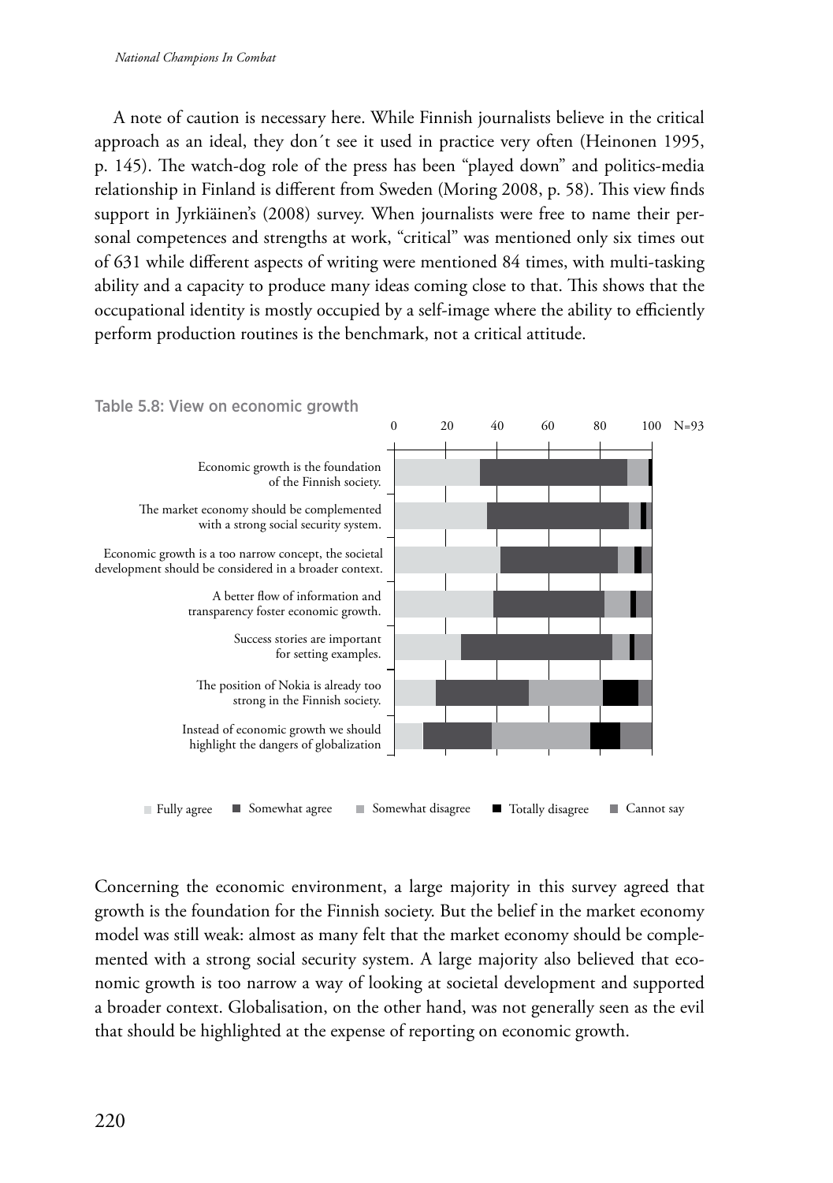A note of caution is necessary here. While Finnish journalists believe in the critical approach as an ideal, they don´t see it used in practice very often (Heinonen 1995, p. 145). The watch-dog role of the press has been "played down" and politics-media relationship in Finland is different from Sweden (Moring 2008, p. 58). This view finds support in Jyrkiäinen's (2008) survey. When journalists were free to name their personal competences and strengths at work, "critical" was mentioned only six times out of 631 while different aspects of writing were mentioned 84 times, with multi-tasking ability and a capacity to produce many ideas coming close to that. This shows that the occupational identity is mostly occupied by a self-image where the ability to efficiently perform production routines is the benchmark, not a critical attitude.

Table 5.8: View on economic growth

0 20 40 60 80 100 N=93

Economic growth is the foundation of the Finnish society.

The market economy should be complemented with a strong social security system.

Economic growth is a too narrow concept, the societal development should be considered in a broader context.

A better flow of information and transparency foster economic growth.

Success stories are important for setting examples.

The position of Nokia is already too strong in the Finnish society.

Instead of economic growth we should highlight the dangers of globalization

Fully agree ■ Somewhat agree ■ Somewhat disagree ■ Totally disagree ■ Cannot say

Concerning the economic environment, a large majority in this survey agreed that growth is the foundation for the Finnish society. But the belief in the market economy model was still weak: almost as many felt that the market economy should be complemented with a strong social security system. A large majority also believed that economic growth is too narrow a way of looking at societal development and supported a broader context. Globalisation, on the other hand, was not generally seen as the evil that should be highlighted at the expense of reporting on economic growth.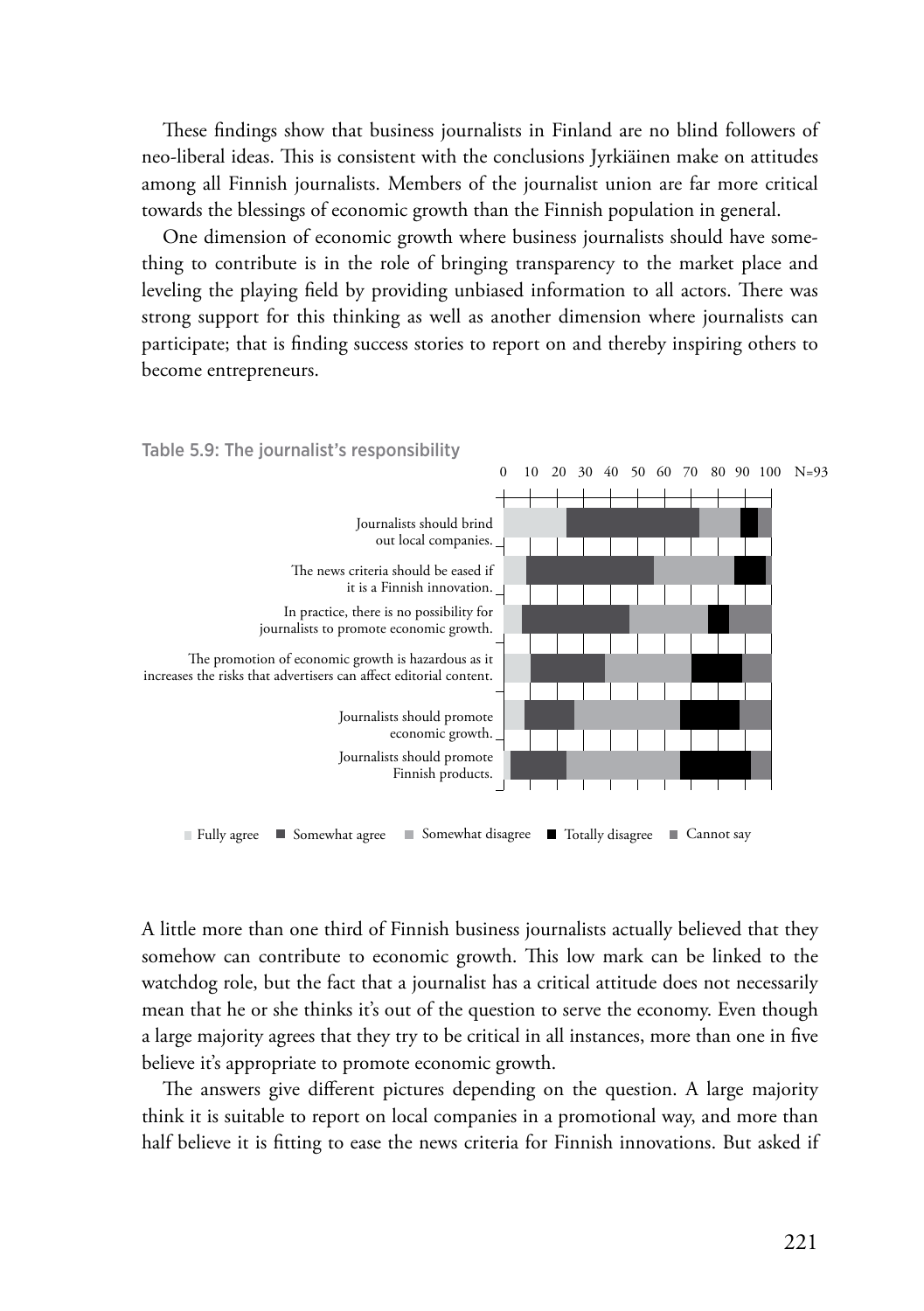These findings show that business journalists in Finland are no blind followers of neo-liberal ideas. This is consistent with the conclusions Jyrkiäinen make on attitudes among all Finnish journalists. Members of the journalist union are far more critical towards the blessings of economic growth than the Finnish population in general.

One dimension of economic growth where business journalists should have something to contribute is in the role of bringing transparency to the market place and leveling the playing field by providing unbiased information to all actors. There was strong support for this thinking as well as another dimension where journalists can participate; that is finding success stories to report on and thereby inspiring others to become entrepreneurs.

Table 5.9: The journalist's responsibility

0 10 20 30 40 50 60 70 80 90 100 N=93

Journalists should brind out local companies.

The news criteria should be eased if it is a Finnish innovation.

In practice, there is no possibility for journalists to promote economic growth.

The promotion of economic growth is hazardous as it increases the risks that advertisers can affect editorial content.

Journalists should promote economic growth.

Journalists should promote Finnish products.

Fully agree · Somewhat agree · Somewhat disagree · Totally disagree · Cannot say

A little more than one third of Finnish business journalists actually believed that they somehow can contribute to economic growth. This low mark can be linked to the watchdog role, but the fact that a journalist has a critical attitude does not necessarily mean that he or she thinks it's out of the question to serve the economy. Even though a large majority agrees that they try to be critical in all instances, more than one in five believe it's appropriate to promote economic growth.

The answers give different pictures depending on the question. A large majority think it is suitable to report on local companies in a promotional way, and more than half believe it is fitting to ease the news criteria for Finnish innovations. But asked if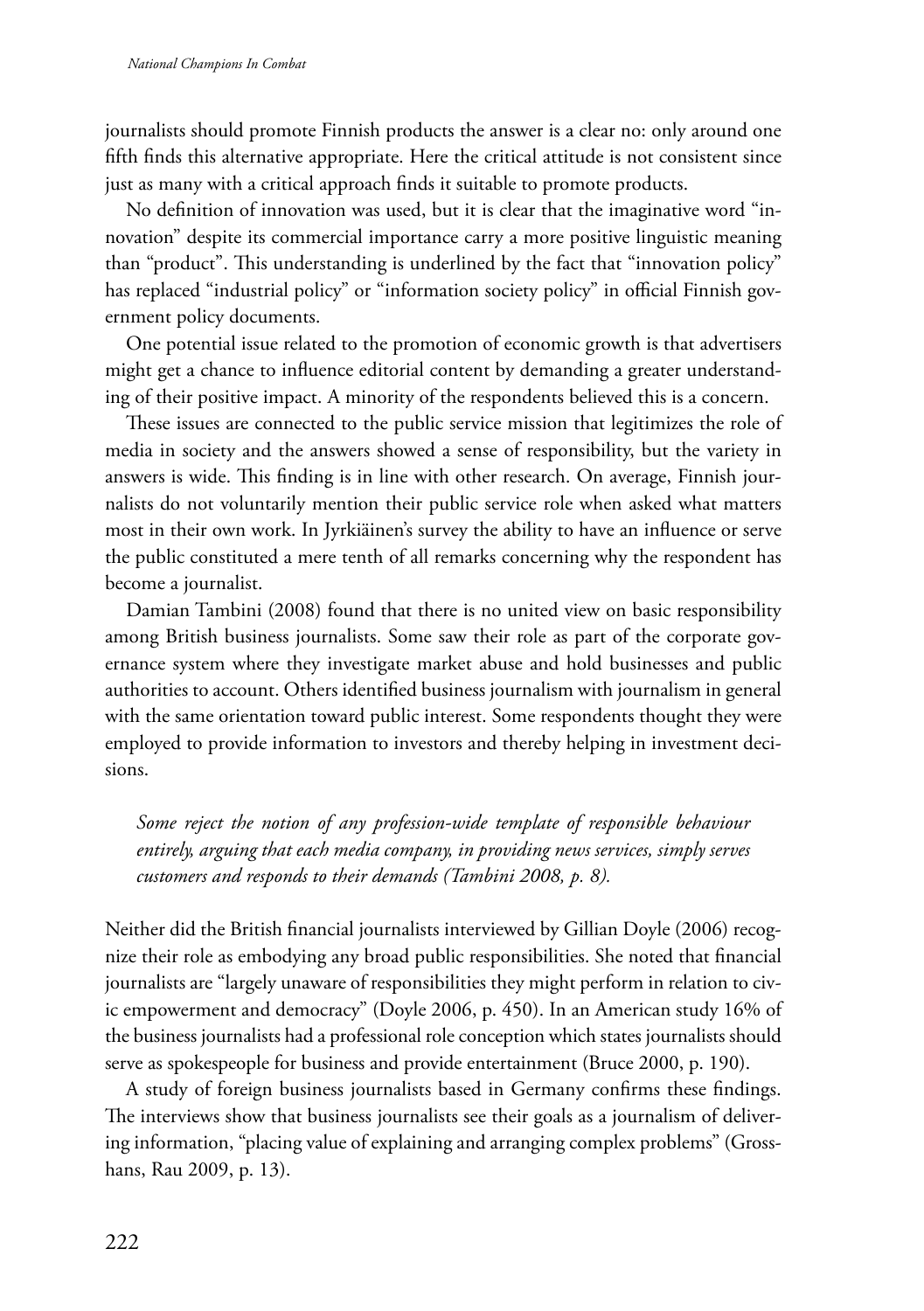journalists should promote Finnish products the answer is a clear no: only around one fifth finds this alternative appropriate. Here the critical attitude is not consistent since just as many with a critical approach finds it suitable to promote products.

No definition of innovation was used, but it is clear that the imaginative word "innovation" despite its commercial importance carry a more positive linguistic meaning than "product". This understanding is underlined by the fact that "innovation policy" has replaced "industrial policy" or "information society policy" in official Finnish government policy documents.

One potential issue related to the promotion of economic growth is that advertisers might get a chance to influence editorial content by demanding a greater understanding of their positive impact. A minority of the respondents believed this is a concern.

These issues are connected to the public service mission that legitimizes the role of media in society and the answers showed a sense of responsibility, but the variety in answers is wide. This finding is in line with other research. On average, Finnish journalists do not voluntarily mention their public service role when asked what matters most in their own work. In Jyrkiäinen's survey the ability to have an influence or serve the public constituted a mere tenth of all remarks concerning why the respondent has become a journalist.

Damian Tambini (2008) found that there is no united view on basic responsibility among British business journalists. Some saw their role as part of the corporate governance system where they investigate market abuse and hold businesses and public authorities to account. Others identified business journalism with journalism in general with the same orientation toward public interest. Some respondents thought they were employed to provide information to investors and thereby helping in investment decisions.

> *Some reject the notion of any profession-wide template of responsible behaviour entirely, arguing that each media company, in providing news services, simply serves customers and responds to their demands (Tambini 2008, p. 8).*

Neither did the British financial journalists interviewed by Gillian Doyle (2006) recognize their role as embodying any broad public responsibilities. She noted that financial journalists are "largely unaware of responsibilities they might perform in relation to civic empowerment and democracy" (Doyle 2006, p. 450). In an American study 16% of the business journalists had a professional role conception which states journalists should serve as spokespeople for business and provide entertainment (Bruce 2000, p. 190).

A study of foreign business journalists based in Germany confirms these findings. The interviews show that business journalists see their goals as a journalism of delivering information, "placing value of explaining and arranging complex problems" (Grosshans, Rau 2009, p. 13).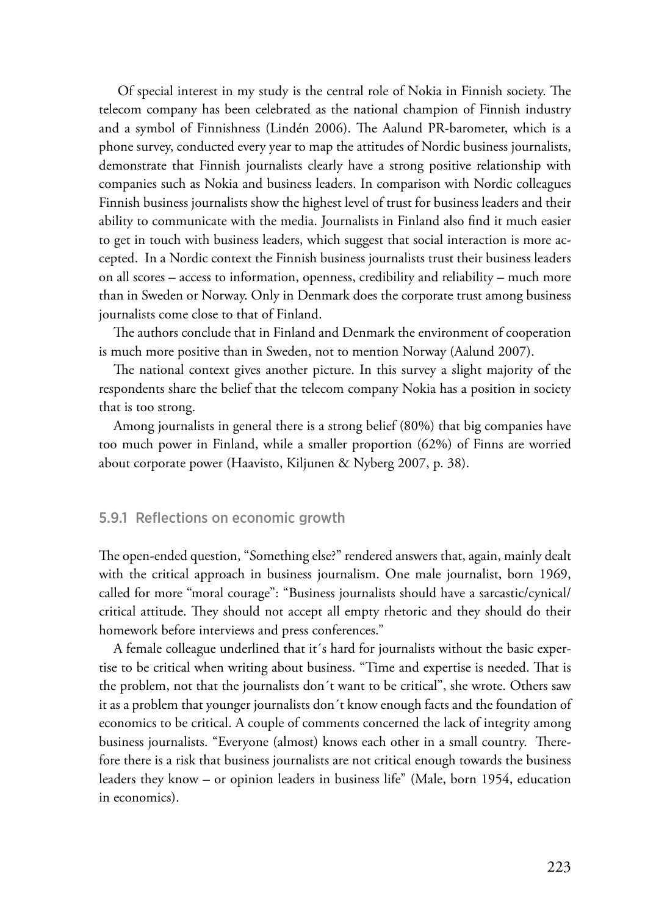Of special interest in my study is the central role of Nokia in Finnish society. The telecom company has been celebrated as the national champion of Finnish industry and a symbol of Finnishness (Lindén 2006). The Aalund PR-barometer, which is a phone survey, conducted every year to map the attitudes of Nordic business journalists, demonstrate that Finnish journalists clearly have a strong positive relationship with companies such as Nokia and business leaders. In comparison with Nordic colleagues Finnish business journalists show the highest level of trust for business leaders and their ability to communicate with the media. Journalists in Finland also find it much easier to get in touch with business leaders, which suggest that social interaction is more accepted. In a Nordic context the Finnish business journalists trust their business leaders on all scores – access to information, openness, credibility and reliability – much more than in Sweden or Norway. Only in Denmark does the corporate trust among business journalists come close to that of Finland.

The authors conclude that in Finland and Denmark the environment of cooperation is much more positive than in Sweden, not to mention Norway (Aalund 2007).

The national context gives another picture. In this survey a slight majority of the respondents share the belief that the telecom company Nokia has a position in society that is too strong.

Among journalists in general there is a strong belief (80%) that big companies have too much power in Finland, while a smaller proportion (62%) of Finns are worried about corporate power (Haavisto, Kiljunen & Nyberg 2007, p. 38).

### 5.9.1 Reflections on economic growth

The open-ended question, "Something else?" rendered answers that, again, mainly dealt with the critical approach in business journalism. One male journalist, born 1969, called for more "moral courage": "Business journalists should have a sarcastic/cynical/critical attitude. They should not accept all empty rhetoric and they should do their homework before interviews and press conferences."

A female colleague underlined that it´s hard for journalists without the basic expertise to be critical when writing about business. "Time and expertise is needed. That is the problem, not that the journalists don´t want to be critical", she wrote. Others saw it as a problem that younger journalists don´t know enough facts and the foundation of economics to be critical. A couple of comments concerned the lack of integrity among business journalists. "Everyone (almost) knows each other in a small country. Therefore there is a risk that business journalists are not critical enough towards the business leaders they know – or opinion leaders in business life" (Male, born 1954, education in economics).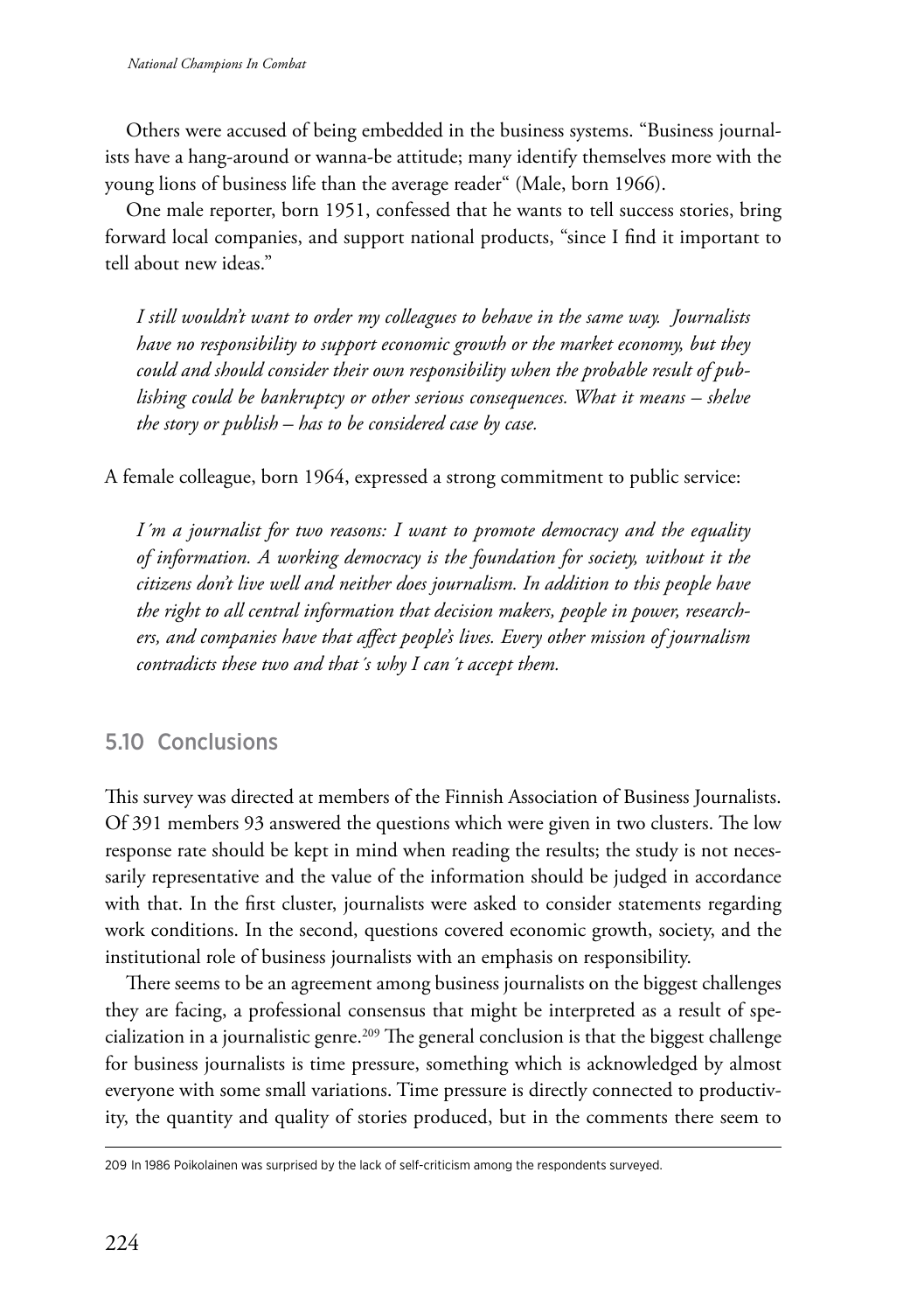Others were accused of being embedded in the business systems. "Business journalists have a hang-around or wanna-be attitude; many identify themselves more with the young lions of business life than the average reader" (Male, born 1966).

One male reporter, born 1951, confessed that he wants to tell success stories, bring forward local companies, and support national products, "since I find it important to tell about new ideas."

> *I still wouldn't want to order my colleagues to behave in the same way. Journalists have no responsibility to support economic growth or the market economy, but they could and should consider their own responsibility when the probable result of publishing could be bankruptcy or other serious consequences. What it means – shelve the story or publish – has to be considered case by case.*

A female colleague, born 1964, expressed a strong commitment to public service:

> *I´m a journalist for two reasons: I want to promote democracy and the equality of information. A working democracy is the foundation for society, without it the citizens don't live well and neither does journalism. In addition to this people have the right to all central information that decision makers, people in power, researchers, and companies have that affect people's lives. Every other mission of journalism contradicts these two and that´s why I can´t accept them.*

## 5.10 Conclusions

This survey was directed at members of the Finnish Association of Business Journalists. Of 391 members 93 answered the questions which were given in two clusters. The low response rate should be kept in mind when reading the results; the study is not necessarily representative and the value of the information should be judged in accordance with that. In the first cluster, journalists were asked to consider statements regarding work conditions. In the second, questions covered economic growth, society, and the institutional role of business journalists with an emphasis on responsibility.

There seems to be an agreement among business journalists on the biggest challenges they are facing, a professional consensus that might be interpreted as a result of specialization in a journalistic genre.[209] The general conclusion is that the biggest challenge for business journalists is time pressure, something which is acknowledged by almost everyone with some small variations. Time pressure is directly connected to productivity, the quantity and quality of stories produced, but in the comments there seem to

---

209 In 1986 Poikolainen was surprised by the lack of self-criticism among the respondents surveyed.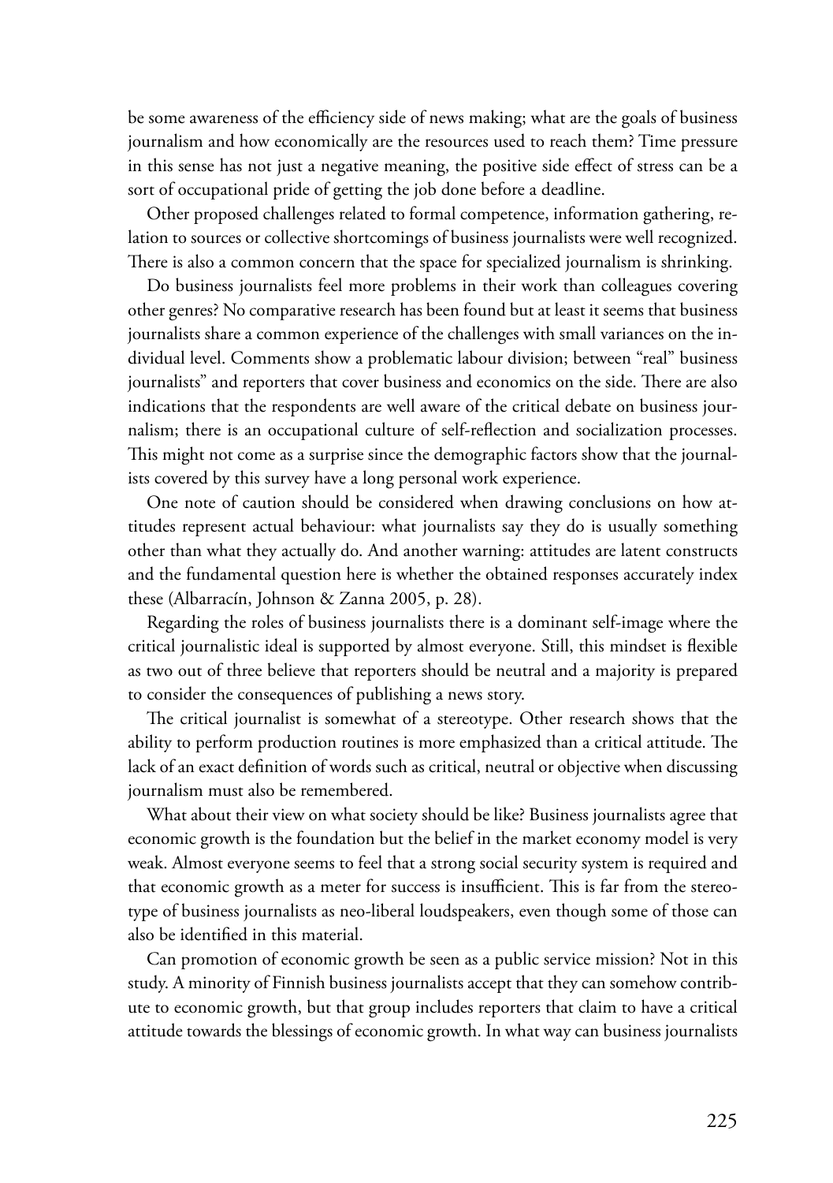be some awareness of the efficiency side of news making; what are the goals of business journalism and how economically are the resources used to reach them? Time pressure in this sense has not just a negative meaning, the positive side effect of stress can be a sort of occupational pride of getting the job done before a deadline.

Other proposed challenges related to formal competence, information gathering, relation to sources or collective shortcomings of business journalists were well recognized. There is also a common concern that the space for specialized journalism is shrinking.

Do business journalists feel more problems in their work than colleagues covering other genres? No comparative research has been found but at least it seems that business journalists share a common experience of the challenges with small variances on the individual level. Comments show a problematic labour division; between "real" business journalists" and reporters that cover business and economics on the side. There are also indications that the respondents are well aware of the critical debate on business journalism; there is an occupational culture of self-reflection and socialization processes. This might not come as a surprise since the demographic factors show that the journalists covered by this survey have a long personal work experience.

One note of caution should be considered when drawing conclusions on how attitudes represent actual behaviour: what journalists say they do is usually something other than what they actually do. And another warning: attitudes are latent constructs and the fundamental question here is whether the obtained responses accurately index these (Albarracín, Johnson & Zanna 2005, p. 28).

Regarding the roles of business journalists there is a dominant self-image where the critical journalistic ideal is supported by almost everyone. Still, this mindset is flexible as two out of three believe that reporters should be neutral and a majority is prepared to consider the consequences of publishing a news story.

The critical journalist is somewhat of a stereotype. Other research shows that the ability to perform production routines is more emphasized than a critical attitude. The lack of an exact definition of words such as critical, neutral or objective when discussing journalism must also be remembered.

What about their view on what society should be like? Business journalists agree that economic growth is the foundation but the belief in the market economy model is very weak. Almost everyone seems to feel that a strong social security system is required and that economic growth as a meter for success is insufficient. This is far from the stereotype of business journalists as neo-liberal loudspeakers, even though some of those can also be identified in this material.

Can promotion of economic growth be seen as a public service mission? Not in this study. A minority of Finnish business journalists accept that they can somehow contribute to economic growth, but that group includes reporters that claim to have a critical attitude towards the blessings of economic growth. In what way can business journalists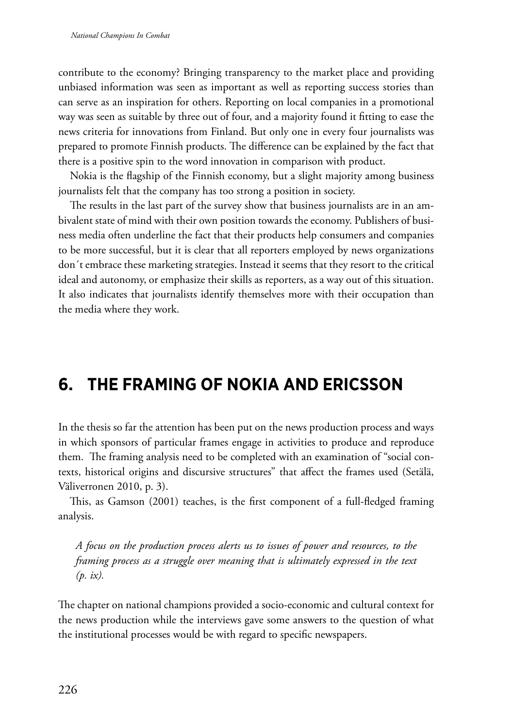contribute to the economy? Bringing transparency to the market place and providing unbiased information was seen as important as well as reporting success stories than can serve as an inspiration for others. Reporting on local companies in a promotional way was seen as suitable by three out of four, and a majority found it fitting to ease the news criteria for innovations from Finland. But only one in every four journalists was prepared to promote Finnish products. The difference can be explained by the fact that there is a positive spin to the word innovation in comparison with product.

Nokia is the flagship of the Finnish economy, but a slight majority among business journalists felt that the company has too strong a position in society.

The results in the last part of the survey show that business journalists are in an ambivalent state of mind with their own position towards the economy. Publishers of business media often underline the fact that their products help consumers and companies to be more successful, but it is clear that all reporters employed by news organizations don´t embrace these marketing strategies. Instead it seems that they resort to the critical ideal and autonomy, or emphasize their skills as reporters, as a way out of this situation. It also indicates that journalists identify themselves more with their occupation than the media where they work.

# 6. THE FRAMING OF NOKIA AND ERICSSON

In the thesis so far the attention has been put on the news production process and ways in which sponsors of particular frames engage in activities to produce and reproduce them. The framing analysis need to be completed with an examination of "social contexts, historical origins and discursive structures" that affect the frames used (Setälä, Väliverronen 2010, p. 3).

This, as Gamson (2001) teaches, is the first component of a full-fledged framing analysis.

> *A focus on the production process alerts us to issues of power and resources, to the framing process as a struggle over meaning that is ultimately expressed in the text (p. ix).*

The chapter on national champions provided a socio-economic and cultural context for the news production while the interviews gave some answers to the question of what the institutional processes would be with regard to specific newspapers.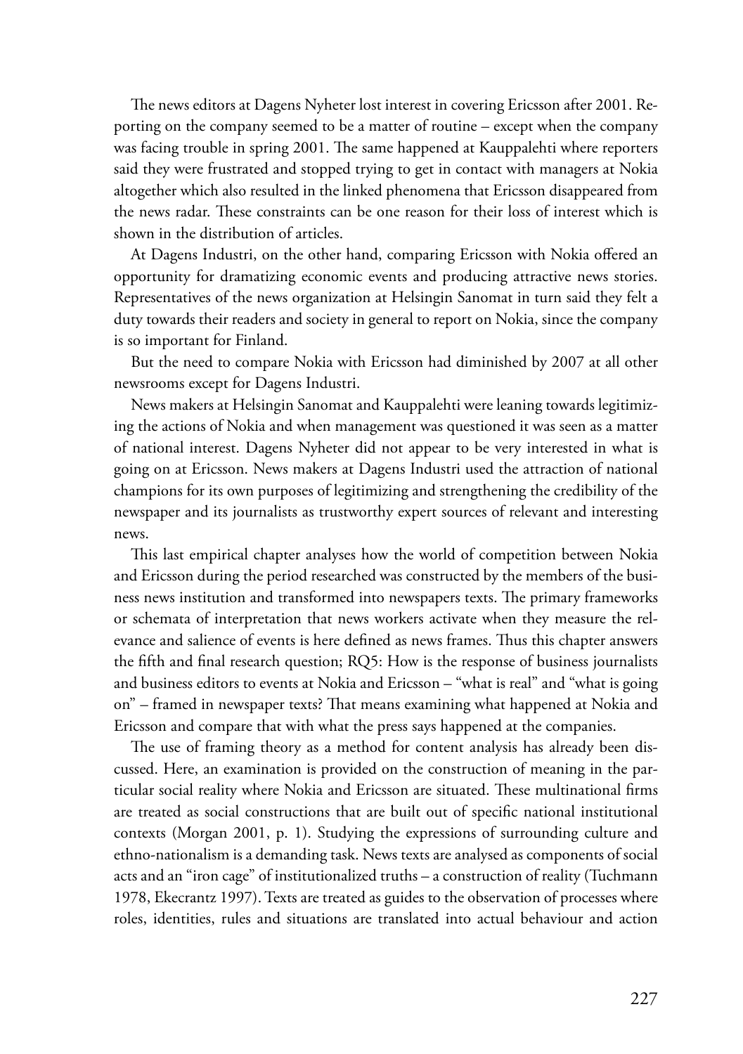The news editors at Dagens Nyheter lost interest in covering Ericsson after 2001. Reporting on the company seemed to be a matter of routine – except when the company was facing trouble in spring 2001. The same happened at Kauppalehti where reporters said they were frustrated and stopped trying to get in contact with managers at Nokia altogether which also resulted in the linked phenomena that Ericsson disappeared from the news radar. These constraints can be one reason for their loss of interest which is shown in the distribution of articles.

At Dagens Industri, on the other hand, comparing Ericsson with Nokia offered an opportunity for dramatizing economic events and producing attractive news stories. Representatives of the news organization at Helsingin Sanomat in turn said they felt a duty towards their readers and society in general to report on Nokia, since the company is so important for Finland.

But the need to compare Nokia with Ericsson had diminished by 2007 at all other newsrooms except for Dagens Industri.

News makers at Helsingin Sanomat and Kauppalehti were leaning towards legitimizing the actions of Nokia and when management was questioned it was seen as a matter of national interest. Dagens Nyheter did not appear to be very interested in what is going on at Ericsson. News makers at Dagens Industri used the attraction of national champions for its own purposes of legitimizing and strengthening the credibility of the newspaper and its journalists as trustworthy expert sources of relevant and interesting news.

This last empirical chapter analyses how the world of competition between Nokia and Ericsson during the period researched was constructed by the members of the business news institution and transformed into newspapers texts. The primary frameworks or schemata of interpretation that news workers activate when they measure the relevance and salience of events is here defined as news frames. Thus this chapter answers the fifth and final research question; RQ5: How is the response of business journalists and business editors to events at Nokia and Ericsson – "what is real" and "what is going on" – framed in newspaper texts? That means examining what happened at Nokia and Ericsson and compare that with what the press says happened at the companies.

The use of framing theory as a method for content analysis has already been discussed. Here, an examination is provided on the construction of meaning in the particular social reality where Nokia and Ericsson are situated. These multinational firms are treated as social constructions that are built out of specific national institutional contexts (Morgan 2001, p. 1). Studying the expressions of surrounding culture and ethno-nationalism is a demanding task. News texts are analysed as components of social acts and an "iron cage" of institutionalized truths – a construction of reality (Tuchmann 1978, Ekecrantz 1997). Texts are treated as guides to the observation of processes where roles, identities, rules and situations are translated into actual behaviour and action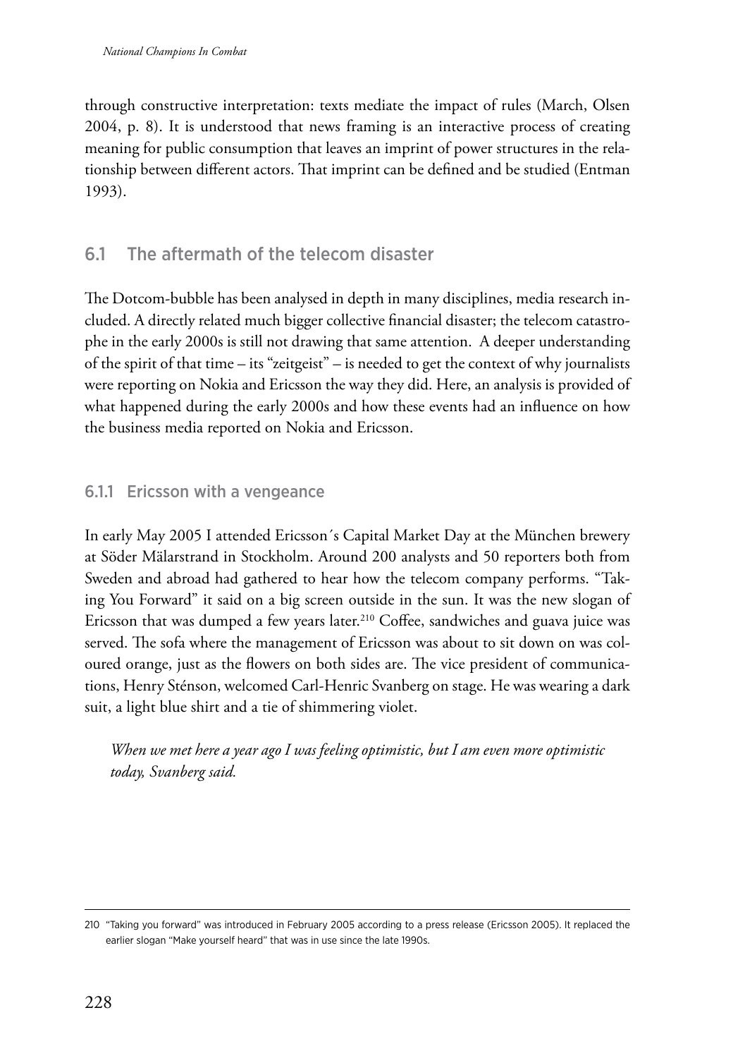through constructive interpretation: texts mediate the impact of rules (March, Olsen 2004, p. 8). It is understood that news framing is an interactive process of creating meaning for public consumption that leaves an imprint of power structures in the relationship between different actors. That imprint can be defined and be studied (Entman 1993).

## 6.1 The aftermath of the telecom disaster

The Dotcom-bubble has been analysed in depth in many disciplines, media research included. A directly related much bigger collective financial disaster; the telecom catastrophe in the early 2000s is still not drawing that same attention. A deeper understanding of the spirit of that time – its "zeitgeist" – is needed to get the context of why journalists were reporting on Nokia and Ericsson the way they did. Here, an analysis is provided of what happened during the early 2000s and how these events had an influence on how the business media reported on Nokia and Ericsson.

### 6.1.1 Ericsson with a vengeance

In early May 2005 I attended Ericsson´s Capital Market Day at the München brewery at Söder Mälarstrand in Stockholm. Around 200 analysts and 50 reporters both from Sweden and abroad had gathered to hear how the telecom company performs. "Taking You Forward" it said on a big screen outside in the sun. It was the new slogan of Ericsson that was dumped a few years later.[210] Coffee, sandwiches and guava juice was served. The sofa where the management of Ericsson was about to sit down on was coloured orange, just as the flowers on both sides are. The vice president of communications, Henry Sténson, welcomed Carl-Henric Svanberg on stage. He was wearing a dark suit, a light blue shirt and a tie of shimmering violet.

> *When we met here a year ago I was feeling optimistic, but I am even more optimistic today, Svanberg said.*

210 "Taking you forward" was introduced in February 2005 according to a press release (Ericsson 2005). It replaced the earlier slogan "Make yourself heard" that was in use since the late 1990s.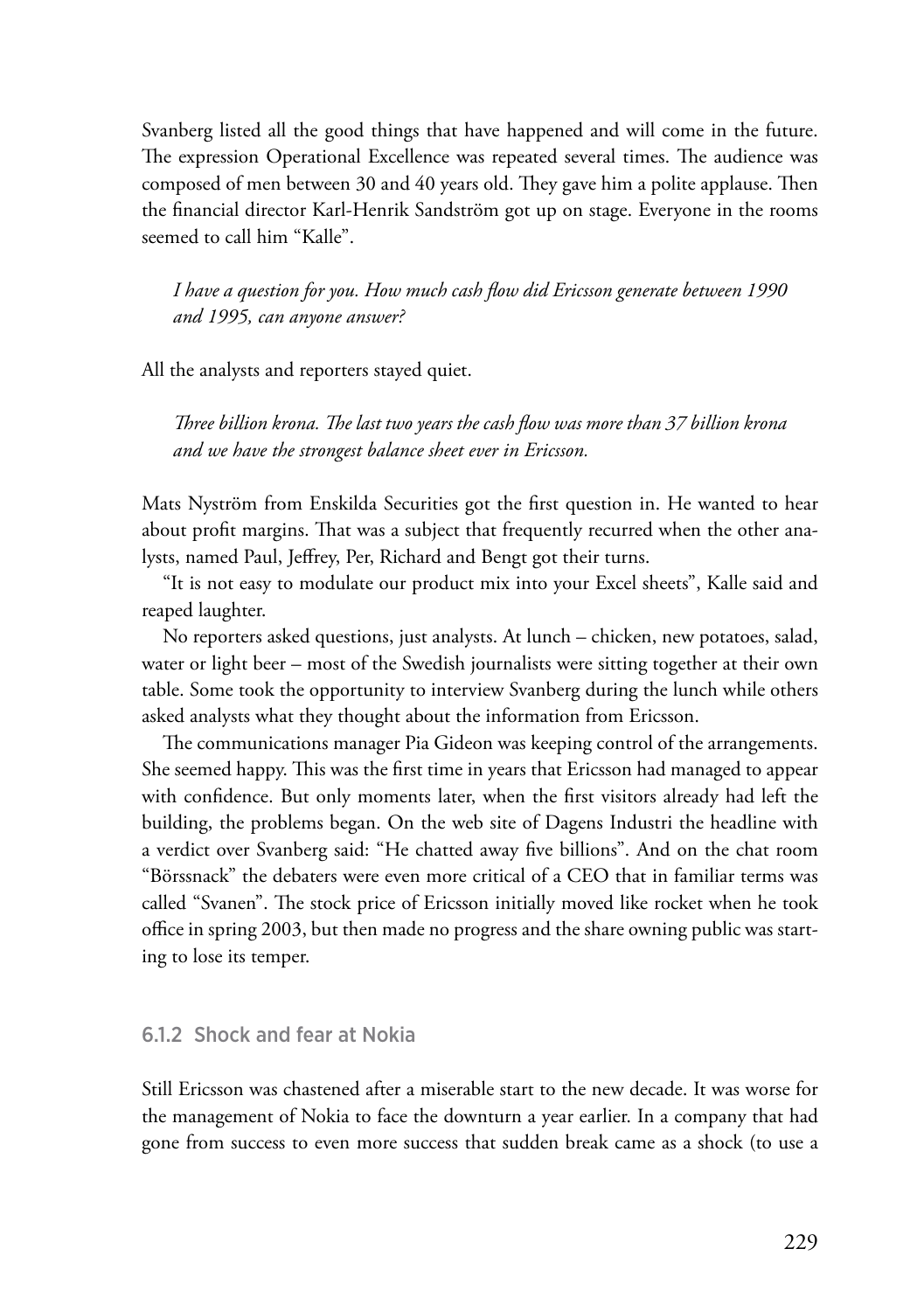Svanberg listed all the good things that have happened and will come in the future. The expression Operational Excellence was repeated several times. The audience was composed of men between 30 and 40 years old. They gave him a polite applause. Then the financial director Karl-Henrik Sandström got up on stage. Everyone in the rooms seemed to call him "Kalle".

> *I have a question for you. How much cash flow did Ericsson generate between 1990 and 1995, can anyone answer?*

All the analysts and reporters stayed quiet.

> *Three billion krona. The last two years the cash flow was more than 37 billion krona and we have the strongest balance sheet ever in Ericsson.*

Mats Nyström from Enskilda Securities got the first question in. He wanted to hear about profit margins. That was a subject that frequently recurred when the other analysts, named Paul, Jeffrey, Per, Richard and Bengt got their turns.

"It is not easy to modulate our product mix into your Excel sheets", Kalle said and reaped laughter.

No reporters asked questions, just analysts. At lunch – chicken, new potatoes, salad, water or light beer – most of the Swedish journalists were sitting together at their own table. Some took the opportunity to interview Svanberg during the lunch while others asked analysts what they thought about the information from Ericsson.

The communications manager Pia Gideon was keeping control of the arrangements. She seemed happy. This was the first time in years that Ericsson had managed to appear with confidence. But only moments later, when the first visitors already had left the building, the problems began. On the web site of Dagens Industri the headline with a verdict over Svanberg said: "He chatted away five billions". And on the chat room "Börssnack" the debaters were even more critical of a CEO that in familiar terms was called "Svanen". The stock price of Ericsson initially moved like rocket when he took office in spring 2003, but then made no progress and the share owning public was starting to lose its temper.

### 6.1.2 Shock and fear at Nokia

Still Ericsson was chastened after a miserable start to the new decade. It was worse for the management of Nokia to face the downturn a year earlier. In a company that had gone from success to even more success that sudden break came as a shock (to use a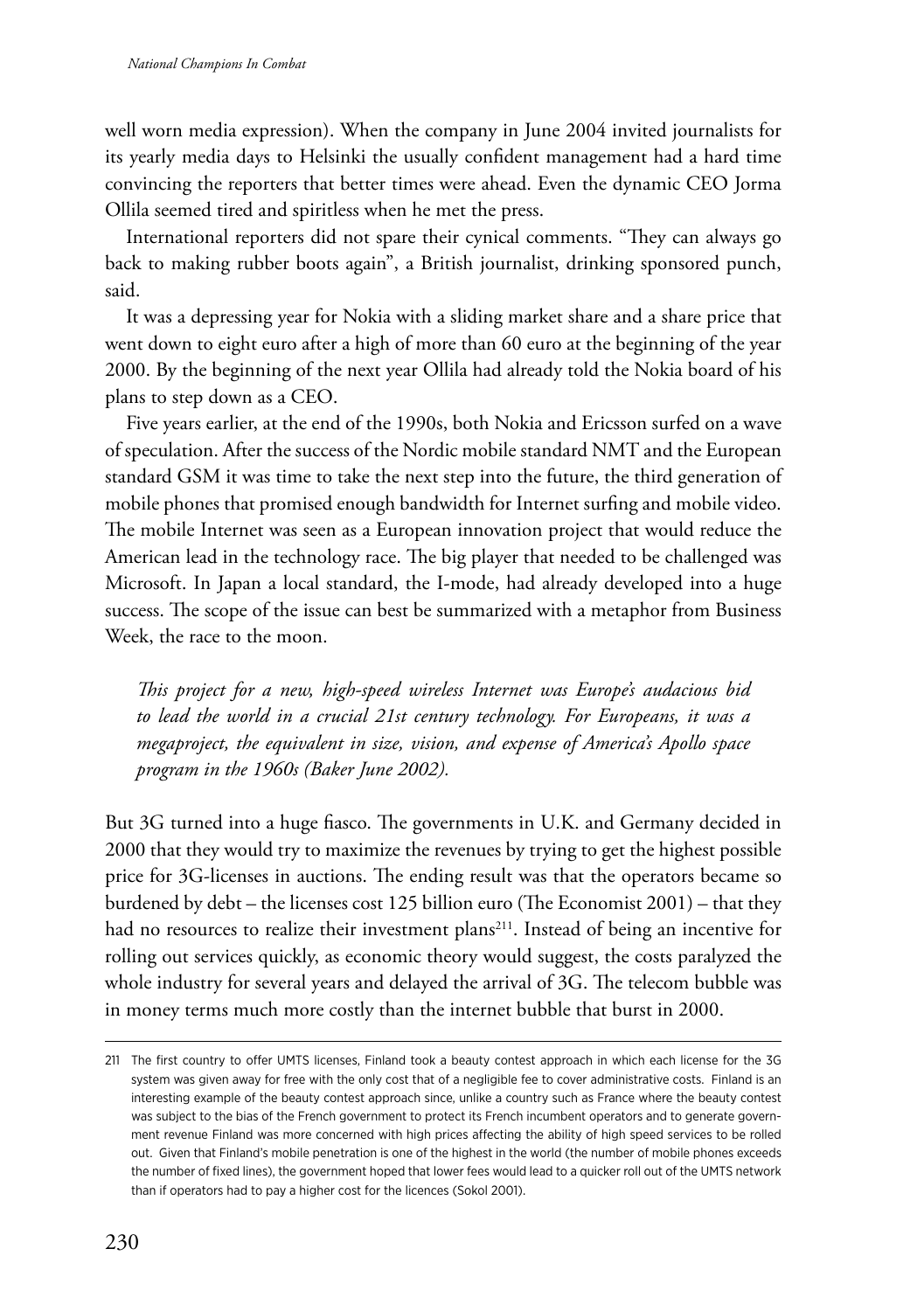well worn media expression). When the company in June 2004 invited journalists for its yearly media days to Helsinki the usually confident management had a hard time convincing the reporters that better times were ahead. Even the dynamic CEO Jorma Ollila seemed tired and spiritless when he met the press.

International reporters did not spare their cynical comments. "They can always go back to making rubber boots again", a British journalist, drinking sponsored punch, said.

It was a depressing year for Nokia with a sliding market share and a share price that went down to eight euro after a high of more than 60 euro at the beginning of the year 2000. By the beginning of the next year Ollila had already told the Nokia board of his plans to step down as a CEO.

Five years earlier, at the end of the 1990s, both Nokia and Ericsson surfed on a wave of speculation. After the success of the Nordic mobile standard NMT and the European standard GSM it was time to take the next step into the future, the third generation of mobile phones that promised enough bandwidth for Internet surfing and mobile video. The mobile Internet was seen as a European innovation project that would reduce the American lead in the technology race. The big player that needed to be challenged was Microsoft. In Japan a local standard, the I-mode, had already developed into a huge success. The scope of the issue can best be summarized with a metaphor from Business Week, the race to the moon.

> *This project for a new, high-speed wireless Internet was Europe's audacious bid to lead the world in a crucial 21st century technology. For Europeans, it was a megaproject, the equivalent in size, vision, and expense of America's Apollo space program in the 1960s (Baker June 2002).*

But 3G turned into a huge fiasco. The governments in U.K. and Germany decided in 2000 that they would try to maximize the revenues by trying to get the highest possible price for 3G-licenses in auctions. The ending result was that the operators became so burdened by debt – the licenses cost 125 billion euro (The Economist 2001) – that they had no resources to realize their investment plans[211]. Instead of being an incentive for rolling out services quickly, as economic theory would suggest, the costs paralyzed the whole industry for several years and delayed the arrival of 3G. The telecom bubble was in money terms much more costly than the internet bubble that burst in 2000.

---

211 The first country to offer UMTS licenses, Finland took a beauty contest approach in which each license for the 3G system was given away for free with the only cost that of a negligible fee to cover administrative costs. Finland is an interesting example of the beauty contest approach since, unlike a country such as France where the beauty contest was subject to the bias of the French government to protect its French incumbent operators and to generate government revenue Finland was more concerned with high prices affecting the ability of high speed services to be rolled out. Given that Finland's mobile penetration is one of the highest in the world (the number of mobile phones exceeds the number of fixed lines), the government hoped that lower fees would lead to a quicker roll out of the UMTS network than if operators had to pay a higher cost for the licences (Sokol 2001).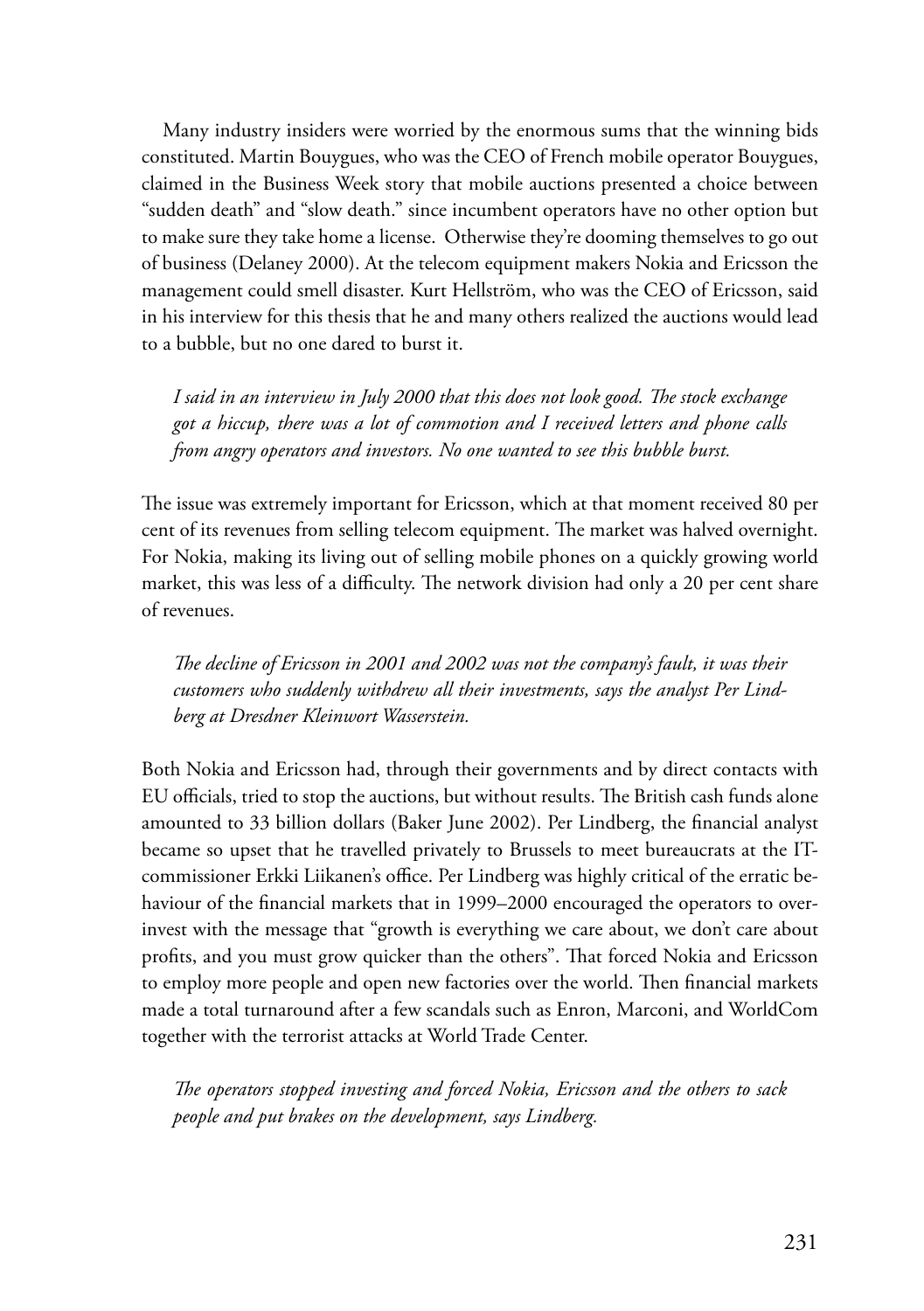Many industry insiders were worried by the enormous sums that the winning bids constituted. Martin Bouygues, who was the CEO of French mobile operator Bouygues, claimed in the Business Week story that mobile auctions presented a choice between "sudden death" and "slow death." since incumbent operators have no other option but to make sure they take home a license. Otherwise they're dooming themselves to go out of business (Delaney 2000). At the telecom equipment makers Nokia and Ericsson the management could smell disaster. Kurt Hellström, who was the CEO of Ericsson, said in his interview for this thesis that he and many others realized the auctions would lead to a bubble, but no one dared to burst it.

*I said in an interview in July 2000 that this does not look good. The stock exchange got a hiccup, there was a lot of commotion and I received letters and phone calls from angry operators and investors. No one wanted to see this bubble burst.*

The issue was extremely important for Ericsson, which at that moment received 80 per cent of its revenues from selling telecom equipment. The market was halved overnight. For Nokia, making its living out of selling mobile phones on a quickly growing world market, this was less of a difficulty. The network division had only a 20 per cent share of revenues.

*The decline of Ericsson in 2001 and 2002 was not the company's fault, it was their customers who suddenly withdrew all their investments, says the analyst Per Lindberg at Dresdner Kleinwort Wasserstein.*

Both Nokia and Ericsson had, through their governments and by direct contacts with EU officials, tried to stop the auctions, but without results. The British cash funds alone amounted to 33 billion dollars (Baker June 2002). Per Lindberg, the financial analyst became so upset that he travelled privately to Brussels to meet bureaucrats at the IT-commissioner Erkki Liikanen's office. Per Lindberg was highly critical of the erratic behaviour of the financial markets that in 1999–2000 encouraged the operators to over-invest with the message that "growth is everything we care about, we don't care about profits, and you must grow quicker than the others". That forced Nokia and Ericsson to employ more people and open new factories over the world. Then financial markets made a total turnaround after a few scandals such as Enron, Marconi, and WorldCom together with the terrorist attacks at World Trade Center.

*The operators stopped investing and forced Nokia, Ericsson and the others to sack people and put brakes on the development, says Lindberg.*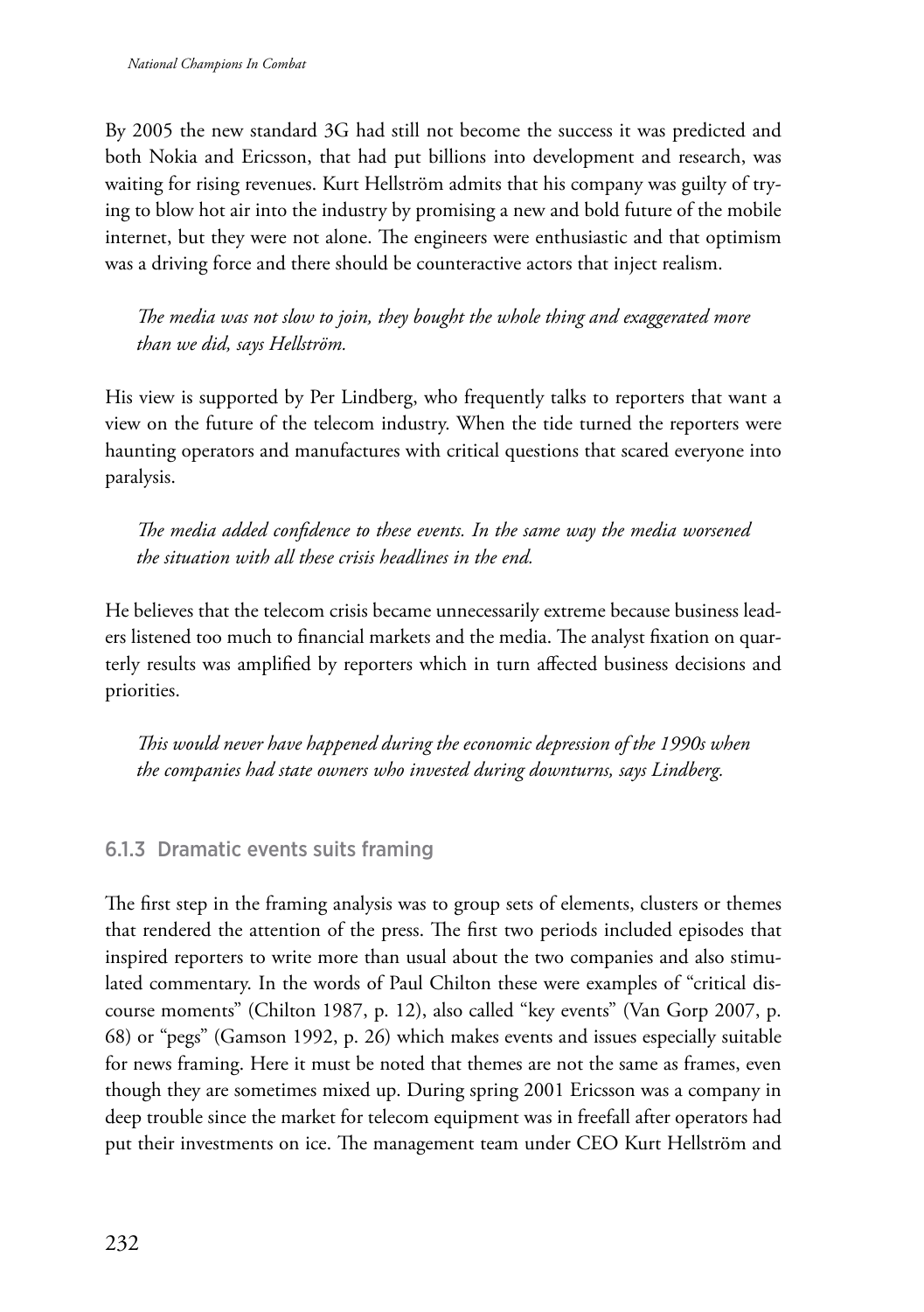By 2005 the new standard 3G had still not become the success it was predicted and both Nokia and Ericsson, that had put billions into development and research, was waiting for rising revenues. Kurt Hellström admits that his company was guilty of trying to blow hot air into the industry by promising a new and bold future of the mobile internet, but they were not alone. The engineers were enthusiastic and that optimism was a driving force and there should be counteractive actors that inject realism.

*The media was not slow to join, they bought the whole thing and exaggerated more than we did, says Hellström.*

His view is supported by Per Lindberg, who frequently talks to reporters that want a view on the future of the telecom industry. When the tide turned the reporters were haunting operators and manufactures with critical questions that scared everyone into paralysis.

*The media added confidence to these events. In the same way the media worsened the situation with all these crisis headlines in the end.*

He believes that the telecom crisis became unnecessarily extreme because business leaders listened too much to financial markets and the media. The analyst fixation on quarterly results was amplified by reporters which in turn affected business decisions and priorities.

*This would never have happened during the economic depression of the 1990s when the companies had state owners who invested during downturns, says Lindberg.*

### 6.1.3 Dramatic events suits framing

The first step in the framing analysis was to group sets of elements, clusters or themes that rendered the attention of the press. The first two periods included episodes that inspired reporters to write more than usual about the two companies and also stimulated commentary. In the words of Paul Chilton these were examples of "critical discourse moments" (Chilton 1987, p. 12), also called "key events" (Van Gorp 2007, p. 68) or "pegs" (Gamson 1992, p. 26) which makes events and issues especially suitable for news framing. Here it must be noted that themes are not the same as frames, even though they are sometimes mixed up. During spring 2001 Ericsson was a company in deep trouble since the market for telecom equipment was in freefall after operators had put their investments on ice. The management team under CEO Kurt Hellström and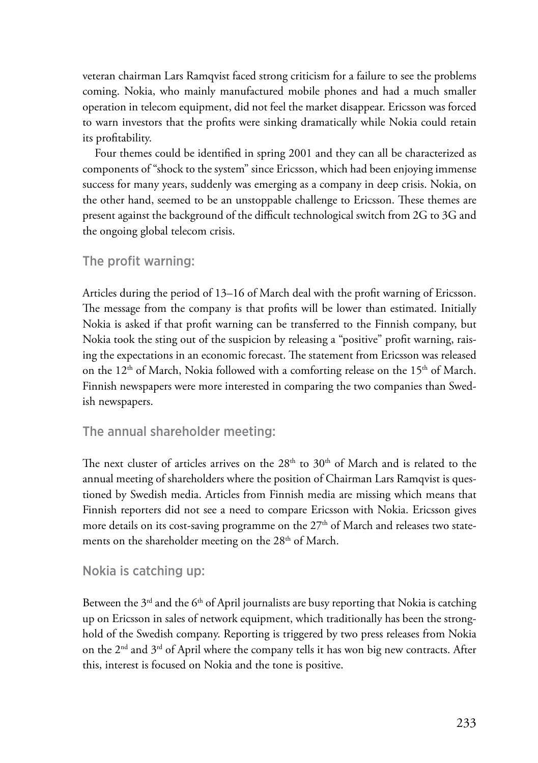veteran chairman Lars Ramqvist faced strong criticism for a failure to see the problems coming. Nokia, who mainly manufactured mobile phones and had a much smaller operation in telecom equipment, did not feel the market disappear. Ericsson was forced to warn investors that the profits were sinking dramatically while Nokia could retain its profitability.

Four themes could be identified in spring 2001 and they can all be characterized as components of "shock to the system" since Ericsson, which had been enjoying immense success for many years, suddenly was emerging as a company in deep crisis. Nokia, on the other hand, seemed to be an unstoppable challenge to Ericsson. These themes are present against the background of the difficult technological switch from 2G to 3G and the ongoing global telecom crisis.

### The profit warning:

Articles during the period of 13–16 of March deal with the profit warning of Ericsson. The message from the company is that profits will be lower than estimated. Initially Nokia is asked if that profit warning can be transferred to the Finnish company, but Nokia took the sting out of the suspicion by releasing a "positive" profit warning, raising the expectations in an economic forecast. The statement from Ericsson was released on the 12th of March, Nokia followed with a comforting release on the 15th of March. Finnish newspapers were more interested in comparing the two companies than Swedish newspapers.

### The annual shareholder meeting:

The next cluster of articles arrives on the 28th to 30th of March and is related to the annual meeting of shareholders where the position of Chairman Lars Ramqvist is questioned by Swedish media. Articles from Finnish media are missing which means that Finnish reporters did not see a need to compare Ericsson with Nokia. Ericsson gives more details on its cost-saving programme on the 27th of March and releases two statements on the shareholder meeting on the 28th of March.

### Nokia is catching up:

Between the 3rd and the 6th of April journalists are busy reporting that Nokia is catching up on Ericsson in sales of network equipment, which traditionally has been the stronghold of the Swedish company. Reporting is triggered by two press releases from Nokia on the 2nd and 3rd of April where the company tells it has won big new contracts. After this, interest is focused on Nokia and the tone is positive.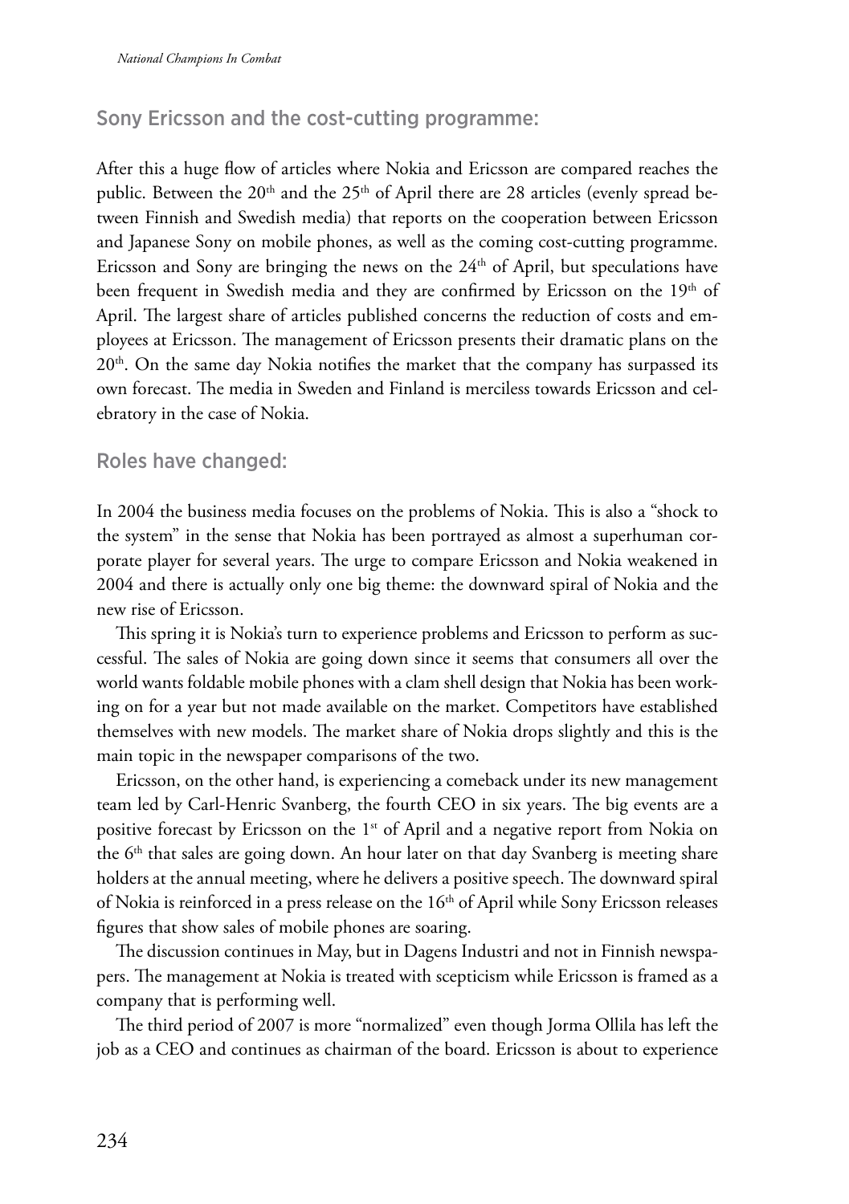## Sony Ericsson and the cost-cutting programme:

After this a huge flow of articles where Nokia and Ericsson are compared reaches the public. Between the 20th and the 25th of April there are 28 articles (evenly spread between Finnish and Swedish media) that reports on the cooperation between Ericsson and Japanese Sony on mobile phones, as well as the coming cost-cutting programme. Ericsson and Sony are bringing the news on the 24th of April, but speculations have been frequent in Swedish media and they are confirmed by Ericsson on the 19th of April. The largest share of articles published concerns the reduction of costs and employees at Ericsson. The management of Ericsson presents their dramatic plans on the 20th. On the same day Nokia notifies the market that the company has surpassed its own forecast. The media in Sweden and Finland is merciless towards Ericsson and celebratory in the case of Nokia.

## Roles have changed:

In 2004 the business media focuses on the problems of Nokia. This is also a "shock to the system" in the sense that Nokia has been portrayed as almost a superhuman corporate player for several years. The urge to compare Ericsson and Nokia weakened in 2004 and there is actually only one big theme: the downward spiral of Nokia and the new rise of Ericsson.

This spring it is Nokia's turn to experience problems and Ericsson to perform as successful. The sales of Nokia are going down since it seems that consumers all over the world wants foldable mobile phones with a clam shell design that Nokia has been working on for a year but not made available on the market. Competitors have established themselves with new models. The market share of Nokia drops slightly and this is the main topic in the newspaper comparisons of the two.

Ericsson, on the other hand, is experiencing a comeback under its new management team led by Carl-Henric Svanberg, the fourth CEO in six years. The big events are a positive forecast by Ericsson on the 1st of April and a negative report from Nokia on the 6th that sales are going down. An hour later on that day Svanberg is meeting share holders at the annual meeting, where he delivers a positive speech. The downward spiral of Nokia is reinforced in a press release on the 16th of April while Sony Ericsson releases figures that show sales of mobile phones are soaring.

The discussion continues in May, but in Dagens Industri and not in Finnish newspapers. The management at Nokia is treated with scepticism while Ericsson is framed as a company that is performing well.

The third period of 2007 is more "normalized" even though Jorma Ollila has left the job as a CEO and continues as chairman of the board. Ericsson is about to experience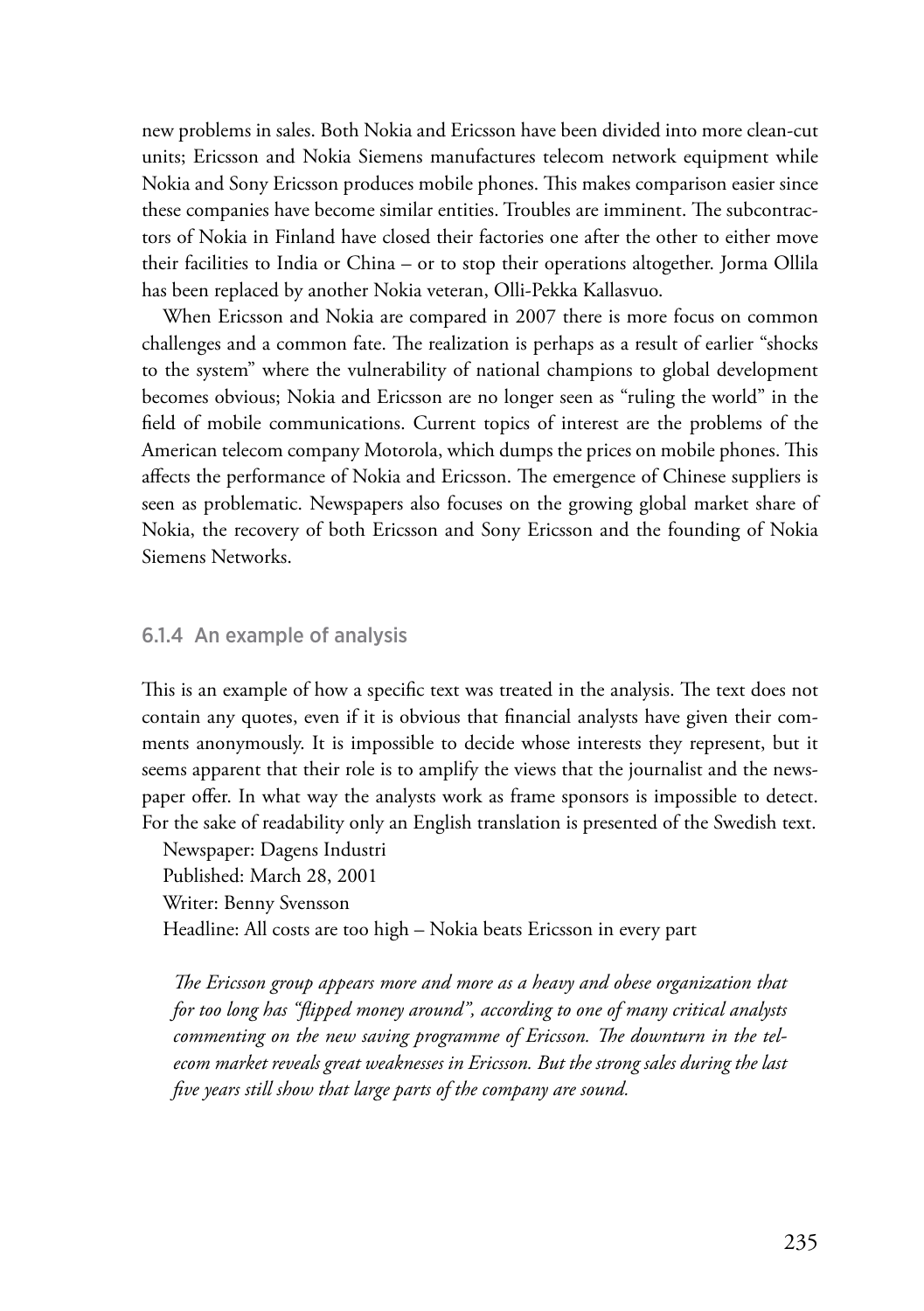new problems in sales. Both Nokia and Ericsson have been divided into more clean-cut units; Ericsson and Nokia Siemens manufactures telecom network equipment while Nokia and Sony Ericsson produces mobile phones. This makes comparison easier since these companies have become similar entities. Troubles are imminent. The subcontractors of Nokia in Finland have closed their factories one after the other to either move their facilities to India or China – or to stop their operations altogether. Jorma Ollila has been replaced by another Nokia veteran, Olli-Pekka Kallasvuo.

When Ericsson and Nokia are compared in 2007 there is more focus on common challenges and a common fate. The realization is perhaps as a result of earlier "shocks to the system" where the vulnerability of national champions to global development becomes obvious; Nokia and Ericsson are no longer seen as "ruling the world" in the field of mobile communications. Current topics of interest are the problems of the American telecom company Motorola, which dumps the prices on mobile phones. This affects the performance of Nokia and Ericsson. The emergence of Chinese suppliers is seen as problematic. Newspapers also focuses on the growing global market share of Nokia, the recovery of both Ericsson and Sony Ericsson and the founding of Nokia Siemens Networks.

### 6.1.4 An example of analysis

This is an example of how a specific text was treated in the analysis. The text does not contain any quotes, even if it is obvious that financial analysts have given their comments anonymously. It is impossible to decide whose interests they represent, but it seems apparent that their role is to amplify the views that the journalist and the newspaper offer. In what way the analysts work as frame sponsors is impossible to detect. For the sake of readability only an English translation is presented of the Swedish text.

Newspaper: Dagens Industri
Published: March 28, 2001
Writer: Benny Svensson
Headline: All costs are too high – Nokia beats Ericsson in every part

*The Ericsson group appears more and more as a heavy and obese organization that for too long has "flipped money around", according to one of many critical analysts commenting on the new saving programme of Ericsson. The downturn in the telecom market reveals great weaknesses in Ericsson. But the strong sales during the last five years still show that large parts of the company are sound.*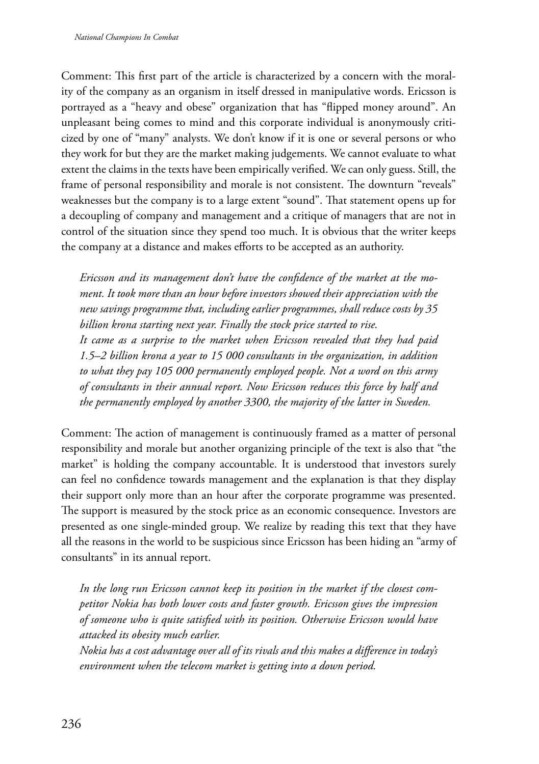Comment: This first part of the article is characterized by a concern with the morality of the company as an organism in itself dressed in manipulative words. Ericsson is portrayed as a "heavy and obese" organization that has "flipped money around". An unpleasant being comes to mind and this corporate individual is anonymously criticized by one of "many" analysts. We don't know if it is one or several persons or who they work for but they are the market making judgements. We cannot evaluate to what extent the claims in the texts have been empirically verified. We can only guess. Still, the frame of personal responsibility and morale is not consistent. The downturn "reveals" weaknesses but the company is to a large extent "sound". That statement opens up for a decoupling of company and management and a critique of managers that are not in control of the situation since they spend too much. It is obvious that the writer keeps the company at a distance and makes efforts to be accepted as an authority.

> *Ericsson and its management don't have the confidence of the market at the moment. It took more than an hour before investors showed their appreciation with the new savings programme that, including earlier programmes, shall reduce costs by 35 billion krona starting next year. Finally the stock price started to rise.*
> *It came as a surprise to the market when Ericsson revealed that they had paid 1.5–2 billion krona a year to 15 000 consultants in the organization, in addition to what they pay 105 000 permanently employed people. Not a word on this army of consultants in their annual report. Now Ericsson reduces this force by half and the permanently employed by another 3300, the majority of the latter in Sweden.*

Comment: The action of management is continuously framed as a matter of personal responsibility and morale but another organizing principle of the text is also that "the market" is holding the company accountable. It is understood that investors surely can feel no confidence towards management and the explanation is that they display their support only more than an hour after the corporate programme was presented. The support is measured by the stock price as an economic consequence. Investors are presented as one single-minded group. We realize by reading this text that they have all the reasons in the world to be suspicious since Ericsson has been hiding an "army of consultants" in its annual report.

> *In the long run Ericsson cannot keep its position in the market if the closest competitor Nokia has both lower costs and faster growth. Ericsson gives the impression of someone who is quite satisfied with its position. Otherwise Ericsson would have attacked its obesity much earlier.*
> *Nokia has a cost advantage over all of its rivals and this makes a difference in today's environment when the telecom market is getting into a down period.*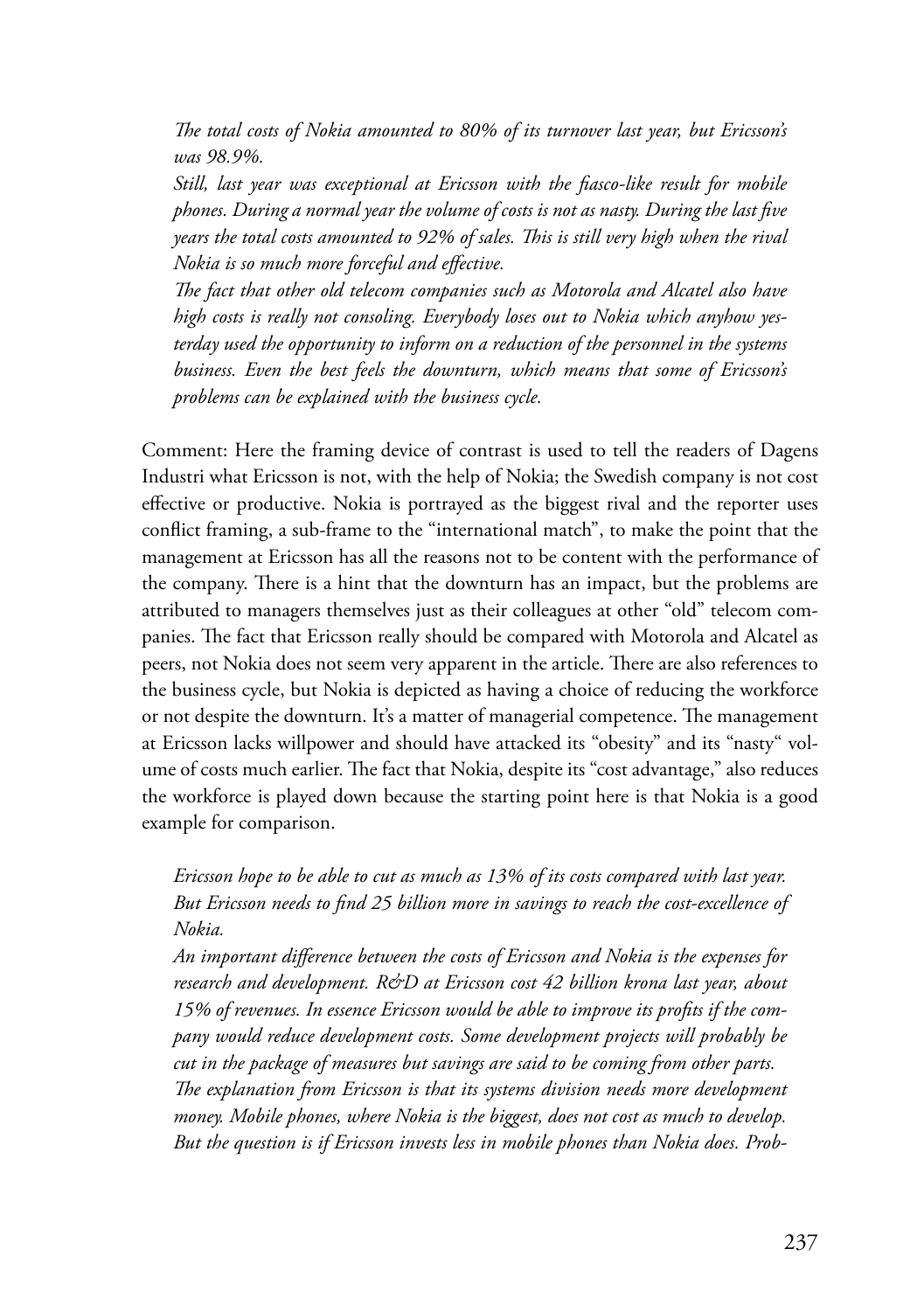*The total costs of Nokia amounted to 80% of its turnover last year, but Ericsson's was 98.9%.*

*Still, last year was exceptional at Ericsson with the fiasco-like result for mobile phones. During a normal year the volume of costs is not as nasty. During the last five years the total costs amounted to 92% of sales. This is still very high when the rival Nokia is so much more forceful and effective.*

*The fact that other old telecom companies such as Motorola and Alcatel also have high costs is really not consoling. Everybody loses out to Nokia which anyhow yesterday used the opportunity to inform on a reduction of the personnel in the systems business. Even the best feels the downturn, which means that some of Ericsson's problems can be explained with the business cycle.*

Comment: Here the framing device of contrast is used to tell the readers of Dagens Industri what Ericsson is not, with the help of Nokia; the Swedish company is not cost effective or productive. Nokia is portrayed as the biggest rival and the reporter uses conflict framing, a sub-frame to the "international match", to make the point that the management at Ericsson has all the reasons not to be content with the performance of the company. There is a hint that the downturn has an impact, but the problems are attributed to managers themselves just as their colleagues at other "old" telecom companies. The fact that Ericsson really should be compared with Motorola and Alcatel as peers, not Nokia does not seem very apparent in the article. There are also references to the business cycle, but Nokia is depicted as having a choice of reducing the workforce or not despite the downturn. It's a matter of managerial competence. The management at Ericsson lacks willpower and should have attacked its "obesity" and its "nasty" volume of costs much earlier. The fact that Nokia, despite its "cost advantage," also reduces the workforce is played down because the starting point here is that Nokia is a good example for comparison.

*Ericsson hope to be able to cut as much as 13% of its costs compared with last year. But Ericsson needs to find 25 billion more in savings to reach the cost-excellence of Nokia.*

*An important difference between the costs of Ericsson and Nokia is the expenses for research and development. R&D at Ericsson cost 42 billion krona last year, about 15% of revenues. In essence Ericsson would be able to improve its profits if the company would reduce development costs. Some development projects will probably be cut in the package of measures but savings are said to be coming from other parts.*

*The explanation from Ericsson is that its systems division needs more development money. Mobile phones, where Nokia is the biggest, does not cost as much to develop. But the question is if Ericsson invests less in mobile phones than Nokia does. Prob-*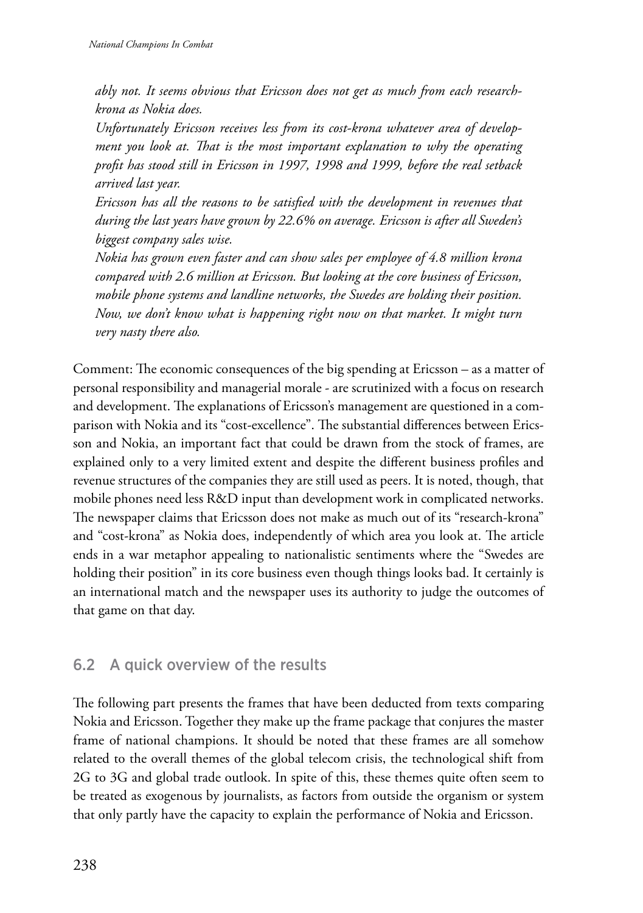*ably not. It seems obvious that Ericsson does not get as much from each research-krona as Nokia does.*

*Unfortunately Ericsson receives less from its cost-krona whatever area of development you look at. That is the most important explanation to why the operating profit has stood still in Ericsson in 1997, 1998 and 1999, before the real setback arrived last year.*

*Ericsson has all the reasons to be satisfied with the development in revenues that during the last years have grown by 22.6% on average. Ericsson is after all Sweden's biggest company sales wise.*

*Nokia has grown even faster and can show sales per employee of 4.8 million krona compared with 2.6 million at Ericsson. But looking at the core business of Ericsson, mobile phone systems and landline networks, the Swedes are holding their position. Now, we don't know what is happening right now on that market. It might turn very nasty there also.*

Comment: The economic consequences of the big spending at Ericsson – as a matter of personal responsibility and managerial morale - are scrutinized with a focus on research and development. The explanations of Ericsson's management are questioned in a comparison with Nokia and its "cost-excellence". The substantial differences between Ericsson and Nokia, an important fact that could be drawn from the stock of frames, are explained only to a very limited extent and despite the different business profiles and revenue structures of the companies they are still used as peers. It is noted, though, that mobile phones need less R&D input than development work in complicated networks. The newspaper claims that Ericsson does not make as much out of its "research-krona" and "cost-krona" as Nokia does, independently of which area you look at. The article ends in a war metaphor appealing to nationalistic sentiments where the "Swedes are holding their position" in its core business even though things looks bad. It certainly is an international match and the newspaper uses its authority to judge the outcomes of that game on that day.

## 6.2 A quick overview of the results

The following part presents the frames that have been deducted from texts comparing Nokia and Ericsson. Together they make up the frame package that conjures the master frame of national champions. It should be noted that these frames are all somehow related to the overall themes of the global telecom crisis, the technological shift from 2G to 3G and global trade outlook. In spite of this, these themes quite often seem to be treated as exogenous by journalists, as factors from outside the organism or system that only partly have the capacity to explain the performance of Nokia and Ericsson.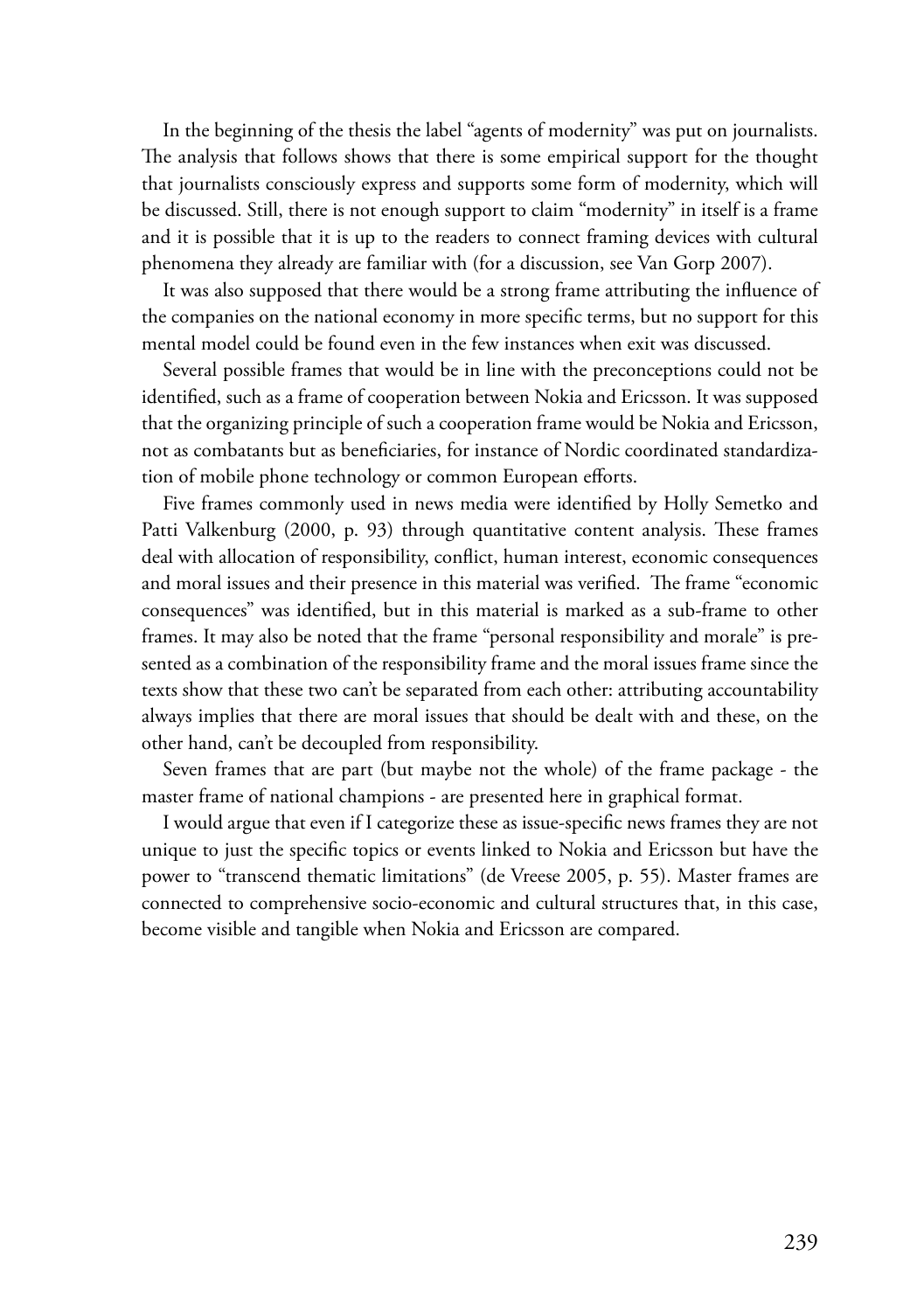In the beginning of the thesis the label "agents of modernity" was put on journalists. The analysis that follows shows that there is some empirical support for the thought that journalists consciously express and supports some form of modernity, which will be discussed. Still, there is not enough support to claim "modernity" in itself is a frame and it is possible that it is up to the readers to connect framing devices with cultural phenomena they already are familiar with (for a discussion, see Van Gorp 2007).

It was also supposed that there would be a strong frame attributing the influence of the companies on the national economy in more specific terms, but no support for this mental model could be found even in the few instances when exit was discussed.

Several possible frames that would be in line with the preconceptions could not be identified, such as a frame of cooperation between Nokia and Ericsson. It was supposed that the organizing principle of such a cooperation frame would be Nokia and Ericsson, not as combatants but as beneficiaries, for instance of Nordic coordinated standardization of mobile phone technology or common European efforts.

Five frames commonly used in news media were identified by Holly Semetko and Patti Valkenburg (2000, p. 93) through quantitative content analysis. These frames deal with allocation of responsibility, conflict, human interest, economic consequences and moral issues and their presence in this material was verified. The frame "economic consequences" was identified, but in this material is marked as a sub-frame to other frames. It may also be noted that the frame "personal responsibility and morale" is presented as a combination of the responsibility frame and the moral issues frame since the texts show that these two can't be separated from each other: attributing accountability always implies that there are moral issues that should be dealt with and these, on the other hand, can't be decoupled from responsibility.

Seven frames that are part (but maybe not the whole) of the frame package - the master frame of national champions - are presented here in graphical format.

I would argue that even if I categorize these as issue-specific news frames they are not unique to just the specific topics or events linked to Nokia and Ericsson but have the power to "transcend thematic limitations" (de Vreese 2005, p. 55). Master frames are connected to comprehensive socio-economic and cultural structures that, in this case, become visible and tangible when Nokia and Ericsson are compared.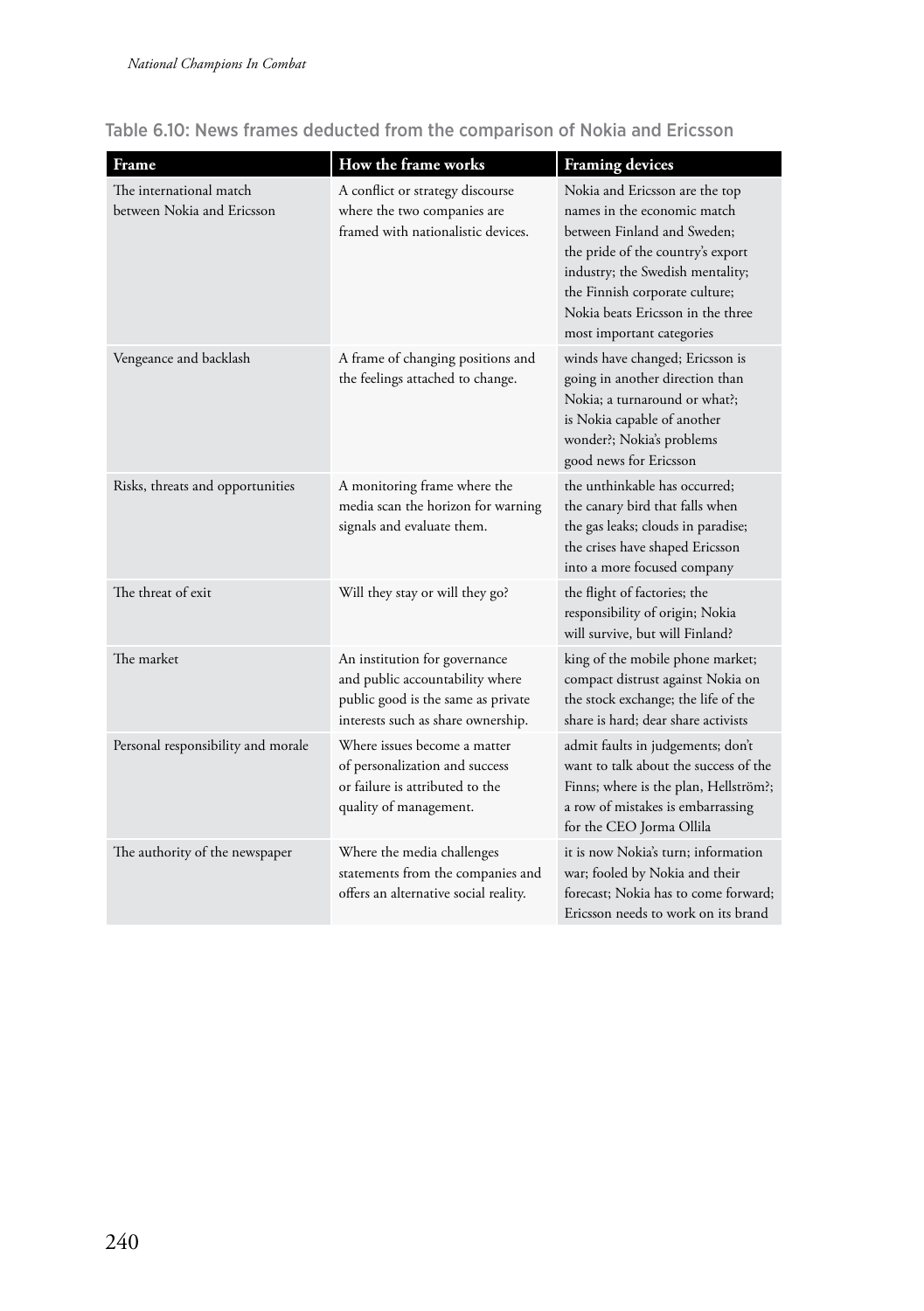Table 6.10: News frames deducted from the comparison of Nokia and Ericsson

| Frame | How the frame works | Framing devices |
| --- | --- | --- |
| The international match between Nokia and Ericsson | A conflict or strategy discourse where the two companies are framed with nationalistic devices. | Nokia and Ericsson are the top names in the economic match between Finland and Sweden; the pride of the country's export industry; the Swedish mentality; the Finnish corporate culture; Nokia beats Ericsson in the three most important categories |
| Vengeance and backlash | A frame of changing positions and the feelings attached to change. | winds have changed; Ericsson is going in another direction than Nokia; a turnaround or what?; is Nokia capable of another wonder?; Nokia's problems good news for Ericsson |
| Risks, threats and opportunities | A monitoring frame where the media scan the horizon for warning signals and evaluate them. | the unthinkable has occurred; the canary bird that falls when the gas leaks; clouds in paradise; the crises have shaped Ericsson into a more focused company |
| The threat of exit | Will they stay or will they go? | the flight of factories; the responsibility of origin; Nokia will survive, but will Finland? |
| The market | An institution for governance and public accountability where public good is the same as private interests such as share ownership. | king of the mobile phone market; compact distrust against Nokia on the stock exchange; the life of the share is hard; dear share activists |
| Personal responsibility and morale | Where issues become a matter of personalization and success or failure is attributed to the quality of management. | admit faults in judgements; don't want to talk about the success of the Finns; where is the plan, Hellström?; a row of mistakes is embarrassing for the CEO Jorma Ollila |
| The authority of the newspaper | Where the media challenges statements from the companies and offers an alternative social reality. | it is now Nokia's turn; information war; fooled by Nokia and their forecast; Nokia has to come forward; Ericsson needs to work on its brand |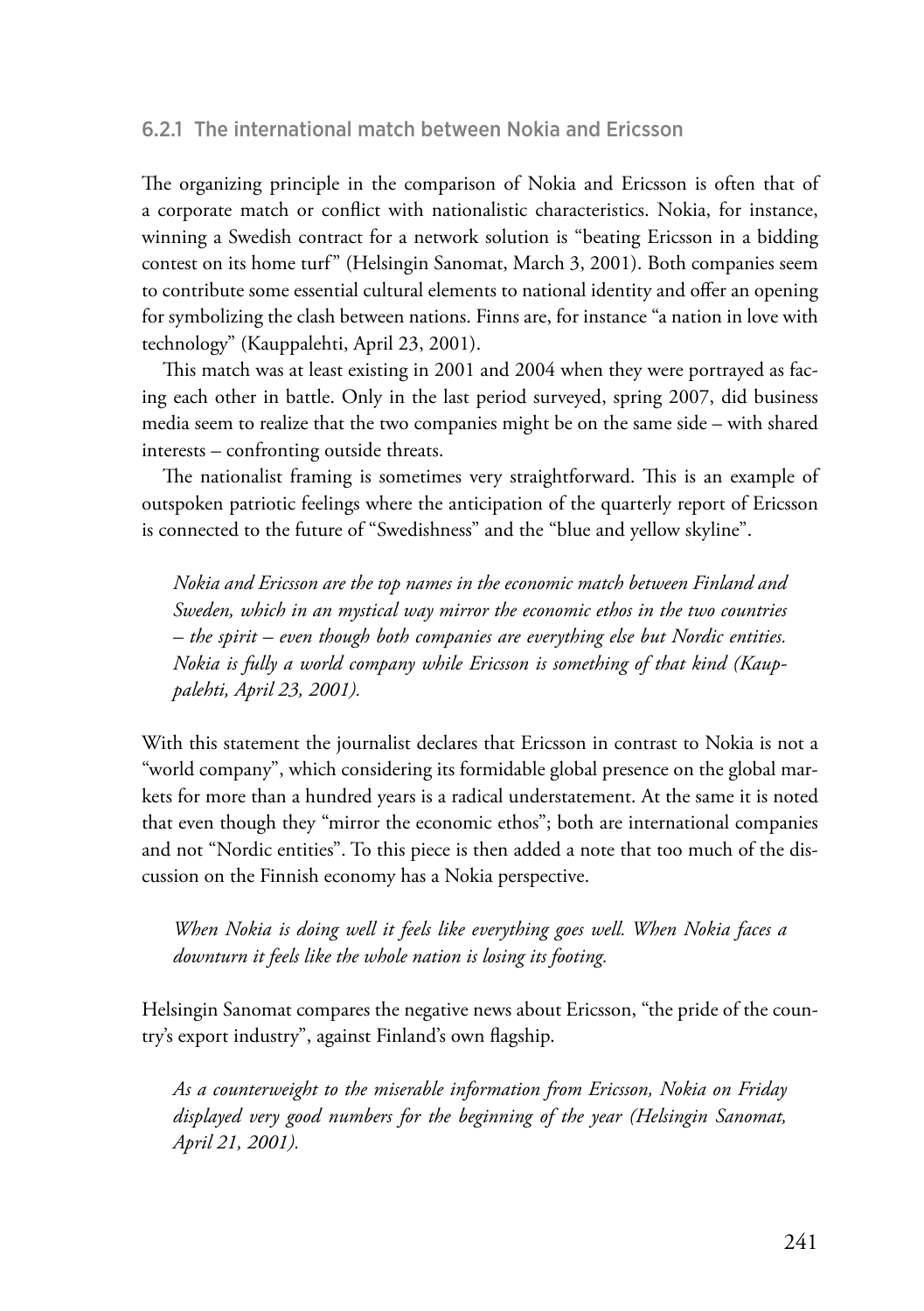### 6.2.1 The international match between Nokia and Ericsson

The organizing principle in the comparison of Nokia and Ericsson is often that of a corporate match or conflict with nationalistic characteristics. Nokia, for instance, winning a Swedish contract for a network solution is "beating Ericsson in a bidding contest on its home turf" (Helsingin Sanomat, March 3, 2001). Both companies seem to contribute some essential cultural elements to national identity and offer an opening for symbolizing the clash between nations. Finns are, for instance "a nation in love with technology" (Kauppalehti, April 23, 2001).

This match was at least existing in 2001 and 2004 when they were portrayed as facing each other in battle. Only in the last period surveyed, spring 2007, did business media seem to realize that the two companies might be on the same side – with shared interests – confronting outside threats.

The nationalist framing is sometimes very straightforward. This is an example of outspoken patriotic feelings where the anticipation of the quarterly report of Ericsson is connected to the future of "Swedishness" and the "blue and yellow skyline".

> *Nokia and Ericsson are the top names in the economic match between Finland and Sweden, which in an mystical way mirror the economic ethos in the two countries – the spirit – even though both companies are everything else but Nordic entities. Nokia is fully a world company while Ericsson is something of that kind (Kauppalehti, April 23, 2001).*

With this statement the journalist declares that Ericsson in contrast to Nokia is not a "world company", which considering its formidable global presence on the global markets for more than a hundred years is a radical understatement. At the same it is noted that even though they "mirror the economic ethos"; both are international companies and not "Nordic entities". To this piece is then added a note that too much of the discussion on the Finnish economy has a Nokia perspective.

> *When Nokia is doing well it feels like everything goes well. When Nokia faces a downturn it feels like the whole nation is losing its footing.*

Helsingin Sanomat compares the negative news about Ericsson, "the pride of the country's export industry", against Finland's own flagship.

> *As a counterweight to the miserable information from Ericsson, Nokia on Friday displayed very good numbers for the beginning of the year (Helsingin Sanomat, April 21, 2001).*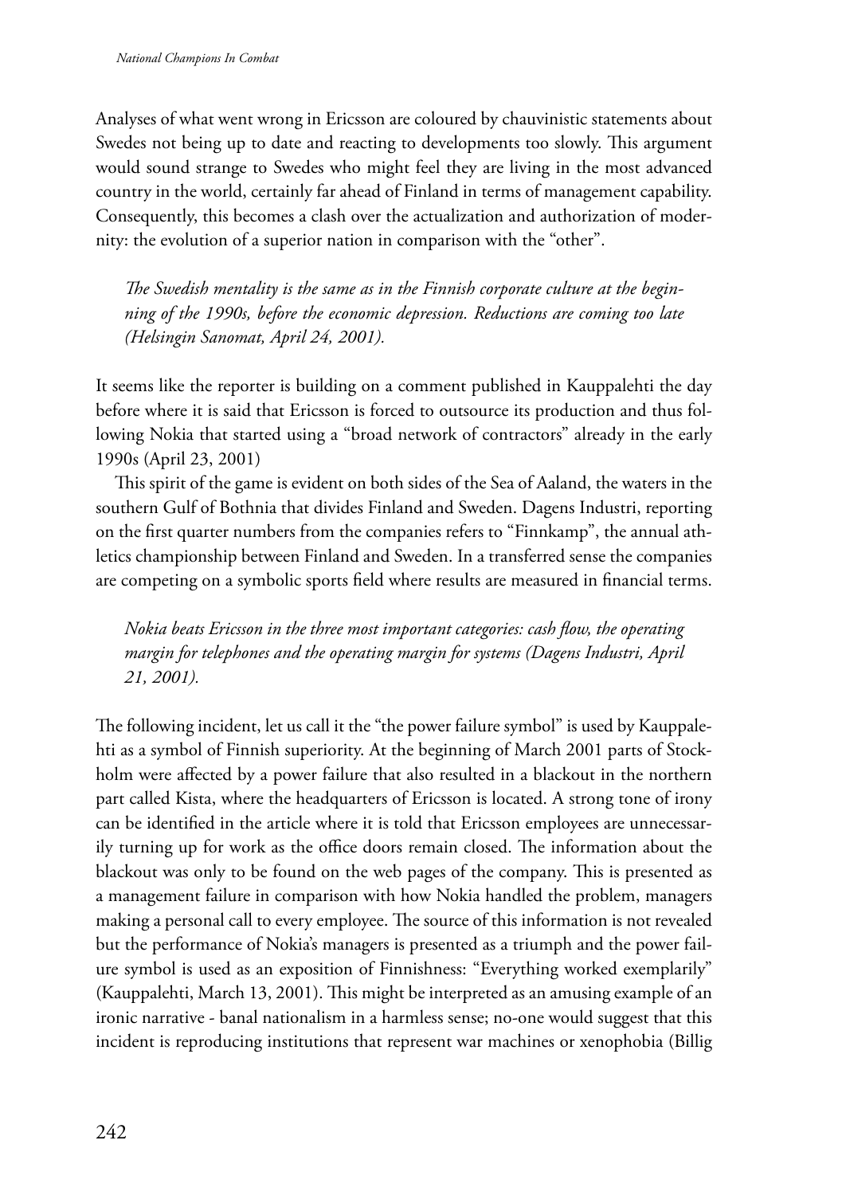Analyses of what went wrong in Ericsson are coloured by chauvinistic statements about Swedes not being up to date and reacting to developments too slowly. This argument would sound strange to Swedes who might feel they are living in the most advanced country in the world, certainly far ahead of Finland in terms of management capability. Consequently, this becomes a clash over the actualization and authorization of modernity: the evolution of a superior nation in comparison with the "other".

> *The Swedish mentality is the same as in the Finnish corporate culture at the beginning of the 1990s, before the economic depression. Reductions are coming too late (Helsingin Sanomat, April 24, 2001).*

It seems like the reporter is building on a comment published in Kauppalehti the day before where it is said that Ericsson is forced to outsource its production and thus following Nokia that started using a "broad network of contractors" already in the early 1990s (April 23, 2001)

This spirit of the game is evident on both sides of the Sea of Aaland, the waters in the southern Gulf of Bothnia that divides Finland and Sweden. Dagens Industri, reporting on the first quarter numbers from the companies refers to "Finnkamp", the annual athletics championship between Finland and Sweden. In a transferred sense the companies are competing on a symbolic sports field where results are measured in financial terms.

> *Nokia beats Ericsson in the three most important categories: cash flow, the operating margin for telephones and the operating margin for systems (Dagens Industri, April 21, 2001).*

The following incident, let us call it the "the power failure symbol" is used by Kauppalehti as a symbol of Finnish superiority. At the beginning of March 2001 parts of Stockholm were affected by a power failure that also resulted in a blackout in the northern part called Kista, where the headquarters of Ericsson is located. A strong tone of irony can be identified in the article where it is told that Ericsson employees are unnecessarily turning up for work as the office doors remain closed. The information about the blackout was only to be found on the web pages of the company. This is presented as a management failure in comparison with how Nokia handled the problem, managers making a personal call to every employee. The source of this information is not revealed but the performance of Nokia's managers is presented as a triumph and the power failure symbol is used as an exposition of Finnishness: "Everything worked exemplarily" (Kauppalehti, March 13, 2001). This might be interpreted as an amusing example of an ironic narrative - banal nationalism in a harmless sense; no-one would suggest that this incident is reproducing institutions that represent war machines or xenophobia (Billig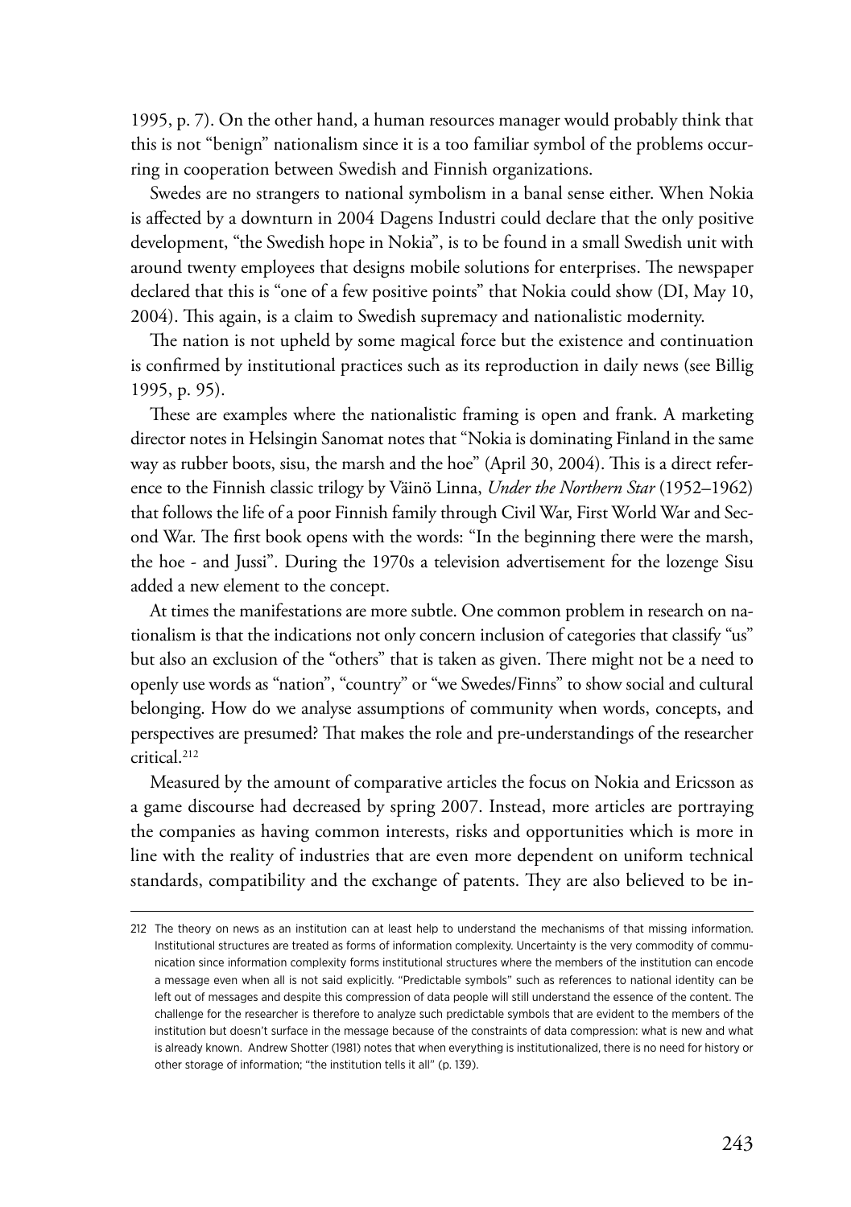1995, p. 7). On the other hand, a human resources manager would probably think that this is not "benign" nationalism since it is a too familiar symbol of the problems occurring in cooperation between Swedish and Finnish organizations.

Swedes are no strangers to national symbolism in a banal sense either. When Nokia is affected by a downturn in 2004 Dagens Industri could declare that the only positive development, "the Swedish hope in Nokia", is to be found in a small Swedish unit with around twenty employees that designs mobile solutions for enterprises. The newspaper declared that this is "one of a few positive points" that Nokia could show (DI, May 10, 2004). This again, is a claim to Swedish supremacy and nationalistic modernity.

The nation is not upheld by some magical force but the existence and continuation is confirmed by institutional practices such as its reproduction in daily news (see Billig 1995, p. 95).

These are examples where the nationalistic framing is open and frank. A marketing director notes in Helsingin Sanomat notes that "Nokia is dominating Finland in the same way as rubber boots, sisu, the marsh and the hoe" (April 30, 2004). This is a direct reference to the Finnish classic trilogy by Väinö Linna, *Under the Northern Star* (1952–1962) that follows the life of a poor Finnish family through Civil War, First World War and Second War. The first book opens with the words: "In the beginning there were the marsh, the hoe - and Jussi". During the 1970s a television advertisement for the lozenge Sisu added a new element to the concept.

At times the manifestations are more subtle. One common problem in research on nationalism is that the indications not only concern inclusion of categories that classify "us" but also an exclusion of the "others" that is taken as given. There might not be a need to openly use words as "nation", "country" or "we Swedes/Finns" to show social and cultural belonging. How do we analyse assumptions of community when words, concepts, and perspectives are presumed? That makes the role and pre-understandings of the researcher critical.[212]

Measured by the amount of comparative articles the focus on Nokia and Ericsson as a game discourse had decreased by spring 2007. Instead, more articles are portraying the companies as having common interests, risks and opportunities which is more in line with the reality of industries that are even more dependent on uniform technical standards, compatibility and the exchange of patents. They are also believed to be in-

212 The theory on news as an institution can at least help to understand the mechanisms of that missing information. Institutional structures are treated as forms of information complexity. Uncertainty is the very commodity of communication since information complexity forms institutional structures where the members of the institution can encode a message even when all is not said explicitly. "Predictable symbols" such as references to national identity can be left out of messages and despite this compression of data people will still understand the essence of the content. The challenge for the researcher is therefore to analyze such predictable symbols that are evident to the members of the institution but doesn't surface in the message because of the constraints of data compression: what is new and what is already known. Andrew Shotter (1981) notes that when everything is institutionalized, there is no need for history or other storage of information; "the institution tells it all" (p. 139).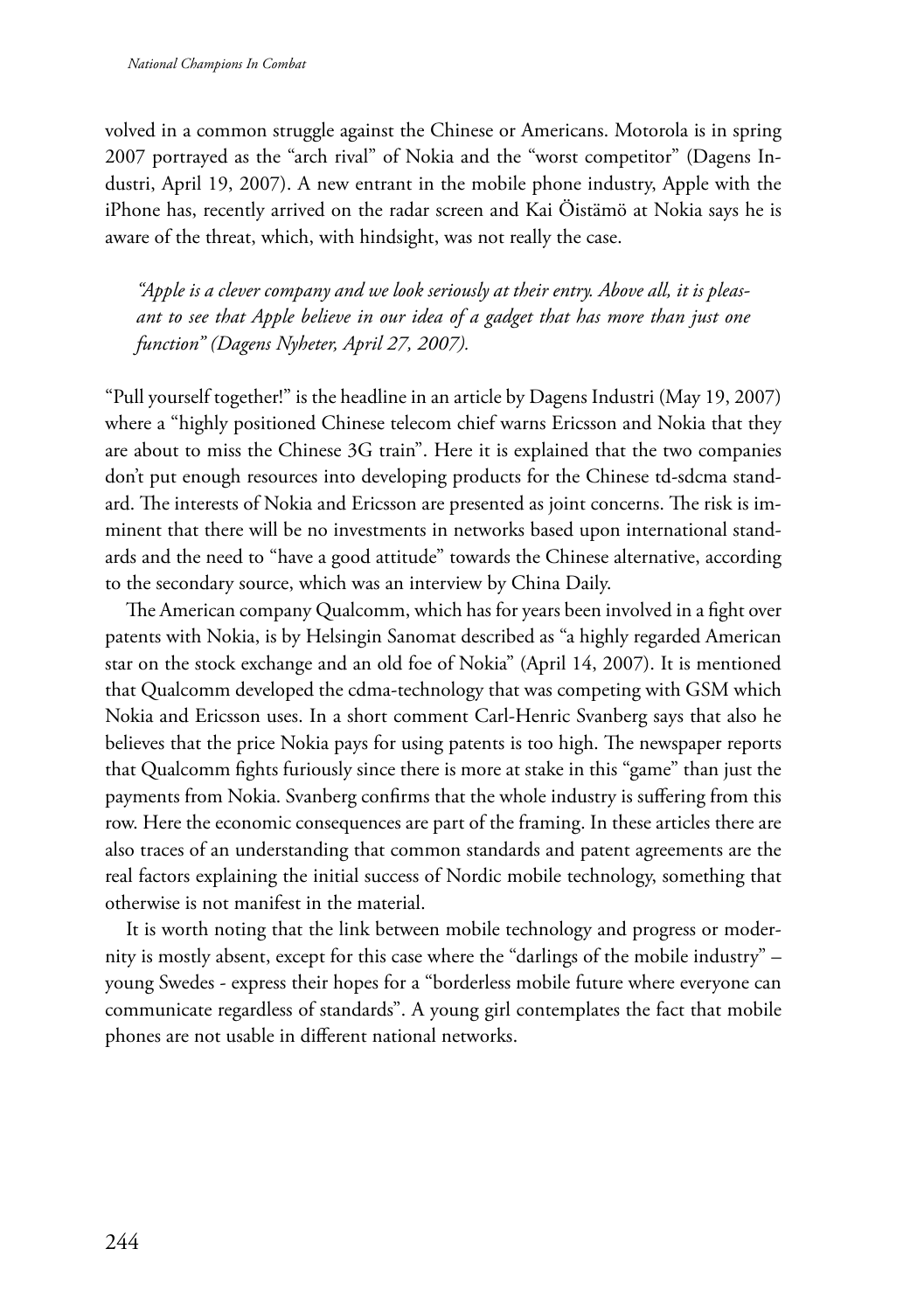volved in a common struggle against the Chinese or Americans. Motorola is in spring 2007 portrayed as the "arch rival" of Nokia and the "worst competitor" (Dagens Industri, April 19, 2007). A new entrant in the mobile phone industry, Apple with the iPhone has, recently arrived on the radar screen and Kai Öistämö at Nokia says he is aware of the threat, which, with hindsight, was not really the case.

> *"Apple is a clever company and we look seriously at their entry. Above all, it is pleasant to see that Apple believe in our idea of a gadget that has more than just one function" (Dagens Nyheter, April 27, 2007).*

"Pull yourself together!" is the headline in an article by Dagens Industri (May 19, 2007) where a "highly positioned Chinese telecom chief warns Ericsson and Nokia that they are about to miss the Chinese 3G train". Here it is explained that the two companies don't put enough resources into developing products for the Chinese td-sdcma standard. The interests of Nokia and Ericsson are presented as joint concerns. The risk is imminent that there will be no investments in networks based upon international standards and the need to "have a good attitude" towards the Chinese alternative, according to the secondary source, which was an interview by China Daily.

The American company Qualcomm, which has for years been involved in a fight over patents with Nokia, is by Helsingin Sanomat described as "a highly regarded American star on the stock exchange and an old foe of Nokia" (April 14, 2007). It is mentioned that Qualcomm developed the cdma-technology that was competing with GSM which Nokia and Ericsson uses. In a short comment Carl-Henric Svanberg says that also he believes that the price Nokia pays for using patents is too high. The newspaper reports that Qualcomm fights furiously since there is more at stake in this "game" than just the payments from Nokia. Svanberg confirms that the whole industry is suffering from this row. Here the economic consequences are part of the framing. In these articles there are also traces of an understanding that common standards and patent agreements are the real factors explaining the initial success of Nordic mobile technology, something that otherwise is not manifest in the material.

It is worth noting that the link between mobile technology and progress or modernity is mostly absent, except for this case where the "darlings of the mobile industry" – young Swedes - express their hopes for a "borderless mobile future where everyone can communicate regardless of standards". A young girl contemplates the fact that mobile phones are not usable in different national networks.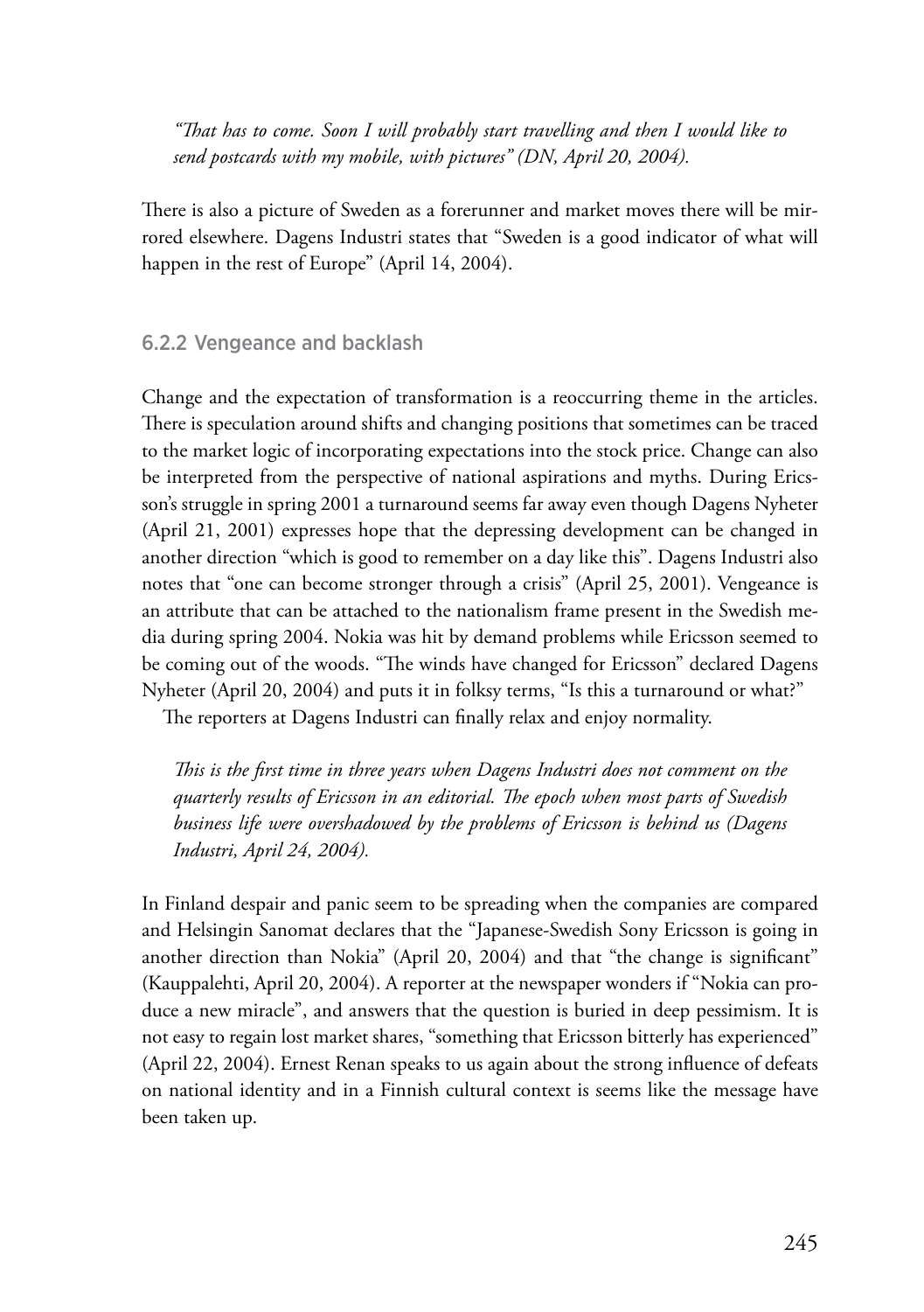*"That has to come. Soon I will probably start travelling and then I would like to send postcards with my mobile, with pictures" (DN, April 20, 2004).*

There is also a picture of Sweden as a forerunner and market moves there will be mirrored elsewhere. Dagens Industri states that "Sweden is a good indicator of what will happen in the rest of Europe" (April 14, 2004).

### 6.2.2 Vengeance and backlash

Change and the expectation of transformation is a reoccurring theme in the articles. There is speculation around shifts and changing positions that sometimes can be traced to the market logic of incorporating expectations into the stock price. Change can also be interpreted from the perspective of national aspirations and myths. During Ericsson's struggle in spring 2001 a turnaround seems far away even though Dagens Nyheter (April 21, 2001) expresses hope that the depressing development can be changed in another direction "which is good to remember on a day like this". Dagens Industri also notes that "one can become stronger through a crisis" (April 25, 2001). Vengeance is an attribute that can be attached to the nationalism frame present in the Swedish media during spring 2004. Nokia was hit by demand problems while Ericsson seemed to be coming out of the woods. "The winds have changed for Ericsson" declared Dagens Nyheter (April 20, 2004) and puts it in folksy terms, "Is this a turnaround or what?"

The reporters at Dagens Industri can finally relax and enjoy normality.

*This is the first time in three years when Dagens Industri does not comment on the quarterly results of Ericsson in an editorial. The epoch when most parts of Swedish business life were overshadowed by the problems of Ericsson is behind us (Dagens Industri, April 24, 2004).*

In Finland despair and panic seem to be spreading when the companies are compared and Helsingin Sanomat declares that the "Japanese-Swedish Sony Ericsson is going in another direction than Nokia" (April 20, 2004) and that "the change is significant" (Kauppalehti, April 20, 2004). A reporter at the newspaper wonders if "Nokia can produce a new miracle", and answers that the question is buried in deep pessimism. It is not easy to regain lost market shares, "something that Ericsson bitterly has experienced" (April 22, 2004). Ernest Renan speaks to us again about the strong influence of defeats on national identity and in a Finnish cultural context is seems like the message have been taken up.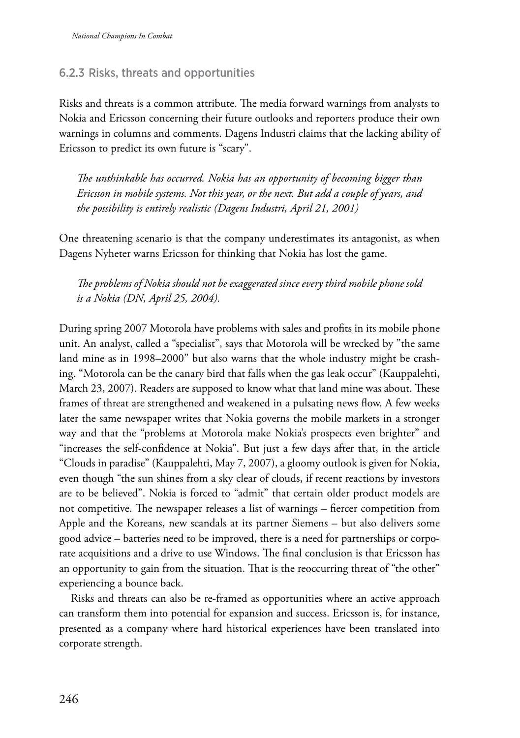### 6.2.3 Risks, threats and opportunities

Risks and threats is a common attribute. The media forward warnings from analysts to Nokia and Ericsson concerning their future outlooks and reporters produce their own warnings in columns and comments. Dagens Industri claims that the lacking ability of Ericsson to predict its own future is "scary".

> *The unthinkable has occurred. Nokia has an opportunity of becoming bigger than Ericsson in mobile systems. Not this year, or the next. But add a couple of years, and the possibility is entirely realistic (Dagens Industri, April 21, 2001)*

One threatening scenario is that the company underestimates its antagonist, as when Dagens Nyheter warns Ericsson for thinking that Nokia has lost the game.

> *The problems of Nokia should not be exaggerated since every third mobile phone sold is a Nokia (DN, April 25, 2004).*

During spring 2007 Motorola have problems with sales and profits in its mobile phone unit. An analyst, called a "specialist", says that Motorola will be wrecked by "the same land mine as in 1998–2000" but also warns that the whole industry might be crashing. "Motorola can be the canary bird that falls when the gas leak occur" (Kauppalehti, March 23, 2007). Readers are supposed to know what that land mine was about. These frames of threat are strengthened and weakened in a pulsating news flow. A few weeks later the same newspaper writes that Nokia governs the mobile markets in a stronger way and that the "problems at Motorola make Nokia's prospects even brighter" and "increases the self-confidence at Nokia". But just a few days after that, in the article "Clouds in paradise" (Kauppalehti, May 7, 2007), a gloomy outlook is given for Nokia, even though "the sun shines from a sky clear of clouds, if recent reactions by investors are to be believed". Nokia is forced to "admit" that certain older product models are not competitive. The newspaper releases a list of warnings – fiercer competition from Apple and the Koreans, new scandals at its partner Siemens – but also delivers some good advice – batteries need to be improved, there is a need for partnerships or corporate acquisitions and a drive to use Windows. The final conclusion is that Ericsson has an opportunity to gain from the situation. That is the reoccurring threat of "the other" experiencing a bounce back.

Risks and threats can also be re-framed as opportunities where an active approach can transform them into potential for expansion and success. Ericsson is, for instance, presented as a company where hard historical experiences have been translated into corporate strength.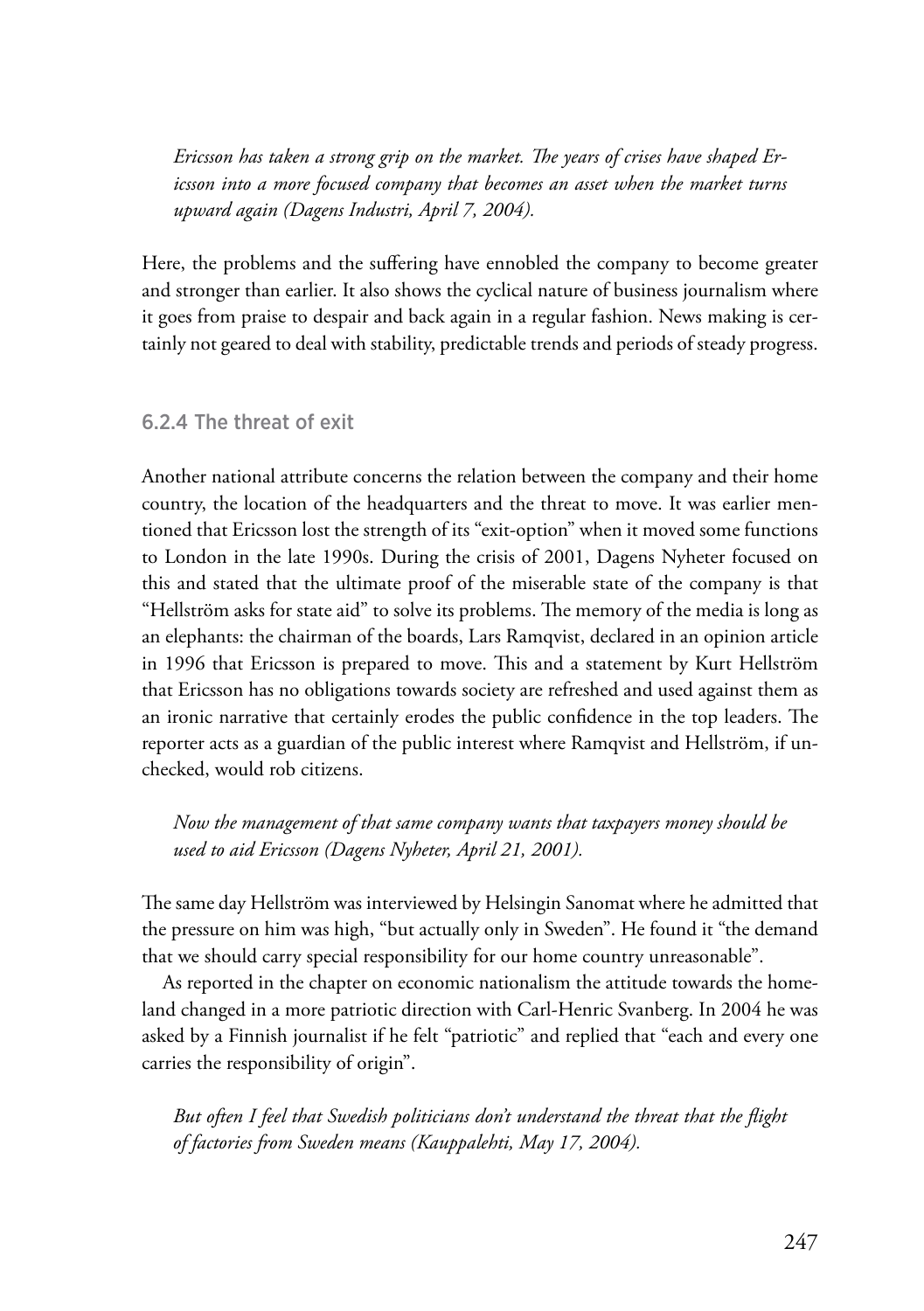*Ericsson has taken a strong grip on the market. The years of crises have shaped Ericsson into a more focused company that becomes an asset when the market turns upward again (Dagens Industri, April 7, 2004).*

Here, the problems and the suffering have ennobled the company to become greater and stronger than earlier. It also shows the cyclical nature of business journalism where it goes from praise to despair and back again in a regular fashion. News making is certainly not geared to deal with stability, predictable trends and periods of steady progress.

### 6.2.4 The threat of exit

Another national attribute concerns the relation between the company and their home country, the location of the headquarters and the threat to move. It was earlier mentioned that Ericsson lost the strength of its "exit-option" when it moved some functions to London in the late 1990s. During the crisis of 2001, Dagens Nyheter focused on this and stated that the ultimate proof of the miserable state of the company is that "Hellström asks for state aid" to solve its problems. The memory of the media is long as an elephants: the chairman of the boards, Lars Ramqvist, declared in an opinion article in 1996 that Ericsson is prepared to move. This and a statement by Kurt Hellström that Ericsson has no obligations towards society are refreshed and used against them as an ironic narrative that certainly erodes the public confidence in the top leaders. The reporter acts as a guardian of the public interest where Ramqvist and Hellström, if unchecked, would rob citizens.

*Now the management of that same company wants that taxpayers money should be used to aid Ericsson (Dagens Nyheter, April 21, 2001).*

The same day Hellström was interviewed by Helsingin Sanomat where he admitted that the pressure on him was high, "but actually only in Sweden". He found it "the demand that we should carry special responsibility for our home country unreasonable".

As reported in the chapter on economic nationalism the attitude towards the homeland changed in a more patriotic direction with Carl-Henric Svanberg. In 2004 he was asked by a Finnish journalist if he felt "patriotic" and replied that "each and every one carries the responsibility of origin".

*But often I feel that Swedish politicians don't understand the threat that the flight of factories from Sweden means (Kauppalehti, May 17, 2004).*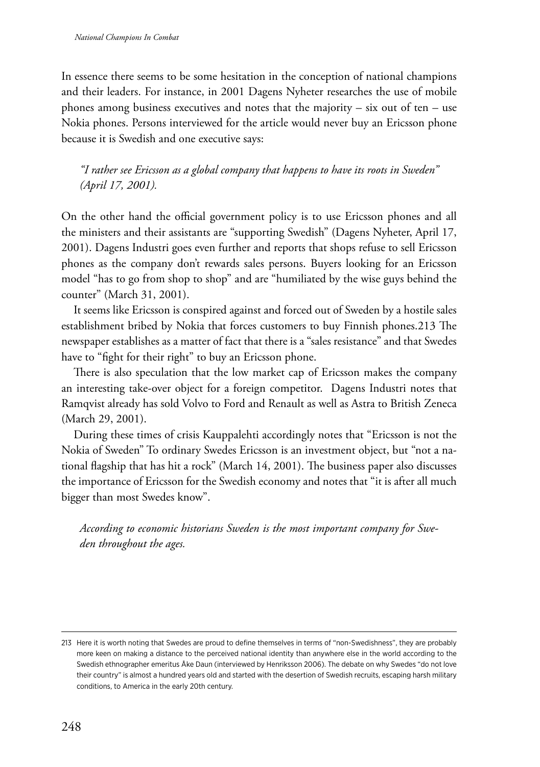In essence there seems to be some hesitation in the conception of national champions and their leaders. For instance, in 2001 Dagens Nyheter researches the use of mobile phones among business executives and notes that the majority – six out of ten – use Nokia phones. Persons interviewed for the article would never buy an Ericsson phone because it is Swedish and one executive says:

> *"I rather see Ericsson as a global company that happens to have its roots in Sweden" (April 17, 2001).*

On the other hand the official government policy is to use Ericsson phones and all the ministers and their assistants are "supporting Swedish" (Dagens Nyheter, April 17, 2001). Dagens Industri goes even further and reports that shops refuse to sell Ericsson phones as the company don't rewards sales persons. Buyers looking for an Ericsson model "has to go from shop to shop" and are "humiliated by the wise guys behind the counter" (March 31, 2001).

It seems like Ericsson is conspired against and forced out of Sweden by a hostile sales establishment bribed by Nokia that forces customers to buy Finnish phones.213 The newspaper establishes as a matter of fact that there is a "sales resistance" and that Swedes have to "fight for their right" to buy an Ericsson phone.

There is also speculation that the low market cap of Ericsson makes the company an interesting take-over object for a foreign competitor. Dagens Industri notes that Ramqvist already has sold Volvo to Ford and Renault as well as Astra to British Zeneca (March 29, 2001).

During these times of crisis Kauppalehti accordingly notes that "Ericsson is not the Nokia of Sweden" To ordinary Swedes Ericsson is an investment object, but "not a national flagship that has hit a rock" (March 14, 2001). The business paper also discusses the importance of Ericsson for the Swedish economy and notes that "it is after all much bigger than most Swedes know".

> *According to economic historians Sweden is the most important company for Sweden throughout the ages.*

213 Here it is worth noting that Swedes are proud to define themselves in terms of "non-Swedishness", they are probably more keen on making a distance to the perceived national identity than anywhere else in the world according to the Swedish ethnographer emeritus Åke Daun (interviewed by Henriksson 2006). The debate on why Swedes "do not love their country" is almost a hundred years old and started with the desertion of Swedish recruits, escaping harsh military conditions, to America in the early 20th century.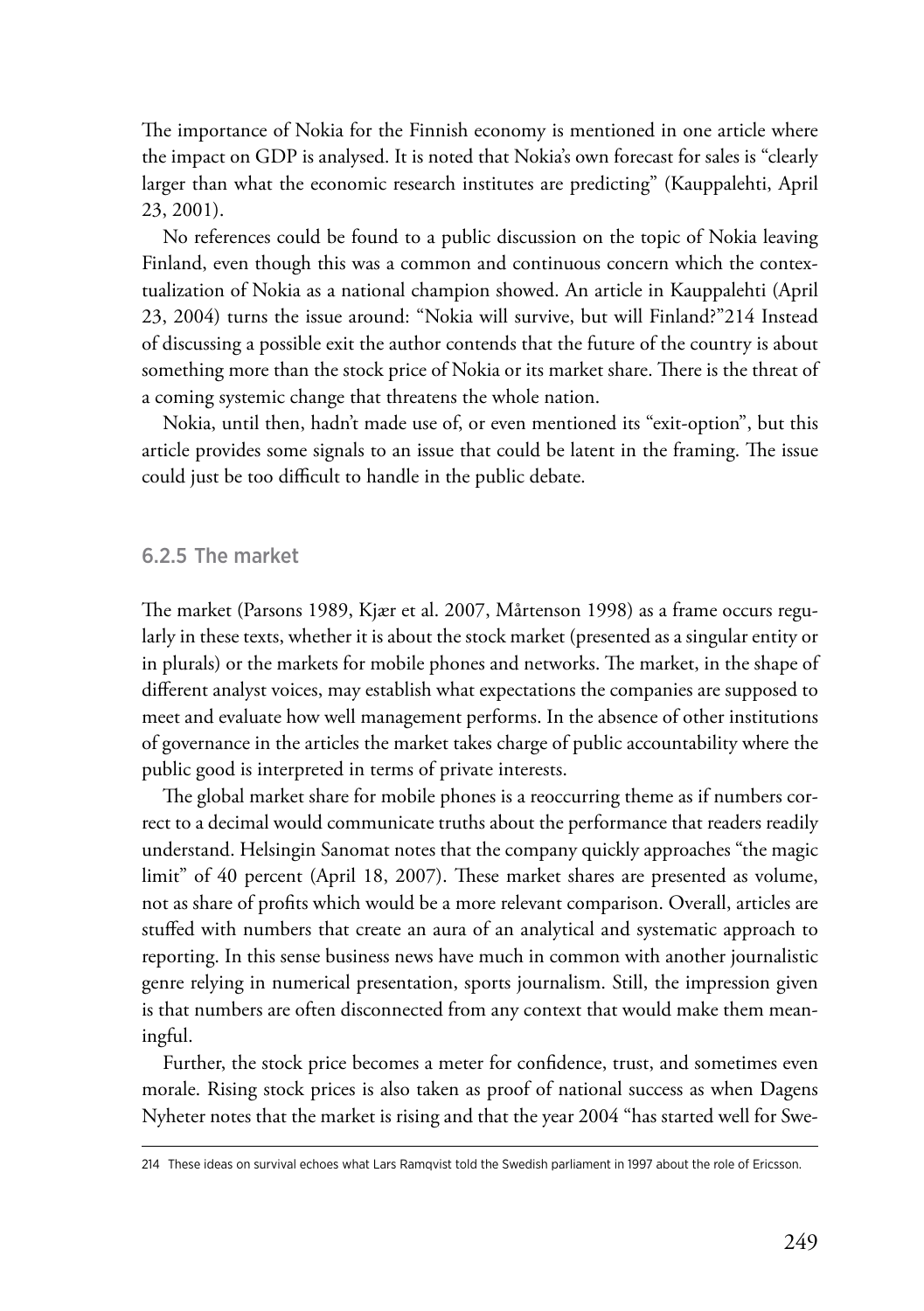The importance of Nokia for the Finnish economy is mentioned in one article where the impact on GDP is analysed. It is noted that Nokia's own forecast for sales is "clearly larger than what the economic research institutes are predicting" (Kauppalehti, April 23, 2001).

No references could be found to a public discussion on the topic of Nokia leaving Finland, even though this was a common and continuous concern which the contextualization of Nokia as a national champion showed. An article in Kauppalehti (April 23, 2004) turns the issue around: "Nokia will survive, but will Finland?"[214] Instead of discussing a possible exit the author contends that the future of the country is about something more than the stock price of Nokia or its market share. There is the threat of a coming systemic change that threatens the whole nation.

Nokia, until then, hadn't made use of, or even mentioned its "exit-option", but this article provides some signals to an issue that could be latent in the framing. The issue could just be too difficult to handle in the public debate.

### 6.2.5 The market

The market (Parsons 1989, Kjær et al. 2007, Mårtenson 1998) as a frame occurs regularly in these texts, whether it is about the stock market (presented as a singular entity or in plurals) or the markets for mobile phones and networks. The market, in the shape of different analyst voices, may establish what expectations the companies are supposed to meet and evaluate how well management performs. In the absence of other institutions of governance in the articles the market takes charge of public accountability where the public good is interpreted in terms of private interests.

The global market share for mobile phones is a reoccurring theme as if numbers correct to a decimal would communicate truths about the performance that readers readily understand. Helsingin Sanomat notes that the company quickly approaches "the magic limit" of 40 percent (April 18, 2007). These market shares are presented as volume, not as share of profits which would be a more relevant comparison. Overall, articles are stuffed with numbers that create an aura of an analytical and systematic approach to reporting. In this sense business news have much in common with another journalistic genre relying in numerical presentation, sports journalism. Still, the impression given is that numbers are often disconnected from any context that would make them meaningful.

Further, the stock price becomes a meter for confidence, trust, and sometimes even morale. Rising stock prices is also taken as proof of national success as when Dagens Nyheter notes that the market is rising and that the year 2004 "has started well for Swe-

---

214 These ideas on survival echoes what Lars Ramqvist told the Swedish parliament in 1997 about the role of Ericsson.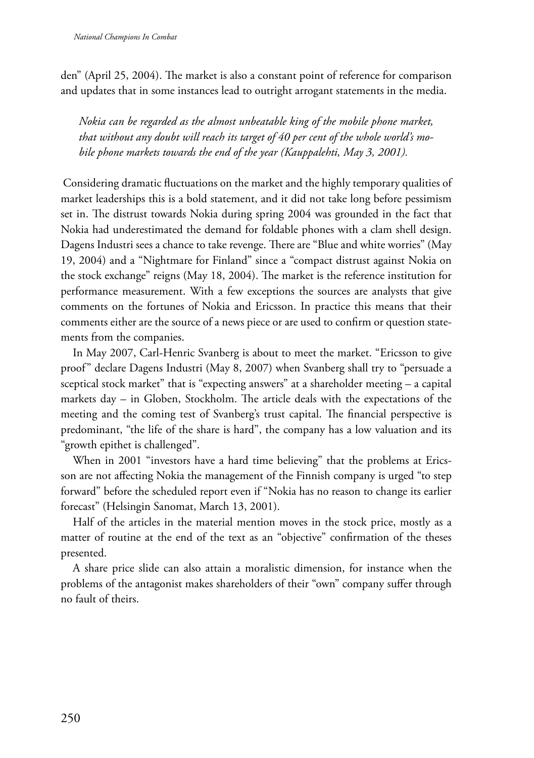den" (April 25, 2004). The market is also a constant point of reference for comparison and updates that in some instances lead to outright arrogant statements in the media.

> *Nokia can be regarded as the almost unbeatable king of the mobile phone market, that without any doubt will reach its target of 40 per cent of the whole world's mobile phone markets towards the end of the year (Kauppalehti, May 3, 2001).*

Considering dramatic fluctuations on the market and the highly temporary qualities of market leaderships this is a bold statement, and it did not take long before pessimism set in. The distrust towards Nokia during spring 2004 was grounded in the fact that Nokia had underestimated the demand for foldable phones with a clam shell design. Dagens Industri sees a chance to take revenge. There are "Blue and white worries" (May 19, 2004) and a "Nightmare for Finland" since a "compact distrust against Nokia on the stock exchange" reigns (May 18, 2004). The market is the reference institution for performance measurement. With a few exceptions the sources are analysts that give comments on the fortunes of Nokia and Ericsson. In practice this means that their comments either are the source of a news piece or are used to confirm or question statements from the companies.

In May 2007, Carl-Henric Svanberg is about to meet the market. "Ericsson to give proof" declare Dagens Industri (May 8, 2007) when Svanberg shall try to "persuade a sceptical stock market" that is "expecting answers" at a shareholder meeting – a capital markets day – in Globen, Stockholm. The article deals with the expectations of the meeting and the coming test of Svanberg's trust capital. The financial perspective is predominant, "the life of the share is hard", the company has a low valuation and its "growth epithet is challenged".

When in 2001 "investors have a hard time believing" that the problems at Ericsson are not affecting Nokia the management of the Finnish company is urged "to step forward" before the scheduled report even if "Nokia has no reason to change its earlier forecast" (Helsingin Sanomat, March 13, 2001).

Half of the articles in the material mention moves in the stock price, mostly as a matter of routine at the end of the text as an "objective" confirmation of the theses presented.

A share price slide can also attain a moralistic dimension, for instance when the problems of the antagonist makes shareholders of their "own" company suffer through no fault of theirs.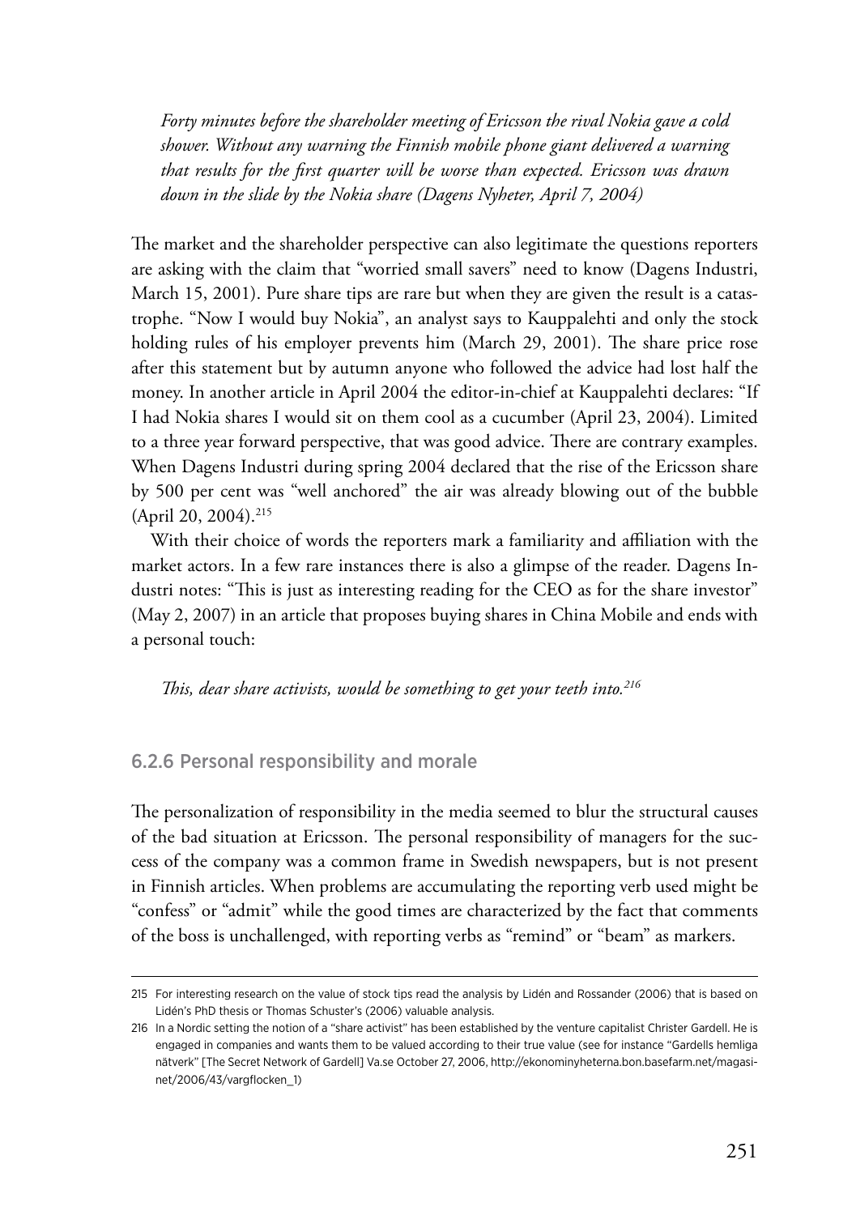*Forty minutes before the shareholder meeting of Ericsson the rival Nokia gave a cold shower. Without any warning the Finnish mobile phone giant delivered a warning that results for the first quarter will be worse than expected. Ericsson was drawn down in the slide by the Nokia share (Dagens Nyheter, April 7, 2004)*

The market and the shareholder perspective can also legitimate the questions reporters are asking with the claim that "worried small savers" need to know (Dagens Industri, March 15, 2001). Pure share tips are rare but when they are given the result is a catastrophe. "Now I would buy Nokia", an analyst says to Kauppalehti and only the stock holding rules of his employer prevents him (March 29, 2001). The share price rose after this statement but by autumn anyone who followed the advice had lost half the money. In another article in April 2004 the editor-in-chief at Kauppalehti declares: "If I had Nokia shares I would sit on them cool as a cucumber (April 23, 2004). Limited to a three year forward perspective, that was good advice. There are contrary examples. When Dagens Industri during spring 2004 declared that the rise of the Ericsson share by 500 per cent was "well anchored" the air was already blowing out of the bubble (April 20, 2004).[215]

With their choice of words the reporters mark a familiarity and affiliation with the market actors. In a few rare instances there is also a glimpse of the reader. Dagens Industri notes: "This is just as interesting reading for the CEO as for the share investor" (May 2, 2007) in an article that proposes buying shares in China Mobile and ends with a personal touch:

*This, dear share activists, would be something to get your teeth into.*[216]

### 6.2.6 Personal responsibility and morale

The personalization of responsibility in the media seemed to blur the structural causes of the bad situation at Ericsson. The personal responsibility of managers for the success of the company was a common frame in Swedish newspapers, but is not present in Finnish articles. When problems are accumulating the reporting verb used might be "confess" or "admit" while the good times are characterized by the fact that comments of the boss is unchallenged, with reporting verbs as "remind" or "beam" as markers.

---

215 For interesting research on the value of stock tips read the analysis by Lidén and Rossander (2006) that is based on Lidén's PhD thesis or Thomas Schuster's (2006) valuable analysis.

216 In a Nordic setting the notion of a "share activist" has been established by the venture capitalist Christer Gardell. He is engaged in companies and wants them to be valued according to their true value (see for instance "Gardells hemliga nätverk" [The Secret Network of Gardell] Va.se October 27, 2006, http://ekonominyheterna.bon.basefarm.net/magasinet/2006/43/vargflocken_1)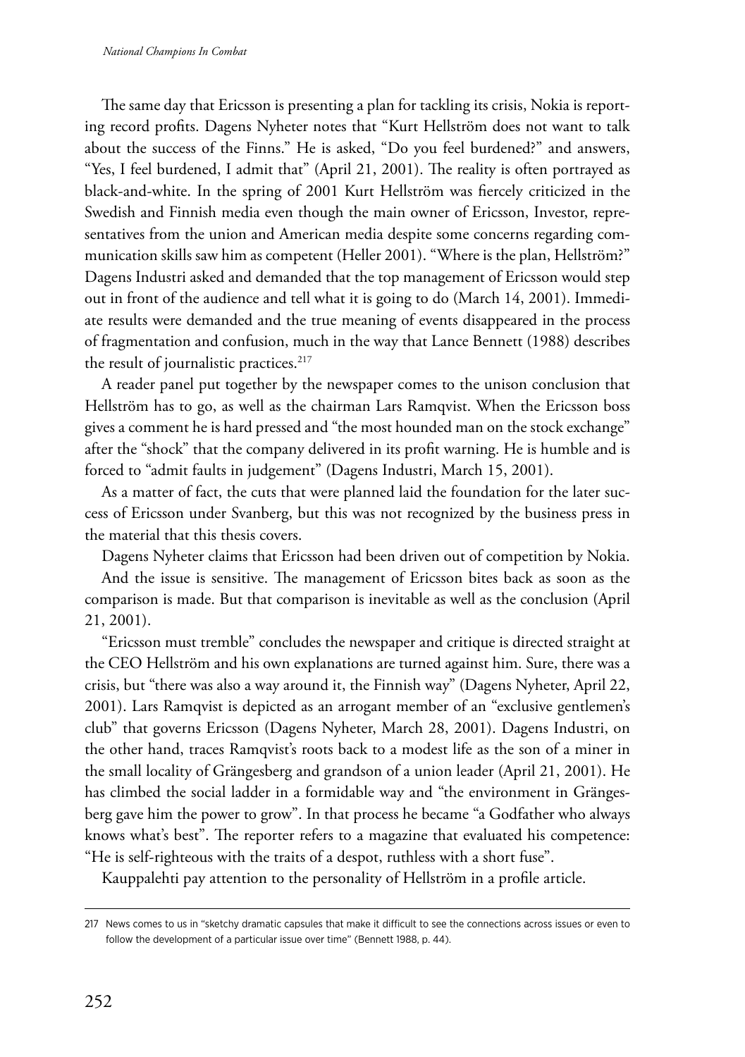The same day that Ericsson is presenting a plan for tackling its crisis, Nokia is reporting record profits. Dagens Nyheter notes that "Kurt Hellström does not want to talk about the success of the Finns." He is asked, "Do you feel burdened?" and answers, "Yes, I feel burdened, I admit that" (April 21, 2001). The reality is often portrayed as black-and-white. In the spring of 2001 Kurt Hellström was fiercely criticized in the Swedish and Finnish media even though the main owner of Ericsson, Investor, representatives from the union and American media despite some concerns regarding communication skills saw him as competent (Heller 2001). "Where is the plan, Hellström?" Dagens Industri asked and demanded that the top management of Ericsson would step out in front of the audience and tell what it is going to do (March 14, 2001). Immediate results were demanded and the true meaning of events disappeared in the process of fragmentation and confusion, much in the way that Lance Bennett (1988) describes the result of journalistic practices.[217]

A reader panel put together by the newspaper comes to the unison conclusion that Hellström has to go, as well as the chairman Lars Ramqvist. When the Ericsson boss gives a comment he is hard pressed and "the most hounded man on the stock exchange" after the "shock" that the company delivered in its profit warning. He is humble and is forced to "admit faults in judgement" (Dagens Industri, March 15, 2001).

As a matter of fact, the cuts that were planned laid the foundation for the later success of Ericsson under Svanberg, but this was not recognized by the business press in the material that this thesis covers.

Dagens Nyheter claims that Ericsson had been driven out of competition by Nokia.

And the issue is sensitive. The management of Ericsson bites back as soon as the comparison is made. But that comparison is inevitable as well as the conclusion (April 21, 2001).

"Ericsson must tremble" concludes the newspaper and critique is directed straight at the CEO Hellström and his own explanations are turned against him. Sure, there was a crisis, but "there was also a way around it, the Finnish way" (Dagens Nyheter, April 22, 2001). Lars Ramqvist is depicted as an arrogant member of an "exclusive gentlemen's club" that governs Ericsson (Dagens Nyheter, March 28, 2001). Dagens Industri, on the other hand, traces Ramqvist's roots back to a modest life as the son of a miner in the small locality of Grängesberg and grandson of a union leader (April 21, 2001). He has climbed the social ladder in a formidable way and "the environment in Grängesberg gave him the power to grow". In that process he became "a Godfather who always knows what's best". The reporter refers to a magazine that evaluated his competence: "He is self-righteous with the traits of a despot, ruthless with a short fuse".

Kauppalehti pay attention to the personality of Hellström in a profile article.

---

217 News comes to us in "sketchy dramatic capsules that make it difficult to see the connections across issues or even to follow the development of a particular issue over time" (Bennett 1988, p. 44).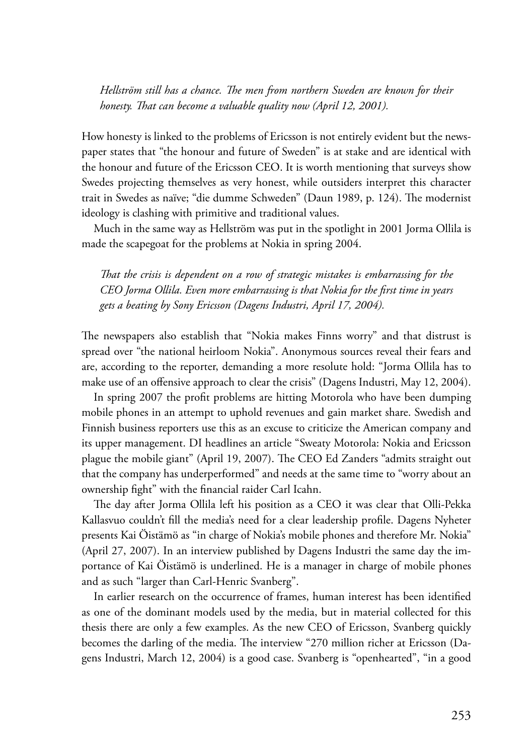*Hellström still has a chance. The men from northern Sweden are known for their honesty. That can become a valuable quality now (April 12, 2001).*

How honesty is linked to the problems of Ericsson is not entirely evident but the newspaper states that "the honour and future of Sweden" is at stake and are identical with the honour and future of the Ericsson CEO. It is worth mentioning that surveys show Swedes projecting themselves as very honest, while outsiders interpret this character trait in Swedes as naïve; "die dumme Schweden" (Daun 1989, p. 124). The modernist ideology is clashing with primitive and traditional values.

Much in the same way as Hellström was put in the spotlight in 2001 Jorma Ollila is made the scapegoat for the problems at Nokia in spring 2004.

*That the crisis is dependent on a row of strategic mistakes is embarrassing for the CEO Jorma Ollila. Even more embarrassing is that Nokia for the first time in years gets a beating by Sony Ericsson (Dagens Industri, April 17, 2004).*

The newspapers also establish that "Nokia makes Finns worry" and that distrust is spread over "the national heirloom Nokia". Anonymous sources reveal their fears and are, according to the reporter, demanding a more resolute hold: "Jorma Ollila has to make use of an offensive approach to clear the crisis" (Dagens Industri, May 12, 2004).

In spring 2007 the profit problems are hitting Motorola who have been dumping mobile phones in an attempt to uphold revenues and gain market share. Swedish and Finnish business reporters use this as an excuse to criticize the American company and its upper management. DI headlines an article "Sweaty Motorola: Nokia and Ericsson plague the mobile giant" (April 19, 2007). The CEO Ed Zanders "admits straight out that the company has underperformed" and needs at the same time to "worry about an ownership fight" with the financial raider Carl Icahn.

The day after Jorma Ollila left his position as a CEO it was clear that Olli-Pekka Kallasvuo couldn't fill the media's need for a clear leadership profile. Dagens Nyheter presents Kai Öistämö as "in charge of Nokia's mobile phones and therefore Mr. Nokia" (April 27, 2007). In an interview published by Dagens Industri the same day the importance of Kai Öistämö is underlined. He is a manager in charge of mobile phones and as such "larger than Carl-Henric Svanberg".

In earlier research on the occurrence of frames, human interest has been identified as one of the dominant models used by the media, but in material collected for this thesis there are only a few examples. As the new CEO of Ericsson, Svanberg quickly becomes the darling of the media. The interview "270 million richer at Ericsson (Dagens Industri, March 12, 2004) is a good case. Svanberg is "openhearted", "in a good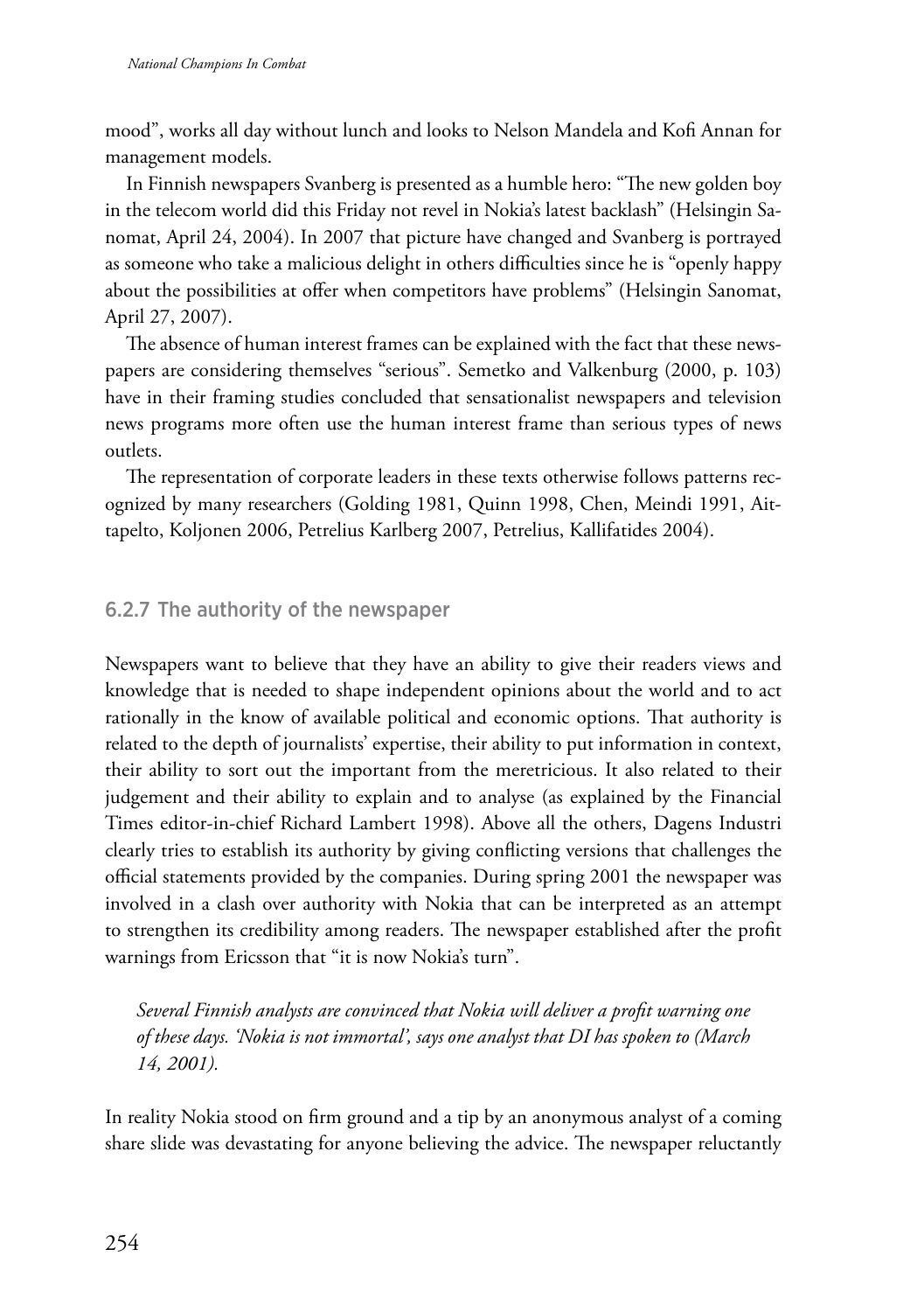mood", works all day without lunch and looks to Nelson Mandela and Kofi Annan for management models.

In Finnish newspapers Svanberg is presented as a humble hero: "The new golden boy in the telecom world did this Friday not revel in Nokia's latest backlash" (Helsingin Sanomat, April 24, 2004). In 2007 that picture have changed and Svanberg is portrayed as someone who take a malicious delight in others difficulties since he is "openly happy about the possibilities at offer when competitors have problems" (Helsingin Sanomat, April 27, 2007).

The absence of human interest frames can be explained with the fact that these newspapers are considering themselves "serious". Semetko and Valkenburg (2000, p. 103) have in their framing studies concluded that sensationalist newspapers and television news programs more often use the human interest frame than serious types of news outlets.

The representation of corporate leaders in these texts otherwise follows patterns recognized by many researchers (Golding 1981, Quinn 1998, Chen, Meindi 1991, Aittapelto, Koljonen 2006, Petrelius Karlberg 2007, Petrelius, Kallifatides 2004).

### 6.2.7 The authority of the newspaper

Newspapers want to believe that they have an ability to give their readers views and knowledge that is needed to shape independent opinions about the world and to act rationally in the know of available political and economic options. That authority is related to the depth of journalists' expertise, their ability to put information in context, their ability to sort out the important from the meretricious. It also related to their judgement and their ability to explain and to analyse (as explained by the Financial Times editor-in-chief Richard Lambert 1998). Above all the others, Dagens Industri clearly tries to establish its authority by giving conflicting versions that challenges the official statements provided by the companies. During spring 2001 the newspaper was involved in a clash over authority with Nokia that can be interpreted as an attempt to strengthen its credibility among readers. The newspaper established after the profit warnings from Ericsson that "it is now Nokia's turn".

> *Several Finnish analysts are convinced that Nokia will deliver a profit warning one of these days. 'Nokia is not immortal', says one analyst that DI has spoken to (March 14, 2001).*

In reality Nokia stood on firm ground and a tip by an anonymous analyst of a coming share slide was devastating for anyone believing the advice. The newspaper reluctantly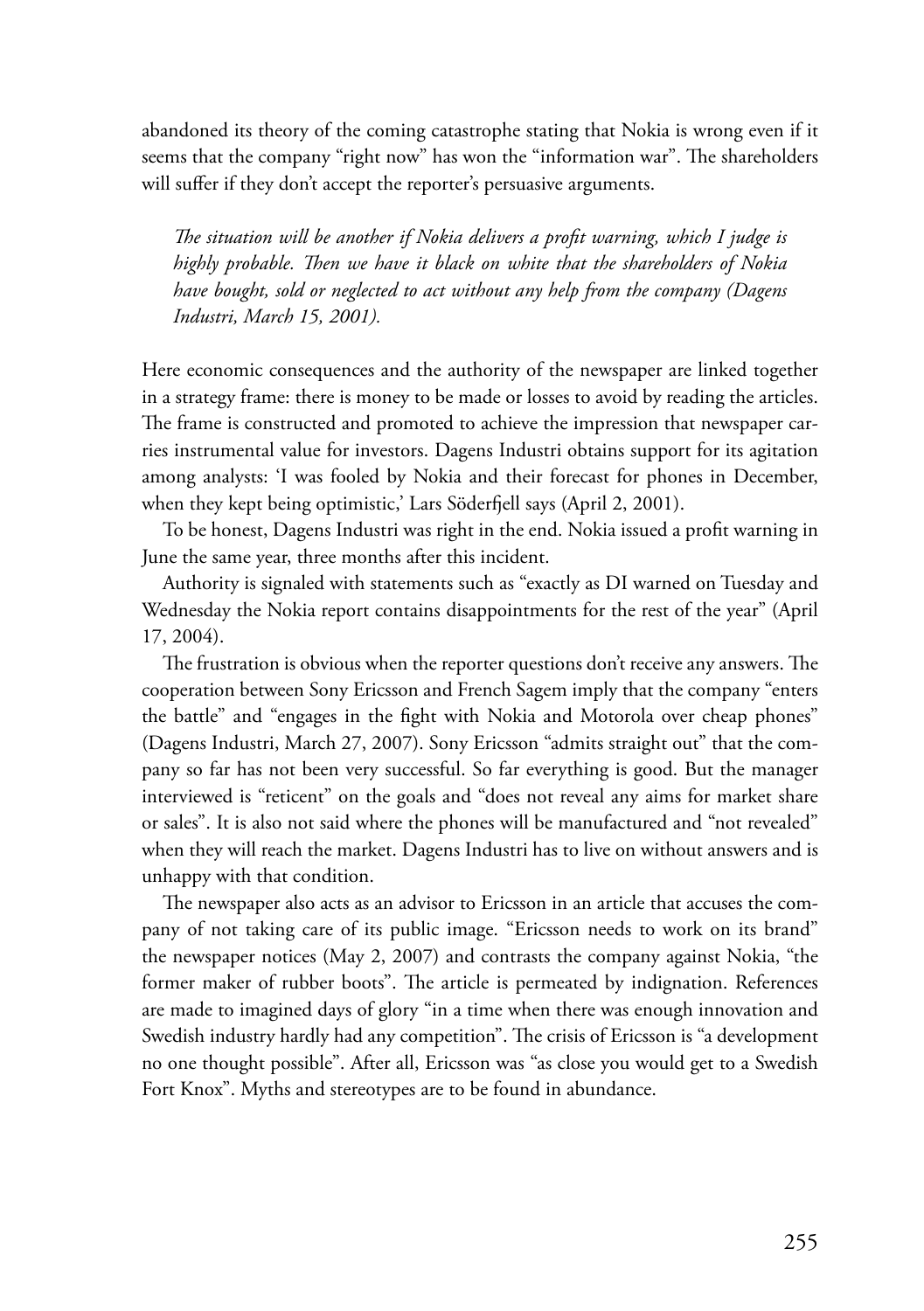abandoned its theory of the coming catastrophe stating that Nokia is wrong even if it seems that the company "right now" has won the "information war". The shareholders will suffer if they don't accept the reporter's persuasive arguments.

> *The situation will be another if Nokia delivers a profit warning, which I judge is highly probable. Then we have it black on white that the shareholders of Nokia have bought, sold or neglected to act without any help from the company (Dagens Industri, March 15, 2001).*

Here economic consequences and the authority of the newspaper are linked together in a strategy frame: there is money to be made or losses to avoid by reading the articles. The frame is constructed and promoted to achieve the impression that newspaper carries instrumental value for investors. Dagens Industri obtains support for its agitation among analysts: 'I was fooled by Nokia and their forecast for phones in December, when they kept being optimistic,' Lars Söderfjell says (April 2, 2001).

To be honest, Dagens Industri was right in the end. Nokia issued a profit warning in June the same year, three months after this incident.

Authority is signaled with statements such as "exactly as DI warned on Tuesday and Wednesday the Nokia report contains disappointments for the rest of the year" (April 17, 2004).

The frustration is obvious when the reporter questions don't receive any answers. The cooperation between Sony Ericsson and French Sagem imply that the company "enters the battle" and "engages in the fight with Nokia and Motorola over cheap phones" (Dagens Industri, March 27, 2007). Sony Ericsson "admits straight out" that the company so far has not been very successful. So far everything is good. But the manager interviewed is "reticent" on the goals and "does not reveal any aims for market share or sales". It is also not said where the phones will be manufactured and "not revealed" when they will reach the market. Dagens Industri has to live on without answers and is unhappy with that condition.

The newspaper also acts as an advisor to Ericsson in an article that accuses the company of not taking care of its public image. "Ericsson needs to work on its brand" the newspaper notices (May 2, 2007) and contrasts the company against Nokia, "the former maker of rubber boots". The article is permeated by indignation. References are made to imagined days of glory "in a time when there was enough innovation and Swedish industry hardly had any competition". The crisis of Ericsson is "a development no one thought possible". After all, Ericsson was "as close you would get to a Swedish Fort Knox". Myths and stereotypes are to be found in abundance.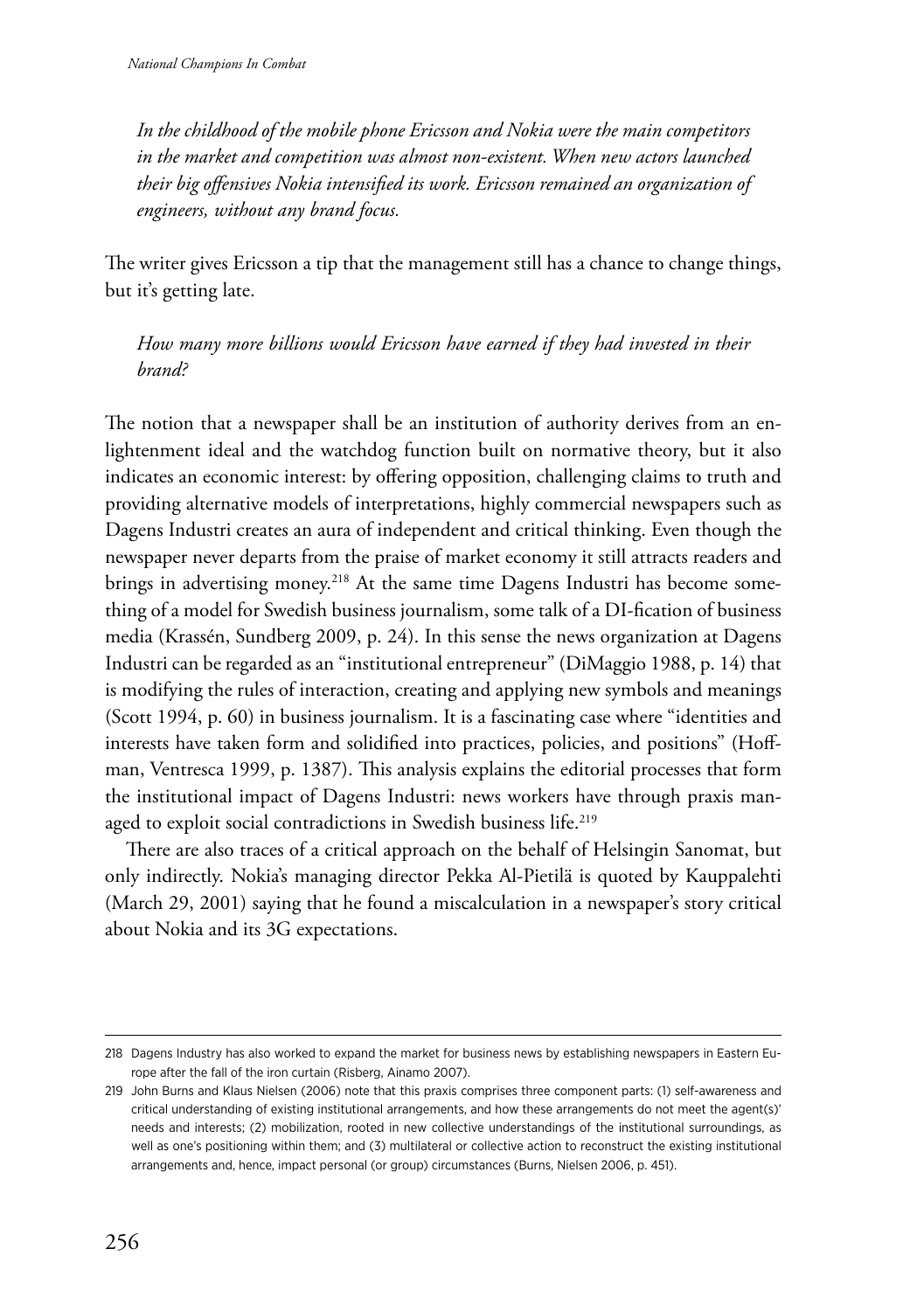*In the childhood of the mobile phone Ericsson and Nokia were the main competitors in the market and competition was almost non-existent. When new actors launched their big offensives Nokia intensified its work. Ericsson remained an organization of engineers, without any brand focus.*

The writer gives Ericsson a tip that the management still has a chance to change things, but it's getting late.

*How many more billions would Ericsson have earned if they had invested in their brand?*

The notion that a newspaper shall be an institution of authority derives from an enlightenment ideal and the watchdog function built on normative theory, but it also indicates an economic interest: by offering opposition, challenging claims to truth and providing alternative models of interpretations, highly commercial newspapers such as Dagens Industri creates an aura of independent and critical thinking. Even though the newspaper never departs from the praise of market economy it still attracts readers and brings in advertising money.[218] At the same time Dagens Industri has become something of a model for Swedish business journalism, some talk of a DI-fication of business media (Krassén, Sundberg 2009, p. 24). In this sense the news organization at Dagens Industri can be regarded as an "institutional entrepreneur" (DiMaggio 1988, p. 14) that is modifying the rules of interaction, creating and applying new symbols and meanings (Scott 1994, p. 60) in business journalism. It is a fascinating case where "identities and interests have taken form and solidified into practices, policies, and positions" (Hoffman, Ventresca 1999, p. 1387). This analysis explains the editorial processes that form the institutional impact of Dagens Industri: news workers have through praxis managed to exploit social contradictions in Swedish business life.[219]

There are also traces of a critical approach on the behalf of Helsingin Sanomat, but only indirectly. Nokia's managing director Pekka Al-Pietilä is quoted by Kauppalehti (March 29, 2001) saying that he found a miscalculation in a newspaper's story critical about Nokia and its 3G expectations.

---

218 Dagens Industry has also worked to expand the market for business news by establishing newspapers in Eastern Europe after the fall of the iron curtain (Risberg, Ainamo 2007).

219 John Burns and Klaus Nielsen (2006) note that this praxis comprises three component parts: (1) self-awareness and critical understanding of existing institutional arrangements, and how these arrangements do not meet the agent(s)' needs and interests; (2) mobilization, rooted in new collective understandings of the institutional surroundings, as well as one's positioning within them; and (3) multilateral or collective action to reconstruct the existing institutional arrangements and, hence, impact personal (or group) circumstances (Burns, Nielsen 2006, p. 451).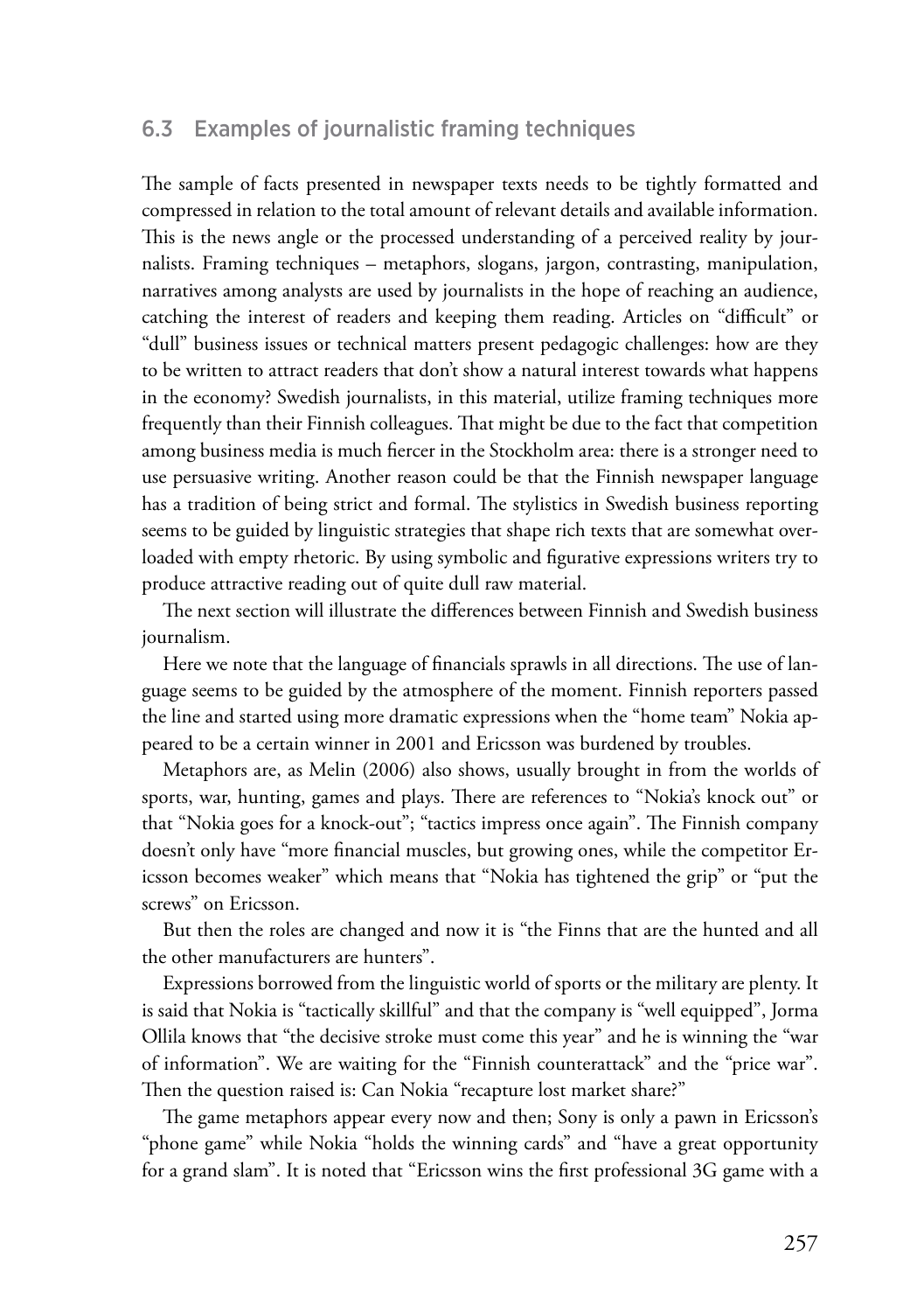## 6.3 Examples of journalistic framing techniques

The sample of facts presented in newspaper texts needs to be tightly formatted and compressed in relation to the total amount of relevant details and available information. This is the news angle or the processed understanding of a perceived reality by journalists. Framing techniques – metaphors, slogans, jargon, contrasting, manipulation, narratives among analysts are used by journalists in the hope of reaching an audience, catching the interest of readers and keeping them reading. Articles on "difficult" or "dull" business issues or technical matters present pedagogic challenges: how are they to be written to attract readers that don't show a natural interest towards what happens in the economy? Swedish journalists, in this material, utilize framing techniques more frequently than their Finnish colleagues. That might be due to the fact that competition among business media is much fiercer in the Stockholm area: there is a stronger need to use persuasive writing. Another reason could be that the Finnish newspaper language has a tradition of being strict and formal. The stylistics in Swedish business reporting seems to be guided by linguistic strategies that shape rich texts that are somewhat overloaded with empty rhetoric. By using symbolic and figurative expressions writers try to produce attractive reading out of quite dull raw material.

The next section will illustrate the differences between Finnish and Swedish business journalism.

Here we note that the language of financials sprawls in all directions. The use of language seems to be guided by the atmosphere of the moment. Finnish reporters passed the line and started using more dramatic expressions when the "home team" Nokia appeared to be a certain winner in 2001 and Ericsson was burdened by troubles.

Metaphors are, as Melin (2006) also shows, usually brought in from the worlds of sports, war, hunting, games and plays. There are references to "Nokia's knock out" or that "Nokia goes for a knock-out"; "tactics impress once again". The Finnish company doesn't only have "more financial muscles, but growing ones, while the competitor Ericsson becomes weaker" which means that "Nokia has tightened the grip" or "put the screws" on Ericsson.

But then the roles are changed and now it is "the Finns that are the hunted and all the other manufacturers are hunters".

Expressions borrowed from the linguistic world of sports or the military are plenty. It is said that Nokia is "tactically skillful" and that the company is "well equipped", Jorma Ollila knows that "the decisive stroke must come this year" and he is winning the "war of information". We are waiting for the "Finnish counterattack" and the "price war". Then the question raised is: Can Nokia "recapture lost market share?"

The game metaphors appear every now and then; Sony is only a pawn in Ericsson's "phone game" while Nokia "holds the winning cards" and "have a great opportunity for a grand slam". It is noted that "Ericsson wins the first professional 3G game with a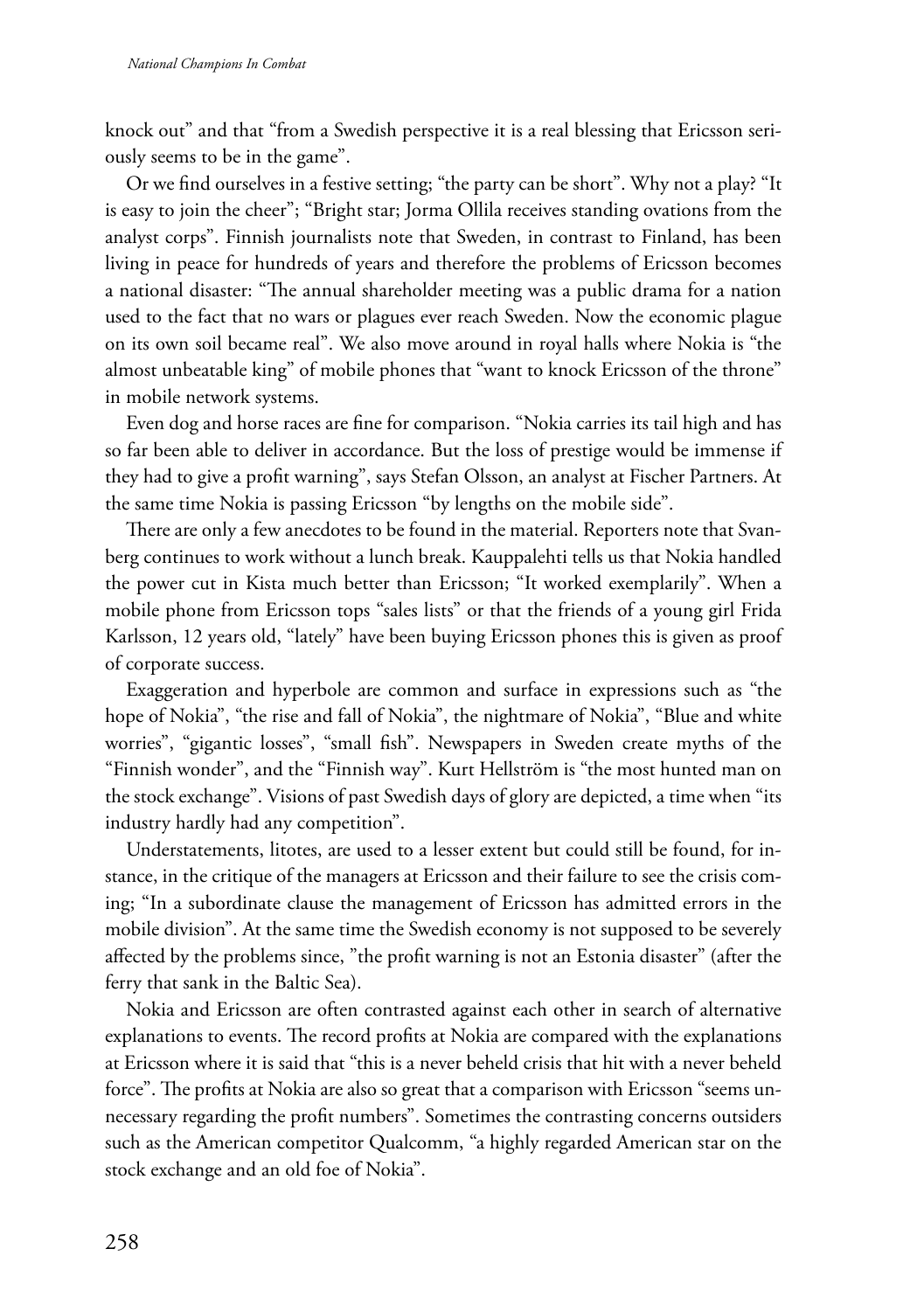knock out" and that "from a Swedish perspective it is a real blessing that Ericsson seriously seems to be in the game".

Or we find ourselves in a festive setting; "the party can be short". Why not a play? "It is easy to join the cheer"; "Bright star; Jorma Ollila receives standing ovations from the analyst corps". Finnish journalists note that Sweden, in contrast to Finland, has been living in peace for hundreds of years and therefore the problems of Ericsson becomes a national disaster: "The annual shareholder meeting was a public drama for a nation used to the fact that no wars or plagues ever reach Sweden. Now the economic plague on its own soil became real". We also move around in royal halls where Nokia is "the almost unbeatable king" of mobile phones that "want to knock Ericsson of the throne" in mobile network systems.

Even dog and horse races are fine for comparison. "Nokia carries its tail high and has so far been able to deliver in accordance. But the loss of prestige would be immense if they had to give a profit warning", says Stefan Olsson, an analyst at Fischer Partners. At the same time Nokia is passing Ericsson "by lengths on the mobile side".

There are only a few anecdotes to be found in the material. Reporters note that Svanberg continues to work without a lunch break. Kauppalehti tells us that Nokia handled the power cut in Kista much better than Ericsson; "It worked exemplarily". When a mobile phone from Ericsson tops "sales lists" or that the friends of a young girl Frida Karlsson, 12 years old, "lately" have been buying Ericsson phones this is given as proof of corporate success.

Exaggeration and hyperbole are common and surface in expressions such as "the hope of Nokia", "the rise and fall of Nokia", the nightmare of Nokia", "Blue and white worries", "gigantic losses", "small fish". Newspapers in Sweden create myths of the "Finnish wonder", and the "Finnish way". Kurt Hellström is "the most hunted man on the stock exchange". Visions of past Swedish days of glory are depicted, a time when "its industry hardly had any competition".

Understatements, litotes, are used to a lesser extent but could still be found, for instance, in the critique of the managers at Ericsson and their failure to see the crisis coming; "In a subordinate clause the management of Ericsson has admitted errors in the mobile division". At the same time the Swedish economy is not supposed to be severely affected by the problems since, "the profit warning is not an Estonia disaster" (after the ferry that sank in the Baltic Sea).

Nokia and Ericsson are often contrasted against each other in search of alternative explanations to events. The record profits at Nokia are compared with the explanations at Ericsson where it is said that "this is a never beheld crisis that hit with a never beheld force". The profits at Nokia are also so great that a comparison with Ericsson "seems unnecessary regarding the profit numbers". Sometimes the contrasting concerns outsiders such as the American competitor Qualcomm, "a highly regarded American star on the stock exchange and an old foe of Nokia".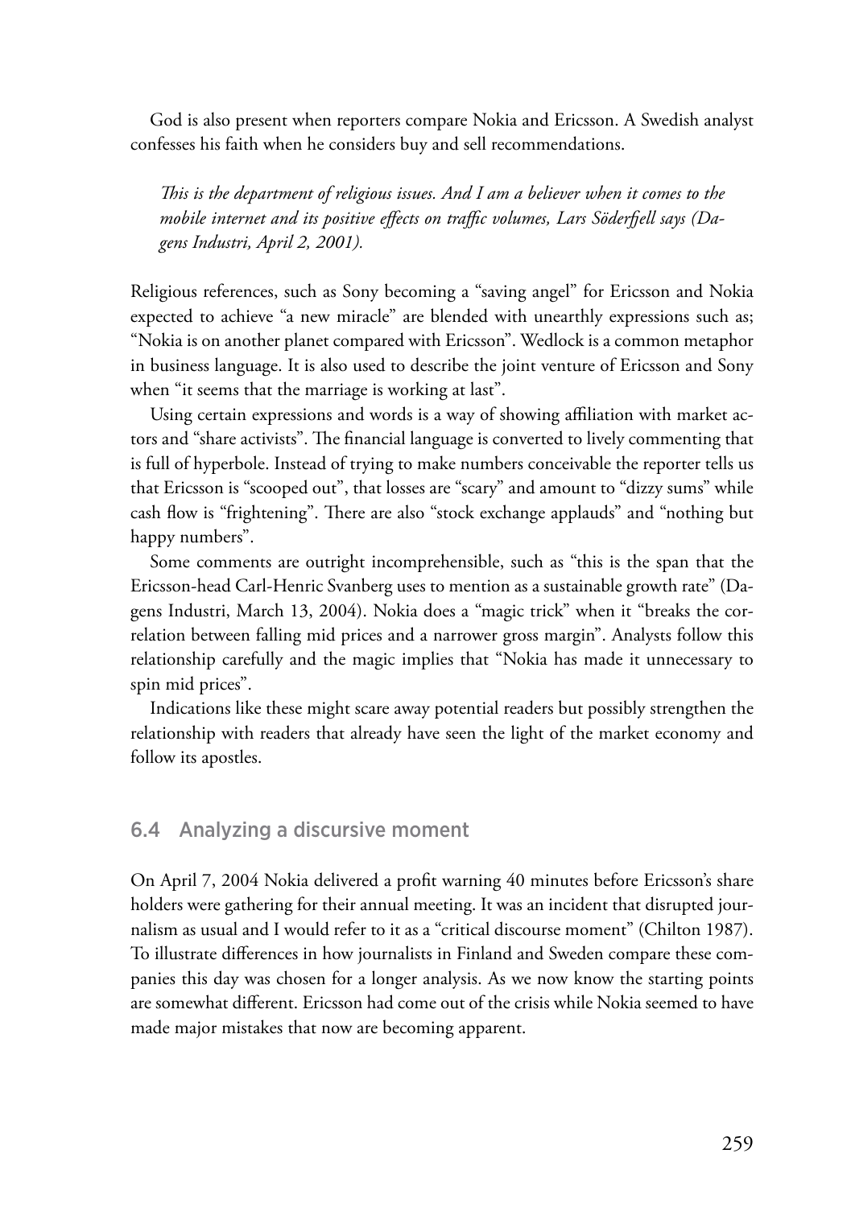God is also present when reporters compare Nokia and Ericsson. A Swedish analyst confesses his faith when he considers buy and sell recommendations.

> *This is the department of religious issues. And I am a believer when it comes to the mobile internet and its positive effects on traffic volumes, Lars Söderfjell says (Dagens Industri, April 2, 2001).*

Religious references, such as Sony becoming a "saving angel" for Ericsson and Nokia expected to achieve "a new miracle" are blended with unearthly expressions such as; "Nokia is on another planet compared with Ericsson". Wedlock is a common metaphor in business language. It is also used to describe the joint venture of Ericsson and Sony when "it seems that the marriage is working at last".

Using certain expressions and words is a way of showing affiliation with market actors and "share activists". The financial language is converted to lively commenting that is full of hyperbole. Instead of trying to make numbers conceivable the reporter tells us that Ericsson is "scooped out", that losses are "scary" and amount to "dizzy sums" while cash flow is "frightening". There are also "stock exchange applauds" and "nothing but happy numbers".

Some comments are outright incomprehensible, such as "this is the span that the Ericsson-head Carl-Henric Svanberg uses to mention as a sustainable growth rate" (Dagens Industri, March 13, 2004). Nokia does a "magic trick" when it "breaks the correlation between falling mid prices and a narrower gross margin". Analysts follow this relationship carefully and the magic implies that "Nokia has made it unnecessary to spin mid prices".

Indications like these might scare away potential readers but possibly strengthen the relationship with readers that already have seen the light of the market economy and follow its apostles.

## 6.4 Analyzing a discursive moment

On April 7, 2004 Nokia delivered a profit warning 40 minutes before Ericsson's share holders were gathering for their annual meeting. It was an incident that disrupted journalism as usual and I would refer to it as a "critical discourse moment" (Chilton 1987). To illustrate differences in how journalists in Finland and Sweden compare these companies this day was chosen for a longer analysis. As we now know the starting points are somewhat different. Ericsson had come out of the crisis while Nokia seemed to have made major mistakes that now are becoming apparent.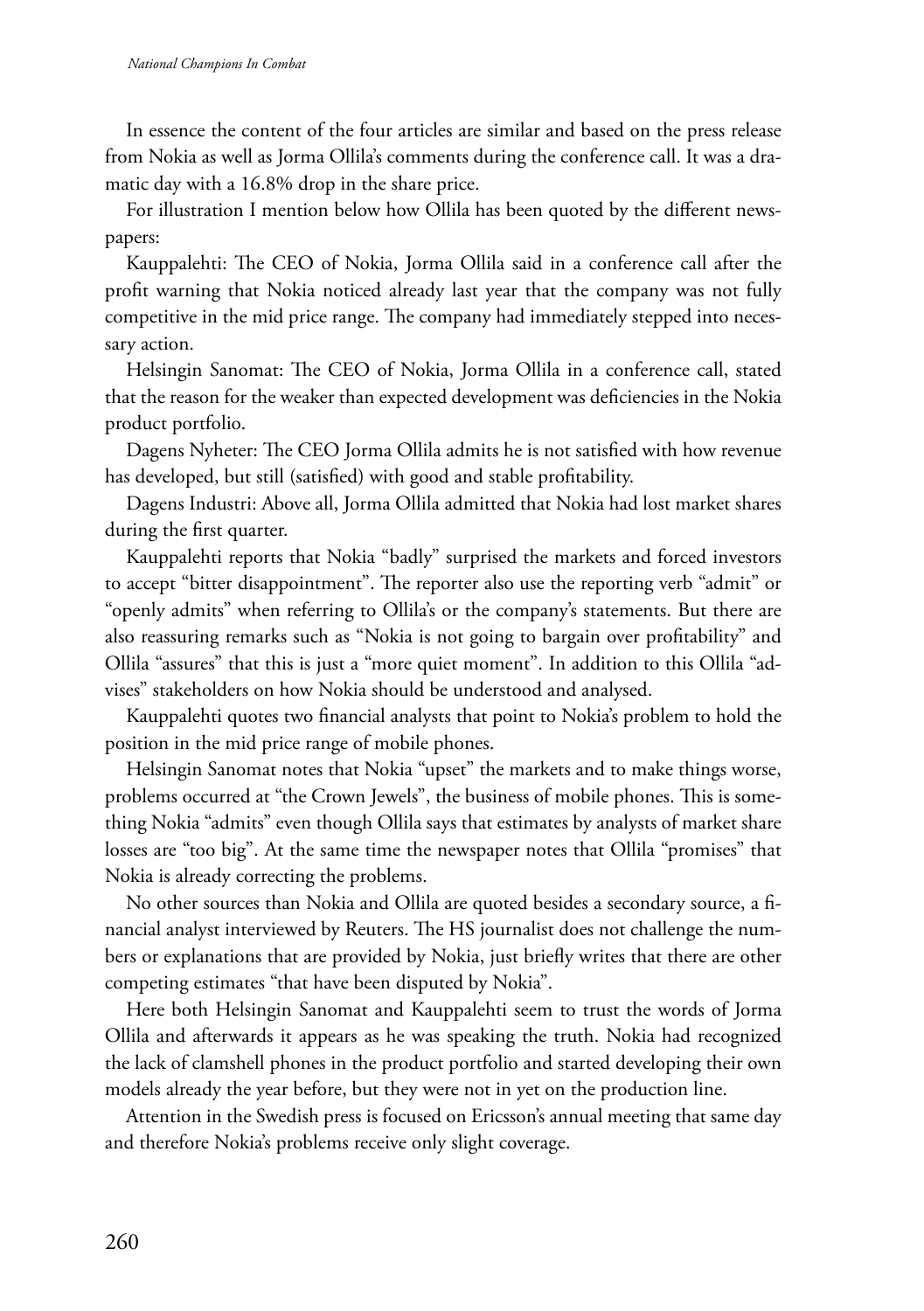In essence the content of the four articles are similar and based on the press release from Nokia as well as Jorma Ollila's comments during the conference call. It was a dramatic day with a 16.8% drop in the share price.

For illustration I mention below how Ollila has been quoted by the different newspapers:

Kauppalehti: The CEO of Nokia, Jorma Ollila said in a conference call after the profit warning that Nokia noticed already last year that the company was not fully competitive in the mid price range. The company had immediately stepped into necessary action.

Helsingin Sanomat: The CEO of Nokia, Jorma Ollila in a conference call, stated that the reason for the weaker than expected development was deficiencies in the Nokia product portfolio.

Dagens Nyheter: The CEO Jorma Ollila admits he is not satisfied with how revenue has developed, but still (satisfied) with good and stable profitability.

Dagens Industri: Above all, Jorma Ollila admitted that Nokia had lost market shares during the first quarter.

Kauppalehti reports that Nokia "badly" surprised the markets and forced investors to accept "bitter disappointment". The reporter also use the reporting verb "admit" or "openly admits" when referring to Ollila's or the company's statements. But there are also reassuring remarks such as "Nokia is not going to bargain over profitability" and Ollila "assures" that this is just a "more quiet moment". In addition to this Ollila "advises" stakeholders on how Nokia should be understood and analysed.

Kauppalehti quotes two financial analysts that point to Nokia's problem to hold the position in the mid price range of mobile phones.

Helsingin Sanomat notes that Nokia "upset" the markets and to make things worse, problems occurred at "the Crown Jewels", the business of mobile phones. This is something Nokia "admits" even though Ollila says that estimates by analysts of market share losses are "too big". At the same time the newspaper notes that Ollila "promises" that Nokia is already correcting the problems.

No other sources than Nokia and Ollila are quoted besides a secondary source, a financial analyst interviewed by Reuters. The HS journalist does not challenge the numbers or explanations that are provided by Nokia, just briefly writes that there are other competing estimates "that have been disputed by Nokia".

Here both Helsingin Sanomat and Kauppalehti seem to trust the words of Jorma Ollila and afterwards it appears as he was speaking the truth. Nokia had recognized the lack of clamshell phones in the product portfolio and started developing their own models already the year before, but they were not in yet on the production line.

Attention in the Swedish press is focused on Ericsson's annual meeting that same day and therefore Nokia's problems receive only slight coverage.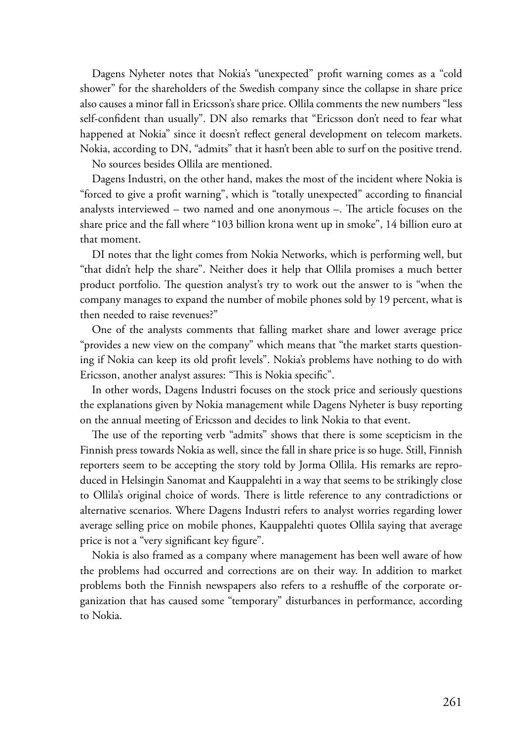Dagens Nyheter notes that Nokia's "unexpected" profit warning comes as a "cold shower" for the shareholders of the Swedish company since the collapse in share price also causes a minor fall in Ericsson's share price. Ollila comments the new numbers "less self-confident than usually". DN also remarks that "Ericsson don't need to fear what happened at Nokia" since it doesn't reflect general development on telecom markets. Nokia, according to DN, "admits" that it hasn't been able to surf on the positive trend.

No sources besides Ollila are mentioned.

Dagens Industri, on the other hand, makes the most of the incident where Nokia is "forced to give a profit warning", which is "totally unexpected" according to financial analysts interviewed – two named and one anonymous –. The article focuses on the share price and the fall where "103 billion krona went up in smoke", 14 billion euro at that moment.

DI notes that the light comes from Nokia Networks, which is performing well, but "that didn't help the share". Neither does it help that Ollila promises a much better product portfolio. The question analyst's try to work out the answer to is "when the company manages to expand the number of mobile phones sold by 19 percent, what is then needed to raise revenues?"

One of the analysts comments that falling market share and lower average price "provides a new view on the company" which means that "the market starts questioning if Nokia can keep its old profit levels". Nokia's problems have nothing to do with Ericsson, another analyst assures: "This is Nokia specific".

In other words, Dagens Industri focuses on the stock price and seriously questions the explanations given by Nokia management while Dagens Nyheter is busy reporting on the annual meeting of Ericsson and decides to link Nokia to that event.

The use of the reporting verb "admits" shows that there is some scepticism in the Finnish press towards Nokia as well, since the fall in share price is so huge. Still, Finnish reporters seem to be accepting the story told by Jorma Ollila. His remarks are reproduced in Helsingin Sanomat and Kauppalehti in a way that seems to be strikingly close to Ollila's original choice of words. There is little reference to any contradictions or alternative scenarios. Where Dagens Industri refers to analyst worries regarding lower average selling price on mobile phones, Kauppalehti quotes Ollila saying that average price is not a "very significant key figure".

Nokia is also framed as a company where management has been well aware of how the problems had occurred and corrections are on their way. In addition to market problems both the Finnish newspapers also refers to a reshuffle of the corporate organization that has caused some "temporary" disturbances in performance, according to Nokia.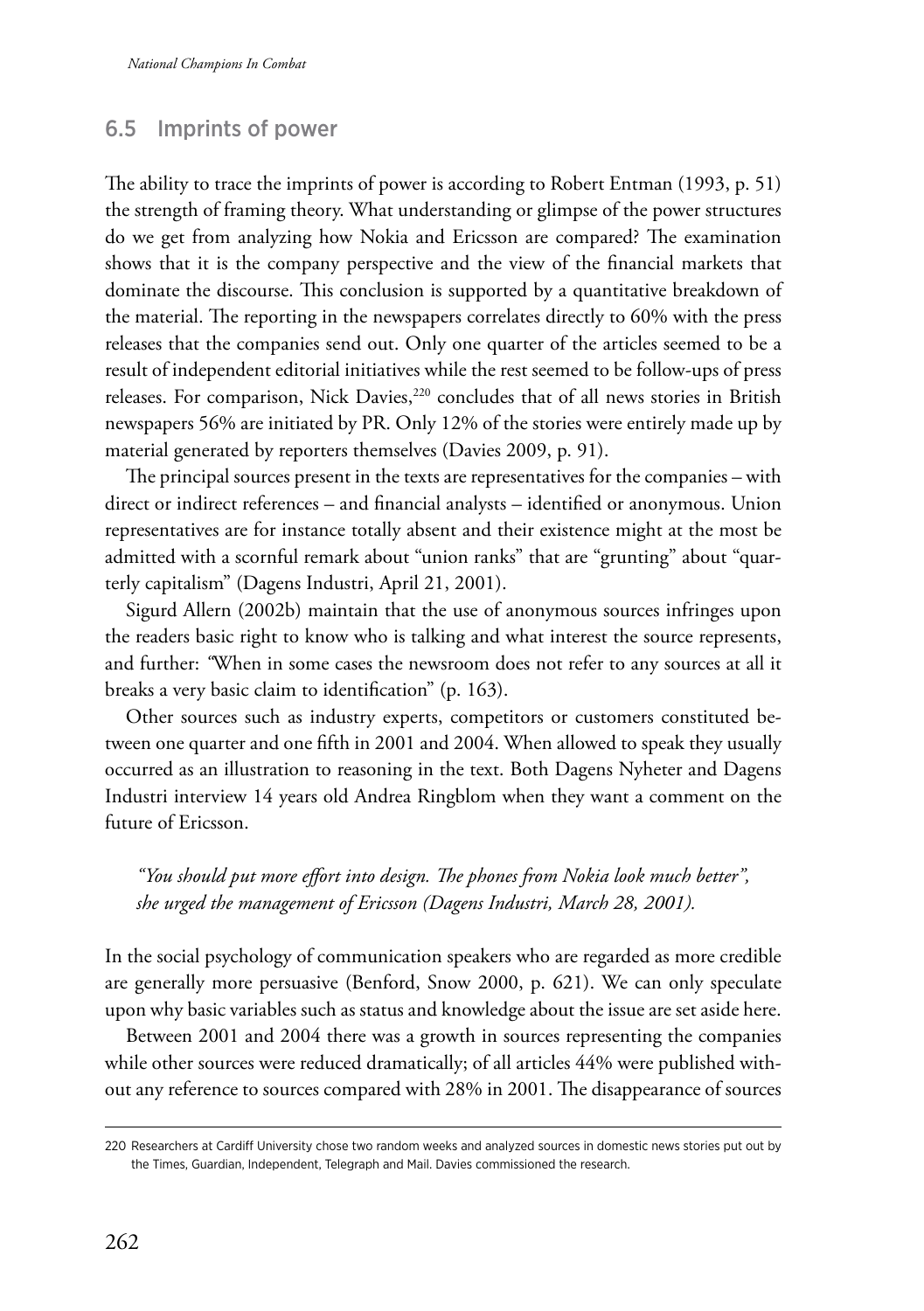## 6.5 Imprints of power

The ability to trace the imprints of power is according to Robert Entman (1993, p. 51) the strength of framing theory. What understanding or glimpse of the power structures do we get from analyzing how Nokia and Ericsson are compared? The examination shows that it is the company perspective and the view of the financial markets that dominate the discourse. This conclusion is supported by a quantitative breakdown of the material. The reporting in the newspapers correlates directly to 60% with the press releases that the companies send out. Only one quarter of the articles seemed to be a result of independent editorial initiatives while the rest seemed to be follow-ups of press releases. For comparison, Nick Davies,[220] concludes that of all news stories in British newspapers 56% are initiated by PR. Only 12% of the stories were entirely made up by material generated by reporters themselves (Davies 2009, p. 91).

The principal sources present in the texts are representatives for the companies – with direct or indirect references – and financial analysts – identified or anonymous. Union representatives are for instance totally absent and their existence might at the most be admitted with a scornful remark about "union ranks" that are "grunting" about "quarterly capitalism" (Dagens Industri, April 21, 2001).

Sigurd Allern (2002b) maintain that the use of anonymous sources infringes upon the readers basic right to know who is talking and what interest the source represents, and further: "When in some cases the newsroom does not refer to any sources at all it breaks a very basic claim to identification" (p. 163).

Other sources such as industry experts, competitors or customers constituted between one quarter and one fifth in 2001 and 2004. When allowed to speak they usually occurred as an illustration to reasoning in the text. Both Dagens Nyheter and Dagens Industri interview 14 years old Andrea Ringblom when they want a comment on the future of Ericsson.

> *"You should put more effort into design. The phones from Nokia look much better", she urged the management of Ericsson (Dagens Industri, March 28, 2001).*

In the social psychology of communication speakers who are regarded as more credible are generally more persuasive (Benford, Snow 2000, p. 621). We can only speculate upon why basic variables such as status and knowledge about the issue are set aside here.

Between 2001 and 2004 there was a growth in sources representing the companies while other sources were reduced dramatically; of all articles 44% were published without any reference to sources compared with 28% in 2001. The disappearance of sources

---

220 Researchers at Cardiff University chose two random weeks and analyzed sources in domestic news stories put out by the Times, Guardian, Independent, Telegraph and Mail. Davies commissioned the research.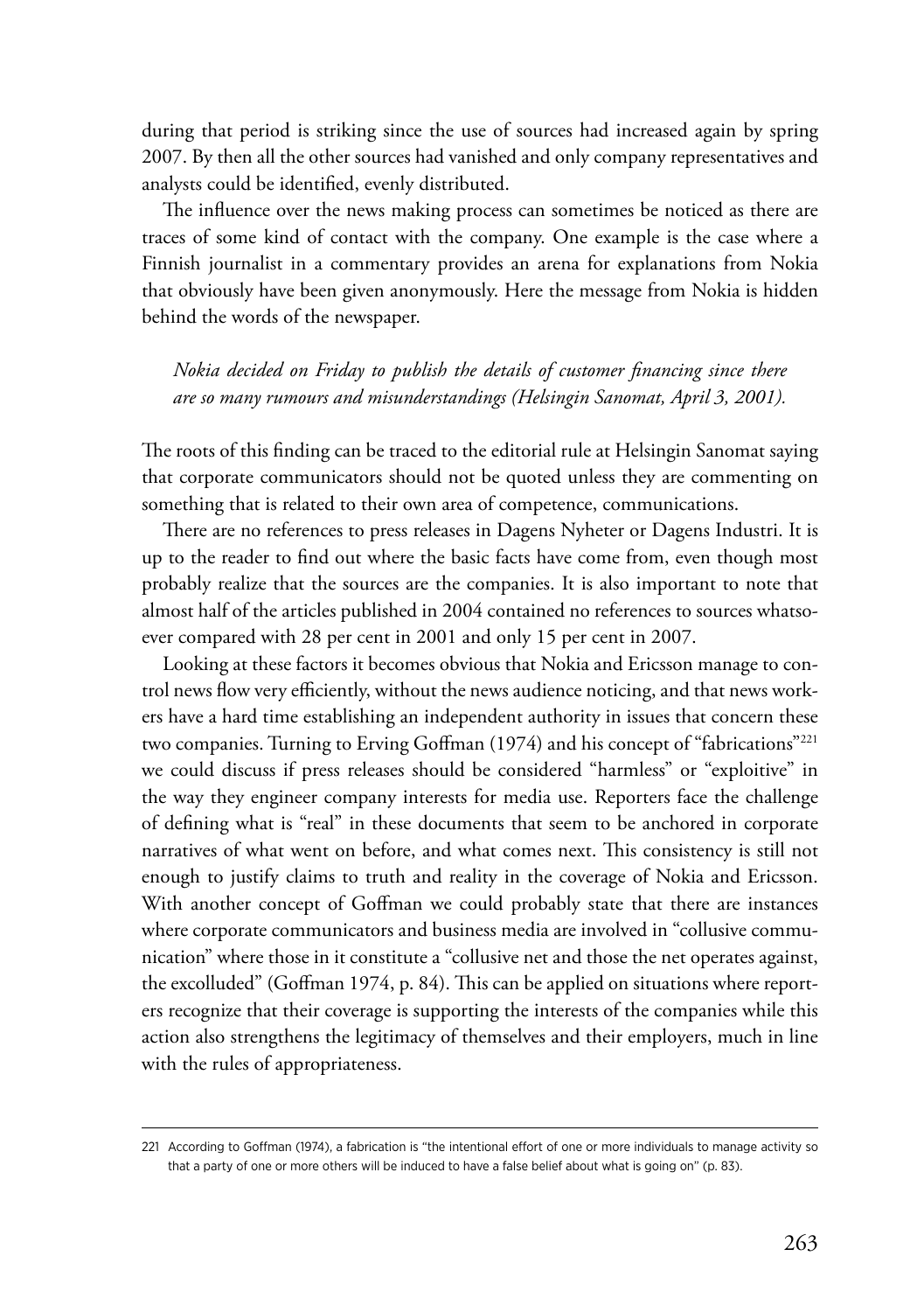during that period is striking since the use of sources had increased again by spring 2007. By then all the other sources had vanished and only company representatives and analysts could be identified, evenly distributed.

The influence over the news making process can sometimes be noticed as there are traces of some kind of contact with the company. One example is the case where a Finnish journalist in a commentary provides an arena for explanations from Nokia that obviously have been given anonymously. Here the message from Nokia is hidden behind the words of the newspaper.

> *Nokia decided on Friday to publish the details of customer financing since there are so many rumours and misunderstandings (Helsingin Sanomat, April 3, 2001).*

The roots of this finding can be traced to the editorial rule at Helsingin Sanomat saying that corporate communicators should not be quoted unless they are commenting on something that is related to their own area of competence, communications.

There are no references to press releases in Dagens Nyheter or Dagens Industri. It is up to the reader to find out where the basic facts have come from, even though most probably realize that the sources are the companies. It is also important to note that almost half of the articles published in 2004 contained no references to sources whatsoever compared with 28 per cent in 2001 and only 15 per cent in 2007.

Looking at these factors it becomes obvious that Nokia and Ericsson manage to control news flow very efficiently, without the news audience noticing, and that news workers have a hard time establishing an independent authority in issues that concern these two companies. Turning to Erving Goffman (1974) and his concept of "fabrications"[221] we could discuss if press releases should be considered "harmless" or "exploitive" in the way they engineer company interests for media use. Reporters face the challenge of defining what is "real" in these documents that seem to be anchored in corporate narratives of what went on before, and what comes next. This consistency is still not enough to justify claims to truth and reality in the coverage of Nokia and Ericsson. With another concept of Goffman we could probably state that there are instances where corporate communicators and business media are involved in "collusive communication" where those in it constitute a "collusive net and those the net operates against, the excolluded" (Goffman 1974, p. 84). This can be applied on situations where reporters recognize that their coverage is supporting the interests of the companies while this action also strengthens the legitimacy of themselves and their employers, much in line with the rules of appropriateness.

---

221 According to Goffman (1974), a fabrication is "the intentional effort of one or more individuals to manage activity so that a party of one or more others will be induced to have a false belief about what is going on" (p. 83).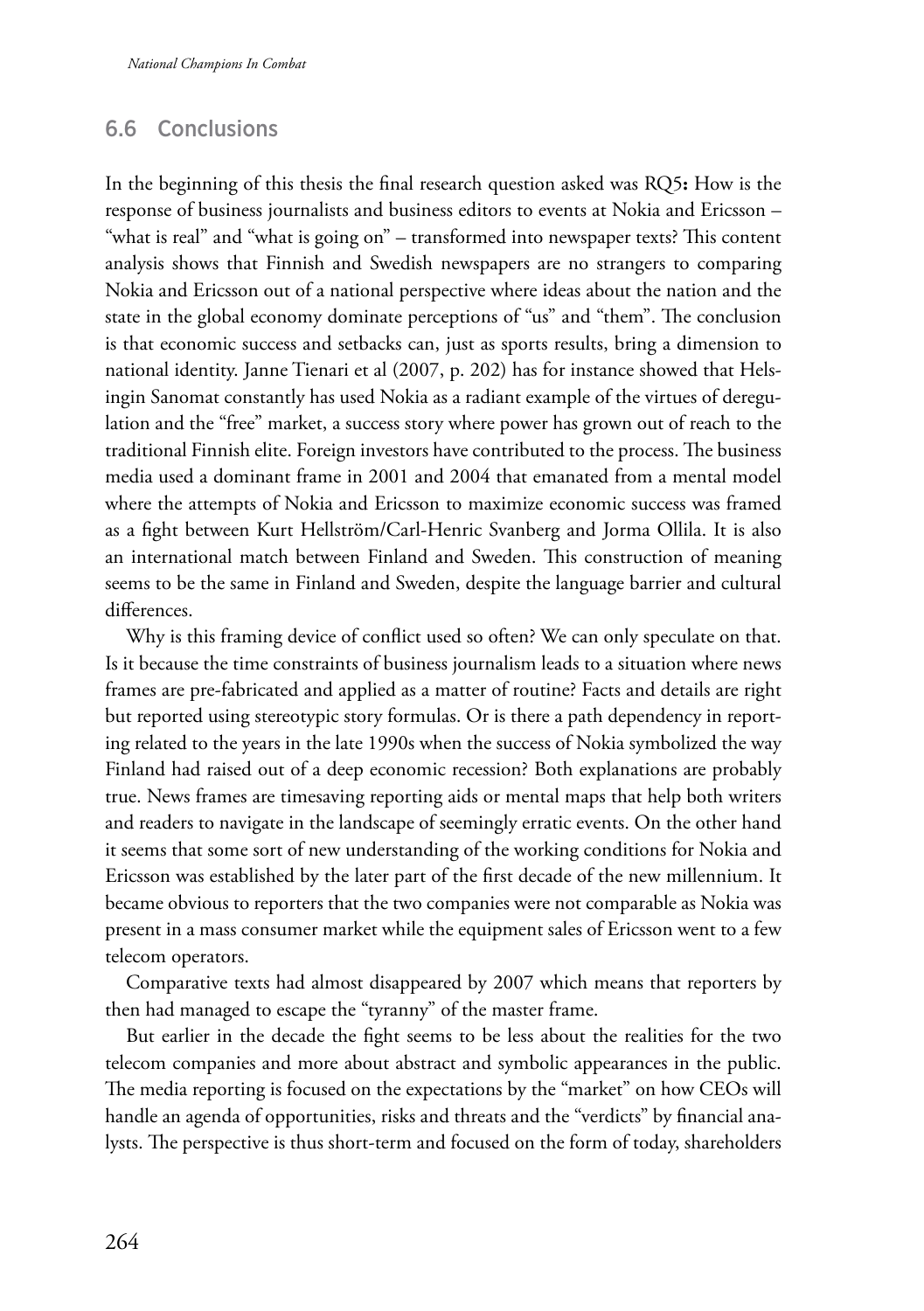## 6.6 Conclusions

In the beginning of this thesis the final research question asked was RQ5**:** How is the response of business journalists and business editors to events at Nokia and Ericsson – "what is real" and "what is going on" – transformed into newspaper texts? This content analysis shows that Finnish and Swedish newspapers are no strangers to comparing Nokia and Ericsson out of a national perspective where ideas about the nation and the state in the global economy dominate perceptions of "us" and "them". The conclusion is that economic success and setbacks can, just as sports results, bring a dimension to national identity. Janne Tienari et al (2007, p. 202) has for instance showed that Helsingin Sanomat constantly has used Nokia as a radiant example of the virtues of deregulation and the "free" market, a success story where power has grown out of reach to the traditional Finnish elite. Foreign investors have contributed to the process. The business media used a dominant frame in 2001 and 2004 that emanated from a mental model where the attempts of Nokia and Ericsson to maximize economic success was framed as a fight between Kurt Hellström/Carl-Henric Svanberg and Jorma Ollila. It is also an international match between Finland and Sweden. This construction of meaning seems to be the same in Finland and Sweden, despite the language barrier and cultural differences.

Why is this framing device of conflict used so often? We can only speculate on that. Is it because the time constraints of business journalism leads to a situation where news frames are pre-fabricated and applied as a matter of routine? Facts and details are right but reported using stereotypic story formulas. Or is there a path dependency in reporting related to the years in the late 1990s when the success of Nokia symbolized the way Finland had raised out of a deep economic recession? Both explanations are probably true. News frames are timesaving reporting aids or mental maps that help both writers and readers to navigate in the landscape of seemingly erratic events. On the other hand it seems that some sort of new understanding of the working conditions for Nokia and Ericsson was established by the later part of the first decade of the new millennium. It became obvious to reporters that the two companies were not comparable as Nokia was present in a mass consumer market while the equipment sales of Ericsson went to a few telecom operators.

Comparative texts had almost disappeared by 2007 which means that reporters by then had managed to escape the "tyranny" of the master frame.

But earlier in the decade the fight seems to be less about the realities for the two telecom companies and more about abstract and symbolic appearances in the public. The media reporting is focused on the expectations by the "market" on how CEOs will handle an agenda of opportunities, risks and threats and the "verdicts" by financial analysts. The perspective is thus short-term and focused on the form of today, shareholders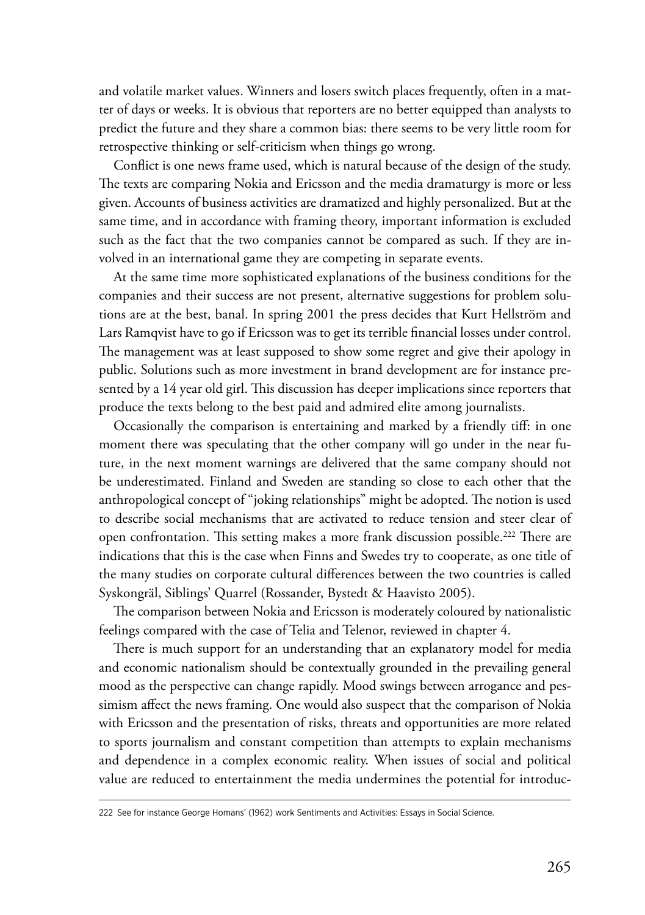and volatile market values. Winners and losers switch places frequently, often in a matter of days or weeks. It is obvious that reporters are no better equipped than analysts to predict the future and they share a common bias: there seems to be very little room for retrospective thinking or self-criticism when things go wrong.

Conflict is one news frame used, which is natural because of the design of the study. The texts are comparing Nokia and Ericsson and the media dramaturgy is more or less given. Accounts of business activities are dramatized and highly personalized. But at the same time, and in accordance with framing theory, important information is excluded such as the fact that the two companies cannot be compared as such. If they are involved in an international game they are competing in separate events.

At the same time more sophisticated explanations of the business conditions for the companies and their success are not present, alternative suggestions for problem solutions are at the best, banal. In spring 2001 the press decides that Kurt Hellström and Lars Ramqvist have to go if Ericsson was to get its terrible financial losses under control. The management was at least supposed to show some regret and give their apology in public. Solutions such as more investment in brand development are for instance presented by a 14 year old girl. This discussion has deeper implications since reporters that produce the texts belong to the best paid and admired elite among journalists.

Occasionally the comparison is entertaining and marked by a friendly tiff: in one moment there was speculating that the other company will go under in the near future, in the next moment warnings are delivered that the same company should not be underestimated. Finland and Sweden are standing so close to each other that the anthropological concept of "joking relationships" might be adopted. The notion is used to describe social mechanisms that are activated to reduce tension and steer clear of open confrontation. This setting makes a more frank discussion possible.[222] There are indications that this is the case when Finns and Swedes try to cooperate, as one title of the many studies on corporate cultural differences between the two countries is called Syskongräl, Siblings' Quarrel (Rossander, Bystedt & Haavisto 2005).

The comparison between Nokia and Ericsson is moderately coloured by nationalistic feelings compared with the case of Telia and Telenor, reviewed in chapter 4.

There is much support for an understanding that an explanatory model for media and economic nationalism should be contextually grounded in the prevailing general mood as the perspective can change rapidly. Mood swings between arrogance and pessimism affect the news framing. One would also suspect that the comparison of Nokia with Ericsson and the presentation of risks, threats and opportunities are more related to sports journalism and constant competition than attempts to explain mechanisms and dependence in a complex economic reality. When issues of social and political value are reduced to entertainment the media undermines the potential for introduc-

222 See for instance George Homans' (1962) work Sentiments and Activities: Essays in Social Science.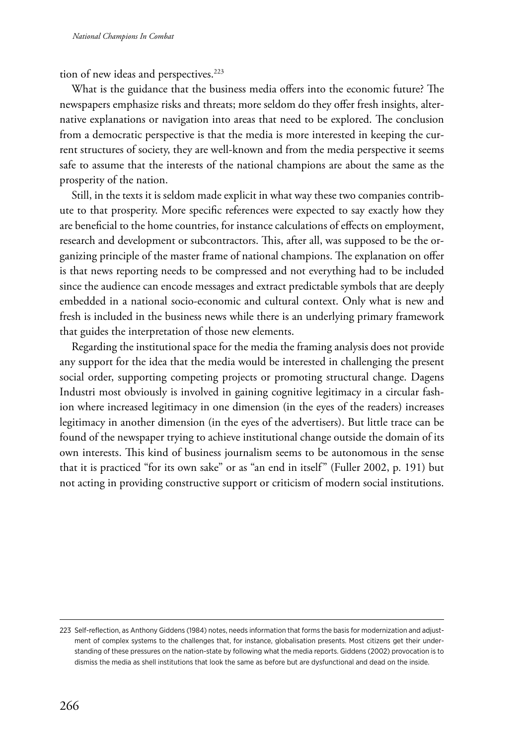tion of new ideas and perspectives.[223]

What is the guidance that the business media offers into the economic future? The newspapers emphasize risks and threats; more seldom do they offer fresh insights, alternative explanations or navigation into areas that need to be explored. The conclusion from a democratic perspective is that the media is more interested in keeping the current structures of society, they are well-known and from the media perspective it seems safe to assume that the interests of the national champions are about the same as the prosperity of the nation.

Still, in the texts it is seldom made explicit in what way these two companies contribute to that prosperity. More specific references were expected to say exactly how they are beneficial to the home countries, for instance calculations of effects on employment, research and development or subcontractors. This, after all, was supposed to be the organizing principle of the master frame of national champions. The explanation on offer is that news reporting needs to be compressed and not everything had to be included since the audience can encode messages and extract predictable symbols that are deeply embedded in a national socio-economic and cultural context. Only what is new and fresh is included in the business news while there is an underlying primary framework that guides the interpretation of those new elements.

Regarding the institutional space for the media the framing analysis does not provide any support for the idea that the media would be interested in challenging the present social order, supporting competing projects or promoting structural change. Dagens Industri most obviously is involved in gaining cognitive legitimacy in a circular fashion where increased legitimacy in one dimension (in the eyes of the readers) increases legitimacy in another dimension (in the eyes of the advertisers). But little trace can be found of the newspaper trying to achieve institutional change outside the domain of its own interests. This kind of business journalism seems to be autonomous in the sense that it is practiced "for its own sake" or as "an end in itself" (Fuller 2002, p. 191) but not acting in providing constructive support or criticism of modern social institutions.

---

223 Self-reflection, as Anthony Giddens (1984) notes, needs information that forms the basis for modernization and adjustment of complex systems to the challenges that, for instance, globalisation presents. Most citizens get their understanding of these pressures on the nation-state by following what the media reports. Giddens (2002) provocation is to dismiss the media as shell institutions that look the same as before but are dysfunctional and dead on the inside.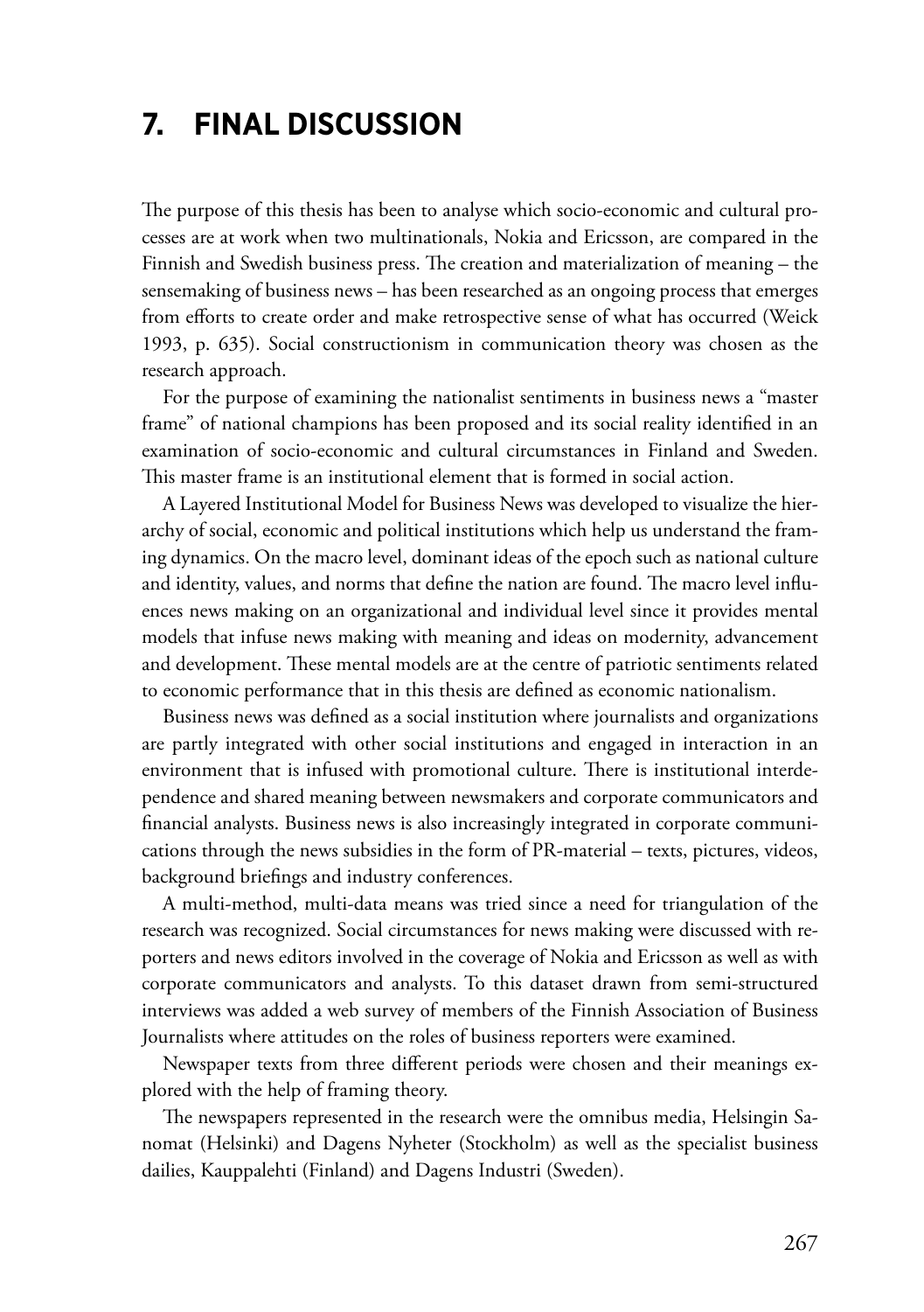# 7. FINAL DISCUSSION

The purpose of this thesis has been to analyse which socio-economic and cultural processes are at work when two multinationals, Nokia and Ericsson, are compared in the Finnish and Swedish business press. The creation and materialization of meaning – the sensemaking of business news – has been researched as an ongoing process that emerges from efforts to create order and make retrospective sense of what has occurred (Weick 1993, p. 635). Social constructionism in communication theory was chosen as the research approach.

For the purpose of examining the nationalist sentiments in business news a "master frame" of national champions has been proposed and its social reality identified in an examination of socio-economic and cultural circumstances in Finland and Sweden. This master frame is an institutional element that is formed in social action.

A Layered Institutional Model for Business News was developed to visualize the hierarchy of social, economic and political institutions which help us understand the framing dynamics. On the macro level, dominant ideas of the epoch such as national culture and identity, values, and norms that define the nation are found. The macro level influences news making on an organizational and individual level since it provides mental models that infuse news making with meaning and ideas on modernity, advancement and development. These mental models are at the centre of patriotic sentiments related to economic performance that in this thesis are defined as economic nationalism.

Business news was defined as a social institution where journalists and organizations are partly integrated with other social institutions and engaged in interaction in an environment that is infused with promotional culture. There is institutional interdependence and shared meaning between newsmakers and corporate communicators and financial analysts. Business news is also increasingly integrated in corporate communications through the news subsidies in the form of PR-material – texts, pictures, videos, background briefings and industry conferences.

A multi-method, multi-data means was tried since a need for triangulation of the research was recognized. Social circumstances for news making were discussed with reporters and news editors involved in the coverage of Nokia and Ericsson as well as with corporate communicators and analysts. To this dataset drawn from semi-structured interviews was added a web survey of members of the Finnish Association of Business Journalists where attitudes on the roles of business reporters were examined.

Newspaper texts from three different periods were chosen and their meanings explored with the help of framing theory.

The newspapers represented in the research were the omnibus media, Helsingin Sanomat (Helsinki) and Dagens Nyheter (Stockholm) as well as the specialist business dailies, Kauppalehti (Finland) and Dagens Industri (Sweden).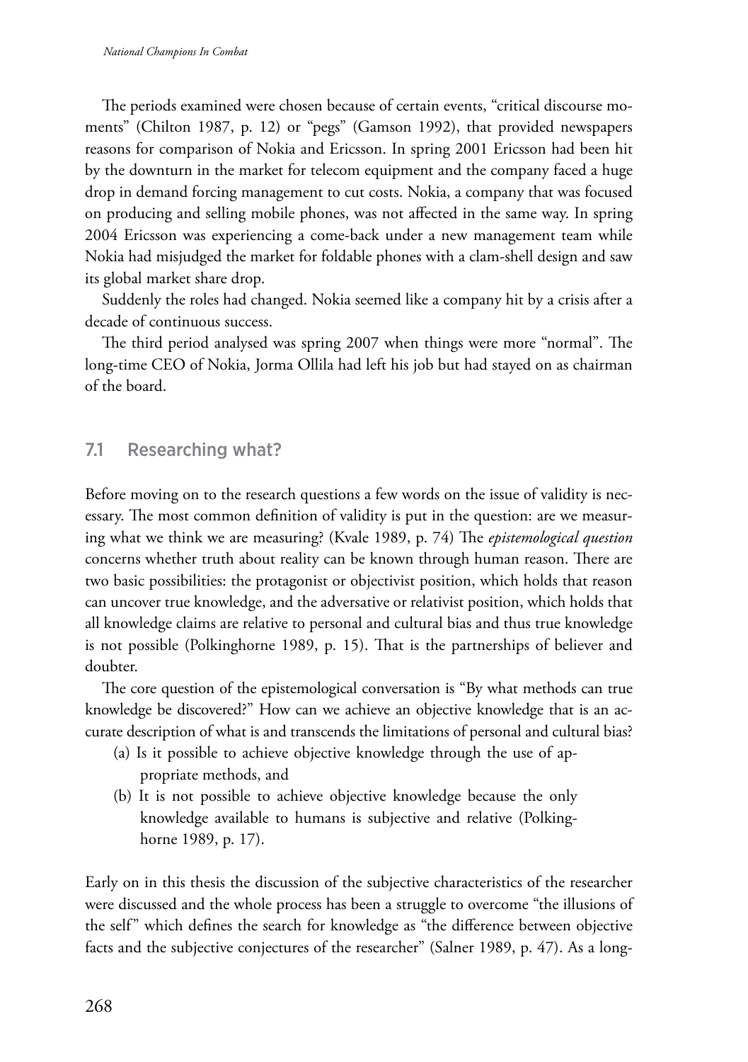The periods examined were chosen because of certain events, "critical discourse moments" (Chilton 1987, p. 12) or "pegs" (Gamson 1992), that provided newspapers reasons for comparison of Nokia and Ericsson. In spring 2001 Ericsson had been hit by the downturn in the market for telecom equipment and the company faced a huge drop in demand forcing management to cut costs. Nokia, a company that was focused on producing and selling mobile phones, was not affected in the same way. In spring 2004 Ericsson was experiencing a come-back under a new management team while Nokia had misjudged the market for foldable phones with a clam-shell design and saw its global market share drop.

Suddenly the roles had changed. Nokia seemed like a company hit by a crisis after a decade of continuous success.

The third period analysed was spring 2007 when things were more "normal". The long-time CEO of Nokia, Jorma Ollila had left his job but had stayed on as chairman of the board.

## 7.1 Researching what?

Before moving on to the research questions a few words on the issue of validity is necessary. The most common definition of validity is put in the question: are we measuring what we think we are measuring? (Kvale 1989, p. 74) The *epistemological question* concerns whether truth about reality can be known through human reason. There are two basic possibilities: the protagonist or objectivist position, which holds that reason can uncover true knowledge, and the adversative or relativist position, which holds that all knowledge claims are relative to personal and cultural bias and thus true knowledge is not possible (Polkinghorne 1989, p. 15). That is the partnerships of believer and doubter.

The core question of the epistemological conversation is "By what methods can true knowledge be discovered?" How can we achieve an objective knowledge that is an accurate description of what is and transcends the limitations of personal and cultural bias?

(a) Is it possible to achieve objective knowledge through the use of appropriate methods, and

(b) It is not possible to achieve objective knowledge because the only knowledge available to humans is subjective and relative (Polkinghorne 1989, p. 17).

Early on in this thesis the discussion of the subjective characteristics of the researcher were discussed and the whole process has been a struggle to overcome "the illusions of the self" which defines the search for knowledge as "the difference between objective facts and the subjective conjectures of the researcher" (Salner 1989, p. 47). As a long-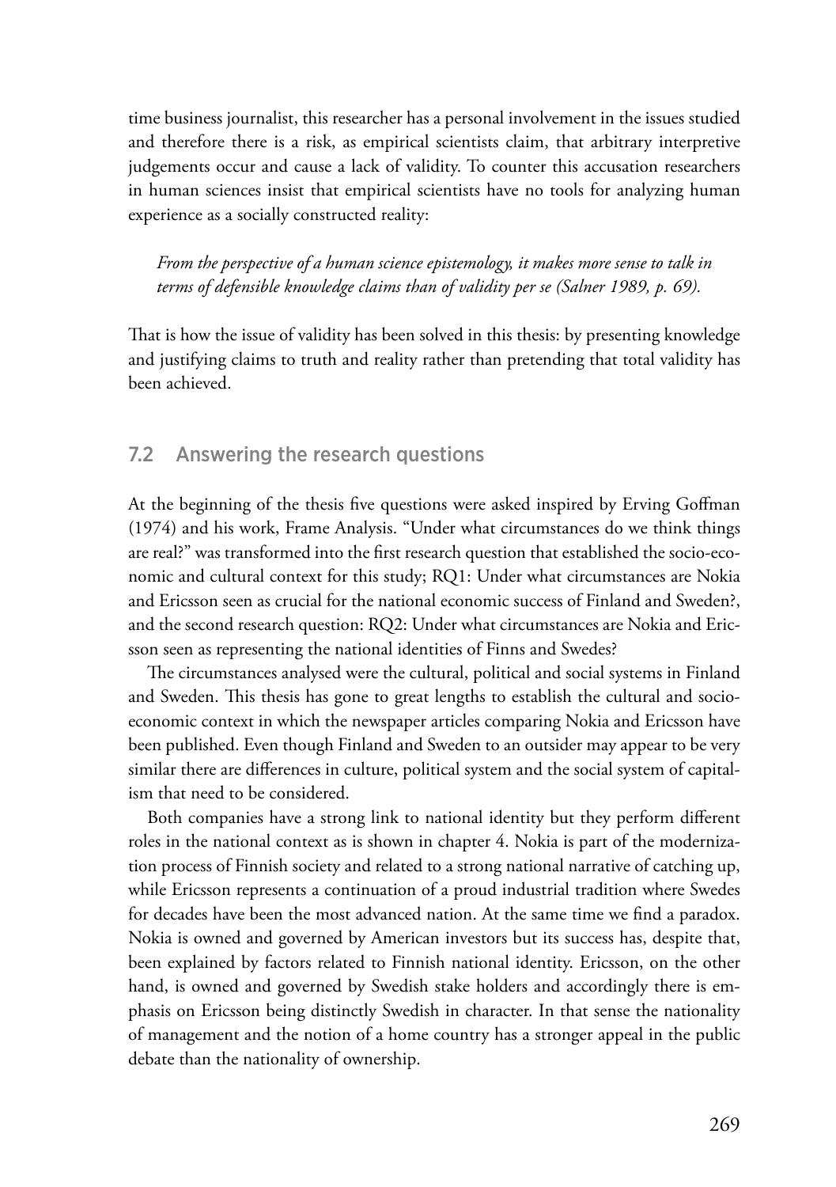time business journalist, this researcher has a personal involvement in the issues studied and therefore there is a risk, as empirical scientists claim, that arbitrary interpretive judgements occur and cause a lack of validity. To counter this accusation researchers in human sciences insist that empirical scientists have no tools for analyzing human experience as a socially constructed reality:

> *From the perspective of a human science epistemology, it makes more sense to talk in terms of defensible knowledge claims than of validity per se (Salner 1989, p. 69).*

That is how the issue of validity has been solved in this thesis: by presenting knowledge and justifying claims to truth and reality rather than pretending that total validity has been achieved.

## 7.2 Answering the research questions

At the beginning of the thesis five questions were asked inspired by Erving Goffman (1974) and his work, Frame Analysis. "Under what circumstances do we think things are real?" was transformed into the first research question that established the socio-economic and cultural context for this study; RQ1: Under what circumstances are Nokia and Ericsson seen as crucial for the national economic success of Finland and Sweden?, and the second research question: RQ2: Under what circumstances are Nokia and Ericsson seen as representing the national identities of Finns and Swedes?

The circumstances analysed were the cultural, political and social systems in Finland and Sweden. This thesis has gone to great lengths to establish the cultural and socio-economic context in which the newspaper articles comparing Nokia and Ericsson have been published. Even though Finland and Sweden to an outsider may appear to be very similar there are differences in culture, political system and the social system of capitalism that need to be considered.

Both companies have a strong link to national identity but they perform different roles in the national context as is shown in chapter 4. Nokia is part of the modernization process of Finnish society and related to a strong national narrative of catching up, while Ericsson represents a continuation of a proud industrial tradition where Swedes for decades have been the most advanced nation. At the same time we find a paradox. Nokia is owned and governed by American investors but its success has, despite that, been explained by factors related to Finnish national identity. Ericsson, on the other hand, is owned and governed by Swedish stake holders and accordingly there is emphasis on Ericsson being distinctly Swedish in character. In that sense the nationality of management and the notion of a home country has a stronger appeal in the public debate than the nationality of ownership.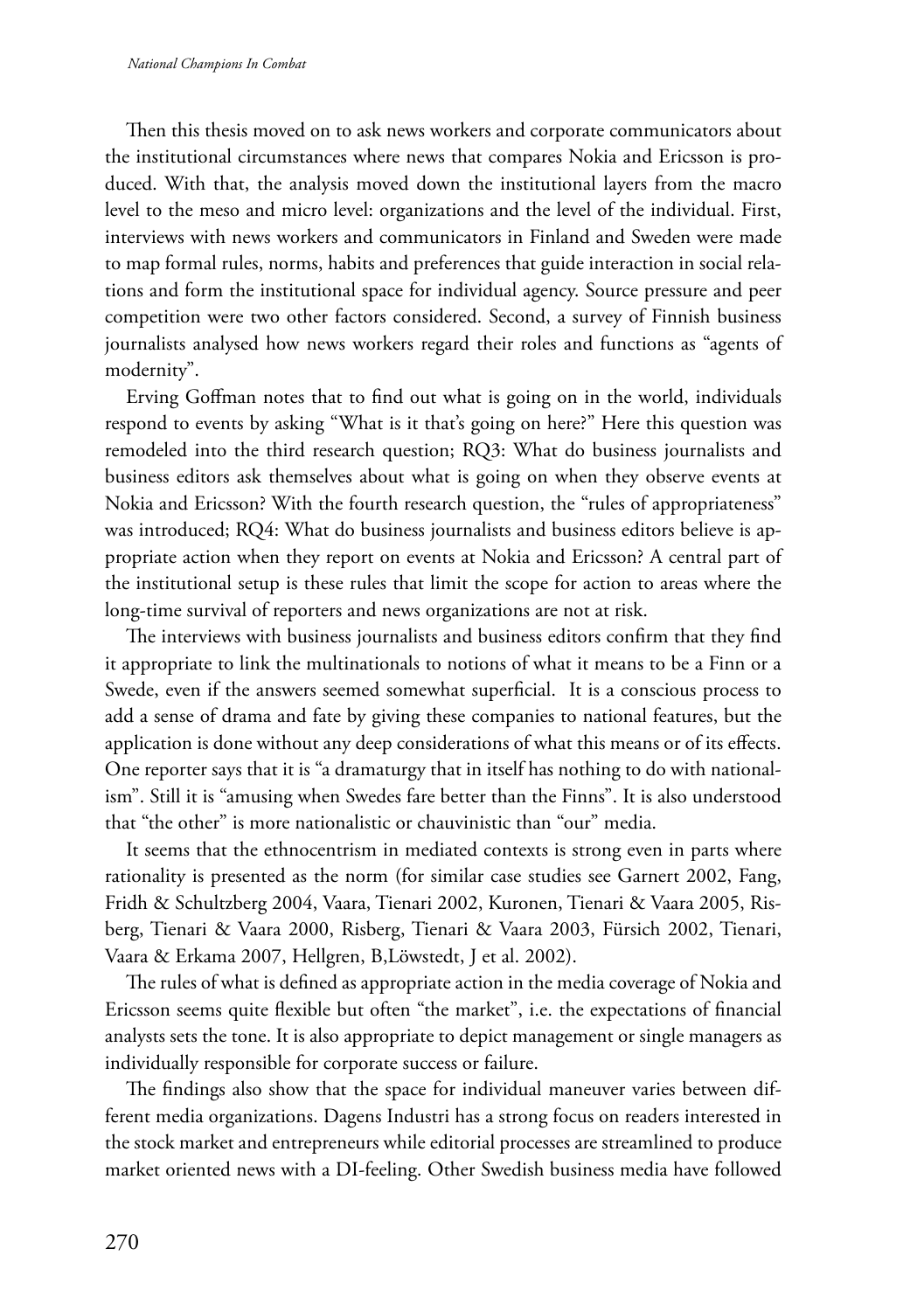Then this thesis moved on to ask news workers and corporate communicators about the institutional circumstances where news that compares Nokia and Ericsson is produced. With that, the analysis moved down the institutional layers from the macro level to the meso and micro level: organizations and the level of the individual. First, interviews with news workers and communicators in Finland and Sweden were made to map formal rules, norms, habits and preferences that guide interaction in social relations and form the institutional space for individual agency. Source pressure and peer competition were two other factors considered. Second, a survey of Finnish business journalists analysed how news workers regard their roles and functions as "agents of modernity".

Erving Goffman notes that to find out what is going on in the world, individuals respond to events by asking "What is it that's going on here?" Here this question was remodeled into the third research question; RQ3: What do business journalists and business editors ask themselves about what is going on when they observe events at Nokia and Ericsson? With the fourth research question, the "rules of appropriateness" was introduced; RQ4: What do business journalists and business editors believe is appropriate action when they report on events at Nokia and Ericsson? A central part of the institutional setup is these rules that limit the scope for action to areas where the long-time survival of reporters and news organizations are not at risk.

The interviews with business journalists and business editors confirm that they find it appropriate to link the multinationals to notions of what it means to be a Finn or a Swede, even if the answers seemed somewhat superficial. It is a conscious process to add a sense of drama and fate by giving these companies to national features, but the application is done without any deep considerations of what this means or of its effects. One reporter says that it is "a dramaturgy that in itself has nothing to do with nationalism". Still it is "amusing when Swedes fare better than the Finns". It is also understood that "the other" is more nationalistic or chauvinistic than "our" media.

It seems that the ethnocentrism in mediated contexts is strong even in parts where rationality is presented as the norm (for similar case studies see Garnert 2002, Fang, Fridh & Schultzberg 2004, Vaara, Tienari 2002, Kuronen, Tienari & Vaara 2005, Risberg, Tienari & Vaara 2000, Risberg, Tienari & Vaara 2003, Fürsich 2002, Tienari, Vaara & Erkama 2007, Hellgren, B,Löwstedt, J et al. 2002).

The rules of what is defined as appropriate action in the media coverage of Nokia and Ericsson seems quite flexible but often "the market", i.e. the expectations of financial analysts sets the tone. It is also appropriate to depict management or single managers as individually responsible for corporate success or failure.

The findings also show that the space for individual maneuver varies between different media organizations. Dagens Industri has a strong focus on readers interested in the stock market and entrepreneurs while editorial processes are streamlined to produce market oriented news with a DI-feeling. Other Swedish business media have followed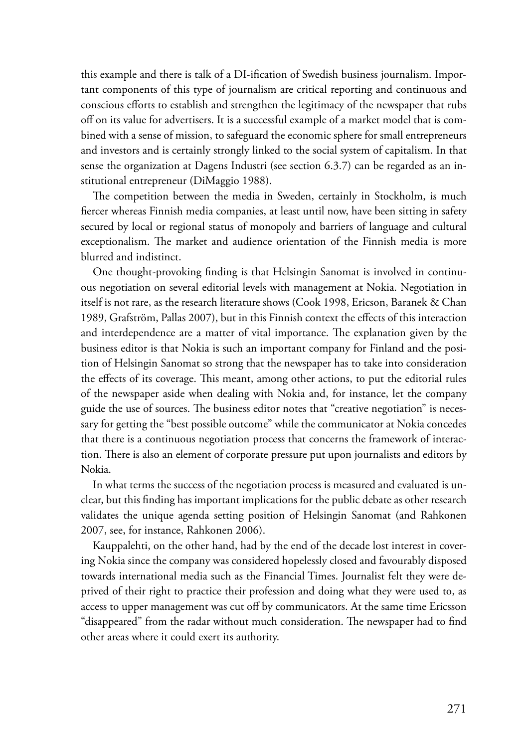this example and there is talk of a DI-ification of Swedish business journalism. Important components of this type of journalism are critical reporting and continuous and conscious efforts to establish and strengthen the legitimacy of the newspaper that rubs off on its value for advertisers. It is a successful example of a market model that is combined with a sense of mission, to safeguard the economic sphere for small entrepreneurs and investors and is certainly strongly linked to the social system of capitalism. In that sense the organization at Dagens Industri (see section 6.3.7) can be regarded as an institutional entrepreneur (DiMaggio 1988).

The competition between the media in Sweden, certainly in Stockholm, is much fiercer whereas Finnish media companies, at least until now, have been sitting in safety secured by local or regional status of monopoly and barriers of language and cultural exceptionalism. The market and audience orientation of the Finnish media is more blurred and indistinct.

One thought-provoking finding is that Helsingin Sanomat is involved in continuous negotiation on several editorial levels with management at Nokia. Negotiation in itself is not rare, as the research literature shows (Cook 1998, Ericson, Baranek & Chan 1989, Grafström, Pallas 2007), but in this Finnish context the effects of this interaction and interdependence are a matter of vital importance. The explanation given by the business editor is that Nokia is such an important company for Finland and the position of Helsingin Sanomat so strong that the newspaper has to take into consideration the effects of its coverage. This meant, among other actions, to put the editorial rules of the newspaper aside when dealing with Nokia and, for instance, let the company guide the use of sources. The business editor notes that "creative negotiation" is necessary for getting the "best possible outcome" while the communicator at Nokia concedes that there is a continuous negotiation process that concerns the framework of interaction. There is also an element of corporate pressure put upon journalists and editors by Nokia.

In what terms the success of the negotiation process is measured and evaluated is unclear, but this finding has important implications for the public debate as other research validates the unique agenda setting position of Helsingin Sanomat (and Rahkonen 2007, see, for instance, Rahkonen 2006).

Kauppalehti, on the other hand, had by the end of the decade lost interest in covering Nokia since the company was considered hopelessly closed and favourably disposed towards international media such as the Financial Times. Journalist felt they were deprived of their right to practice their profession and doing what they were used to, as access to upper management was cut off by communicators. At the same time Ericsson "disappeared" from the radar without much consideration. The newspaper had to find other areas where it could exert its authority.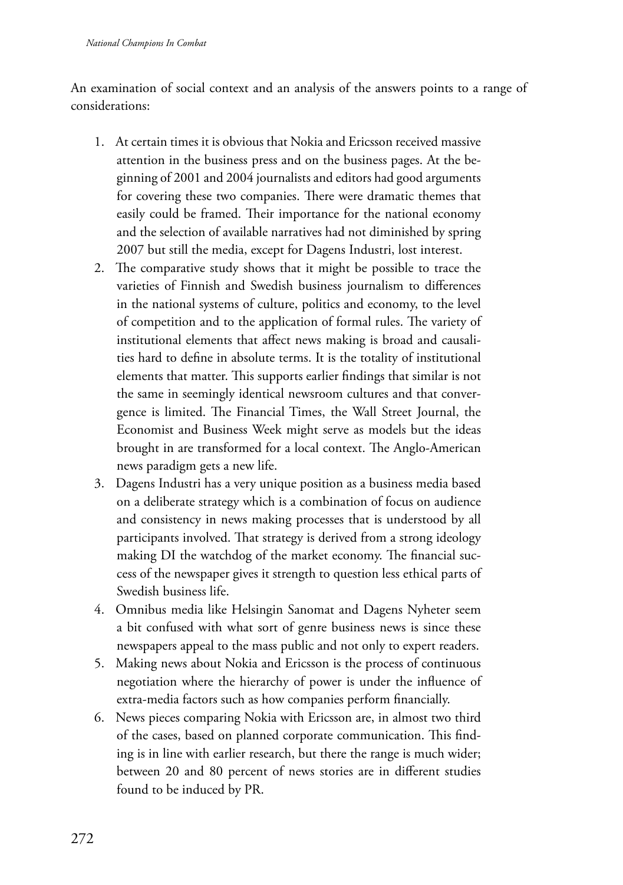An examination of social context and an analysis of the answers points to a range of considerations:

1. At certain times it is obvious that Nokia and Ericsson received massive attention in the business press and on the business pages. At the beginning of 2001 and 2004 journalists and editors had good arguments for covering these two companies. There were dramatic themes that easily could be framed. Their importance for the national economy and the selection of available narratives had not diminished by spring 2007 but still the media, except for Dagens Industri, lost interest.
2. The comparative study shows that it might be possible to trace the varieties of Finnish and Swedish business journalism to differences in the national systems of culture, politics and economy, to the level of competition and to the application of formal rules. The variety of institutional elements that affect news making is broad and causalities hard to define in absolute terms. It is the totality of institutional elements that matter. This supports earlier findings that similar is not the same in seemingly identical newsroom cultures and that convergence is limited. The Financial Times, the Wall Street Journal, the Economist and Business Week might serve as models but the ideas brought in are transformed for a local context. The Anglo-American news paradigm gets a new life.
3. Dagens Industri has a very unique position as a business media based on a deliberate strategy which is a combination of focus on audience and consistency in news making processes that is understood by all participants involved. That strategy is derived from a strong ideology making DI the watchdog of the market economy. The financial success of the newspaper gives it strength to question less ethical parts of Swedish business life.
4. Omnibus media like Helsingin Sanomat and Dagens Nyheter seem a bit confused with what sort of genre business news is since these newspapers appeal to the mass public and not only to expert readers.
5. Making news about Nokia and Ericsson is the process of continuous negotiation where the hierarchy of power is under the influence of extra-media factors such as how companies perform financially.
6. News pieces comparing Nokia with Ericsson are, in almost two third of the cases, based on planned corporate communication. This finding is in line with earlier research, but there the range is much wider; between 20 and 80 percent of news stories are in different studies found to be induced by PR.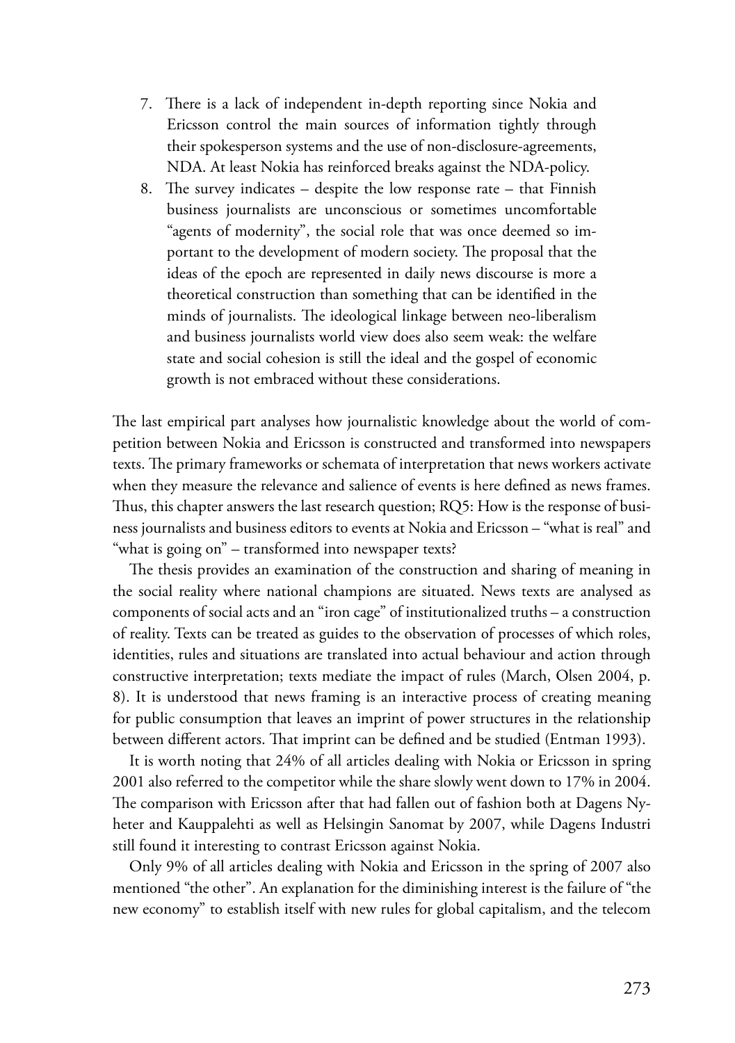7. There is a lack of independent in-depth reporting since Nokia and Ericsson control the main sources of information tightly through their spokesperson systems and the use of non-disclosure-agreements, NDA. At least Nokia has reinforced breaks against the NDA-policy.
8. The survey indicates – despite the low response rate – that Finnish business journalists are unconscious or sometimes uncomfortable "agents of modernity", the social role that was once deemed so important to the development of modern society. The proposal that the ideas of the epoch are represented in daily news discourse is more a theoretical construction than something that can be identified in the minds of journalists. The ideological linkage between neo-liberalism and business journalists world view does also seem weak: the welfare state and social cohesion is still the ideal and the gospel of economic growth is not embraced without these considerations.

The last empirical part analyses how journalistic knowledge about the world of competition between Nokia and Ericsson is constructed and transformed into newspapers texts. The primary frameworks or schemata of interpretation that news workers activate when they measure the relevance and salience of events is here defined as news frames. Thus, this chapter answers the last research question; RQ5: How is the response of business journalists and business editors to events at Nokia and Ericsson – "what is real" and "what is going on" – transformed into newspaper texts?

The thesis provides an examination of the construction and sharing of meaning in the social reality where national champions are situated. News texts are analysed as components of social acts and an "iron cage" of institutionalized truths – a construction of reality. Texts can be treated as guides to the observation of processes of which roles, identities, rules and situations are translated into actual behaviour and action through constructive interpretation; texts mediate the impact of rules (March, Olsen 2004, p. 8). It is understood that news framing is an interactive process of creating meaning for public consumption that leaves an imprint of power structures in the relationship between different actors. That imprint can be defined and be studied (Entman 1993).

It is worth noting that 24% of all articles dealing with Nokia or Ericsson in spring 2001 also referred to the competitor while the share slowly went down to 17% in 2004. The comparison with Ericsson after that had fallen out of fashion both at Dagens Nyheter and Kauppalehti as well as Helsingin Sanomat by 2007, while Dagens Industri still found it interesting to contrast Ericsson against Nokia.

Only 9% of all articles dealing with Nokia and Ericsson in the spring of 2007 also mentioned "the other". An explanation for the diminishing interest is the failure of "the new economy" to establish itself with new rules for global capitalism, and the telecom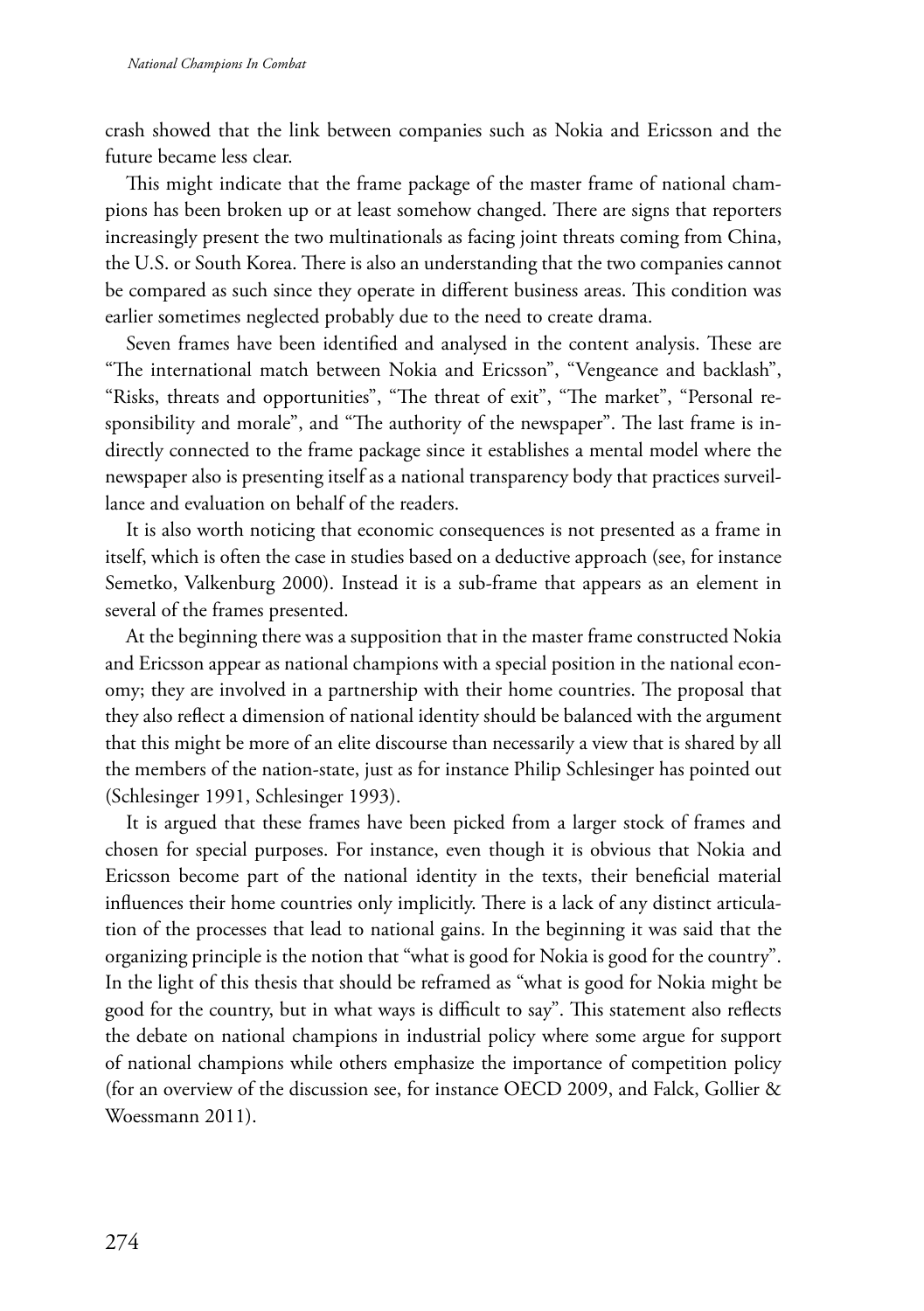crash showed that the link between companies such as Nokia and Ericsson and the future became less clear.

This might indicate that the frame package of the master frame of national champions has been broken up or at least somehow changed. There are signs that reporters increasingly present the two multinationals as facing joint threats coming from China, the U.S. or South Korea. There is also an understanding that the two companies cannot be compared as such since they operate in different business areas. This condition was earlier sometimes neglected probably due to the need to create drama.

Seven frames have been identified and analysed in the content analysis. These are "The international match between Nokia and Ericsson", "Vengeance and backlash", "Risks, threats and opportunities", "The threat of exit", "The market", "Personal responsibility and morale", and "The authority of the newspaper". The last frame is indirectly connected to the frame package since it establishes a mental model where the newspaper also is presenting itself as a national transparency body that practices surveillance and evaluation on behalf of the readers.

It is also worth noticing that economic consequences is not presented as a frame in itself, which is often the case in studies based on a deductive approach (see, for instance Semetko, Valkenburg 2000). Instead it is a sub-frame that appears as an element in several of the frames presented.

At the beginning there was a supposition that in the master frame constructed Nokia and Ericsson appear as national champions with a special position in the national economy; they are involved in a partnership with their home countries. The proposal that they also reflect a dimension of national identity should be balanced with the argument that this might be more of an elite discourse than necessarily a view that is shared by all the members of the nation-state, just as for instance Philip Schlesinger has pointed out (Schlesinger 1991, Schlesinger 1993).

It is argued that these frames have been picked from a larger stock of frames and chosen for special purposes. For instance, even though it is obvious that Nokia and Ericsson become part of the national identity in the texts, their beneficial material influences their home countries only implicitly. There is a lack of any distinct articulation of the processes that lead to national gains. In the beginning it was said that the organizing principle is the notion that "what is good for Nokia is good for the country". In the light of this thesis that should be reframed as "what is good for Nokia might be good for the country, but in what ways is difficult to say". This statement also reflects the debate on national champions in industrial policy where some argue for support of national champions while others emphasize the importance of competition policy (for an overview of the discussion see, for instance OECD 2009, and Falck, Gollier & Woessmann 2011).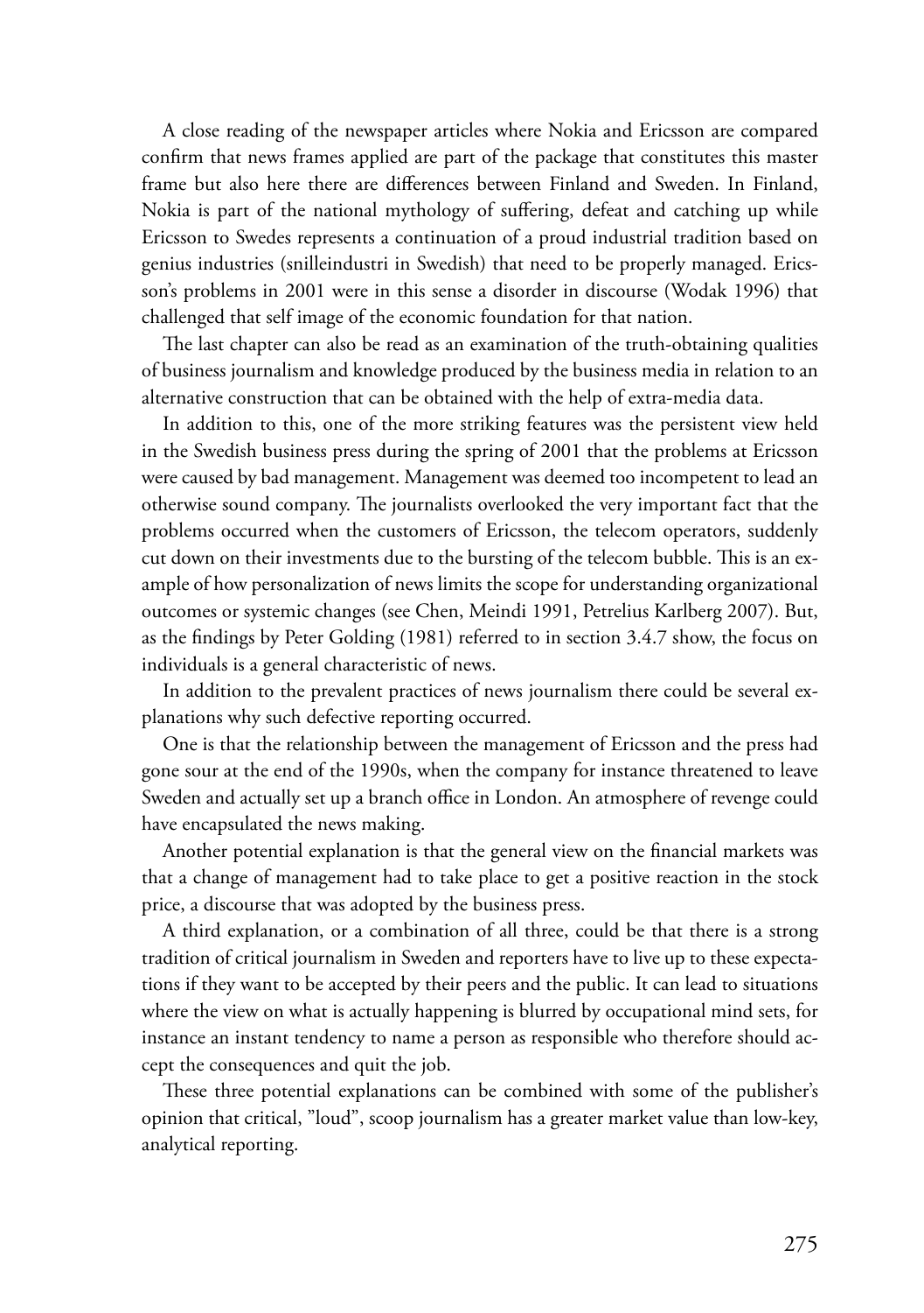A close reading of the newspaper articles where Nokia and Ericsson are compared confirm that news frames applied are part of the package that constitutes this master frame but also here there are differences between Finland and Sweden. In Finland, Nokia is part of the national mythology of suffering, defeat and catching up while Ericsson to Swedes represents a continuation of a proud industrial tradition based on genius industries (snilleindustri in Swedish) that need to be properly managed. Ericsson's problems in 2001 were in this sense a disorder in discourse (Wodak 1996) that challenged that self image of the economic foundation for that nation.

The last chapter can also be read as an examination of the truth-obtaining qualities of business journalism and knowledge produced by the business media in relation to an alternative construction that can be obtained with the help of extra-media data.

In addition to this, one of the more striking features was the persistent view held in the Swedish business press during the spring of 2001 that the problems at Ericsson were caused by bad management. Management was deemed too incompetent to lead an otherwise sound company. The journalists overlooked the very important fact that the problems occurred when the customers of Ericsson, the telecom operators, suddenly cut down on their investments due to the bursting of the telecom bubble. This is an example of how personalization of news limits the scope for understanding organizational outcomes or systemic changes (see Chen, Meindi 1991, Petrelius Karlberg 2007). But, as the findings by Peter Golding (1981) referred to in section 3.4.7 show, the focus on individuals is a general characteristic of news.

In addition to the prevalent practices of news journalism there could be several explanations why such defective reporting occurred.

One is that the relationship between the management of Ericsson and the press had gone sour at the end of the 1990s, when the company for instance threatened to leave Sweden and actually set up a branch office in London. An atmosphere of revenge could have encapsulated the news making.

Another potential explanation is that the general view on the financial markets was that a change of management had to take place to get a positive reaction in the stock price, a discourse that was adopted by the business press.

A third explanation, or a combination of all three, could be that there is a strong tradition of critical journalism in Sweden and reporters have to live up to these expectations if they want to be accepted by their peers and the public. It can lead to situations where the view on what is actually happening is blurred by occupational mind sets, for instance an instant tendency to name a person as responsible who therefore should accept the consequences and quit the job.

These three potential explanations can be combined with some of the publisher's opinion that critical, "loud", scoop journalism has a greater market value than low-key, analytical reporting.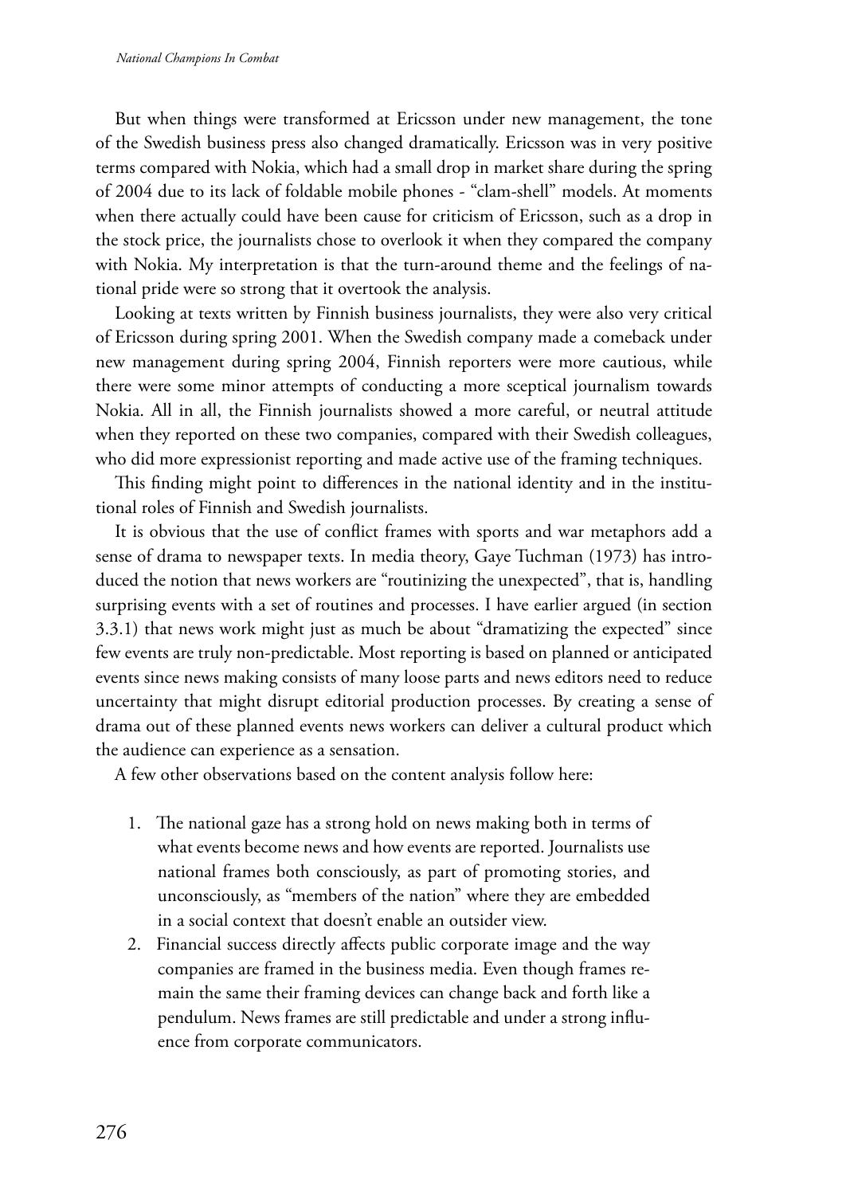But when things were transformed at Ericsson under new management, the tone of the Swedish business press also changed dramatically. Ericsson was in very positive terms compared with Nokia, which had a small drop in market share during the spring of 2004 due to its lack of foldable mobile phones - "clam-shell" models. At moments when there actually could have been cause for criticism of Ericsson, such as a drop in the stock price, the journalists chose to overlook it when they compared the company with Nokia. My interpretation is that the turn-around theme and the feelings of national pride were so strong that it overtook the analysis.

Looking at texts written by Finnish business journalists, they were also very critical of Ericsson during spring 2001. When the Swedish company made a comeback under new management during spring 2004, Finnish reporters were more cautious, while there were some minor attempts of conducting a more sceptical journalism towards Nokia. All in all, the Finnish journalists showed a more careful, or neutral attitude when they reported on these two companies, compared with their Swedish colleagues, who did more expressionist reporting and made active use of the framing techniques.

This finding might point to differences in the national identity and in the institutional roles of Finnish and Swedish journalists.

It is obvious that the use of conflict frames with sports and war metaphors add a sense of drama to newspaper texts. In media theory, Gaye Tuchman (1973) has introduced the notion that news workers are "routinizing the unexpected", that is, handling surprising events with a set of routines and processes. I have earlier argued (in section 3.3.1) that news work might just as much be about "dramatizing the expected" since few events are truly non-predictable. Most reporting is based on planned or anticipated events since news making consists of many loose parts and news editors need to reduce uncertainty that might disrupt editorial production processes. By creating a sense of drama out of these planned events news workers can deliver a cultural product which the audience can experience as a sensation.

A few other observations based on the content analysis follow here:

1. The national gaze has a strong hold on news making both in terms of what events become news and how events are reported. Journalists use national frames both consciously, as part of promoting stories, and unconsciously, as "members of the nation" where they are embedded in a social context that doesn't enable an outsider view.
2. Financial success directly affects public corporate image and the way companies are framed in the business media. Even though frames remain the same their framing devices can change back and forth like a pendulum. News frames are still predictable and under a strong influence from corporate communicators.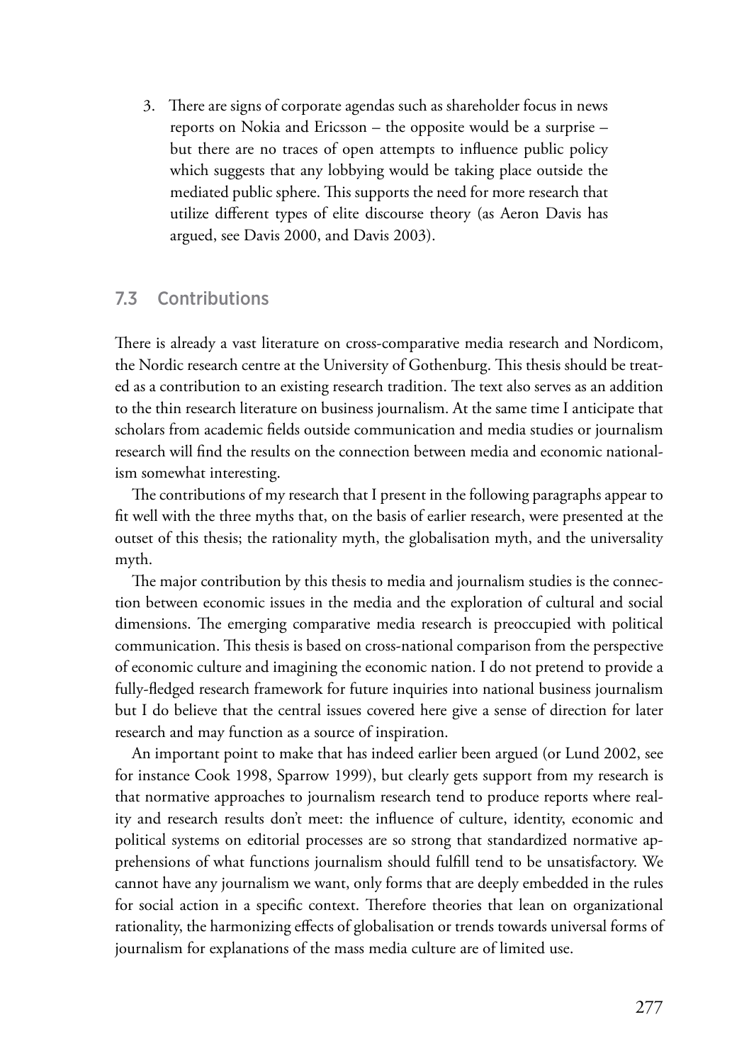3. There are signs of corporate agendas such as shareholder focus in news reports on Nokia and Ericsson – the opposite would be a surprise – but there are no traces of open attempts to influence public policy which suggests that any lobbying would be taking place outside the mediated public sphere. This supports the need for more research that utilize different types of elite discourse theory (as Aeron Davis has argued, see Davis 2000, and Davis 2003).

## 7.3 Contributions

There is already a vast literature on cross-comparative media research and Nordicom, the Nordic research centre at the University of Gothenburg. This thesis should be treated as a contribution to an existing research tradition. The text also serves as an addition to the thin research literature on business journalism. At the same time I anticipate that scholars from academic fields outside communication and media studies or journalism research will find the results on the connection between media and economic nationalism somewhat interesting.

The contributions of my research that I present in the following paragraphs appear to fit well with the three myths that, on the basis of earlier research, were presented at the outset of this thesis; the rationality myth, the globalisation myth, and the universality myth.

The major contribution by this thesis to media and journalism studies is the connection between economic issues in the media and the exploration of cultural and social dimensions. The emerging comparative media research is preoccupied with political communication. This thesis is based on cross-national comparison from the perspective of economic culture and imagining the economic nation. I do not pretend to provide a fully-fledged research framework for future inquiries into national business journalism but I do believe that the central issues covered here give a sense of direction for later research and may function as a source of inspiration.

An important point to make that has indeed earlier been argued (or Lund 2002, see for instance Cook 1998, Sparrow 1999), but clearly gets support from my research is that normative approaches to journalism research tend to produce reports where reality and research results don't meet: the influence of culture, identity, economic and political systems on editorial processes are so strong that standardized normative apprehensions of what functions journalism should fulfill tend to be unsatisfactory. We cannot have any journalism we want, only forms that are deeply embedded in the rules for social action in a specific context. Therefore theories that lean on organizational rationality, the harmonizing effects of globalisation or trends towards universal forms of journalism for explanations of the mass media culture are of limited use.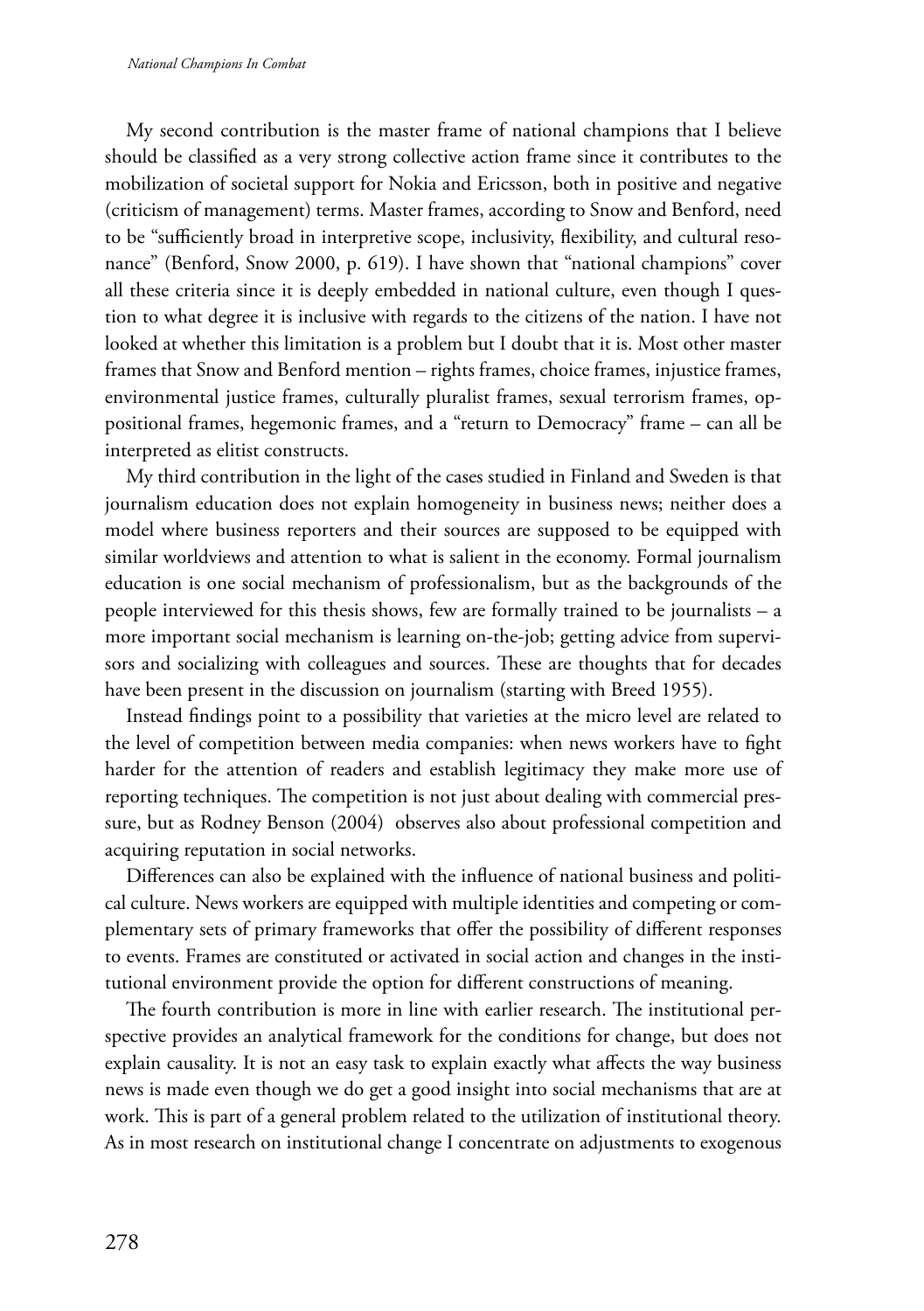My second contribution is the master frame of national champions that I believe should be classified as a very strong collective action frame since it contributes to the mobilization of societal support for Nokia and Ericsson, both in positive and negative (criticism of management) terms. Master frames, according to Snow and Benford, need to be "sufficiently broad in interpretive scope, inclusivity, flexibility, and cultural resonance" (Benford, Snow 2000, p. 619). I have shown that "national champions" cover all these criteria since it is deeply embedded in national culture, even though I question to what degree it is inclusive with regards to the citizens of the nation. I have not looked at whether this limitation is a problem but I doubt that it is. Most other master frames that Snow and Benford mention – rights frames, choice frames, injustice frames, environmental justice frames, culturally pluralist frames, sexual terrorism frames, oppositional frames, hegemonic frames, and a "return to Democracy" frame – can all be interpreted as elitist constructs.

My third contribution in the light of the cases studied in Finland and Sweden is that journalism education does not explain homogeneity in business news; neither does a model where business reporters and their sources are supposed to be equipped with similar worldviews and attention to what is salient in the economy. Formal journalism education is one social mechanism of professionalism, but as the backgrounds of the people interviewed for this thesis shows, few are formally trained to be journalists – a more important social mechanism is learning on-the-job; getting advice from supervisors and socializing with colleagues and sources. These are thoughts that for decades have been present in the discussion on journalism (starting with Breed 1955).

Instead findings point to a possibility that varieties at the micro level are related to the level of competition between media companies: when news workers have to fight harder for the attention of readers and establish legitimacy they make more use of reporting techniques. The competition is not just about dealing with commercial pressure, but as Rodney Benson (2004) observes also about professional competition and acquiring reputation in social networks.

Differences can also be explained with the influence of national business and political culture. News workers are equipped with multiple identities and competing or complementary sets of primary frameworks that offer the possibility of different responses to events. Frames are constituted or activated in social action and changes in the institutional environment provide the option for different constructions of meaning.

The fourth contribution is more in line with earlier research. The institutional perspective provides an analytical framework for the conditions for change, but does not explain causality. It is not an easy task to explain exactly what affects the way business news is made even though we do get a good insight into social mechanisms that are at work. This is part of a general problem related to the utilization of institutional theory. As in most research on institutional change I concentrate on adjustments to exogenous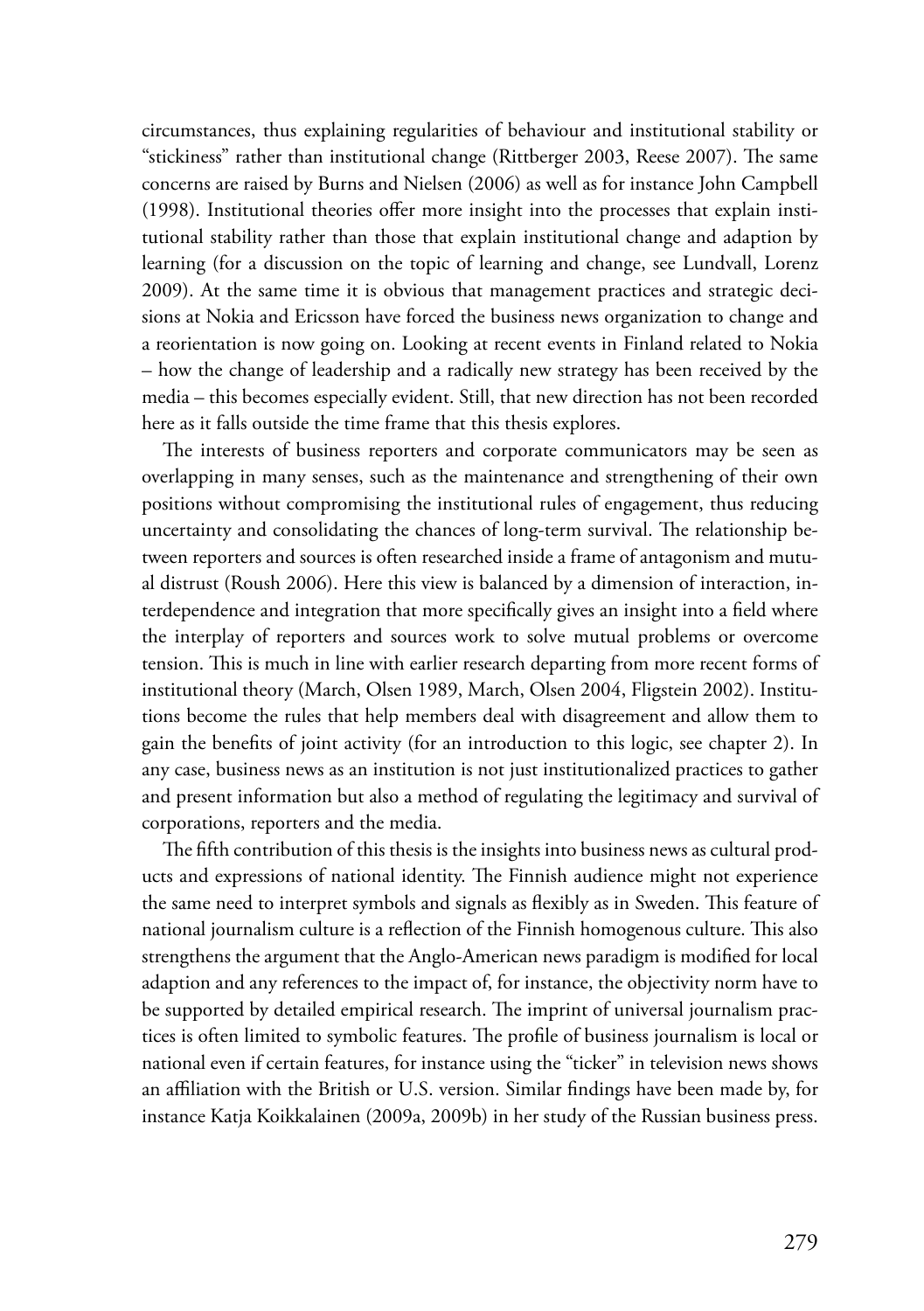circumstances, thus explaining regularities of behaviour and institutional stability or "stickiness" rather than institutional change (Rittberger 2003, Reese 2007). The same concerns are raised by Burns and Nielsen (2006) as well as for instance John Campbell (1998). Institutional theories offer more insight into the processes that explain institutional stability rather than those that explain institutional change and adaption by learning (for a discussion on the topic of learning and change, see Lundvall, Lorenz 2009). At the same time it is obvious that management practices and strategic decisions at Nokia and Ericsson have forced the business news organization to change and a reorientation is now going on. Looking at recent events in Finland related to Nokia – how the change of leadership and a radically new strategy has been received by the media – this becomes especially evident. Still, that new direction has not been recorded here as it falls outside the time frame that this thesis explores.

The interests of business reporters and corporate communicators may be seen as overlapping in many senses, such as the maintenance and strengthening of their own positions without compromising the institutional rules of engagement, thus reducing uncertainty and consolidating the chances of long-term survival. The relationship between reporters and sources is often researched inside a frame of antagonism and mutual distrust (Roush 2006). Here this view is balanced by a dimension of interaction, interdependence and integration that more specifically gives an insight into a field where the interplay of reporters and sources work to solve mutual problems or overcome tension. This is much in line with earlier research departing from more recent forms of institutional theory (March, Olsen 1989, March, Olsen 2004, Fligstein 2002). Institutions become the rules that help members deal with disagreement and allow them to gain the benefits of joint activity (for an introduction to this logic, see chapter 2). In any case, business news as an institution is not just institutionalized practices to gather and present information but also a method of regulating the legitimacy and survival of corporations, reporters and the media.

The fifth contribution of this thesis is the insights into business news as cultural products and expressions of national identity. The Finnish audience might not experience the same need to interpret symbols and signals as flexibly as in Sweden. This feature of national journalism culture is a reflection of the Finnish homogenous culture. This also strengthens the argument that the Anglo-American news paradigm is modified for local adaption and any references to the impact of, for instance, the objectivity norm have to be supported by detailed empirical research. The imprint of universal journalism practices is often limited to symbolic features. The profile of business journalism is local or national even if certain features, for instance using the "ticker" in television news shows an affiliation with the British or U.S. version. Similar findings have been made by, for instance Katja Koikkalainen (2009a, 2009b) in her study of the Russian business press.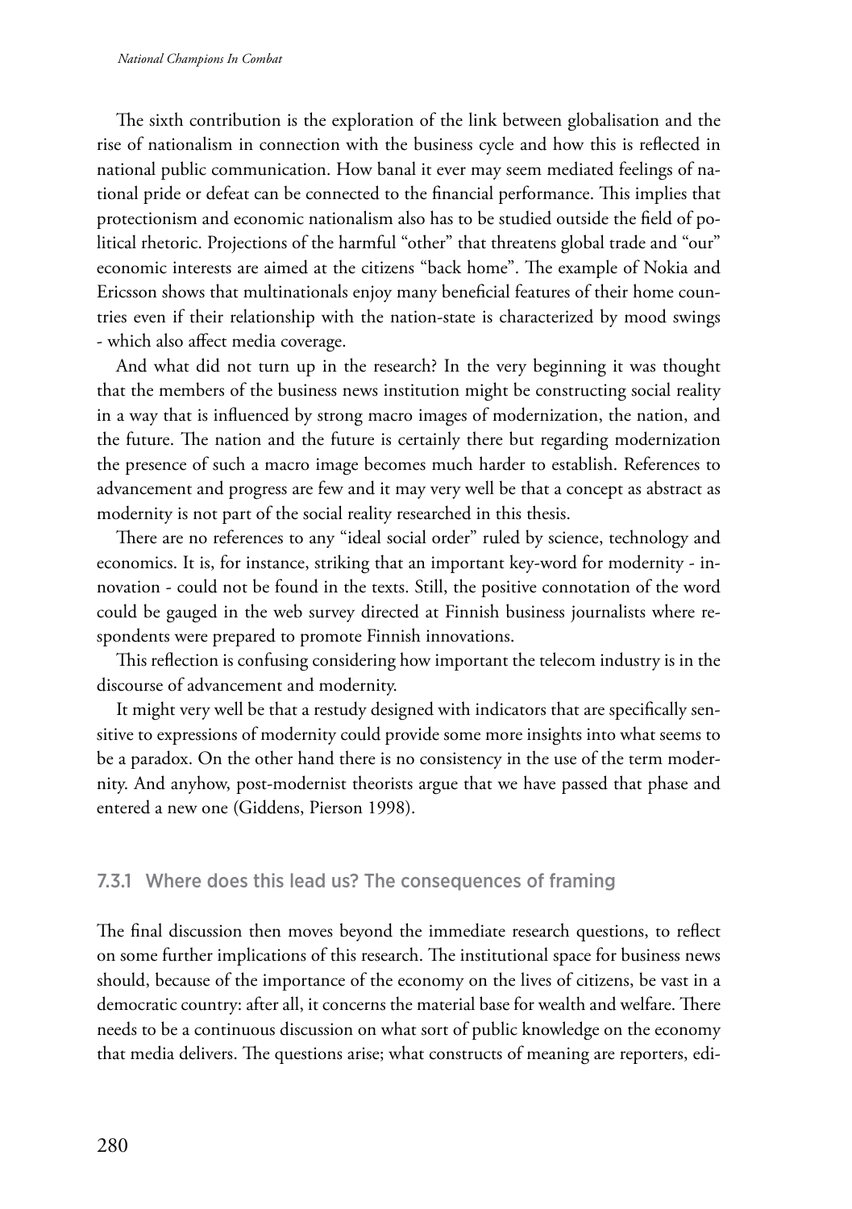The sixth contribution is the exploration of the link between globalisation and the rise of nationalism in connection with the business cycle and how this is reflected in national public communication. How banal it ever may seem mediated feelings of national pride or defeat can be connected to the financial performance. This implies that protectionism and economic nationalism also has to be studied outside the field of political rhetoric. Projections of the harmful "other" that threatens global trade and "our" economic interests are aimed at the citizens "back home". The example of Nokia and Ericsson shows that multinationals enjoy many beneficial features of their home countries even if their relationship with the nation-state is characterized by mood swings - which also affect media coverage.

And what did not turn up in the research? In the very beginning it was thought that the members of the business news institution might be constructing social reality in a way that is influenced by strong macro images of modernization, the nation, and the future. The nation and the future is certainly there but regarding modernization the presence of such a macro image becomes much harder to establish. References to advancement and progress are few and it may very well be that a concept as abstract as modernity is not part of the social reality researched in this thesis.

There are no references to any "ideal social order" ruled by science, technology and economics. It is, for instance, striking that an important key-word for modernity - innovation - could not be found in the texts. Still, the positive connotation of the word could be gauged in the web survey directed at Finnish business journalists where respondents were prepared to promote Finnish innovations.

This reflection is confusing considering how important the telecom industry is in the discourse of advancement and modernity.

It might very well be that a restudy designed with indicators that are specifically sensitive to expressions of modernity could provide some more insights into what seems to be a paradox. On the other hand there is no consistency in the use of the term modernity. And anyhow, post-modernist theorists argue that we have passed that phase and entered a new one (Giddens, Pierson 1998).

### 7.3.1 Where does this lead us? The consequences of framing

The final discussion then moves beyond the immediate research questions, to reflect on some further implications of this research. The institutional space for business news should, because of the importance of the economy on the lives of citizens, be vast in a democratic country: after all, it concerns the material base for wealth and welfare. There needs to be a continuous discussion on what sort of public knowledge on the economy that media delivers. The questions arise; what constructs of meaning are reporters, edi-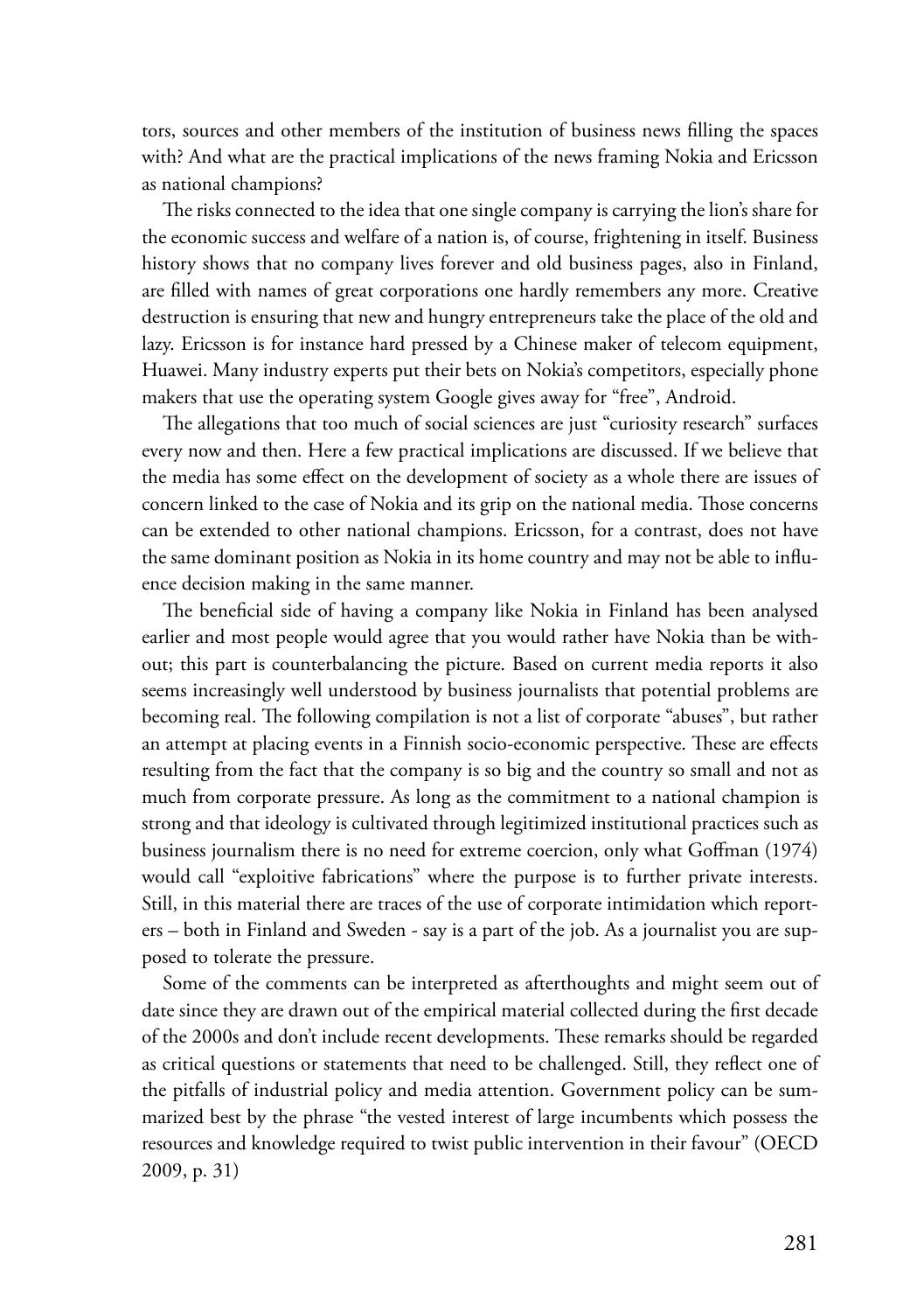tors, sources and other members of the institution of business news filling the spaces with? And what are the practical implications of the news framing Nokia and Ericsson as national champions?

The risks connected to the idea that one single company is carrying the lion's share for the economic success and welfare of a nation is, of course, frightening in itself. Business history shows that no company lives forever and old business pages, also in Finland, are filled with names of great corporations one hardly remembers any more. Creative destruction is ensuring that new and hungry entrepreneurs take the place of the old and lazy. Ericsson is for instance hard pressed by a Chinese maker of telecom equipment, Huawei. Many industry experts put their bets on Nokia's competitors, especially phone makers that use the operating system Google gives away for "free", Android.

The allegations that too much of social sciences are just "curiosity research" surfaces every now and then. Here a few practical implications are discussed. If we believe that the media has some effect on the development of society as a whole there are issues of concern linked to the case of Nokia and its grip on the national media. Those concerns can be extended to other national champions. Ericsson, for a contrast, does not have the same dominant position as Nokia in its home country and may not be able to influence decision making in the same manner.

The beneficial side of having a company like Nokia in Finland has been analysed earlier and most people would agree that you would rather have Nokia than be without; this part is counterbalancing the picture. Based on current media reports it also seems increasingly well understood by business journalists that potential problems are becoming real. The following compilation is not a list of corporate "abuses", but rather an attempt at placing events in a Finnish socio-economic perspective. These are effects resulting from the fact that the company is so big and the country so small and not as much from corporate pressure. As long as the commitment to a national champion is strong and that ideology is cultivated through legitimized institutional practices such as business journalism there is no need for extreme coercion, only what Goffman (1974) would call "exploitive fabrications" where the purpose is to further private interests. Still, in this material there are traces of the use of corporate intimidation which reporters – both in Finland and Sweden - say is a part of the job. As a journalist you are supposed to tolerate the pressure.

Some of the comments can be interpreted as afterthoughts and might seem out of date since they are drawn out of the empirical material collected during the first decade of the 2000s and don't include recent developments. These remarks should be regarded as critical questions or statements that need to be challenged. Still, they reflect one of the pitfalls of industrial policy and media attention. Government policy can be summarized best by the phrase "the vested interest of large incumbents which possess the resources and knowledge required to twist public intervention in their favour" (OECD 2009, p. 31)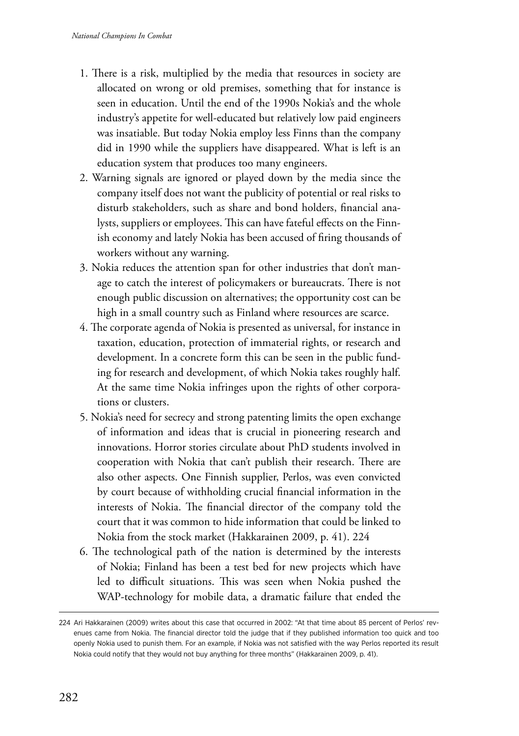1. There is a risk, multiplied by the media that resources in society are allocated on wrong or old premises, something that for instance is seen in education. Until the end of the 1990s Nokia's and the whole industry's appetite for well-educated but relatively low paid engineers was insatiable. But today Nokia employ less Finns than the company did in 1990 while the suppliers have disappeared. What is left is an education system that produces too many engineers.
2. Warning signals are ignored or played down by the media since the company itself does not want the publicity of potential or real risks to disturb stakeholders, such as share and bond holders, financial analysts, suppliers or employees. This can have fateful effects on the Finnish economy and lately Nokia has been accused of firing thousands of workers without any warning.
3. Nokia reduces the attention span for other industries that don't manage to catch the interest of policymakers or bureaucrats. There is not enough public discussion on alternatives; the opportunity cost can be high in a small country such as Finland where resources are scarce.
4. The corporate agenda of Nokia is presented as universal, for instance in taxation, education, protection of immaterial rights, or research and development. In a concrete form this can be seen in the public funding for research and development, of which Nokia takes roughly half. At the same time Nokia infringes upon the rights of other corporations or clusters.
5. Nokia's need for secrecy and strong patenting limits the open exchange of information and ideas that is crucial in pioneering research and innovations. Horror stories circulate about PhD students involved in cooperation with Nokia that can't publish their research. There are also other aspects. One Finnish supplier, Perlos, was even convicted by court because of withholding crucial financial information in the interests of Nokia. The financial director of the company told the court that it was common to hide information that could be linked to Nokia from the stock market (Hakkarainen 2009, p. 41). [224]
6. The technological path of the nation is determined by the interests of Nokia; Finland has been a test bed for new projects which have led to difficult situations. This was seen when Nokia pushed the WAP-technology for mobile data, a dramatic failure that ended the

---

224 Ari Hakkarainen (2009) writes about this case that occurred in 2002: "At that time about 85 percent of Perlos' revenues came from Nokia. The financial director told the judge that if they published information too quick and too openly Nokia used to punish them. For an example, if Nokia was not satisfied with the way Perlos reported its result Nokia could notify that they would not buy anything for three months" (Hakkarainen 2009, p. 41).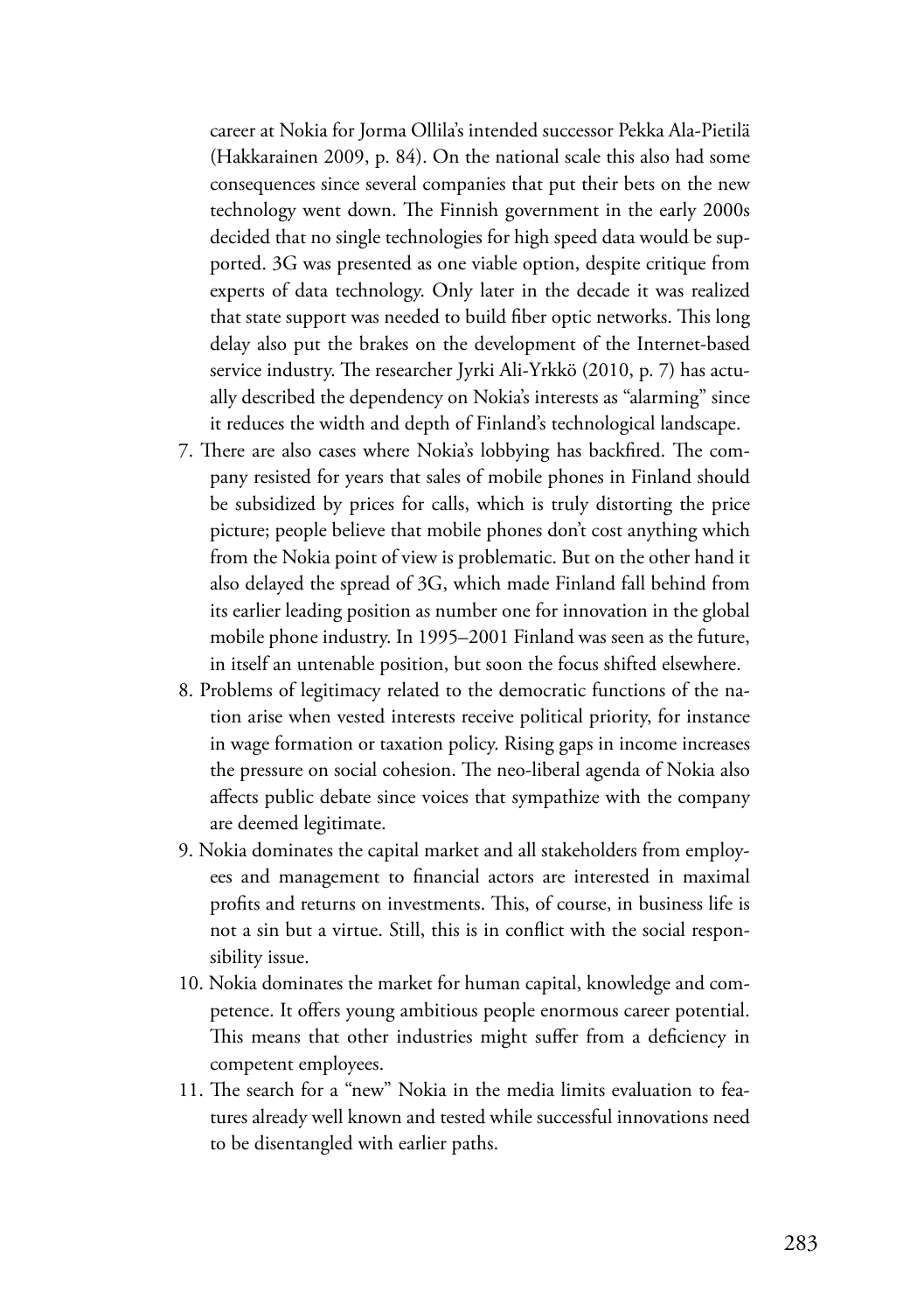career at Nokia for Jorma Ollila's intended successor Pekka Ala-Pietilä (Hakkarainen 2009, p. 84). On the national scale this also had some consequences since several companies that put their bets on the new technology went down. The Finnish government in the early 2000s decided that no single technologies for high speed data would be supported. 3G was presented as one viable option, despite critique from experts of data technology. Only later in the decade it was realized that state support was needed to build fiber optic networks. This long delay also put the brakes on the development of the Internet-based service industry. The researcher Jyrki Ali-Yrkkö (2010, p. 7) has actually described the dependency on Nokia's interests as "alarming" since it reduces the width and depth of Finland's technological landscape.

7. There are also cases where Nokia's lobbying has backfired. The company resisted for years that sales of mobile phones in Finland should be subsidized by prices for calls, which is truly distorting the price picture; people believe that mobile phones don't cost anything which from the Nokia point of view is problematic. But on the other hand it also delayed the spread of 3G, which made Finland fall behind from its earlier leading position as number one for innovation in the global mobile phone industry. In 1995–2001 Finland was seen as the future, in itself an untenable position, but soon the focus shifted elsewhere.
8. Problems of legitimacy related to the democratic functions of the nation arise when vested interests receive political priority, for instance in wage formation or taxation policy. Rising gaps in income increases the pressure on social cohesion. The neo-liberal agenda of Nokia also affects public debate since voices that sympathize with the company are deemed legitimate.
9. Nokia dominates the capital market and all stakeholders from employees and management to financial actors are interested in maximal profits and returns on investments. This, of course, in business life is not a sin but a virtue. Still, this is in conflict with the social responsibility issue.
10. Nokia dominates the market for human capital, knowledge and competence. It offers young ambitious people enormous career potential. This means that other industries might suffer from a deficiency in competent employees.
11. The search for a "new" Nokia in the media limits evaluation to features already well known and tested while successful innovations need to be disentangled with earlier paths.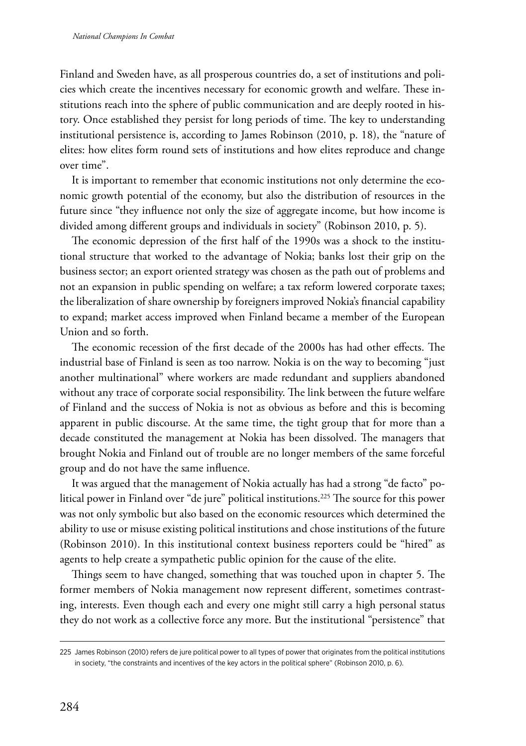Finland and Sweden have, as all prosperous countries do, a set of institutions and policies which create the incentives necessary for economic growth and welfare. These institutions reach into the sphere of public communication and are deeply rooted in history. Once established they persist for long periods of time. The key to understanding institutional persistence is, according to James Robinson (2010, p. 18), the "nature of elites: how elites form round sets of institutions and how elites reproduce and change over time".

It is important to remember that economic institutions not only determine the economic growth potential of the economy, but also the distribution of resources in the future since "they influence not only the size of aggregate income, but how income is divided among different groups and individuals in society" (Robinson 2010, p. 5).

The economic depression of the first half of the 1990s was a shock to the institutional structure that worked to the advantage of Nokia; banks lost their grip on the business sector; an export oriented strategy was chosen as the path out of problems and not an expansion in public spending on welfare; a tax reform lowered corporate taxes; the liberalization of share ownership by foreigners improved Nokia's financial capability to expand; market access improved when Finland became a member of the European Union and so forth.

The economic recession of the first decade of the 2000s has had other effects. The industrial base of Finland is seen as too narrow. Nokia is on the way to becoming "just another multinational" where workers are made redundant and suppliers abandoned without any trace of corporate social responsibility. The link between the future welfare of Finland and the success of Nokia is not as obvious as before and this is becoming apparent in public discourse. At the same time, the tight group that for more than a decade constituted the management at Nokia has been dissolved. The managers that brought Nokia and Finland out of trouble are no longer members of the same forceful group and do not have the same influence.

It was argued that the management of Nokia actually has had a strong "de facto" political power in Finland over "de jure" political institutions.[225] The source for this power was not only symbolic but also based on the economic resources which determined the ability to use or misuse existing political institutions and chose institutions of the future (Robinson 2010). In this institutional context business reporters could be "hired" as agents to help create a sympathetic public opinion for the cause of the elite.

Things seem to have changed, something that was touched upon in chapter 5. The former members of Nokia management now represent different, sometimes contrasting, interests. Even though each and every one might still carry a high personal status they do not work as a collective force any more. But the institutional "persistence" that

225 James Robinson (2010) refers de jure political power to all types of power that originates from the political institutions in society, "the constraints and incentives of the key actors in the political sphere" (Robinson 2010, p. 6).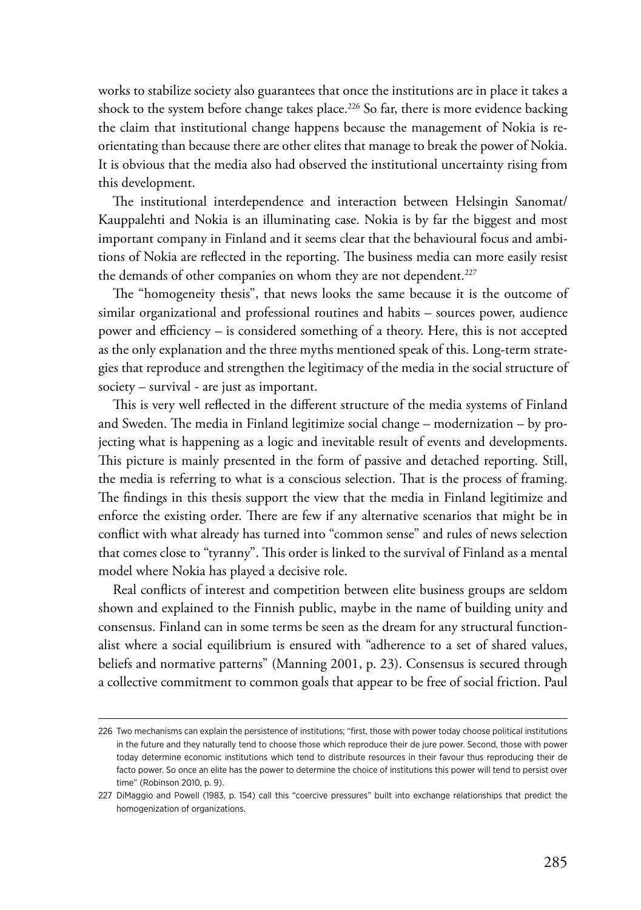works to stabilize society also guarantees that once the institutions are in place it takes a shock to the system before change takes place.[226] So far, there is more evidence backing the claim that institutional change happens because the management of Nokia is reorientating than because there are other elites that manage to break the power of Nokia. It is obvious that the media also had observed the institutional uncertainty rising from this development.

The institutional interdependence and interaction between Helsingin Sanomat/Kauppalehti and Nokia is an illuminating case. Nokia is by far the biggest and most important company in Finland and it seems clear that the behavioural focus and ambitions of Nokia are reflected in the reporting. The business media can more easily resist the demands of other companies on whom they are not dependent.[227]

The "homogeneity thesis", that news looks the same because it is the outcome of similar organizational and professional routines and habits – sources power, audience power and efficiency – is considered something of a theory. Here, this is not accepted as the only explanation and the three myths mentioned speak of this. Long-term strategies that reproduce and strengthen the legitimacy of the media in the social structure of society – survival - are just as important.

This is very well reflected in the different structure of the media systems of Finland and Sweden. The media in Finland legitimize social change – modernization – by projecting what is happening as a logic and inevitable result of events and developments. This picture is mainly presented in the form of passive and detached reporting. Still, the media is referring to what is a conscious selection. That is the process of framing. The findings in this thesis support the view that the media in Finland legitimize and enforce the existing order. There are few if any alternative scenarios that might be in conflict with what already has turned into "common sense" and rules of news selection that comes close to "tyranny". This order is linked to the survival of Finland as a mental model where Nokia has played a decisive role.

Real conflicts of interest and competition between elite business groups are seldom shown and explained to the Finnish public, maybe in the name of building unity and consensus. Finland can in some terms be seen as the dream for any structural functionalist where a social equilibrium is ensured with "adherence to a set of shared values, beliefs and normative patterns" (Manning 2001, p. 23). Consensus is secured through a collective commitment to common goals that appear to be free of social friction. Paul

---

226 Two mechanisms can explain the persistence of institutions; "first, those with power today choose political institutions in the future and they naturally tend to choose those which reproduce their de jure power. Second, those with power today determine economic institutions which tend to distribute resources in their favour thus reproducing their de facto power. So once an elite has the power to determine the choice of institutions this power will tend to persist over time" (Robinson 2010, p. 9).

227 DiMaggio and Powell (1983, p. 154) call this "coercive pressures" built into exchange relationships that predict the homogenization of organizations.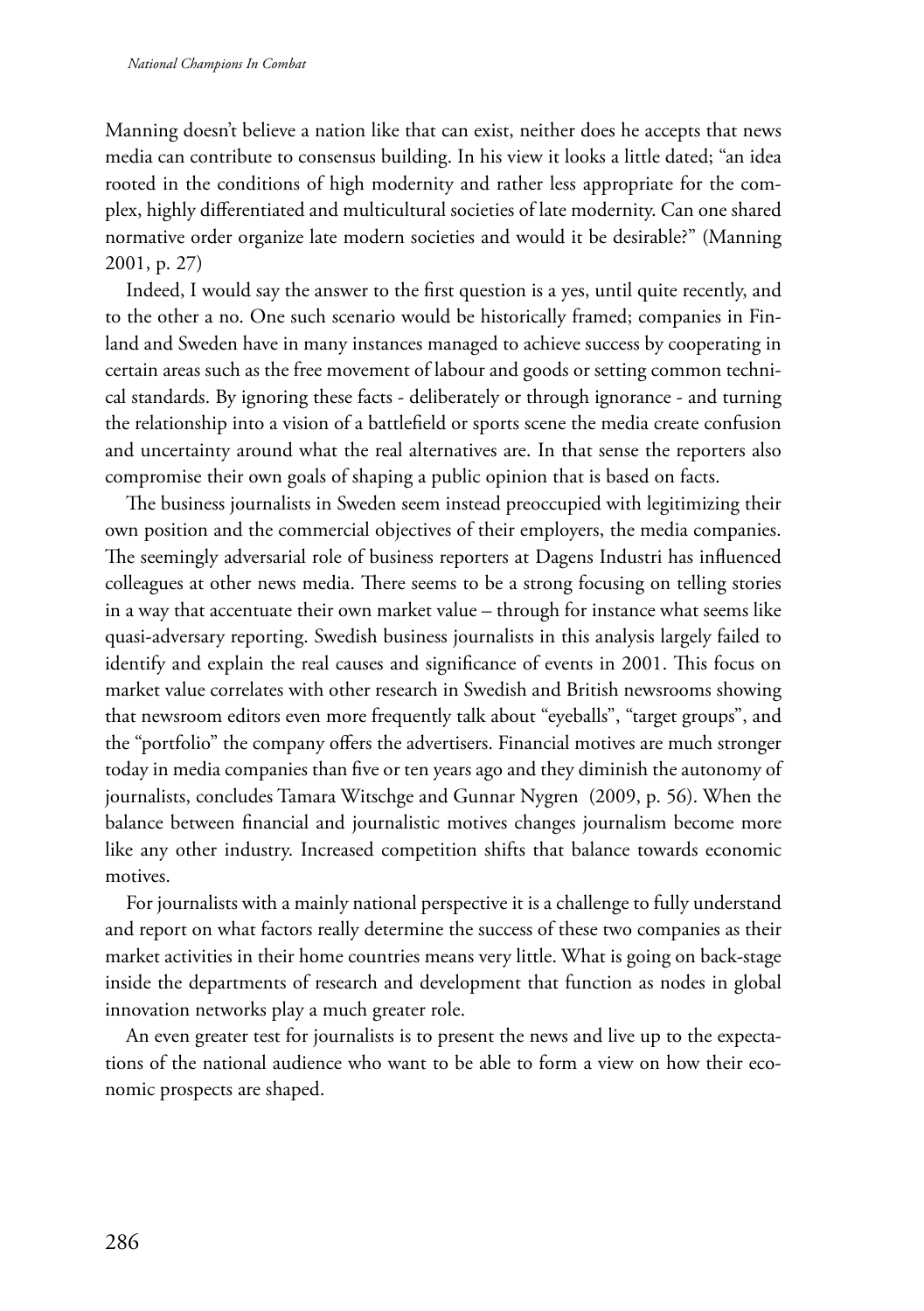Manning doesn't believe a nation like that can exist, neither does he accepts that news media can contribute to consensus building. In his view it looks a little dated; "an idea rooted in the conditions of high modernity and rather less appropriate for the complex, highly differentiated and multicultural societies of late modernity. Can one shared normative order organize late modern societies and would it be desirable?" (Manning 2001, p. 27)

Indeed, I would say the answer to the first question is a yes, until quite recently, and to the other a no. One such scenario would be historically framed; companies in Finland and Sweden have in many instances managed to achieve success by cooperating in certain areas such as the free movement of labour and goods or setting common technical standards. By ignoring these facts - deliberately or through ignorance - and turning the relationship into a vision of a battlefield or sports scene the media create confusion and uncertainty around what the real alternatives are. In that sense the reporters also compromise their own goals of shaping a public opinion that is based on facts.

The business journalists in Sweden seem instead preoccupied with legitimizing their own position and the commercial objectives of their employers, the media companies. The seemingly adversarial role of business reporters at Dagens Industri has influenced colleagues at other news media. There seems to be a strong focusing on telling stories in a way that accentuate their own market value – through for instance what seems like quasi-adversary reporting. Swedish business journalists in this analysis largely failed to identify and explain the real causes and significance of events in 2001. This focus on market value correlates with other research in Swedish and British newsrooms showing that newsroom editors even more frequently talk about "eyeballs", "target groups", and the "portfolio" the company offers the advertisers. Financial motives are much stronger today in media companies than five or ten years ago and they diminish the autonomy of journalists, concludes Tamara Witschge and Gunnar Nygren (2009, p. 56). When the balance between financial and journalistic motives changes journalism become more like any other industry. Increased competition shifts that balance towards economic motives.

For journalists with a mainly national perspective it is a challenge to fully understand and report on what factors really determine the success of these two companies as their market activities in their home countries means very little. What is going on back-stage inside the departments of research and development that function as nodes in global innovation networks play a much greater role.

An even greater test for journalists is to present the news and live up to the expectations of the national audience who want to be able to form a view on how their economic prospects are shaped.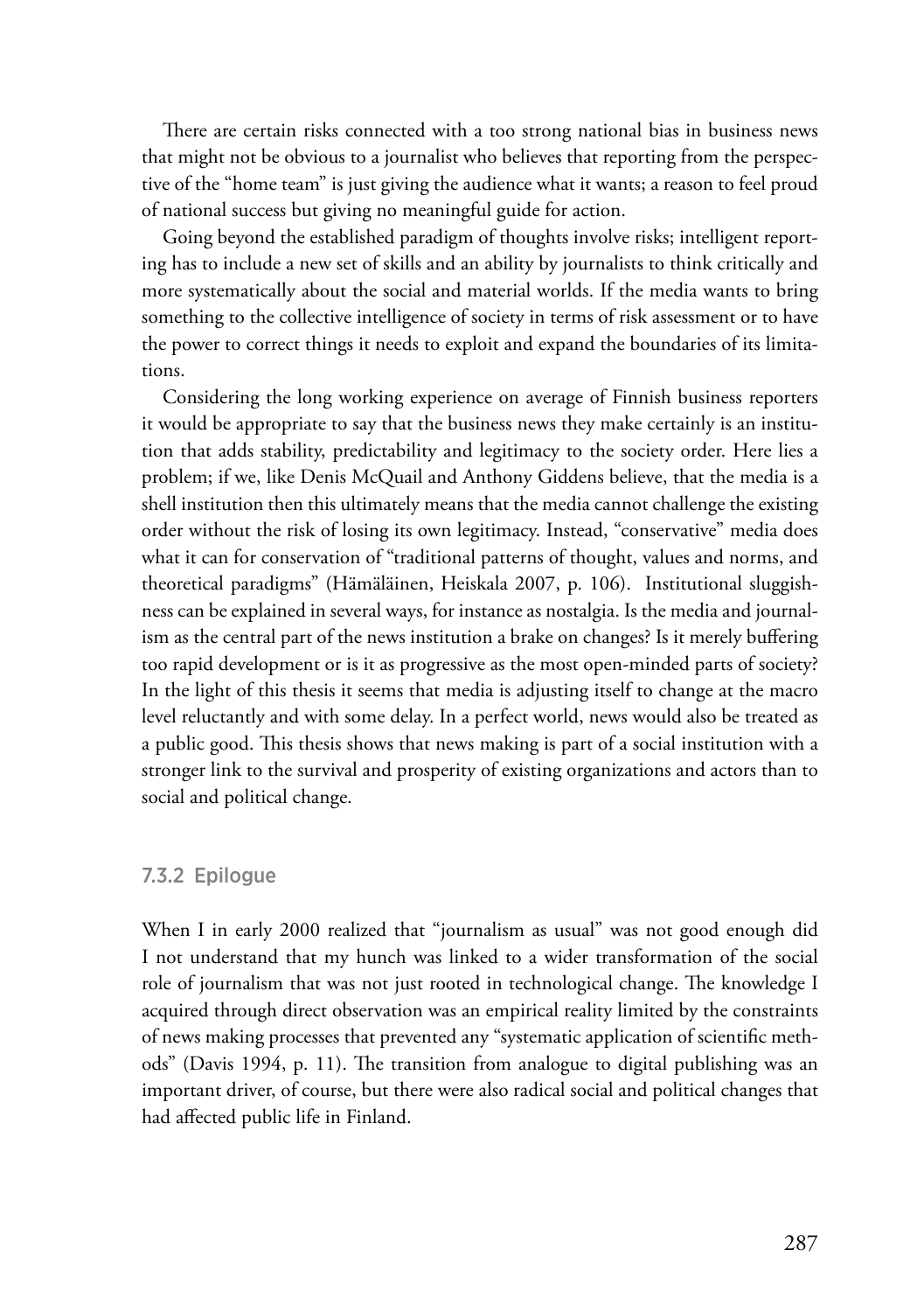There are certain risks connected with a too strong national bias in business news that might not be obvious to a journalist who believes that reporting from the perspective of the "home team" is just giving the audience what it wants; a reason to feel proud of national success but giving no meaningful guide for action.

Going beyond the established paradigm of thoughts involve risks; intelligent reporting has to include a new set of skills and an ability by journalists to think critically and more systematically about the social and material worlds. If the media wants to bring something to the collective intelligence of society in terms of risk assessment or to have the power to correct things it needs to exploit and expand the boundaries of its limitations.

Considering the long working experience on average of Finnish business reporters it would be appropriate to say that the business news they make certainly is an institution that adds stability, predictability and legitimacy to the society order. Here lies a problem; if we, like Denis McQuail and Anthony Giddens believe, that the media is a shell institution then this ultimately means that the media cannot challenge the existing order without the risk of losing its own legitimacy. Instead, "conservative" media does what it can for conservation of "traditional patterns of thought, values and norms, and theoretical paradigms" (Hämäläinen, Heiskala 2007, p. 106). Institutional sluggishness can be explained in several ways, for instance as nostalgia. Is the media and journalism as the central part of the news institution a brake on changes? Is it merely buffering too rapid development or is it as progressive as the most open-minded parts of society? In the light of this thesis it seems that media is adjusting itself to change at the macro level reluctantly and with some delay. In a perfect world, news would also be treated as a public good. This thesis shows that news making is part of a social institution with a stronger link to the survival and prosperity of existing organizations and actors than to social and political change.

### 7.3.2 Epilogue

When I in early 2000 realized that "journalism as usual" was not good enough did I not understand that my hunch was linked to a wider transformation of the social role of journalism that was not just rooted in technological change. The knowledge I acquired through direct observation was an empirical reality limited by the constraints of news making processes that prevented any "systematic application of scientific methods" (Davis 1994, p. 11). The transition from analogue to digital publishing was an important driver, of course, but there were also radical social and political changes that had affected public life in Finland.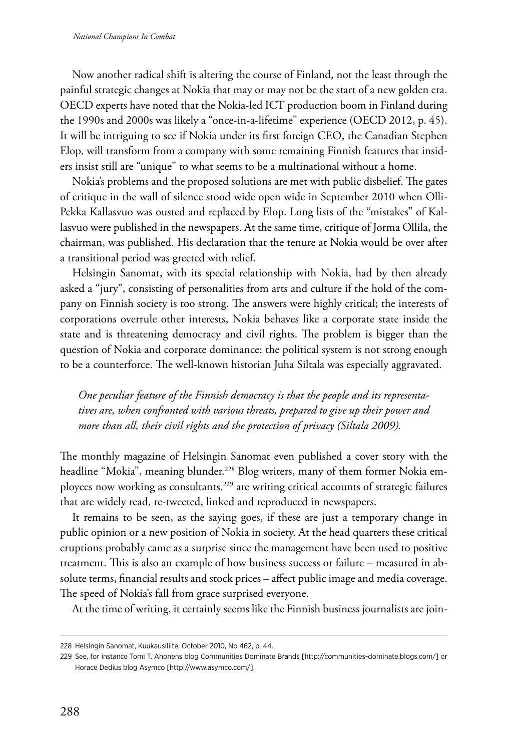Now another radical shift is altering the course of Finland, not the least through the painful strategic changes at Nokia that may or may not be the start of a new golden era. OECD experts have noted that the Nokia-led ICT production boom in Finland during the 1990s and 2000s was likely a "once-in-a-lifetime" experience (OECD 2012, p. 45). It will be intriguing to see if Nokia under its first foreign CEO, the Canadian Stephen Elop, will transform from a company with some remaining Finnish features that insiders insist still are "unique" to what seems to be a multinational without a home.

Nokia's problems and the proposed solutions are met with public disbelief. The gates of critique in the wall of silence stood wide open wide in September 2010 when Olli-Pekka Kallasvuo was ousted and replaced by Elop. Long lists of the "mistakes" of Kallasvuo were published in the newspapers. At the same time, critique of Jorma Ollila, the chairman, was published. His declaration that the tenure at Nokia would be over after a transitional period was greeted with relief.

Helsingin Sanomat, with its special relationship with Nokia, had by then already asked a "jury", consisting of personalities from arts and culture if the hold of the company on Finnish society is too strong. The answers were highly critical; the interests of corporations overrule other interests, Nokia behaves like a corporate state inside the state and is threatening democracy and civil rights. The problem is bigger than the question of Nokia and corporate dominance: the political system is not strong enough to be a counterforce. The well-known historian Juha Siltala was especially aggravated.

> *One peculiar feature of the Finnish democracy is that the people and its representatives are, when confronted with various threats, prepared to give up their power and more than all, their civil rights and the protection of privacy (Siltala 2009).*

The monthly magazine of Helsingin Sanomat even published a cover story with the headline "Mokia", meaning blunder.[228] Blog writers, many of them former Nokia employees now working as consultants,[229] are writing critical accounts of strategic failures that are widely read, re-tweeted, linked and reproduced in newspapers.

It remains to be seen, as the saying goes, if these are just a temporary change in public opinion or a new position of Nokia in society. At the head quarters these critical eruptions probably came as a surprise since the management have been used to positive treatment. This is also an example of how business success or failure – measured in absolute terms, financial results and stock prices – affect public image and media coverage. The speed of Nokia's fall from grace surprised everyone.

At the time of writing, it certainly seems like the Finnish business journalists are join-

---

228 Helsingin Sanomat, Kuukausiliite, October 2010, No 462, p. 44.

229 See, for instance Tomi T. Ahonens blog Communities Dominate Brands [http://communities-dominate.blogs.com/] or Horace Dedius blog Asymco [http://www.asymco.com/].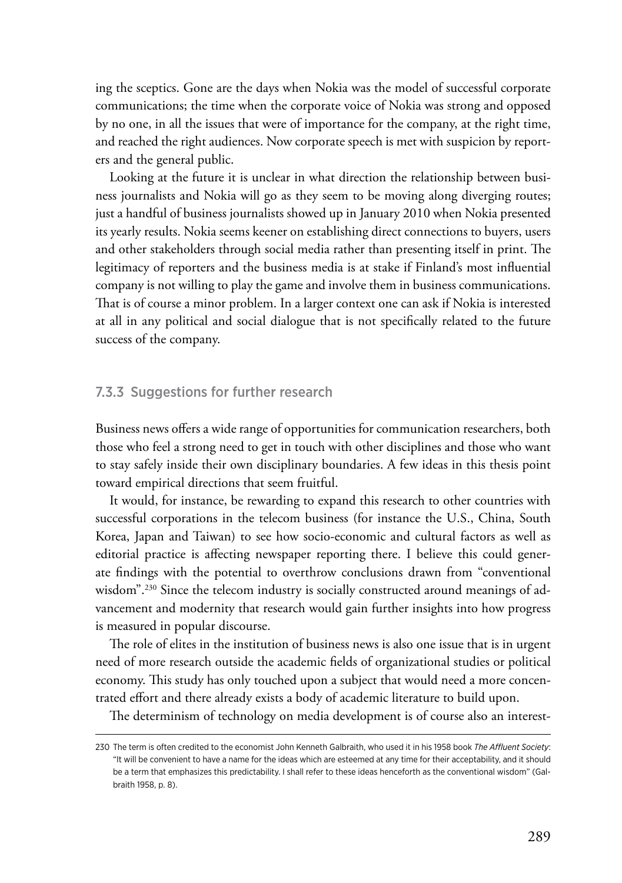ing the sceptics. Gone are the days when Nokia was the model of successful corporate communications; the time when the corporate voice of Nokia was strong and opposed by no one, in all the issues that were of importance for the company, at the right time, and reached the right audiences. Now corporate speech is met with suspicion by reporters and the general public.

Looking at the future it is unclear in what direction the relationship between business journalists and Nokia will go as they seem to be moving along diverging routes; just a handful of business journalists showed up in January 2010 when Nokia presented its yearly results. Nokia seems keener on establishing direct connections to buyers, users and other stakeholders through social media rather than presenting itself in print. The legitimacy of reporters and the business media is at stake if Finland's most influential company is not willing to play the game and involve them in business communications. That is of course a minor problem. In a larger context one can ask if Nokia is interested at all in any political and social dialogue that is not specifically related to the future success of the company.

### 7.3.3 Suggestions for further research

Business news offers a wide range of opportunities for communication researchers, both those who feel a strong need to get in touch with other disciplines and those who want to stay safely inside their own disciplinary boundaries. A few ideas in this thesis point toward empirical directions that seem fruitful.

It would, for instance, be rewarding to expand this research to other countries with successful corporations in the telecom business (for instance the U.S., China, South Korea, Japan and Taiwan) to see how socio-economic and cultural factors as well as editorial practice is affecting newspaper reporting there. I believe this could generate findings with the potential to overthrow conclusions drawn from "conventional wisdom".[230] Since the telecom industry is socially constructed around meanings of advancement and modernity that research would gain further insights into how progress is measured in popular discourse.

The role of elites in the institution of business news is also one issue that is in urgent need of more research outside the academic fields of organizational studies or political economy. This study has only touched upon a subject that would need a more concentrated effort and there already exists a body of academic literature to build upon.

The determinism of technology on media development is of course also an interest-

230 The term is often credited to the economist John Kenneth Galbraith, who used it in his 1958 book *The Affluent Society*: "It will be convenient to have a name for the ideas which are esteemed at any time for their acceptability, and it should be a term that emphasizes this predictability. I shall refer to these ideas henceforth as the conventional wisdom" (Galbraith 1958, p. 8).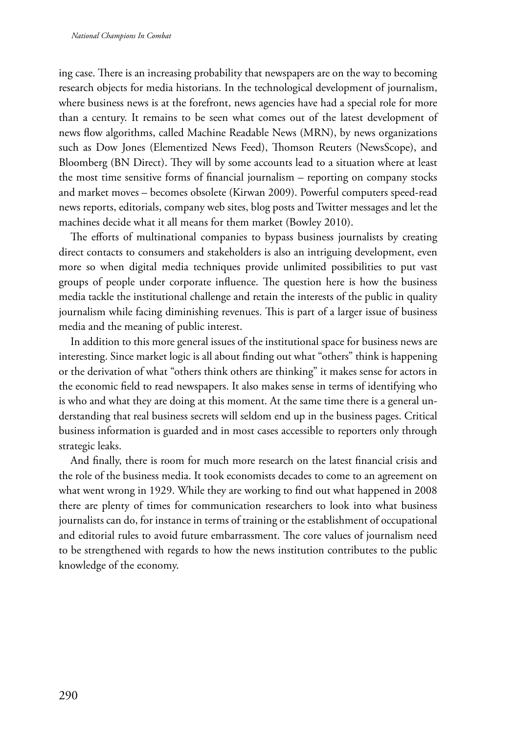ing case. There is an increasing probability that newspapers are on the way to becoming research objects for media historians. In the technological development of journalism, where business news is at the forefront, news agencies have had a special role for more than a century. It remains to be seen what comes out of the latest development of news flow algorithms, called Machine Readable News (MRN), by news organizations such as Dow Jones (Elementized News Feed), Thomson Reuters (NewsScope), and Bloomberg (BN Direct). They will by some accounts lead to a situation where at least the most time sensitive forms of financial journalism – reporting on company stocks and market moves – becomes obsolete (Kirwan 2009). Powerful computers speed-read news reports, editorials, company web sites, blog posts and Twitter messages and let the machines decide what it all means for them market (Bowley 2010).

The efforts of multinational companies to bypass business journalists by creating direct contacts to consumers and stakeholders is also an intriguing development, even more so when digital media techniques provide unlimited possibilities to put vast groups of people under corporate influence. The question here is how the business media tackle the institutional challenge and retain the interests of the public in quality journalism while facing diminishing revenues. This is part of a larger issue of business media and the meaning of public interest.

In addition to this more general issues of the institutional space for business news are interesting. Since market logic is all about finding out what "others" think is happening or the derivation of what "others think others are thinking" it makes sense for actors in the economic field to read newspapers. It also makes sense in terms of identifying who is who and what they are doing at this moment. At the same time there is a general understanding that real business secrets will seldom end up in the business pages. Critical business information is guarded and in most cases accessible to reporters only through strategic leaks.

And finally, there is room for much more research on the latest financial crisis and the role of the business media. It took economists decades to come to an agreement on what went wrong in 1929. While they are working to find out what happened in 2008 there are plenty of times for communication researchers to look into what business journalists can do, for instance in terms of training or the establishment of occupational and editorial rules to avoid future embarrassment. The core values of journalism need to be strengthened with regards to how the news institution contributes to the public knowledge of the economy.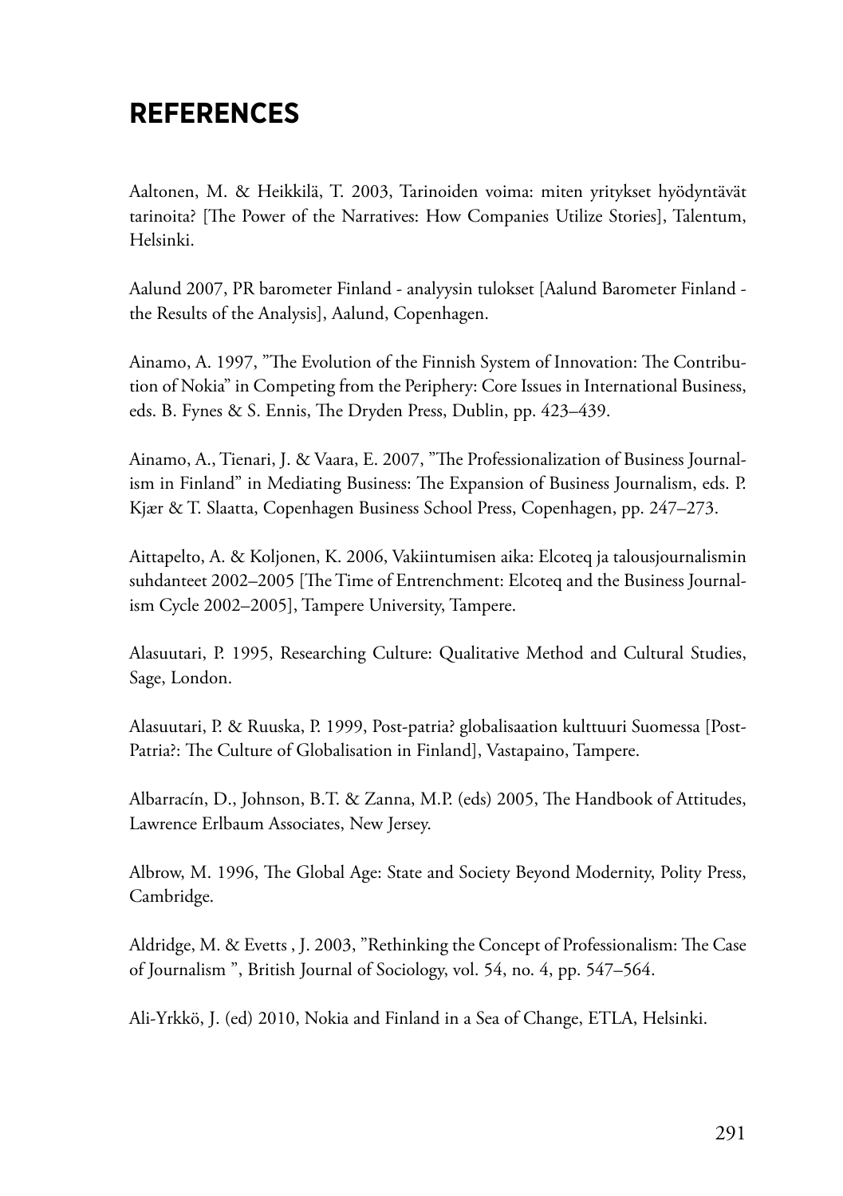## REFERENCES

Aaltonen, M. & Heikkilä, T. 2003, Tarinoiden voima: miten yritykset hyödyntävät tarinoita? [The Power of the Narratives: How Companies Utilize Stories], Talentum, Helsinki.

Aalund 2007, PR barometer Finland - analyysin tulokset [Aalund Barometer Finland - the Results of the Analysis], Aalund, Copenhagen.

Ainamo, A. 1997, "The Evolution of the Finnish System of Innovation: The Contribution of Nokia" in Competing from the Periphery: Core Issues in International Business, eds. B. Fynes & S. Ennis, The Dryden Press, Dublin, pp. 423–439.

Ainamo, A., Tienari, J. & Vaara, E. 2007, "The Professionalization of Business Journalism in Finland" in Mediating Business: The Expansion of Business Journalism, eds. P. Kjær & T. Slaatta, Copenhagen Business School Press, Copenhagen, pp. 247–273.

Aittapelto, A. & Koljonen, K. 2006, Vakiintumisen aika: Elcoteq ja talousjournalismin suhdanteet 2002–2005 [The Time of Entrenchment: Elcoteq and the Business Journalism Cycle 2002–2005], Tampere University, Tampere.

Alasuutari, P. 1995, Researching Culture: Qualitative Method and Cultural Studies, Sage, London.

Alasuutari, P. & Ruuska, P. 1999, Post-patria? globalisaation kulttuuri Suomessa [Post-Patria?: The Culture of Globalisation in Finland], Vastapaino, Tampere.

Albarracín, D., Johnson, B.T. & Zanna, M.P. (eds) 2005, The Handbook of Attitudes, Lawrence Erlbaum Associates, New Jersey.

Albrow, M. 1996, The Global Age: State and Society Beyond Modernity, Polity Press, Cambridge.

Aldridge, M. & Evetts , J. 2003, "Rethinking the Concept of Professionalism: The Case of Journalism ", British Journal of Sociology, vol. 54, no. 4, pp. 547–564.

Ali-Yrkkö, J. (ed) 2010, Nokia and Finland in a Sea of Change, ETLA, Helsinki.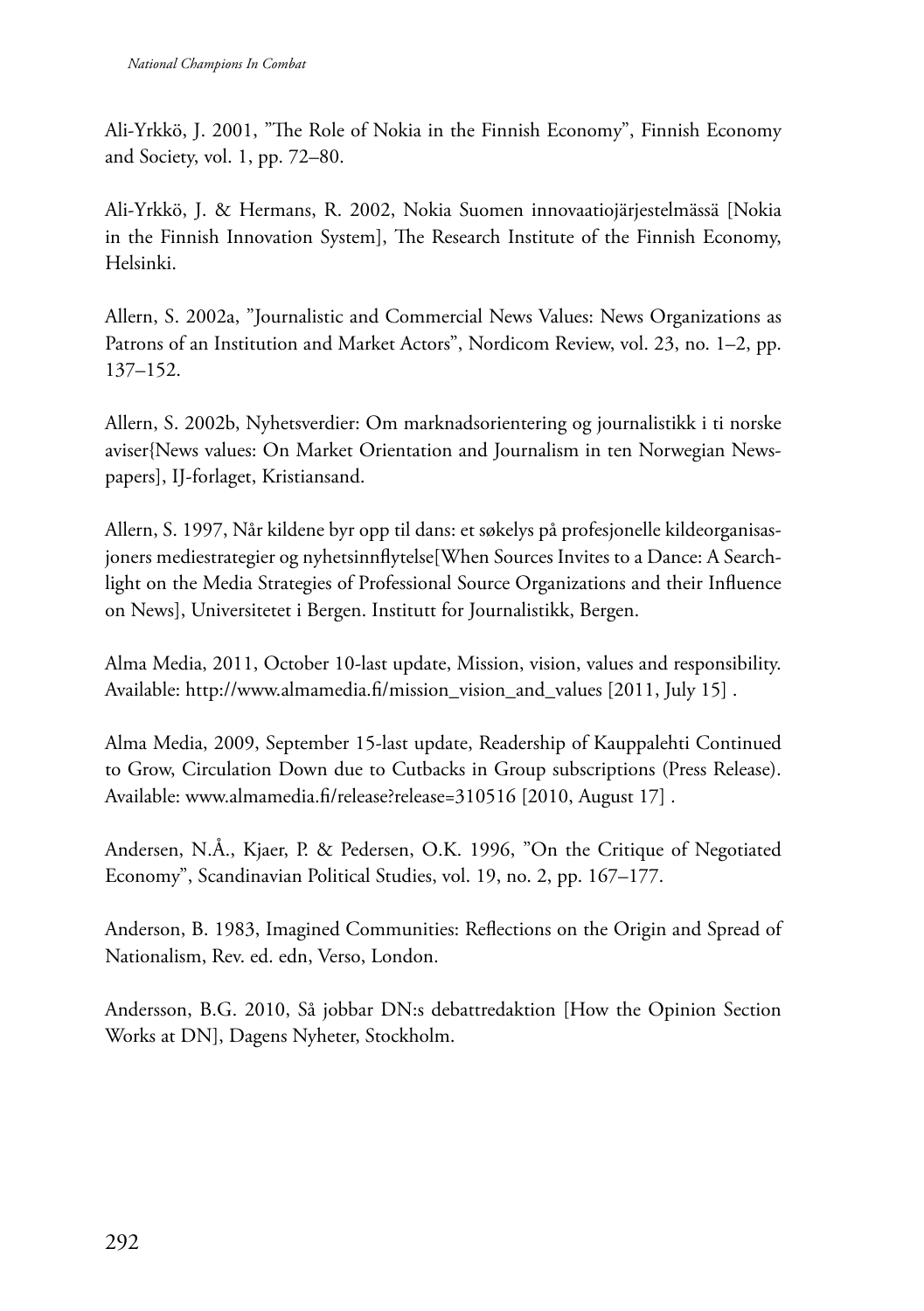Ali-Yrkkö, J. 2001, ”The Role of Nokia in the Finnish Economy”, Finnish Economy and Society, vol. 1, pp. 72–80.

Ali-Yrkkö, J. & Hermans, R. 2002, Nokia Suomen innovaatiojärjestelmässä [Nokia in the Finnish Innovation System], The Research Institute of the Finnish Economy, Helsinki.

Allern, S. 2002a, ”Journalistic and Commercial News Values: News Organizations as Patrons of an Institution and Market Actors”, Nordicom Review, vol. 23, no. 1–2, pp. 137–152.

Allern, S. 2002b, Nyhetsverdier: Om marknadsorientering og journalistikk i ti norske aviser{News values: On Market Orientation and Journalism in ten Norwegian Newspapers], IJ-forlaget, Kristiansand.

Allern, S. 1997, Når kildene byr opp til dans: et søkelys på profesjonelle kildeorganisasjoners mediestrategier og nyhetsinnflytelse[When Sources Invites to a Dance: A Searchlight on the Media Strategies of Professional Source Organizations and their Influence on News], Universitetet i Bergen. Institutt for Journalistikk, Bergen.

Alma Media, 2011, October 10-last update, Mission, vision, values and responsibility. Available: http://www.almamedia.fi/mission_vision_and_values [2011, July 15] .

Alma Media, 2009, September 15-last update, Readership of Kauppalehti Continued to Grow, Circulation Down due to Cutbacks in Group subscriptions (Press Release). Available: www.almamedia.fi/release?release=310516 [2010, August 17] .

Andersen, N.Å., Kjaer, P. & Pedersen, O.K. 1996, ”On the Critique of Negotiated Economy”, Scandinavian Political Studies, vol. 19, no. 2, pp. 167–177.

Anderson, B. 1983, Imagined Communities: Reflections on the Origin and Spread of Nationalism, Rev. ed. edn, Verso, London.

Andersson, B.G. 2010, Så jobbar DN:s debattredaktion [How the Opinion Section Works at DN], Dagens Nyheter, Stockholm.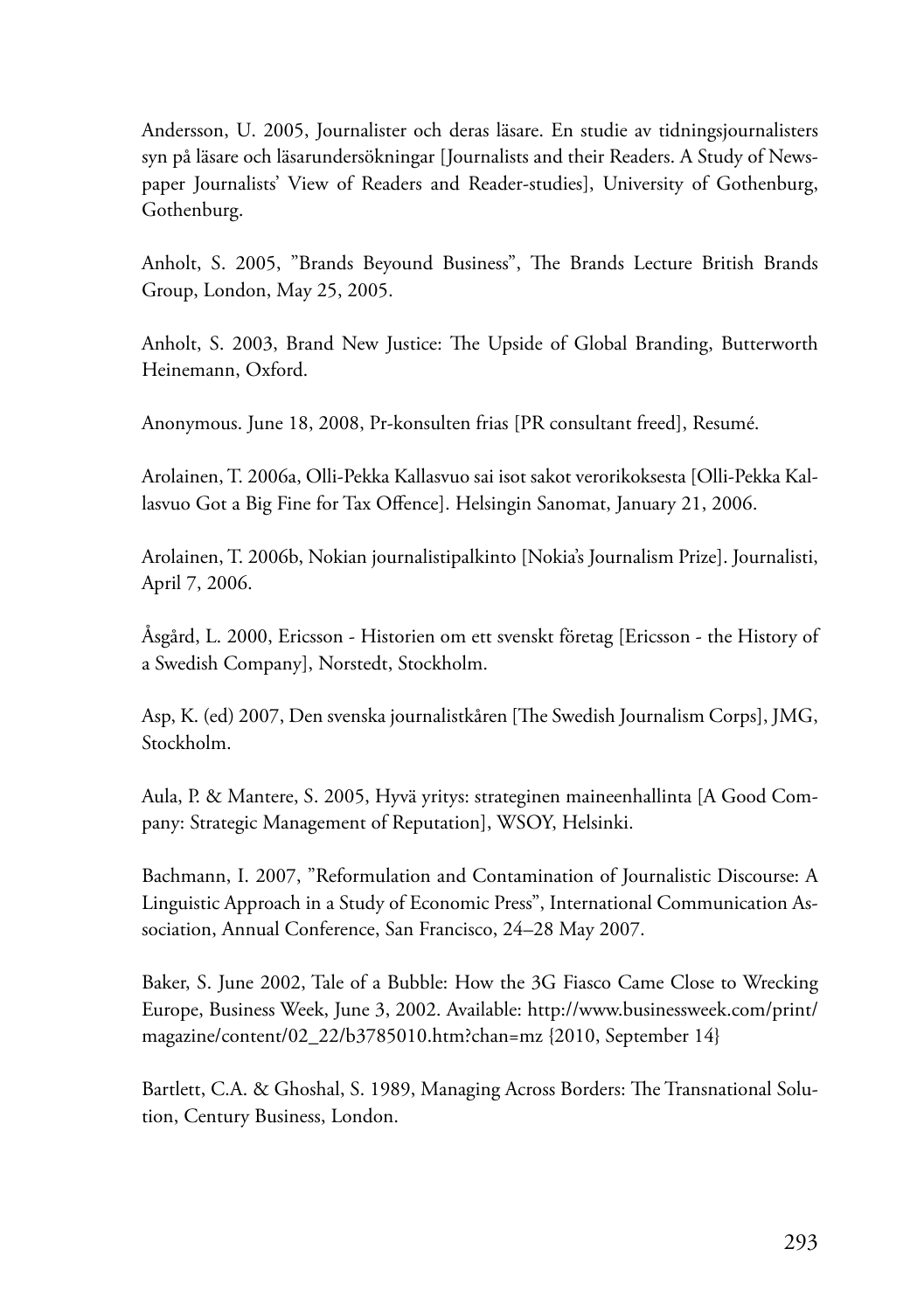Andersson, U. 2005, Journalister och deras läsare. En studie av tidningsjournalisters syn på läsare och läsarundersökningar [Journalists and their Readers. A Study of Newspaper Journalists' View of Readers and Reader-studies], University of Gothenburg, Gothenburg.

Anholt, S. 2005, "Brands Beyound Business", The Brands Lecture British Brands Group, London, May 25, 2005.

Anholt, S. 2003, Brand New Justice: The Upside of Global Branding, Butterworth Heinemann, Oxford.

Anonymous. June 18, 2008, Pr-konsulten frias [PR consultant freed], Resumé.

Arolainen, T. 2006a, Olli-Pekka Kallasvuo sai isot sakot verorikoksesta [Olli-Pekka Kallasvuo Got a Big Fine for Tax Offence]. Helsingin Sanomat, January 21, 2006.

Arolainen, T. 2006b, Nokian journalistipalkinto [Nokia's Journalism Prize]. Journalisti, April 7, 2006.

Åsgård, L. 2000, Ericsson - Historien om ett svenskt företag [Ericsson - the History of a Swedish Company], Norstedt, Stockholm.

Asp, K. (ed) 2007, Den svenska journalistkåren [The Swedish Journalism Corps], JMG, Stockholm.

Aula, P. & Mantere, S. 2005, Hyvä yritys: strateginen maineenhallinta [A Good Company: Strategic Management of Reputation], WSOY, Helsinki.

Bachmann, I. 2007, "Reformulation and Contamination of Journalistic Discourse: A Linguistic Approach in a Study of Economic Press", International Communication Association, Annual Conference, San Francisco, 24–28 May 2007.

Baker, S. June 2002, Tale of a Bubble: How the 3G Fiasco Came Close to Wrecking Europe, Business Week, June 3, 2002. Available: http://www.businessweek.com/print/magazine/content/02_22/b3785010.htm?chan=mz {2010, September 14}

Bartlett, C.A. & Ghoshal, S. 1989, Managing Across Borders: The Transnational Solution, Century Business, London.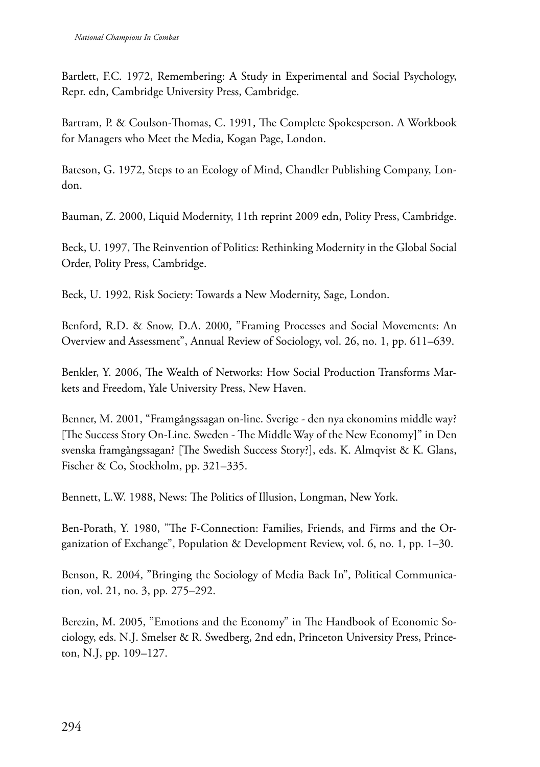Bartlett, F.C. 1972, Remembering: A Study in Experimental and Social Psychology, Repr. edn, Cambridge University Press, Cambridge.

Bartram, P. & Coulson-Thomas, C. 1991, The Complete Spokesperson. A Workbook for Managers who Meet the Media, Kogan Page, London.

Bateson, G. 1972, Steps to an Ecology of Mind, Chandler Publishing Company, London.

Bauman, Z. 2000, Liquid Modernity, 11th reprint 2009 edn, Polity Press, Cambridge.

Beck, U. 1997, The Reinvention of Politics: Rethinking Modernity in the Global Social Order, Polity Press, Cambridge.

Beck, U. 1992, Risk Society: Towards a New Modernity, Sage, London.

Benford, R.D. & Snow, D.A. 2000, "Framing Processes and Social Movements: An Overview and Assessment", Annual Review of Sociology, vol. 26, no. 1, pp. 611–639.

Benkler, Y. 2006, The Wealth of Networks: How Social Production Transforms Markets and Freedom, Yale University Press, New Haven.

Benner, M. 2001, "Framgångssagan on-line. Sverige - den nya ekonomins middle way? [The Success Story On-Line. Sweden - The Middle Way of the New Economy]" in Den svenska framgångssagan? [The Swedish Success Story?], eds. K. Almqvist & K. Glans, Fischer & Co, Stockholm, pp. 321–335.

Bennett, L.W. 1988, News: The Politics of Illusion, Longman, New York.

Ben-Porath, Y. 1980, "The F-Connection: Families, Friends, and Firms and the Organization of Exchange", Population & Development Review, vol. 6, no. 1, pp. 1–30.

Benson, R. 2004, "Bringing the Sociology of Media Back In", Political Communication, vol. 21, no. 3, pp. 275–292.

Berezin, M. 2005, "Emotions and the Economy" in The Handbook of Economic Sociology, eds. N.J. Smelser & R. Swedberg, 2nd edn, Princeton University Press, Princeton, N.J, pp. 109–127.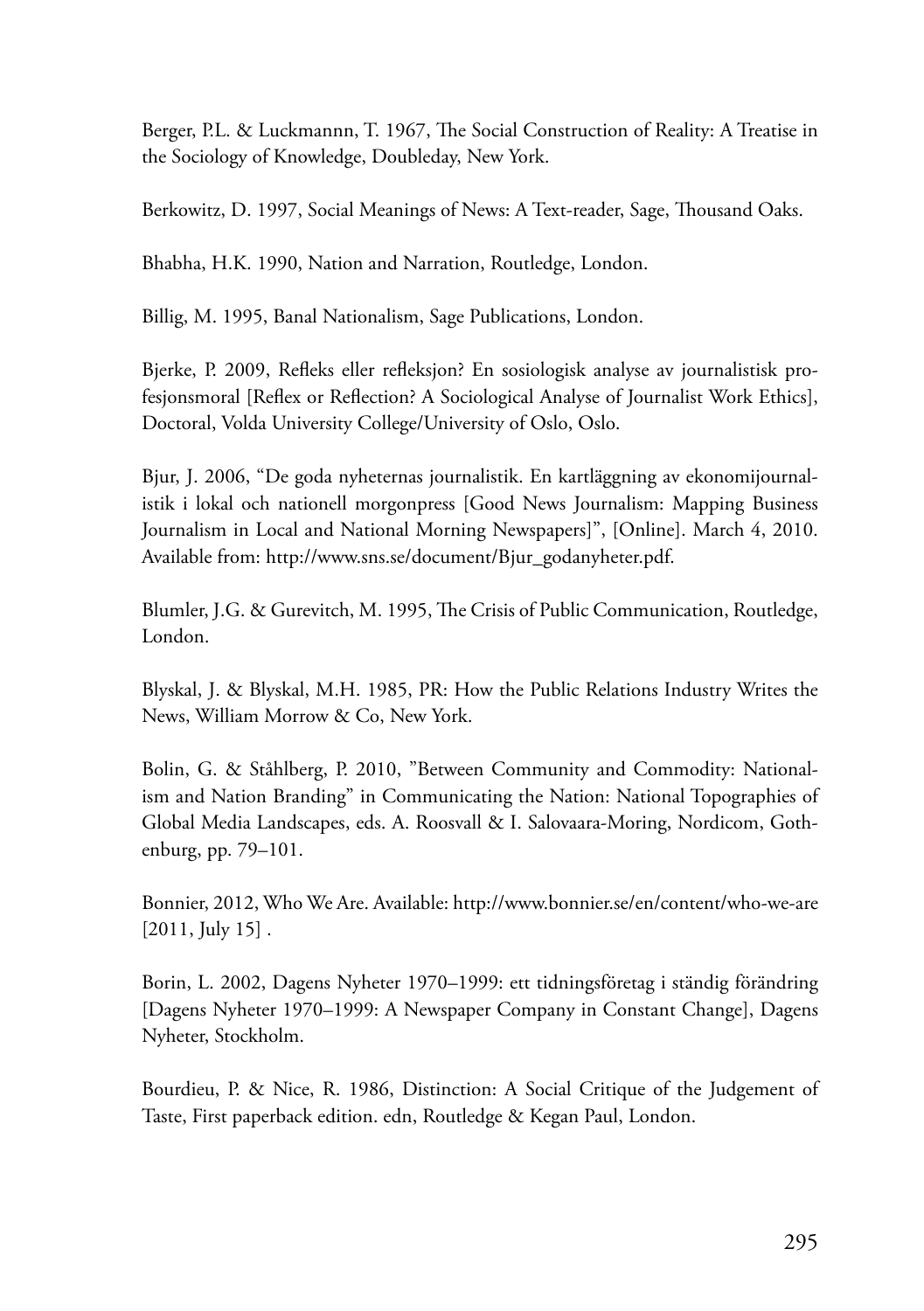Berger, P.L. & Luckmannn, T. 1967, The Social Construction of Reality: A Treatise in the Sociology of Knowledge, Doubleday, New York.

Berkowitz, D. 1997, Social Meanings of News: A Text-reader, Sage, Thousand Oaks.

Bhabha, H.K. 1990, Nation and Narration, Routledge, London.

Billig, M. 1995, Banal Nationalism, Sage Publications, London.

Bjerke, P. 2009, Refleks eller refleksjon? En sosiologisk analyse av journalistisk profesjonsmoral [Reflex or Reflection? A Sociological Analyse of Journalist Work Ethics], Doctoral, Volda University College/University of Oslo, Oslo.

Bjur, J. 2006, "De goda nyheternas journalistik. En kartläggning av ekonomijournalistik i lokal och nationell morgonpress [Good News Journalism: Mapping Business Journalism in Local and National Morning Newspapers]", [Online]. March 4, 2010. Available from: http://www.sns.se/document/Bjur_godanyheter.pdf.

Blumler, J.G. & Gurevitch, M. 1995, The Crisis of Public Communication, Routledge, London.

Blyskal, J. & Blyskal, M.H. 1985, PR: How the Public Relations Industry Writes the News, William Morrow & Co, New York.

Bolin, G. & Ståhlberg, P. 2010, "Between Community and Commodity: Nationalism and Nation Branding" in Communicating the Nation: National Topographies of Global Media Landscapes, eds. A. Roosvall & I. Salovaara-Moring, Nordicom, Gothenburg, pp. 79–101.

Bonnier, 2012, Who We Are. Available: http://www.bonnier.se/en/content/who-we-are [2011, July 15] .

Borin, L. 2002, Dagens Nyheter 1970–1999: ett tidningsföretag i ständig förändring [Dagens Nyheter 1970–1999: A Newspaper Company in Constant Change], Dagens Nyheter, Stockholm.

Bourdieu, P. & Nice, R. 1986, Distinction: A Social Critique of the Judgement of Taste, First paperback edition. edn, Routledge & Kegan Paul, London.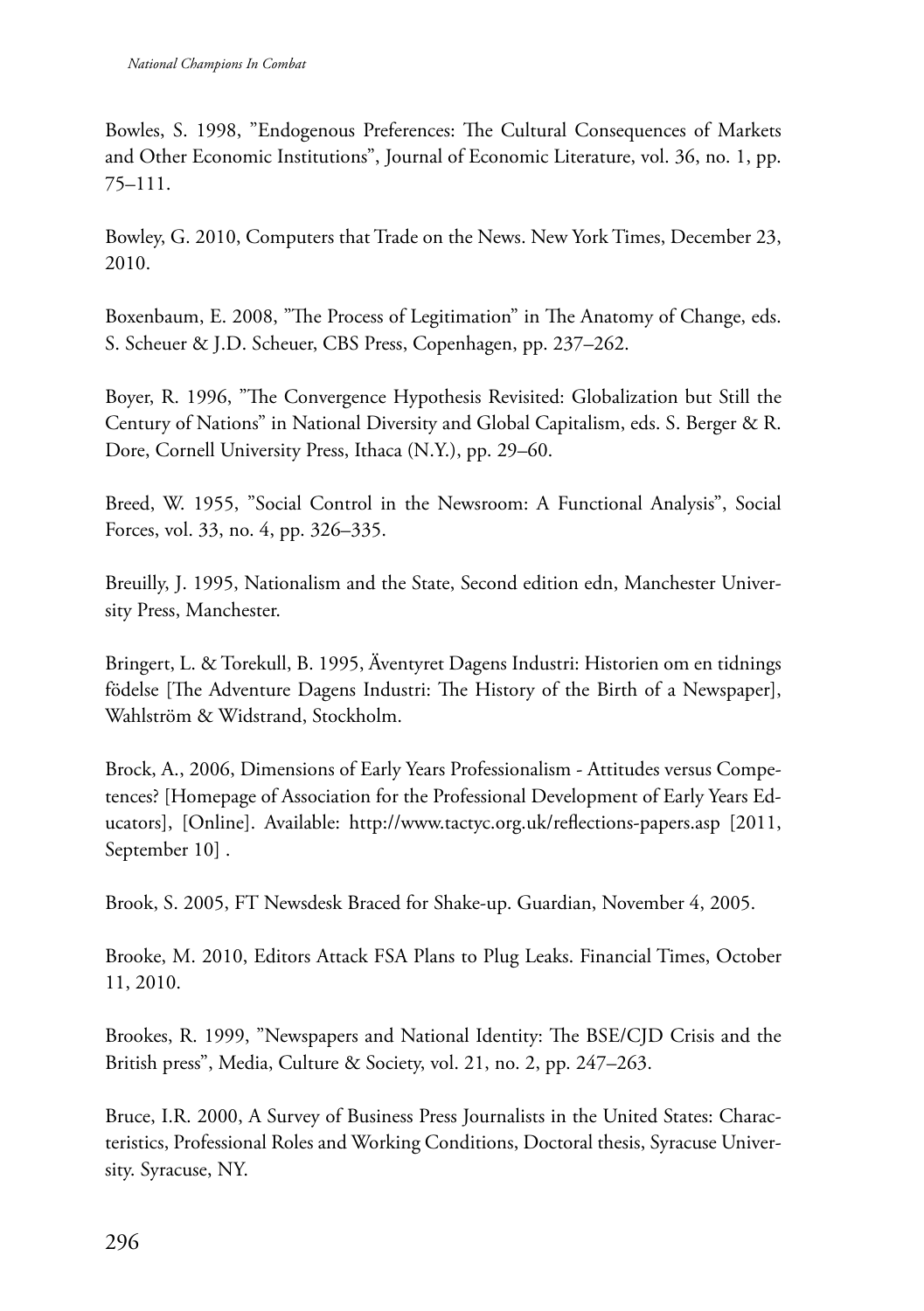Bowles, S. 1998, "Endogenous Preferences: The Cultural Consequences of Markets and Other Economic Institutions", Journal of Economic Literature, vol. 36, no. 1, pp. 75–111.

Bowley, G. 2010, Computers that Trade on the News. New York Times, December 23, 2010.

Boxenbaum, E. 2008, "The Process of Legitimation" in The Anatomy of Change, eds. S. Scheuer & J.D. Scheuer, CBS Press, Copenhagen, pp. 237–262.

Boyer, R. 1996, "The Convergence Hypothesis Revisited: Globalization but Still the Century of Nations" in National Diversity and Global Capitalism, eds. S. Berger & R. Dore, Cornell University Press, Ithaca (N.Y.), pp. 29–60.

Breed, W. 1955, "Social Control in the Newsroom: A Functional Analysis", Social Forces, vol. 33, no. 4, pp. 326–335.

Breuilly, J. 1995, Nationalism and the State, Second edition edn, Manchester University Press, Manchester.

Bringert, L. & Torekull, B. 1995, Äventyret Dagens Industri: Historien om en tidnings födelse [The Adventure Dagens Industri: The History of the Birth of a Newspaper], Wahlström & Widstrand, Stockholm.

Brock, A., 2006, Dimensions of Early Years Professionalism - Attitudes versus Competences? [Homepage of Association for the Professional Development of Early Years Educators], [Online]. Available: http://www.tactyc.org.uk/reflections-papers.asp [2011, September 10] .

Brook, S. 2005, FT Newsdesk Braced for Shake-up. Guardian, November 4, 2005.

Brooke, M. 2010, Editors Attack FSA Plans to Plug Leaks. Financial Times, October 11, 2010.

Brookes, R. 1999, "Newspapers and National Identity: The BSE/CJD Crisis and the British press", Media, Culture & Society, vol. 21, no. 2, pp. 247–263.

Bruce, I.R. 2000, A Survey of Business Press Journalists in the United States: Characteristics, Professional Roles and Working Conditions, Doctoral thesis, Syracuse University. Syracuse, NY.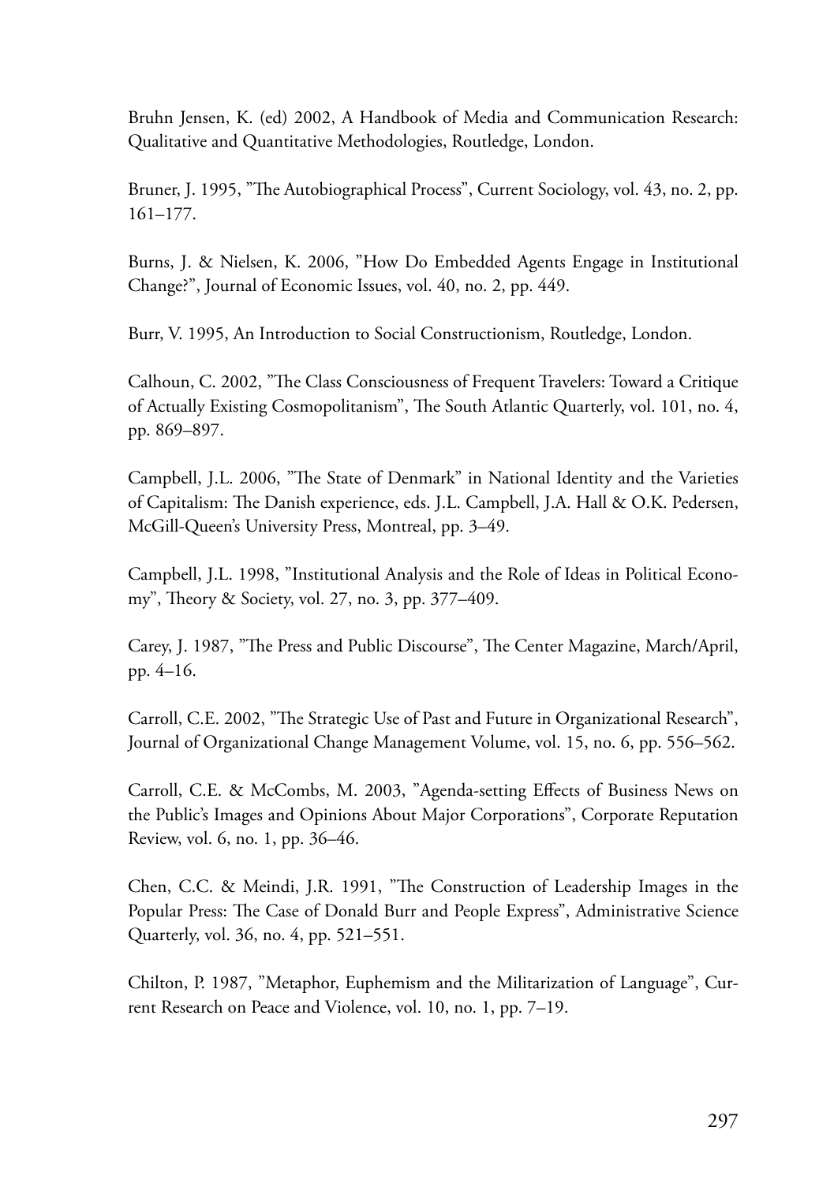Bruhn Jensen, K. (ed) 2002, A Handbook of Media and Communication Research: Qualitative and Quantitative Methodologies, Routledge, London.

Bruner, J. 1995, "The Autobiographical Process", Current Sociology, vol. 43, no. 2, pp. 161–177.

Burns, J. & Nielsen, K. 2006, "How Do Embedded Agents Engage in Institutional Change?", Journal of Economic Issues, vol. 40, no. 2, pp. 449.

Burr, V. 1995, An Introduction to Social Constructionism, Routledge, London.

Calhoun, C. 2002, "The Class Consciousness of Frequent Travelers: Toward a Critique of Actually Existing Cosmopolitanism", The South Atlantic Quarterly, vol. 101, no. 4, pp. 869–897.

Campbell, J.L. 2006, "The State of Denmark" in National Identity and the Varieties of Capitalism: The Danish experience, eds. J.L. Campbell, J.A. Hall & O.K. Pedersen, McGill-Queen's University Press, Montreal, pp. 3–49.

Campbell, J.L. 1998, "Institutional Analysis and the Role of Ideas in Political Economy", Theory & Society, vol. 27, no. 3, pp. 377–409.

Carey, J. 1987, "The Press and Public Discourse", The Center Magazine, March/April, pp. 4–16.

Carroll, C.E. 2002, "The Strategic Use of Past and Future in Organizational Research", Journal of Organizational Change Management Volume, vol. 15, no. 6, pp. 556–562.

Carroll, C.E. & McCombs, M. 2003, "Agenda-setting Effects of Business News on the Public's Images and Opinions About Major Corporations", Corporate Reputation Review, vol. 6, no. 1, pp. 36–46.

Chen, C.C. & Meindi, J.R. 1991, "The Construction of Leadership Images in the Popular Press: The Case of Donald Burr and People Express", Administrative Science Quarterly, vol. 36, no. 4, pp. 521–551.

Chilton, P. 1987, "Metaphor, Euphemism and the Militarization of Language", Current Research on Peace and Violence, vol. 10, no. 1, pp. 7–19.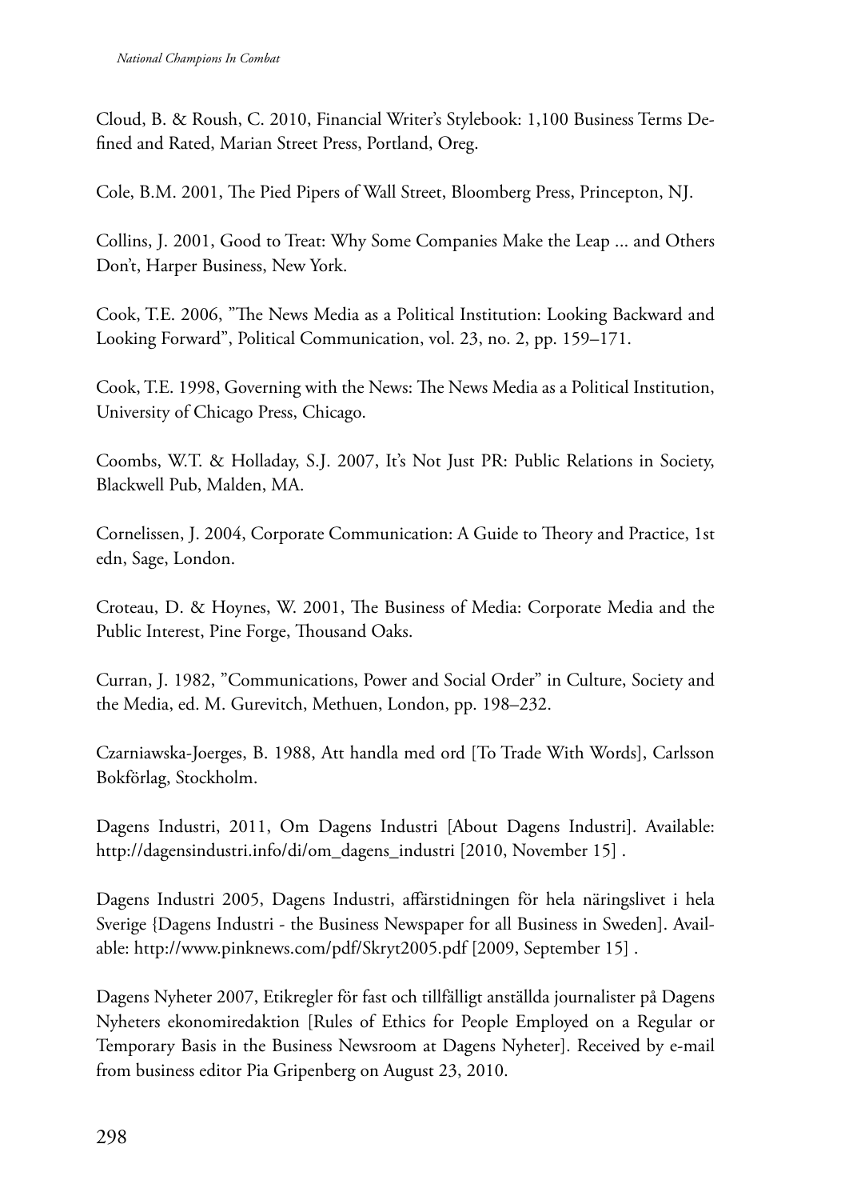Cloud, B. & Roush, C. 2010, Financial Writer's Stylebook: 1,100 Business Terms Defined and Rated, Marian Street Press, Portland, Oreg.

Cole, B.M. 2001, The Pied Pipers of Wall Street, Bloomberg Press, Princepton, NJ.

Collins, J. 2001, Good to Treat: Why Some Companies Make the Leap ... and Others Don't, Harper Business, New York.

Cook, T.E. 2006, "The News Media as a Political Institution: Looking Backward and Looking Forward", Political Communication, vol. 23, no. 2, pp. 159–171.

Cook, T.E. 1998, Governing with the News: The News Media as a Political Institution, University of Chicago Press, Chicago.

Coombs, W.T. & Holladay, S.J. 2007, It's Not Just PR: Public Relations in Society, Blackwell Pub, Malden, MA.

Cornelissen, J. 2004, Corporate Communication: A Guide to Theory and Practice, 1st edn, Sage, London.

Croteau, D. & Hoynes, W. 2001, The Business of Media: Corporate Media and the Public Interest, Pine Forge, Thousand Oaks.

Curran, J. 1982, "Communications, Power and Social Order" in Culture, Society and the Media, ed. M. Gurevitch, Methuen, London, pp. 198–232.

Czarniawska-Joerges, B. 1988, Att handla med ord [To Trade With Words], Carlsson Bokförlag, Stockholm.

Dagens Industri, 2011, Om Dagens Industri [About Dagens Industri]. Available: http://dagensindustri.info/di/om_dagens_industri [2010, November 15] .

Dagens Industri 2005, Dagens Industri, affärstidningen för hela näringslivet i hela Sverige {Dagens Industri - the Business Newspaper for all Business in Sweden]. Available: http://www.pinknews.com/pdf/Skryt2005.pdf [2009, September 15] .

Dagens Nyheter 2007, Etikregler för fast och tillfälligt anställda journalister på Dagens Nyheters ekonomiredaktion [Rules of Ethics for People Employed on a Regular or Temporary Basis in the Business Newsroom at Dagens Nyheter]. Received by e-mail from business editor Pia Gripenberg on August 23, 2010.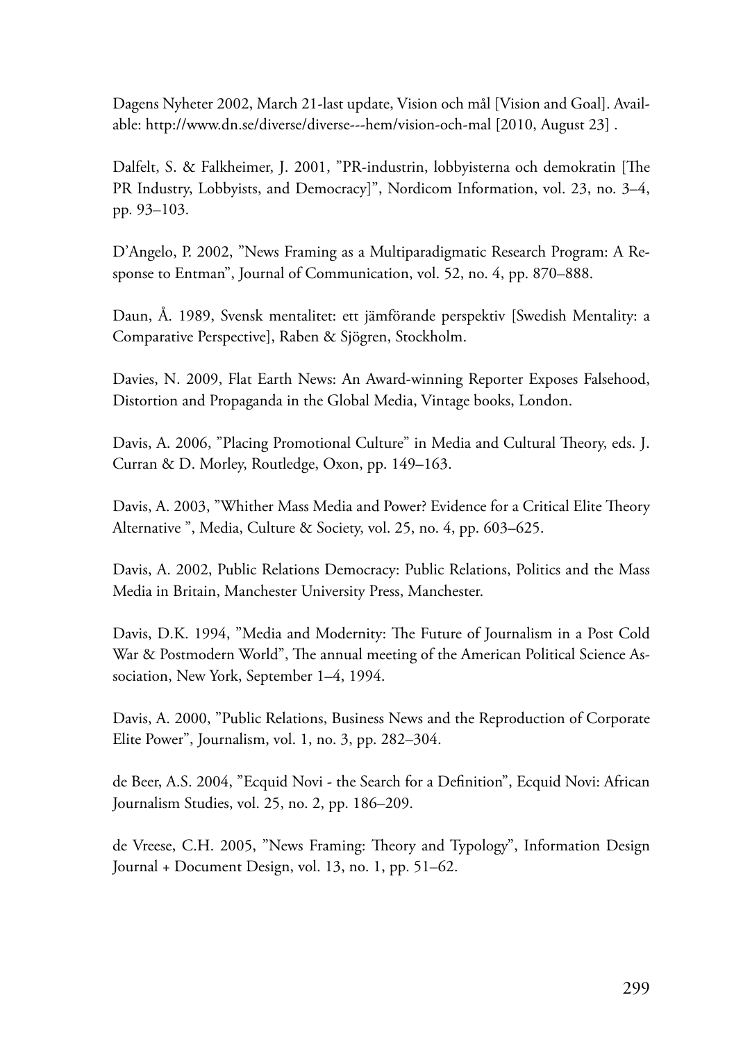Dagens Nyheter 2002, March 21-last update, Vision och mål [Vision and Goal]. Available: http://www.dn.se/diverse/diverse---hem/vision-och-mal [2010, August 23] .

Dalfelt, S. & Falkheimer, J. 2001, ”PR-industrin, lobbyisterna och demokratin [The PR Industry, Lobbyists, and Democracy]”, Nordicom Information, vol. 23, no. 3–4, pp. 93–103.

D'Angelo, P. 2002, ”News Framing as a Multiparadigmatic Research Program: A Response to Entman”, Journal of Communication, vol. 52, no. 4, pp. 870–888.

Daun, Å. 1989, Svensk mentalitet: ett jämförande perspektiv [Swedish Mentality: a Comparative Perspective], Raben & Sjögren, Stockholm.

Davies, N. 2009, Flat Earth News: An Award-winning Reporter Exposes Falsehood, Distortion and Propaganda in the Global Media, Vintage books, London.

Davis, A. 2006, ”Placing Promotional Culture” in Media and Cultural Theory, eds. J. Curran & D. Morley, Routledge, Oxon, pp. 149–163.

Davis, A. 2003, ”Whither Mass Media and Power? Evidence for a Critical Elite Theory Alternative ”, Media, Culture & Society, vol. 25, no. 4, pp. 603–625.

Davis, A. 2002, Public Relations Democracy: Public Relations, Politics and the Mass Media in Britain, Manchester University Press, Manchester.

Davis, D.K. 1994, ”Media and Modernity: The Future of Journalism in a Post Cold War & Postmodern World”, The annual meeting of the American Political Science Association, New York, September 1–4, 1994.

Davis, A. 2000, ”Public Relations, Business News and the Reproduction of Corporate Elite Power”, Journalism, vol. 1, no. 3, pp. 282–304.

de Beer, A.S. 2004, ”Ecquid Novi - the Search for a Definition”, Ecquid Novi: African Journalism Studies, vol. 25, no. 2, pp. 186–209.

de Vreese, C.H. 2005, ”News Framing: Theory and Typology”, Information Design Journal + Document Design, vol. 13, no. 1, pp. 51–62.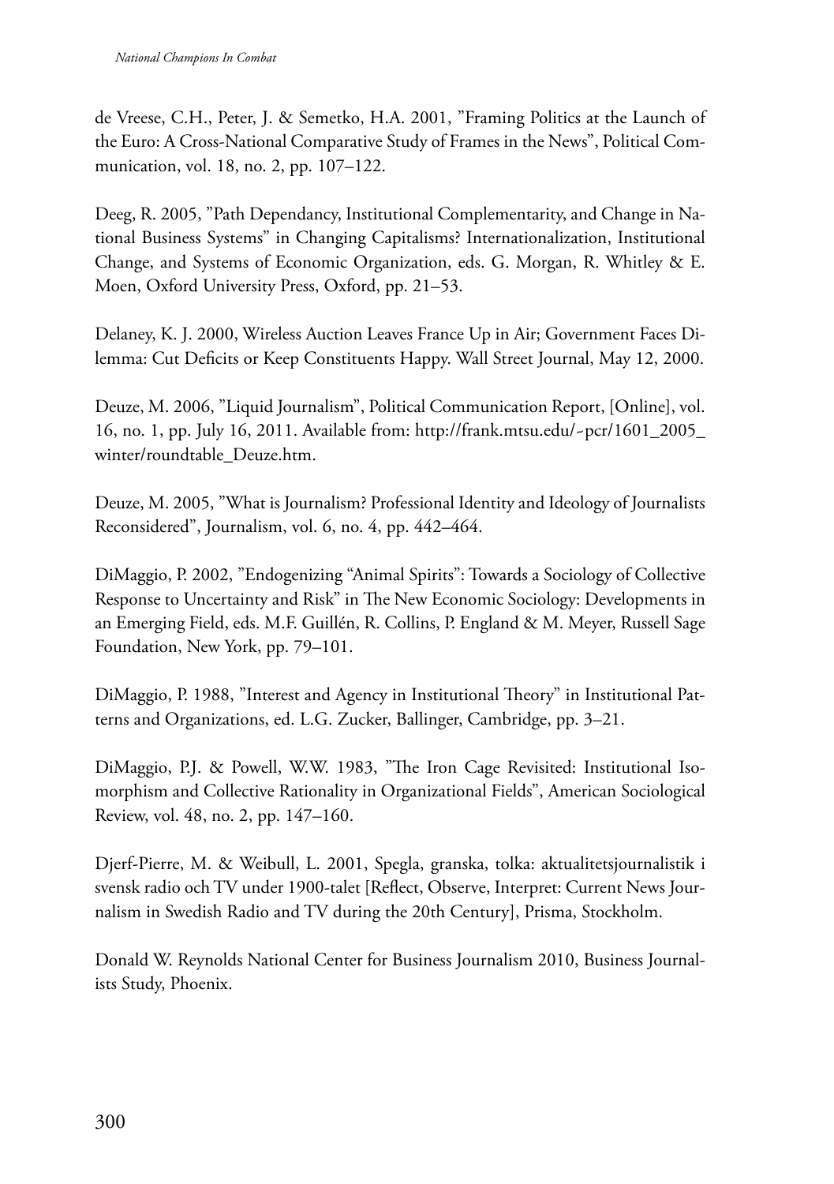de Vreese, C.H., Peter, J. & Semetko, H.A. 2001, "Framing Politics at the Launch of the Euro: A Cross-National Comparative Study of Frames in the News", Political Communication, vol. 18, no. 2, pp. 107–122.

Deeg, R. 2005, "Path Dependancy, Institutional Complementarity, and Change in National Business Systems" in Changing Capitalisms? Internationalization, Institutional Change, and Systems of Economic Organization, eds. G. Morgan, R. Whitley & E. Moen, Oxford University Press, Oxford, pp. 21–53.

Delaney, K. J. 2000, Wireless Auction Leaves France Up in Air; Government Faces Dilemma: Cut Deficits or Keep Constituents Happy. Wall Street Journal, May 12, 2000.

Deuze, M. 2006, "Liquid Journalism", Political Communication Report, [Online], vol. 16, no. 1, pp. July 16, 2011. Available from: http://frank.mtsu.edu/~pcr/1601_2005_winter/roundtable_Deuze.htm.

Deuze, M. 2005, "What is Journalism? Professional Identity and Ideology of Journalists Reconsidered", Journalism, vol. 6, no. 4, pp. 442–464.

DiMaggio, P. 2002, "Endogenizing "Animal Spirits": Towards a Sociology of Collective Response to Uncertainty and Risk" in The New Economic Sociology: Developments in an Emerging Field, eds. M.F. Guillén, R. Collins, P. England & M. Meyer, Russell Sage Foundation, New York, pp. 79–101.

DiMaggio, P. 1988, "Interest and Agency in Institutional Theory" in Institutional Patterns and Organizations, ed. L.G. Zucker, Ballinger, Cambridge, pp. 3–21.

DiMaggio, P.J. & Powell, W.W. 1983, "The Iron Cage Revisited: Institutional Isomorphism and Collective Rationality in Organizational Fields", American Sociological Review, vol. 48, no. 2, pp. 147–160.

Djerf-Pierre, M. & Weibull, L. 2001, Spegla, granska, tolka: aktualitetsjournalistik i svensk radio och TV under 1900-talet [Reflect, Observe, Interpret: Current News Journalism in Swedish Radio and TV during the 20th Century], Prisma, Stockholm.

Donald W. Reynolds National Center for Business Journalism 2010, Business Journalists Study, Phoenix.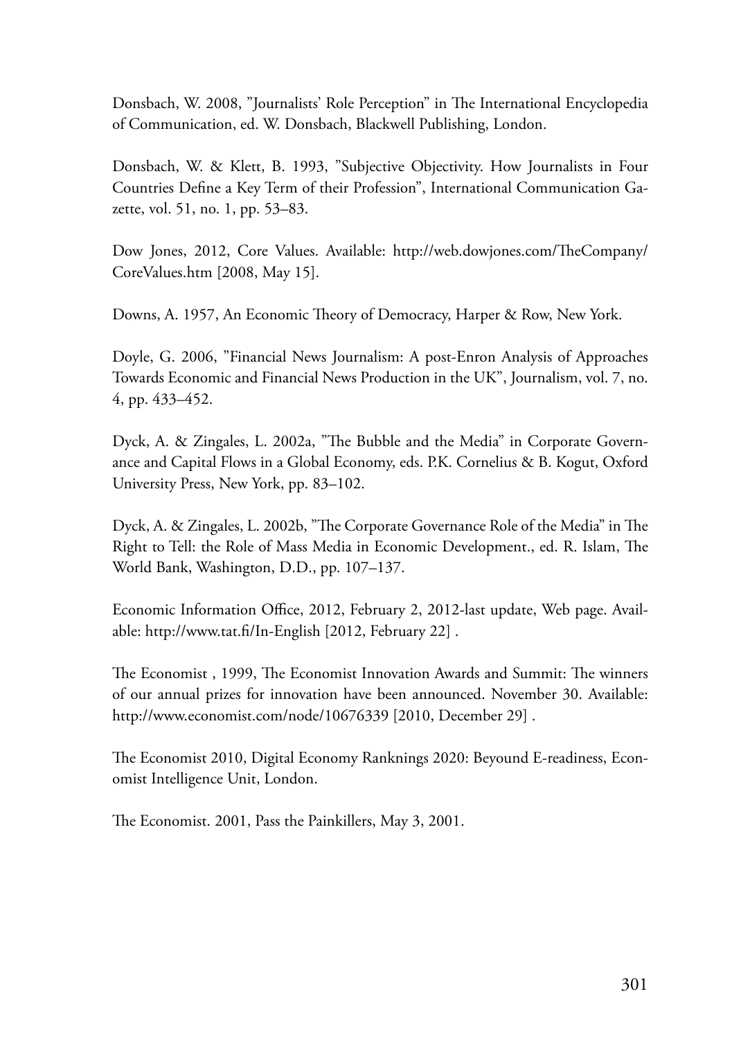Donsbach, W. 2008, ”Journalists' Role Perception” in The International Encyclopedia of Communication, ed. W. Donsbach, Blackwell Publishing, London.

Donsbach, W. & Klett, B. 1993, ”Subjective Objectivity. How Journalists in Four Countries Define a Key Term of their Profession”, International Communication Gazette, vol. 51, no. 1, pp. 53–83.

Dow Jones, 2012, Core Values. Available: http://web.dowjones.com/TheCompany/CoreValues.htm [2008, May 15].

Downs, A. 1957, An Economic Theory of Democracy, Harper & Row, New York.

Doyle, G. 2006, ”Financial News Journalism: A post-Enron Analysis of Approaches Towards Economic and Financial News Production in the UK”, Journalism, vol. 7, no. 4, pp. 433–452.

Dyck, A. & Zingales, L. 2002a, ”The Bubble and the Media” in Corporate Governance and Capital Flows in a Global Economy, eds. P.K. Cornelius & B. Kogut, Oxford University Press, New York, pp. 83–102.

Dyck, A. & Zingales, L. 2002b, ”The Corporate Governance Role of the Media” in The Right to Tell: the Role of Mass Media in Economic Development., ed. R. Islam, The World Bank, Washington, D.D., pp. 107–137.

Economic Information Office, 2012, February 2, 2012-last update, Web page. Available: http://www.tat.fi/In-English [2012, February 22] .

The Economist , 1999, The Economist Innovation Awards and Summit: The winners of our annual prizes for innovation have been announced. November 30. Available: http://www.economist.com/node/10676339 [2010, December 29] .

The Economist 2010, Digital Economy Ranknings 2020: Beyound E-readiness, Economist Intelligence Unit, London.

The Economist. 2001, Pass the Painkillers, May 3, 2001.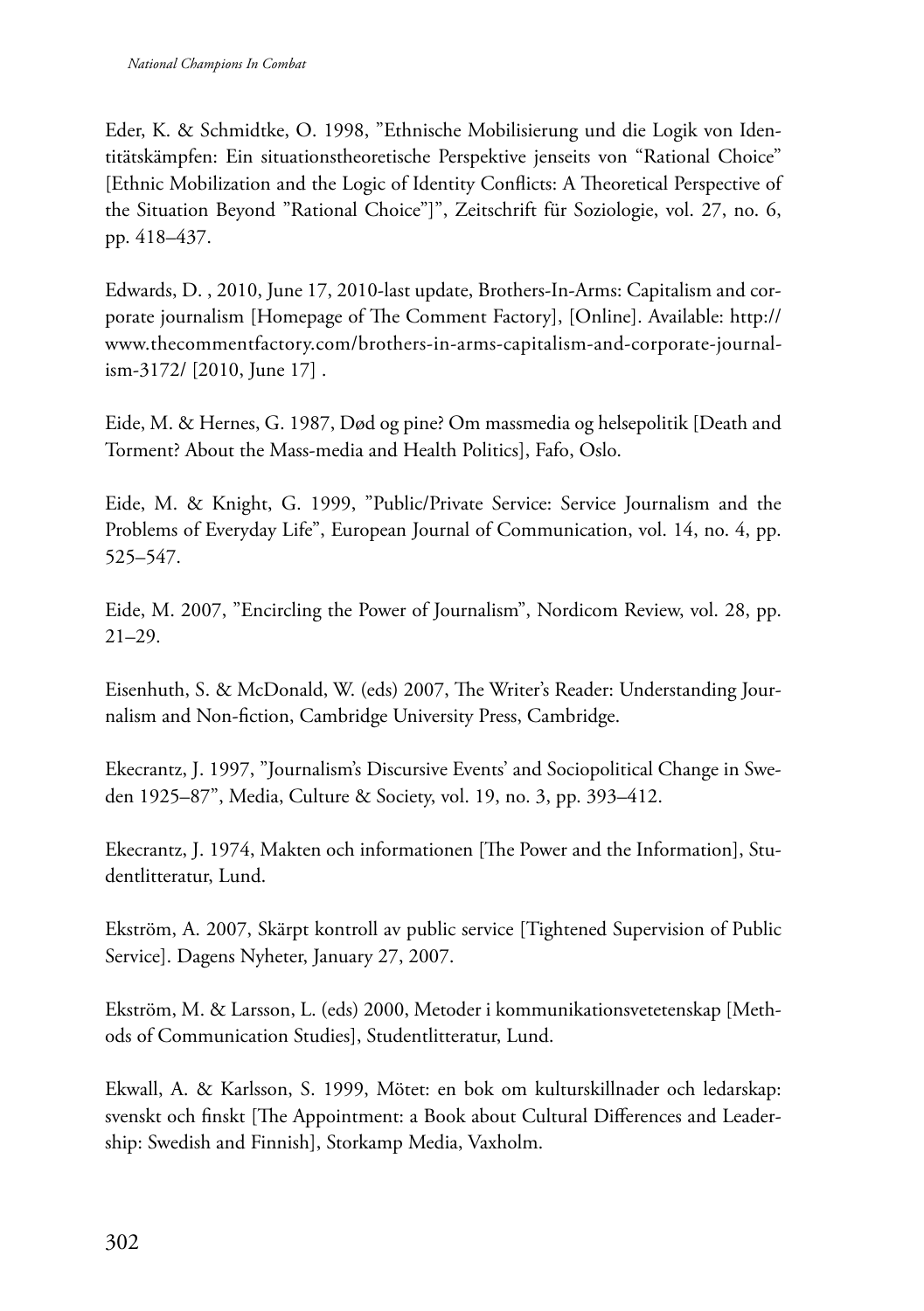Eder, K. & Schmidtke, O. 1998, ”Ethnische Mobilisierung und die Logik von Identitätskämpfen: Ein situationstheoretische Perspektive jenseits von “Rational Choice” [Ethnic Mobilization and the Logic of Identity Conflicts: A Theoretical Perspective of the Situation Beyond ”Rational Choice”]”, Zeitschrift für Soziologie, vol. 27, no. 6, pp. 418–437.

Edwards, D. , 2010, June 17, 2010-last update, Brothers-In-Arms: Capitalism and corporate journalism [Homepage of The Comment Factory], [Online]. Available: http://www.thecommentfactory.com/brothers-in-arms-capitalism-and-corporate-journalism-3172/ [2010, June 17] .

Eide, M. & Hernes, G. 1987, Død og pine? Om massmedia og helsepolitik [Death and Torment? About the Mass-media and Health Politics], Fafo, Oslo.

Eide, M. & Knight, G. 1999, ”Public/Private Service: Service Journalism and the Problems of Everyday Life”, European Journal of Communication, vol. 14, no. 4, pp. 525–547.

Eide, M. 2007, ”Encircling the Power of Journalism”, Nordicom Review, vol. 28, pp. 21–29.

Eisenhuth, S. & McDonald, W. (eds) 2007, The Writer's Reader: Understanding Journalism and Non-fiction, Cambridge University Press, Cambridge.

Ekecrantz, J. 1997, ”Journalism's Discursive Events' and Sociopolitical Change in Sweden 1925–87”, Media, Culture & Society, vol. 19, no. 3, pp. 393–412.

Ekecrantz, J. 1974, Makten och informationen [The Power and the Information], Studentlitteratur, Lund.

Ekström, A. 2007, Skärpt kontroll av public service [Tightened Supervision of Public Service]. Dagens Nyheter, January 27, 2007.

Ekström, M. & Larsson, L. (eds) 2000, Metoder i kommunikationsvetetenskap [Methods of Communication Studies], Studentlitteratur, Lund.

Ekwall, A. & Karlsson, S. 1999, Mötet: en bok om kulturskillnader och ledarskap: svenskt och finskt [The Appointment: a Book about Cultural Differences and Leadership: Swedish and Finnish], Storkamp Media, Vaxholm.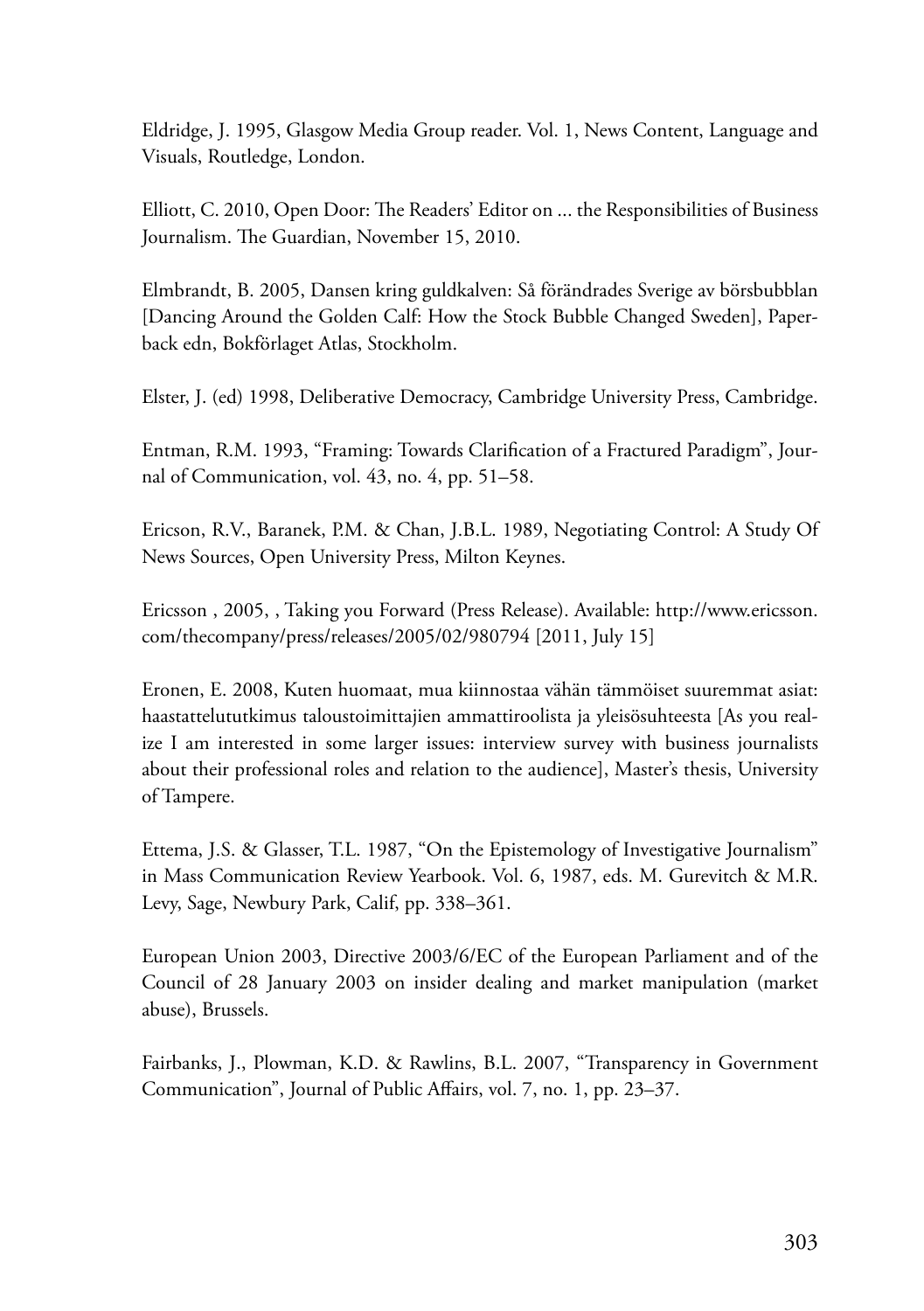Eldridge, J. 1995, Glasgow Media Group reader. Vol. 1, News Content, Language and Visuals, Routledge, London.

Elliott, C. 2010, Open Door: The Readers' Editor on ... the Responsibilities of Business Journalism. The Guardian, November 15, 2010.

Elmbrandt, B. 2005, Dansen kring guldkalven: Så förändrades Sverige av börsbubblan [Dancing Around the Golden Calf: How the Stock Bubble Changed Sweden], Paperback edn, Bokförlaget Atlas, Stockholm.

Elster, J. (ed) 1998, Deliberative Democracy, Cambridge University Press, Cambridge.

Entman, R.M. 1993, "Framing: Towards Clarification of a Fractured Paradigm", Journal of Communication, vol. 43, no. 4, pp. 51–58.

Ericson, R.V., Baranek, P.M. & Chan, J.B.L. 1989, Negotiating Control: A Study Of News Sources, Open University Press, Milton Keynes.

Ericsson , 2005, , Taking you Forward (Press Release). Available: http://www.ericsson.com/thecompany/press/releases/2005/02/980794 [2011, July 15]

Eronen, E. 2008, Kuten huomaat, mua kiinnostaa vähän tämmöiset suuremmat asiat: haastattelututkimus taloustoimittajien ammattiroolista ja yleisösuhteesta [As you realize I am interested in some larger issues: interview survey with business journalists about their professional roles and relation to the audience], Master's thesis, University of Tampere.

Ettema, J.S. & Glasser, T.L. 1987, "On the Epistemology of Investigative Journalism" in Mass Communication Review Yearbook. Vol. 6, 1987, eds. M. Gurevitch & M.R. Levy, Sage, Newbury Park, Calif, pp. 338–361.

European Union 2003, Directive 2003/6/EC of the European Parliament and of the Council of 28 January 2003 on insider dealing and market manipulation (market abuse), Brussels.

Fairbanks, J., Plowman, K.D. & Rawlins, B.L. 2007, "Transparency in Government Communication", Journal of Public Affairs, vol. 7, no. 1, pp. 23–37.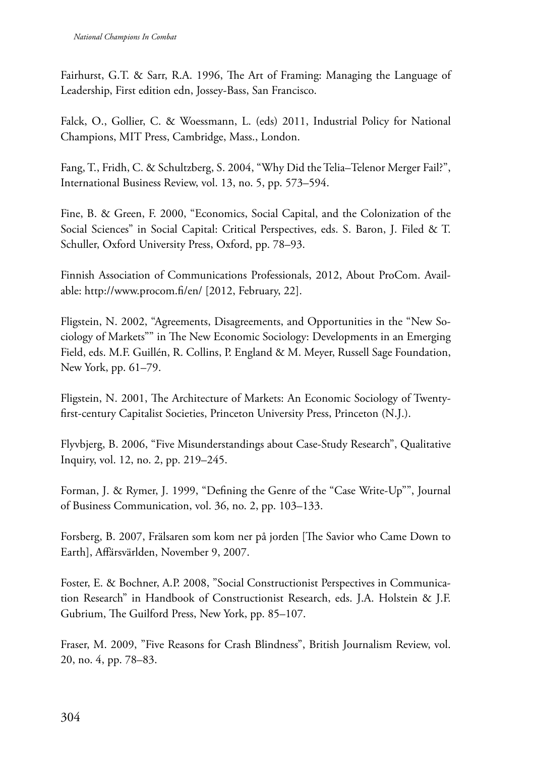Fairhurst, G.T. & Sarr, R.A. 1996, The Art of Framing: Managing the Language of Leadership, First edition edn, Jossey-Bass, San Francisco.

Falck, O., Gollier, C. & Woessmann, L. (eds) 2011, Industrial Policy for National Champions, MIT Press, Cambridge, Mass., London.

Fang, T., Fridh, C. & Schultzberg, S. 2004, "Why Did the Telia–Telenor Merger Fail?", International Business Review, vol. 13, no. 5, pp. 573–594.

Fine, B. & Green, F. 2000, "Economics, Social Capital, and the Colonization of the Social Sciences" in Social Capital: Critical Perspectives, eds. S. Baron, J. Filed & T. Schuller, Oxford University Press, Oxford, pp. 78–93.

Finnish Association of Communications Professionals, 2012, About ProCom. Available: http://www.procom.fi/en/ [2012, February, 22].

Fligstein, N. 2002, "Agreements, Disagreements, and Opportunities in the "New Sociology of Markets"" in The New Economic Sociology: Developments in an Emerging Field, eds. M.F. Guillén, R. Collins, P. England & M. Meyer, Russell Sage Foundation, New York, pp. 61–79.

Fligstein, N. 2001, The Architecture of Markets: An Economic Sociology of Twenty-first-century Capitalist Societies, Princeton University Press, Princeton (N.J.).

Flyvbjerg, B. 2006, "Five Misunderstandings about Case-Study Research", Qualitative Inquiry, vol. 12, no. 2, pp. 219–245.

Forman, J. & Rymer, J. 1999, "Defining the Genre of the "Case Write-Up"", Journal of Business Communication, vol. 36, no. 2, pp. 103–133.

Forsberg, B. 2007, Frälsaren som kom ner på jorden [The Savior who Came Down to Earth], Affärsvärlden, November 9, 2007.

Foster, E. & Bochner, A.P. 2008, "Social Constructionist Perspectives in Communication Research" in Handbook of Constructionist Research, eds. J.A. Holstein & J.F. Gubrium, The Guilford Press, New York, pp. 85–107.

Fraser, M. 2009, "Five Reasons for Crash Blindness", British Journalism Review, vol. 20, no. 4, pp. 78–83.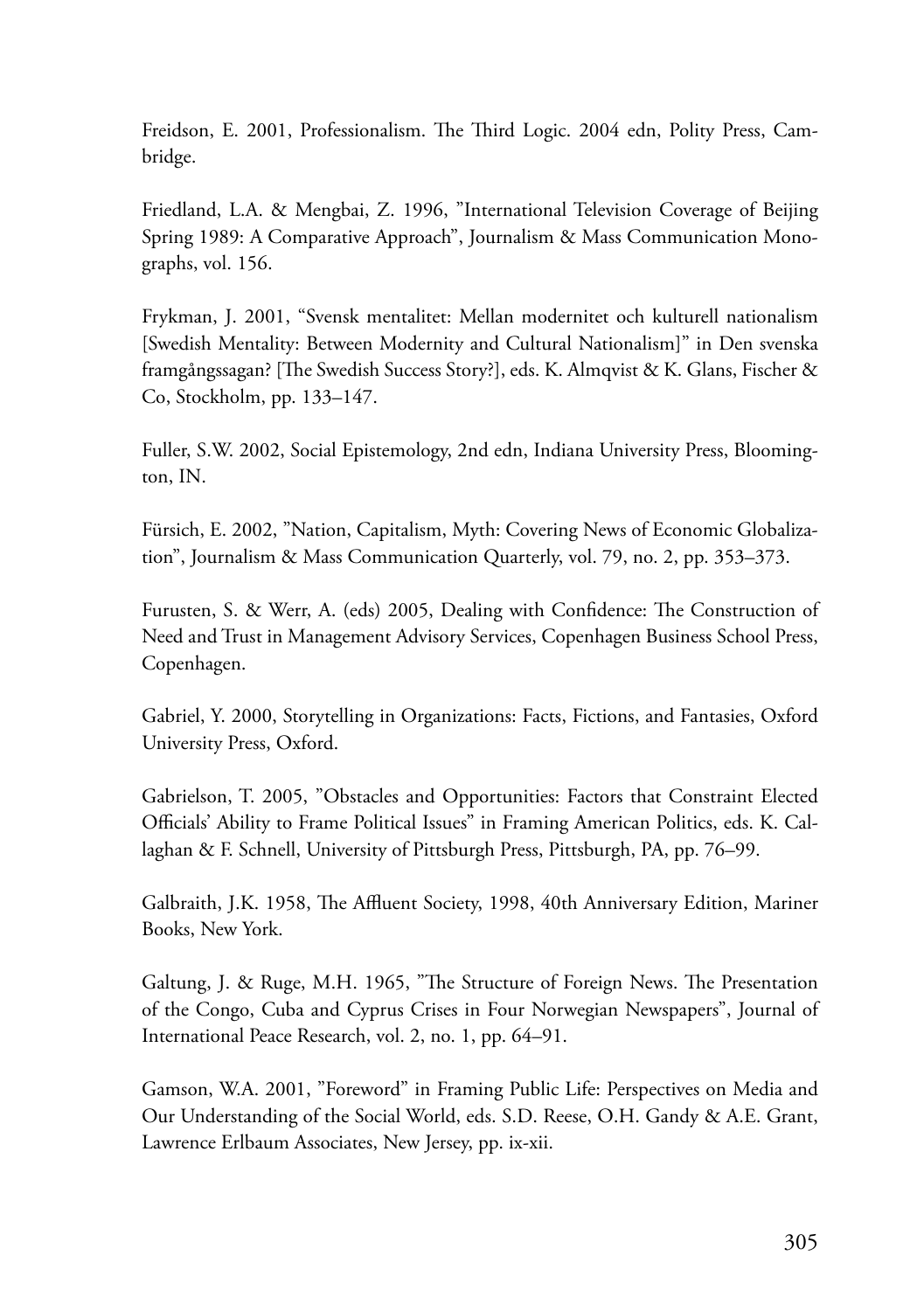Freidson, E. 2001, Professionalism. The Third Logic. 2004 edn, Polity Press, Cambridge.

Friedland, L.A. & Mengbai, Z. 1996, ”International Television Coverage of Beijing Spring 1989: A Comparative Approach”, Journalism & Mass Communication Monographs, vol. 156.

Frykman, J. 2001, “Svensk mentalitet: Mellan modernitet och kulturell nationalism [Swedish Mentality: Between Modernity and Cultural Nationalism]” in Den svenska framgångssagan? [The Swedish Success Story?], eds. K. Almqvist & K. Glans, Fischer & Co, Stockholm, pp. 133–147.

Fuller, S.W. 2002, Social Epistemology, 2nd edn, Indiana University Press, Bloomington, IN.

Fürsich, E. 2002, ”Nation, Capitalism, Myth: Covering News of Economic Globalization”, Journalism & Mass Communication Quarterly, vol. 79, no. 2, pp. 353–373.

Furusten, S. & Werr, A. (eds) 2005, Dealing with Confidence: The Construction of Need and Trust in Management Advisory Services, Copenhagen Business School Press, Copenhagen.

Gabriel, Y. 2000, Storytelling in Organizations: Facts, Fictions, and Fantasies, Oxford University Press, Oxford.

Gabrielson, T. 2005, ”Obstacles and Opportunities: Factors that Constraint Elected Officials’ Ability to Frame Political Issues” in Framing American Politics, eds. K. Callaghan & F. Schnell, University of Pittsburgh Press, Pittsburgh, PA, pp. 76–99.

Galbraith, J.K. 1958, The Affluent Society, 1998, 40th Anniversary Edition, Mariner Books, New York.

Galtung, J. & Ruge, M.H. 1965, ”The Structure of Foreign News. The Presentation of the Congo, Cuba and Cyprus Crises in Four Norwegian Newspapers”, Journal of International Peace Research, vol. 2, no. 1, pp. 64–91.

Gamson, W.A. 2001, ”Foreword” in Framing Public Life: Perspectives on Media and Our Understanding of the Social World, eds. S.D. Reese, O.H. Gandy & A.E. Grant, Lawrence Erlbaum Associates, New Jersey, pp. ix-xii.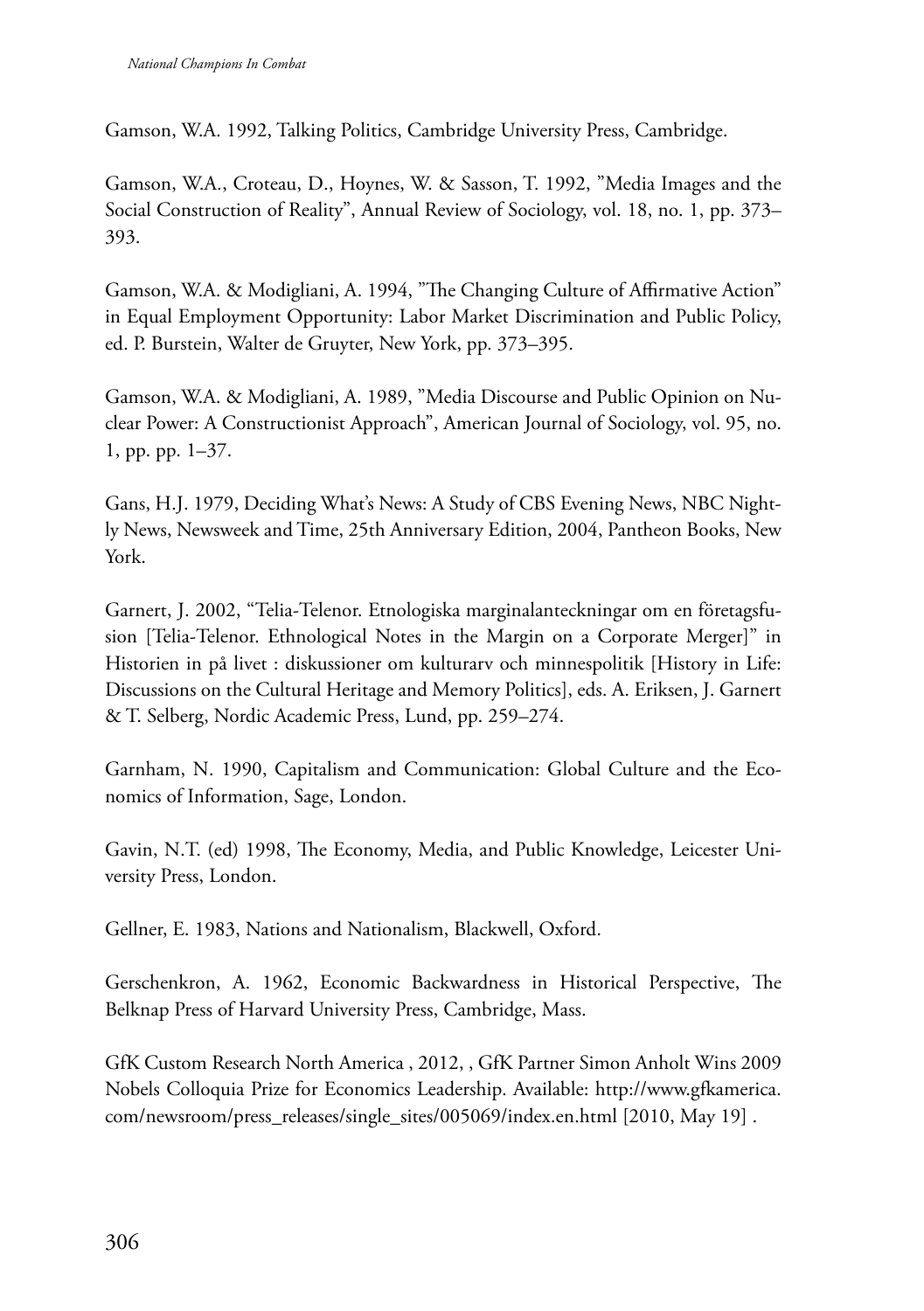Gamson, W.A. 1992, Talking Politics, Cambridge University Press, Cambridge.

Gamson, W.A., Croteau, D., Hoynes, W. & Sasson, T. 1992, "Media Images and the Social Construction of Reality", Annual Review of Sociology, vol. 18, no. 1, pp. 373–393.

Gamson, W.A. & Modigliani, A. 1994, "The Changing Culture of Affirmative Action" in Equal Employment Opportunity: Labor Market Discrimination and Public Policy, ed. P. Burstein, Walter de Gruyter, New York, pp. 373–395.

Gamson, W.A. & Modigliani, A. 1989, "Media Discourse and Public Opinion on Nuclear Power: A Constructionist Approach", American Journal of Sociology, vol. 95, no. 1, pp. pp. 1–37.

Gans, H.J. 1979, Deciding What's News: A Study of CBS Evening News, NBC Nightly News, Newsweek and Time, 25th Anniversary Edition, 2004, Pantheon Books, New York.

Garnert, J. 2002, "Telia-Telenor. Etnologiska marginalanteckningar om en företagsfusion [Telia-Telenor. Ethnological Notes in the Margin on a Corporate Merger]" in Historien in på livet : diskussioner om kulturarv och minnespolitik [History in Life: Discussions on the Cultural Heritage and Memory Politics], eds. A. Eriksen, J. Garnert & T. Selberg, Nordic Academic Press, Lund, pp. 259–274.

Garnham, N. 1990, Capitalism and Communication: Global Culture and the Economics of Information, Sage, London.

Gavin, N.T. (ed) 1998, The Economy, Media, and Public Knowledge, Leicester University Press, London.

Gellner, E. 1983, Nations and Nationalism, Blackwell, Oxford.

Gerschenkron, A. 1962, Economic Backwardness in Historical Perspective, The Belknap Press of Harvard University Press, Cambridge, Mass.

GfK Custom Research North America , 2012, , GfK Partner Simon Anholt Wins 2009 Nobels Colloquia Prize for Economics Leadership. Available: http://www.gfkamerica.com/newsroom/press_releases/single_sites/005069/index.en.html [2010, May 19] .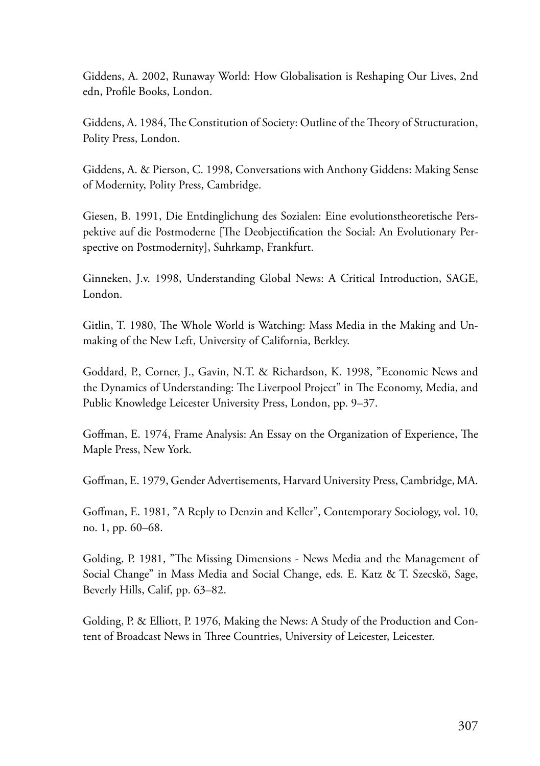Giddens, A. 2002, Runaway World: How Globalisation is Reshaping Our Lives, 2nd edn, Profile Books, London.

Giddens, A. 1984, The Constitution of Society: Outline of the Theory of Structuration, Polity Press, London.

Giddens, A. & Pierson, C. 1998, Conversations with Anthony Giddens: Making Sense of Modernity, Polity Press, Cambridge.

Giesen, B. 1991, Die Entdinglichung des Sozialen: Eine evolutionstheoretische Perspektive auf die Postmoderne [The Deobjectification the Social: An Evolutionary Perspective on Postmodernity], Suhrkamp, Frankfurt.

Ginneken, J.v. 1998, Understanding Global News: A Critical Introduction, SAGE, London.

Gitlin, T. 1980, The Whole World is Watching: Mass Media in the Making and Unmaking of the New Left, University of California, Berkley.

Goddard, P., Corner, J., Gavin, N.T. & Richardson, K. 1998, "Economic News and the Dynamics of Understanding: The Liverpool Project" in The Economy, Media, and Public Knowledge Leicester University Press, London, pp. 9–37.

Goffman, E. 1974, Frame Analysis: An Essay on the Organization of Experience, The Maple Press, New York.

Goffman, E. 1979, Gender Advertisements, Harvard University Press, Cambridge, MA.

Goffman, E. 1981, "A Reply to Denzin and Keller", Contemporary Sociology, vol. 10, no. 1, pp. 60–68.

Golding, P. 1981, "The Missing Dimensions - News Media and the Management of Social Change" in Mass Media and Social Change, eds. E. Katz & T. Szecskö, Sage, Beverly Hills, Calif, pp. 63–82.

Golding, P. & Elliott, P. 1976, Making the News: A Study of the Production and Content of Broadcast News in Three Countries, University of Leicester, Leicester.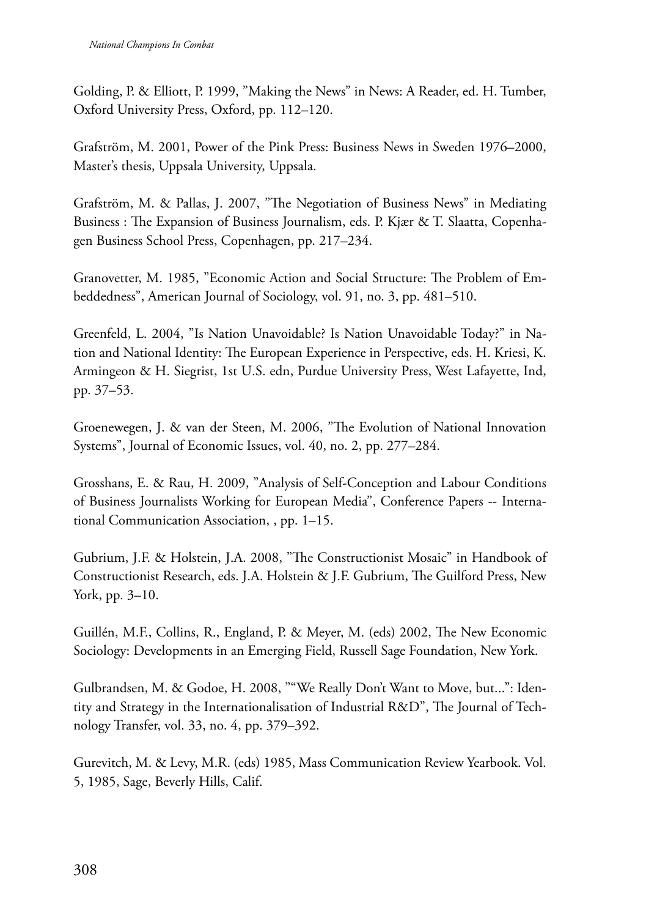Golding, P. & Elliott, P. 1999, "Making the News" in News: A Reader, ed. H. Tumber, Oxford University Press, Oxford, pp. 112–120.

Grafström, M. 2001, Power of the Pink Press: Business News in Sweden 1976–2000, Master's thesis, Uppsala University, Uppsala.

Grafström, M. & Pallas, J. 2007, "The Negotiation of Business News" in Mediating Business : The Expansion of Business Journalism, eds. P. Kjær & T. Slaatta, Copenhagen Business School Press, Copenhagen, pp. 217–234.

Granovetter, M. 1985, "Economic Action and Social Structure: The Problem of Embeddedness", American Journal of Sociology, vol. 91, no. 3, pp. 481–510.

Greenfeld, L. 2004, "Is Nation Unavoidable? Is Nation Unavoidable Today?" in Nation and National Identity: The European Experience in Perspective, eds. H. Kriesi, K. Armingeon & H. Siegrist, 1st U.S. edn, Purdue University Press, West Lafayette, Ind, pp. 37–53.

Groenewegen, J. & van der Steen, M. 2006, "The Evolution of National Innovation Systems", Journal of Economic Issues, vol. 40, no. 2, pp. 277–284.

Grosshans, E. & Rau, H. 2009, "Analysis of Self-Conception and Labour Conditions of Business Journalists Working for European Media", Conference Papers -- International Communication Association, , pp. 1–15.

Gubrium, J.F. & Holstein, J.A. 2008, "The Constructionist Mosaic" in Handbook of Constructionist Research, eds. J.A. Holstein & J.F. Gubrium, The Guilford Press, New York, pp. 3–10.

Guillén, M.F., Collins, R., England, P. & Meyer, M. (eds) 2002, The New Economic Sociology: Developments in an Emerging Field, Russell Sage Foundation, New York.

Gulbrandsen, M. & Godoe, H. 2008, ""We Really Don't Want to Move, but...": Identity and Strategy in the Internationalisation of Industrial R&D", The Journal of Technology Transfer, vol. 33, no. 4, pp. 379–392.

Gurevitch, M. & Levy, M.R. (eds) 1985, Mass Communication Review Yearbook. Vol. 5, 1985, Sage, Beverly Hills, Calif.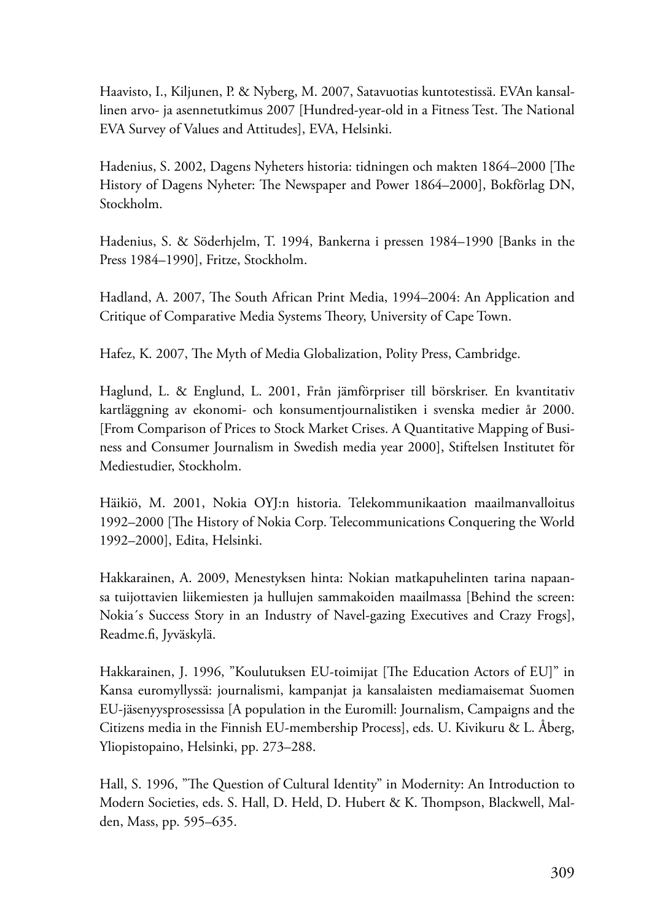Haavisto, I., Kiljunen, P. & Nyberg, M. 2007, Satavuotias kuntotestissä. EVAn kansallinen arvo- ja asennetutkimus 2007 [Hundred-year-old in a Fitness Test. The National EVA Survey of Values and Attitudes], EVA, Helsinki.

Hadenius, S. 2002, Dagens Nyheters historia: tidningen och makten 1864–2000 [The History of Dagens Nyheter: The Newspaper and Power 1864–2000], Bokförlag DN, Stockholm.

Hadenius, S. & Söderhjelm, T. 1994, Bankerna i pressen 1984–1990 [Banks in the Press 1984–1990], Fritze, Stockholm.

Hadland, A. 2007, The South African Print Media, 1994–2004: An Application and Critique of Comparative Media Systems Theory, University of Cape Town.

Hafez, K. 2007, The Myth of Media Globalization, Polity Press, Cambridge.

Haglund, L. & Englund, L. 2001, Från jämförpriser till börskriser. En kvantitativ kartläggning av ekonomi- och konsumentjournalistiken i svenska medier år 2000. [From Comparison of Prices to Stock Market Crises. A Quantitative Mapping of Business and Consumer Journalism in Swedish media year 2000], Stiftelsen Institutet för Mediestudier, Stockholm.

Häikiö, M. 2001, Nokia OYJ:n historia. Telekommunikaation maailmanvalloitus 1992–2000 [The History of Nokia Corp. Telecommunications Conquering the World 1992–2000], Edita, Helsinki.

Hakkarainen, A. 2009, Menestyksen hinta: Nokian matkapuhelinten tarina napaansa tuijottavien liikemiesten ja hullujen sammakoiden maailmassa [Behind the screen: Nokia´s Success Story in an Industry of Navel-gazing Executives and Crazy Frogs], Readme.fi, Jyväskylä.

Hakkarainen, J. 1996, "Koulutuksen EU-toimijat [The Education Actors of EU]" in Kansa euromyllyssä: journalismi, kampanjat ja kansalaisten mediamaisemat Suomen EU-jäsenyysprosessissa [A population in the Euromill: Journalism, Campaigns and the Citizens media in the Finnish EU-membership Process], eds. U. Kivikuru & L. Åberg, Yliopistopaino, Helsinki, pp. 273–288.

Hall, S. 1996, "The Question of Cultural Identity" in Modernity: An Introduction to Modern Societies, eds. S. Hall, D. Held, D. Hubert & K. Thompson, Blackwell, Malden, Mass, pp. 595–635.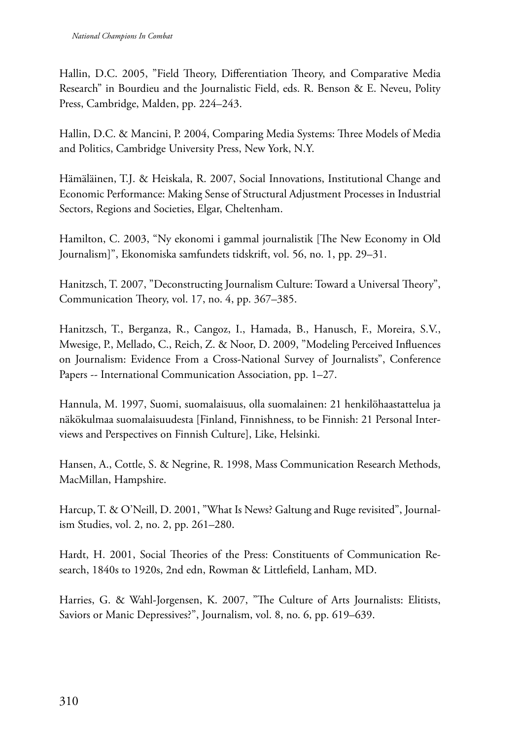Hallin, D.C. 2005, ”Field Theory, Differentiation Theory, and Comparative Media Research” in Bourdieu and the Journalistic Field, eds. R. Benson & E. Neveu, Polity Press, Cambridge, Malden, pp. 224–243.

Hallin, D.C. & Mancini, P. 2004, Comparing Media Systems: Three Models of Media and Politics, Cambridge University Press, New York, N.Y.

Hämäläinen, T.J. & Heiskala, R. 2007, Social Innovations, Institutional Change and Economic Performance: Making Sense of Structural Adjustment Processes in Industrial Sectors, Regions and Societies, Elgar, Cheltenham.

Hamilton, C. 2003, “Ny ekonomi i gammal journalistik [The New Economy in Old Journalism]”, Ekonomiska samfundets tidskrift, vol. 56, no. 1, pp. 29–31.

Hanitzsch, T. 2007, ”Deconstructing Journalism Culture: Toward a Universal Theory”, Communication Theory, vol. 17, no. 4, pp. 367–385.

Hanitzsch, T., Berganza, R., Cangoz, I., Hamada, B., Hanusch, F., Moreira, S.V., Mwesige, P., Mellado, C., Reich, Z. & Noor, D. 2009, ”Modeling Perceived Influences on Journalism: Evidence From a Cross-National Survey of Journalists”, Conference Papers -- International Communication Association, pp. 1–27.

Hannula, M. 1997, Suomi, suomalaisuus, olla suomalainen: 21 henkilöhaastattelua ja näkökulmaa suomalaisuudesta [Finland, Finnishness, to be Finnish: 21 Personal Interviews and Perspectives on Finnish Culture], Like, Helsinki.

Hansen, A., Cottle, S. & Negrine, R. 1998, Mass Communication Research Methods, MacMillan, Hampshire.

Harcup, T. & O’Neill, D. 2001, ”What Is News? Galtung and Ruge revisited”, Journalism Studies, vol. 2, no. 2, pp. 261–280.

Hardt, H. 2001, Social Theories of the Press: Constituents of Communication Research, 1840s to 1920s, 2nd edn, Rowman & Littlefield, Lanham, MD.

Harries, G. & Wahl-Jorgensen, K. 2007, ”The Culture of Arts Journalists: Elitists, Saviors or Manic Depressives?”, Journalism, vol. 8, no. 6, pp. 619–639.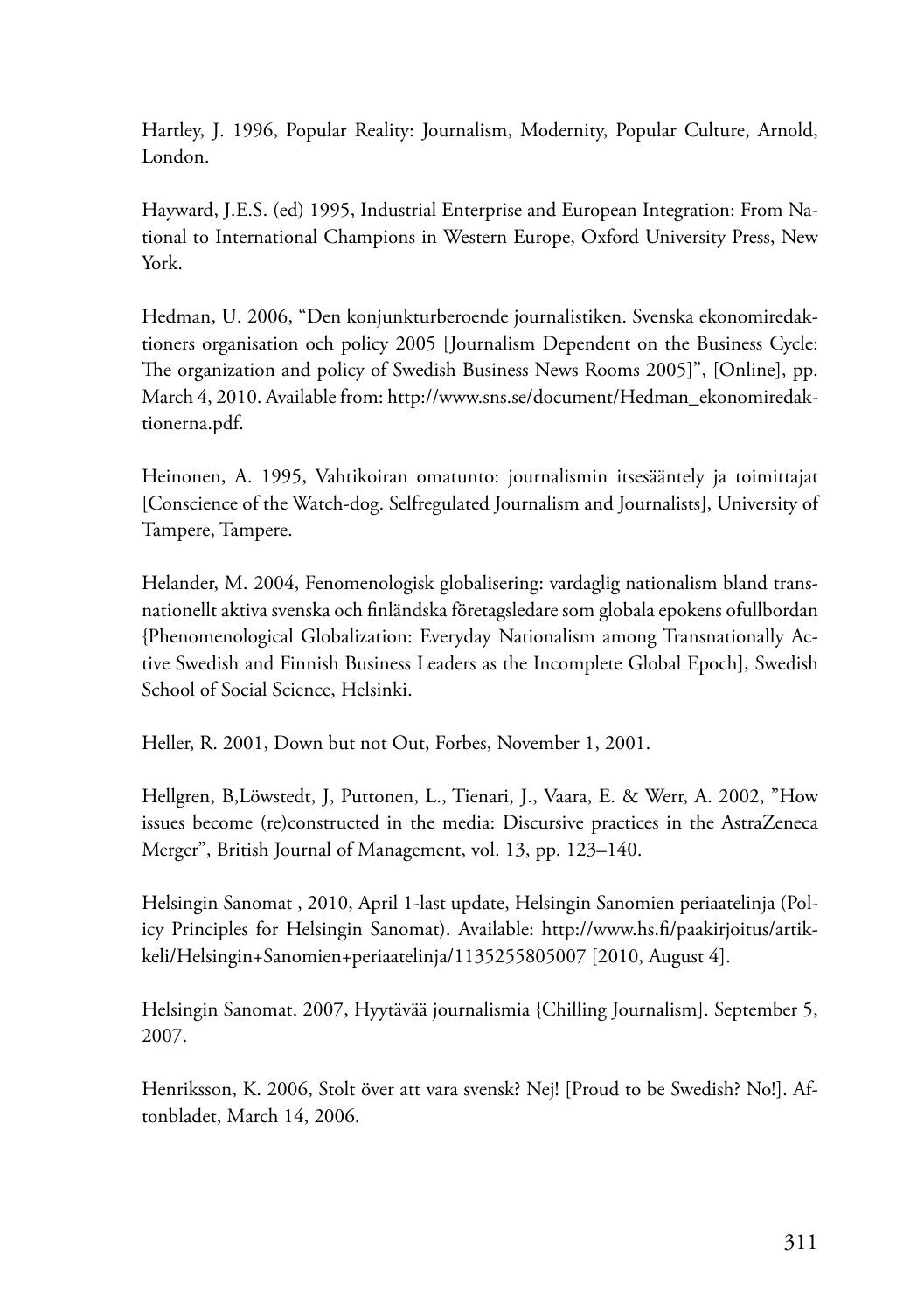Hartley, J. 1996, Popular Reality: Journalism, Modernity, Popular Culture, Arnold, London.

Hayward, J.E.S. (ed) 1995, Industrial Enterprise and European Integration: From National to International Champions in Western Europe, Oxford University Press, New York.

Hedman, U. 2006, "Den konjunkturberoende journalistiken. Svenska ekonomiredaktioners organisation och policy 2005 [Journalism Dependent on the Business Cycle: The organization and policy of Swedish Business News Rooms 2005]", [Online], pp. March 4, 2010. Available from: http://www.sns.se/document/Hedman_ekonomiredaktionerna.pdf.

Heinonen, A. 1995, Vahtikoiran omatunto: journalismin itsesääntely ja toimittajat [Conscience of the Watch-dog. Selfregulated Journalism and Journalists], University of Tampere, Tampere.

Helander, M. 2004, Fenomenologisk globalisering: vardaglig nationalism bland transnationellt aktiva svenska och finländska företagsledare som globala epokens ofullbordan {Phenomenological Globalization: Everyday Nationalism among Transnationally Active Swedish and Finnish Business Leaders as the Incomplete Global Epoch], Swedish School of Social Science, Helsinki.

Heller, R. 2001, Down but not Out, Forbes, November 1, 2001.

Hellgren, B,Löwstedt, J, Puttonen, L., Tienari, J., Vaara, E. & Werr, A. 2002, "How issues become (re)constructed in the media: Discursive practices in the AstraZeneca Merger", British Journal of Management, vol. 13, pp. 123–140.

Helsingin Sanomat , 2010, April 1-last update, Helsingin Sanomien periaatelinja (Policy Principles for Helsingin Sanomat). Available: http://www.hs.fi/paakirjoitus/artikkeli/Helsingin+Sanomien+periaatelinja/1135255805007 [2010, August 4].

Helsingin Sanomat. 2007, Hyytävää journalismia {Chilling Journalism]. September 5, 2007.

Henriksson, K. 2006, Stolt över att vara svensk? Nej! [Proud to be Swedish? No!]. Aftonbladet, March 14, 2006.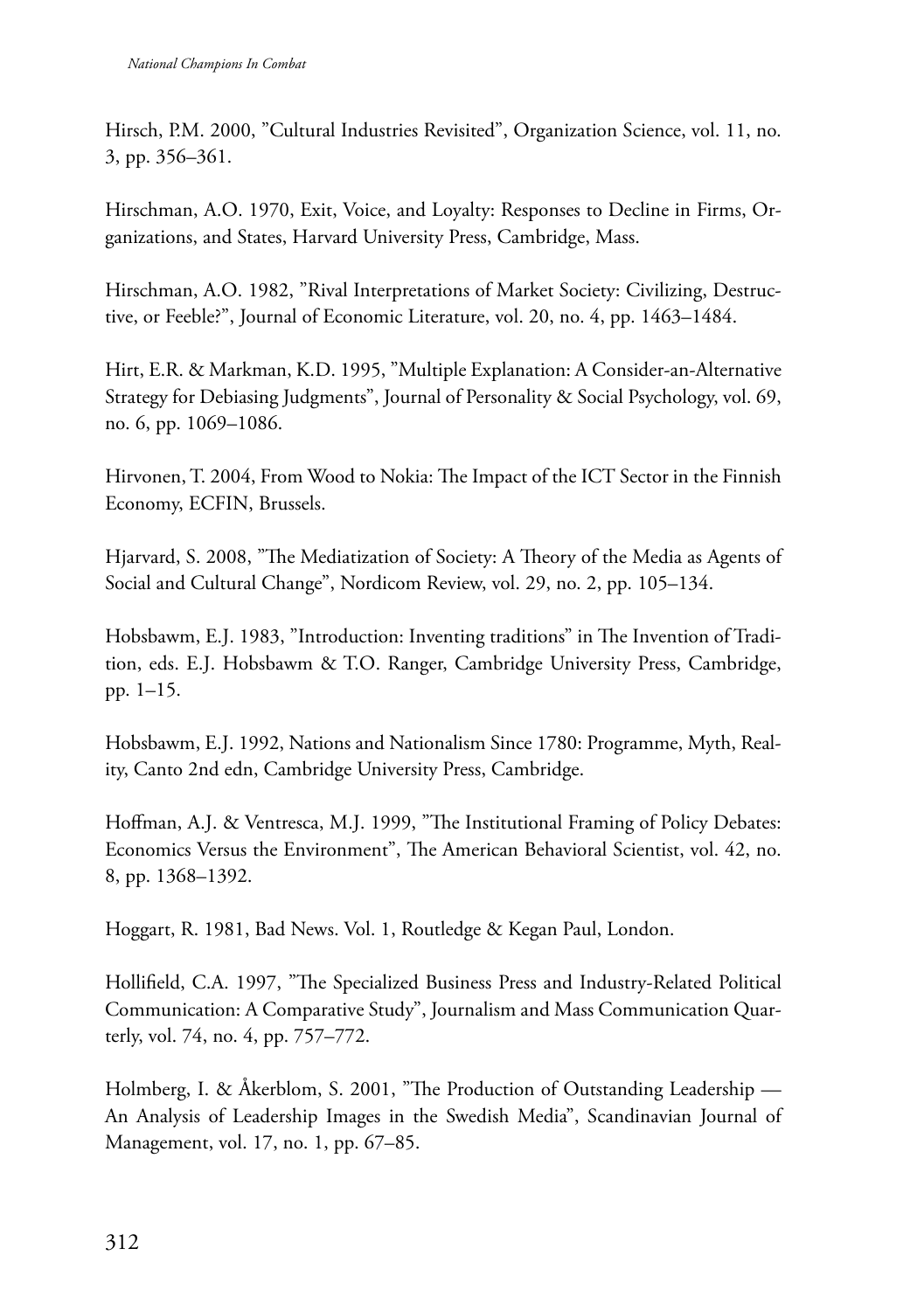Hirsch, P.M. 2000, ”Cultural Industries Revisited”, Organization Science, vol. 11, no. 3, pp. 356–361.

Hirschman, A.O. 1970, Exit, Voice, and Loyalty: Responses to Decline in Firms, Organizations, and States, Harvard University Press, Cambridge, Mass.

Hirschman, A.O. 1982, ”Rival Interpretations of Market Society: Civilizing, Destructive, or Feeble?”, Journal of Economic Literature, vol. 20, no. 4, pp. 1463–1484.

Hirt, E.R. & Markman, K.D. 1995, ”Multiple Explanation: A Consider-an-Alternative Strategy for Debiasing Judgments”, Journal of Personality & Social Psychology, vol. 69, no. 6, pp. 1069–1086.

Hirvonen, T. 2004, From Wood to Nokia: The Impact of the ICT Sector in the Finnish Economy, ECFIN, Brussels.

Hjarvard, S. 2008, ”The Mediatization of Society: A Theory of the Media as Agents of Social and Cultural Change”, Nordicom Review, vol. 29, no. 2, pp. 105–134.

Hobsbawm, E.J. 1983, ”Introduction: Inventing traditions” in The Invention of Tradition, eds. E.J. Hobsbawm & T.O. Ranger, Cambridge University Press, Cambridge, pp. 1–15.

Hobsbawm, E.J. 1992, Nations and Nationalism Since 1780: Programme, Myth, Reality, Canto 2nd edn, Cambridge University Press, Cambridge.

Hoffman, A.J. & Ventresca, M.J. 1999, ”The Institutional Framing of Policy Debates: Economics Versus the Environment”, The American Behavioral Scientist, vol. 42, no. 8, pp. 1368–1392.

Hoggart, R. 1981, Bad News. Vol. 1, Routledge & Kegan Paul, London.

Hollifield, C.A. 1997, ”The Specialized Business Press and Industry-Related Political Communication: A Comparative Study”, Journalism and Mass Communication Quarterly, vol. 74, no. 4, pp. 757–772.

Holmberg, I. & Åkerblom, S. 2001, ”The Production of Outstanding Leadership — An Analysis of Leadership Images in the Swedish Media”, Scandinavian Journal of Management, vol. 17, no. 1, pp. 67–85.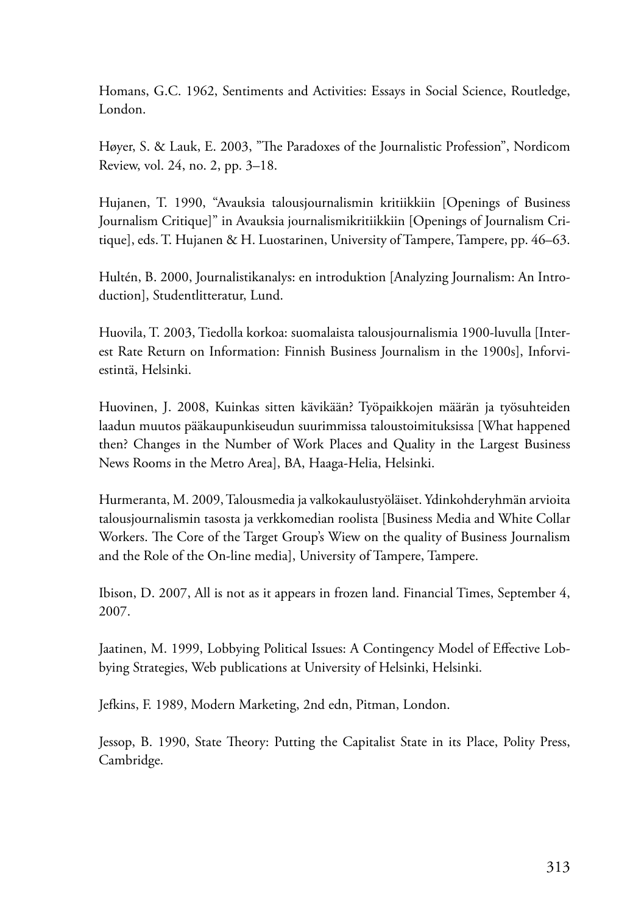Homans, G.C. 1962, Sentiments and Activities: Essays in Social Science, Routledge, London.

Høyer, S. & Lauk, E. 2003, "The Paradoxes of the Journalistic Profession", Nordicom Review, vol. 24, no. 2, pp. 3–18.

Hujanen, T. 1990, "Avauksia talousjournalismin kritiikkiin [Openings of Business Journalism Critique]" in Avauksia journalismikritiikkiin [Openings of Journalism Critique], eds. T. Hujanen & H. Luostarinen, University of Tampere, Tampere, pp. 46–63.

Hultén, B. 2000, Journalistikanalys: en introduktion [Analyzing Journalism: An Introduction], Studentlitteratur, Lund.

Huovila, T. 2003, Tiedolla korkoa: suomalaista talousjournalismia 1900-luvulla [Interest Rate Return on Information: Finnish Business Journalism in the 1900s], Inforviestintä, Helsinki.

Huovinen, J. 2008, Kuinkas sitten kävikään? Työpaikkojen määrän ja työsuhteiden laadun muutos pääkaupunkiseudun suurimmissa taloustoimituksissa [What happened then? Changes in the Number of Work Places and Quality in the Largest Business News Rooms in the Metro Area], BA, Haaga-Helia, Helsinki.

Hurmeranta, M. 2009, Talousmedia ja valkokaulustyöläiset. Ydinkohderyhmän arvioita talousjournalismin tasosta ja verkkomedian roolista [Business Media and White Collar Workers. The Core of the Target Group's Wiew on the quality of Business Journalism and the Role of the On-line media], University of Tampere, Tampere.

Ibison, D. 2007, All is not as it appears in frozen land. Financial Times, September 4, 2007.

Jaatinen, M. 1999, Lobbying Political Issues: A Contingency Model of Effective Lobbying Strategies, Web publications at University of Helsinki, Helsinki.

Jefkins, F. 1989, Modern Marketing, 2nd edn, Pitman, London.

Jessop, B. 1990, State Theory: Putting the Capitalist State in its Place, Polity Press, Cambridge.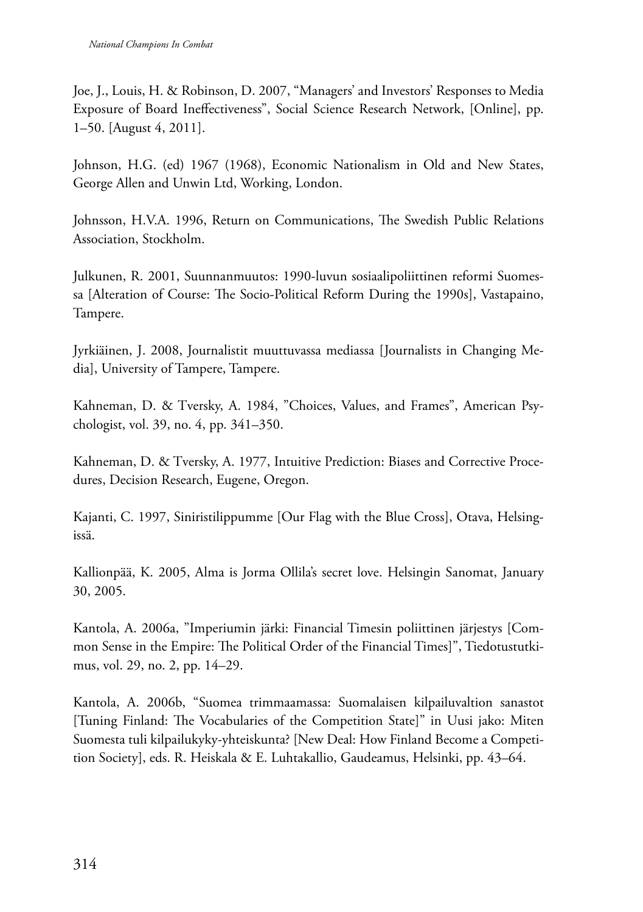Joe, J., Louis, H. & Robinson, D. 2007, "Managers' and Investors' Responses to Media Exposure of Board Ineffectiveness", Social Science Research Network, [Online], pp. 1–50. [August 4, 2011].

Johnson, H.G. (ed) 1967 (1968), Economic Nationalism in Old and New States, George Allen and Unwin Ltd, Working, London.

Johnsson, H.V.A. 1996, Return on Communications, The Swedish Public Relations Association, Stockholm.

Julkunen, R. 2001, Suunnanmuutos: 1990-luvun sosiaalipoliittinen reformi Suomessa [Alteration of Course: The Socio-Political Reform During the 1990s], Vastapaino, Tampere.

Jyrkiäinen, J. 2008, Journalistit muuttuvassa mediassa [Journalists in Changing Media], University of Tampere, Tampere.

Kahneman, D. & Tversky, A. 1984, "Choices, Values, and Frames", American Psychologist, vol. 39, no. 4, pp. 341–350.

Kahneman, D. & Tversky, A. 1977, Intuitive Prediction: Biases and Corrective Procedures, Decision Research, Eugene, Oregon.

Kajanti, C. 1997, Siniristilippumme [Our Flag with the Blue Cross], Otava, Helsingissä.

Kallionpää, K. 2005, Alma is Jorma Ollila's secret love. Helsingin Sanomat, January 30, 2005.

Kantola, A. 2006a, "Imperiumin järki: Financial Timesin poliittinen järjestys [Common Sense in the Empire: The Political Order of the Financial Times]", Tiedotustutkimus, vol. 29, no. 2, pp. 14–29.

Kantola, A. 2006b, "Suomea trimmaamassa: Suomalaisen kilpailuvaltion sanastot [Tuning Finland: The Vocabularies of the Competition State]" in Uusi jako: Miten Suomesta tuli kilpailukyky-yhteiskunta? [New Deal: How Finland Become a Competition Society], eds. R. Heiskala & E. Luhtakallio, Gaudeamus, Helsinki, pp. 43–64.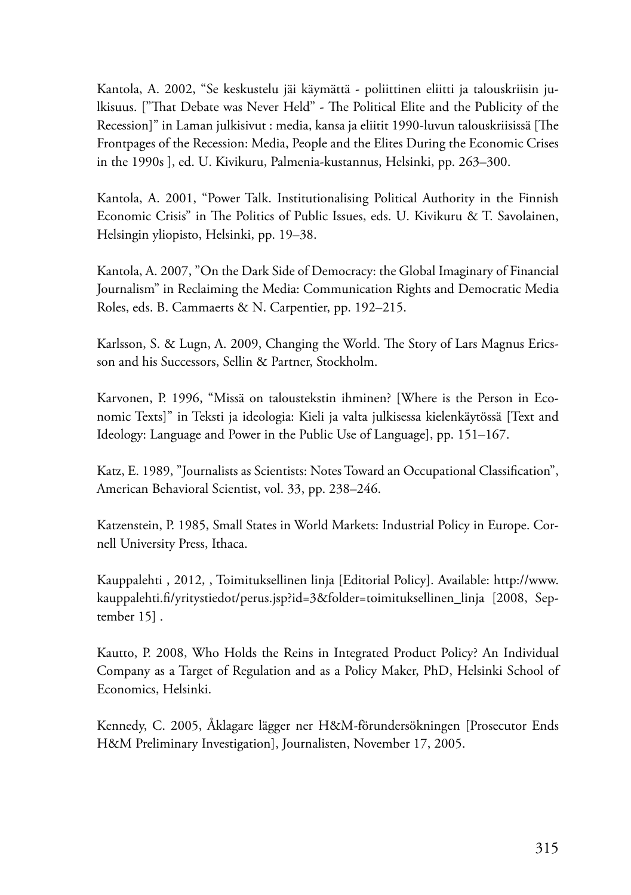Kantola, A. 2002, “Se keskustelu jäi käymättä - poliittinen eliitti ja talouskriisin julkisuus. [”That Debate was Never Held” - The Political Elite and the Publicity of the Recession]” in Laman julkisivut : media, kansa ja eliitit 1990-luvun talouskriisissä [The Frontpages of the Recession: Media, People and the Elites During the Economic Crises in the 1990s ], ed. U. Kivikuru, Palmenia-kustannus, Helsinki, pp. 263–300.

Kantola, A. 2001, “Power Talk. Institutionalising Political Authority in the Finnish Economic Crisis” in The Politics of Public Issues, eds. U. Kivikuru & T. Savolainen, Helsingin yliopisto, Helsinki, pp. 19–38.

Kantola, A. 2007, ”On the Dark Side of Democracy: the Global Imaginary of Financial Journalism” in Reclaiming the Media: Communication Rights and Democratic Media Roles, eds. B. Cammaerts & N. Carpentier, pp. 192–215.

Karlsson, S. & Lugn, A. 2009, Changing the World. The Story of Lars Magnus Ericsson and his Successors, Sellin & Partner, Stockholm.

Karvonen, P. 1996, “Missä on taloustekstin ihminen? [Where is the Person in Economic Texts]” in Teksti ja ideologia: Kieli ja valta julkisessa kielenkäytössä [Text and Ideology: Language and Power in the Public Use of Language], pp. 151–167.

Katz, E. 1989, ”Journalists as Scientists: Notes Toward an Occupational Classification”, American Behavioral Scientist, vol. 33, pp. 238–246.

Katzenstein, P. 1985, Small States in World Markets: Industrial Policy in Europe. Cornell University Press, Ithaca.

Kauppalehti , 2012, , Toimituksellinen linja [Editorial Policy]. Available: http://www.kauppalehti.fi/yritystiedot/perus.jsp?id=3&folder=toimituksellinen_linja [2008, September 15] .

Kautto, P. 2008, Who Holds the Reins in Integrated Product Policy? An Individual Company as a Target of Regulation and as a Policy Maker, PhD, Helsinki School of Economics, Helsinki.

Kennedy, C. 2005, Åklagare lägger ner H&M-förundersökningen [Prosecutor Ends H&M Preliminary Investigation], Journalisten, November 17, 2005.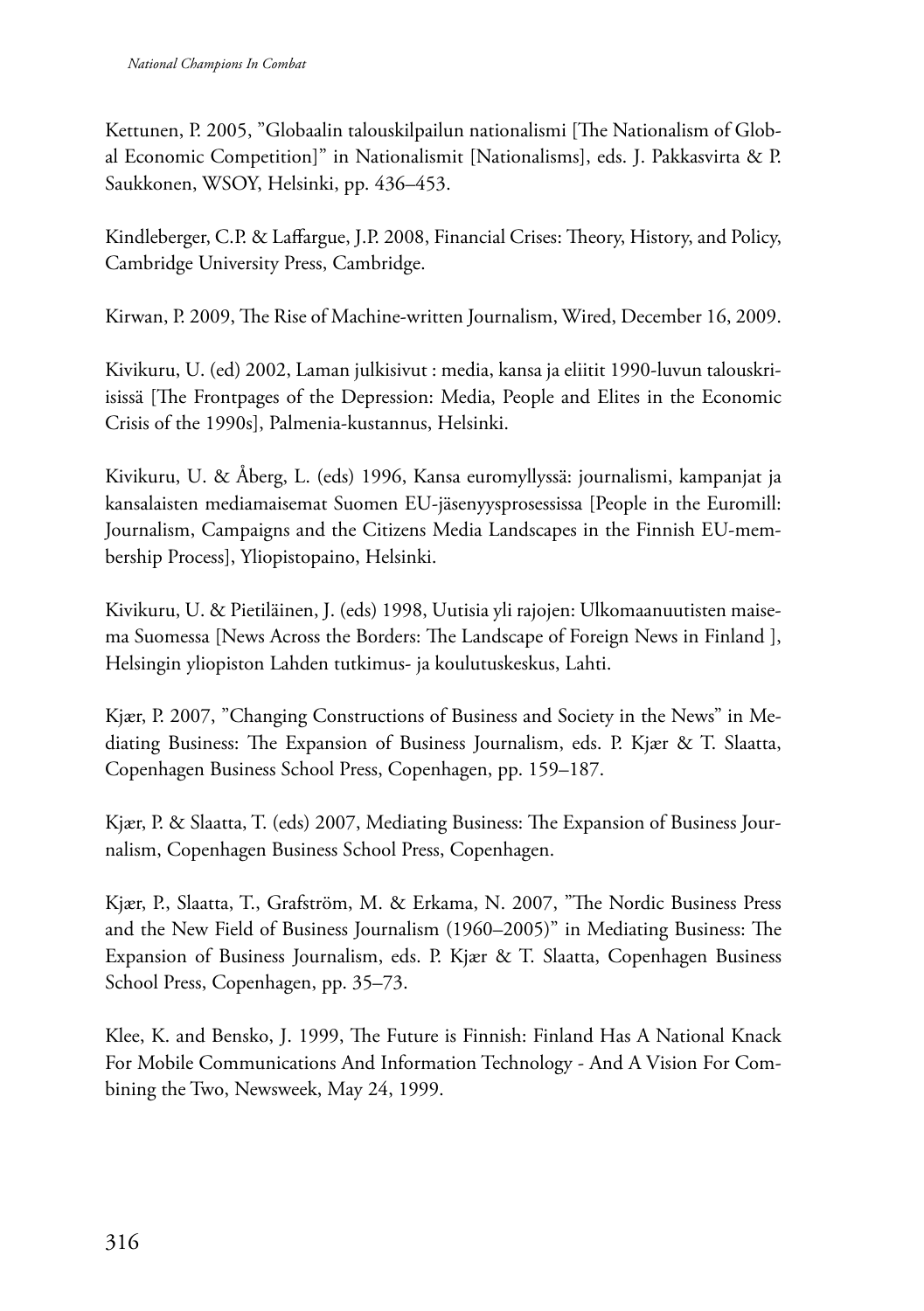Kettunen, P. 2005, "Globaalin talouskilpailun nationalismi [The Nationalism of Global Economic Competition]" in Nationalismit [Nationalisms], eds. J. Pakkasvirta & P. Saukkonen, WSOY, Helsinki, pp. 436–453.

Kindleberger, C.P. & Laffargue, J.P. 2008, Financial Crises: Theory, History, and Policy, Cambridge University Press, Cambridge.

Kirwan, P. 2009, The Rise of Machine-written Journalism, Wired, December 16, 2009.

Kivikuru, U. (ed) 2002, Laman julkisivut : media, kansa ja eliitit 1990-luvun talouskriisissä [The Frontpages of the Depression: Media, People and Elites in the Economic Crisis of the 1990s], Palmenia-kustannus, Helsinki.

Kivikuru, U. & Åberg, L. (eds) 1996, Kansa euromyllyssä: journalismi, kampanjat ja kansalaisten mediamaisemat Suomen EU-jäsenyysprosessissa [People in the Euromill: Journalism, Campaigns and the Citizens Media Landscapes in the Finnish EU-membership Process], Yliopistopaino, Helsinki.

Kivikuru, U. & Pietiläinen, J. (eds) 1998, Uutisia yli rajojen: Ulkomaanuutisten maisema Suomessa [News Across the Borders: The Landscape of Foreign News in Finland ], Helsingin yliopiston Lahden tutkimus- ja koulutuskeskus, Lahti.

Kjær, P. 2007, "Changing Constructions of Business and Society in the News" in Mediating Business: The Expansion of Business Journalism, eds. P. Kjær & T. Slaatta, Copenhagen Business School Press, Copenhagen, pp. 159–187.

Kjær, P. & Slaatta, T. (eds) 2007, Mediating Business: The Expansion of Business Journalism, Copenhagen Business School Press, Copenhagen.

Kjær, P., Slaatta, T., Grafström, M. & Erkama, N. 2007, "The Nordic Business Press and the New Field of Business Journalism (1960–2005)" in Mediating Business: The Expansion of Business Journalism, eds. P. Kjær & T. Slaatta, Copenhagen Business School Press, Copenhagen, pp. 35–73.

Klee, K. and Bensko, J. 1999, The Future is Finnish: Finland Has A National Knack For Mobile Communications And Information Technology - And A Vision For Combining the Two, Newsweek, May 24, 1999.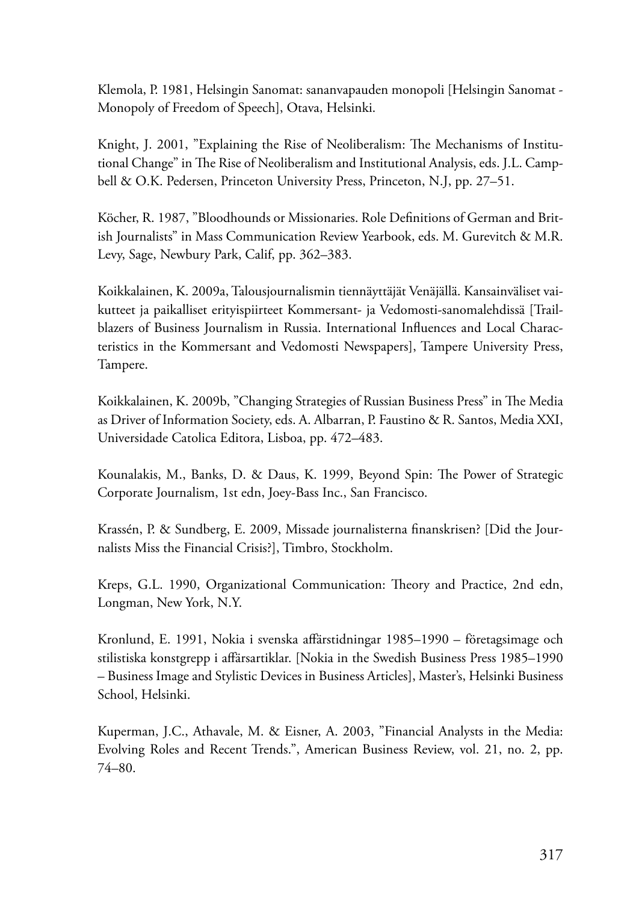Klemola, P. 1981, Helsingin Sanomat: sananvapauden monopoli [Helsingin Sanomat - Monopoly of Freedom of Speech], Otava, Helsinki.

Knight, J. 2001, "Explaining the Rise of Neoliberalism: The Mechanisms of Institutional Change" in The Rise of Neoliberalism and Institutional Analysis, eds. J.L. Campbell & O.K. Pedersen, Princeton University Press, Princeton, N.J, pp. 27–51.

Köcher, R. 1987, "Bloodhounds or Missionaries. Role Definitions of German and British Journalists" in Mass Communication Review Yearbook, eds. M. Gurevitch & M.R. Levy, Sage, Newbury Park, Calif, pp. 362–383.

Koikkalainen, K. 2009a, Talousjournalismin tiennäyttäjät Venäjällä. Kansainväliset vaikutteet ja paikalliset erityispiirteet Kommersant- ja Vedomosti-sanomalehdissä [Trailblazers of Business Journalism in Russia. International Influences and Local Characteristics in the Kommersant and Vedomosti Newspapers], Tampere University Press, Tampere.

Koikkalainen, K. 2009b, "Changing Strategies of Russian Business Press" in The Media as Driver of Information Society, eds. A. Albarran, P. Faustino & R. Santos, Media XXI, Universidade Catolica Editora, Lisboa, pp. 472–483.

Kounalakis, M., Banks, D. & Daus, K. 1999, Beyond Spin: The Power of Strategic Corporate Journalism, 1st edn, Joey-Bass Inc., San Francisco.

Krassén, P. & Sundberg, E. 2009, Missade journalisterna finanskrisen? [Did the Journalists Miss the Financial Crisis?], Timbro, Stockholm.

Kreps, G.L. 1990, Organizational Communication: Theory and Practice, 2nd edn, Longman, New York, N.Y.

Kronlund, E. 1991, Nokia i svenska affärstidningar 1985–1990 – företagsimage och stilistiska konstgrepp i affärsartiklar. [Nokia in the Swedish Business Press 1985–1990 – Business Image and Stylistic Devices in Business Articles], Master's, Helsinki Business School, Helsinki.

Kuperman, J.C., Athavale, M. & Eisner, A. 2003, "Financial Analysts in the Media: Evolving Roles and Recent Trends.", American Business Review, vol. 21, no. 2, pp. 74–80.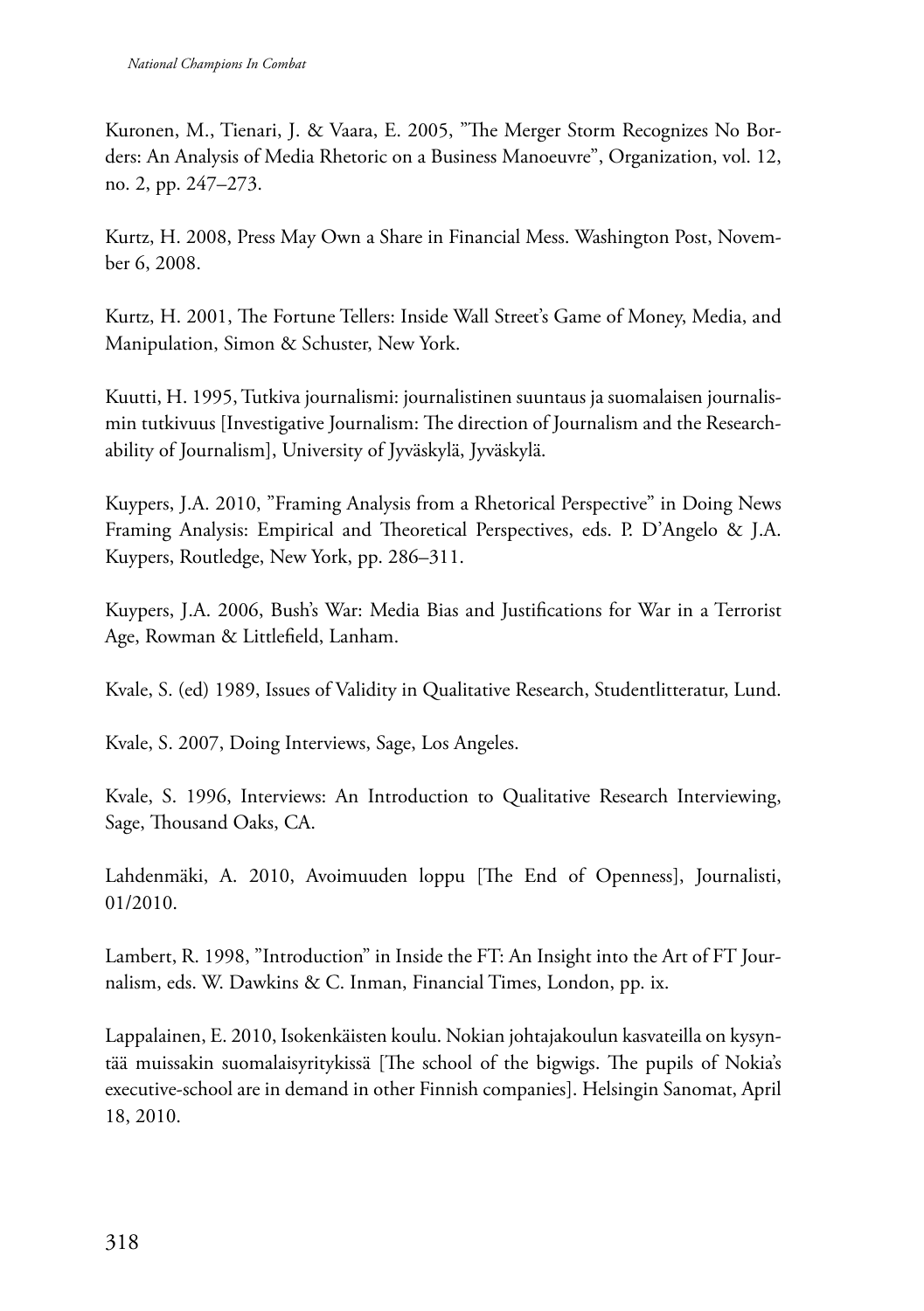Kuronen, M., Tienari, J. & Vaara, E. 2005, ”The Merger Storm Recognizes No Borders: An Analysis of Media Rhetoric on a Business Manoeuvre”, Organization, vol. 12, no. 2, pp. 247–273.

Kurtz, H. 2008, Press May Own a Share in Financial Mess. Washington Post, November 6, 2008.

Kurtz, H. 2001, The Fortune Tellers: Inside Wall Street's Game of Money, Media, and Manipulation, Simon & Schuster, New York.

Kuutti, H. 1995, Tutkiva journalismi: journalistinen suuntaus ja suomalaisen journalismin tutkivuus [Investigative Journalism: The direction of Journalism and the Researchability of Journalism], University of Jyväskylä, Jyväskylä.

Kuypers, J.A. 2010, ”Framing Analysis from a Rhetorical Perspective” in Doing News Framing Analysis: Empirical and Theoretical Perspectives, eds. P. D'Angelo & J.A. Kuypers, Routledge, New York, pp. 286–311.

Kuypers, J.A. 2006, Bush's War: Media Bias and Justifications for War in a Terrorist Age, Rowman & Littlefield, Lanham.

Kvale, S. (ed) 1989, Issues of Validity in Qualitative Research, Studentlitteratur, Lund.

Kvale, S. 2007, Doing Interviews, Sage, Los Angeles.

Kvale, S. 1996, Interviews: An Introduction to Qualitative Research Interviewing, Sage, Thousand Oaks, CA.

Lahdenmäki, A. 2010, Avoimuuden loppu [The End of Openness], Journalisti, 01/2010.

Lambert, R. 1998, ”Introduction” in Inside the FT: An Insight into the Art of FT Journalism, eds. W. Dawkins & C. Inman, Financial Times, London, pp. ix.

Lappalainen, E. 2010, Isokenkäisten koulu. Nokian johtajakoulun kasvateilla on kysyntää muissakin suomalaisyritykissä [The school of the bigwigs. The pupils of Nokia's executive-school are in demand in other Finnish companies]. Helsingin Sanomat, April 18, 2010.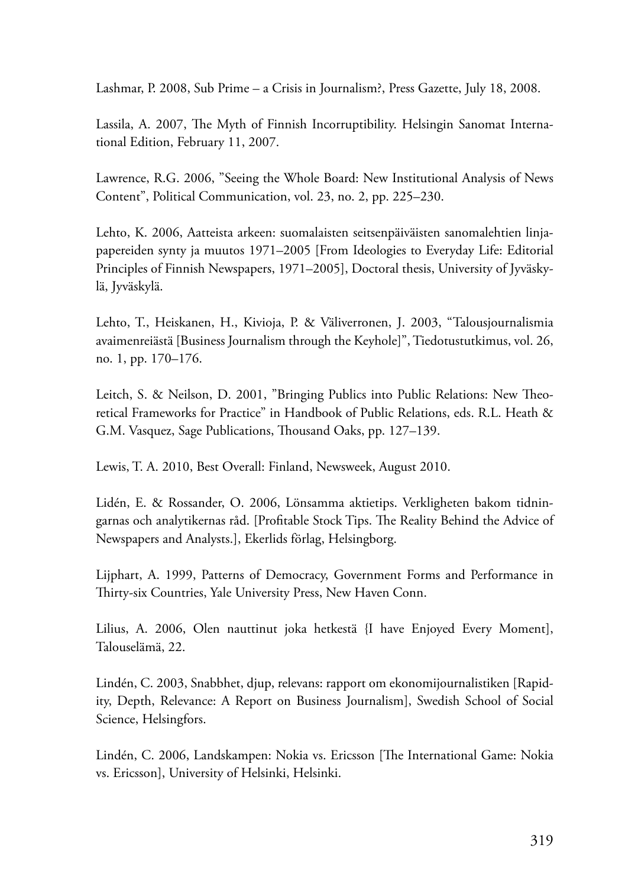Lashmar, P. 2008, Sub Prime – a Crisis in Journalism?, Press Gazette, July 18, 2008.

Lassila, A. 2007, The Myth of Finnish Incorruptibility. Helsingin Sanomat International Edition, February 11, 2007.

Lawrence, R.G. 2006, "Seeing the Whole Board: New Institutional Analysis of News Content", Political Communication, vol. 23, no. 2, pp. 225–230.

Lehto, K. 2006, Aatteista arkeen: suomalaisten seitsenpäiväisten sanomalehtien linjapapereiden synty ja muutos 1971–2005 [From Ideologies to Everyday Life: Editorial Principles of Finnish Newspapers, 1971–2005], Doctoral thesis, University of Jyväskylä, Jyväskylä.

Lehto, T., Heiskanen, H., Kivioja, P. & Väliverronen, J. 2003, "Talousjournalismia avaimenreiästä [Business Journalism through the Keyhole]", Tiedotustutkimus, vol. 26, no. 1, pp. 170–176.

Leitch, S. & Neilson, D. 2001, "Bringing Publics into Public Relations: New Theoretical Frameworks for Practice" in Handbook of Public Relations, eds. R.L. Heath & G.M. Vasquez, Sage Publications, Thousand Oaks, pp. 127–139.

Lewis, T. A. 2010, Best Overall: Finland, Newsweek, August 2010.

Lidén, E. & Rossander, O. 2006, Lönsamma aktietips. Verkligheten bakom tidningarnas och analytikernas råd. [Profitable Stock Tips. The Reality Behind the Advice of Newspapers and Analysts.], Ekerlids förlag, Helsingborg.

Lijphart, A. 1999, Patterns of Democracy, Government Forms and Performance in Thirty-six Countries, Yale University Press, New Haven Conn.

Lilius, A. 2006, Olen nauttinut joka hetkestä {I have Enjoyed Every Moment], Talouselämä, 22.

Lindén, C. 2003, Snabbhet, djup, relevans: rapport om ekonomijournalistiken [Rapidity, Depth, Relevance: A Report on Business Journalism], Swedish School of Social Science, Helsingfors.

Lindén, C. 2006, Landskampen: Nokia vs. Ericsson [The International Game: Nokia vs. Ericsson], University of Helsinki, Helsinki.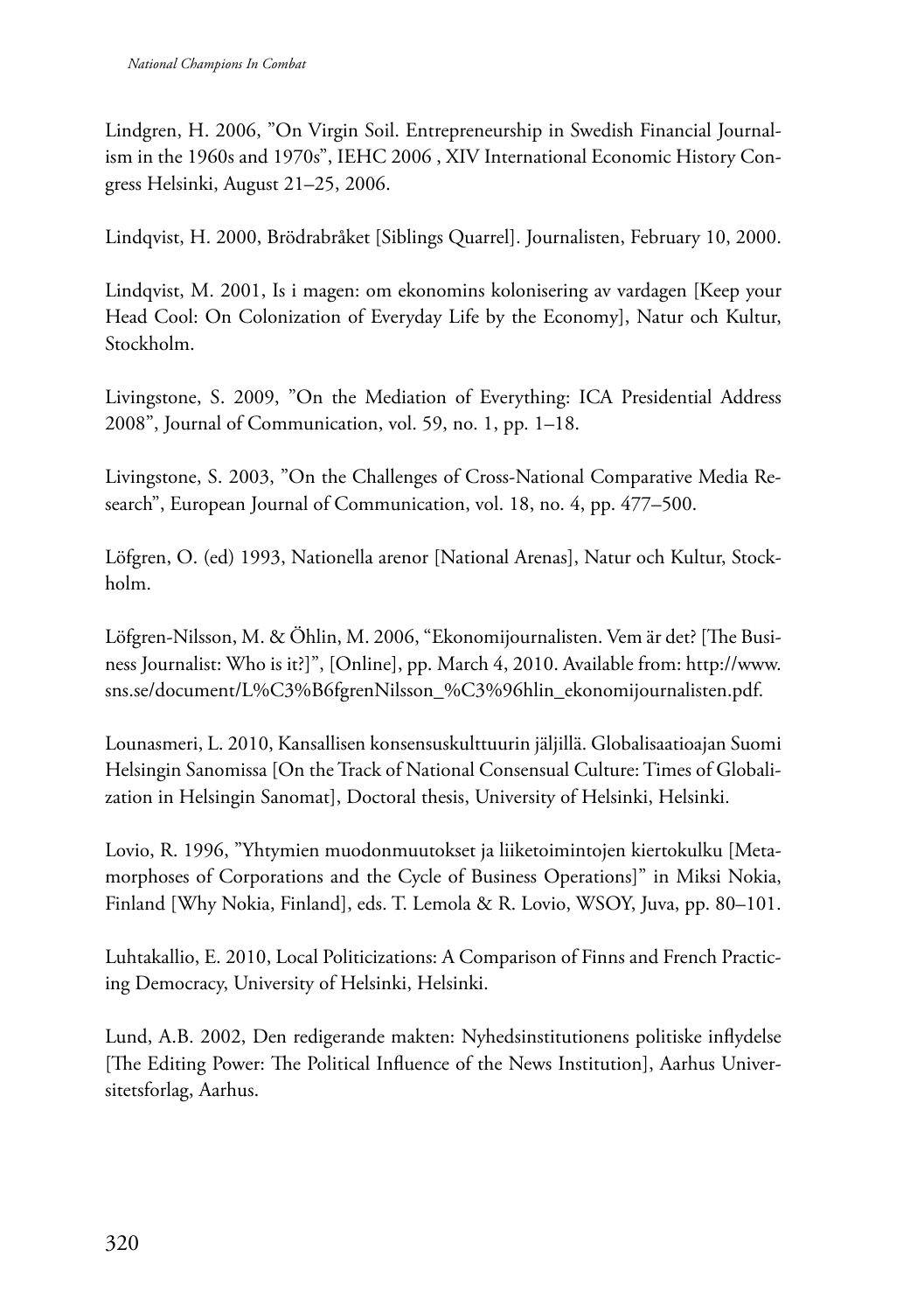Lindgren, H. 2006, ”On Virgin Soil. Entrepreneurship in Swedish Financial Journalism in the 1960s and 1970s”, IEHC 2006 , XIV International Economic History Congress Helsinki, August 21–25, 2006.

Lindqvist, H. 2000, Brödrabråket [Siblings Quarrel]. Journalisten, February 10, 2000.

Lindqvist, M. 2001, Is i magen: om ekonomins kolonisering av vardagen [Keep your Head Cool: On Colonization of Everyday Life by the Economy], Natur och Kultur, Stockholm.

Livingstone, S. 2009, ”On the Mediation of Everything: ICA Presidential Address 2008”, Journal of Communication, vol. 59, no. 1, pp. 1–18.

Livingstone, S. 2003, ”On the Challenges of Cross-National Comparative Media Research”, European Journal of Communication, vol. 18, no. 4, pp. 477–500.

Löfgren, O. (ed) 1993, Nationella arenor [National Arenas], Natur och Kultur, Stockholm.

Löfgren-Nilsson, M. & Öhlin, M. 2006, “Ekonomijournalisten. Vem är det? [The Business Journalist: Who is it?]”, [Online], pp. March 4, 2010. Available from: http://www.sns.se/document/L%C3%B6fgrenNilsson_%C3%96hlin_ekonomijournalisten.pdf.

Lounasmeri, L. 2010, Kansallisen konsensuskulttuurin jäljillä. Globalisaatioajan Suomi Helsingin Sanomissa [On the Track of National Consensual Culture: Times of Globalization in Helsingin Sanomat], Doctoral thesis, University of Helsinki, Helsinki.

Lovio, R. 1996, ”Yhtymien muodonmuutokset ja liiketoimintojen kiertokulku [Metamorphoses of Corporations and the Cycle of Business Operations]” in Miksi Nokia, Finland [Why Nokia, Finland], eds. T. Lemola & R. Lovio, WSOY, Juva, pp. 80–101.

Luhtakallio, E. 2010, Local Politicizations: A Comparison of Finns and French Practicing Democracy, University of Helsinki, Helsinki.

Lund, A.B. 2002, Den redigerande makten: Nyhedsinstitutionens politiske inflydelse [The Editing Power: The Political Influence of the News Institution], Aarhus Universitetsforlag, Aarhus.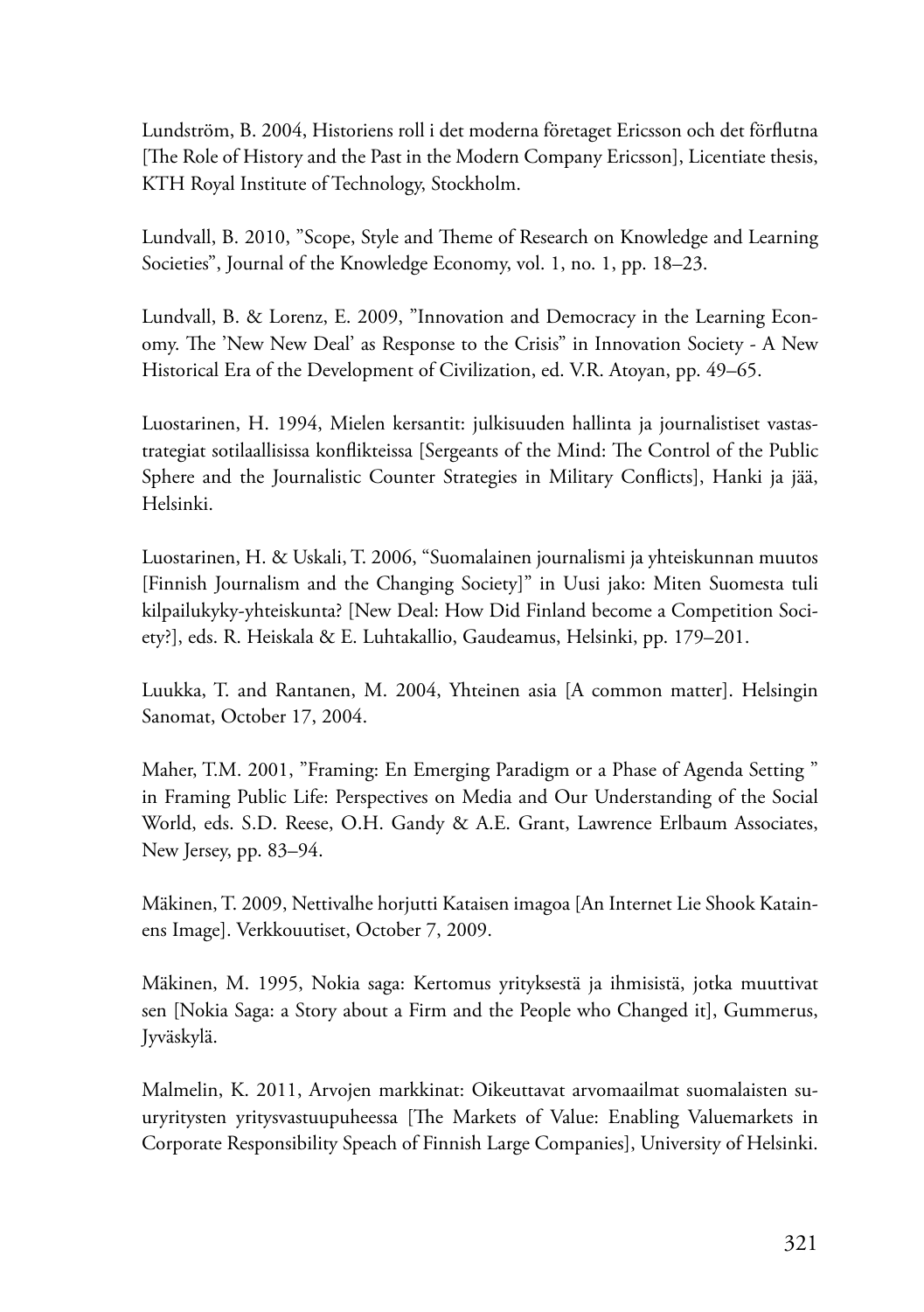Lundström, B. 2004, Historiens roll i det moderna företaget Ericsson och det förflutna [The Role of History and the Past in the Modern Company Ericsson], Licentiate thesis, KTH Royal Institute of Technology, Stockholm.

Lundvall, B. 2010, ”Scope, Style and Theme of Research on Knowledge and Learning Societies”, Journal of the Knowledge Economy, vol. 1, no. 1, pp. 18–23.

Lundvall, B. & Lorenz, E. 2009, ”Innovation and Democracy in the Learning Economy. The 'New New Deal' as Response to the Crisis” in Innovation Society - A New Historical Era of the Development of Civilization, ed. V.R. Atoyan, pp. 49–65.

Luostarinen, H. 1994, Mielen kersantit: julkisuuden hallinta ja journalistiset vastastrategiat sotilaallisissa konflikteissa [Sergeants of the Mind: The Control of the Public Sphere and the Journalistic Counter Strategies in Military Conflicts], Hanki ja jää, Helsinki.

Luostarinen, H. & Uskali, T. 2006, "Suomalainen journalismi ja yhteiskunnan muutos [Finnish Journalism and the Changing Society]" in Uusi jako: Miten Suomesta tuli kilpailukyky-yhteiskunta? [New Deal: How Did Finland become a Competition Society?], eds. R. Heiskala & E. Luhtakallio, Gaudeamus, Helsinki, pp. 179–201.

Luukka, T. and Rantanen, M. 2004, Yhteinen asia [A common matter]. Helsingin Sanomat, October 17, 2004.

Maher, T.M. 2001, ”Framing: En Emerging Paradigm or a Phase of Agenda Setting ” in Framing Public Life: Perspectives on Media and Our Understanding of the Social World, eds. S.D. Reese, O.H. Gandy & A.E. Grant, Lawrence Erlbaum Associates, New Jersey, pp. 83–94.

Mäkinen, T. 2009, Nettivalhe horjutti Kataisen imagoa [An Internet Lie Shook Katainens Image]. Verkkouutiset, October 7, 2009.

Mäkinen, M. 1995, Nokia saga: Kertomus yrityksestä ja ihmisistä, jotka muuttivat sen [Nokia Saga: a Story about a Firm and the People who Changed it], Gummerus, Jyväskylä.

Malmelin, K. 2011, Arvojen markkinat: Oikeuttavat arvomaailmat suomalaisten suuryritysten yritysvastuupuheessa [The Markets of Value: Enabling Valuemarkets in Corporate Responsibility Speach of Finnish Large Companies], University of Helsinki.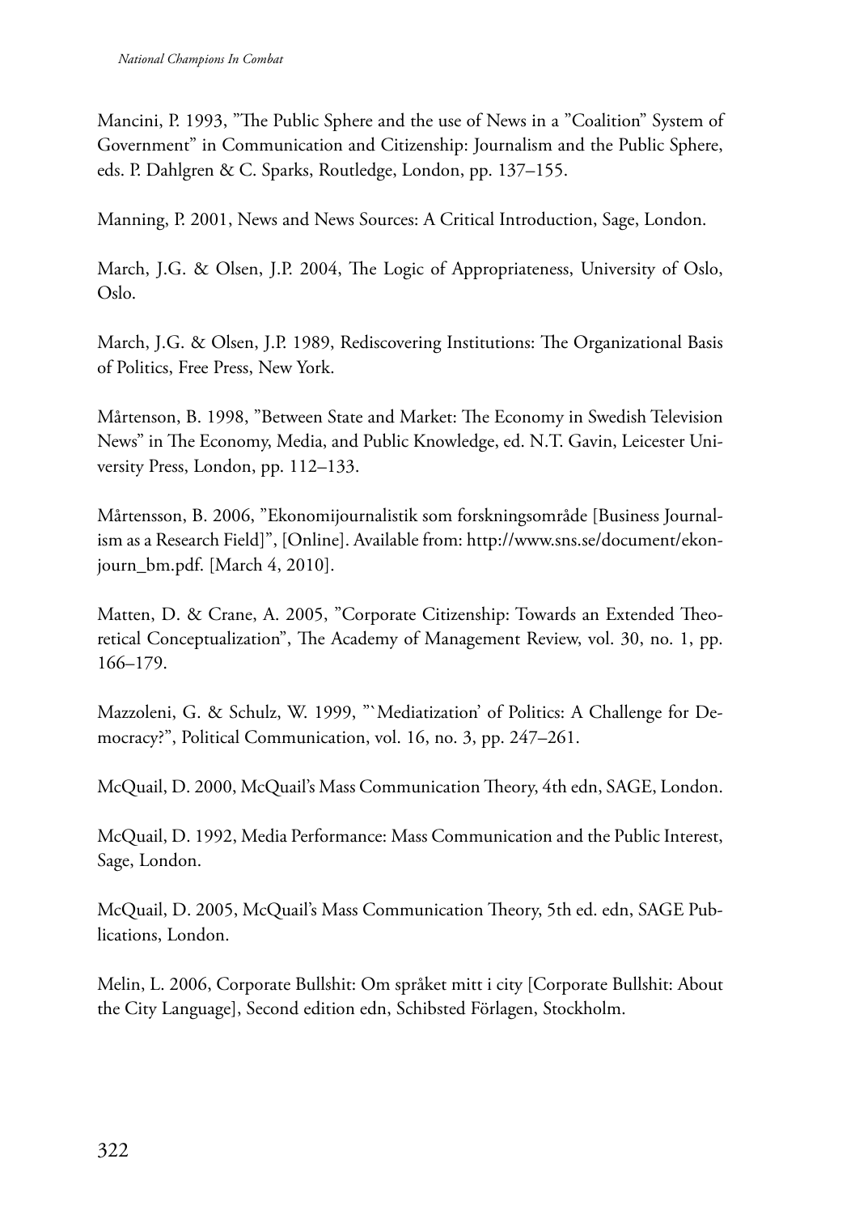Mancini, P. 1993, "The Public Sphere and the use of News in a "Coalition" System of Government" in Communication and Citizenship: Journalism and the Public Sphere, eds. P. Dahlgren & C. Sparks, Routledge, London, pp. 137–155.

Manning, P. 2001, News and News Sources: A Critical Introduction, Sage, London.

March, J.G. & Olsen, J.P. 2004, The Logic of Appropriateness, University of Oslo, Oslo.

March, J.G. & Olsen, J.P. 1989, Rediscovering Institutions: The Organizational Basis of Politics, Free Press, New York.

Mårtenson, B. 1998, "Between State and Market: The Economy in Swedish Television News" in The Economy, Media, and Public Knowledge, ed. N.T. Gavin, Leicester University Press, London, pp. 112–133.

Mårtensson, B. 2006, "Ekonomijournalistik som forskningsområde [Business Journalism as a Research Field]", [Online]. Available from: http://www.sns.se/document/ekonjourn_bm.pdf. [March 4, 2010].

Matten, D. & Crane, A. 2005, "Corporate Citizenship: Towards an Extended Theoretical Conceptualization", The Academy of Management Review, vol. 30, no. 1, pp. 166–179.

Mazzoleni, G. & Schulz, W. 1999, "`Mediatization' of Politics: A Challenge for Democracy?", Political Communication, vol. 16, no. 3, pp. 247–261.

McQuail, D. 2000, McQuail's Mass Communication Theory, 4th edn, SAGE, London.

McQuail, D. 1992, Media Performance: Mass Communication and the Public Interest, Sage, London.

McQuail, D. 2005, McQuail's Mass Communication Theory, 5th ed. edn, SAGE Publications, London.

Melin, L. 2006, Corporate Bullshit: Om språket mitt i city [Corporate Bullshit: About the City Language], Second edition edn, Schibsted Förlagen, Stockholm.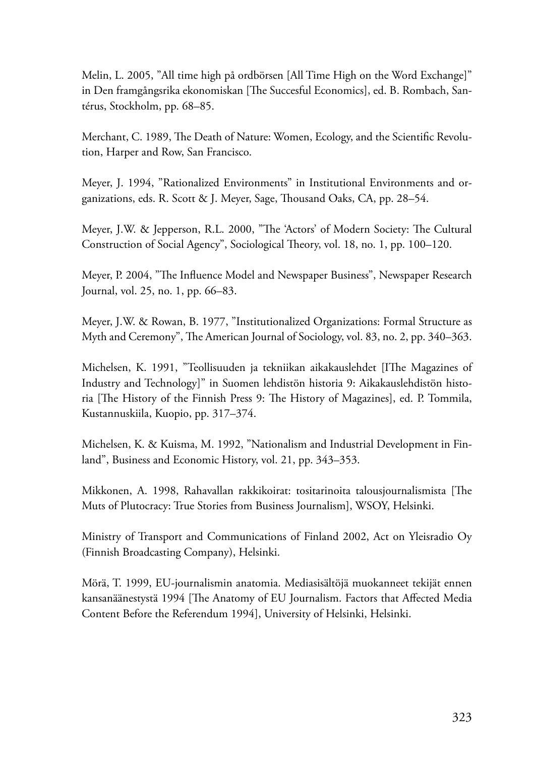Melin, L. 2005, "All time high på ordbörsen [All Time High on the Word Exchange]" in Den framgångsrika ekonomiskan [The Succesful Economics], ed. B. Rombach, Santérus, Stockholm, pp. 68–85.

Merchant, C. 1989, The Death of Nature: Women, Ecology, and the Scientific Revolution, Harper and Row, San Francisco.

Meyer, J. 1994, "Rationalized Environments" in Institutional Environments and organizations, eds. R. Scott & J. Meyer, Sage, Thousand Oaks, CA, pp. 28–54.

Meyer, J.W. & Jepperson, R.L. 2000, "The 'Actors' of Modern Society: The Cultural Construction of Social Agency", Sociological Theory, vol. 18, no. 1, pp. 100–120.

Meyer, P. 2004, "The Influence Model and Newspaper Business", Newspaper Research Journal, vol. 25, no. 1, pp. 66–83.

Meyer, J.W. & Rowan, B. 1977, "Institutionalized Organizations: Formal Structure as Myth and Ceremony", The American Journal of Sociology, vol. 83, no. 2, pp. 340–363.

Michelsen, K. 1991, "Teollisuuden ja tekniikan aikakauslehdet [IThe Magazines of Industry and Technology]" in Suomen lehdistön historia 9: Aikakauslehdistön historia [The History of the Finnish Press 9: The History of Magazines], ed. P. Tommila, Kustannuskiila, Kuopio, pp. 317–374.

Michelsen, K. & Kuisma, M. 1992, "Nationalism and Industrial Development in Finland", Business and Economic History, vol. 21, pp. 343–353.

Mikkonen, A. 1998, Rahavallan rakkikoirat: tositarinoita talousjournalismista [The Muts of Plutocracy: True Stories from Business Journalism], WSOY, Helsinki.

Ministry of Transport and Communications of Finland 2002, Act on Yleisradio Oy (Finnish Broadcasting Company), Helsinki.

Mörä, T. 1999, EU-journalismin anatomia. Mediasisältöjä muokanneet tekijät ennen kansanäänestystä 1994 [The Anatomy of EU Journalism. Factors that Affected Media Content Before the Referendum 1994], University of Helsinki, Helsinki.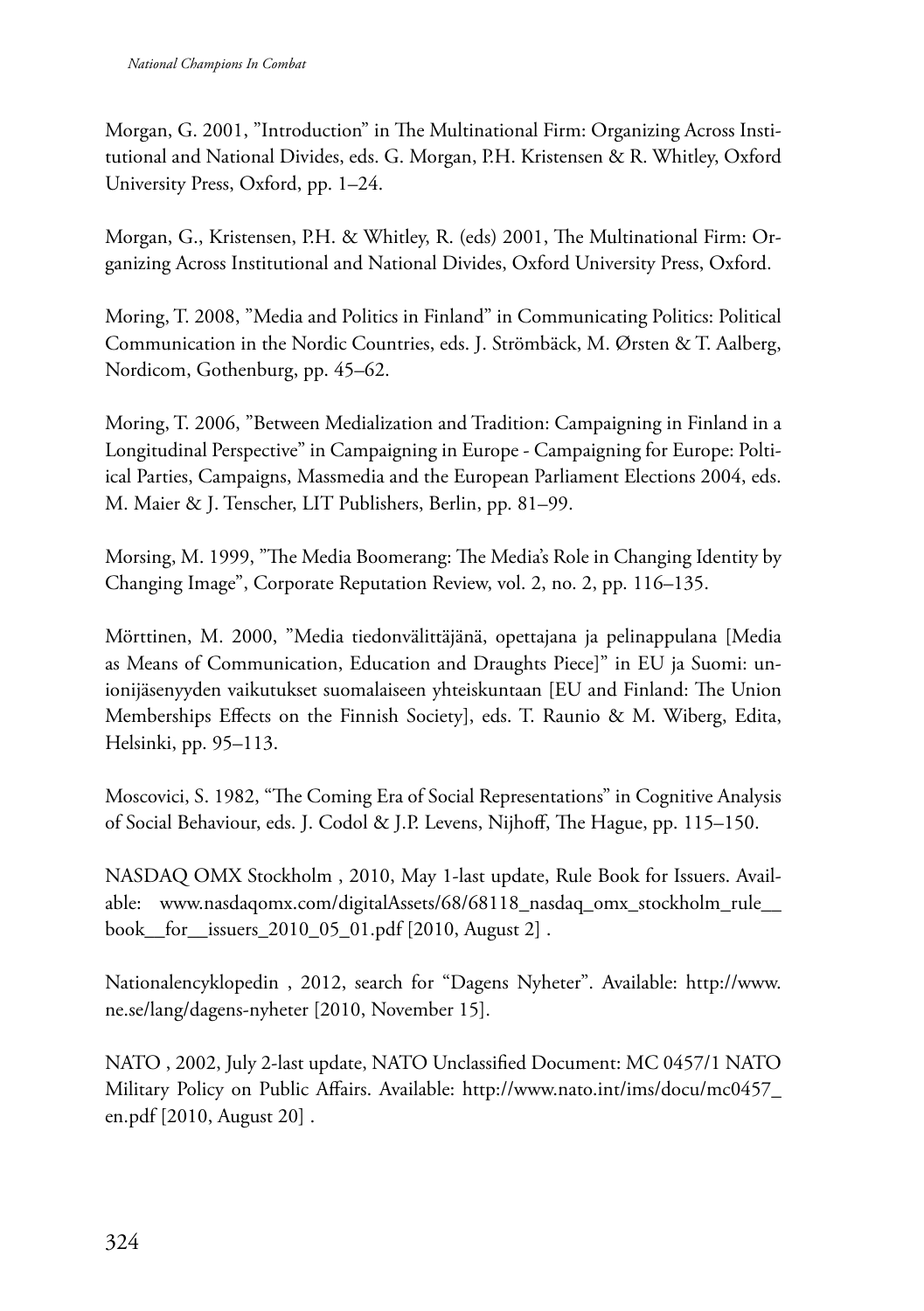Morgan, G. 2001, "Introduction" in The Multinational Firm: Organizing Across Institutional and National Divides, eds. G. Morgan, P.H. Kristensen & R. Whitley, Oxford University Press, Oxford, pp. 1–24.

Morgan, G., Kristensen, P.H. & Whitley, R. (eds) 2001, The Multinational Firm: Organizing Across Institutional and National Divides, Oxford University Press, Oxford.

Moring, T. 2008, "Media and Politics in Finland" in Communicating Politics: Political Communication in the Nordic Countries, eds. J. Strömbäck, M. Ørsten & T. Aalberg, Nordicom, Gothenburg, pp. 45–62.

Moring, T. 2006, "Between Medialization and Tradition: Campaigning in Finland in a Longitudinal Perspective" in Campaigning in Europe - Campaigning for Europe: Poltical Parties, Campaigns, Massmedia and the European Parliament Elections 2004, eds. M. Maier & J. Tenscher, LIT Publishers, Berlin, pp. 81–99.

Morsing, M. 1999, "The Media Boomerang: The Media's Role in Changing Identity by Changing Image", Corporate Reputation Review, vol. 2, no. 2, pp. 116–135.

Mörttinen, M. 2000, "Media tiedonvälittäjänä, opettajana ja pelinappulana [Media as Means of Communication, Education and Draughts Piece]" in EU ja Suomi: unionijäsenyyden vaikutukset suomalaiseen yhteiskuntaan [EU and Finland: The Union Memberships Effects on the Finnish Society], eds. T. Raunio & M. Wiberg, Edita, Helsinki, pp. 95–113.

Moscovici, S. 1982, "The Coming Era of Social Representations" in Cognitive Analysis of Social Behaviour, eds. J. Codol & J.P. Levens, Nijhoff, The Hague, pp. 115–150.

NASDAQ OMX Stockholm , 2010, May 1-last update, Rule Book for Issuers. Available: www.nasdaqomx.com/digitalAssets/68/68118_nasdaq_omx_stockholm_rule__book__for__issuers_2010_05_01.pdf [2010, August 2] .

Nationalencyklopedin , 2012, search for "Dagens Nyheter". Available: http://www.ne.se/lang/dagens-nyheter [2010, November 15].

NATO , 2002, July 2-last update, NATO Unclassified Document: MC 0457/1 NATO Military Policy on Public Affairs. Available: http://www.nato.int/ims/docu/mc0457_en.pdf [2010, August 20] .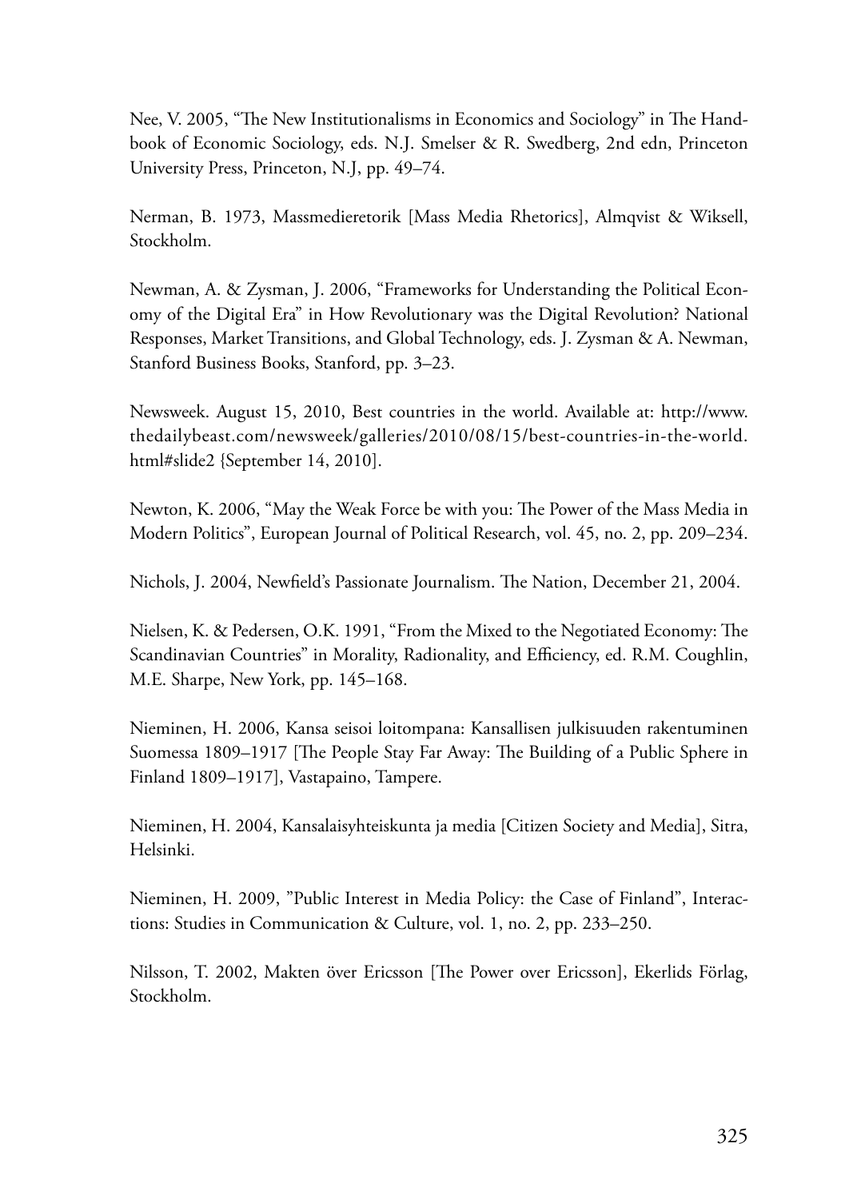Nee, V. 2005, "The New Institutionalisms in Economics and Sociology" in The Handbook of Economic Sociology, eds. N.J. Smelser & R. Swedberg, 2nd edn, Princeton University Press, Princeton, N.J, pp. 49–74.

Nerman, B. 1973, Massmedieretorik [Mass Media Rhetorics], Almqvist & Wiksell, Stockholm.

Newman, A. & Zysman, J. 2006, "Frameworks for Understanding the Political Economy of the Digital Era" in How Revolutionary was the Digital Revolution? National Responses, Market Transitions, and Global Technology, eds. J. Zysman & A. Newman, Stanford Business Books, Stanford, pp. 3–23.

Newsweek. August 15, 2010, Best countries in the world. Available at: http://www.thedailybeast.com/newsweek/galleries/2010/08/15/best-countries-in-the-world.html#slide2 {September 14, 2010].

Newton, K. 2006, "May the Weak Force be with you: The Power of the Mass Media in Modern Politics", European Journal of Political Research, vol. 45, no. 2, pp. 209–234.

Nichols, J. 2004, Newfield's Passionate Journalism. The Nation, December 21, 2004.

Nielsen, K. & Pedersen, O.K. 1991, "From the Mixed to the Negotiated Economy: The Scandinavian Countries" in Morality, Radionality, and Efficiency, ed. R.M. Coughlin, M.E. Sharpe, New York, pp. 145–168.

Nieminen, H. 2006, Kansa seisoi loitompana: Kansallisen julkisuuden rakentuminen Suomessa 1809–1917 [The People Stay Far Away: The Building of a Public Sphere in Finland 1809–1917], Vastapaino, Tampere.

Nieminen, H. 2004, Kansalaisyhteiskunta ja media [Citizen Society and Media], Sitra, Helsinki.

Nieminen, H. 2009, "Public Interest in Media Policy: the Case of Finland", Interactions: Studies in Communication & Culture, vol. 1, no. 2, pp. 233–250.

Nilsson, T. 2002, Makten över Ericsson [The Power over Ericsson], Ekerlids Förlag, Stockholm.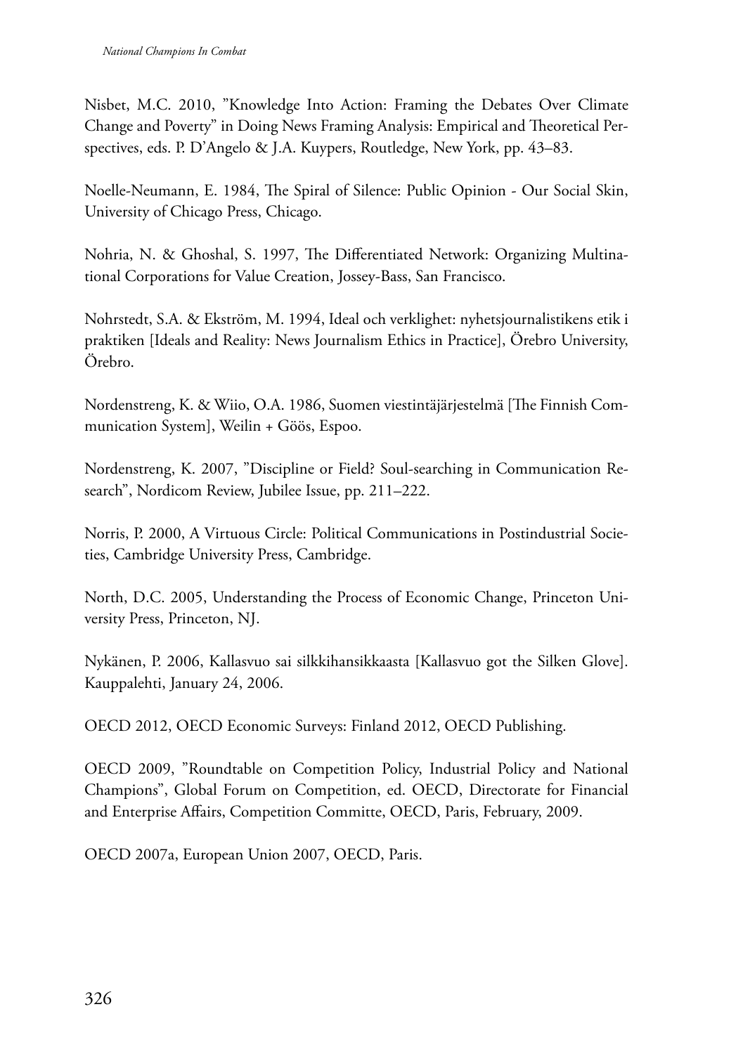Nisbet, M.C. 2010, ”Knowledge Into Action: Framing the Debates Over Climate Change and Poverty” in Doing News Framing Analysis: Empirical and Theoretical Perspectives, eds. P. D’Angelo & J.A. Kuypers, Routledge, New York, pp. 43–83.

Noelle-Neumann, E. 1984, The Spiral of Silence: Public Opinion - Our Social Skin, University of Chicago Press, Chicago.

Nohria, N. & Ghoshal, S. 1997, The Differentiated Network: Organizing Multinational Corporations for Value Creation, Jossey-Bass, San Francisco.

Nohrstedt, S.A. & Ekström, M. 1994, Ideal och verklighet: nyhetsjournalistikens etik i praktiken [Ideals and Reality: News Journalism Ethics in Practice], Örebro University, Örebro.

Nordenstreng, K. & Wiio, O.A. 1986, Suomen viestintäjärjestelmä [The Finnish Communication System], Weilin + Göös, Espoo.

Nordenstreng, K. 2007, ”Discipline or Field? Soul-searching in Communication Research”, Nordicom Review, Jubilee Issue, pp. 211–222.

Norris, P. 2000, A Virtuous Circle: Political Communications in Postindustrial Societies, Cambridge University Press, Cambridge.

North, D.C. 2005, Understanding the Process of Economic Change, Princeton University Press, Princeton, NJ.

Nykänen, P. 2006, Kallasvuo sai silkkihansikkaasta [Kallasvuo got the Silken Glove]. Kauppalehti, January 24, 2006.

OECD 2012, OECD Economic Surveys: Finland 2012, OECD Publishing.

OECD 2009, ”Roundtable on Competition Policy, Industrial Policy and National Champions”, Global Forum on Competition, ed. OECD, Directorate for Financial and Enterprise Affairs, Competition Committe, OECD, Paris, February, 2009.

OECD 2007a, European Union 2007, OECD, Paris.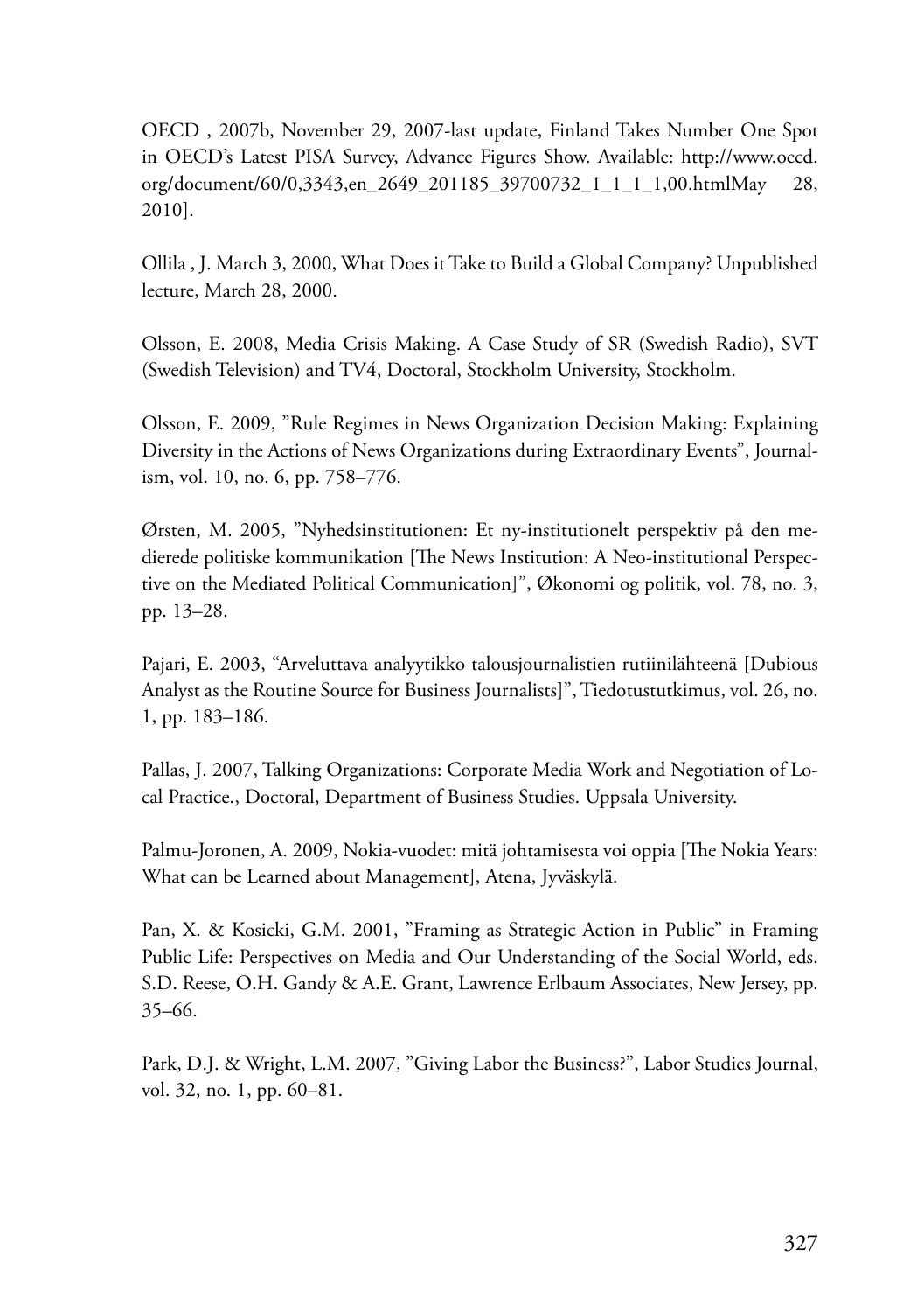OECD , 2007b, November 29, 2007-last update, Finland Takes Number One Spot in OECD's Latest PISA Survey, Advance Figures Show. Available: http://www.oecd.org/document/60/0,3343,en_2649_201185_39700732_1_1_1_1,00.htmlMay 28, 2010].

Ollila , J. March 3, 2000, What Does it Take to Build a Global Company? Unpublished lecture, March 28, 2000.

Olsson, E. 2008, Media Crisis Making. A Case Study of SR (Swedish Radio), SVT (Swedish Television) and TV4, Doctoral, Stockholm University, Stockholm.

Olsson, E. 2009, "Rule Regimes in News Organization Decision Making: Explaining Diversity in the Actions of News Organizations during Extraordinary Events", Journalism, vol. 10, no. 6, pp. 758–776.

Ørsten, M. 2005, "Nyhedsinstitutionen: Et ny-institutionelt perspektiv på den medierede politiske kommunikation [The News Institution: A Neo-institutional Perspective on the Mediated Political Communication]", Økonomi og politik, vol. 78, no. 3, pp. 13–28.

Pajari, E. 2003, "Arveluttava analyytikko talousjournalistien rutiinilähteenä [Dubious Analyst as the Routine Source for Business Journalists]", Tiedotustutkimus, vol. 26, no. 1, pp. 183–186.

Pallas, J. 2007, Talking Organizations: Corporate Media Work and Negotiation of Local Practice., Doctoral, Department of Business Studies. Uppsala University.

Palmu-Joronen, A. 2009, Nokia-vuodet: mitä johtamisesta voi oppia [The Nokia Years: What can be Learned about Management], Atena, Jyväskylä.

Pan, X. & Kosicki, G.M. 2001, "Framing as Strategic Action in Public" in Framing Public Life: Perspectives on Media and Our Understanding of the Social World, eds. S.D. Reese, O.H. Gandy & A.E. Grant, Lawrence Erlbaum Associates, New Jersey, pp. 35–66.

Park, D.J. & Wright, L.M. 2007, "Giving Labor the Business?", Labor Studies Journal, vol. 32, no. 1, pp. 60–81.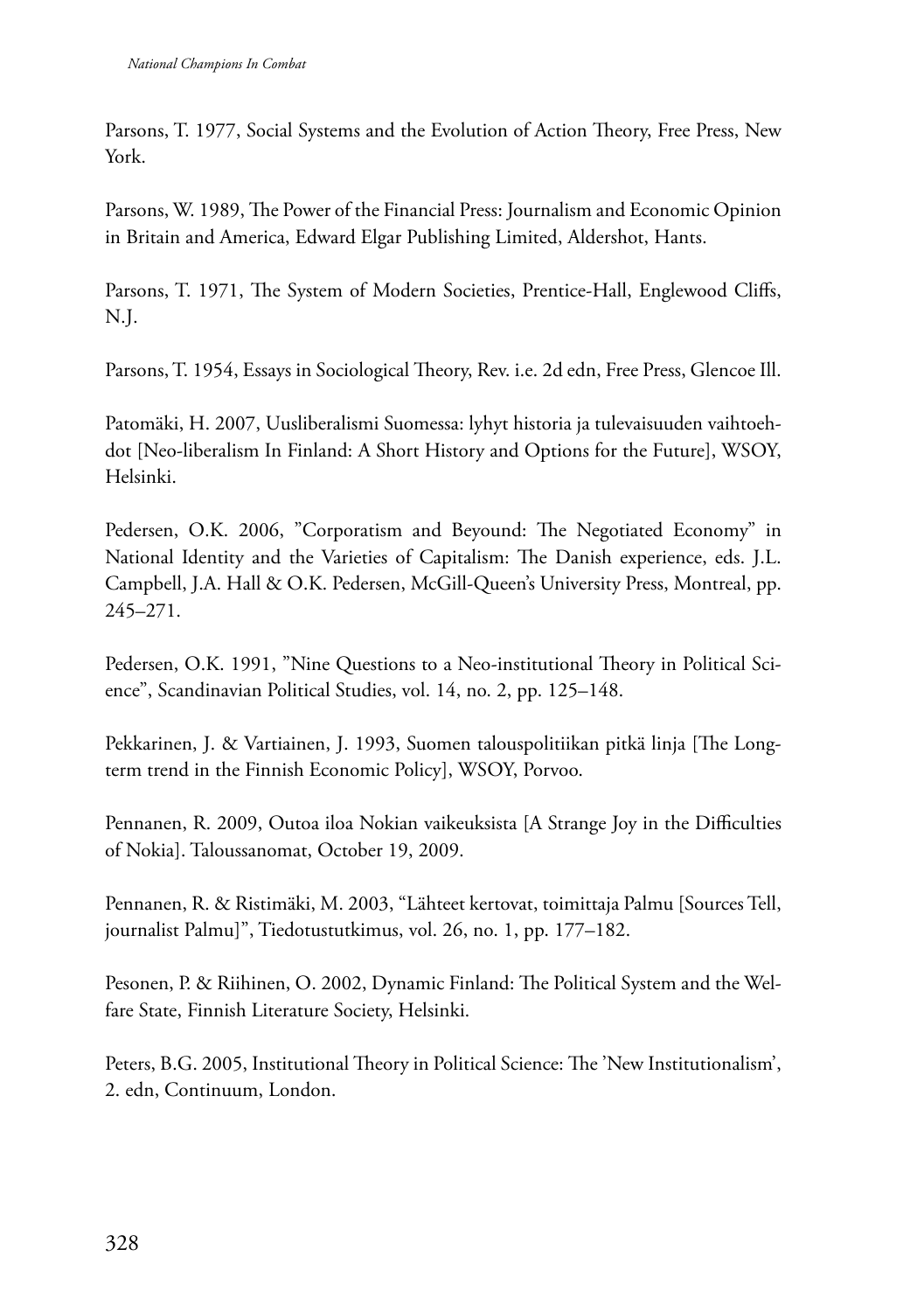Parsons, T. 1977, Social Systems and the Evolution of Action Theory, Free Press, New York.

Parsons, W. 1989, The Power of the Financial Press: Journalism and Economic Opinion in Britain and America, Edward Elgar Publishing Limited, Aldershot, Hants.

Parsons, T. 1971, The System of Modern Societies, Prentice-Hall, Englewood Cliffs, N.J.

Parsons, T. 1954, Essays in Sociological Theory, Rev. i.e. 2d edn, Free Press, Glencoe Ill.

Patomäki, H. 2007, Uusliberalismi Suomessa: lyhyt historia ja tulevaisuuden vaihtoehdot [Neo-liberalism In Finland: A Short History and Options for the Future], WSOY, Helsinki.

Pedersen, O.K. 2006, "Corporatism and Beyound: The Negotiated Economy" in National Identity and the Varieties of Capitalism: The Danish experience, eds. J.L. Campbell, J.A. Hall & O.K. Pedersen, McGill-Queen's University Press, Montreal, pp. 245–271.

Pedersen, O.K. 1991, "Nine Questions to a Neo-institutional Theory in Political Science", Scandinavian Political Studies, vol. 14, no. 2, pp. 125–148.

Pekkarinen, J. & Vartiainen, J. 1993, Suomen talouspolitiikan pitkä linja [The Long-term trend in the Finnish Economic Policy], WSOY, Porvoo.

Pennanen, R. 2009, Outoa iloa Nokian vaikeuksista [A Strange Joy in the Difficulties of Nokia]. Taloussanomat, October 19, 2009.

Pennanen, R. & Ristimäki, M. 2003, "Lähteet kertovat, toimittaja Palmu [Sources Tell, journalist Palmu]", Tiedotustutkimus, vol. 26, no. 1, pp. 177–182.

Pesonen, P. & Riihinen, O. 2002, Dynamic Finland: The Political System and the Welfare State, Finnish Literature Society, Helsinki.

Peters, B.G. 2005, Institutional Theory in Political Science: The 'New Institutionalism', 2. edn, Continuum, London.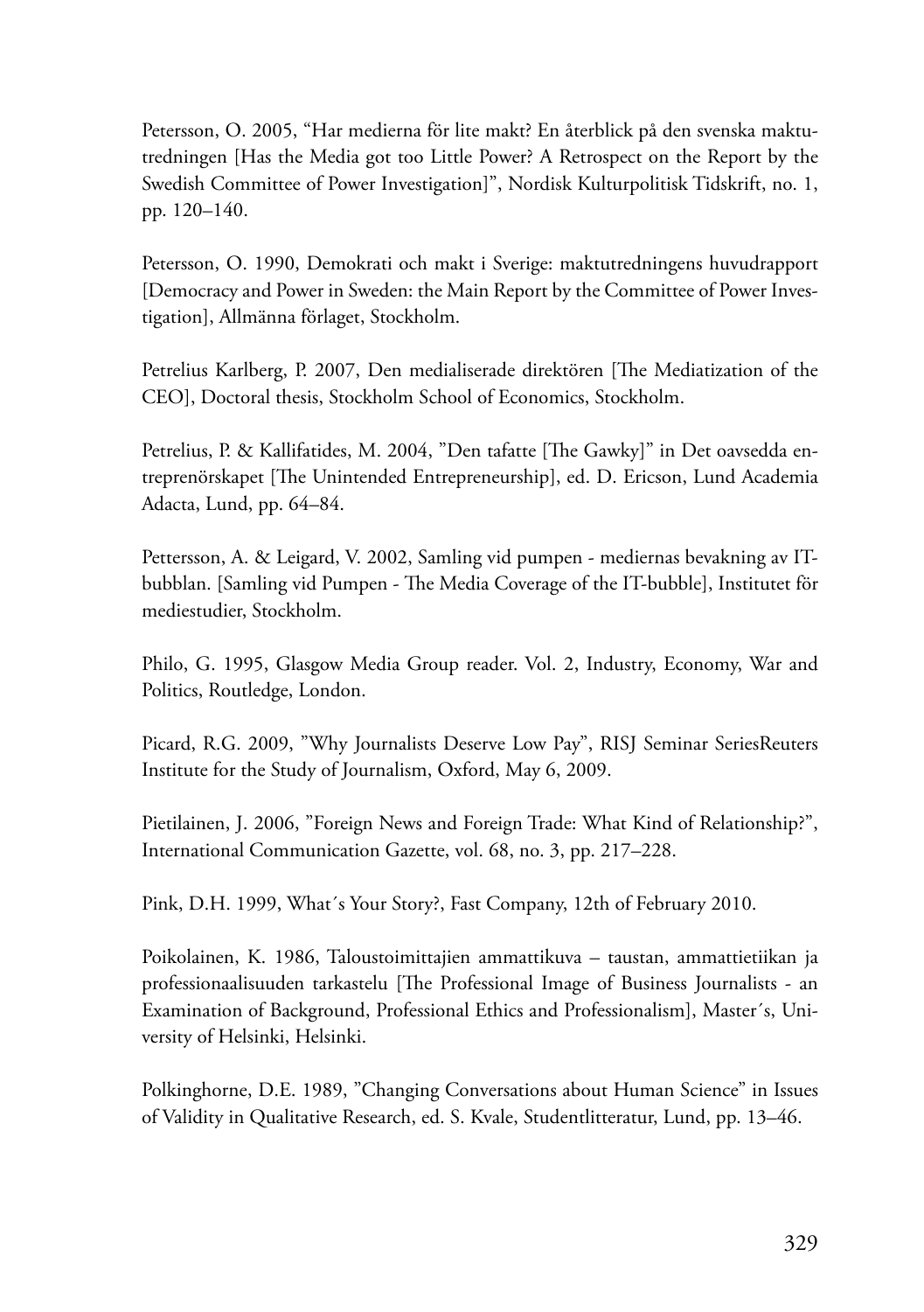Petersson, O. 2005, “Har medierna för lite makt? En återblick på den svenska maktutredningen [Has the Media got too Little Power? A Retrospect on the Report by the Swedish Committee of Power Investigation]”, Nordisk Kulturpolitisk Tidskrift, no. 1, pp. 120–140.

Petersson, O. 1990, Demokrati och makt i Sverige: maktutredningens huvudrapport [Democracy and Power in Sweden: the Main Report by the Committee of Power Investigation], Allmänna förlaget, Stockholm.

Petrelius Karlberg, P. 2007, Den medialiserade direktören [The Mediatization of the CEO], Doctoral thesis, Stockholm School of Economics, Stockholm.

Petrelius, P. & Kallifatides, M. 2004, ”Den tafatte [The Gawky]” in Det oavsedda entreprenörskapet [The Unintended Entrepreneurship], ed. D. Ericson, Lund Academia Adacta, Lund, pp. 64–84.

Pettersson, A. & Leigard, V. 2002, Samling vid pumpen - mediernas bevakning av IT-bubblan. [Samling vid Pumpen - The Media Coverage of the IT-bubble], Institutet för mediestudier, Stockholm.

Philo, G. 1995, Glasgow Media Group reader. Vol. 2, Industry, Economy, War and Politics, Routledge, London.

Picard, R.G. 2009, ”Why Journalists Deserve Low Pay”, RISJ Seminar SeriesReuters Institute for the Study of Journalism, Oxford, May 6, 2009.

Pietilainen, J. 2006, ”Foreign News and Foreign Trade: What Kind of Relationship?”, International Communication Gazette, vol. 68, no. 3, pp. 217–228.

Pink, D.H. 1999, What´s Your Story?, Fast Company, 12th of February 2010.

Poikolainen, K. 1986, Taloustoimittajien ammattikuva – taustan, ammattietiikan ja professionaalisuuden tarkastelu [The Professional Image of Business Journalists - an Examination of Background, Professional Ethics and Professionalism], Master´s, University of Helsinki, Helsinki.

Polkinghorne, D.E. 1989, ”Changing Conversations about Human Science” in Issues of Validity in Qualitative Research, ed. S. Kvale, Studentlitteratur, Lund, pp. 13–46.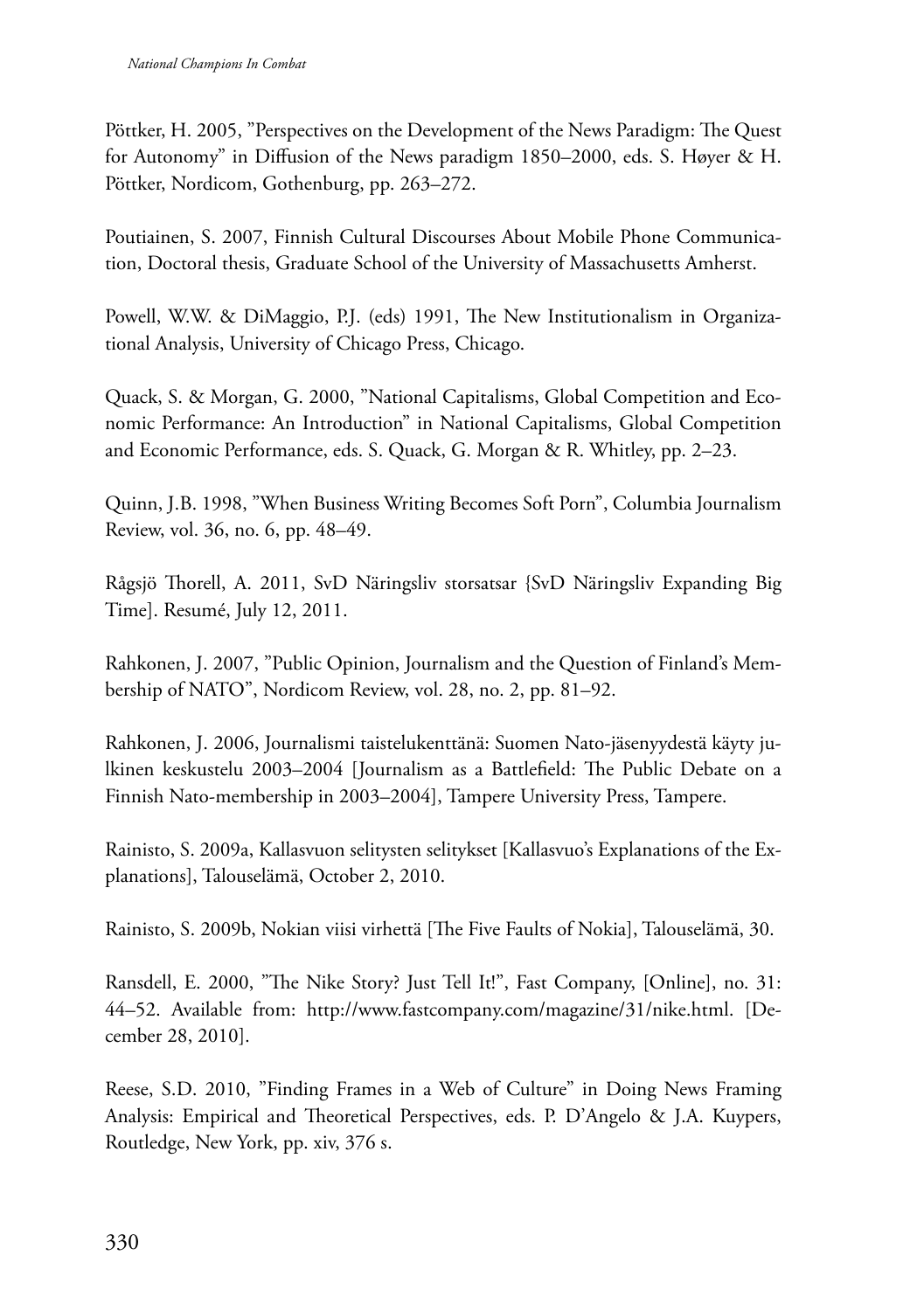Pöttker, H. 2005, "Perspectives on the Development of the News Paradigm: The Quest for Autonomy" in Diffusion of the News paradigm 1850–2000, eds. S. Høyer & H. Pöttker, Nordicom, Gothenburg, pp. 263–272.

Poutiainen, S. 2007, Finnish Cultural Discourses About Mobile Phone Communication, Doctoral thesis, Graduate School of the University of Massachusetts Amherst.

Powell, W.W. & DiMaggio, P.J. (eds) 1991, The New Institutionalism in Organizational Analysis, University of Chicago Press, Chicago.

Quack, S. & Morgan, G. 2000, "National Capitalisms, Global Competition and Economic Performance: An Introduction" in National Capitalisms, Global Competition and Economic Performance, eds. S. Quack, G. Morgan & R. Whitley, pp. 2–23.

Quinn, J.B. 1998, "When Business Writing Becomes Soft Porn", Columbia Journalism Review, vol. 36, no. 6, pp. 48–49.

Rågsjö Thorell, A. 2011, SvD Näringsliv storsatsar {SvD Näringsliv Expanding Big Time]. Resumé, July 12, 2011.

Rahkonen, J. 2007, "Public Opinion, Journalism and the Question of Finland's Membership of NATO", Nordicom Review, vol. 28, no. 2, pp. 81–92.

Rahkonen, J. 2006, Journalismi taistelukenttänä: Suomen Nato-jäsenyydestä käyty julkinen keskustelu 2003–2004 [Journalism as a Battlefield: The Public Debate on a Finnish Nato-membership in 2003–2004], Tampere University Press, Tampere.

Rainisto, S. 2009a, Kallasvuon selitysten selitykset [Kallasvuo's Explanations of the Explanations], Talouselämä, October 2, 2010.

Rainisto, S. 2009b, Nokian viisi virhettä [The Five Faults of Nokia], Talouselämä, 30.

Ransdell, E. 2000, "The Nike Story? Just Tell It!", Fast Company, [Online], no. 31: 44–52. Available from: http://www.fastcompany.com/magazine/31/nike.html. [December 28, 2010].

Reese, S.D. 2010, "Finding Frames in a Web of Culture" in Doing News Framing Analysis: Empirical and Theoretical Perspectives, eds. P. D'Angelo & J.A. Kuypers, Routledge, New York, pp. xiv, 376 s.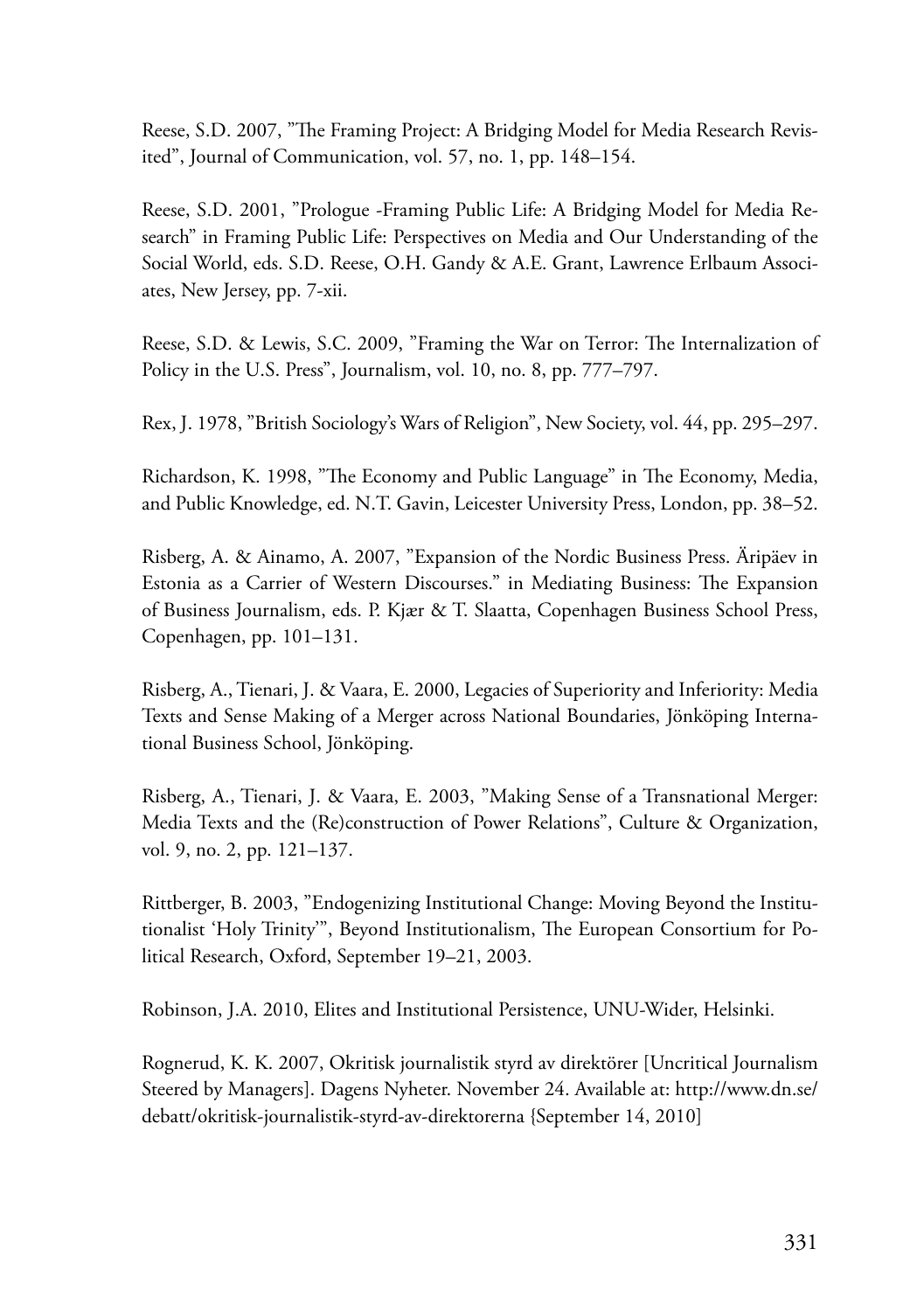Reese, S.D. 2007, "The Framing Project: A Bridging Model for Media Research Revisited", Journal of Communication, vol. 57, no. 1, pp. 148–154.

Reese, S.D. 2001, "Prologue -Framing Public Life: A Bridging Model for Media Research" in Framing Public Life: Perspectives on Media and Our Understanding of the Social World, eds. S.D. Reese, O.H. Gandy & A.E. Grant, Lawrence Erlbaum Associates, New Jersey, pp. 7-xii.

Reese, S.D. & Lewis, S.C. 2009, "Framing the War on Terror: The Internalization of Policy in the U.S. Press", Journalism, vol. 10, no. 8, pp. 777–797.

Rex, J. 1978, "British Sociology's Wars of Religion", New Society, vol. 44, pp. 295–297.

Richardson, K. 1998, "The Economy and Public Language" in The Economy, Media, and Public Knowledge, ed. N.T. Gavin, Leicester University Press, London, pp. 38–52.

Risberg, A. & Ainamo, A. 2007, "Expansion of the Nordic Business Press. Äripäev in Estonia as a Carrier of Western Discourses." in Mediating Business: The Expansion of Business Journalism, eds. P. Kjær & T. Slaatta, Copenhagen Business School Press, Copenhagen, pp. 101–131.

Risberg, A., Tienari, J. & Vaara, E. 2000, Legacies of Superiority and Inferiority: Media Texts and Sense Making of a Merger across National Boundaries, Jönköping International Business School, Jönköping.

Risberg, A., Tienari, J. & Vaara, E. 2003, "Making Sense of a Transnational Merger: Media Texts and the (Re)construction of Power Relations", Culture & Organization, vol. 9, no. 2, pp. 121–137.

Rittberger, B. 2003, "Endogenizing Institutional Change: Moving Beyond the Institutionalist 'Holy Trinity'", Beyond Institutionalism, The European Consortium for Political Research, Oxford, September 19–21, 2003.

Robinson, J.A. 2010, Elites and Institutional Persistence, UNU-Wider, Helsinki.

Rognerud, K. K. 2007, Okritisk journalistik styrd av direktörer [Uncritical Journalism Steered by Managers]. Dagens Nyheter. November 24. Available at: http://www.dn.se/debatt/okritisk-journalistik-styrd-av-direktorerna {September 14, 2010]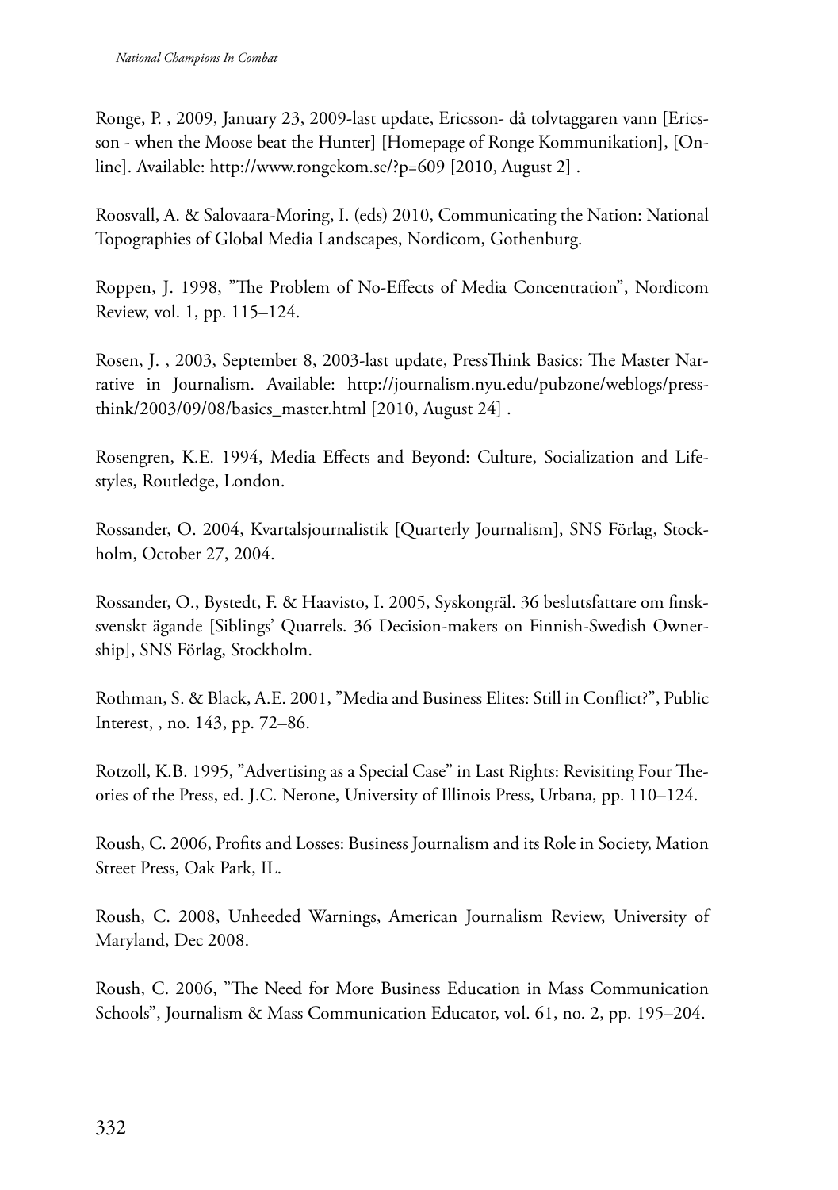Ronge, P. , 2009, January 23, 2009-last update, Ericsson- då tolvtaggaren vann [Ericsson - when the Moose beat the Hunter] [Homepage of Ronge Kommunikation], [Online]. Available: http://www.rongekom.se/?p=609 [2010, August 2] .

Roosvall, A. & Salovaara-Moring, I. (eds) 2010, Communicating the Nation: National Topographies of Global Media Landscapes, Nordicom, Gothenburg.

Roppen, J. 1998, "The Problem of No-Effects of Media Concentration", Nordicom Review, vol. 1, pp. 115–124.

Rosen, J. , 2003, September 8, 2003-last update, PressThink Basics: The Master Narrative in Journalism. Available: http://journalism.nyu.edu/pubzone/weblogs/pressthink/2003/09/08/basics_master.html [2010, August 24] .

Rosengren, K.E. 1994, Media Effects and Beyond: Culture, Socialization and Lifestyles, Routledge, London.

Rossander, O. 2004, Kvartalsjournalistik [Quarterly Journalism], SNS Förlag, Stockholm, October 27, 2004.

Rossander, O., Bystedt, F. & Haavisto, I. 2005, Syskongräl. 36 beslutsfattare om finsksvenskt ägande [Siblings' Quarrels. 36 Decision-makers on Finnish-Swedish Ownership], SNS Förlag, Stockholm.

Rothman, S. & Black, A.E. 2001, "Media and Business Elites: Still in Conflict?", Public Interest, , no. 143, pp. 72–86.

Rotzoll, K.B. 1995, "Advertising as a Special Case" in Last Rights: Revisiting Four Theories of the Press, ed. J.C. Nerone, University of Illinois Press, Urbana, pp. 110–124.

Roush, C. 2006, Profits and Losses: Business Journalism and its Role in Society, Mation Street Press, Oak Park, IL.

Roush, C. 2008, Unheeded Warnings, American Journalism Review, University of Maryland, Dec 2008.

Roush, C. 2006, "The Need for More Business Education in Mass Communication Schools", Journalism & Mass Communication Educator, vol. 61, no. 2, pp. 195–204.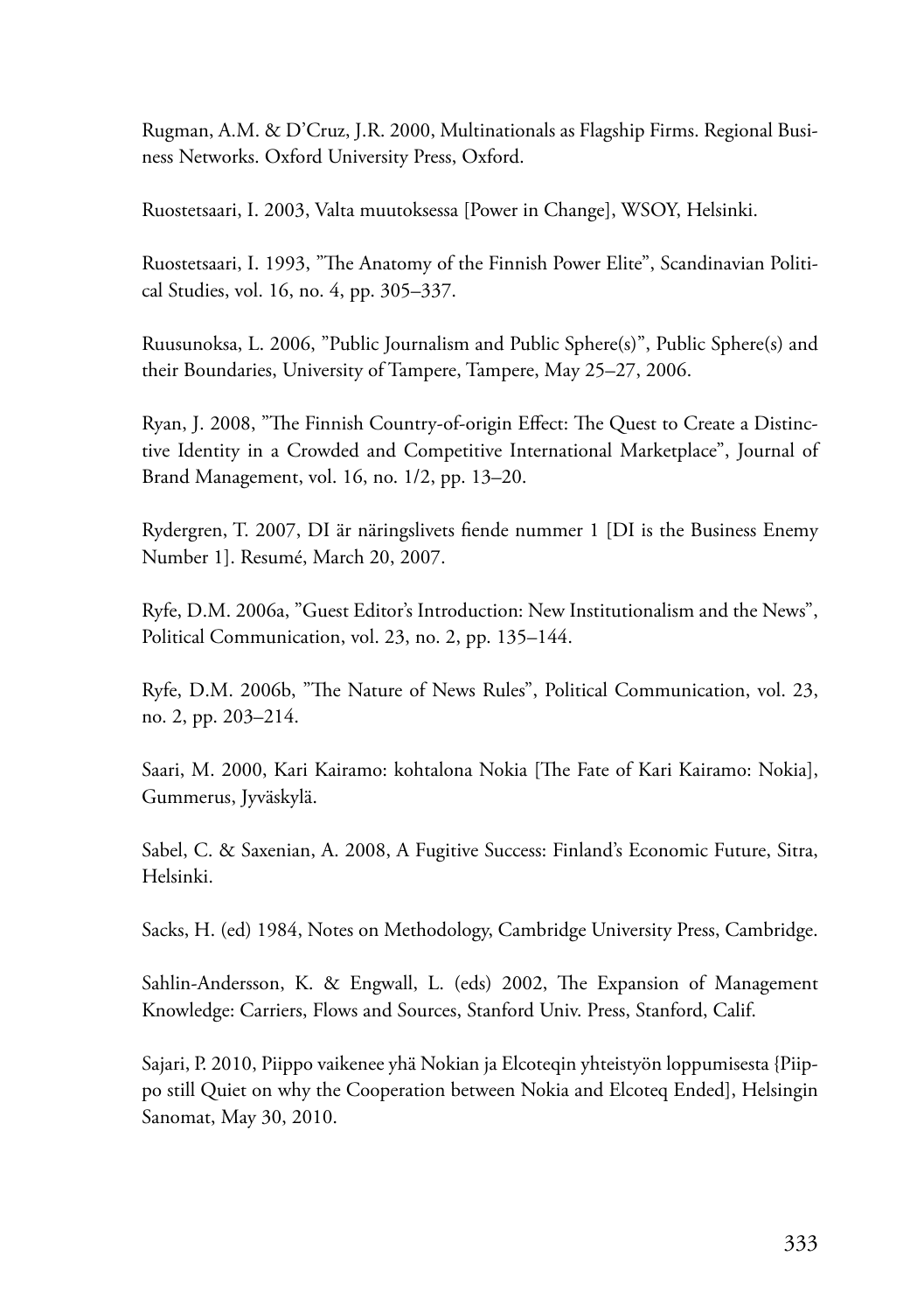Rugman, A.M. & D'Cruz, J.R. 2000, Multinationals as Flagship Firms. Regional Business Networks. Oxford University Press, Oxford.

Ruostetsaari, I. 2003, Valta muutoksessa [Power in Change], WSOY, Helsinki.

Ruostetsaari, I. 1993, "The Anatomy of the Finnish Power Elite", Scandinavian Political Studies, vol. 16, no. 4, pp. 305–337.

Ruusunoksa, L. 2006, "Public Journalism and Public Sphere(s)", Public Sphere(s) and their Boundaries, University of Tampere, Tampere, May 25–27, 2006.

Ryan, J. 2008, "The Finnish Country-of-origin Effect: The Quest to Create a Distinctive Identity in a Crowded and Competitive International Marketplace", Journal of Brand Management, vol. 16, no. 1/2, pp. 13–20.

Rydergren, T. 2007, DI är näringslivets fiende nummer 1 [DI is the Business Enemy Number 1]. Resumé, March 20, 2007.

Ryfe, D.M. 2006a, "Guest Editor's Introduction: New Institutionalism and the News", Political Communication, vol. 23, no. 2, pp. 135–144.

Ryfe, D.M. 2006b, "The Nature of News Rules", Political Communication, vol. 23, no. 2, pp. 203–214.

Saari, M. 2000, Kari Kairamo: kohtalona Nokia [The Fate of Kari Kairamo: Nokia], Gummerus, Jyväskylä.

Sabel, C. & Saxenian, A. 2008, A Fugitive Success: Finland's Economic Future, Sitra, Helsinki.

Sacks, H. (ed) 1984, Notes on Methodology, Cambridge University Press, Cambridge.

Sahlin-Andersson, K. & Engwall, L. (eds) 2002, The Expansion of Management Knowledge: Carriers, Flows and Sources, Stanford Univ. Press, Stanford, Calif.

Sajari, P. 2010, Piippo vaikenee yhä Nokian ja Elcoteqin yhteistyön loppumisesta {Piippo still Quiet on why the Cooperation between Nokia and Elcoteq Ended], Helsingin Sanomat, May 30, 2010.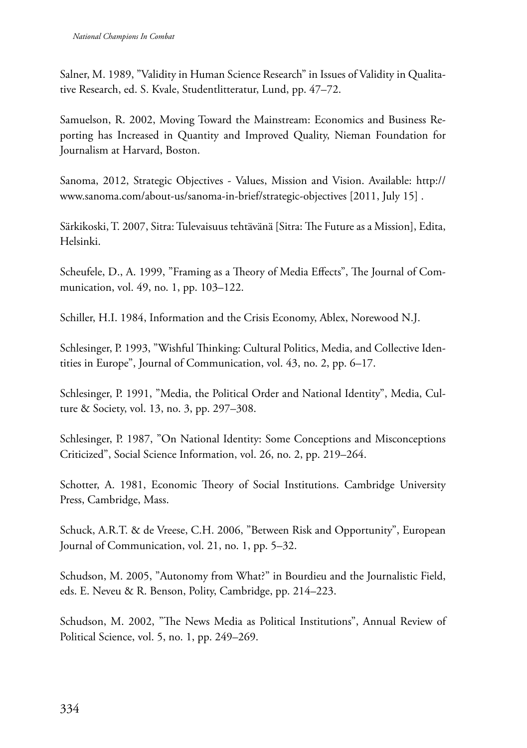Salner, M. 1989, "Validity in Human Science Research" in Issues of Validity in Qualitative Research, ed. S. Kvale, Studentlitteratur, Lund, pp. 47–72.

Samuelson, R. 2002, Moving Toward the Mainstream: Economics and Business Reporting has Increased in Quantity and Improved Quality, Nieman Foundation for Journalism at Harvard, Boston.

Sanoma, 2012, Strategic Objectives - Values, Mission and Vision. Available: http://www.sanoma.com/about-us/sanoma-in-brief/strategic-objectives [2011, July 15] .

Särkikoski, T. 2007, Sitra: Tulevaisuus tehtävänä [Sitra: The Future as a Mission], Edita, Helsinki.

Scheufele, D., A. 1999, "Framing as a Theory of Media Effects", The Journal of Communication, vol. 49, no. 1, pp. 103–122.

Schiller, H.I. 1984, Information and the Crisis Economy, Ablex, Norewood N.J.

Schlesinger, P. 1993, "Wishful Thinking: Cultural Politics, Media, and Collective Identities in Europe", Journal of Communication, vol. 43, no. 2, pp. 6–17.

Schlesinger, P. 1991, "Media, the Political Order and National Identity", Media, Culture & Society, vol. 13, no. 3, pp. 297–308.

Schlesinger, P. 1987, "On National Identity: Some Conceptions and Misconceptions Criticized", Social Science Information, vol. 26, no. 2, pp. 219–264.

Schotter, A. 1981, Economic Theory of Social Institutions. Cambridge University Press, Cambridge, Mass.

Schuck, A.R.T. & de Vreese, C.H. 2006, "Between Risk and Opportunity", European Journal of Communication, vol. 21, no. 1, pp. 5–32.

Schudson, M. 2005, "Autonomy from What?" in Bourdieu and the Journalistic Field, eds. E. Neveu & R. Benson, Polity, Cambridge, pp. 214–223.

Schudson, M. 2002, "The News Media as Political Institutions", Annual Review of Political Science, vol. 5, no. 1, pp. 249–269.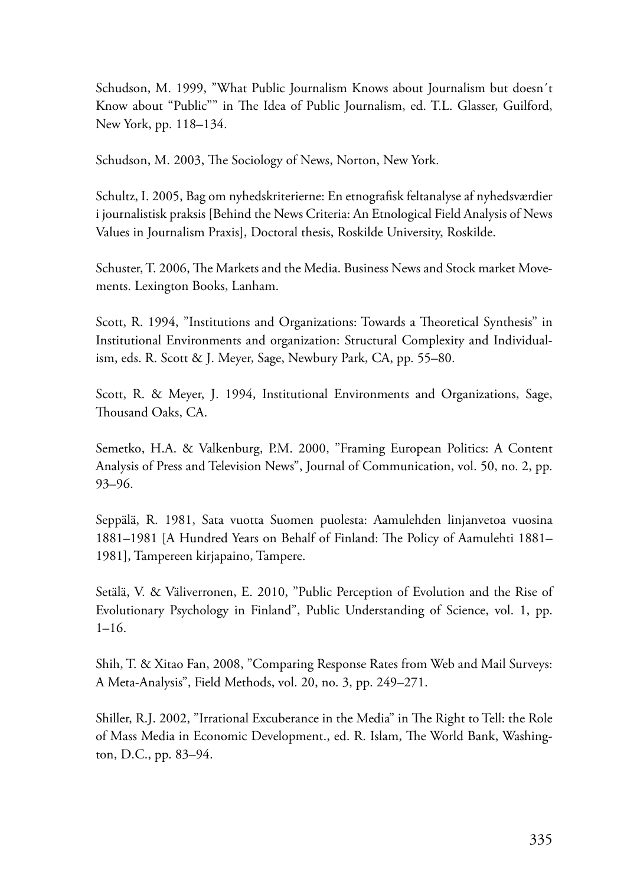Schudson, M. 1999, ”What Public Journalism Knows about Journalism but doesn´t Know about “Public”” in The Idea of Public Journalism, ed. T.L. Glasser, Guilford, New York, pp. 118–134.

Schudson, M. 2003, The Sociology of News, Norton, New York.

Schultz, I. 2005, Bag om nyhedskriterierne: En etnografisk feltanalyse af nyhedsværdier i journalistisk praksis [Behind the News Criteria: An Etnological Field Analysis of News Values in Journalism Praxis], Doctoral thesis, Roskilde University, Roskilde.

Schuster, T. 2006, The Markets and the Media. Business News and Stock market Movements. Lexington Books, Lanham.

Scott, R. 1994, ”Institutions and Organizations: Towards a Theoretical Synthesis” in Institutional Environments and organization: Structural Complexity and Individualism, eds. R. Scott & J. Meyer, Sage, Newbury Park, CA, pp. 55–80.

Scott, R. & Meyer, J. 1994, Institutional Environments and Organizations, Sage, Thousand Oaks, CA.

Semetko, H.A. & Valkenburg, P.M. 2000, ”Framing European Politics: A Content Analysis of Press and Television News”, Journal of Communication, vol. 50, no. 2, pp. 93–96.

Seppälä, R. 1981, Sata vuotta Suomen puolesta: Aamulehden linjanvetoa vuosina 1881–1981 [A Hundred Years on Behalf of Finland: The Policy of Aamulehti 1881–1981], Tampereen kirjapaino, Tampere.

Setälä, V. & Väliverronen, E. 2010, ”Public Perception of Evolution and the Rise of Evolutionary Psychology in Finland”, Public Understanding of Science, vol. 1, pp. 1–16.

Shih, T. & Xitao Fan, 2008, ”Comparing Response Rates from Web and Mail Surveys: A Meta-Analysis”, Field Methods, vol. 20, no. 3, pp. 249–271.

Shiller, R.J. 2002, ”Irrational Excuberance in the Media” in The Right to Tell: the Role of Mass Media in Economic Development., ed. R. Islam, The World Bank, Washington, D.C., pp. 83–94.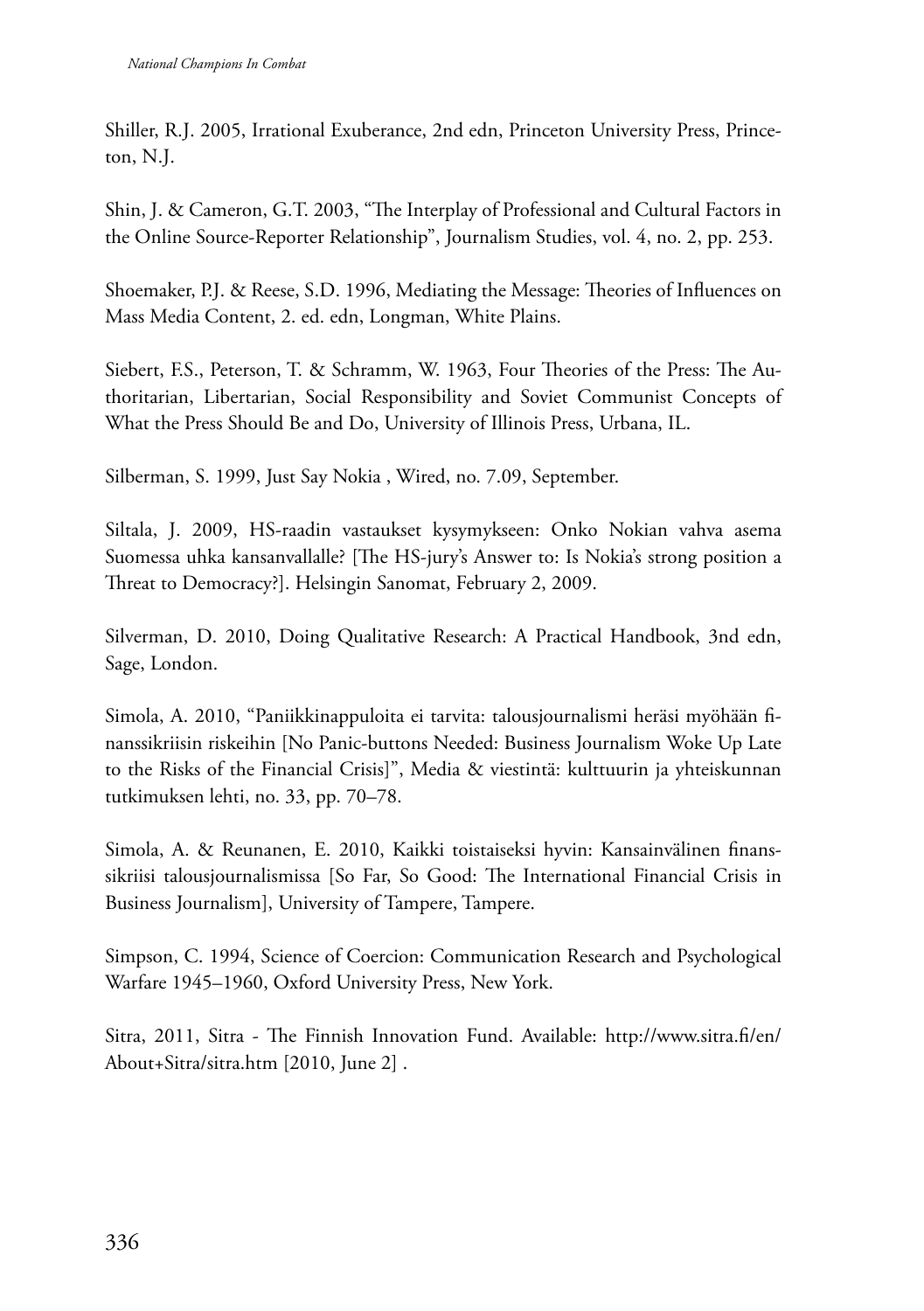Shiller, R.J. 2005, Irrational Exuberance, 2nd edn, Princeton University Press, Princeton, N.J.

Shin, J. & Cameron, G.T. 2003, "The Interplay of Professional and Cultural Factors in the Online Source-Reporter Relationship", Journalism Studies, vol. 4, no. 2, pp. 253.

Shoemaker, P.J. & Reese, S.D. 1996, Mediating the Message: Theories of Influences on Mass Media Content, 2. ed. edn, Longman, White Plains.

Siebert, F.S., Peterson, T. & Schramm, W. 1963, Four Theories of the Press: The Authoritarian, Libertarian, Social Responsibility and Soviet Communist Concepts of What the Press Should Be and Do, University of Illinois Press, Urbana, IL.

Silberman, S. 1999, Just Say Nokia , Wired, no. 7.09, September.

Siltala, J. 2009, HS-raadin vastaukset kysymykseen: Onko Nokian vahva asema Suomessa uhka kansanvallalle? [The HS-jury's Answer to: Is Nokia's strong position a Threat to Democracy?]. Helsingin Sanomat, February 2, 2009.

Silverman, D. 2010, Doing Qualitative Research: A Practical Handbook, 3nd edn, Sage, London.

Simola, A. 2010, "Paniikkinappuloita ei tarvita: talousjournalismi heräsi myöhään finanssikriisin riskeihin [No Panic-buttons Needed: Business Journalism Woke Up Late to the Risks of the Financial Crisis]", Media & viestintä: kulttuurin ja yhteiskunnan tutkimuksen lehti, no. 33, pp. 70–78.

Simola, A. & Reunanen, E. 2010, Kaikki toistaiseksi hyvin: Kansainvälinen finanssikriisi talousjournalismissa [So Far, So Good: The International Financial Crisis in Business Journalism], University of Tampere, Tampere.

Simpson, C. 1994, Science of Coercion: Communication Research and Psychological Warfare 1945–1960, Oxford University Press, New York.

Sitra, 2011, Sitra - The Finnish Innovation Fund. Available: http://www.sitra.fi/en/About+Sitra/sitra.htm [2010, June 2] .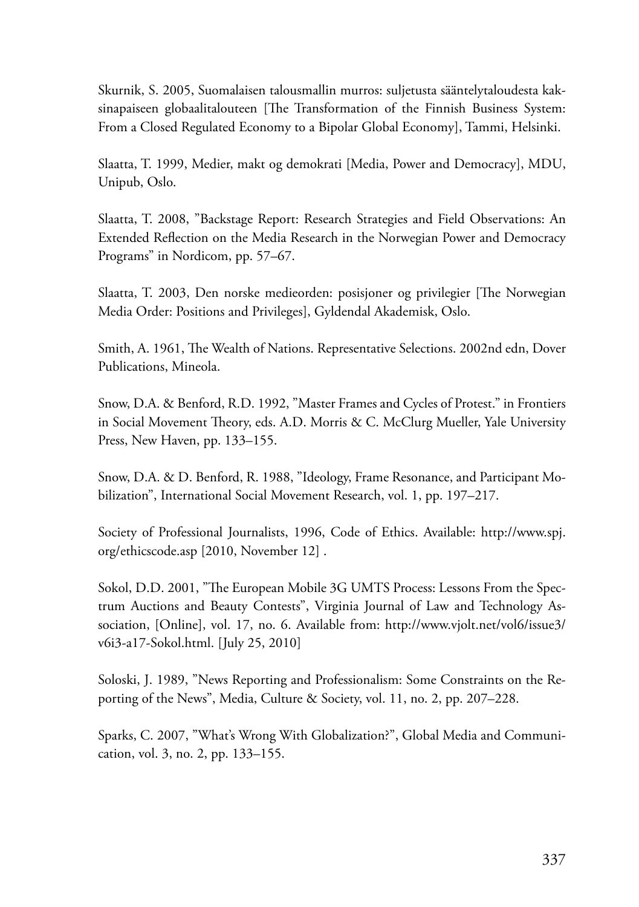Skurnik, S. 2005, Suomalaisen talousmallin murros: suljetusta sääntelytaloudesta kaksinapaiseen globaalitalouteen [The Transformation of the Finnish Business System: From a Closed Regulated Economy to a Bipolar Global Economy], Tammi, Helsinki.

Slaatta, T. 1999, Medier, makt og demokrati [Media, Power and Democracy], MDU, Unipub, Oslo.

Slaatta, T. 2008, "Backstage Report: Research Strategies and Field Observations: An Extended Reflection on the Media Research in the Norwegian Power and Democracy Programs" in Nordicom, pp. 57–67.

Slaatta, T. 2003, Den norske medieorden: posisjoner og privilegier [The Norwegian Media Order: Positions and Privileges], Gyldendal Akademisk, Oslo.

Smith, A. 1961, The Wealth of Nations. Representative Selections. 2002nd edn, Dover Publications, Mineola.

Snow, D.A. & Benford, R.D. 1992, "Master Frames and Cycles of Protest." in Frontiers in Social Movement Theory, eds. A.D. Morris & C. McClurg Mueller, Yale University Press, New Haven, pp. 133–155.

Snow, D.A. & D. Benford, R. 1988, "Ideology, Frame Resonance, and Participant Mobilization", International Social Movement Research, vol. 1, pp. 197–217.

Society of Professional Journalists, 1996, Code of Ethics. Available: http://www.spj.org/ethicscode.asp [2010, November 12] .

Sokol, D.D. 2001, "The European Mobile 3G UMTS Process: Lessons From the Spectrum Auctions and Beauty Contests", Virginia Journal of Law and Technology Association, [Online], vol. 17, no. 6. Available from: http://www.vjolt.net/vol6/issue3/v6i3-a17-Sokol.html. [July 25, 2010]

Soloski, J. 1989, "News Reporting and Professionalism: Some Constraints on the Reporting of the News", Media, Culture & Society, vol. 11, no. 2, pp. 207–228.

Sparks, C. 2007, "What's Wrong With Globalization?", Global Media and Communication, vol. 3, no. 2, pp. 133–155.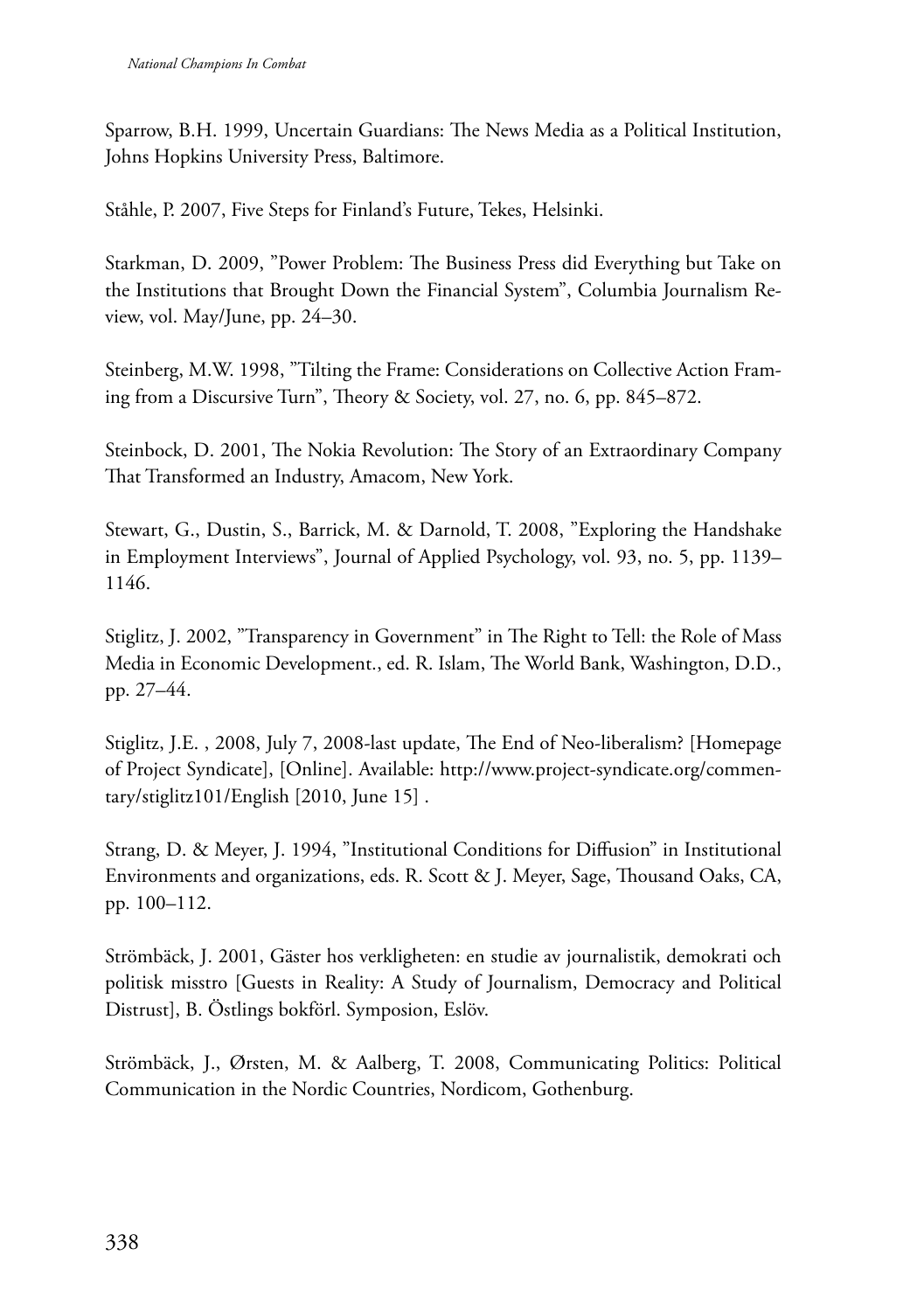Sparrow, B.H. 1999, Uncertain Guardians: The News Media as a Political Institution, Johns Hopkins University Press, Baltimore.

Ståhle, P. 2007, Five Steps for Finland's Future, Tekes, Helsinki.

Starkman, D. 2009, "Power Problem: The Business Press did Everything but Take on the Institutions that Brought Down the Financial System", Columbia Journalism Review, vol. May/June, pp. 24–30.

Steinberg, M.W. 1998, "Tilting the Frame: Considerations on Collective Action Framing from a Discursive Turn", Theory & Society, vol. 27, no. 6, pp. 845–872.

Steinbock, D. 2001, The Nokia Revolution: The Story of an Extraordinary Company That Transformed an Industry, Amacom, New York.

Stewart, G., Dustin, S., Barrick, M. & Darnold, T. 2008, "Exploring the Handshake in Employment Interviews", Journal of Applied Psychology, vol. 93, no. 5, pp. 1139–1146.

Stiglitz, J. 2002, "Transparency in Government" in The Right to Tell: the Role of Mass Media in Economic Development., ed. R. Islam, The World Bank, Washington, D.D., pp. 27–44.

Stiglitz, J.E. , 2008, July 7, 2008-last update, The End of Neo-liberalism? [Homepage of Project Syndicate], [Online]. Available: http://www.project-syndicate.org/commentary/stiglitz101/English [2010, June 15] .

Strang, D. & Meyer, J. 1994, "Institutional Conditions for Diffusion" in Institutional Environments and organizations, eds. R. Scott & J. Meyer, Sage, Thousand Oaks, CA, pp. 100–112.

Strömbäck, J. 2001, Gäster hos verkligheten: en studie av journalistik, demokrati och politisk misstro [Guests in Reality: A Study of Journalism, Democracy and Political Distrust], B. Östlings bokförl. Symposion, Eslöv.

Strömbäck, J., Ørsten, M. & Aalberg, T. 2008, Communicating Politics: Political Communication in the Nordic Countries, Nordicom, Gothenburg.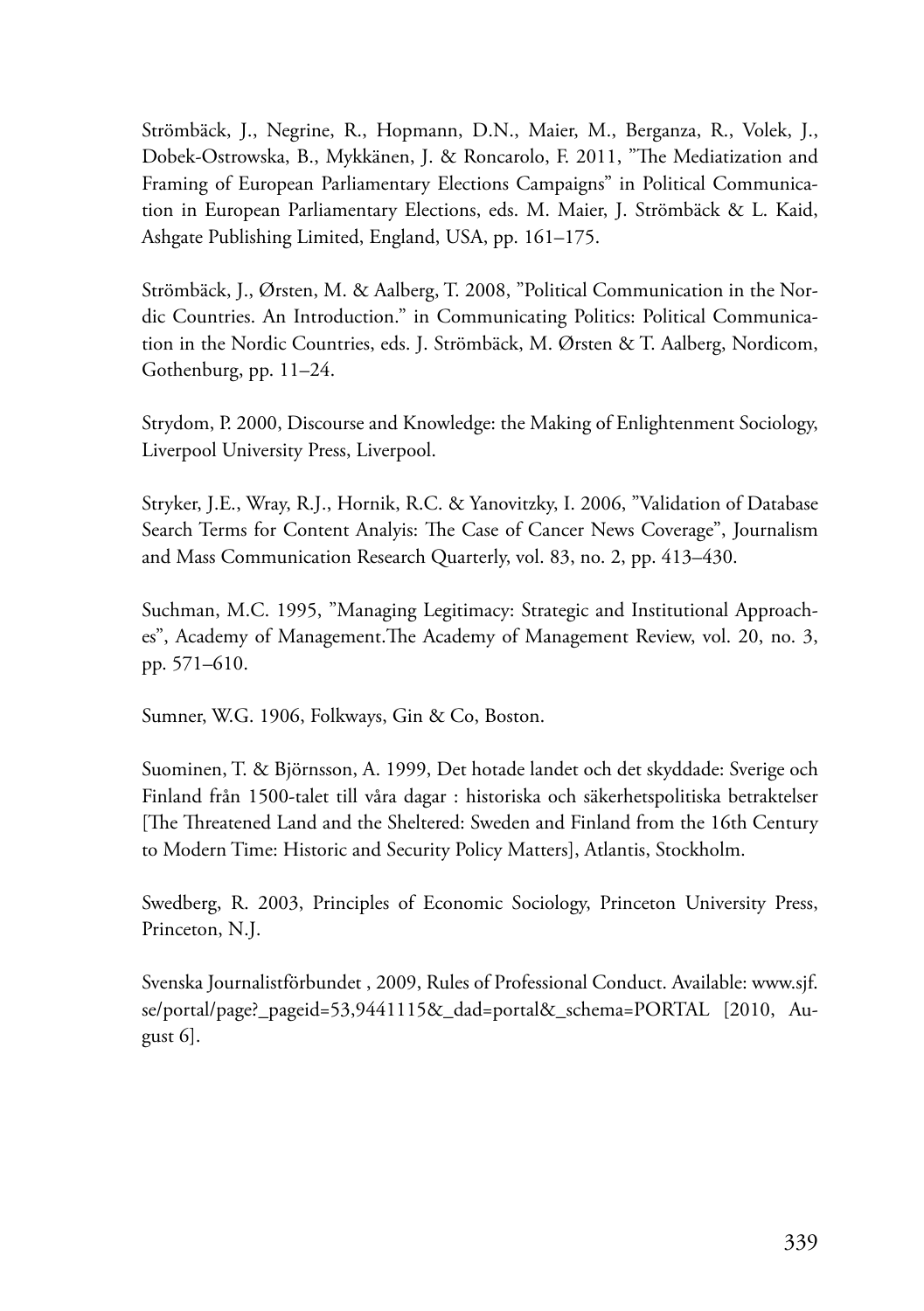Strömbäck, J., Negrine, R., Hopmann, D.N., Maier, M., Berganza, R., Volek, J., Dobek-Ostrowska, B., Mykkänen, J. & Roncarolo, F. 2011, "The Mediatization and Framing of European Parliamentary Elections Campaigns" in Political Communication in European Parliamentary Elections, eds. M. Maier, J. Strömbäck & L. Kaid, Ashgate Publishing Limited, England, USA, pp. 161–175.

Strömbäck, J., Ørsten, M. & Aalberg, T. 2008, "Political Communication in the Nordic Countries. An Introduction." in Communicating Politics: Political Communication in the Nordic Countries, eds. J. Strömbäck, M. Ørsten & T. Aalberg, Nordicom, Gothenburg, pp. 11–24.

Strydom, P. 2000, Discourse and Knowledge: the Making of Enlightenment Sociology, Liverpool University Press, Liverpool.

Stryker, J.E., Wray, R.J., Hornik, R.C. & Yanovitzky, I. 2006, "Validation of Database Search Terms for Content Analyis: The Case of Cancer News Coverage", Journalism and Mass Communication Research Quarterly, vol. 83, no. 2, pp. 413–430.

Suchman, M.C. 1995, "Managing Legitimacy: Strategic and Institutional Approaches", Academy of Management.The Academy of Management Review, vol. 20, no. 3, pp. 571–610.

Sumner, W.G. 1906, Folkways, Gin & Co, Boston.

Suominen, T. & Björnsson, A. 1999, Det hotade landet och det skyddade: Sverige och Finland från 1500-talet till våra dagar : historiska och säkerhetspolitiska betraktelser [The Threatened Land and the Sheltered: Sweden and Finland from the 16th Century to Modern Time: Historic and Security Policy Matters], Atlantis, Stockholm.

Swedberg, R. 2003, Principles of Economic Sociology, Princeton University Press, Princeton, N.J.

Svenska Journalistförbundet , 2009, Rules of Professional Conduct. Available: www.sjf.se/portal/page?_pageid=53,9441115&_dad=portal&_schema=PORTAL [2010, August 6].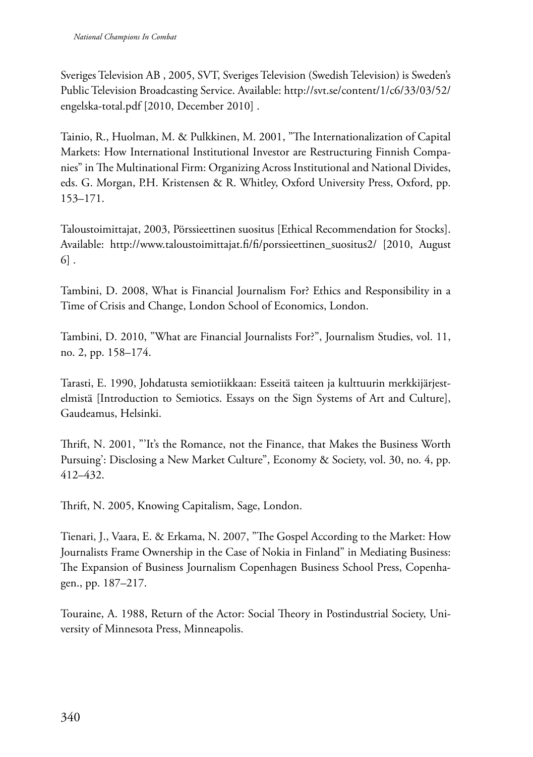Sveriges Television AB , 2005, SVT, Sveriges Television (Swedish Television) is Sweden's Public Television Broadcasting Service. Available: http://svt.se/content/1/c6/33/03/52/engelska-total.pdf [2010, December 2010] .

Tainio, R., Huolman, M. & Pulkkinen, M. 2001, "The Internationalization of Capital Markets: How International Institutional Investor are Restructuring Finnish Companies" in The Multinational Firm: Organizing Across Institutional and National Divides, eds. G. Morgan, P.H. Kristensen & R. Whitley, Oxford University Press, Oxford, pp. 153–171.

Taloustoimittajat, 2003, Pörssieettinen suositus [Ethical Recommendation for Stocks]. Available: http://www.taloustoimittajat.fi/fi/porssieettinen_suositus2/ [2010, August 6] .

Tambini, D. 2008, What is Financial Journalism For? Ethics and Responsibility in a Time of Crisis and Change, London School of Economics, London.

Tambini, D. 2010, "What are Financial Journalists For?", Journalism Studies, vol. 11, no. 2, pp. 158–174.

Tarasti, E. 1990, Johdatusta semiotiikkaan: Esseitä taiteen ja kulttuurin merkkijärjestelmistä [Introduction to Semiotics. Essays on the Sign Systems of Art and Culture], Gaudeamus, Helsinki.

Thrift, N. 2001, "'It's the Romance, not the Finance, that Makes the Business Worth Pursuing': Disclosing a New Market Culture", Economy & Society, vol. 30, no. 4, pp. 412–432.

Thrift, N. 2005, Knowing Capitalism, Sage, London.

Tienari, J., Vaara, E. & Erkama, N. 2007, "The Gospel According to the Market: How Journalists Frame Ownership in the Case of Nokia in Finland" in Mediating Business: The Expansion of Business Journalism Copenhagen Business School Press, Copenhagen., pp. 187–217.

Touraine, A. 1988, Return of the Actor: Social Theory in Postindustrial Society, University of Minnesota Press, Minneapolis.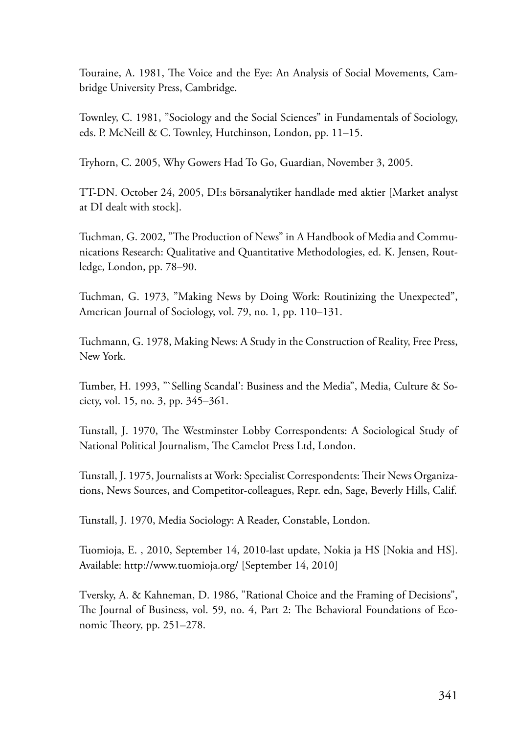Touraine, A. 1981, The Voice and the Eye: An Analysis of Social Movements, Cambridge University Press, Cambridge.

Townley, C. 1981, "Sociology and the Social Sciences" in Fundamentals of Sociology, eds. P. McNeill & C. Townley, Hutchinson, London, pp. 11–15.

Tryhorn, C. 2005, Why Gowers Had To Go, Guardian, November 3, 2005.

TT-DN. October 24, 2005, DI:s börsanalytiker handlade med aktier [Market analyst at DI dealt with stock].

Tuchman, G. 2002, "The Production of News" in A Handbook of Media and Communications Research: Qualitative and Quantitative Methodologies, ed. K. Jensen, Routledge, London, pp. 78–90.

Tuchman, G. 1973, "Making News by Doing Work: Routinizing the Unexpected", American Journal of Sociology, vol. 79, no. 1, pp. 110–131.

Tuchmann, G. 1978, Making News: A Study in the Construction of Reality, Free Press, New York.

Tumber, H. 1993, "`Selling Scandal': Business and the Media", Media, Culture & Society, vol. 15, no. 3, pp. 345–361.

Tunstall, J. 1970, The Westminster Lobby Correspondents: A Sociological Study of National Political Journalism, The Camelot Press Ltd, London.

Tunstall, J. 1975, Journalists at Work: Specialist Correspondents: Their News Organizations, News Sources, and Competitor-colleagues, Repr. edn, Sage, Beverly Hills, Calif.

Tunstall, J. 1970, Media Sociology: A Reader, Constable, London.

Tuomioja, E. , 2010, September 14, 2010-last update, Nokia ja HS [Nokia and HS]. Available: http://www.tuomioja.org/ [September 14, 2010]

Tversky, A. & Kahneman, D. 1986, "Rational Choice and the Framing of Decisions", The Journal of Business, vol. 59, no. 4, Part 2: The Behavioral Foundations of Economic Theory, pp. 251–278.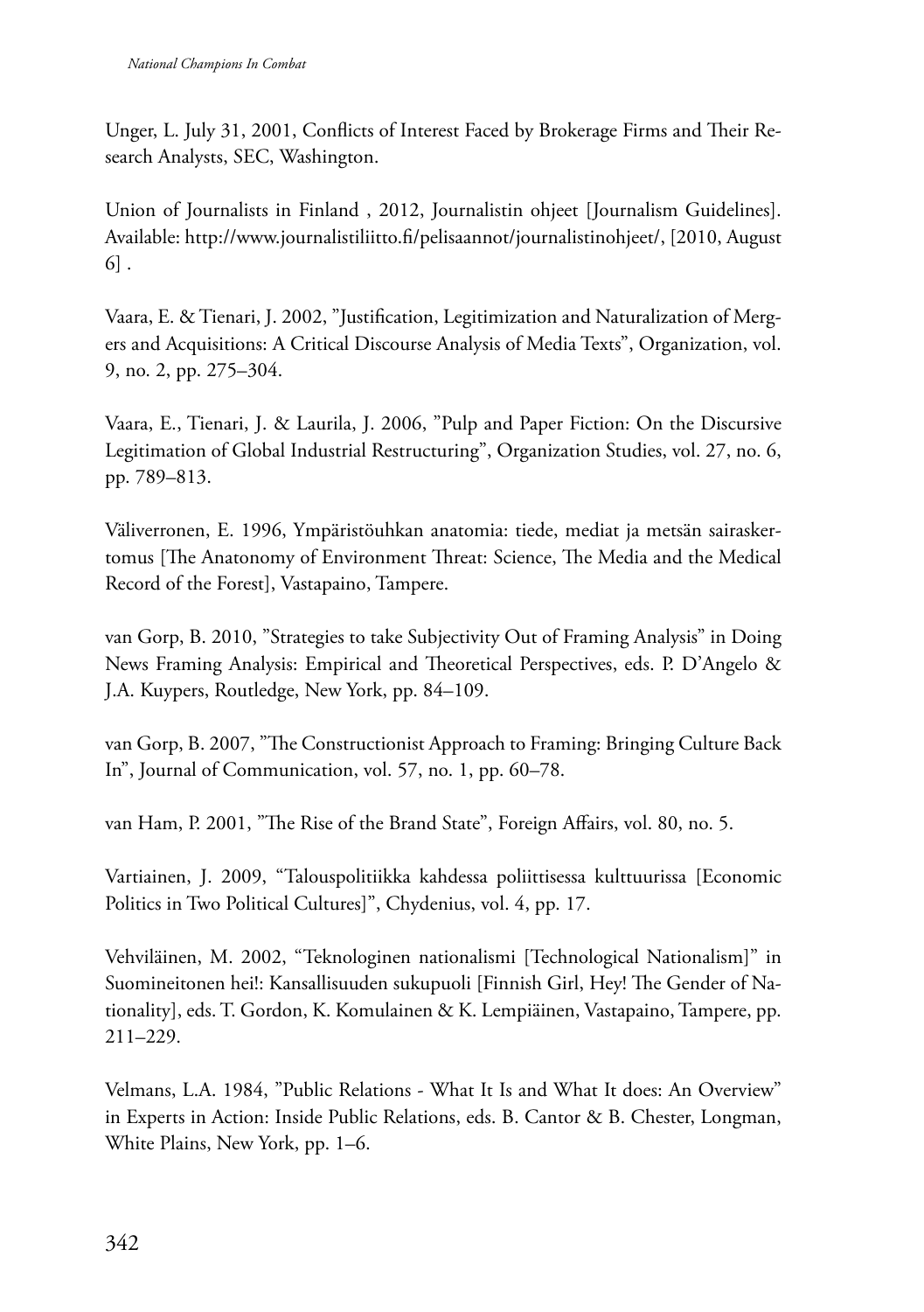Unger, L. July 31, 2001, Conflicts of Interest Faced by Brokerage Firms and Their Research Analysts, SEC, Washington.

Union of Journalists in Finland , 2012, Journalistin ohjeet [Journalism Guidelines]. Available: http://www.journalistiliitto.fi/pelisaannot/journalistinohjeet/, [2010, August 6] .

Vaara, E. & Tienari, J. 2002, "Justification, Legitimization and Naturalization of Mergers and Acquisitions: A Critical Discourse Analysis of Media Texts", Organization, vol. 9, no. 2, pp. 275–304.

Vaara, E., Tienari, J. & Laurila, J. 2006, "Pulp and Paper Fiction: On the Discursive Legitimation of Global Industrial Restructuring", Organization Studies, vol. 27, no. 6, pp. 789–813.

Väliverronen, E. 1996, Ympäristöuhkan anatomia: tiede, mediat ja metsän sairaskertomus [The Anatonomy of Environment Threat: Science, The Media and the Medical Record of the Forest], Vastapaino, Tampere.

van Gorp, B. 2010, "Strategies to take Subjectivity Out of Framing Analysis" in Doing News Framing Analysis: Empirical and Theoretical Perspectives, eds. P. D'Angelo & J.A. Kuypers, Routledge, New York, pp. 84–109.

van Gorp, B. 2007, "The Constructionist Approach to Framing: Bringing Culture Back In", Journal of Communication, vol. 57, no. 1, pp. 60–78.

van Ham, P. 2001, "The Rise of the Brand State", Foreign Affairs, vol. 80, no. 5.

Vartiainen, J. 2009, "Talouspolitiikka kahdessa poliittisessa kulttuurissa [Economic Politics in Two Political Cultures]", Chydenius, vol. 4, pp. 17.

Vehviläinen, M. 2002, "Teknologinen nationalismi [Technological Nationalism]" in Suomineitonen hei!: Kansallisuuden sukupuoli [Finnish Girl, Hey! The Gender of Nationality], eds. T. Gordon, K. Komulainen & K. Lempiäinen, Vastapaino, Tampere, pp. 211–229.

Velmans, L.A. 1984, "Public Relations - What It Is and What It does: An Overview" in Experts in Action: Inside Public Relations, eds. B. Cantor & B. Chester, Longman, White Plains, New York, pp. 1–6.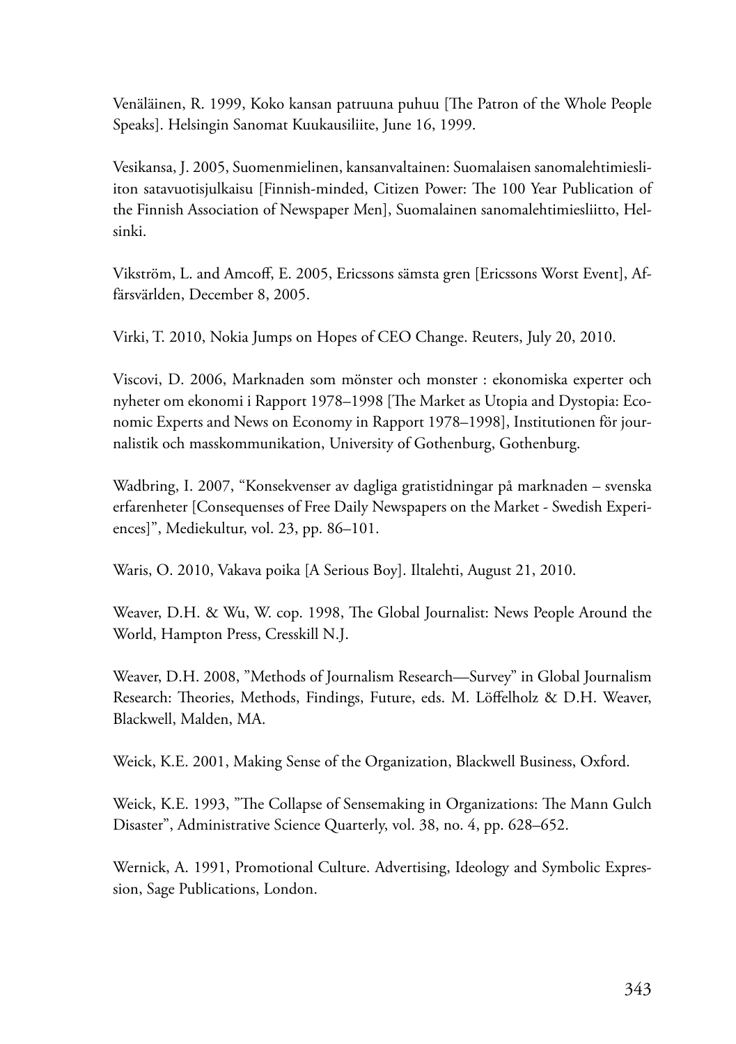Venäläinen, R. 1999, Koko kansan patruuna puhuu [The Patron of the Whole People Speaks]. Helsingin Sanomat Kuukausiliite, June 16, 1999.

Vesikansa, J. 2005, Suomenmielinen, kansanvaltainen: Suomalaisen sanomalehtimiesliiton satavuotisjulkaisu [Finnish-minded, Citizen Power: The 100 Year Publication of the Finnish Association of Newspaper Men], Suomalainen sanomalehtimiesliitto, Helsinki.

Vikström, L. and Amcoff, E. 2005, Ericssons sämsta gren [Ericssons Worst Event], Affärsvärlden, December 8, 2005.

Virki, T. 2010, Nokia Jumps on Hopes of CEO Change. Reuters, July 20, 2010.

Viscovi, D. 2006, Marknaden som mönster och monster : ekonomiska experter och nyheter om ekonomi i Rapport 1978–1998 [The Market as Utopia and Dystopia: Economic Experts and News on Economy in Rapport 1978–1998], Institutionen för journalistik och masskommunikation, University of Gothenburg, Gothenburg.

Wadbring, I. 2007, "Konsekvenser av dagliga gratistidningar på marknaden – svenska erfarenheter [Consequenses of Free Daily Newspapers on the Market - Swedish Experiences]", Mediekultur, vol. 23, pp. 86–101.

Waris, O. 2010, Vakava poika [A Serious Boy]. Iltalehti, August 21, 2010.

Weaver, D.H. & Wu, W. cop. 1998, The Global Journalist: News People Around the World, Hampton Press, Cresskill N.J.

Weaver, D.H. 2008, "Methods of Journalism Research—Survey" in Global Journalism Research: Theories, Methods, Findings, Future, eds. M. Löffelholz & D.H. Weaver, Blackwell, Malden, MA.

Weick, K.E. 2001, Making Sense of the Organization, Blackwell Business, Oxford.

Weick, K.E. 1993, "The Collapse of Sensemaking in Organizations: The Mann Gulch Disaster", Administrative Science Quarterly, vol. 38, no. 4, pp. 628–652.

Wernick, A. 1991, Promotional Culture. Advertising, Ideology and Symbolic Expression, Sage Publications, London.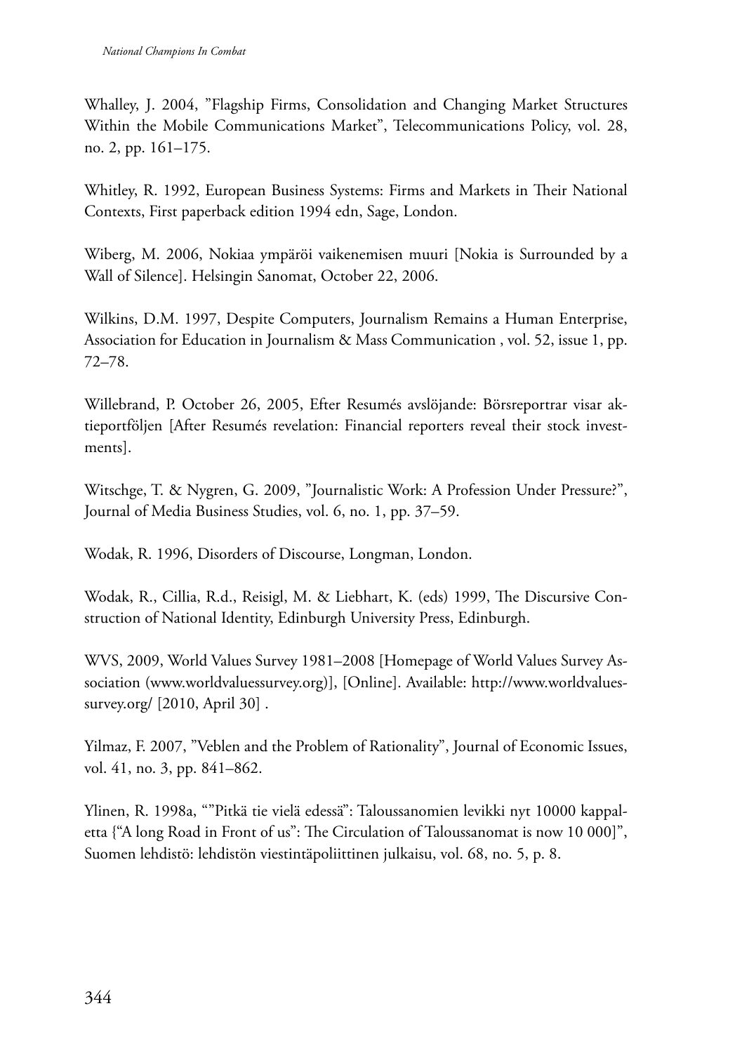Whalley, J. 2004, "Flagship Firms, Consolidation and Changing Market Structures Within the Mobile Communications Market", Telecommunications Policy, vol. 28, no. 2, pp. 161–175.

Whitley, R. 1992, European Business Systems: Firms and Markets in Their National Contexts, First paperback edition 1994 edn, Sage, London.

Wiberg, M. 2006, Nokiaa ympäröi vaikenemisen muuri [Nokia is Surrounded by a Wall of Silence]. Helsingin Sanomat, October 22, 2006.

Wilkins, D.M. 1997, Despite Computers, Journalism Remains a Human Enterprise, Association for Education in Journalism & Mass Communication , vol. 52, issue 1, pp. 72–78.

Willebrand, P. October 26, 2005, Efter Resumés avslöjande: Börsreportrar visar aktieportföljen [After Resumés revelation: Financial reporters reveal their stock investments].

Witschge, T. & Nygren, G. 2009, "Journalistic Work: A Profession Under Pressure?", Journal of Media Business Studies, vol. 6, no. 1, pp. 37–59.

Wodak, R. 1996, Disorders of Discourse, Longman, London.

Wodak, R., Cillia, R.d., Reisigl, M. & Liebhart, K. (eds) 1999, The Discursive Construction of National Identity, Edinburgh University Press, Edinburgh.

WVS, 2009, World Values Survey 1981–2008 [Homepage of World Values Survey Association (www.worldvaluessurvey.org)], [Online]. Available: http://www.worldvaluessurvey.org/ [2010, April 30] .

Yilmaz, F. 2007, "Veblen and the Problem of Rationality", Journal of Economic Issues, vol. 41, no. 3, pp. 841–862.

Ylinen, R. 1998a, ""Pitkä tie vielä edessä": Taloussanomien levikki nyt 10000 kappaletta {"A long Road in Front of us": The Circulation of Taloussanomat is now 10 000]", Suomen lehdistö: lehdistön viestintäpoliittinen julkaisu, vol. 68, no. 5, p. 8.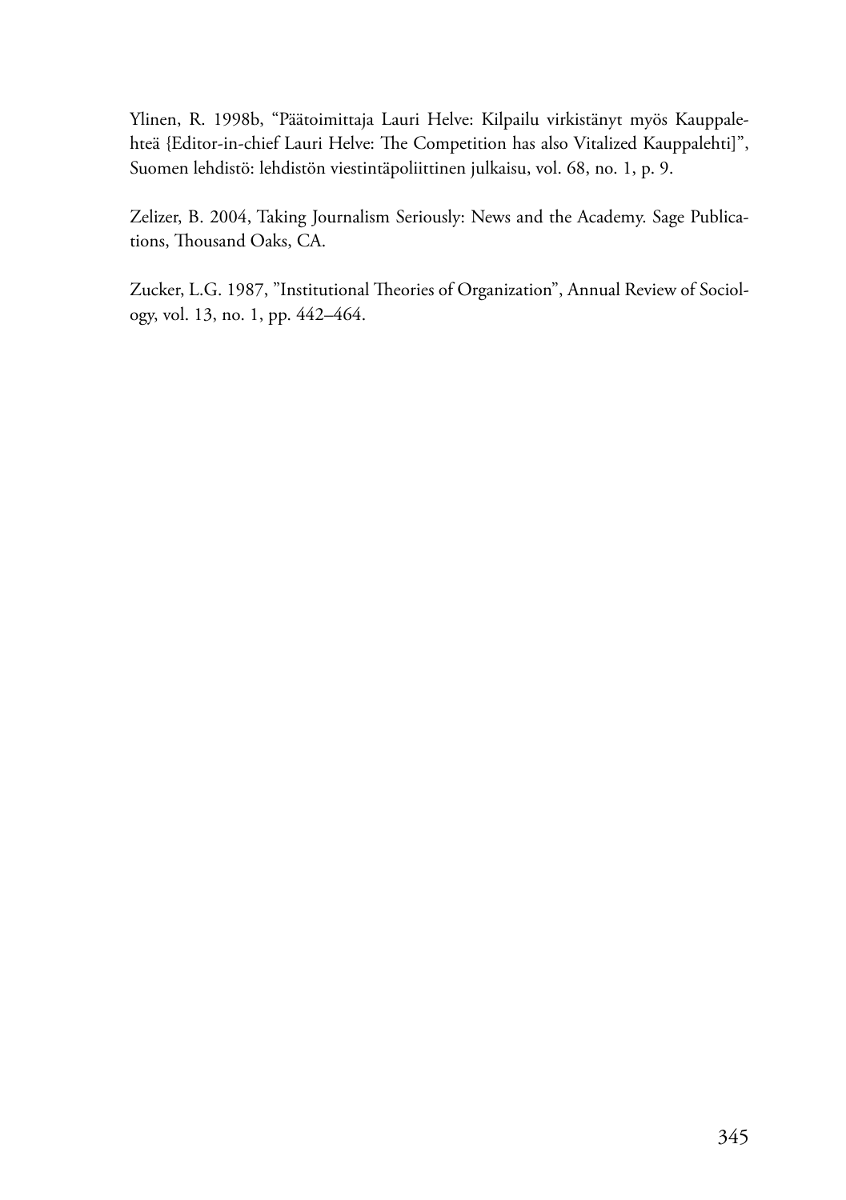Ylinen, R. 1998b, "Päätoimittaja Lauri Helve: Kilpailu virkistänyt myös Kauppalehteä {Editor-in-chief Lauri Helve: The Competition has also Vitalized Kauppalehti]", Suomen lehdistö: lehdistön viestintäpoliittinen julkaisu, vol. 68, no. 1, p. 9.

Zelizer, B. 2004, Taking Journalism Seriously: News and the Academy. Sage Publications, Thousand Oaks, CA.

Zucker, L.G. 1987, "Institutional Theories of Organization", Annual Review of Sociology, vol. 13, no. 1, pp. 442–464.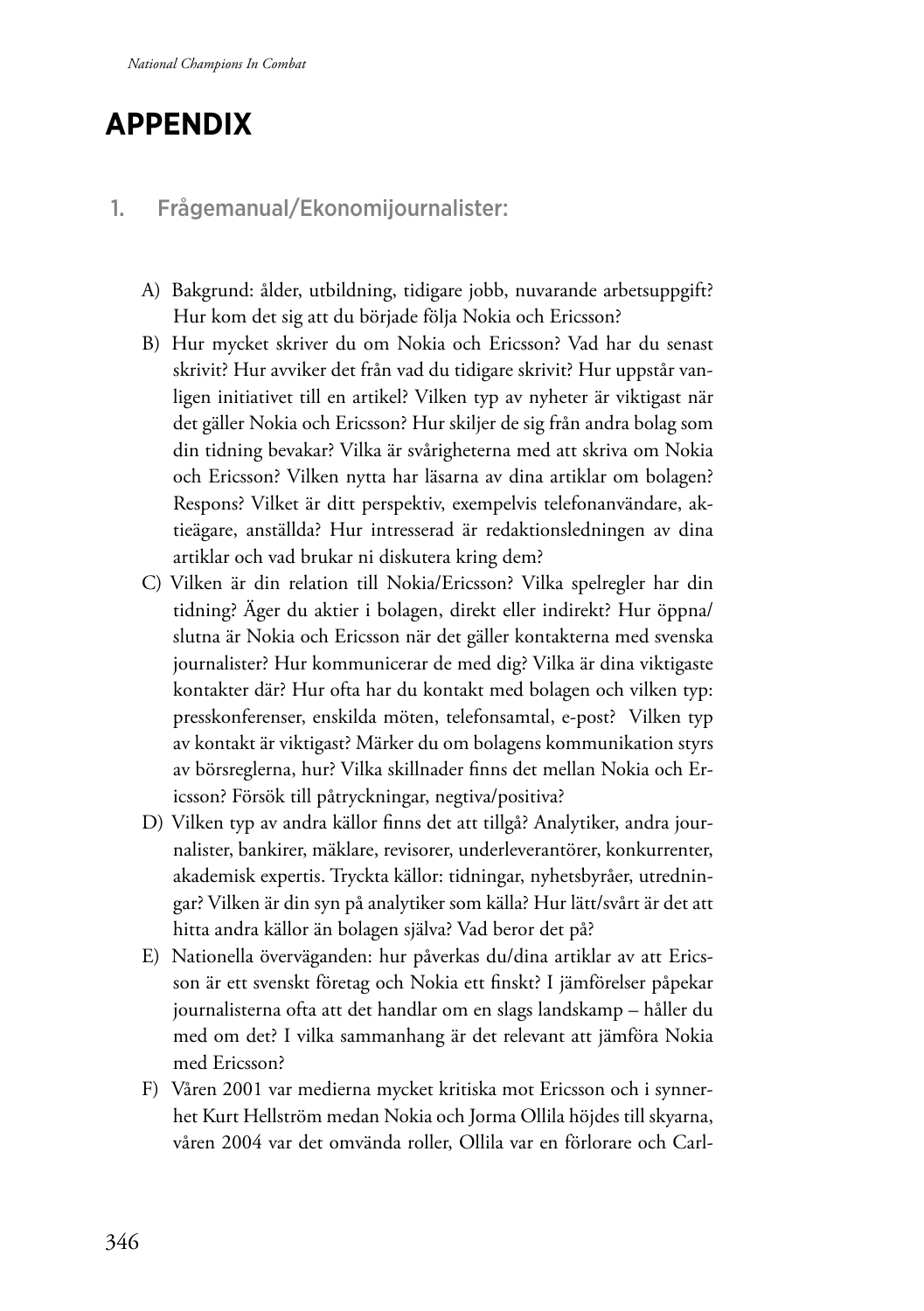# APPENDIX

## 1. Frågemanual/Ekonomijournalister:

A) Bakgrund: ålder, utbildning, tidigare jobb, nuvarande arbetsuppgift? Hur kom det sig att du började följa Nokia och Ericsson?

B) Hur mycket skriver du om Nokia och Ericsson? Vad har du senast skrivit? Hur avviker det från vad du tidigare skrivit? Hur uppstår vanligen initiativet till en artikel? Vilken typ av nyheter är viktigast när det gäller Nokia och Ericsson? Hur skiljer de sig från andra bolag som din tidning bevakar? Vilka är svårigheterna med att skriva om Nokia och Ericsson? Vilken nytta har läsarna av dina artiklar om bolagen? Respons? Vilket är ditt perspektiv, exempelvis telefonanvändare, aktieägare, anställda? Hur intresserad är redaktionsledningen av dina artiklar och vad brukar ni diskutera kring dem?

C) Vilken är din relation till Nokia/Ericsson? Vilka spelregler har din tidning? Äger du aktier i bolagen, direkt eller indirekt? Hur öppna/slutna är Nokia och Ericsson när det gäller kontakterna med svenska journalister? Hur kommunicerar de med dig? Vilka är dina viktigaste kontakter där? Hur ofta har du kontakt med bolagen och vilken typ: presskonferenser, enskilda möten, telefonsamtal, e-post? Vilken typ av kontakt är viktigast? Märker du om bolagens kommunikation styrs av börsreglerna, hur? Vilka skillnader finns det mellan Nokia och Ericsson? Försök till påtryckningar, negativa/positiva?

D) Vilken typ av andra källor finns det att tillgå? Analytiker, andra journalister, bankirer, mäklare, revisorer, underleverantörer, konkurrenter, akademisk expertis. Tryckta källor: tidningar, nyhetsbyråer, utredningar? Vilken är din syn på analytiker som källa? Hur lätt/svårt är det att hitta andra källor än bolagen själva? Vad beror det på?

E) Nationella överväganden: hur påverkas du/dina artiklar av att Ericsson är ett svenskt företag och Nokia ett finskt? I jämförelser påpekar journalisterna ofta att det handlar om en slags landskamp – håller du med om det? I vilka sammanhang är det relevant att jämföra Nokia med Ericsson?

F) Våren 2001 var medierna mycket kritiska mot Ericsson och i synnerhet Kurt Hellström medan Nokia och Jorma Ollila höjdes till skyarna, våren 2004 var det omvända roller, Ollila var en förlorare och Carl-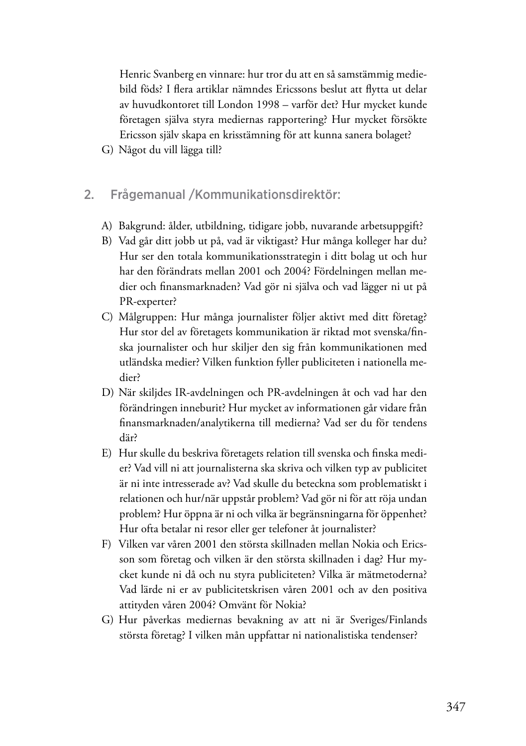Henric Svanberg en vinnare: hur tror du att en så samstämmig mediebild föds? I flera artiklar nämndes Ericssons beslut att flytta ut delar av huvudkontoret till London 1998 – varför det? Hur mycket kunde företagen själva styra mediernas rapportering? Hur mycket försökte Ericsson själv skapa en krisstämning för att kunna sanera bolaget?

G) Något du vill lägga till?

## 2. Frågemanual /Kommunikationsdirektör:

A) Bakgrund: ålder, utbildning, tidigare jobb, nuvarande arbetsuppgift?

B) Vad går ditt jobb ut på, vad är viktigast? Hur många kolleger har du? Hur ser den totala kommunikationsstrategin i ditt bolag ut och hur har den förändrats mellan 2001 och 2004? Fördelningen mellan medier och finansmarknaden? Vad gör ni själva och vad lägger ni ut på PR-experter?

C) Målgruppen: Hur många journalister följer aktivt med ditt företag? Hur stor del av företagets kommunikation är riktad mot svenska/finska journalister och hur skiljer den sig från kommunikationen med utländska medier? Vilken funktion fyller publiciteten i nationella medier?

D) När skiljdes IR-avdelningen och PR-avdelningen åt och vad har den förändringen inneburit? Hur mycket av informationen går vidare från finansmarknaden/analytikerna till medierna? Vad ser du för tendens där?

E) Hur skulle du beskriva företagets relation till svenska och finska medier? Vad vill ni att journalisterna ska skriva och vilken typ av publicitet är ni inte intresserade av? Vad skulle du beteckna som problematiskt i relationen och hur/när uppstår problem? Vad gör ni för att röja undan problem? Hur öppna är ni och vilka är begränsningarna för öppenhet? Hur ofta betalar ni resor eller ger telefoner åt journalister?

F) Vilken var våren 2001 den största skillnaden mellan Nokia och Ericsson som företag och vilken är den största skillnaden i dag? Hur mycket kunde ni då och nu styra publiciteten? Vilka är mätmetoderna? Vad lärde ni er av publicitetskrisen våren 2001 och av den positiva attityden våren 2004? Omvänt för Nokia?

G) Hur påverkas mediernas bevakning av att ni är Sveriges/Finlands största företag? I vilken mån uppfattar ni nationalistiska tendenser?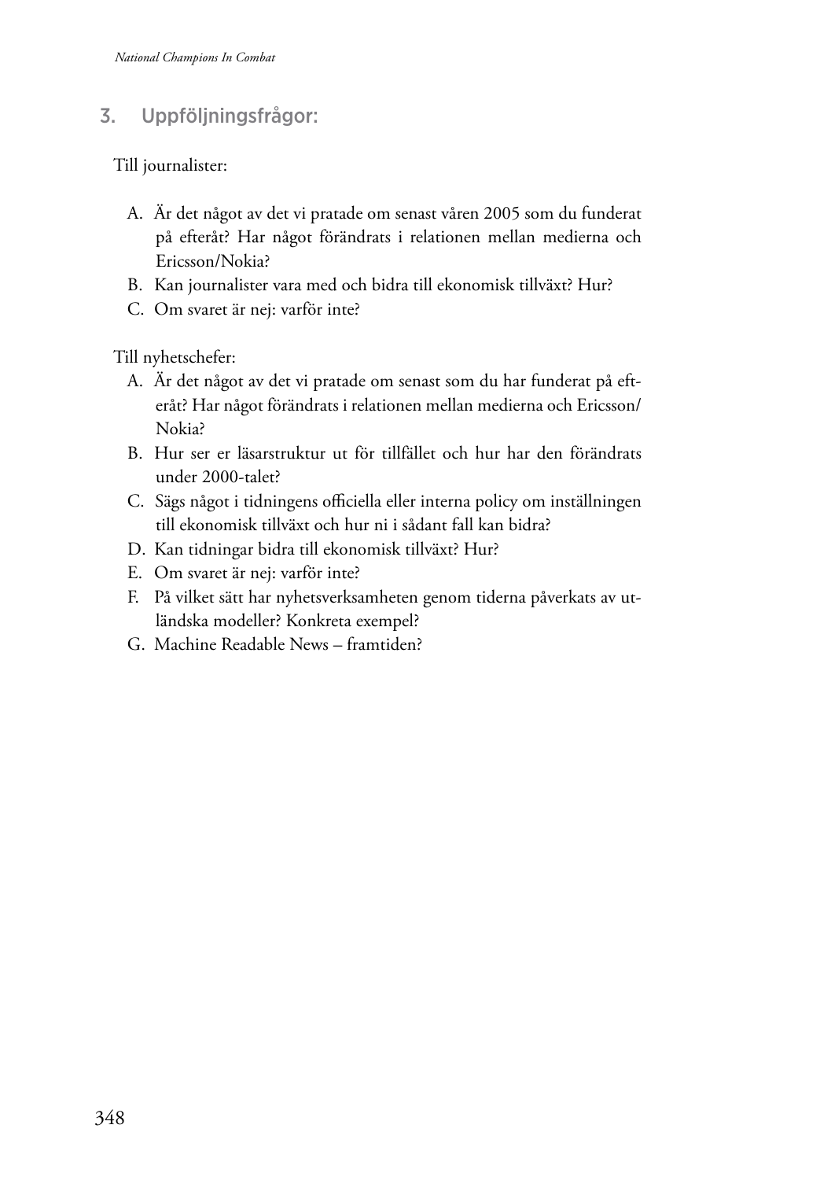## 3. Uppföljningsfrågor:

Till journalister:

A. Är det något av det vi pratade om senast våren 2005 som du funderat på efteråt? Har något förändrats i relationen mellan medierna och Ericsson/Nokia?
B. Kan journalister vara med och bidra till ekonomisk tillväxt? Hur?
C. Om svaret är nej: varför inte?

Till nyhetschefer:

A. Är det något av det vi pratade om senast som du har funderat på efteråt? Har något förändrats i relationen mellan medierna och Ericsson/Nokia?
B. Hur ser er läsarstruktur ut för tillfället och hur har den förändrats under 2000-talet?
C. Sägs något i tidningens officiella eller interna policy om inställningen till ekonomisk tillväxt och hur ni i sådant fall kan bidra?
D. Kan tidningar bidra till ekonomisk tillväxt? Hur?
E. Om svaret är nej: varför inte?
F. På vilket sätt har nyhetsverksamheten genom tiderna påverkats av utländska modeller? Konkreta exempel?
G. Machine Readable News – framtiden?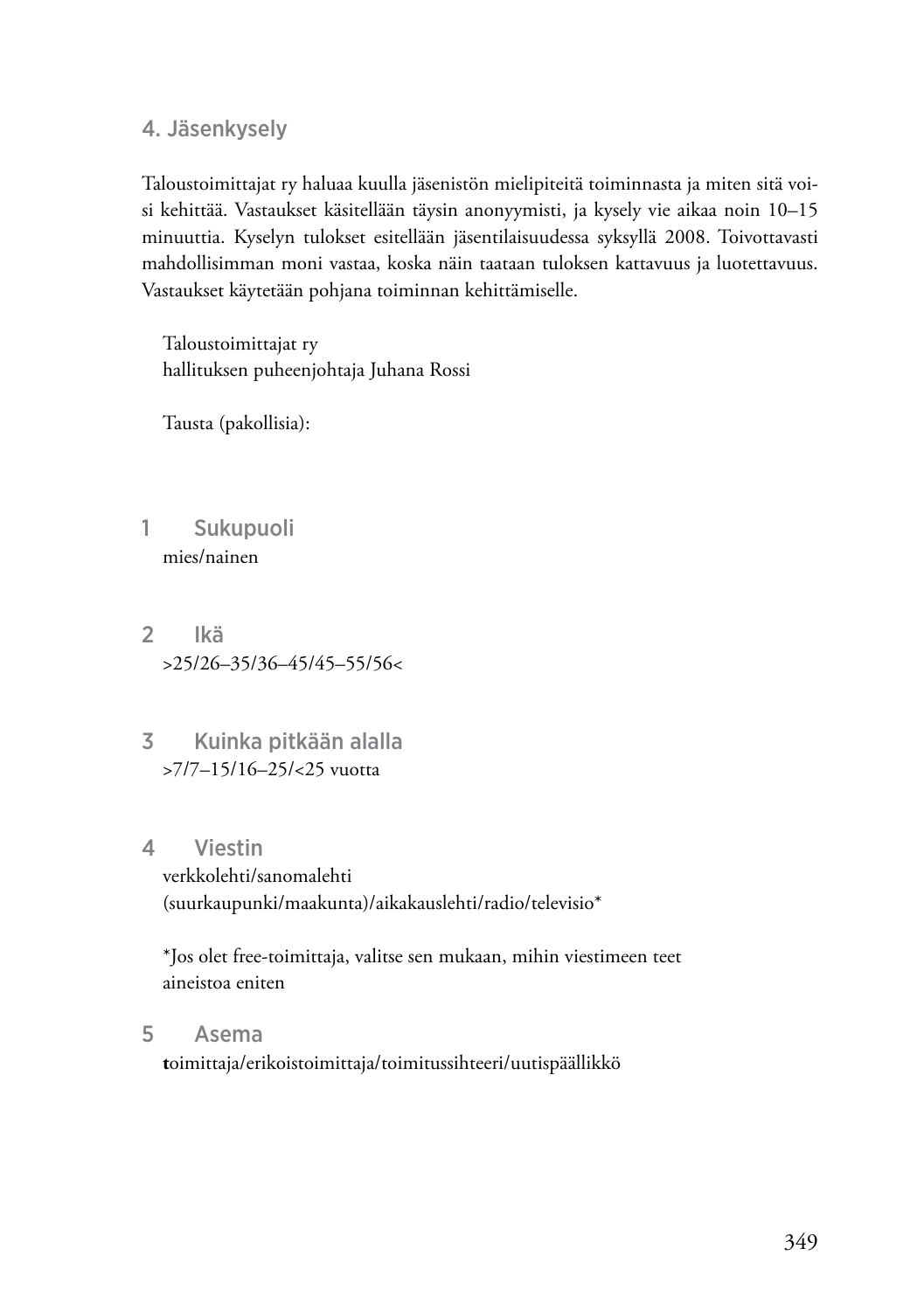## 4. Jäsenkysely

Taloustoimittajat ry haluaa kuulla jäsenistön mielipiteitä toiminnasta ja miten sitä voisi kehittää. Vastaukset käsitellään täysin anonyymisti, ja kysely vie aikaa noin 10–15 minuuttia. Kyselyn tulokset esitellään jäsentilaisuudessa syksyllä 2008. Toivottavasti mahdollisimman moni vastaa, koska näin taataan tuloksen kattavuus ja luotettavuus. Vastaukset käytetään pohjana toiminnan kehittämiselle.

Taloustoimittajat ry  
hallituksen puheenjohtaja Juhana Rossi

Tausta (pakollisia):

### 1 Sukupuoli

mies/nainen

### 2 Ikä

>25/26–35/36–45/45–55/56<

### 3 Kuinka pitkään alalla

>7/7–15/16–25/<25 vuotta

### 4 Viestin

verkkolehti/sanomalehti (suurkaupunki/maakunta)/aikakauslehti/radio/televisio*

*Jos olet free-toimittaja, valitse sen mukaan, mihin viestimeen teet aineistoa eniten

### 5 Asema

**t**oimittaja/erikoistoimittaja/toimitussihteeri/uutispäällikkö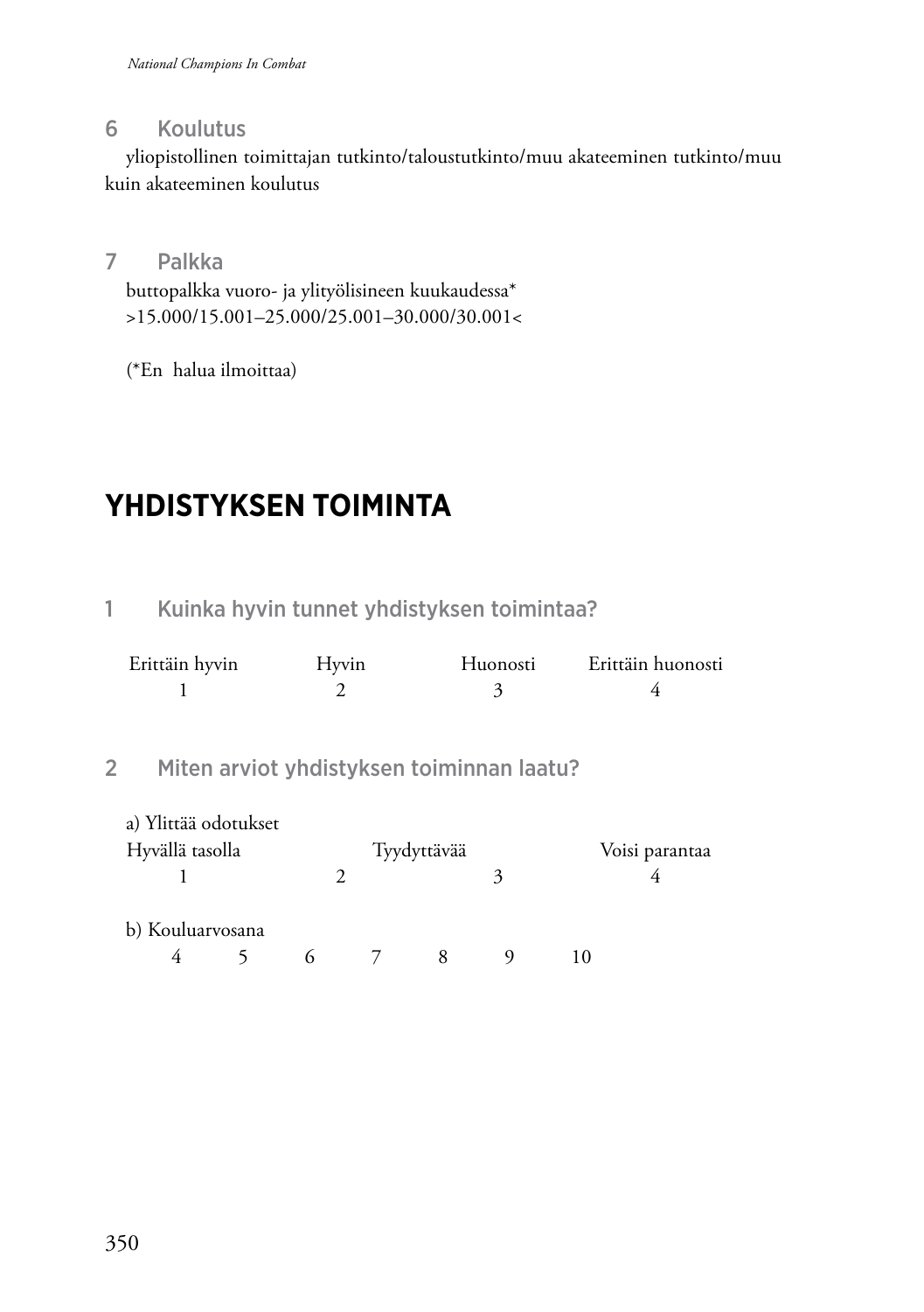### 6 Koulutus

yliopistollinen toimittajan tutkinto/taloustutkinto/muu akateeminen tutkinto/muu kuin akateeminen koulutus

### 7 Palkka

buttopalkka vuoro- ja ylityölisineen kuukaudessa*
>15.000/15.001–25.000/25.001–30.000/30.001<

(*En halua ilmoittaa)

## YHDISTYKSEN TOIMINTA

### 1 Kuinka hyvin tunnet yhdistyksen toimintaa?

| Erittäin hyvin | Hyvin | Huonosti | Erittäin huonosti |
|---|---|---|---|
| 1 | 2 | 3 | 4 |

### 2 Miten arviot yhdistyksen toiminnan laatu?

a) Ylittää odotukset

| Hyvällä tasolla | | Tyydyttävää | Voisi parantaa |
|---|---|---|---|
| 1 | 2 | 3 | 4 |

b) Kouluarvosana

| 4 | 5 | 6 | 7 | 8 | 9 | 10 |
|---|---|---|---|---|---|---|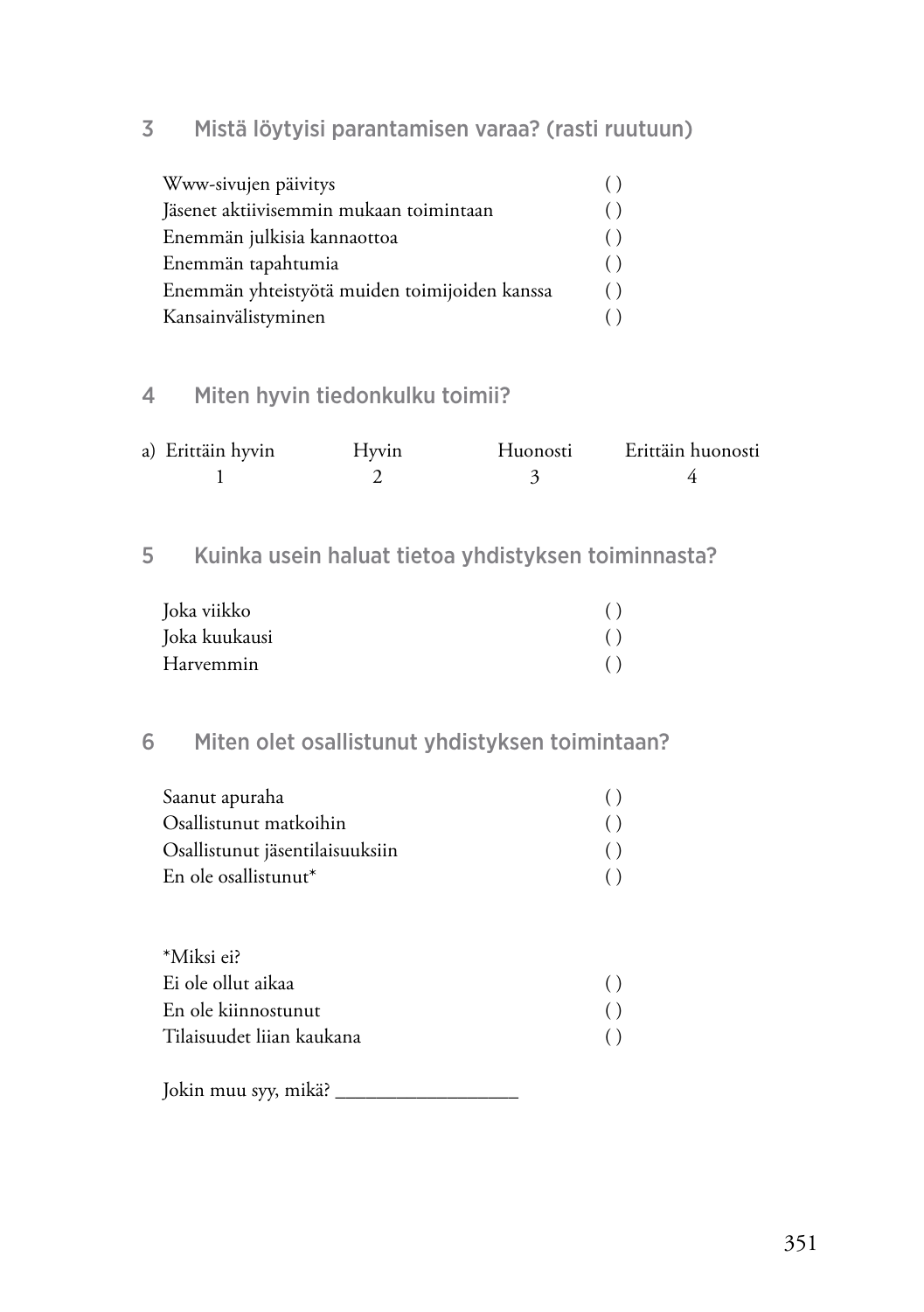## 3 Mistä löytyisi parantamisen varaa? (rasti ruutuun)

| | |
|---|---|
| Www-sivujen päivitys | ( ) |
| Jäsenet aktiivisemmin mukaan toimintaan | ( ) |
| Enemmän julkisia kannaottoa | ( ) |
| Enemmän tapahtumia | ( ) |
| Enemmän yhteistyötä muiden toimijoiden kanssa | ( ) |
| Kansainvälistyminen | ( ) |

## 4 Miten hyvin tiedonkulku toimii?

| a) Erittäin hyvin | Hyvin | Huonosti | Erittäin huonosti |
|---|---|---|---|
| 1 | 2 | 3 | 4 |

## 5 Kuinka usein haluat tietoa yhdistyksen toiminnasta?

| | |
|---|---|
| Joka viikko | ( ) |
| Joka kuukausi | ( ) |
| Harvemmin | ( ) |

## 6 Miten olet osallistunut yhdistyksen toimintaan?

| | |
|---|---|
| Saanut apuraha | ( ) |
| Osallistunut matkoihin | ( ) |
| Osallistunut jäsentilaisuuksiin | ( ) |
| En ole osallistunut* | ( ) |

*Miksi ei?

| | |
|---|---|
| Ei ole ollut aikaa | ( ) |
| En ole kiinnostunut | ( ) |
| Tilaisuudet liian kaukana | ( ) |

Jokin muu syy, mikä? __________________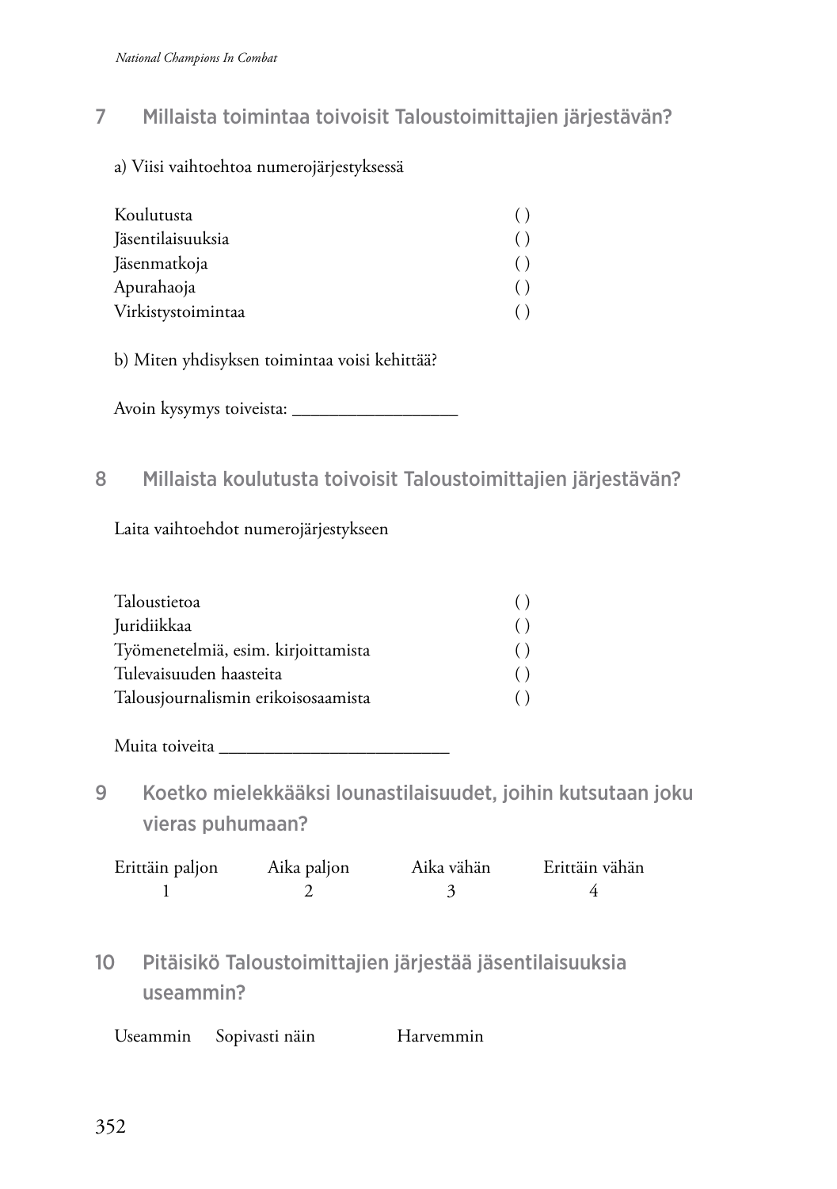## 7 Millaista toimintaa toivoisit Taloustoimittajien järjestävän?

a) Viisi vaihtoehtoa numerojärjestyksessä

| | |
|---|---|
| Koulutusta | ( ) |
| Jäsentilaisuuksia | ( ) |
| Jäsenmatkoja | ( ) |
| Apurahaoja | ( ) |
| Virkistystoimintaa | ( ) |

b) Miten yhdisyksen toimintaa voisi kehittää?

Avoin kysymys toiveista: __________________

## 8 Millaista koulutusta toivoisit Taloustoimittajien järjestävän?

Laita vaihtoehdot numerojärjestykseen

| | |
|---|---|
| Taloustietoa | ( ) |
| Juridiikkaa | ( ) |
| Työmenetelmiä, esim. kirjoittamista | ( ) |
| Tulevaisuuden haasteita | ( ) |
| Talousjournalismin erikoisosaamista | ( ) |

Muita toiveita _________________________

## 9 Koetko mielekkääksi lounastilaisuudet, joihin kutsutaan joku vieras puhumaan?

| Erittäin paljon | Aika paljon | Aika vähän | Erittäin vähän |
|---|---|---|---|
| 1 | 2 | 3 | 4 |

## 10 Pitäisikö Taloustoimittajien järjestää jäsentilaisuuksia useammin?

Useammin Sopivasti näin Harvemmin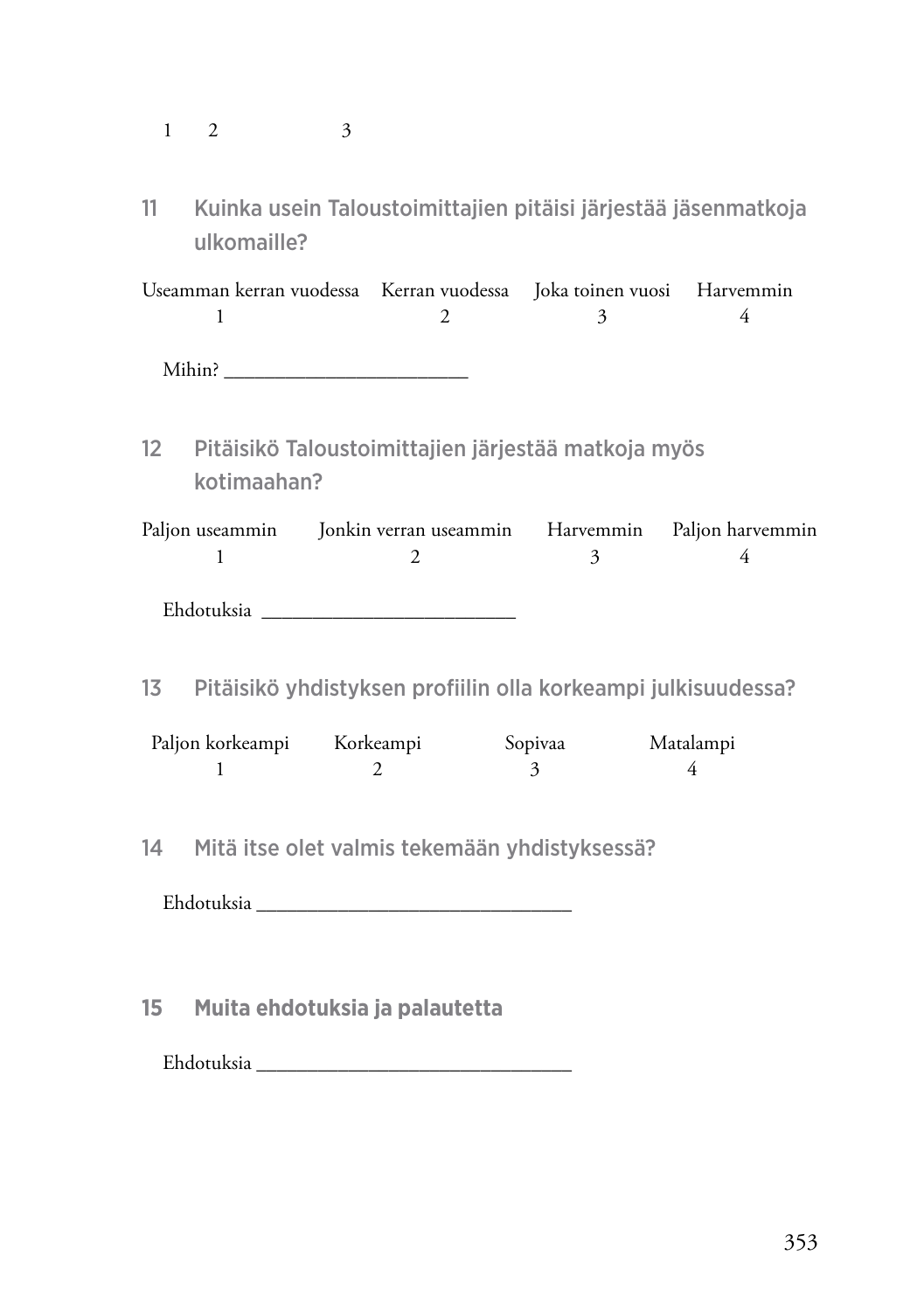1 2 3

**11** Kuinka usein Taloustoimittajien pitäisi järjestää jäsenmatkoja ulkomaille?

| Useamman kerran vuodessa | Kerran vuodessa | Joka toinen vuosi | Harvemmin |
|---|---|---|---|
| 1 | 2 | 3 | 4 |

Mihin? ________________________

**12** Pitäisikö Taloustoimittajien järjestää matkoja myös kotimaahan?

| Paljon useammin | Jonkin verran useammin | Harvemmin | Paljon harvemmin |
|---|---|---|---|
| 1 | 2 | 3 | 4 |

Ehdotuksia ________________________

**13** Pitäisikö yhdistyksen profiilin olla korkeampi julkisuudessa?

| Paljon korkeampi | Korkeampi | Sopivaa | Matalampi |
|---|---|---|---|
| 1 | 2 | 3 | 4 |

**14** Mitä itse olet valmis tekemään yhdistyksessä?

Ehdotuksia ______________________________

**15** Muita ehdotuksia ja palautetta

Ehdotuksia ______________________________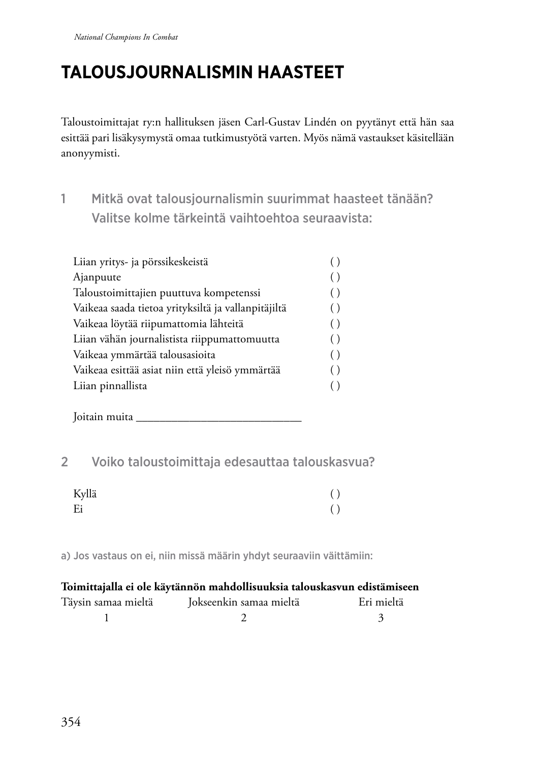# TALOUSJOURNALISMIN HAASTEET

Taloustoimittajat ry:n hallituksen jäsen Carl-Gustav Lindén on pyytänyt että hän saa esittää pari lisäkysymystä omaa tutkimustyötä varten. Myös nämä vastaukset käsitellään anonyymisti.

## 1 Mitkä ovat talousjournalismin suurimmat haasteet tänään? Valitse kolme tärkeintä vaihtoehtoa seuraavista:

| | |
|---|---|
| Liian yritys- ja pörssikeskeistä | ( ) |
| Ajanpuute | ( ) |
| Taloustoimittajien puuttuva kompetenssi | ( ) |
| Vaikeaa saada tietoa yrityksiltä ja vallanpitäjiltä | ( ) |
| Vaikeaa löytää riipumattomia lähteitä | ( ) |
| Liian vähän journalistista riippumattomuutta | ( ) |
| Vaikeaa ymmärtää talousasioita | ( ) |
| Vaikeaa esittää asiat niin että yleisö ymmärtää | ( ) |
| Liian pinnallista | ( ) |

Joitain muita ____________________________

## 2 Voiko taloustoimittaja edesauttaa talouskasvua?

| | |
|---|---|
| Kyllä | ( ) |
| Ei | ( ) |

a) Jos vastaus on ei, niin missä määrin yhdyt seuraaviin väittämiin:

**Toimittajalla ei ole käytännön mahdollisuuksia talouskasvun edistämiseen**

| Täysin samaa mieltä | Jokseenkin samaa mieltä | Eri mieltä |
|---|---|---|
| 1 | 2 | 3 |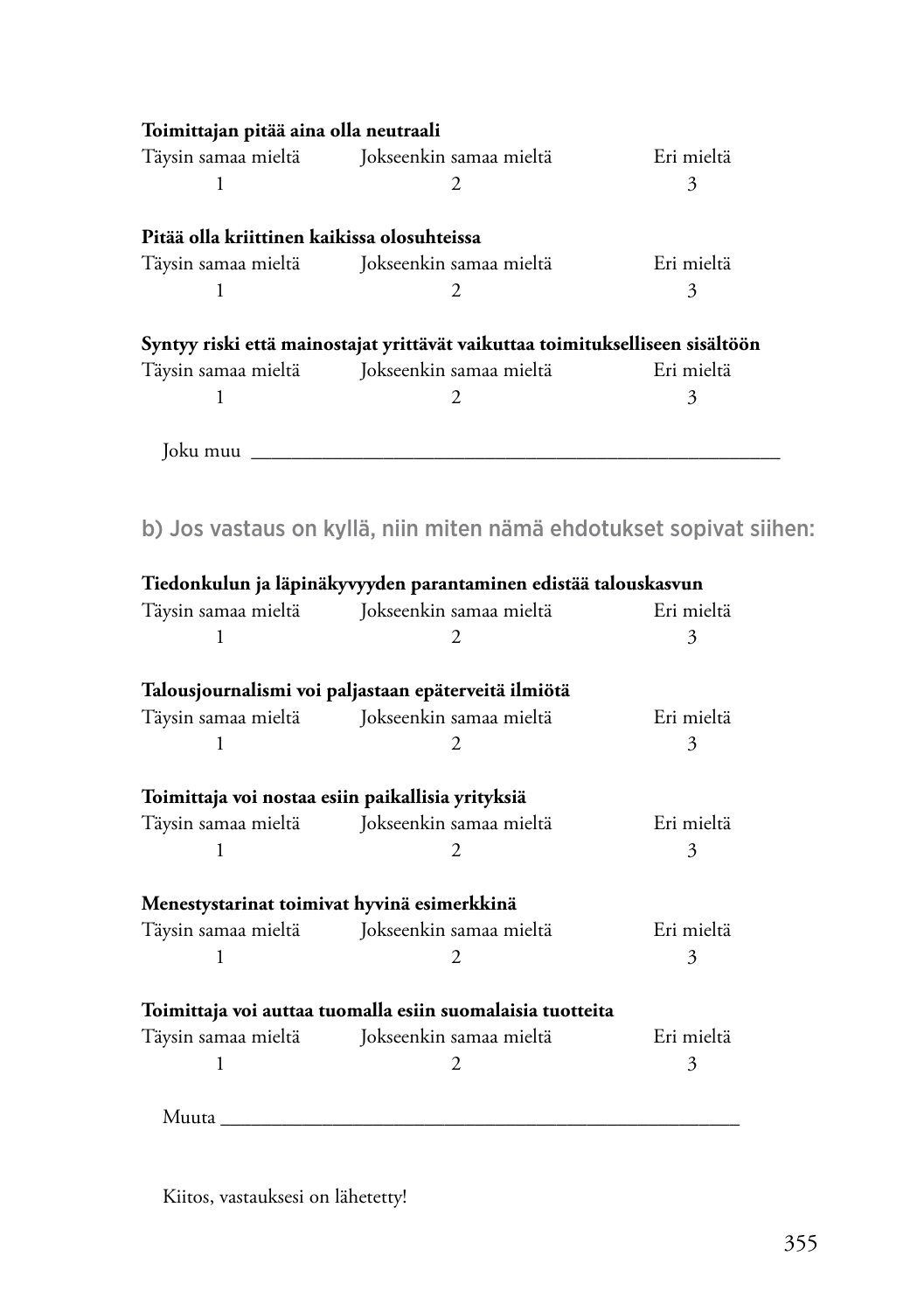**Toimittajan pitää aina olla neutraali**

| Täysin samaa mieltä | Jokseenkin samaa mieltä | Eri mieltä |
|---|---|---|
| 1 | 2 | 3 |

**Pitää olla kriittinen kaikissa olosuhteissa**

| Täysin samaa mieltä | Jokseenkin samaa mieltä | Eri mieltä |
|---|---|---|
| 1 | 2 | 3 |

**Syntyy riski että mainostajat yrittävät vaikuttaa toimitukselliseen sisältöön**

| Täysin samaa mieltä | Jokseenkin samaa mieltä | Eri mieltä |
|---|---|---|
| 1 | 2 | 3 |

Joku muu ___________________________________________________

## b) Jos vastaus on kyllä, niin miten nämä ehdotukset sopivat siihen:

**Tiedonkulun ja läpinäkyvyyden parantaminen edistää talouskasvun**

| Täysin samaa mieltä | Jokseenkin samaa mieltä | Eri mieltä |
|---|---|---|
| 1 | 2 | 3 |

**Talousjournalismi voi paljastaan epäterveitä ilmiötä**

| Täysin samaa mieltä | Jokseenkin samaa mieltä | Eri mieltä |
|---|---|---|
| 1 | 2 | 3 |

**Toimittaja voi nostaa esiin paikallisia yrityksiä**

| Täysin samaa mieltä | Jokseenkin samaa mieltä | Eri mieltä |
|---|---|---|
| 1 | 2 | 3 |

**Menestystarinat toimivat hyvinä esimerkkinä**

| Täysin samaa mieltä | Jokseenkin samaa mieltä | Eri mieltä |
|---|---|---|
| 1 | 2 | 3 |

**Toimittaja voi auttaa tuomalla esiin suomalaisia tuotteita**

| Täysin samaa mieltä | Jokseenkin samaa mieltä | Eri mieltä |
|---|---|---|
| 1 | 2 | 3 |

Muuta ___________________________________________________

Kiitos, vastauksesi on lähetetty!